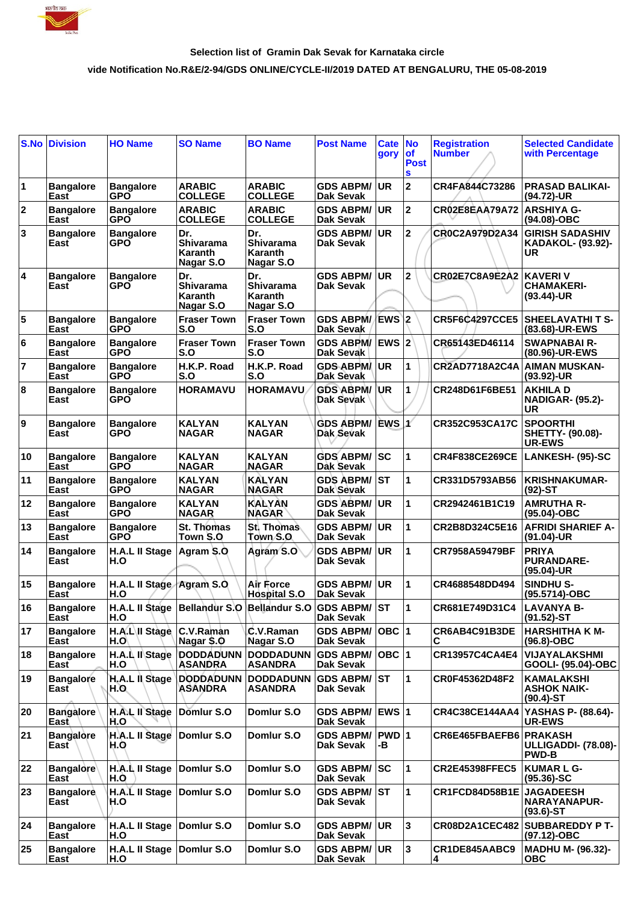### Selection list of Gramin Dak Sevak for Karnataka circle

### vide Notification No.R&E/2-94/GDS ONLINE/CYCLE-II/2019 DATED AT BENGALURU, THE 05-08-2019

| S.No | Division | HO Name | SO Name | BO Name | Post Name | Category | No of Posts | Registration Number | Selected Candidate with Percentage |
|---|---|---|---|---|---|---|---|---|---|
| 1 | Bangalore East | Bangalore GPO | ARABIC COLLEGE | ARABIC COLLEGE | GDS ABPM/ Dak Sevak | UR | 2 | CR4FA844C73286 | PRASAD BALIKAI- (94.72)-UR |
| 2 | Bangalore East | Bangalore GPO | ARABIC COLLEGE | ARABIC COLLEGE | GDS ABPM/ Dak Sevak | UR | 2 | CR02E8EAA79A72 | ARSHIYA G- (94.08)-OBC |
| 3 | Bangalore East | Bangalore GPO | Dr. Shivarama Karanth Nagar S.O | Dr. Shivarama Karanth Nagar S.O | GDS ABPM/ Dak Sevak | UR | 2 | CR0C2A979D2A34 | GIRISH SADASHIV KADAKOL- (93.92)-UR |
| 4 | Bangalore East | Bangalore GPO | Dr. Shivarama Karanth Nagar S.O | Dr. Shivarama Karanth Nagar S.O | GDS ABPM/ Dak Sevak | UR | 2 | CR02E7C8A9E2A2 | KAVERI V CHAMAKERI- (93.44)-UR |
| 5 | Bangalore East | Bangalore GPO | Fraser Town S.O | Fraser Town S.O | GDS ABPM/ Dak Sevak | EWS | 2 | CR5F6C4297CCE5 | SHEELAVATHI T S- (83.68)-UR-EWS |
| 6 | Bangalore East | Bangalore GPO | Fraser Town S.O | Fraser Town S.O | GDS ABPM/ Dak Sevak | EWS | 2 | CR65143ED46114 | SWAPNABAI R- (80.96)-UR-EWS |
| 7 | Bangalore East | Bangalore GPO | H.K.P. Road S.O | H.K.P. Road S.O | GDS ABPM/ Dak Sevak | UR | 1 | CR2AD7718A2C4A | AIMAN MUSKAN- (93.92)-UR |
| 8 | Bangalore East | Bangalore GPO | HORAMAVU | HORAMAVU | GDS ABPM/ Dak Sevak | UR | 1 | CR248D61F6BE51 | AKHILA D NADIGAR- (95.2)-UR |
| 9 | Bangalore East | Bangalore GPO | KALYAN NAGAR | KALYAN NAGAR | GDS ABPM/ Dak Sevak | EWS | 1 | CR352C953CA17C | SPOORTHI SHETTY- (90.08)-UR-EWS |
| 10 | Bangalore East | Bangalore GPO | KALYAN NAGAR | KALYAN NAGAR | GDS ABPM/ Dak Sevak | SC | 1 | CR4F838CE269CE | LANKESH- (95)-SC |
| 11 | Bangalore East | Bangalore GPO | KALYAN NAGAR | KALYAN NAGAR | GDS ABPM/ Dak Sevak | ST | 1 | CR331D5793AB56 | KRISHNAKUMAR- (92)-ST |
| 12 | Bangalore East | Bangalore GPO | KALYAN NAGAR | KALYAN NAGAR | GDS ABPM/ Dak Sevak | UR | 1 | CR2942461B1C19 | AMRUTHA R- (95.04)-OBC |
| 13 | Bangalore East | Bangalore GPO | St. Thomas Town S.O | St. Thomas Town S.O | GDS ABPM/ Dak Sevak | UR | 1 | CR2B8D324C5E16 | AFRIDI SHARIEF A- (91.04)-UR |
| 14 | Bangalore East | H.A.L II Stage H.O | Agram S.O | Agram S.O | GDS ABPM/ Dak Sevak | UR | 1 | CR7958A59479BF | PRIYA PURANDARE- (95.04)-UR |
| 15 | Bangalore East | H.A.L II Stage H.O | Agram S.O | Air Force Hospital S.O | GDS ABPM/ Dak Sevak | UR | 1 | CR4688548DD494 | SINDHU S- (95.5714)-OBC |
| 16 | Bangalore East | H.A.L II Stage H.O | Bellandur S.O | Bellandur S.O | GDS ABPM/ Dak Sevak | ST | 1 | CR681E749D31C4 | LAVANYA B- (91.52)-ST |
| 17 | Bangalore East | H.A.L II Stage H.O | C.V.Raman Nagar S.O | C.V.Raman Nagar S.O | GDS ABPM/ Dak Sevak | OBC | 1 | CR6AB4C91B3DEC | HARSHITHA K M- (96.8)-OBC |
| 18 | Bangalore East | H.A.L II Stage H.O | DODDADUNNASANDRA | DODDADUNNASANDRA | GDS ABPM/ Dak Sevak | OBC | 1 | CR13957C4CA4E4 | VIJAYALAKSHMI GOOLI- (95.04)-OBC |
| 19 | Bangalore East | H.A.L II Stage H.O | DODDADUNNASANDRA | DODDADUNNASANDRA | GDS ABPM/ Dak Sevak | ST | 1 | CR0F45362D48F2 | KAMALAKSHI ASHOK NAIK- (90.4)-ST |
| 20 | Bangalore East | H.A.L II Stage H.O | Domlur S.O | Domlur S.O | GDS ABPM/ Dak Sevak | EWS | 1 | CR4C38CE144AA4 | YASHAS P- (88.64)-UR-EWS |
| 21 | Bangalore East | H.A.L II Stage H.O | Domlur S.O | Domlur S.O | GDS ABPM/ Dak Sevak | PWD-B | 1 | CR6E465FBAEFB6 | PRAKASH ULLIGADDI- (78.08)-PWD-B |
| 22 | Bangalore East | H.A.L II Stage H.O | Domlur S.O | Domlur S.O | GDS ABPM/ Dak Sevak | SC | 1 | CR2E45398FFEC5 | KUMAR L G- (95.36)-SC |
| 23 | Bangalore East | H.A.L II Stage H.O | Domlur S.O | Domlur S.O | GDS ABPM/ Dak Sevak | ST | 1 | CR1FCD84D58B1E | JAGADEESH NARAYANAPUR- (93.6)-ST |
| 24 | Bangalore East | H.A.L II Stage H.O | Domlur S.O | Domlur S.O | GDS ABPM/ Dak Sevak | UR | 3 | CR08D2A1CEC482 | SUBBAREDDY P T- (97.12)-OBC |
| 25 | Bangalore East | H.A.L II Stage H.O | Domlur S.O | Domlur S.O | GDS ABPM/ Dak Sevak | UR | 3 | CR1DE845AABC94 | MADHU M- (96.32)-OBC |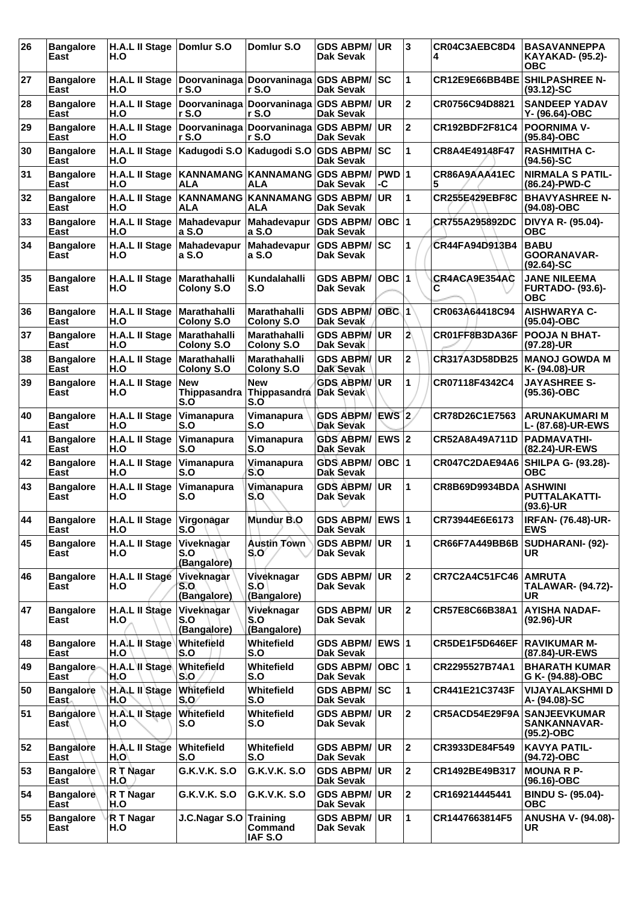| 26 | Bangalore East | H.A.L II Stage H.O | Domlur S.O | Domlur S.O | GDS ABPM/ Dak Sevak | UR | 3 | CR04C3AEBC8D44 | BASAVANNEPPA KAYAKAD- (95.2)-OBC |
|---|---|---|---|---|---|---|---|---|---|
| 27 | Bangalore East | H.A.L II Stage H.O | Doorvaninagar S.O | Doorvaninagar S.O | GDS ABPM/ Dak Sevak | SC | 1 | CR12E9E66BB4BE | SHILPASHREE N-(93.12)-SC |
| 28 | Bangalore East | H.A.L II Stage H.O | Doorvaninagar S.O | Doorvaninagar S.O | GDS ABPM/ Dak Sevak | UR | 2 | CR0756C94D8821 | SANDEEP YADAV Y- (96.64)-OBC |
| 29 | Bangalore East | H.A.L II Stage H.O | Doorvaninagar S.O | Doorvaninagar S.O | GDS ABPM/ Dak Sevak | UR | 2 | CR192BDF2F81C4 | POORNIMA V-(95.84)-OBC |
| 30 | Bangalore East | H.A.L II Stage H.O | Kadugodi S.O | Kadugodi S.O | GDS ABPM/ Dak Sevak | SC | 1 | CR8A4E49148F47 | RASHMITHA C-(94.56)-SC |
| 31 | Bangalore East | H.A.L II Stage H.O | KANNAMANGALA | KANNAMANGALA | GDS ABPM/ Dak Sevak | PWD-C | 1 | CR86A9AAA41EC5 | NIRMALA S PATIL-(86.24)-PWD-C |
| 32 | Bangalore East | H.A.L II Stage H.O | KANNAMANGALA | KANNAMANGALA | GDS ABPM/ Dak Sevak | UR | 1 | CR255E429EBF8C | BHAVYASHREE N-(94.08)-OBC |
| 33 | Bangalore East | H.A.L II Stage H.O | Mahadevapura S.O | Mahadevapura S.O | GDS ABPM/ Dak Sevak | OBC | 1 | CR755A295892DC | DIVYA R- (95.04)-OBC |
| 34 | Bangalore East | H.A.L II Stage H.O | Mahadevapura S.O | Mahadevapura S.O | GDS ABPM/ Dak Sevak | SC | 1 | CR44FA94D913B4 | BABU GOORANAVAR-(92.64)-SC |
| 35 | Bangalore East | H.A.L II Stage H.O | Marathahalli Colony S.O | Kundalahalli S.O | GDS ABPM/ Dak Sevak | OBC | 1 | CR4ACA9E354ACC | JANE NILEEMA FURTADO- (93.6)-OBC |
| 36 | Bangalore East | H.A.L II Stage H.O | Marathahalli Colony S.O | Marathahalli Colony S.O | GDS ABPM/ Dak Sevak | OBC | 1 | CR063A64418C94 | AISHWARYA C-(95.04)-OBC |
| 37 | Bangalore East | H.A.L II Stage H.O | Marathahalli Colony S.O | Marathahalli Colony S.O | GDS ABPM/ Dak Sevak | UR | 2 | CR01FF8B3DA36F | POOJA N BHAT-(97.28)-UR |
| 38 | Bangalore East | H.A.L II Stage H.O | Marathahalli Colony S.O | Marathahalli Colony S.O | GDS ABPM/ Dak Sevak | UR | 2 | CR317A3D58DB25 | MANOJ GOWDA M K- (94.08)-UR |
| 39 | Bangalore East | H.A.L II Stage H.O | New Thippasandra S.O | New Thippasandra S.O | GDS ABPM/ Dak Sevak | UR | 1 | CR07118F4342C4 | JAYASHREE S-(95.36)-OBC |
| 40 | Bangalore East | H.A.L II Stage H.O | Vimanapura S.O | Vimanapura S.O | GDS ABPM/ Dak Sevak | EWS | 2 | CR78D26C1E7563 | ARUNAKUMARI M L- (87.68)-UR-EWS |
| 41 | Bangalore East | H.A.L II Stage H.O | Vimanapura S.O | Vimanapura S.O | GDS ABPM/ Dak Sevak | EWS | 2 | CR52A8A49A711D | PADMAVATHI-(82.24)-UR-EWS |
| 42 | Bangalore East | H.A.L II Stage H.O | Vimanapura S.O | Vimanapura S.O | GDS ABPM/ Dak Sevak | OBC | 1 | CR047C2DAE94A6 | SHILPA G- (93.28)-OBC |
| 43 | Bangalore East | H.A.L II Stage H.O | Vimanapura S.O | Vimanapura S.O | GDS ABPM/ Dak Sevak | UR | 1 | CR8B69D9934BDA | ASHWINI PUTTALAKATTI-(93.6)-UR |
| 44 | Bangalore East | H.A.L II Stage H.O | Virgonagar S.O | Mundur B.O | GDS ABPM/ Dak Sevak | EWS | 1 | CR73944E6E6173 | IRFAN- (76.48)-UR-EWS |
| 45 | Bangalore East | H.A.L II Stage H.O | Viveknagar S.O (Bangalore) | Austin Town S.O | GDS ABPM/ Dak Sevak | UR | 1 | CR66F7A449BB6B | SUDHARANI- (92)-UR |
| 46 | Bangalore East | H.A.L II Stage H.O | Viveknagar S.O (Bangalore) | Viveknagar S.O (Bangalore) | GDS ABPM/ Dak Sevak | UR | 2 | CR7C2A4C51FC46 | AMRUTA TALAWAR- (94.72)-UR |
| 47 | Bangalore East | H.A.L II Stage H.O | Viveknagar S.O (Bangalore) | Viveknagar S.O (Bangalore) | GDS ABPM/ Dak Sevak | UR | 2 | CR57E8C66B38A1 | AYISHA NADAF-(92.96)-UR |
| 48 | Bangalore East | H.A.L II Stage H.O | Whitefield S.O | Whitefield S.O | GDS ABPM/ Dak Sevak | EWS | 1 | CR5DE1F5D646EF | RAVIKUMAR M-(87.84)-UR-EWS |
| 49 | Bangalore East | H.A.L II Stage H.O | Whitefield S.O | Whitefield S.O | GDS ABPM/ Dak Sevak | OBC | 1 | CR2295527B74A1 | BHARATH KUMAR G K- (94.88)-OBC |
| 50 | Bangalore East | H.A.L II Stage H.O | Whitefield S.O | Whitefield S.O | GDS ABPM/ Dak Sevak | SC | 1 | CR441E21C3743F | VIJAYALAKSHMI D A- (94.08)-SC |
| 51 | Bangalore East | H.A.L II Stage H.O | Whitefield S.O | Whitefield S.O | GDS ABPM/ Dak Sevak | UR | 2 | CR5ACD54E29F9A | SANJEEVKUMAR SANKANNAVAR-(95.2)-OBC |
| 52 | Bangalore East | H.A.L II Stage H.O | Whitefield S.O | Whitefield S.O | GDS ABPM/ Dak Sevak | UR | 2 | CR3933DE84F549 | KAVYA PATIL-(94.72)-OBC |
| 53 | Bangalore East | R T Nagar H.O | G.K.V.K. S.O | G.K.V.K. S.O | GDS ABPM/ Dak Sevak | UR | 2 | CR1492BE49B317 | MOUNA R P-(96.16)-OBC |
| 54 | Bangalore East | R T Nagar H.O | G.K.V.K. S.O | G.K.V.K. S.O | GDS ABPM/ Dak Sevak | UR | 2 | CR169214445441 | BINDU S- (95.04)-OBC |
| 55 | Bangalore East | R T Nagar H.O | J.C.Nagar S.O | Training Command IAF S.O | GDS ABPM/ Dak Sevak | UR | 1 | CR1447663814F5 | ANUSHA V- (94.08)-UR |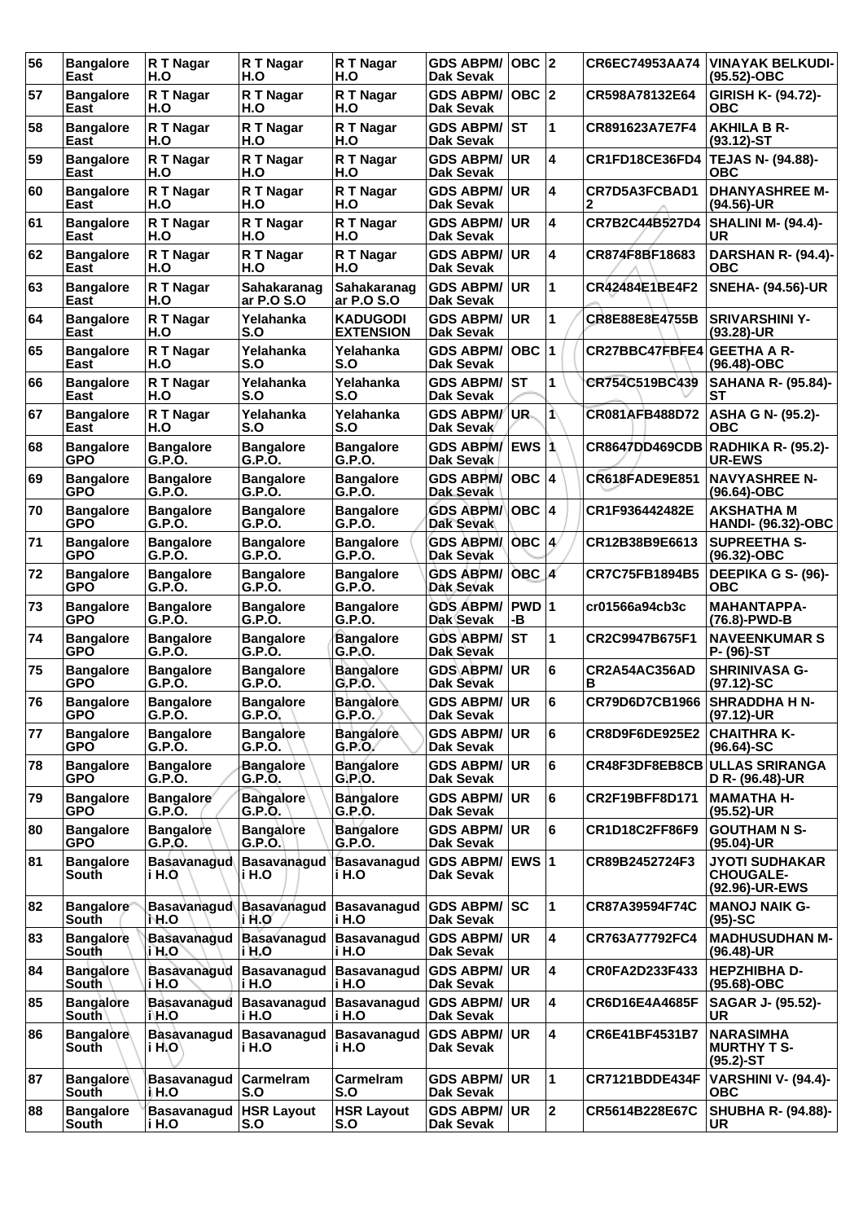| 56 | Bangalore East | R T Nagar H.O | R T Nagar H.O | R T Nagar H.O | GDS ABPM/ Dak Sevak | OBC | 2 | CR6EC74953AA74 | VINAYAK BELKUDI- (95.52)-OBC |
|---|---|---|---|---|---|---|---|---|---|
| 57 | Bangalore East | R T Nagar H.O | R T Nagar H.O | R T Nagar H.O | GDS ABPM/ Dak Sevak | OBC | 2 | CR598A78132E64 | GIRISH K- (94.72)-OBC |
| 58 | Bangalore East | R T Nagar H.O | R T Nagar H.O | R T Nagar H.O | GDS ABPM/ Dak Sevak | ST | 1 | CR891623A7E7F4 | AKHILA B R- (93.12)-ST |
| 59 | Bangalore East | R T Nagar H.O | R T Nagar H.O | R T Nagar H.O | GDS ABPM/ Dak Sevak | UR | 4 | CR1FD18CE36FD4 | TEJAS N- (94.88)-OBC |
| 60 | Bangalore East | R T Nagar H.O | R T Nagar H.O | R T Nagar H.O | GDS ABPM/ Dak Sevak | UR | 4 | CR7D5A3FCBAD12 | DHANYASHREE M- (94.56)-UR |
| 61 | Bangalore East | R T Nagar H.O | R T Nagar H.O | R T Nagar H.O | GDS ABPM/ Dak Sevak | UR | 4 | CR7B2C44B527D4 | SHALINI M- (94.4)-UR |
| 62 | Bangalore East | R T Nagar H.O | R T Nagar H.O | R T Nagar H.O | GDS ABPM/ Dak Sevak | UR | 4 | CR874F8BF18683 | DARSHAN R- (94.4)-OBC |
| 63 | Bangalore East | R T Nagar H.O | Sahakaranagar P.O S.O | Sahakaranagar P.O S.O | GDS ABPM/ Dak Sevak | UR | 1 | CR42484E1BE4F2 | SNEHA- (94.56)-UR |
| 64 | Bangalore East | R T Nagar H.O | Yelahanka S.O | KADUGODI EXTENSION | GDS ABPM/ Dak Sevak | UR | 1 | CR8E88E8E4755B | SRIVARSHINI Y- (93.28)-UR |
| 65 | Bangalore East | R T Nagar H.O | Yelahanka S.O | Yelahanka S.O | GDS ABPM/ Dak Sevak | OBC | 1 | CR27BBC47FBFE4 | GEETHA A R- (96.48)-OBC |
| 66 | Bangalore East | R T Nagar H.O | Yelahanka S.O | Yelahanka S.O | GDS ABPM/ Dak Sevak | ST | 1 | CR754C519BC439 | SAHANA R- (95.84)-ST |
| 67 | Bangalore East | R T Nagar H.O | Yelahanka S.O | Yelahanka S.O | GDS ABPM/ Dak Sevak | UR | 1 | CR081AFB488D72 | ASHA G N- (95.2)-OBC |
| 68 | Bangalore GPO | Bangalore G.P.O. | Bangalore G.P.O. | Bangalore G.P.O. | GDS ABPM/ Dak Sevak | EWS | 1 | CR8647DD469CDB | RADHIKA R- (95.2)-UR-EWS |
| 69 | Bangalore GPO | Bangalore G.P.O. | Bangalore G.P.O. | Bangalore G.P.O. | GDS ABPM/ Dak Sevak | OBC | 4 | CR618FADE9E851 | NAVYASHREE N- (96.64)-OBC |
| 70 | Bangalore GPO | Bangalore G.P.O. | Bangalore G.P.O. | Bangalore G.P.O. | GDS ABPM/ Dak Sevak | OBC | 4 | CR1F936442482E | AKSHATHA M HANDI- (96.32)-OBC |
| 71 | Bangalore GPO | Bangalore G.P.O. | Bangalore G.P.O. | Bangalore G.P.O. | GDS ABPM/ Dak Sevak | OBC | 4 | CR12B38B9E6613 | SUPREETHA S- (96.32)-OBC |
| 72 | Bangalore GPO | Bangalore G.P.O. | Bangalore G.P.O. | Bangalore G.P.O. | GDS ABPM/ Dak Sevak | OBC | 4 | CR7C75FB1894B5 | DEEPIKA G S- (96)-OBC |
| 73 | Bangalore GPO | Bangalore G.P.O. | Bangalore G.P.O. | Bangalore G.P.O. | GDS ABPM/ Dak Sevak | PWD-B | 1 | cr01566a94cb3c | MAHANTAPPA- (76.8)-PWD-B |
| 74 | Bangalore GPO | Bangalore G.P.O. | Bangalore G.P.O. | Bangalore G.P.O. | GDS ABPM/ Dak Sevak | ST | 1 | CR2C9947B675F1 | NAVEENKUMAR S P- (96)-ST |
| 75 | Bangalore GPO | Bangalore G.P.O. | Bangalore G.P.O. | Bangalore G.P.O. | GDS ABPM/ Dak Sevak | UR | 6 | CR2A54AC356ADB | SHRINIVASA G- (97.12)-SC |
| 76 | Bangalore GPO | Bangalore G.P.O. | Bangalore G.P.O. | Bangalore G.P.O. | GDS ABPM/ Dak Sevak | UR | 6 | CR79D6D7CB1966 | SHRADDHA H N- (97.12)-UR |
| 77 | Bangalore GPO | Bangalore G.P.O. | Bangalore G.P.O. | Bangalore G.P.O. | GDS ABPM/ Dak Sevak | UR | 6 | CR8D9F6DE925E2 | CHAITHRA K- (96.64)-SC |
| 78 | Bangalore GPO | Bangalore G.P.O. | Bangalore G.P.O. | Bangalore G.P.O. | GDS ABPM/ Dak Sevak | UR | 6 | CR48F3DF8EB8CB | ULLAS SRIRANGA D R- (96.48)-UR |
| 79 | Bangalore GPO | Bangalore G.P.O. | Bangalore G.P.O. | Bangalore G.P.O. | GDS ABPM/ Dak Sevak | UR | 6 | CR2F19BFF8D171 | MAMATHA H- (95.52)-UR |
| 80 | Bangalore GPO | Bangalore G.P.O. | Bangalore G.P.O. | Bangalore G.P.O. | GDS ABPM/ Dak Sevak | UR | 6 | CR1D18C2FF86F9 | GOUTHAM N S- (95.04)-UR |
| 81 | Bangalore South | Basavanagudi H.O | Basavanagudi H.O | Basavanagudi H.O | GDS ABPM/ Dak Sevak | EWS | 1 | CR89B2452724F3 | JYOTI SUDHAKAR CHOUGALE- (92.96)-UR-EWS |
| 82 | Bangalore South | Basavanagudi H.O | Basavanagudi H.O | Basavanagudi H.O | GDS ABPM/ Dak Sevak | SC | 1 | CR87A39594F74C | MANOJ NAIK G- (95)-SC |
| 83 | Bangalore South | Basavanagudi H.O | Basavanagudi H.O | Basavanagudi H.O | GDS ABPM/ Dak Sevak | UR | 4 | CR763A77792FC4 | MADHUSUDHAN M- (96.48)-UR |
| 84 | Bangalore South | Basavanagudi H.O | Basavanagudi H.O | Basavanagudi H.O | GDS ABPM/ Dak Sevak | UR | 4 | CR0FA2D233F433 | HEPZHIBHA D- (95.68)-OBC |
| 85 | Bangalore South | Basavanagudi H.O | Basavanagudi H.O | Basavanagudi H.O | GDS ABPM/ Dak Sevak | UR | 4 | CR6D16E4A4685F | SAGAR J- (95.52)-UR |
| 86 | Bangalore South | Basavanagudi H.O | Basavanagudi H.O | Basavanagudi H.O | GDS ABPM/ Dak Sevak | UR | 4 | CR6E41BF4531B7 | NARASIMHA MURTHY T S- (95.2)-ST |
| 87 | Bangalore South | Basavanagudi H.O | Carmelram S.O | Carmelram S.O | GDS ABPM/ Dak Sevak | UR | 1 | CR7121BDDE434F | VARSHINI V- (94.4)-OBC |
| 88 | Bangalore South | Basavanagudi H.O | HSR Layout S.O | HSR Layout S.O | GDS ABPM/ Dak Sevak | UR | 2 | CR5614B228E67C | SHUBHA R- (94.88)-UR |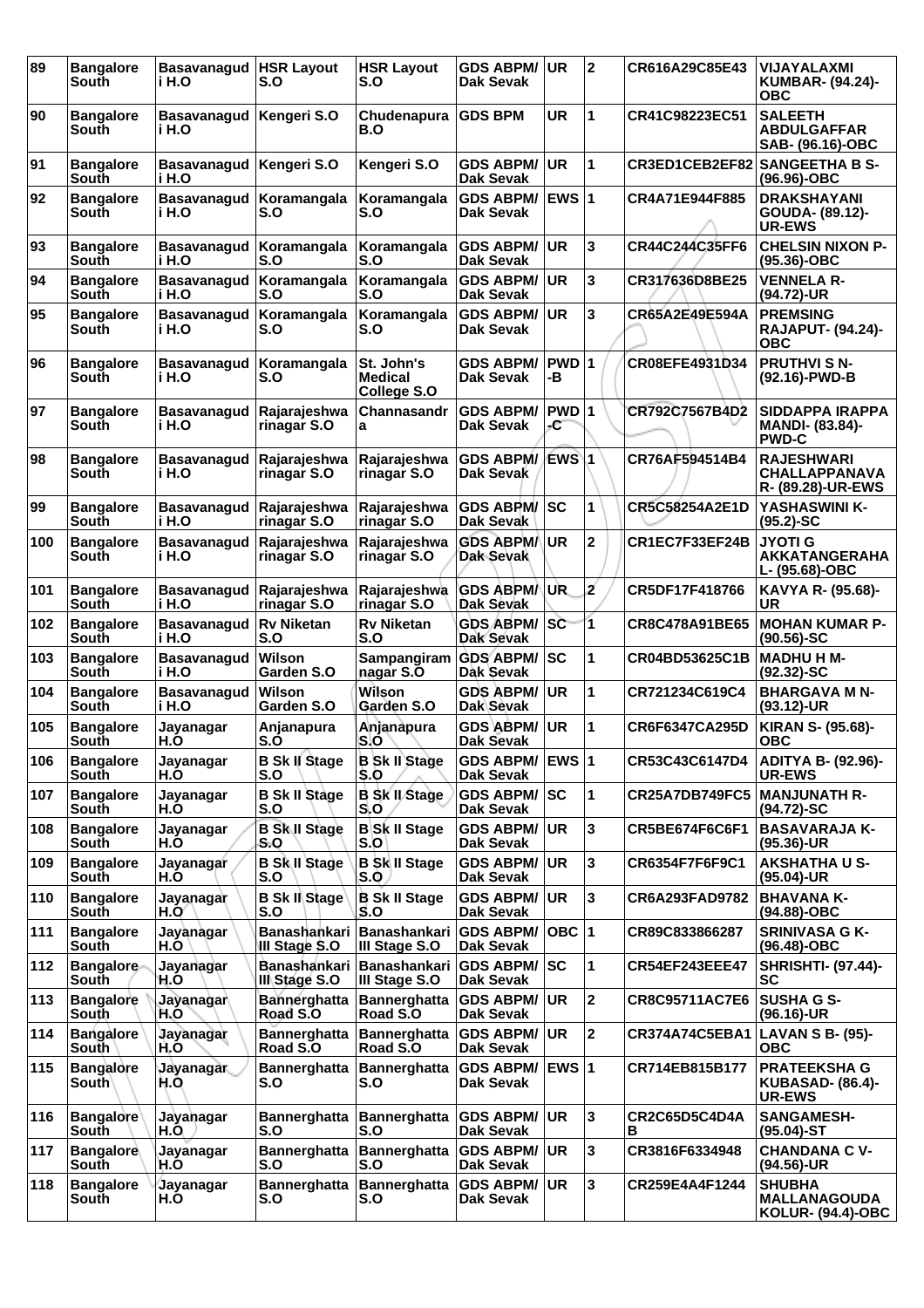| 89 | Bangalore South | Basavanagudi H.O | HSR Layout S.O | HSR Layout S.O | GDS ABPM/ Dak Sevak | UR | 2 | CR616A29C85E43 | VIJAYALAXMI KUMBAR- (94.24)-OBC |
|---|---|---|---|---|---|---|---|---|---|
| 90 | Bangalore South | Basavanagudi H.O | Kengeri S.O | Chudenapura B.O | GDS BPM | UR | 1 | CR41C98223EC51 | SALEETH ABDULGAFFAR SAB- (96.16)-OBC |
| 91 | Bangalore South | Basavanagudi H.O | Kengeri S.O | Kengeri S.O | GDS ABPM/ Dak Sevak | UR | 1 | CR3ED1CEB2EF82 | SANGEETHA B S- (96.96)-OBC |
| 92 | Bangalore South | Basavanagudi H.O | Koramangala S.O | Koramangala S.O | GDS ABPM/ Dak Sevak | EWS | 1 | CR4A71E944F885 | DRAKSHAYANI GOUDA- (89.12)-UR-EWS |
| 93 | Bangalore South | Basavanagudi H.O | Koramangala S.O | Koramangala S.O | GDS ABPM/ Dak Sevak | UR | 3 | CR44C244C35FF6 | CHELSIN NIXON P- (95.36)-OBC |
| 94 | Bangalore South | Basavanagudi H.O | Koramangala S.O | Koramangala S.O | GDS ABPM/ Dak Sevak | UR | 3 | CR317636D8BE25 | VENNELA R- (94.72)-UR |
| 95 | Bangalore South | Basavanagudi H.O | Koramangala S.O | Koramangala S.O | GDS ABPM/ Dak Sevak | UR | 3 | CR65A2E49E594A | PREMSING RAJAPUT- (94.24)-OBC |
| 96 | Bangalore South | Basavanagudi H.O | Koramangala S.O | St. John's Medical College S.O | GDS ABPM/ Dak Sevak | PWD-B | 1 | CR08EFE4931D34 | PRUTHVI S N- (92.16)-PWD-B |
| 97 | Bangalore South | Basavanagudi H.O | Rajarajeshwarinagar S.O | Channasandra | GDS ABPM/ Dak Sevak | PWD-C | 1 | CR792C7567B4D2 | SIDDAPPA IRAPPA MANDI- (83.84)-PWD-C |
| 98 | Bangalore South | Basavanagudi H.O | Rajarajeshwarinagar S.O | Rajarajeshwarinagar S.O | GDS ABPM/ Dak Sevak | EWS | 1 | CR76AF594514B4 | RAJESHWARI CHALLAPPANAVAR- (89.28)-UR-EWS |
| 99 | Bangalore South | Basavanagudi H.O | Rajarajeshwarinagar S.O | Rajarajeshwarinagar S.O | GDS ABPM/ Dak Sevak | SC | 1 | CR5C58254A2E1D | YASHASWINI K- (95.2)-SC |
| 100 | Bangalore South | Basavanagudi H.O | Rajarajeshwarinagar S.O | Rajarajeshwarinagar S.O | GDS ABPM/ Dak Sevak | UR | 2 | CR1EC7F33EF24B | JYOTI G AKKATANGERAHAL- (95.68)-OBC |
| 101 | Bangalore South | Basavanagudi H.O | Rajarajeshwarinagar S.O | Rajarajeshwarinagar S.O | GDS ABPM/ Dak Sevak | UR | 2 | CR5DF17F418766 | KAVYA R- (95.68)-UR |
| 102 | Bangalore South | Basavanagudi H.O | Rv Niketan S.O | Rv Niketan S.O | GDS ABPM/ Dak Sevak | SC | 1 | CR8C478A91BE65 | MOHAN KUMAR P- (90.56)-SC |
| 103 | Bangalore South | Basavanagudi H.O | Wilson Garden S.O | Sampangiramnagar S.O | GDS ABPM/ Dak Sevak | SC | 1 | CR04BD53625C1B | MADHU H M- (92.32)-SC |
| 104 | Bangalore South | Basavanagudi H.O | Wilson Garden S.O | Wilson Garden S.O | GDS ABPM/ Dak Sevak | UR | 1 | CR721234C619C4 | BHARGAVA M N- (93.12)-UR |
| 105 | Bangalore South | Jayanagar H.O | Anjanapura S.O | Anjanapura S.O | GDS ABPM/ Dak Sevak | UR | 1 | CR6F6347CA295D | KIRAN S- (95.68)-OBC |
| 106 | Bangalore South | Jayanagar H.O | B Sk II Stage S.O | B Sk II Stage S.O | GDS ABPM/ Dak Sevak | EWS | 1 | CR53C43C6147D4 | ADITYA B- (92.96)-UR-EWS |
| 107 | Bangalore South | Jayanagar H.O | B Sk II Stage S.O | B Sk II Stage S.O | GDS ABPM/ Dak Sevak | SC | 1 | CR25A7DB749FC5 | MANJUNATH R- (94.72)-SC |
| 108 | Bangalore South | Jayanagar H.O | B Sk II Stage S.O | B Sk II Stage S.O | GDS ABPM/ Dak Sevak | UR | 3 | CR5BE674F6C6F1 | BASAVARAJA K- (95.36)-UR |
| 109 | Bangalore South | Jayanagar H.O | B Sk II Stage S.O | B Sk II Stage S.O | GDS ABPM/ Dak Sevak | UR | 3 | CR6354F7F6F9C1 | AKSHATHA U S- (95.04)-UR |
| 110 | Bangalore South | Jayanagar H.O | B Sk II Stage S.O | B Sk II Stage S.O | GDS ABPM/ Dak Sevak | UR | 3 | CR6A293FAD9782 | BHAVANA K- (94.88)-OBC |
| 111 | Bangalore South | Jayanagar H.O | Banashankari III Stage S.O | Banashankari III Stage S.O | GDS ABPM/ Dak Sevak | OBC | 1 | CR89C833866287 | SRINIVASA G K- (96.48)-OBC |
| 112 | Bangalore South | Jayanagar H.O | Banashankari III Stage S.O | Banashankari III Stage S.O | GDS ABPM/ Dak Sevak | SC | 1 | CR54EF243EEE47 | SHRISHTI- (97.44)-SC |
| 113 | Bangalore South | Jayanagar H.O | Bannerghatta Road S.O | Bannerghatta Road S.O | GDS ABPM/ Dak Sevak | UR | 2 | CR8C95711AC7E6 | SUSHA G S- (96.16)-UR |
| 114 | Bangalore South | Jayanagar H.O | Bannerghatta Road S.O | Bannerghatta Road S.O | GDS ABPM/ Dak Sevak | UR | 2 | CR374A74C5EBA1 | LAVAN S B- (95)-OBC |
| 115 | Bangalore South | Jayanagar H.O | Bannerghatta S.O | Bannerghatta S.O | GDS ABPM/ Dak Sevak | EWS | 1 | CR714EB815B177 | PRATEEKSHA G KUBASAD- (86.4)-UR-EWS |
| 116 | Bangalore South | Jayanagar H.O | Bannerghatta S.O | Bannerghatta S.O | GDS ABPM/ Dak Sevak | UR | 3 | CR2C65D5C4D4AB | SANGAMESH- (95.04)-ST |
| 117 | Bangalore South | Jayanagar H.O | Bannerghatta S.O | Bannerghatta S.O | GDS ABPM/ Dak Sevak | UR | 3 | CR3816F6334948 | CHANDANA C V- (94.56)-UR |
| 118 | Bangalore South | Jayanagar H.O | Bannerghatta S.O | Bannerghatta S.O | GDS ABPM/ Dak Sevak | UR | 3 | CR259E4A4F1244 | SHUBHA MALLANAGOUDA KOLUR- (94.4)-OBC |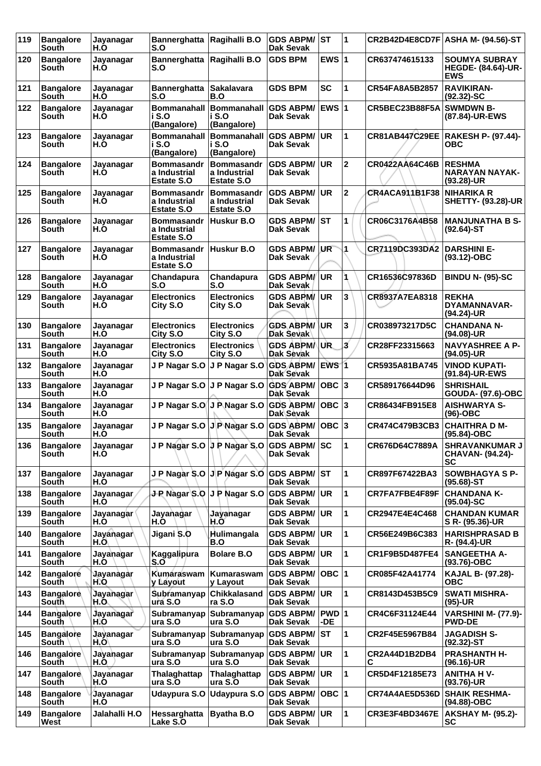| 119 | Bangalore South | Jayanagar H.O | Bannerghatta S.O | Ragihalli B.O | GDS ABPM/ Dak Sevak | ST | 1 | CR2B42D4E8CD7F | ASHA M- (94.56)-ST |
|---|---|---|---|---|---|---|---|---|---|
| 120 | Bangalore South | Jayanagar H.O | Bannerghatta S.O | Ragihalli B.O | GDS BPM | EWS | 1 | CR637474615133 | SOUMYA SUBRAY HEGDE- (84.64)-UR-EWS |
| 121 | Bangalore South | Jayanagar H.O | Bannerghatta S.O | Sakalavara B.O | GDS BPM | SC | 1 | CR54FA8A5B2857 | RAVIKIRAN- (92.32)-SC |
| 122 | Bangalore South | Jayanagar H.O | Bommanahalli S.O (Bangalore) | Bommanahalli S.O (Bangalore) | GDS ABPM/ Dak Sevak | EWS | 1 | CR5BEC23B88F5A | SWMDWN B- (87.84)-UR-EWS |
| 123 | Bangalore South | Jayanagar H.O | Bommanahalli S.O (Bangalore) | Bommanahalli S.O (Bangalore) | GDS ABPM/ Dak Sevak | UR | 1 | CR81AB447C29EE | RAKESH P- (97.44)-OBC |
| 124 | Bangalore South | Jayanagar H.O | Bommasandra Industrial Estate S.O | Bommasandra Industrial Estate S.O | GDS ABPM/ Dak Sevak | UR | 2 | CR0422AA64C46B | RESHMA NARAYAN NAYAK- (93.28)-UR |
| 125 | Bangalore South | Jayanagar H.O | Bommasandra Industrial Estate S.O | Bommasandra Industrial Estate S.O | GDS ABPM/ Dak Sevak | UR | 2 | CR4ACA911B1F38 | NIHARIKA R SHETTY- (93.28)-UR |
| 126 | Bangalore South | Jayanagar H.O | Bommasandra Industrial Estate S.O | Huskur B.O | GDS ABPM/ Dak Sevak | ST | 1 | CR06C3176A4B58 | MANJUNATHA B S- (92.64)-ST |
| 127 | Bangalore South | Jayanagar H.O | Bommasandra Industrial Estate S.O | Huskur B.O | GDS ABPM/ Dak Sevak | UR | 1 | CR7119DC393DA2 | DARSHINI E- (93.12)-OBC |
| 128 | Bangalore South | Jayanagar H.O | Chandapura S.O | Chandapura S.O | GDS ABPM/ Dak Sevak | UR | 1 | CR16536C97836D | BINDU N- (95)-SC |
| 129 | Bangalore South | Jayanagar H.O | Electronics City S.O | Electronics City S.O | GDS ABPM/ Dak Sevak | UR | 3 | CR8937A7EA8318 | REKHA DYAMANNAVAR- (94.24)-UR |
| 130 | Bangalore South | Jayanagar H.O | Electronics City S.O | Electronics City S.O | GDS ABPM/ Dak Sevak | UR | 3 | CR038973217D5C | CHANDANA N- (94.08)-UR |
| 131 | Bangalore South | Jayanagar H.O | Electronics City S.O | Electronics City S.O | GDS ABPM/ Dak Sevak | UR | 3 | CR28FF23315663 | NAVYASHREE A P- (94.05)-UR |
| 132 | Bangalore South | Jayanagar H.O | J P Nagar S.O | J P Nagar S.O | GDS ABPM/ Dak Sevak | EWS | 1 | CR5935A81BA745 | VINOD KUPATI- (91.84)-UR-EWS |
| 133 | Bangalore South | Jayanagar H.O | J P Nagar S.O | J P Nagar S.O | GDS ABPM/ Dak Sevak | OBC | 3 | CR589176644D96 | SHRISHAIL GOUDA- (97.6)-OBC |
| 134 | Bangalore South | Jayanagar H.O | J P Nagar S.O | J P Nagar S.O | GDS ABPM/ Dak Sevak | OBC | 3 | CR86434FB915E8 | AISHWARYA S- (96)-OBC |
| 135 | Bangalore South | Jayanagar H.O | J P Nagar S.O | J P Nagar S.O | GDS ABPM/ Dak Sevak | OBC | 3 | CR474C479B3CB3 | CHAITHRA D M- (95.84)-OBC |
| 136 | Bangalore South | Jayanagar H.O | J P Nagar S.O | J P Nagar S.O | GDS ABPM/ Dak Sevak | SC | 1 | CR676D64C7889A | SHRAVANKUMAR J CHAVAN- (94.24)-SC |
| 137 | Bangalore South | Jayanagar H.O | J P Nagar S.O | J P Nagar S.O | GDS ABPM/ Dak Sevak | ST | 1 | CR897F67422BA3 | SOWBHAGYA S P- (95.68)-ST |
| 138 | Bangalore South | Jayanagar H.O | J P Nagar S.O | J P Nagar S.O | GDS ABPM/ Dak Sevak | UR | 1 | CR7FA7FBE4F89F | CHANDANA K- (95.04)-SC |
| 139 | Bangalore South | Jayanagar H.O | Jayanagar H.O | Jayanagar H.O | GDS ABPM/ Dak Sevak | UR | 1 | CR2947E4E4C468 | CHANDAN KUMAR S R- (95.36)-UR |
| 140 | Bangalore South | Jayanagar H.O | Jigani S.O | Hulimangala B.O | GDS ABPM/ Dak Sevak | UR | 1 | CR56E249B6C383 | HARISHPRASAD B R- (94.4)-UR |
| 141 | Bangalore South | Jayanagar H.O | Kaggalipura S.O | Bolare B.O | GDS ABPM/ Dak Sevak | UR | 1 | CR1F9B5D487FE4 | SANGEETHA A- (93.76)-OBC |
| 142 | Bangalore South | Jayanagar H.O | Kumaraswamy Layout | Kumaraswamy Layout | GDS ABPM/ Dak Sevak | OBC | 1 | CR085F42A41774 | KAJAL B- (97.28)-OBC |
| 143 | Bangalore South | Jayanagar H.O | Subramanyapura S.O | Chikkalasandra S.O | GDS ABPM/ Dak Sevak | UR | 1 | CR8143D453B5C9 | SWATI MISHRA- (95)-UR |
| 144 | Bangalore South | Jayanagar H.O | Subramanyapura S.O | Subramanyapura S.O | GDS ABPM/ Dak Sevak | PWD-DE | 1 | CR4C6F31124E44 | VARSHINI M- (77.9)-PWD-DE |
| 145 | Bangalore South | Jayanagar H.O | Subramanyapura S.O | Subramanyapura S.O | GDS ABPM/ Dak Sevak | ST | 1 | CR2F45E5967B84 | JAGADISH S- (92.32)-ST |
| 146 | Bangalore South | Jayanagar H.O | Subramanyapura S.O | Subramanyapura S.O | GDS ABPM/ Dak Sevak | UR | 1 | CR2A44D1B2DB4C | PRASHANTH H- (96.16)-UR |
| 147 | Bangalore South | Jayanagar H.O | Thalaghattapura S.O | Thalaghattapura S.O | GDS ABPM/ Dak Sevak | UR | 1 | CR5D4F12185E73 | ANITHA H V- (93.76)-UR |
| 148 | Bangalore South | Jayanagar H.O | Udaypura S.O | Udaypura S.O | GDS ABPM/ Dak Sevak | OBC | 1 | CR74A4AE5D536D | SHAIK RESHMA- (94.88)-OBC |
| 149 | Bangalore West | Jalahalli H.O | Hessarghatta Lake S.O | Byatha B.O | GDS ABPM/ Dak Sevak | UR | 1 | CR3E3F4BD3467E | AKSHAY M- (95.2)-SC |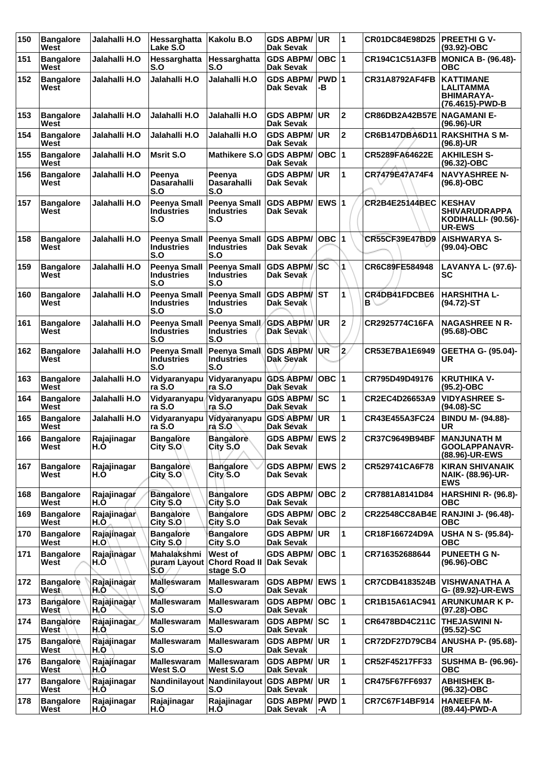| 150 | Bangalore West | Jalahalli H.O | Hessarghatta Lake S.O | Kakolu B.O | GDS ABPM/ Dak Sevak | UR | 1 | CR01DC84E98D25 | PREETHI G V- (93.92)-OBC |
|---|---|---|---|---|---|---|---|---|---|
| 151 | Bangalore West | Jalahalli H.O | Hessarghatta S.O | Hessarghatta S.O | GDS ABPM/ Dak Sevak | OBC | 1 | CR194C1C51A3FB | MONICA B- (96.48)-OBC |
| 152 | Bangalore West | Jalahalli H.O | Jalahalli H.O | Jalahalli H.O | GDS ABPM/ Dak Sevak | PWD-B | 1 | CR31A8792AF4FB | KATTIMANE LALITAMMA BHIMARAYA- (76.4615)-PWD-B |
| 153 | Bangalore West | Jalahalli H.O | Jalahalli H.O | Jalahalli H.O | GDS ABPM/ Dak Sevak | UR | 2 | CR86DB2A42B57E | NAGAMANI E- (96.96)-UR |
| 154 | Bangalore West | Jalahalli H.O | Jalahalli H.O | Jalahalli H.O | GDS ABPM/ Dak Sevak | UR | 2 | CR6B147DBA6D11 | RAKSHITHA S M- (96.8)-UR |
| 155 | Bangalore West | Jalahalli H.O | Msrit S.O | Mathikere S.O | GDS ABPM/ Dak Sevak | OBC | 1 | CR5289FA64622E | AKHILESH S- (96.32)-OBC |
| 156 | Bangalore West | Jalahalli H.O | Peenya Dasarahalli S.O | Peenya Dasarahalli S.O | GDS ABPM/ Dak Sevak | UR | 1 | CR7479E47A74F4 | NAVYASHREE N- (96.8)-OBC |
| 157 | Bangalore West | Jalahalli H.O | Peenya Small Industries S.O | Peenya Small Industries S.O | GDS ABPM/ Dak Sevak | EWS | 1 | CR2B4E25144BEC | KESHAV SHIVARUDRAPPA KODIHALLI- (90.56)-UR-EWS |
| 158 | Bangalore West | Jalahalli H.O | Peenya Small Industries S.O | Peenya Small Industries S.O | GDS ABPM/ Dak Sevak | OBC | 1 | CR55CF39E47BD9 | AISHWARYA S- (99.04)-OBC |
| 159 | Bangalore West | Jalahalli H.O | Peenya Small Industries S.O | Peenya Small Industries S.O | GDS ABPM/ Dak Sevak | SC | 1 | CR6C89FE584948 | LAVANYA L- (97.6)-SC |
| 160 | Bangalore West | Jalahalli H.O | Peenya Small Industries S.O | Peenya Small Industries S.O | GDS ABPM/ Dak Sevak | ST | 1 | CR4DB41FDCBE6B | HARSHITHA L- (94.72)-ST |
| 161 | Bangalore West | Jalahalli H.O | Peenya Small Industries S.O | Peenya Small Industries S.O | GDS ABPM/ Dak Sevak | UR | 2 | CR2925774C16FA | NAGASHREE N R- (95.68)-OBC |
| 162 | Bangalore West | Jalahalli H.O | Peenya Small Industries S.O | Peenya Small Industries S.O | GDS ABPM/ Dak Sevak | UR | 2 | CR53E7BA1E6949 | GEETHA G- (95.04)-UR |
| 163 | Bangalore West | Jalahalli H.O | Vidyaranyapura S.O | Vidyaranyapura S.O | GDS ABPM/ Dak Sevak | OBC | 1 | CR795D49D49176 | KRUTHIKA V- (95.2)-OBC |
| 164 | Bangalore West | Jalahalli H.O | Vidyaranyapura S.O | Vidyaranyapura S.O | GDS ABPM/ Dak Sevak | SC | 1 | CR2EC4D26653A9 | VIDYASHREE S- (94.08)-SC |
| 165 | Bangalore West | Jalahalli H.O | Vidyaranyapura S.O | Vidyaranyapura S.O | GDS ABPM/ Dak Sevak | UR | 1 | CR43E455A3FC24 | BINDU M- (94.88)-UR |
| 166 | Bangalore West | Rajajinagar H.O | Bangalore City S.O | Bangalore City S.O | GDS ABPM/ Dak Sevak | EWS | 2 | CR37C9649B94BF | MANJUNATH M GOOLAPPANAVR- (88.96)-UR-EWS |
| 167 | Bangalore West | Rajajinagar H.O | Bangalore City S.O | Bangalore City S.O | GDS ABPM/ Dak Sevak | EWS | 2 | CR529741CA6F78 | KIRAN SHIVANAIK NAIK- (88.96)-UR-EWS |
| 168 | Bangalore West | Rajajinagar H.O | Bangalore City S.O | Bangalore City S.O | GDS ABPM/ Dak Sevak | OBC | 2 | CR7881A8141D84 | HARSHINI R- (96.8)-OBC |
| 169 | Bangalore West | Rajajinagar H.O | Bangalore City S.O | Bangalore City S.O | GDS ABPM/ Dak Sevak | OBC | 2 | CR22548CC8AB4E | RANJINI J- (96.48)-OBC |
| 170 | Bangalore West | Rajajinagar H.O | Bangalore City S.O | Bangalore City S.O | GDS ABPM/ Dak Sevak | UR | 1 | CR18F166724D9A | USHA N S- (95.84)-OBC |
| 171 | Bangalore West | Rajajinagar H.O | Mahalakshmi puram Layout S.O | West of Chord Road II stage S.O | GDS ABPM/ Dak Sevak | OBC | 1 | CR716352688644 | PUNEETH G N- (96.96)-OBC |
| 172 | Bangalore West | Rajajinagar H.O | Malleswaram S.O | Malleswaram S.O | GDS ABPM/ Dak Sevak | EWS | 1 | CR7CDB4183524B | VISHWANATHA A G- (89.92)-UR-EWS |
| 173 | Bangalore West | Rajajinagar H.O | Malleswaram S.O | Malleswaram S.O | GDS ABPM/ Dak Sevak | OBC | 1 | CR1B15A61AC941 | ARUNKUMAR K P- (97.28)-OBC |
| 174 | Bangalore West | Rajajinagar H.O | Malleswaram S.O | Malleswaram S.O | GDS ABPM/ Dak Sevak | SC | 1 | CR6478BD4C211C | THEJASWINI N- (95.52)-SC |
| 175 | Bangalore West | Rajajinagar H.O | Malleswaram S.O | Malleswaram S.O | GDS ABPM/ Dak Sevak | UR | 1 | CR72DF27D79CB4 | ANUSHA P- (95.68)-UR |
| 176 | Bangalore West | Rajajinagar H.O | Malleswaram West S.O | Malleswaram West S.O | GDS ABPM/ Dak Sevak | UR | 1 | CR52F45217FF33 | SUSHMA B- (96.96)-OBC |
| 177 | Bangalore West | Rajajinagar H.O | Nandinilayout S.O | Nandinilayout S.O | GDS ABPM/ Dak Sevak | UR | 1 | CR475F67FF6937 | ABHISHEK B- (96.32)-OBC |
| 178 | Bangalore West | Rajajinagar H.O | Rajajinagar H.O | Rajajinagar H.O | GDS ABPM/ Dak Sevak | PWD-A | 1 | CR7C67F14BF914 | HANEEFA M- (89.44)-PWD-A |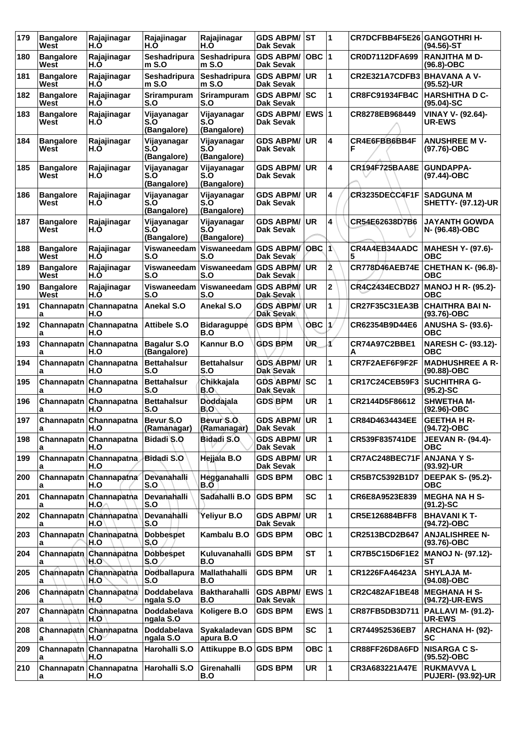| 179 | Bangalore West | Rajajinagar H.O | Rajajinagar H.O | Rajajinagar H.O | GDS ABPM/ Dak Sevak | ST | 1 | CR7DCFBB4F5E26 | GANGOTHRI H- (94.56)-ST |
|---|---|---|---|---|---|---|---|---|---|
| 180 | Bangalore West | Rajajinagar H.O | Seshadripuram S.O | Seshadripuram S.O | GDS ABPM/ Dak Sevak | OBC | 1 | CR0D7112DFA699 | RANJITHA M D- (96.8)-OBC |
| 181 | Bangalore West | Rajajinagar H.O | Seshadripuram S.O | Seshadripuram S.O | GDS ABPM/ Dak Sevak | UR | 1 | CR2E321A7CDFB3 | BHAVANA A V- (95.52)-UR |
| 182 | Bangalore West | Rajajinagar H.O | Srirampuram S.O | Srirampuram S.O | GDS ABPM/ Dak Sevak | SC | 1 | CR8FC91934FB4C | HARSHITHA D C- (95.04)-SC |
| 183 | Bangalore West | Rajajinagar H.O | Vijayanagar S.O (Bangalore) | Vijayanagar S.O (Bangalore) | GDS ABPM/ Dak Sevak | EWS | 1 | CR8278EB968449 | VINAY V- (92.64)-UR-EWS |
| 184 | Bangalore West | Rajajinagar H.O | Vijayanagar S.O (Bangalore) | Vijayanagar S.O (Bangalore) | GDS ABPM/ Dak Sevak | UR | 4 | CR4E6FBB6BB4FF | ANUSHREE M V- (97.76)-OBC |
| 185 | Bangalore West | Rajajinagar H.O | Vijayanagar S.O (Bangalore) | Vijayanagar S.O (Bangalore) | GDS ABPM/ Dak Sevak | UR | 4 | CR194F725BAA8E | GUNDAPPA- (97.44)-OBC |
| 186 | Bangalore West | Rajajinagar H.O | Vijayanagar S.O (Bangalore) | Vijayanagar S.O (Bangalore) | GDS ABPM/ Dak Sevak | UR | 4 | CR3235DECC4F1F | SADGUNA M SHETTY- (97.12)-UR |
| 187 | Bangalore West | Rajajinagar H.O | Vijayanagar S.O (Bangalore) | Vijayanagar S.O (Bangalore) | GDS ABPM/ Dak Sevak | UR | 4 | CR54E62638D7B6 | JAYANTH GOWDA N- (96.48)-OBC |
| 188 | Bangalore West | Rajajinagar H.O | Viswaneedam S.O | Viswaneedam S.O | GDS ABPM/ Dak Sevak | OBC | 1 | CR4A4EB34AADC5 | MAHESH Y- (97.6)-OBC |
| 189 | Bangalore West | Rajajinagar H.O | Viswaneedam S.O | Viswaneedam S.O | GDS ABPM/ Dak Sevak | UR | 2 | CR778D46AEB74E | CHETHAN K- (96.8)-OBC |
| 190 | Bangalore West | Rajajinagar H.O | Viswaneedam S.O | Viswaneedam S.O | GDS ABPM/ Dak Sevak | UR | 2 | CR4C2434ECBD27 | MANOJ H R- (95.2)-OBC |
| 191 | Channapatna | Channapatna H.O | Anekal S.O | Anekal S.O | GDS ABPM/ Dak Sevak | UR | 1 | CR27F35C31EA3B | CHAITHRA BAI N- (93.76)-OBC |
| 192 | Channapatna | Channapatna H.O | Attibele S.O | Bidaraguppe B.O | GDS BPM | OBC | 1 | CR62354B9D44E6 | ANUSHA S- (93.6)-OBC |
| 193 | Channapatna | Channapatna H.O | Bagalur S.O (Bangalore) | Kannur B.O | GDS BPM | UR | 1 | CR74A97C2BBE1A | NARESH C- (93.12)-OBC |
| 194 | Channapatna | Channapatna H.O | Bettahalsur S.O | Bettahalsur S.O | GDS ABPM/ Dak Sevak | UR | 1 | CR7F2AEF6F9F2F | MADHUSHREE A R- (90.88)-OBC |
| 195 | Channapatna | Channapatna H.O | Bettahalsur S.O | Chikkajala B.O | GDS ABPM/ Dak Sevak | SC | 1 | CR17C24CEB59F3 | SUCHITHRA G- (95.2)-SC |
| 196 | Channapatna | Channapatna H.O | Bettahalsur S.O | Doddajala B.O | GDS BPM | UR | 1 | CR2144D5F86612 | SHWETHA M- (92.96)-OBC |
| 197 | Channapatna | Channapatna H.O | Bevur S.O (Ramanagar) | Bevur S.O (Ramanagar) | GDS ABPM/ Dak Sevak | UR | 1 | CR84D4634434EE | GEETHA H R- (94.72)-OBC |
| 198 | Channapatna | Channapatna H.O | Bidadi S.O | Bidadi S.O | GDS ABPM/ Dak Sevak | UR | 1 | CR539F835741DE | JEEVAN R- (94.4)-OBC |
| 199 | Channapatna | Channapatna H.O | Bidadi S.O | Hejjala B.O | GDS ABPM/ Dak Sevak | UR | 1 | CR7AC248BEC71F | ANJANA Y S- (93.92)-UR |
| 200 | Channapatna | Channapatna H.O | Devanahalli S.O | Hegganahalli B.O | GDS BPM | OBC | 1 | CR5B7C5392B1D7 | DEEPAK S- (95.2)-OBC |
| 201 | Channapatna | Channapatna H.O | Devanahalli S.O | Sadahalli B.O | GDS BPM | SC | 1 | CR6E8A9523E839 | MEGHA NA H S- (91.2)-SC |
| 202 | Channapatna | Channapatna H.O | Devanahalli S.O | Yeliyur B.O | GDS ABPM/ Dak Sevak | UR | 1 | CR5E126884BFF8 | BHAVANI K T- (94.72)-OBC |
| 203 | Channapatna | Channapatna H.O | Dobbespet S.O | Kambalu B.O | GDS BPM | OBC | 1 | CR2513BCD2B647 | ANJALISHREE N- (93.76)-OBC |
| 204 | Channapatna | Channapatna H.O | Dobbespet S.O | Kuluvanahalli B.O | GDS BPM | ST | 1 | CR7B5C15D6F1E2 | MANOJ N- (97.12)-ST |
| 205 | Channapatna | Channapatna H.O | Dodballapura S.O | Mallathahalli B.O | GDS BPM | UR | 1 | CR1226FA46423A | SHYLAJA M- (94.08)-OBC |
| 206 | Channapatna | Channapatna H.O | Doddabelavangala S.O | Baktharahalli B.O | GDS ABPM/ Dak Sevak | EWS | 1 | CR2C482AF1BE48 | MEGHANA H S- (94.72)-UR-EWS |
| 207 | Channapatna | Channapatna H.O | Doddabelavangala S.O | Koligere B.O | GDS BPM | EWS | 1 | CR87FB5DB3D711 | PALLAVI M- (91.2)-UR-EWS |
| 208 | Channapatna | Channapatna H.O | Doddabelavangala S.O | Syakaladevanapura B.O | GDS BPM | SC | 1 | CR744952536EB7 | ARCHANA H- (92)-SC |
| 209 | Channapatna | Channapatna H.O | Harohalli S.O | Attikuppe B.O | GDS BPM | OBC | 1 | CR88FF26D8A6FD | NISARGA C S- (95.52)-OBC |
| 210 | Channapatna | Channapatna H.O | Harohalli S.O | Girenahalli B.O | GDS BPM | UR | 1 | CR3A683221A47E | RUKMAVVA L PUJERI- (93.92)-UR |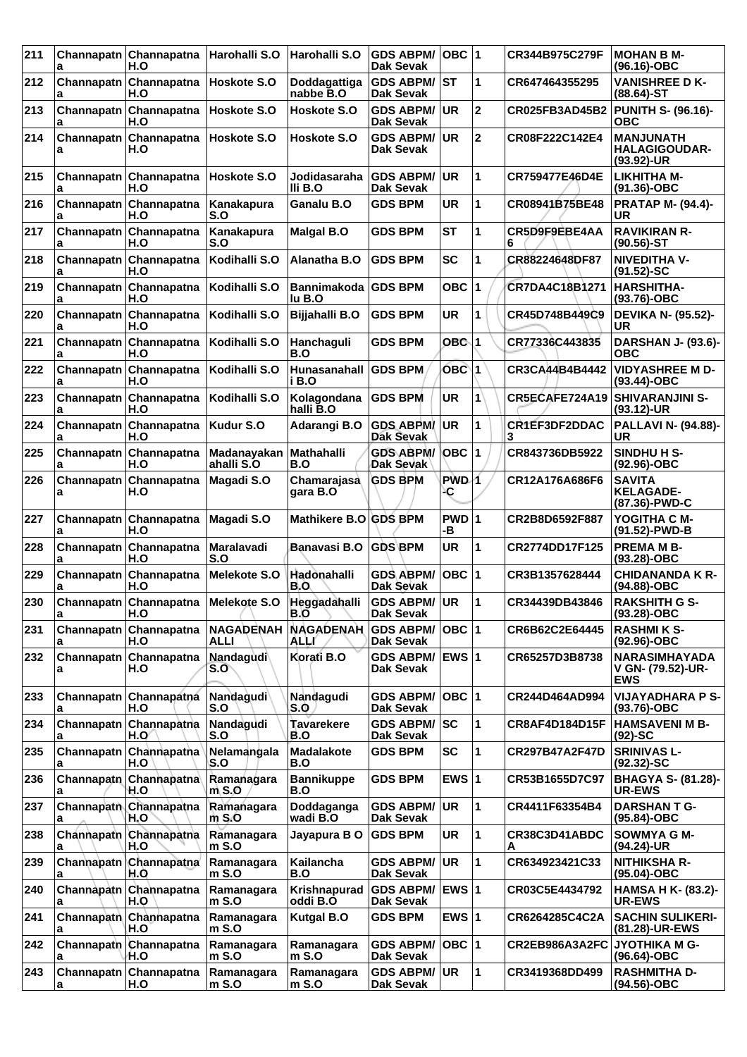| 211 | Channapatna | Channapatna H.O | Harohalli S.O | Harohalli S.O | GDS ABPM/ Dak Sevak | OBC | 1 | CR344B975C279F | MOHAN B M- (96.16)-OBC |
|---|---|---|---|---|---|---|---|---|---|
| 212 | Channapatna | Channapatna H.O | Hoskote S.O | Doddagattiga nabbe B.O | GDS ABPM/ Dak Sevak | ST | 1 | CR647464355295 | VANISHREE D K- (88.64)-ST |
| 213 | Channapatna | Channapatna H.O | Hoskote S.O | Hoskote S.O | GDS ABPM/ Dak Sevak | UR | 2 | CR025FB3AD45B2 | PUNITH S- (96.16)- OBC |
| 214 | Channapatna | Channapatna H.O | Hoskote S.O | Hoskote S.O | GDS ABPM/ Dak Sevak | UR | 2 | CR08F222C142E4 | MANJUNATH HALAGIGOUDAR- (93.92)-UR |
| 215 | Channapatna | Channapatna H.O | Hoskote S.O | Jodidasaraha lli B.O | GDS ABPM/ Dak Sevak | UR | 1 | CR759477E46D4E | LIKHITHA M- (91.36)-OBC |
| 216 | Channapatna | Channapatna H.O | Kanakapura S.O | Ganalu B.O | GDS BPM | UR | 1 | CR08941B75BE48 | PRATAP M- (94.4)- UR |
| 217 | Channapatna | Channapatna H.O | Kanakapura S.O | Malgal B.O | GDS BPM | ST | 1 | CR5D9F9EBE4AA6 | RAVIKIRAN R- (90.56)-ST |
| 218 | Channapatna | Channapatna H.O | Kodihalli S.O | Alanatha B.O | GDS BPM | SC | 1 | CR88224648DF87 | NIVEDITHA V- (91.52)-SC |
| 219 | Channapatna | Channapatna H.O | Kodihalli S.O | Bannimakoda lu B.O | GDS BPM | OBC | 1 | CR7DA4C18B1271 | HARSHITHA- (93.76)-OBC |
| 220 | Channapatna | Channapatna H.O | Kodihalli S.O | Bijjahalli B.O | GDS BPM | UR | 1 | CR45D748B449C9 | DEVIKA N- (95.52)- UR |
| 221 | Channapatna | Channapatna H.O | Kodihalli S.O | Hanchaguli B.O | GDS BPM | OBC | 1 | CR77336C443835 | DARSHAN J- (93.6)- OBC |
| 222 | Channapatna | Channapatna H.O | Kodihalli S.O | Hunasanahall i B.O | GDS BPM | OBC | 1 | CR3CA44B4B4442 | VIDYASHREE M D- (93.44)-OBC |
| 223 | Channapatna | Channapatna H.O | Kodihalli S.O | Kolagondana halli B.O | GDS BPM | UR | 1 | CR5ECAFE724A19 | SHIVARANJINI S- (93.12)-UR |
| 224 | Channapatna | Channapatna H.O | Kudur S.O | Adarangi B.O | GDS ABPM/ Dak Sevak | UR | 1 | CR1EF3DF2DDAC3 | PALLAVI N- (94.88)- UR |
| 225 | Channapatna | Channapatna H.O | Madanayakan ahalli S.O | Mathahalli B.O | GDS ABPM/ Dak Sevak | OBC | 1 | CR843736DB5922 | SINDHU H S- (92.96)-OBC |
| 226 | Channapatna | Channapatna H.O | Magadi S.O | Chamarajasa gara B.O | GDS BPM | PWD -C | 1 | CR12A176A686F6 | SAVITA KELAGADE- (87.36)-PWD-C |
| 227 | Channapatna | Channapatna H.O | Magadi S.O | Mathikere B.O | GDS BPM | PWD -B | 1 | CR2B8D6592F887 | YOGITHA C M- (91.52)-PWD-B |
| 228 | Channapatna | Channapatna H.O | Maralavadi S.O | Banavasi B.O | GDS BPM | UR | 1 | CR2774DD17F125 | PREMA M B- (93.28)-OBC |
| 229 | Channapatna | Channapatna H.O | Melekote S.O | Hadonahalli B.O | GDS ABPM/ Dak Sevak | OBC | 1 | CR3B1357628444 | CHIDANANDA K R- (94.88)-OBC |
| 230 | Channapatna | Channapatna H.O | Melekote S.O | Heggadahalli B.O | GDS ABPM/ Dak Sevak | UR | 1 | CR34439DB43846 | RAKSHITH G S- (93.28)-OBC |
| 231 | Channapatna | Channapatna H.O | NAGADENAH ALLI | NAGADENAH ALLI | GDS ABPM/ Dak Sevak | OBC | 1 | CR6B62C2E64445 | RASHMI K S- (92.96)-OBC |
| 232 | Channapatna | Channapatna H.O | Nandagudi S.O | Korati B.O | GDS ABPM/ Dak Sevak | EWS | 1 | CR65257D3B8738 | NARASIMHAYADA V GN- (79.52)-UR- EWS |
| 233 | Channapatna | Channapatna H.O | Nandagudi S.O | Nandagudi S.O | GDS ABPM/ Dak Sevak | OBC | 1 | CR244D464AD994 | VIJAYADHARA P S- (93.76)-OBC |
| 234 | Channapatna | Channapatna H.O | Nandagudi S.O | Tavarekere B.O | GDS ABPM/ Dak Sevak | SC | 1 | CR8AF4D184D15F | HAMSAVENI M B- (92)-SC |
| 235 | Channapatna | Channapatna H.O | Nelamangala S.O | Madalakote B.O | GDS BPM | SC | 1 | CR297B47A2F47D | SRINIVAS L- (92.32)-SC |
| 236 | Channapatna | Channapatna H.O | Ramanagara m S.O | Bannikuppe B.O | GDS BPM | EWS | 1 | CR53B1655D7C97 | BHAGYA S- (81.28)- UR-EWS |
| 237 | Channapatna | Channapatna H.O | Ramanagara m S.O | Doddaganga wadi B.O | GDS ABPM/ Dak Sevak | UR | 1 | CR4411F63354B4 | DARSHAN T G- (95.84)-OBC |
| 238 | Channapatna | Channapatna H.O | Ramanagara m S.O | Jayapura B O | GDS BPM | UR | 1 | CR38C3D41ABDCA | SOWMYA G M- (94.24)-UR |
| 239 | Channapatna | Channapatna H.O | Ramanagara m S.O | Kailancha B.O | GDS ABPM/ Dak Sevak | UR | 1 | CR634923421C33 | NITHIKSHA R- (95.04)-OBC |
| 240 | Channapatna | Channapatna H.O | Ramanagara m S.O | Krishnapurad oddi B.O | GDS ABPM/ Dak Sevak | EWS | 1 | CR03C5E4434792 | HAMSA H K- (83.2)- UR-EWS |
| 241 | Channapatna | Channapatna H.O | Ramanagara m S.O | Kutgal B.O | GDS BPM | EWS | 1 | CR6264285C4C2A | SACHIN SULIKERI- (81.28)-UR-EWS |
| 242 | Channapatna | Channapatna H.O | Ramanagara m S.O | Ramanagara m S.O | GDS ABPM/ Dak Sevak | OBC | 1 | CR2EB986A3A2FC | JYOTHIKA M G- (96.64)-OBC |
| 243 | Channapatna | Channapatna H.O | Ramanagara m S.O | Ramanagara m S.O | GDS ABPM/ Dak Sevak | UR | 1 | CR3419368DD499 | RASHMITHA D- (94.56)-OBC |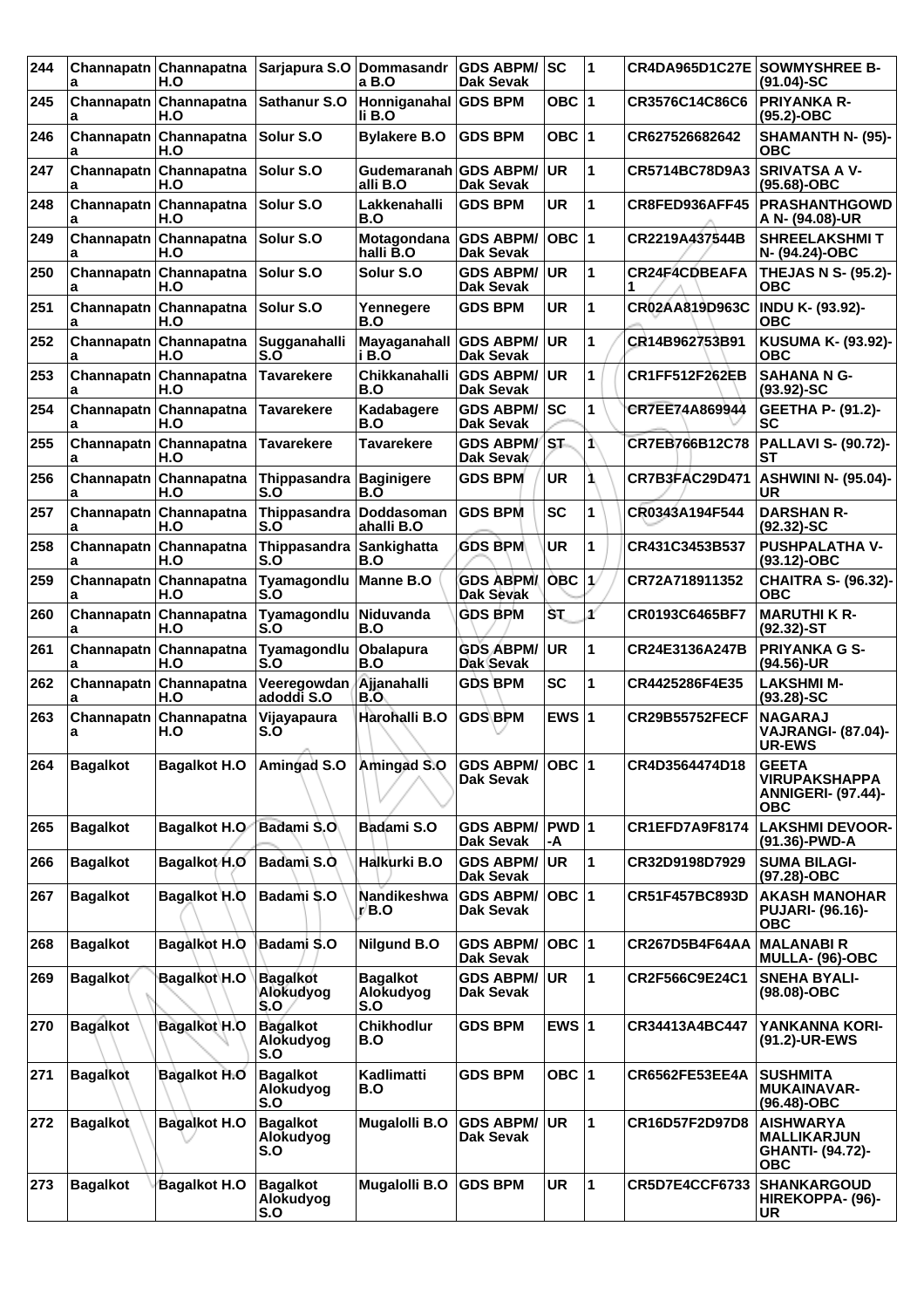| 244 | Channapatna | Channapatna H.O | Sarjapura S.O | Dommasandra B.O | GDS ABPM/ Dak Sevak | SC | 1 | CR4DA965D1C27E | SOWMYSHREE B- (91.04)-SC |
|---|---|---|---|---|---|---|---|---|---|
| 245 | Channapatna | Channapatna H.O | Sathanur S.O | Honniganahalli B.O | GDS BPM | OBC | 1 | CR3576C14C86C6 | PRIYANKA R- (95.2)-OBC |
| 246 | Channapatna | Channapatna H.O | Solur S.O | Bylakere B.O | GDS BPM | OBC | 1 | CR627526682642 | SHAMANTH N- (95)-OBC |
| 247 | Channapatna | Channapatna H.O | Solur S.O | Gudemaranahalli B.O | GDS ABPM/ Dak Sevak | UR | 1 | CR5714BC78D9A3 | SRIVATSA A V- (95.68)-OBC |
| 248 | Channapatna | Channapatna H.O | Solur S.O | Lakkenahalli B.O | GDS BPM | UR | 1 | CR8FED936AFF45 | PRASHANTHGOWDA N- (94.08)-UR |
| 249 | Channapatna | Channapatna H.O | Solur S.O | Motagondanahalli B.O | GDS ABPM/ Dak Sevak | OBC | 1 | CR2219A437544B | SHREELAKSHMI T N- (94.24)-OBC |
| 250 | Channapatna | Channapatna H.O | Solur S.O | Solur S.O | GDS ABPM/ Dak Sevak | UR | 1 | CR24F4CDBEAFA1 | THEJAS N S- (95.2)-OBC |
| 251 | Channapatna | Channapatna H.O | Solur S.O | Yennegere B.O | GDS BPM | UR | 1 | CR02AA819D963C | INDU K- (93.92)-OBC |
| 252 | Channapatna | Channapatna H.O | Sugganahalli S.O | Mayaganahalli B.O | GDS ABPM/ Dak Sevak | UR | 1 | CR14B962753B91 | KUSUMA K- (93.92)-OBC |
| 253 | Channapatna | Channapatna H.O | Tavarekere | Chikkanahalli B.O | GDS ABPM/ Dak Sevak | UR | 1 | CR1FF512F262EB | SAHANA N G- (93.92)-SC |
| 254 | Channapatna | Channapatna H.O | Tavarekere | Kadabagere B.O | GDS ABPM/ Dak Sevak | SC | 1 | CR7EE74A869944 | GEETHA P- (91.2)-SC |
| 255 | Channapatna | Channapatna H.O | Tavarekere | Tavarekere | GDS ABPM/ Dak Sevak | ST | 1 | CR7EB766B12C78 | PALLAVI S- (90.72)-ST |
| 256 | Channapatna | Channapatna H.O | Thippasandra S.O | Baginigere B.O | GDS BPM | UR | 1 | CR7B3FAC29D471 | ASHWINI N- (95.04)-UR |
| 257 | Channapatna | Channapatna H.O | Thippasandra S.O | Doddasomanahalli B.O | GDS BPM | SC | 1 | CR0343A194F544 | DARSHAN R- (92.32)-SC |
| 258 | Channapatna | Channapatna H.O | Thippasandra S.O | Sankighatta B.O | GDS BPM | UR | 1 | CR431C3453B537 | PUSHPALATHA V- (93.12)-OBC |
| 259 | Channapatna | Channapatna H.O | Tyamagondlu S.O | Manne B.O | GDS ABPM/ Dak Sevak | OBC | 1 | CR72A718911352 | CHAITRA S- (96.32)-OBC |
| 260 | Channapatna | Channapatna H.O | Tyamagondlu S.O | Niduvanda B.O | GDS BPM | ST | 1 | CR0193C6465BF7 | MARUTHI K R- (92.32)-ST |
| 261 | Channapatna | Channapatna H.O | Tyamagondlu S.O | Obalapura B.O | GDS ABPM/ Dak Sevak | UR | 1 | CR24E3136A247B | PRIYANKA G S- (94.56)-UR |
| 262 | Channapatna | Channapatna H.O | Veeregowdanadoddi S.O | Ajjanahalli B.O | GDS BPM | SC | 1 | CR4425286F4E35 | LAKSHMI M- (93.28)-SC |
| 263 | Channapatna | Channapatna H.O | Vijayapaura S.O | Harohalli B.O | GDS BPM | EWS | 1 | CR29B55752FECF | NAGARAJ VAJRANGI- (87.04)-UR-EWS |
| 264 | Bagalkot | Bagalkot H.O | Amingad S.O | Amingad S.O | GDS ABPM/ Dak Sevak | OBC | 1 | CR4D3564474D18 | GEETA VIRUPAKSHAPPA ANNIGERI- (97.44)-OBC |
| 265 | Bagalkot | Bagalkot H.O | Badami S.O | Badami S.O | GDS ABPM/ Dak Sevak | PWD-A | 1 | CR1EFD7A9F8174 | LAKSHMI DEVOOR- (91.36)-PWD-A |
| 266 | Bagalkot | Bagalkot H.O | Badami S.O | Halkurki B.O | GDS ABPM/ Dak Sevak | UR | 1 | CR32D9198D7929 | SUMA BILAGI- (97.28)-OBC |
| 267 | Bagalkot | Bagalkot H.O | Badami S.O | Nandikeshwar B.O | GDS ABPM/ Dak Sevak | OBC | 1 | CR51F457BC893D | AKASH MANOHAR PUJARI- (96.16)-OBC |
| 268 | Bagalkot | Bagalkot H.O | Badami S.O | Nilgund B.O | GDS ABPM/ Dak Sevak | OBC | 1 | CR267D5B4F64AA | MALANABI R MULLA- (96)-OBC |
| 269 | Bagalkot | Bagalkot H.O | Bagalkot Alokudyog S.O | Bagalkot Alokudyog S.O | GDS ABPM/ Dak Sevak | UR | 1 | CR2F566C9E24C1 | SNEHA BYALI- (98.08)-OBC |
| 270 | Bagalkot | Bagalkot H.O | Bagalkot Alokudyog S.O | Chikhodlur B.O | GDS BPM | EWS | 1 | CR34413A4BC447 | YANKANNA KORI- (91.2)-UR-EWS |
| 271 | Bagalkot | Bagalkot H.O | Bagalkot Alokudyog S.O | Kadlimatti B.O | GDS BPM | OBC | 1 | CR6562FE53EE4A | SUSHMITA MUKAINAVAR- (96.48)-OBC |
| 272 | Bagalkot | Bagalkot H.O | Bagalkot Alokudyog S.O | Mugalolli B.O | GDS ABPM/ Dak Sevak | UR | 1 | CR16D57F2D97D8 | AISHWARYA MALLIKARJUN GHANTI- (94.72)-OBC |
| 273 | Bagalkot | Bagalkot H.O | Bagalkot Alokudyog S.O | Mugalolli B.O | GDS BPM | UR | 1 | CR5D7E4CCF6733 | SHANKARGOUD HIREKOPPA- (96)-UR |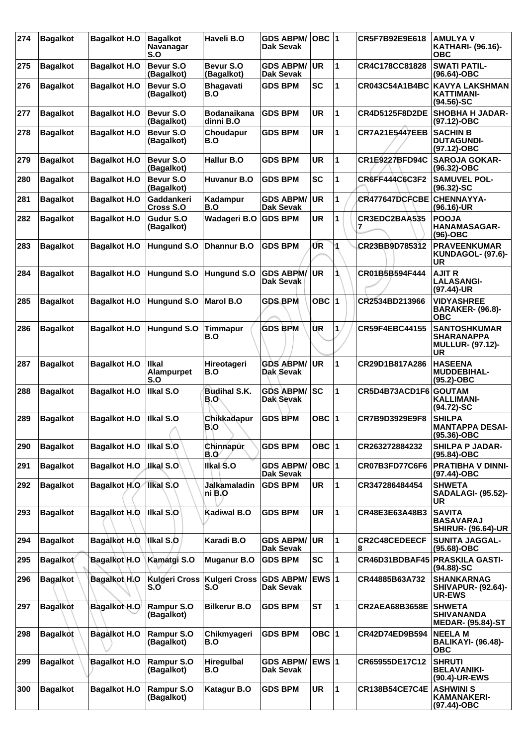| 274 | Bagalkot | Bagalkot H.O | Bagalkot Navanagar S.O | Haveli B.O | GDS ABPM/ Dak Sevak | OBC | 1 | CR5F7B92E9E618 | AMULYA V KATHARI- (96.16)-OBC |
|---|---|---|---|---|---|---|---|---|---|
| 275 | Bagalkot | Bagalkot H.O | Bevur S.O (Bagalkot) | Bevur S.O (Bagalkot) | GDS ABPM/ Dak Sevak | UR | 1 | CR4C178CC81828 | SWATI PATIL- (96.64)-OBC |
| 276 | Bagalkot | Bagalkot H.O | Bevur S.O (Bagalkot) | Bhagavati B.O | GDS BPM | SC | 1 | CR043C54A1B4BC | KAVYA LAKSHMAN KATTIMANI- (94.56)-SC |
| 277 | Bagalkot | Bagalkot H.O | Bevur S.O (Bagalkot) | Bodanaikana dinni B.O | GDS BPM | UR | 1 | CR4D5125F8D2DE | SHOBHA H JADAR- (97.12)-OBC |
| 278 | Bagalkot | Bagalkot H.O | Bevur S.O (Bagalkot) | Choudapur B.O | GDS BPM | UR | 1 | CR7A21E5447EEB | SACHIN B DUTAGUNDI- (97.12)-OBC |
| 279 | Bagalkot | Bagalkot H.O | Bevur S.O (Bagalkot) | Hallur B.O | GDS BPM | UR | 1 | CR1E9227BFD94C | SAROJA GOKAR- (96.32)-OBC |
| 280 | Bagalkot | Bagalkot H.O | Bevur S.O (Bagalkot) | Huvanur B.O | GDS BPM | SC | 1 | CR6FF444C6C3F2 | SAMUVEL POL- (96.32)-SC |
| 281 | Bagalkot | Bagalkot H.O | Gaddankeri Cross S.O | Kadampur B.O | GDS ABPM/ Dak Sevak | UR | 1 | CR477647DCFCBE | CHENNAYYA- (96.16)-UR |
| 282 | Bagalkot | Bagalkot H.O | Gudur S.O (Bagalkot) | Wadageri B.O | GDS BPM | UR | 1 | CR3EDC2BAA535 7 | POOJA HANAMASAGAR- (96)-OBC |
| 283 | Bagalkot | Bagalkot H.O | Hungund S.O | Dhannur B.O | GDS BPM | UR | 1 | CR23BB9D785312 | PRAVEENKUMAR KUNDAGOL- (97.6)-UR |
| 284 | Bagalkot | Bagalkot H.O | Hungund S.O | Hungund S.O | GDS ABPM/ Dak Sevak | UR | 1 | CR01B5B594F444 | AJIT R LALASANGI- (97.44)-UR |
| 285 | Bagalkot | Bagalkot H.O | Hungund S.O | Marol B.O | GDS BPM | OBC | 1 | CR2534BD213966 | VIDYASHREE BARAKER- (96.8)-OBC |
| 286 | Bagalkot | Bagalkot H.O | Hungund S.O | Timmapur B.O | GDS BPM | UR | 1 | CR59F4EBC44155 | SANTOSHKUMAR SHARANAPPA MULLUR- (97.12)-UR |
| 287 | Bagalkot | Bagalkot H.O | Ilkal Alampurpet S.O | Hireotageri B.O | GDS ABPM/ Dak Sevak | UR | 1 | CR29D1B817A286 | HASEENA MUDDEBIHAL- (95.2)-OBC |
| 288 | Bagalkot | Bagalkot H.O | Ilkal S.O | Budihal S.K. B.O | GDS ABPM/ Dak Sevak | SC | 1 | CR5D4B73ACD1F6 | GOUTAM KALLIMANI- (94.72)-SC |
| 289 | Bagalkot | Bagalkot H.O | Ilkal S.O | Chikkadapur B.O | GDS BPM | OBC | 1 | CR7B9D3929E9F8 | SHILPA MANTAPPA DESAI- (95.36)-OBC |
| 290 | Bagalkot | Bagalkot H.O | Ilkal S.O | Chinnapur B.O | GDS BPM | OBC | 1 | CR263272884232 | SHILPA P JADAR- (95.84)-OBC |
| 291 | Bagalkot | Bagalkot H.O | Ilkal S.O | Ilkal S.O | GDS ABPM/ Dak Sevak | OBC | 1 | CR07B3FD77C6F6 | PRATIBHA V DINNI- (97.44)-OBC |
| 292 | Bagalkot | Bagalkot H.O | Ilkal S.O | Jalkamaladin ni B.O | GDS BPM | UR | 1 | CR347286484454 | SHWETA SADALAGI- (95.52)-UR |
| 293 | Bagalkot | Bagalkot H.O | Ilkal S.O | Kadiwal B.O | GDS BPM | UR | 1 | CR48E3E63A48B3 | SAVITA BASAVARAJ SHIRUR- (96.64)-UR |
| 294 | Bagalkot | Bagalkot H.O | Ilkal S.O | Karadi B.O | GDS ABPM/ Dak Sevak | UR | 1 | CR2C48CEDEECF 8 | SUNITA JAGGAL- (95.68)-OBC |
| 295 | Bagalkot | Bagalkot H.O | Kamatgi S.O | Muganur B.O | GDS BPM | SC | 1 | CR46D31BDBAF45 | PRASKILA GASTI- (94.88)-SC |
| 296 | Bagalkot | Bagalkot H.O | Kulgeri Cross S.O | Kulgeri Cross S.O | GDS ABPM/ Dak Sevak | EWS | 1 | CR44885B63A732 | SHANKARNAG SHIVAPUR- (92.64)-UR-EWS |
| 297 | Bagalkot | Bagalkot H.O | Rampur S.O (Bagalkot) | Bilkerur B.O | GDS BPM | ST | 1 | CR2AEA68B3658E | SHWETA SHIVANANDA MEDAR- (95.84)-ST |
| 298 | Bagalkot | Bagalkot H.O | Rampur S.O (Bagalkot) | Chikmyageri B.O | GDS BPM | OBC | 1 | CR42D74ED9B594 | NEELA M BALIKAYI- (96.48)-OBC |
| 299 | Bagalkot | Bagalkot H.O | Rampur S.O (Bagalkot) | Hiregulbal B.O | GDS ABPM/ Dak Sevak | EWS | 1 | CR65955DE17C12 | SHRUTI BELAVANIKI- (90.4)-UR-EWS |
| 300 | Bagalkot | Bagalkot H.O | Rampur S.O (Bagalkot) | Katagur B.O | GDS BPM | UR | 1 | CR138B54CE7C4E | ASHWINI S KAMANAKERI- (97.44)-OBC |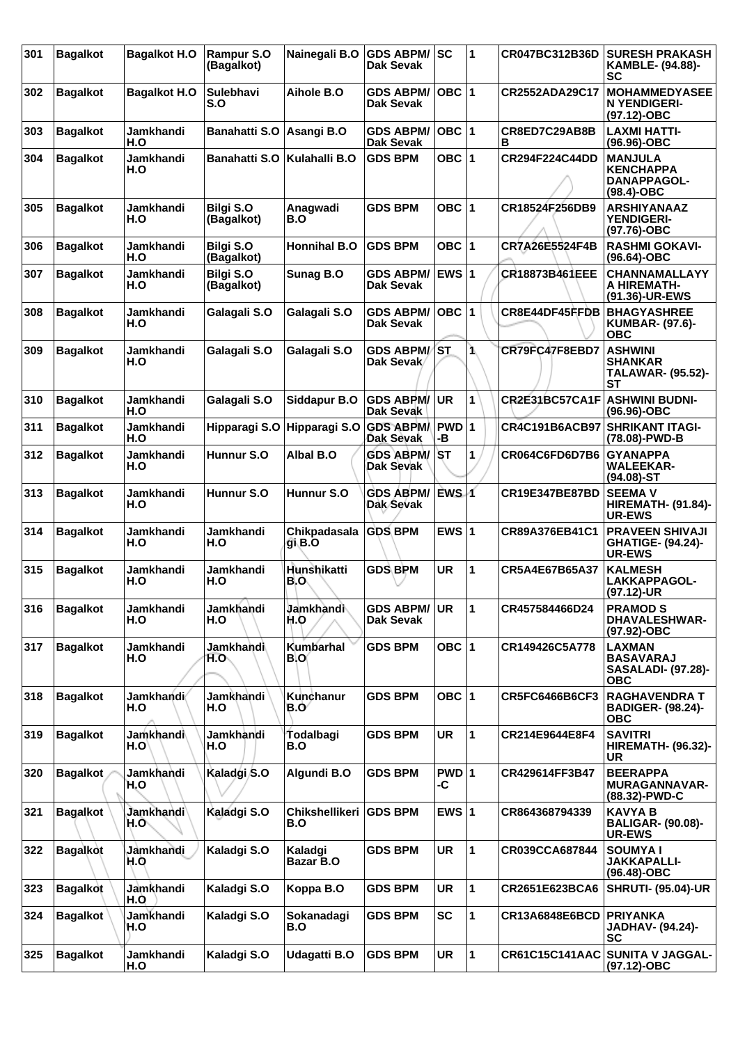| 301 | Bagalkot | Bagalkot H.O | Rampur S.O (Bagalkot) | Nainegali B.O | GDS ABPM/ Dak Sevak | SC | 1 | CR047BC312B36D | SURESH PRAKASH KAMBLE- (94.88)-SC |
|---|---|---|---|---|---|---|---|---|---|
| 302 | Bagalkot | Bagalkot H.O | Sulebhavi S.O | Aihole B.O | GDS ABPM/ Dak Sevak | OBC | 1 | CR2552ADA29C17 | MOHAMMEDYASEEN YENDIGERI- (97.12)-OBC |
| 303 | Bagalkot | Jamkhandi H.O | Banahatti S.O | Asangi B.O | GDS ABPM/ Dak Sevak | OBC | 1 | CR8ED7C29AB8BB | LAXMI HATTI- (96.96)-OBC |
| 304 | Bagalkot | Jamkhandi H.O | Banahatti S.O | Kulahalli B.O | GDS BPM | OBC | 1 | CR294F224C44DD | MANJULA KENCHAPPA DANAPPAGOL- (98.4)-OBC |
| 305 | Bagalkot | Jamkhandi H.O | Bilgi S.O (Bagalkot) | Anagwadi B.O | GDS BPM | OBC | 1 | CR18524F256DB9 | ARSHIYANAAZ YENDIGERI- (97.76)-OBC |
| 306 | Bagalkot | Jamkhandi H.O | Bilgi S.O (Bagalkot) | Honnihal B.O | GDS BPM | OBC | 1 | CR7A26E5524F4B | RASHMI GOKAVI- (96.64)-OBC |
| 307 | Bagalkot | Jamkhandi H.O | Bilgi S.O (Bagalkot) | Sunag B.O | GDS ABPM/ Dak Sevak | EWS | 1 | CR18873B461EEE | CHANNAMALLAYYA HIREMATH- (91.36)-UR-EWS |
| 308 | Bagalkot | Jamkhandi H.O | Galagali S.O | Galagali S.O | GDS ABPM/ Dak Sevak | OBC | 1 | CR8E44DF45FFDB | BHAGYASHREE KUMBAR- (97.6)-OBC |
| 309 | Bagalkot | Jamkhandi H.O | Galagali S.O | Galagali S.O | GDS ABPM/ Dak Sevak | ST | 1 | CR79FC47F8EBD7 | ASHWINI SHANKAR TALAWAR- (95.52)-ST |
| 310 | Bagalkot | Jamkhandi H.O | Galagali S.O | Siddapur B.O | GDS ABPM/ Dak Sevak | UR | 1 | CR2E31BC57CA1F | ASHWINI BUDNI- (96.96)-OBC |
| 311 | Bagalkot | Jamkhandi H.O | Hipparagi S.O | Hipparagi S.O | GDS ABPM/ Dak Sevak | PWD-B | 1 | CR4C191B6ACB97 | SHRIKANT ITAGI- (78.08)-PWD-B |
| 312 | Bagalkot | Jamkhandi H.O | Hunnur S.O | Albal B.O | GDS ABPM/ Dak Sevak | ST | 1 | CR064C6FD6D7B6 | GYANAPPA WALEEKAR- (94.08)-ST |
| 313 | Bagalkot | Jamkhandi H.O | Hunnur S.O | Hunnur S.O | GDS ABPM/ Dak Sevak | EWS | 1 | CR19E347BE87BD | SEEMA V HIREMATH- (91.84)-UR-EWS |
| 314 | Bagalkot | Jamkhandi H.O | Jamkhandi H.O | Chikpadasalagi B.O | GDS BPM | EWS | 1 | CR89A376EB41C1 | PRAVEEN SHIVAJI GHATIGE- (94.24)-UR-EWS |
| 315 | Bagalkot | Jamkhandi H.O | Jamkhandi H.O | Hunshikatti B.O | GDS BPM | UR | 1 | CR5A4E67B65A37 | KALMESH LAKKAPPAGOL- (97.12)-UR |
| 316 | Bagalkot | Jamkhandi H.O | Jamkhandi H.O | Jamkhandi H.O | GDS ABPM/ Dak Sevak | UR | 1 | CR457584466D24 | PRAMOD S DHAVALESHWAR- (97.92)-OBC |
| 317 | Bagalkot | Jamkhandi H.O | Jamkhandi H.O | Kumbarhal B.O | GDS BPM | OBC | 1 | CR149426C5A778 | LAXMAN BASAVARAJ SASALADI- (97.28)-OBC |
| 318 | Bagalkot | Jamkhandi H.O | Jamkhandi H.O | Kunchanur B.O | GDS BPM | OBC | 1 | CR5FC6466B6CF3 | RAGHAVENDRA T BADIGER- (98.24)-OBC |
| 319 | Bagalkot | Jamkhandi H.O | Jamkhandi H.O | Todalbagi B.O | GDS BPM | UR | 1 | CR214E9644E8F4 | SAVITRI HIREMATH- (96.32)-UR |
| 320 | Bagalkot | Jamkhandi H.O | Kaladgi S.O | Algundi B.O | GDS BPM | PWD-C | 1 | CR429614FF3B47 | BEERAPPA MURAGANNAVAR- (88.32)-PWD-C |
| 321 | Bagalkot | Jamkhandi H.O | Kaladgi S.O | Chikshellikeri B.O | GDS BPM | EWS | 1 | CR864368794339 | KAVYA B BALIGAR- (90.08)-UR-EWS |
| 322 | Bagalkot | Jamkhandi H.O | Kaladgi S.O | Kaladgi Bazar B.O | GDS BPM | UR | 1 | CR039CCA687844 | SOUMYA I JAKKAPALLI- (96.48)-OBC |
| 323 | Bagalkot | Jamkhandi H.O | Kaladgi S.O | Koppa B.O | GDS BPM | UR | 1 | CR2651E623BCA6 | SHRUTI- (95.04)-UR |
| 324 | Bagalkot | Jamkhandi H.O | Kaladgi S.O | Sokanadagi B.O | GDS BPM | SC | 1 | CR13A6848E6BCD | PRIYANKA JADHAV- (94.24)-SC |
| 325 | Bagalkot | Jamkhandi H.O | Kaladgi S.O | Udagatti B.O | GDS BPM | UR | 1 | CR61C15C141AAC | SUNITA V JAGGAL- (97.12)-OBC |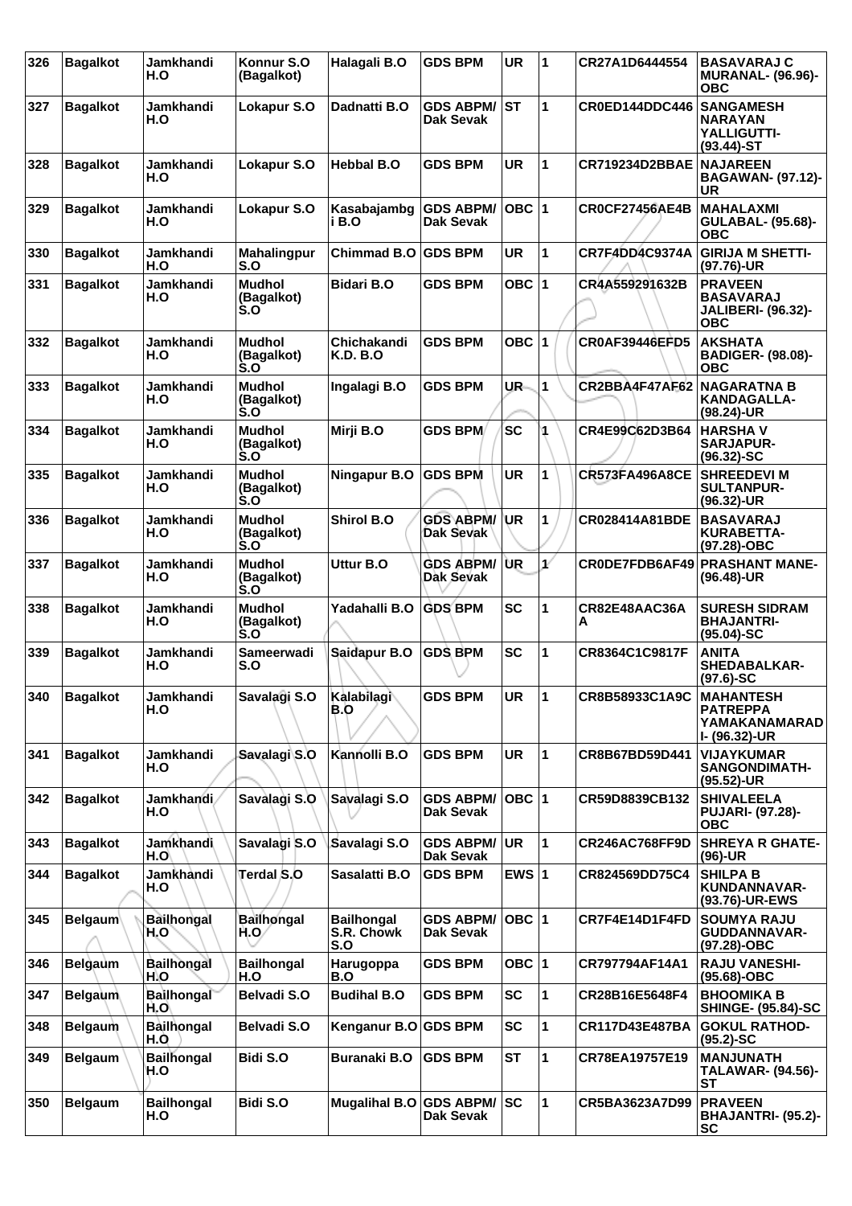| 326 | Bagalkot | Jamkhandi H.O | Konnur S.O (Bagalkot) | Halagali B.O | GDS BPM | UR | 1 | CR27A1D6444554 | BASAVARAJ C MURANAL- (96.96)-OBC |
|---|---|---|---|---|---|---|---|---|---|
| 327 | Bagalkot | Jamkhandi H.O | Lokapur S.O | Dadnatti B.O | GDS ABPM/ Dak Sevak | ST | 1 | CR0ED144DDC446 | SANGAMESH NARAYAN YALLIGUTTI- (93.44)-ST |
| 328 | Bagalkot | Jamkhandi H.O | Lokapur S.O | Hebbal B.O | GDS BPM | UR | 1 | CR719234D2BBAE | NAJAREEN BAGAWAN- (97.12)-UR |
| 329 | Bagalkot | Jamkhandi H.O | Lokapur S.O | Kasabajambgi B.O | GDS ABPM/ Dak Sevak | OBC | 1 | CR0CF27456AE4B | MAHALAXMI GULABAL- (95.68)-OBC |
| 330 | Bagalkot | Jamkhandi H.O | Mahalingpur S.O | Chimmad B.O | GDS BPM | UR | 1 | CR7F4DD4C9374A | GIRIJA M SHETTI- (97.76)-UR |
| 331 | Bagalkot | Jamkhandi H.O | Mudhol (Bagalkot) S.O | Bidari B.O | GDS BPM | OBC | 1 | CR4A559291632B | PRAVEEN BASAVARAJ JALIBERI- (96.32)-OBC |
| 332 | Bagalkot | Jamkhandi H.O | Mudhol (Bagalkot) S.O | Chichakandi K.D. B.O | GDS BPM | OBC | 1 | CR0AF39446EFD5 | AKSHATA BADIGER- (98.08)-OBC |
| 333 | Bagalkot | Jamkhandi H.O | Mudhol (Bagalkot) S.O | Ingalagi B.O | GDS BPM | UR | 1 | CR2BBA4F47AF62 | NAGARATNA B KANDAGALLA- (98.24)-UR |
| 334 | Bagalkot | Jamkhandi H.O | Mudhol (Bagalkot) S.O | Mirji B.O | GDS BPM | SC | 1 | CR4E99C62D3B64 | HARSHA V SARJAPUR- (96.32)-SC |
| 335 | Bagalkot | Jamkhandi H.O | Mudhol (Bagalkot) S.O | Ningapur B.O | GDS BPM | UR | 1 | CR573FA496A8CE | SHREEDEVI M SULTANPUR- (96.32)-UR |
| 336 | Bagalkot | Jamkhandi H.O | Mudhol (Bagalkot) S.O | Shirol B.O | GDS ABPM/ Dak Sevak | UR | 1 | CR028414A81BDE | BASAVARAJ KURABETTA- (97.28)-OBC |
| 337 | Bagalkot | Jamkhandi H.O | Mudhol (Bagalkot) S.O | Uttur B.O | GDS ABPM/ Dak Sevak | UR | 1 | CR0DE7FDB6AF49 | PRASHANT MANE- (96.48)-UR |
| 338 | Bagalkot | Jamkhandi H.O | Mudhol (Bagalkot) S.O | Yadahalli B.O | GDS BPM | SC | 1 | CR82E48AAC36AA | SURESH SIDRAM BHAJANTRI- (95.04)-SC |
| 339 | Bagalkot | Jamkhandi H.O | Sameerwadi S.O | Saidapur B.O | GDS BPM | SC | 1 | CR8364C1C9817F | ANITA SHEDABALKAR- (97.6)-SC |
| 340 | Bagalkot | Jamkhandi H.O | Savalagi S.O | Kalabilagi B.O | GDS BPM | UR | 1 | CR8B58933C1A9C | MAHANTESH PATREPPA YAMAKANAMARADI- (96.32)-UR |
| 341 | Bagalkot | Jamkhandi H.O | Savalagi S.O | Kannolli B.O | GDS BPM | UR | 1 | CR8B67BD59D441 | VIJAYKUMAR SANGONDIMATH- (95.52)-UR |
| 342 | Bagalkot | Jamkhandi H.O | Savalagi S.O | Savalagi S.O | GDS ABPM/ Dak Sevak | OBC | 1 | CR59D8839CB132 | SHIVALEELA PUJARI- (97.28)-OBC |
| 343 | Bagalkot | Jamkhandi H.O | Savalagi S.O | Savalagi S.O | GDS ABPM/ Dak Sevak | UR | 1 | CR246AC768FF9D | SHREYA R GHATE- (96)-UR |
| 344 | Bagalkot | Jamkhandi H.O | Terdal S.O | Sasalatti B.O | GDS BPM | EWS | 1 | CR824569DD75C4 | SHILPA B KUNDANNAVAR- (93.76)-UR-EWS |
| 345 | Belgaum | Bailhongal H.O | Bailhongal H.O | Bailhongal S.R. Chowk S.O | GDS ABPM/ Dak Sevak | OBC | 1 | CR7F4E14D1F4FD | SOUMYA RAJU GUDDANNAVAR- (97.28)-OBC |
| 346 | Belgaum | Bailhongal H.O | Bailhongal H.O | Harugoppa B.O | GDS BPM | OBC | 1 | CR797794AF14A1 | RAJU VANESHI- (95.68)-OBC |
| 347 | Belgaum | Bailhongal H.O | Belvadi S.O | Budihal B.O | GDS BPM | SC | 1 | CR28B16E5648F4 | BHOOMIKA B SHINGE- (95.84)-SC |
| 348 | Belgaum | Bailhongal H.O | Belvadi S.O | Kenganur B.O | GDS BPM | SC | 1 | CR117D43E487BA | GOKUL RATHOD- (95.2)-SC |
| 349 | Belgaum | Bailhongal H.O | Bidi S.O | Buranaki B.O | GDS BPM | ST | 1 | CR78EA19757E19 | MANJUNATH TALAWAR- (94.56)-ST |
| 350 | Belgaum | Bailhongal H.O | Bidi S.O | Mugalihal B.O | GDS ABPM/ Dak Sevak | SC | 1 | CR5BA3623A7D99 | PRAVEEN BHAJANTRI- (95.2)-SC |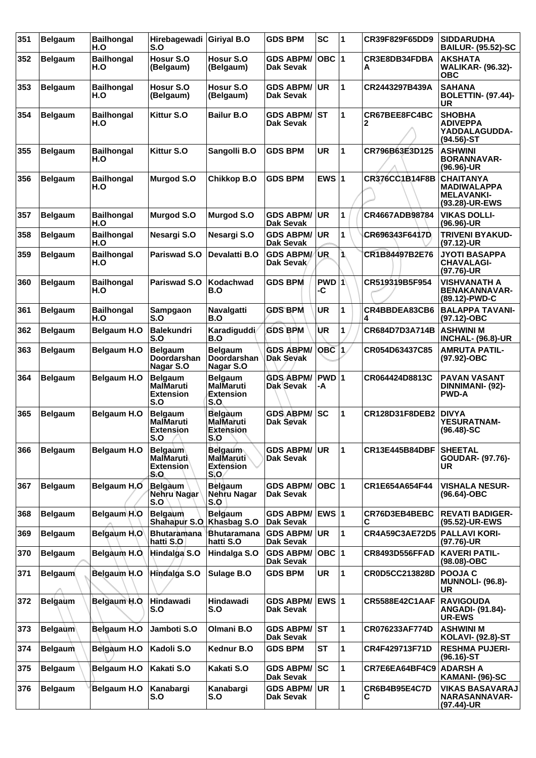| 351 | Belgaum | Bailhongal H.O | Hirebagewadi S.O | Giriyal B.O | GDS BPM | SC | 1 | CR39F829F65DD9 | SIDDARUDHA BAILUR- (95.52)-SC |
|---|---|---|---|---|---|---|---|---|---|
| 352 | Belgaum | Bailhongal H.O | Hosur S.O (Belgaum) | Hosur S.O (Belgaum) | GDS ABPM/ Dak Sevak | OBC | 1 | CR3E8DB34FDBA A | AKSHATA WALIKAR- (96.32)-OBC |
| 353 | Belgaum | Bailhongal H.O | Hosur S.O (Belgaum) | Hosur S.O (Belgaum) | GDS ABPM/ Dak Sevak | UR | 1 | CR2443297B439A | SAHANA BOLETTIN- (97.44)-UR |
| 354 | Belgaum | Bailhongal H.O | Kittur S.O | Bailur B.O | GDS ABPM/ Dak Sevak | ST | 1 | CR67BEE8FC4BC 2 | SHOBHA ADIVEPPA YADDALAGUDDA- (94.56)-ST |
| 355 | Belgaum | Bailhongal H.O | Kittur S.O | Sangolli B.O | GDS BPM | UR | 1 | CR796B63E3D125 | ASHWINI BORANNAVAR- (96.96)-UR |
| 356 | Belgaum | Bailhongal H.O | Murgod S.O | Chikkop B.O | GDS BPM | EWS | 1 | CR376CC1B14F8B | CHAITANYA MADIWALAPPA MELAVANKI- (93.28)-UR-EWS |
| 357 | Belgaum | Bailhongal H.O | Murgod S.O | Murgod S.O | GDS ABPM/ Dak Sevak | UR | 1 | CR4667ADB98784 | VIKAS DOLLI- (96.96)-UR |
| 358 | Belgaum | Bailhongal H.O | Nesargi S.O | Nesargi S.O | GDS ABPM/ Dak Sevak | UR | 1 | CR696343F6417D | TRIVENI BYAKUD- (97.12)-UR |
| 359 | Belgaum | Bailhongal H.O | Pariswad S.O | Devalatti B.O | GDS ABPM/ Dak Sevak | UR | 1 | CR1B84497B2E76 | JYOTI BASAPPA CHAVALAGI- (97.76)-UR |
| 360 | Belgaum | Bailhongal H.O | Pariswad S.O | Kodachwad B.O | GDS BPM | PWD -C | 1 | CR519319B5F954 | VISHVANATH A BENAKANNAVAR- (89.12)-PWD-C |
| 361 | Belgaum | Bailhongal H.O | Sampgaon S.O | Navalgatti B.O | GDS BPM | UR | 1 | CR4BBDEA83CB6 4 | BALAPPA TAVANI- (97.12)-OBC |
| 362 | Belgaum | Belgaum H.O | Balekundri S.O | Karadiguddi B.O | GDS BPM | UR | 1 | CR684D7D3A714B | ASHWINI M INCHAL- (96.8)-UR |
| 363 | Belgaum | Belgaum H.O | Belgaum Doordarshan Nagar S.O | Belgaum Doordarshan Nagar S.O | GDS ABPM/ Dak Sevak | OBC | 1 | CR054D63437C85 | AMRUTA PATIL- (97.92)-OBC |
| 364 | Belgaum | Belgaum H.O | Belgaum MalMaruti Extension S.O | Belgaum MalMaruti Extension S.O | GDS ABPM/ Dak Sevak | PWD -A | 1 | CR064424D8813C | PAVAN VASANT DINNIMANI- (92)-PWD-A |
| 365 | Belgaum | Belgaum H.O | Belgaum MalMaruti Extension S.O | Belgaum MalMaruti Extension S.O | GDS ABPM/ Dak Sevak | SC | 1 | CR128D31F8DEB2 | DIVYA YESURATNAM- (96.48)-SC |
| 366 | Belgaum | Belgaum H.O | Belgaum MalMaruti Extension S.O | Belgaum MalMaruti Extension S.O | GDS ABPM/ Dak Sevak | UR | 1 | CR13E445B84DBF | SHEETAL GOUDAR- (97.76)-UR |
| 367 | Belgaum | Belgaum H.O | Belgaum Nehru Nagar S.O | Belgaum Nehru Nagar S.O | GDS ABPM/ Dak Sevak | OBC | 1 | CR1E654A654F44 | VISHALA NESUR- (96.64)-OBC |
| 368 | Belgaum | Belgaum H.O | Belgaum Shahapur S.O | Belgaum Khasbag S.O | GDS ABPM/ Dak Sevak | EWS | 1 | CR76D3EB4BEBC C | REVATI BADIGER- (95.52)-UR-EWS |
| 369 | Belgaum | Belgaum H.O | Bhutaramana hatti S.O | Bhutaramana hatti S.O | GDS ABPM/ Dak Sevak | UR | 1 | CR4A59C3AE72D5 | PALLAVI KORI- (97.76)-UR |
| 370 | Belgaum | Belgaum H.O | Hindalga S.O | Hindalga S.O | GDS ABPM/ Dak Sevak | OBC | 1 | CR8493D556FFAD | KAVERI PATIL- (98.08)-OBC |
| 371 | Belgaum | Belgaum H.O | Hindalga S.O | Sulage B.O | GDS BPM | UR | 1 | CR0D5CC213828D | POOJA C MUNNOLI- (96.8)-UR |
| 372 | Belgaum | Belgaum H.O | Hindawadi S.O | Hindawadi S.O | GDS ABPM/ Dak Sevak | EWS | 1 | CR5588E42C1AAF | RAVIGOUDA ANGADI- (91.84)-UR-EWS |
| 373 | Belgaum | Belgaum H.O | Jamboti S.O | Olmani B.O | GDS ABPM/ Dak Sevak | ST | 1 | CR076233AF774D | ASHWINI M KOLAVI- (92.8)-ST |
| 374 | Belgaum | Belgaum H.O | Kadoli S.O | Kednur B.O | GDS BPM | ST | 1 | CR4F429713F71D | RESHMA PUJERI- (96.16)-ST |
| 375 | Belgaum | Belgaum H.O | Kakati S.O | Kakati S.O | GDS ABPM/ Dak Sevak | SC | 1 | CR7E6EA64BF4C9 | ADARSH A KAMANI- (96)-SC |
| 376 | Belgaum | Belgaum H.O | Kanabargi S.O | Kanabargi S.O | GDS ABPM/ Dak Sevak | UR | 1 | CR6B4B95E4C7D C | VIKAS BASAVARAJ NARASANNAVAR- (97.44)-UR |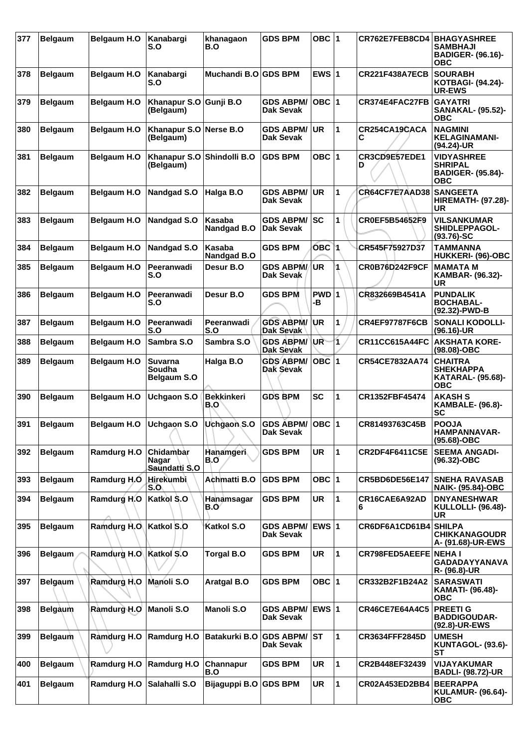| 377 | Belgaum | Belgaum H.O | Kanabargi S.O | khanagaon B.O | GDS BPM | OBC | 1 | CR762E7FEB8CD4 | BHAGYASHREE SAMBHAJI BADIGER- (96.16)-OBC |
|---|---|---|---|---|---|---|---|---|---|
| 378 | Belgaum | Belgaum H.O | Kanabargi S.O | Muchandi B.O | GDS BPM | EWS | 1 | CR221F438A7ECB | SOURABH KOTBAGI- (94.24)-UR-EWS |
| 379 | Belgaum | Belgaum H.O | Khanapur S.O (Belgaum) | Gunji B.O | GDS ABPM/ Dak Sevak | OBC | 1 | CR374E4FAC27FB | GAYATRI SANAKAL- (95.52)-OBC |
| 380 | Belgaum | Belgaum H.O | Khanapur S.O (Belgaum) | Nerse B.O | GDS ABPM/ Dak Sevak | UR | 1 | CR254CA19CACA C | NAGMINI KELAGINAMANI- (94.24)-UR |
| 381 | Belgaum | Belgaum H.O | Khanapur S.O (Belgaum) | Shindolli B.O | GDS BPM | OBC | 1 | CR3CD9E57EDE1 D | VIDYASHREE SHRIPAL BADIGER- (95.84)-OBC |
| 382 | Belgaum | Belgaum H.O | Nandgad S.O | Halga B.O | GDS ABPM/ Dak Sevak | UR | 1 | CR64CF7E7AAD38 | SANGEETA HIREMATH- (97.28)-UR |
| 383 | Belgaum | Belgaum H.O | Nandgad S.O | Kasaba Nandgad B.O | GDS ABPM/ Dak Sevak | SC | 1 | CR0EF5B54652F9 | VILSANKUMAR SHIDLEPPAGOL- (93.76)-SC |
| 384 | Belgaum | Belgaum H.O | Nandgad S.O | Kasaba Nandgad B.O | GDS BPM | OBC | 1 | CR545F75927D37 | TAMMANNA HUKKERI- (96)-OBC |
| 385 | Belgaum | Belgaum H.O | Peeranwadi S.O | Desur B.O | GDS ABPM/ Dak Sevak | UR | 1 | CR0B76D242F9CF | MAMATA M KAMBAR- (96.32)-UR |
| 386 | Belgaum | Belgaum H.O | Peeranwadi S.O | Desur B.O | GDS BPM | PWD -B | 1 | CR832669B4541A | PUNDALIK BOCHABAL- (92.32)-PWD-B |
| 387 | Belgaum | Belgaum H.O | Peeranwadi S.O | Peeranwadi S.O | GDS ABPM/ Dak Sevak | UR | 1 | CR4EF97787F6CB | SONALI KODOLLI- (96.16)-UR |
| 388 | Belgaum | Belgaum H.O | Sambra S.O | Sambra S.O | GDS ABPM/ Dak Sevak | UR | 1 | CR11CC615A44FC | AKSHATA KORE- (98.08)-OBC |
| 389 | Belgaum | Belgaum H.O | Suvarna Soudha Belgaum S.O | Halga B.O | GDS ABPM/ Dak Sevak | OBC | 1 | CR54CE7832AA74 | CHAITRA SHEKHAPPA KATARAL- (95.68)-OBC |
| 390 | Belgaum | Belgaum H.O | Uchgaon S.O | Bekkinkeri B.O | GDS BPM | SC | 1 | CR1352FBF45474 | AKASH S KAMBALE- (96.8)-SC |
| 391 | Belgaum | Belgaum H.O | Uchgaon S.O | Uchgaon S.O | GDS ABPM/ Dak Sevak | OBC | 1 | CR81493763C45B | POOJA HAMPANNAVAR- (95.68)-OBC |
| 392 | Belgaum | Ramdurg H.O | Chidambar Nagar Saundatti S.O | Hanamgeri B.O | GDS BPM | UR | 1 | CR2DF4F6411C5E | SEEMA ANGADI- (96.32)-OBC |
| 393 | Belgaum | Ramdurg H.O | Hirekumbi S.O | Achmatti B.O | GDS BPM | OBC | 1 | CR5BD6DE56E147 | SNEHA RAVASAB NAIK- (95.84)-OBC |
| 394 | Belgaum | Ramdurg H.O | Katkol S.O | Hanamsagar B.O | GDS BPM | UR | 1 | CR16CAE6A92AD 6 | DNYANESHWAR KULLOLLI- (96.48)-UR |
| 395 | Belgaum | Ramdurg H.O | Katkol S.O | Katkol S.O | GDS ABPM/ Dak Sevak | EWS | 1 | CR6DF6A1CD61B4 | SHILPA CHIKKANAGOUDR A- (91.68)-UR-EWS |
| 396 | Belgaum | Ramdurg H.O | Katkol S.O | Torgal B.O | GDS BPM | UR | 1 | CR798FED5AEEFE | NEHA I GADADAYYANAVA R- (96.8)-UR |
| 397 | Belgaum | Ramdurg H.O | Manoli S.O | Aratgal B.O | GDS BPM | OBC | 1 | CR332B2F1B24A2 | SARASWATI KAMATI- (96.48)-OBC |
| 398 | Belgaum | Ramdurg H.O | Manoli S.O | Manoli S.O | GDS ABPM/ Dak Sevak | EWS | 1 | CR46CE7E64A4C5 | PREETI G BADDIGOUDAR- (92.8)-UR-EWS |
| 399 | Belgaum | Ramdurg H.O | Ramdurg H.O | Batakurki B.O | GDS ABPM/ Dak Sevak | ST | 1 | CR3634FFF2845D | UMESH KUNTAGOL- (93.6)-ST |
| 400 | Belgaum | Ramdurg H.O | Ramdurg H.O | Channapur B.O | GDS BPM | UR | 1 | CR2B448EF32439 | VIJAYAKUMAR BADLI- (98.72)-UR |
| 401 | Belgaum | Ramdurg H.O | Salahalli S.O | Bijaguppi B.O | GDS BPM | UR | 1 | CR02A453ED2BB4 | BEERAPPA KULAMUR- (96.64)-OBC |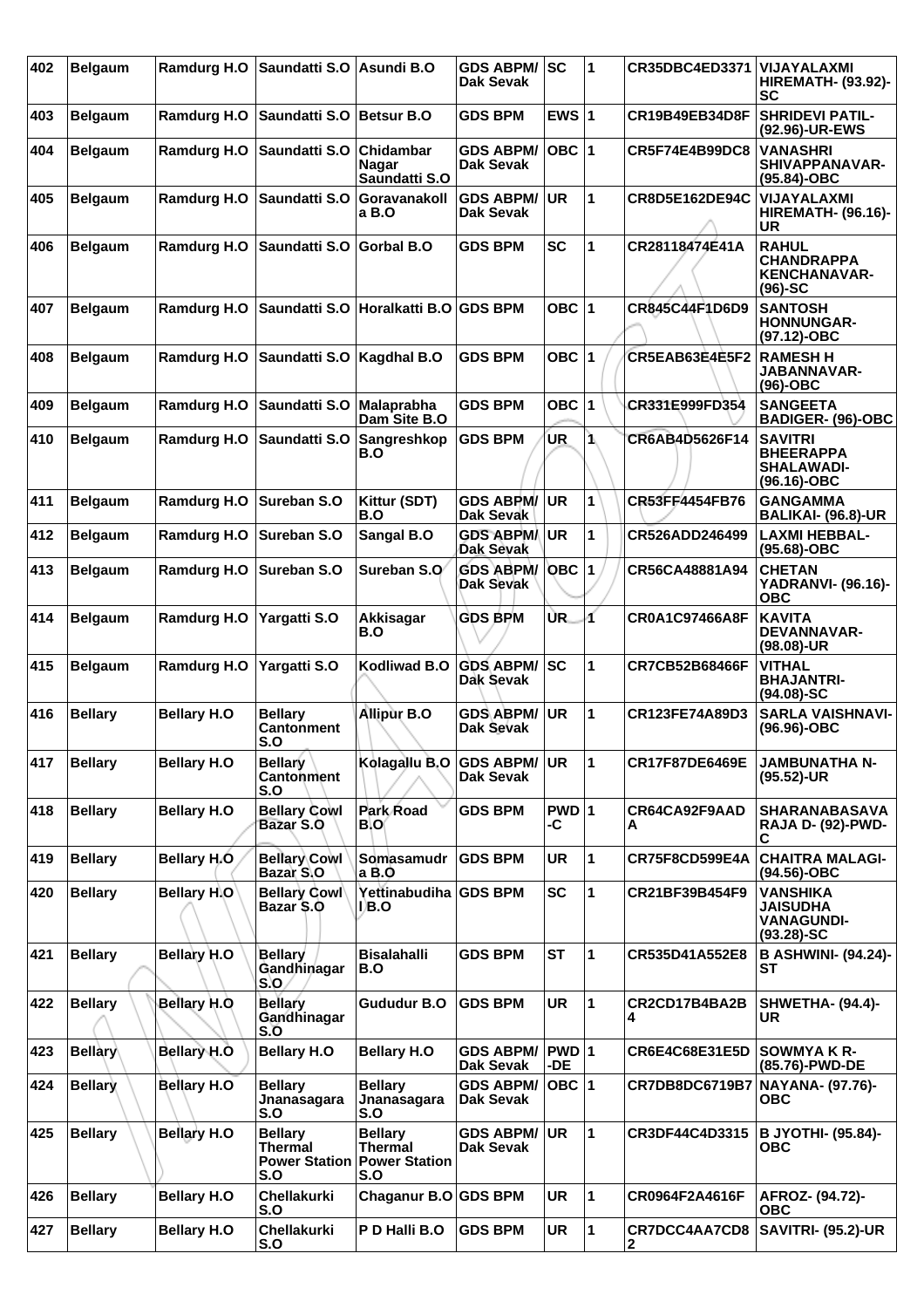| 402 | Belgaum | Ramdurg H.O | Saundatti S.O | Asundi B.O | GDS ABPM/ Dak Sevak | SC | 1 | CR35DBC4ED3371 | VIJAYALAXMI HIREMATH- (93.92)-SC |
|---|---|---|---|---|---|---|---|---|---|
| 403 | Belgaum | Ramdurg H.O | Saundatti S.O | Betsur B.O | GDS BPM | EWS | 1 | CR19B49EB34D8F | SHRIDEVI PATIL- (92.96)-UR-EWS |
| 404 | Belgaum | Ramdurg H.O | Saundatti S.O | Chidambar Nagar Saundatti S.O | GDS ABPM/ Dak Sevak | OBC | 1 | CR5F74E4B99DC8 | VANASHRI SHIVAPPANAVAR- (95.84)-OBC |
| 405 | Belgaum | Ramdurg H.O | Saundatti S.O | Goravanakolla B.O | GDS ABPM/ Dak Sevak | UR | 1 | CR8D5E162DE94C | VIJAYALAXMI HIREMATH- (96.16)-UR |
| 406 | Belgaum | Ramdurg H.O | Saundatti S.O | Gorbal B.O | GDS BPM | SC | 1 | CR28118474E41A | RAHUL CHANDRAPPA KENCHANAVAR- (96)-SC |
| 407 | Belgaum | Ramdurg H.O | Saundatti S.O | Horalkatti B.O | GDS BPM | OBC | 1 | CR845C44F1D6D9 | SANTOSH HONNUNGAR- (97.12)-OBC |
| 408 | Belgaum | Ramdurg H.O | Saundatti S.O | Kagdhal B.O | GDS BPM | OBC | 1 | CR5EAB63E4E5F2 | RAMESH H JABANNAVAR- (96)-OBC |
| 409 | Belgaum | Ramdurg H.O | Saundatti S.O | Malaprabha Dam Site B.O | GDS BPM | OBC | 1 | CR331E999FD354 | SANGEETA BADIGER- (96)-OBC |
| 410 | Belgaum | Ramdurg H.O | Saundatti S.O | Sangreshkop B.O | GDS BPM | UR | 1 | CR6AB4D5626F14 | SAVITRI BHEERAPPA SHALAWADI- (96.16)-OBC |
| 411 | Belgaum | Ramdurg H.O | Sureban S.O | Kittur (SDT) B.O | GDS ABPM/ Dak Sevak | UR | 1 | CR53FF4454FB76 | GANGAMMA BALIKAI- (96.8)-UR |
| 412 | Belgaum | Ramdurg H.O | Sureban S.O | Sangal B.O | GDS ABPM/ Dak Sevak | UR | 1 | CR526ADD246499 | LAXMI HEBBAL- (95.68)-OBC |
| 413 | Belgaum | Ramdurg H.O | Sureban S.O | Sureban S.O | GDS ABPM/ Dak Sevak | OBC | 1 | CR56CA48881A94 | CHETAN YADRANVI- (96.16)-OBC |
| 414 | Belgaum | Ramdurg H.O | Yargatti S.O | Akkisagar B.O | GDS BPM | UR | 1 | CR0A1C97466A8F | KAVITA DEVANNAVAR- (98.08)-UR |
| 415 | Belgaum | Ramdurg H.O | Yargatti S.O | Kodliwad B.O | GDS ABPM/ Dak Sevak | SC | 1 | CR7CB52B68466F | VITHAL BHAJANTRI- (94.08)-SC |
| 416 | Bellary | Bellary H.O | Bellary Cantonment S.O | Allipur B.O | GDS ABPM/ Dak Sevak | UR | 1 | CR123FE74A89D3 | SARLA VAISHNAVI- (96.96)-OBC |
| 417 | Bellary | Bellary H.O | Bellary Cantonment S.O | Kolagallu B.O | GDS ABPM/ Dak Sevak | UR | 1 | CR17F87DE6469E | JAMBUNATHA N- (95.52)-UR |
| 418 | Bellary | Bellary H.O | Bellary Cowl Bazar S.O | Park Road B.O | GDS BPM | PWD-C | 1 | CR64CA92F9AADA | SHARANABASAVA RAJA D- (92)-PWD-C |
| 419 | Bellary | Bellary H.O | Bellary Cowl Bazar S.O | Somasamudra B.O | GDS BPM | UR | 1 | CR75F8CD599E4A | CHAITRA MALAGI- (94.56)-OBC |
| 420 | Bellary | Bellary H.O | Bellary Cowl Bazar S.O | Yettinabudihal B.O | GDS BPM | SC | 1 | CR21BF39B454F9 | VANSHIKA JAISUDHA VANAGUNDI- (93.28)-SC |
| 421 | Bellary | Bellary H.O | Bellary Gandhinagar S.O | Bisalahalli B.O | GDS BPM | ST | 1 | CR535D41A552E8 | B ASHWINI- (94.24)-ST |
| 422 | Bellary | Bellary H.O | Bellary Gandhinagar S.O | Gududur B.O | GDS BPM | UR | 1 | CR2CD17B4BA2B4 | SHWETHA- (94.4)-UR |
| 423 | Bellary | Bellary H.O | Bellary H.O | Bellary H.O | GDS ABPM/ Dak Sevak | PWD-DE | 1 | CR6E4C68E31E5D | SOWMYA K R- (85.76)-PWD-DE |
| 424 | Bellary | Bellary H.O | Bellary Jnanasagara S.O | Bellary Jnanasagara S.O | GDS ABPM/ Dak Sevak | OBC | 1 | CR7DB8DC6719B7 | NAYANA- (97.76)-OBC |
| 425 | Bellary | Bellary H.O | Bellary Thermal Power Station S.O | Bellary Thermal Power Station S.O | GDS ABPM/ Dak Sevak | UR | 1 | CR3DF44C4D3315 | B JYOTHI- (95.84)-OBC |
| 426 | Bellary | Bellary H.O | Chellakurki S.O | Chaganur B.O | GDS BPM | UR | 1 | CR0964F2A4616F | AFROZ- (94.72)-OBC |
| 427 | Bellary | Bellary H.O | Chellakurki S.O | P D Halli B.O | GDS BPM | UR | 1 | CR7DCC4AA7CD82 | SAVITRI- (95.2)-UR |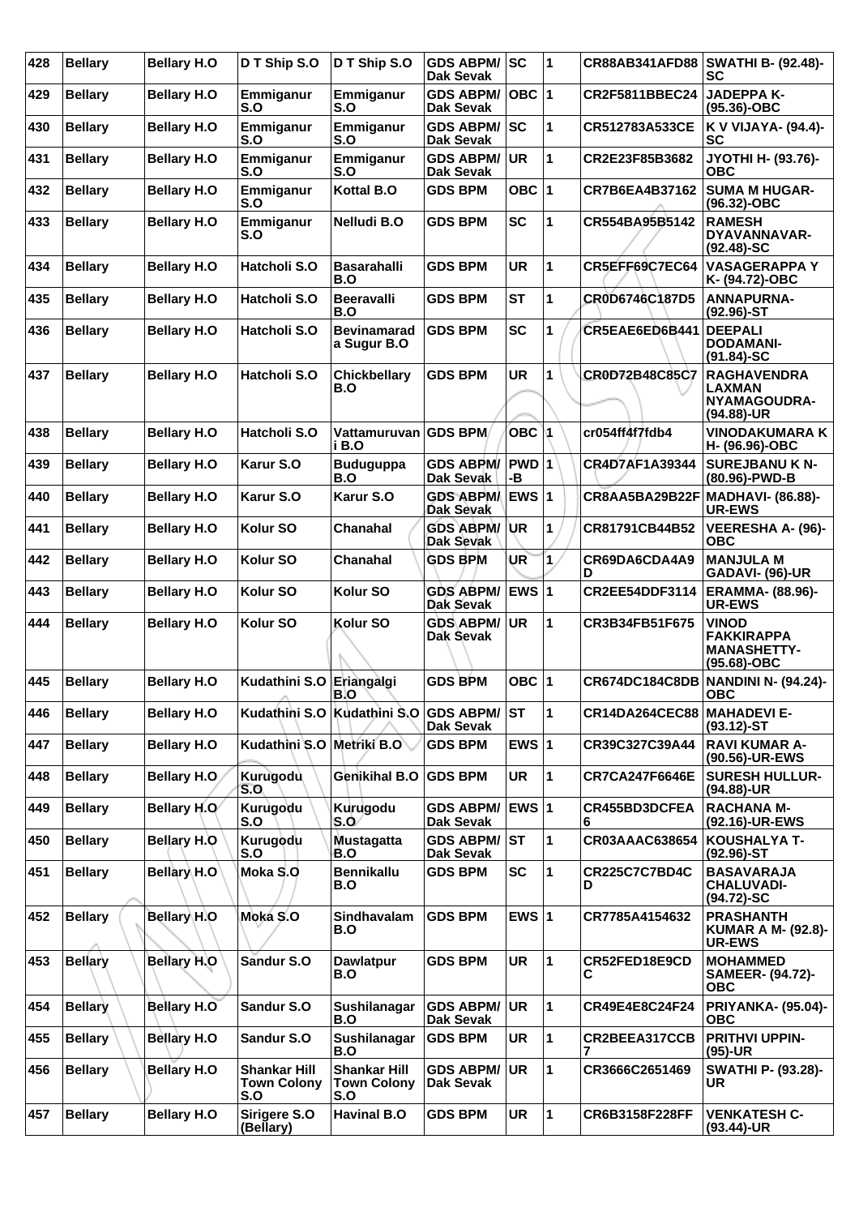| 428 | Bellary | Bellary H.O | D T Ship S.O | D T Ship S.O | GDS ABPM/ Dak Sevak | SC | 1 | CR88AB341AFD88 | SWATHI B- (92.48)-SC |
|---|---|---|---|---|---|---|---|---|---|
| 429 | Bellary | Bellary H.O | Emmiganur S.O | Emmiganur S.O | GDS ABPM/ Dak Sevak | OBC | 1 | CR2F5811BBEC24 | JADEPPA K- (95.36)-OBC |
| 430 | Bellary | Bellary H.O | Emmiganur S.O | Emmiganur S.O | GDS ABPM/ Dak Sevak | SC | 1 | CR512783A533CE | K V VIJAYA- (94.4)-SC |
| 431 | Bellary | Bellary H.O | Emmiganur S.O | Emmiganur S.O | GDS ABPM/ Dak Sevak | UR | 1 | CR2E23F85B3682 | JYOTHI H- (93.76)-OBC |
| 432 | Bellary | Bellary H.O | Emmiganur S.O | Kottal B.O | GDS BPM | OBC | 1 | CR7B6EA4B37162 | SUMA M HUGAR- (96.32)-OBC |
| 433 | Bellary | Bellary H.O | Emmiganur S.O | Nelludi B.O | GDS BPM | SC | 1 | CR554BA95B5142 | RAMESH DYAVANNAVAR- (92.48)-SC |
| 434 | Bellary | Bellary H.O | Hatcholi S.O | Basarahalli B.O | GDS BPM | UR | 1 | CR5EFF69C7EC64 | VASAGERAPPA Y K- (94.72)-OBC |
| 435 | Bellary | Bellary H.O | Hatcholi S.O | Beeravalli B.O | GDS BPM | ST | 1 | CR0D6746C187D5 | ANNAPURNA- (92.96)-ST |
| 436 | Bellary | Bellary H.O | Hatcholi S.O | Bevinamarad a Sugur B.O | GDS BPM | SC | 1 | CR5EAE6ED6B441 | DEEPALI DODAMANI- (91.84)-SC |
| 437 | Bellary | Bellary H.O | Hatcholi S.O | Chickbellary B.O | GDS BPM | UR | 1 | CR0D72B48C85C7 | RAGHAVENDRA LAXMAN NYAMAGOUDRA- (94.88)-UR |
| 438 | Bellary | Bellary H.O | Hatcholi S.O | Vattamuruvan i B.O | GDS BPM | OBC | 1 | cr054ff4f7fdb4 | VINODAKUMARA K H- (96.96)-OBC |
| 439 | Bellary | Bellary H.O | Karur S.O | Buduguppa B.O | GDS ABPM/ Dak Sevak | PWD -B | 1 | CR4D7AF1A39344 | SUREJBANU K N- (80.96)-PWD-B |
| 440 | Bellary | Bellary H.O | Karur S.O | Karur S.O | GDS ABPM/ Dak Sevak | EWS | 1 | CR8AA5BA29B22F | MADHAVI- (86.88)-UR-EWS |
| 441 | Bellary | Bellary H.O | Kolur SO | Chanahal | GDS ABPM/ Dak Sevak | UR | 1 | CR81791CB44B52 | VEERESHA A- (96)-OBC |
| 442 | Bellary | Bellary H.O | Kolur SO | Chanahal | GDS BPM | UR | 1 | CR69DA6CDA4A9 D | MANJULA M GADAVI- (96)-UR |
| 443 | Bellary | Bellary H.O | Kolur SO | Kolur SO | GDS ABPM/ Dak Sevak | EWS | 1 | CR2EE54DDF3114 | ERAMMA- (88.96)-UR-EWS |
| 444 | Bellary | Bellary H.O | Kolur SO | Kolur SO | GDS ABPM/ Dak Sevak | UR | 1 | CR3B34FB51F675 | VINOD FAKKIRAPPA MANASHETTY- (95.68)-OBC |
| 445 | Bellary | Bellary H.O | Kudathini S.O | Eriangalgi B.O | GDS BPM | OBC | 1 | CR674DC184C8DB | NANDINI N- (94.24)-OBC |
| 446 | Bellary | Bellary H.O | Kudathini S.O | Kudathini S.O | GDS ABPM/ Dak Sevak | ST | 1 | CR14DA264CEC88 | MAHADEVI E- (93.12)-ST |
| 447 | Bellary | Bellary H.O | Kudathini S.O | Metriki B.O | GDS BPM | EWS | 1 | CR39C327C39A44 | RAVI KUMAR A- (90.56)-UR-EWS |
| 448 | Bellary | Bellary H.O | Kurugodu S.O | Genikihal B.O | GDS BPM | UR | 1 | CR7CA247F6646E | SURESH HULLUR- (94.88)-UR |
| 449 | Bellary | Bellary H.O | Kurugodu S.O | Kurugodu S.O | GDS ABPM/ Dak Sevak | EWS | 1 | CR455BD3DCFEA 6 | RACHANA M- (92.16)-UR-EWS |
| 450 | Bellary | Bellary H.O | Kurugodu S.O | Mustagatta B.O | GDS ABPM/ Dak Sevak | ST | 1 | CR03AAAC638654 | KOUSHALYA T- (92.96)-ST |
| 451 | Bellary | Bellary H.O | Moka S.O | Bennikallu B.O | GDS BPM | SC | 1 | CR225C7C7BD4C D | BASAVARAJA CHALUVADI- (94.72)-SC |
| 452 | Bellary | Bellary H.O | Moka S.O | Sindhavalam B.O | GDS BPM | EWS | 1 | CR7785A4154632 | PRASHANTH KUMAR A M- (92.8)-UR-EWS |
| 453 | Bellary | Bellary H.O | Sandur S.O | Dawlatpur B.O | GDS BPM | UR | 1 | CR52FED18E9CD C | MOHAMMED SAMEER- (94.72)-OBC |
| 454 | Bellary | Bellary H.O | Sandur S.O | Sushilanagar B.O | GDS ABPM/ Dak Sevak | UR | 1 | CR49E4E8C24F24 | PRIYANKA- (95.04)-OBC |
| 455 | Bellary | Bellary H.O | Sandur S.O | Sushilanagar B.O | GDS BPM | UR | 1 | CR2BEEA317CCB 7 | PRITHVI UPPIN- (95)-UR |
| 456 | Bellary | Bellary H.O | Shankar Hill Town Colony S.O | Shankar Hill Town Colony S.O | GDS ABPM/ Dak Sevak | UR | 1 | CR3666C2651469 | SWATHI P- (93.28)-UR |
| 457 | Bellary | Bellary H.O | Sirigere S.O (Bellary) | Havinal B.O | GDS BPM | UR | 1 | CR6B3158F228FF | VENKATESH C- (93.44)-UR |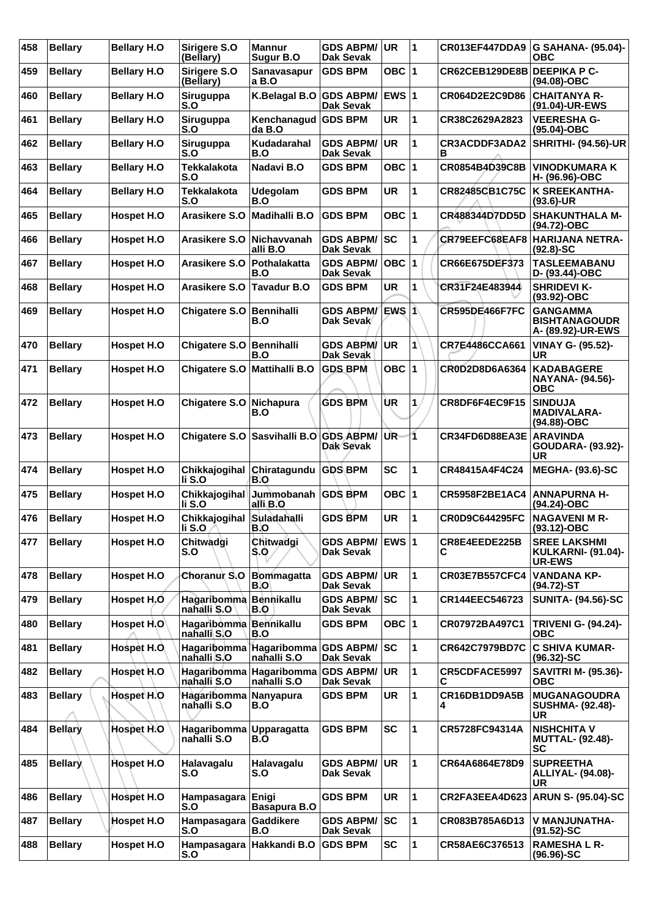| 458 | Bellary | Bellary H.O | Sirigere S.O (Bellary) | Mannur Sugur B.O | GDS ABPM/ Dak Sevak | UR | 1 | CR013EF447DDA9 | G SAHANA- (95.04)-OBC |
|---|---|---|---|---|---|---|---|---|---|
| 459 | Bellary | Bellary H.O | Sirigere S.O (Bellary) | Sanavasapur a B.O | GDS BPM | OBC | 1 | CR62CEB129DE8B | DEEPIKA P C- (94.08)-OBC |
| 460 | Bellary | Bellary H.O | Siruguppa S.O | K.Belagal B.O | GDS ABPM/ Dak Sevak | EWS | 1 | CR064D2E2C9D86 | CHAITANYA R- (91.04)-UR-EWS |
| 461 | Bellary | Bellary H.O | Siruguppa S.O | Kenchanagud da B.O | GDS BPM | UR | 1 | CR38C2629A2823 | VEERESHA G- (95.04)-OBC |
| 462 | Bellary | Bellary H.O | Siruguppa S.O | Kudadarahal B.O | GDS ABPM/ Dak Sevak | UR | 1 | CR3ACDDF3ADA2 B | SHRITHI- (94.56)-UR |
| 463 | Bellary | Bellary H.O | Tekkalakota S.O | Nadavi B.O | GDS BPM | OBC | 1 | CR0854B4D39C8B | VINODKUMARA K H- (96.96)-OBC |
| 464 | Bellary | Bellary H.O | Tekkalakota S.O | Udegolam B.O | GDS BPM | UR | 1 | CR82485CB1C75C | K SREEKANTHA- (93.6)-UR |
| 465 | Bellary | Hospet H.O | Arasikere S.O | Madihalli B.O | GDS BPM | OBC | 1 | CR488344D7DD5D | SHAKUNTHALA M- (94.72)-OBC |
| 466 | Bellary | Hospet H.O | Arasikere S.O | Nichavvanah alli B.O | GDS ABPM/ Dak Sevak | SC | 1 | CR79EEFC68EAF8 | HARIJANA NETRA- (92.8)-SC |
| 467 | Bellary | Hospet H.O | Arasikere S.O | Pothalakatta B.O | GDS ABPM/ Dak Sevak | OBC | 1 | CR66E675DEF373 | TASLEEMABANU D- (93.44)-OBC |
| 468 | Bellary | Hospet H.O | Arasikere S.O | Tavadur B.O | GDS BPM | UR | 1 | CR31F24E483944 | SHRIDEVI K- (93.92)-OBC |
| 469 | Bellary | Hospet H.O | Chigatere S.O | Bennihalli B.O | GDS ABPM/ Dak Sevak | EWS | 1 | CR595DE466F7FC | GANGAMMA BISHTANAGOUDR A- (89.92)-UR-EWS |
| 470 | Bellary | Hospet H.O | Chigatere S.O | Bennihalli B.O | GDS ABPM/ Dak Sevak | UR | 1 | CR7E4486CCA661 | VINAY G- (95.52)-UR |
| 471 | Bellary | Hospet H.O | Chigatere S.O | Mattihalli B.O | GDS BPM | OBC | 1 | CR0D2D8D6A6364 | KADABAGERE NAYANA- (94.56)-OBC |
| 472 | Bellary | Hospet H.O | Chigatere S.O | Nichapura B.O | GDS BPM | UR | 1 | CR8DF6F4EC9F15 | SINDUJA MADIVALARA- (94.88)-OBC |
| 473 | Bellary | Hospet H.O | Chigatere S.O | Sasvihalli B.O | GDS ABPM/ Dak Sevak | UR | 1 | CR34FD6D88EA3E | ARAVINDA GOUDARA- (93.92)-UR |
| 474 | Bellary | Hospet H.O | Chikkajogihal li S.O | Chiratagundu B.O | GDS BPM | SC | 1 | CR48415A4F4C24 | MEGHA- (93.6)-SC |
| 475 | Bellary | Hospet H.O | Chikkajogihal li S.O | Jummobanah alli B.O | GDS BPM | OBC | 1 | CR5958F2BE1AC4 | ANNAPURNA H- (94.24)-OBC |
| 476 | Bellary | Hospet H.O | Chikkajogihal li S.O | Suladahalli B.O | GDS BPM | UR | 1 | CR0D9C644295FC | NAGAVENI M R- (93.12)-OBC |
| 477 | Bellary | Hospet H.O | Chitwadgi S.O | Chitwadgi S.O | GDS ABPM/ Dak Sevak | EWS | 1 | CR8E4EEDE225B C | SREE LAKSHMI KULKARNI- (91.04)-UR-EWS |
| 478 | Bellary | Hospet H.O | Choranur S.O | Bommagatta B.O | GDS ABPM/ Dak Sevak | UR | 1 | CR03E7B557CFC4 | VANDANA KP- (94.72)-ST |
| 479 | Bellary | Hospet H.O | Hagaribomma nahalli S.O | Bennikallu B.O | GDS ABPM/ Dak Sevak | SC | 1 | CR144EEC546723 | SUNITA- (94.56)-SC |
| 480 | Bellary | Hospet H.O | Hagaribomma nahalli S.O | Bennikallu B.O | GDS BPM | OBC | 1 | CR07972BA497C1 | TRIVENI G- (94.24)-OBC |
| 481 | Bellary | Hospet H.O | Hagaribomma nahalli S.O | Hagaribomma nahalli S.O | GDS ABPM/ Dak Sevak | SC | 1 | CR642C7979BD7C | C SHIVA KUMAR- (96.32)-SC |
| 482 | Bellary | Hospet H.O | Hagaribomma nahalli S.O | Hagaribomma nahalli S.O | GDS ABPM/ Dak Sevak | UR | 1 | CR5CDFACE5997 C | SAVITRI M- (95.36)-OBC |
| 483 | Bellary | Hospet H.O | Hagaribomma nahalli S.O | Nanyapura B.O | GDS BPM | UR | 1 | CR16DB1DD9A5B 4 | MUGANAGOUDRA SUSHMA- (92.48)-UR |
| 484 | Bellary | Hospet H.O | Hagaribomma nahalli S.O | Upparagatta B.O | GDS BPM | SC | 1 | CR5728FC94314A | NISHCHITA V MUTTAL- (92.48)-SC |
| 485 | Bellary | Hospet H.O | Halavagalu S.O | Halavagalu S.O | GDS ABPM/ Dak Sevak | UR | 1 | CR64A6864E78D9 | SUPREETHA ALLIYAL- (94.08)-UR |
| 486 | Bellary | Hospet H.O | Hampasagara S.O | Enigi Basapura B.O | GDS BPM | UR | 1 | CR2FA3EEA4D623 | ARUN S- (95.04)-SC |
| 487 | Bellary | Hospet H.O | Hampasagara S.O | Gaddikere B.O | GDS ABPM/ Dak Sevak | SC | 1 | CR083B785A6D13 | V MANJUNATHA- (91.52)-SC |
| 488 | Bellary | Hospet H.O | Hampasagara S.O | Hakkandi B.O | GDS BPM | SC | 1 | CR58AE6C376513 | RAMESHA L R- (96.96)-SC |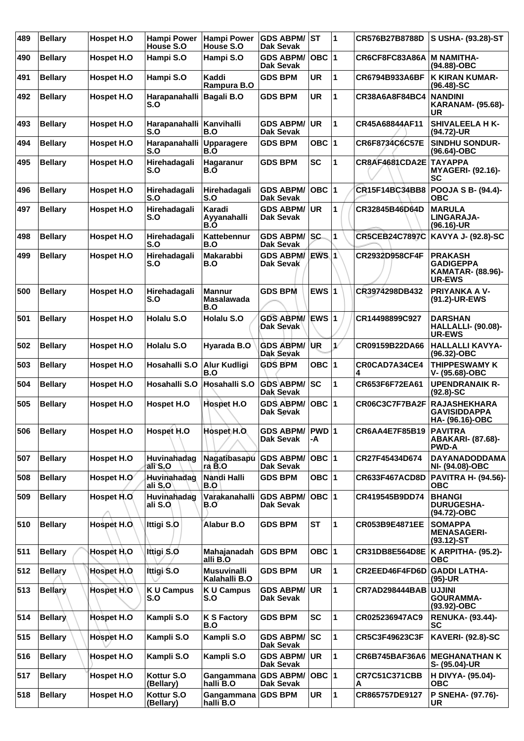| 489 | Bellary | Hospet H.O | Hampi Power House S.O | Hampi Power House S.O | GDS ABPM/ Dak Sevak | ST | 1 | CR576B27B8788D | S USHA- (93.28)-ST |
|---|---|---|---|---|---|---|---|---|---|
| 490 | Bellary | Hospet H.O | Hampi S.O | Hampi S.O | GDS ABPM/ Dak Sevak | OBC | 1 | CR6CF8FC83A86A | M NAMITHA- (94.88)-OBC |
| 491 | Bellary | Hospet H.O | Hampi S.O | Kaddi Rampura B.O | GDS BPM | UR | 1 | CR6794B933A6BF | K KIRAN KUMAR- (96.48)-SC |
| 492 | Bellary | Hospet H.O | Harapanahalli S.O | Bagali B.O | GDS BPM | UR | 1 | CR38A6A8F84BC4 | NANDINI KARANAM- (95.68)-UR |
| 493 | Bellary | Hospet H.O | Harapanahalli S.O | Kanvihalli B.O | GDS ABPM/ Dak Sevak | UR | 1 | CR45A68844AF11 | SHIVALEELA H K- (94.72)-UR |
| 494 | Bellary | Hospet H.O | Harapanahalli S.O | Upparagere B.O | GDS BPM | OBC | 1 | CR6F8734C6C57E | SINDHU SONDUR- (96.64)-OBC |
| 495 | Bellary | Hospet H.O | Hirehadagali S.O | Hagaranur B.O | GDS BPM | SC | 1 | CR8AF4681CDA2E | TAYAPPA MYAGERI- (92.16)-SC |
| 496 | Bellary | Hospet H.O | Hirehadagali S.O | Hirehadagali S.O | GDS ABPM/ Dak Sevak | OBC | 1 | CR15F14BC34BB8 | POOJA S B- (94.4)-OBC |
| 497 | Bellary | Hospet H.O | Hirehadagali S.O | Karadi Ayyanahalli B.O | GDS ABPM/ Dak Sevak | UR | 1 | CR32845B46D64D | MARULA LINGARAJA- (96.16)-UR |
| 498 | Bellary | Hospet H.O | Hirehadagali S.O | Kattebennur B.O | GDS ABPM/ Dak Sevak | SC | 1 | CR5CEB24C7897C | KAVYA J- (92.8)-SC |
| 499 | Bellary | Hospet H.O | Hirehadagali S.O | Makarabbi B.O | GDS ABPM/ Dak Sevak | EWS | 1 | CR2932D958CF4F | PRAKASH GADIGEPPA KAMATAR- (88.96)-UR-EWS |
| 500 | Bellary | Hospet H.O | Hirehadagali S.O | Mannur Masalawada B.O | GDS BPM | EWS | 1 | CR3974298DB432 | PRIYANKA A V- (91.2)-UR-EWS |
| 501 | Bellary | Hospet H.O | Holalu S.O | Holalu S.O | GDS ABPM/ Dak Sevak | EWS | 1 | CR14498899C927 | DARSHAN HALLALLI- (90.08)-UR-EWS |
| 502 | Bellary | Hospet H.O | Holalu S.O | Hyarada B.O | GDS ABPM/ Dak Sevak | UR | 1 | CR09159B22DA66 | HALLALLI KAVYA- (96.32)-OBC |
| 503 | Bellary | Hospet H.O | Hosahalli S.O | Alur Kudligi B.O | GDS BPM | OBC | 1 | CR0CAD7A34CE44 | THIPPESWAMY K V- (95.68)-OBC |
| 504 | Bellary | Hospet H.O | Hosahalli S.O | Hosahalli S.O | GDS ABPM/ Dak Sevak | SC | 1 | CR653F6F72EA61 | UPENDRANAIK R- (92.8)-SC |
| 505 | Bellary | Hospet H.O | Hospet H.O | Hospet H.O | GDS ABPM/ Dak Sevak | OBC | 1 | CR06C3C7F7BA2F | RAJASHEKHARA GAVISIDDAPPA HA- (96.16)-OBC |
| 506 | Bellary | Hospet H.O | Hospet H.O | Hospet H.O | GDS ABPM/ Dak Sevak | PWD-A | 1 | CR6AA4E7F85B19 | PAVITRA ABAKARI- (87.68)-PWD-A |
| 507 | Bellary | Hospet H.O | Huvinahadagali S.O | Nagatibasapura B.O | GDS ABPM/ Dak Sevak | OBC | 1 | CR27F45434D674 | DAYANADODDAMANI- (94.08)-OBC |
| 508 | Bellary | Hospet H.O | Huvinahadagali S.O | Nandi Halli B.O | GDS BPM | OBC | 1 | CR633F467ACD8D | PAVITRA H- (94.56)-OBC |
| 509 | Bellary | Hospet H.O | Huvinahadagali S.O | Varakanahalli B.O | GDS ABPM/ Dak Sevak | OBC | 1 | CR419545B9DD74 | BHANGI DURUGESHA- (94.72)-OBC |
| 510 | Bellary | Hospet H.O | Ittigi S.O | Alabur B.O | GDS BPM | ST | 1 | CR053B9E4871EE | SOMAPPA MENASAGERI- (93.12)-ST |
| 511 | Bellary | Hospet H.O | Ittigi S.O | Mahajanadahalli B.O | GDS BPM | OBC | 1 | CR31DB8E564D8E | K ARPITHA- (95.2)-OBC |
| 512 | Bellary | Hospet H.O | Ittigi S.O | Musuvinalli Kalahalli B.O | GDS BPM | UR | 1 | CR2EED46F4FD6D | GADDI LATHA- (95)-UR |
| 513 | Bellary | Hospet H.O | K U Campus S.O | K U Campus S.O | GDS ABPM/ Dak Sevak | UR | 1 | CR7AD298444BAB | UJJINI GOURAMMA- (93.92)-OBC |
| 514 | Bellary | Hospet H.O | Kampli S.O | K S Factory B.O | GDS BPM | SC | 1 | CR025236947AC9 | RENUKA- (93.44)-SC |
| 515 | Bellary | Hospet H.O | Kampli S.O | Kampli S.O | GDS ABPM/ Dak Sevak | SC | 1 | CR5C3F49623C3F | KAVERI- (92.8)-SC |
| 516 | Bellary | Hospet H.O | Kampli S.O | Kampli S.O | GDS ABPM/ Dak Sevak | UR | 1 | CR6B745BAF36A6 | MEGHANATHAN K S- (95.04)-UR |
| 517 | Bellary | Hospet H.O | Kottur S.O (Bellary) | Gangammanahalli B.O | GDS ABPM/ Dak Sevak | OBC | 1 | CR7C51C371CBBA | H DIVYA- (95.04)-OBC |
| 518 | Bellary | Hospet H.O | Kottur S.O (Bellary) | Gangammanahalli B.O | GDS BPM | UR | 1 | CR865757DE9127 | P SNEHA- (97.76)-UR |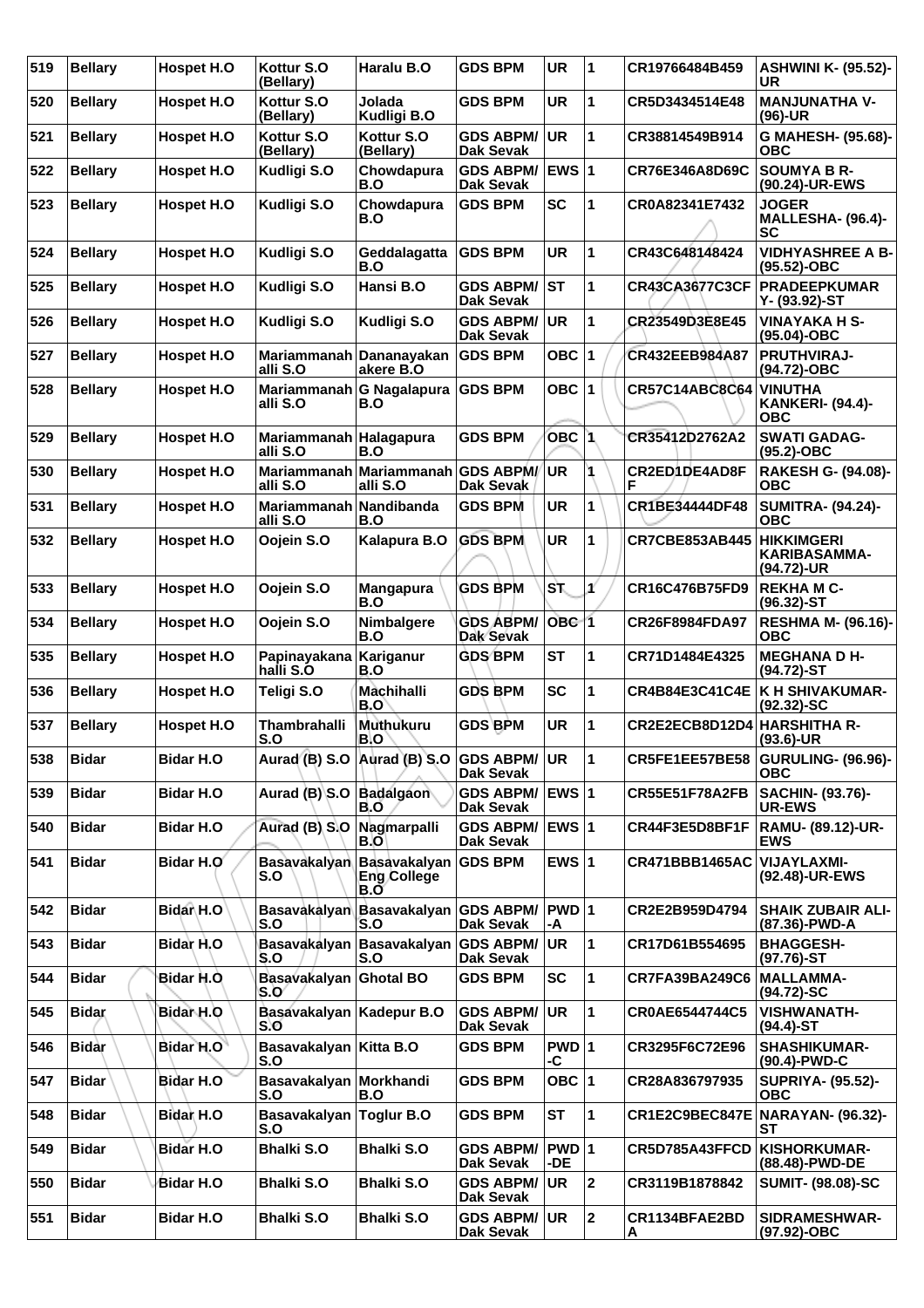| 519 | Bellary | Hospet H.O | Kottur S.O (Bellary) | Haralu B.O | GDS BPM | UR | 1 | CR19766484B459 | ASHWINI K- (95.52)-UR |
|---|---|---|---|---|---|---|---|---|---|
| 520 | Bellary | Hospet H.O | Kottur S.O (Bellary) | Jolada Kudligi B.O | GDS BPM | UR | 1 | CR5D3434514E48 | MANJUNATHA V- (96)-UR |
| 521 | Bellary | Hospet H.O | Kottur S.O (Bellary) | Kottur S.O (Bellary) | GDS ABPM/ Dak Sevak | UR | 1 | CR38814549B914 | G MAHESH- (95.68)-OBC |
| 522 | Bellary | Hospet H.O | Kudligi S.O | Chowdapura B.O | GDS ABPM/ Dak Sevak | EWS | 1 | CR76E346A8D69C | SOUMYA B R- (90.24)-UR-EWS |
| 523 | Bellary | Hospet H.O | Kudligi S.O | Chowdapura B.O | GDS BPM | SC | 1 | CR0A82341E7432 | JOGER MALLESHA- (96.4)-SC |
| 524 | Bellary | Hospet H.O | Kudligi S.O | Geddalagatta B.O | GDS BPM | UR | 1 | CR43C648148424 | VIDHYASHREE A B- (95.52)-OBC |
| 525 | Bellary | Hospet H.O | Kudligi S.O | Hansi B.O | GDS ABPM/ Dak Sevak | ST | 1 | CR43CA3677C3CF | PRADEEPKUMAR Y- (93.92)-ST |
| 526 | Bellary | Hospet H.O | Kudligi S.O | Kudligi S.O | GDS ABPM/ Dak Sevak | UR | 1 | CR23549D3E8E45 | VINAYAKA H S- (95.04)-OBC |
| 527 | Bellary | Hospet H.O | Mariammanahalli S.O | Dananayakanakere B.O | GDS BPM | OBC | 1 | CR432EEB984A87 | PRUTHVIRAJ- (94.72)-OBC |
| 528 | Bellary | Hospet H.O | Mariammanahalli S.O | G Nagalapura B.O | GDS BPM | OBC | 1 | CR57C14ABC8C64 | VINUTHA KANKERI- (94.4)-OBC |
| 529 | Bellary | Hospet H.O | Mariammanahalli S.O | Halagapura B.O | GDS BPM | OBC | 1 | CR35412D2762A2 | SWATI GADAG- (95.2)-OBC |
| 530 | Bellary | Hospet H.O | Mariammanahalli S.O | Mariammanahalli S.O | GDS ABPM/ Dak Sevak | UR | 1 | CR2ED1DE4AD8FF | RAKESH G- (94.08)-OBC |
| 531 | Bellary | Hospet H.O | Mariammanahalli S.O | Nandibanda B.O | GDS BPM | UR | 1 | CR1BE34444DF48 | SUMITRA- (94.24)-OBC |
| 532 | Bellary | Hospet H.O | Oojein S.O | Kalapura B.O | GDS BPM | UR | 1 | CR7CBE853AB445 | HIKKIMGERI KARIBASAMMA- (94.72)-UR |
| 533 | Bellary | Hospet H.O | Oojein S.O | Mangapura B.O | GDS BPM | ST | 1 | CR16C476B75FD9 | REKHA M C- (96.32)-ST |
| 534 | Bellary | Hospet H.O | Oojein S.O | Nimbalgere B.O | GDS ABPM/ Dak Sevak | OBC | 1 | CR26F8984FDA97 | RESHMA M- (96.16)-OBC |
| 535 | Bellary | Hospet H.O | Papinayakanahalli S.O | Kariganur B.O | GDS BPM | ST | 1 | CR71D1484E4325 | MEGHANA D H- (94.72)-ST |
| 536 | Bellary | Hospet H.O | Teligi S.O | Machihalli B.O | GDS BPM | SC | 1 | CR4B84E3C41C4E | K H SHIVAKUMAR- (92.32)-SC |
| 537 | Bellary | Hospet H.O | Thambrahalli S.O | Muthukuru B.O | GDS BPM | UR | 1 | CR2E2ECB8D12D4 | HARSHITHA R- (93.6)-UR |
| 538 | Bidar | Bidar H.O | Aurad (B) S.O | Aurad (B) S.O | GDS ABPM/ Dak Sevak | UR | 1 | CR5FE1EE57BE58 | GURULING- (96.96)-OBC |
| 539 | Bidar | Bidar H.O | Aurad (B) S.O | Badalgaon B.O | GDS ABPM/ Dak Sevak | EWS | 1 | CR55E51F78A2FB | SACHIN- (93.76)-UR-EWS |
| 540 | Bidar | Bidar H.O | Aurad (B) S.O | Nagmarpalli B.O | GDS ABPM/ Dak Sevak | EWS | 1 | CR44F3E5D8BF1F | RAMU- (89.12)-UR-EWS |
| 541 | Bidar | Bidar H.O | Basavakalyan S.O | Basavakalyan Eng College B.O | GDS BPM | EWS | 1 | CR471BBB1465AC | VIJAYLAXMI- (92.48)-UR-EWS |
| 542 | Bidar | Bidar H.O | Basavakalyan S.O | Basavakalyan S.O | GDS ABPM/ Dak Sevak | PWD-A | 1 | CR2E2B959D4794 | SHAIK ZUBAIR ALI- (87.36)-PWD-A |
| 543 | Bidar | Bidar H.O | Basavakalyan S.O | Basavakalyan S.O | GDS ABPM/ Dak Sevak | UR | 1 | CR17D61B554695 | BHAGGESH- (97.76)-ST |
| 544 | Bidar | Bidar H.O | Basavakalyan S.O | Ghotal BO | GDS BPM | SC | 1 | CR7FA39BA249C6 | MALLAMMA- (94.72)-SC |
| 545 | Bidar | Bidar H.O | Basavakalyan S.O | Kadepur B.O | GDS ABPM/ Dak Sevak | UR | 1 | CR0AE6544744C5 | VISHWANATH- (94.4)-ST |
| 546 | Bidar | Bidar H.O | Basavakalyan S.O | Kitta B.O | GDS BPM | PWD-C | 1 | CR3295F6C72E96 | SHASHIKUMAR- (90.4)-PWD-C |
| 547 | Bidar | Bidar H.O | Basavakalyan S.O | Morkhandi B.O | GDS BPM | OBC | 1 | CR28A836797935 | SUPRIYA- (95.52)-OBC |
| 548 | Bidar | Bidar H.O | Basavakalyan S.O | Toglur B.O | GDS BPM | ST | 1 | CR1E2C9BEC847E | NARAYAN- (96.32)-ST |
| 549 | Bidar | Bidar H.O | Bhalki S.O | Bhalki S.O | GDS ABPM/ Dak Sevak | PWD-DE | 1 | CR5D785A43FFCD | KISHORKUMAR- (88.48)-PWD-DE |
| 550 | Bidar | Bidar H.O | Bhalki S.O | Bhalki S.O | GDS ABPM/ Dak Sevak | UR | 2 | CR3119B1878842 | SUMIT- (98.08)-SC |
| 551 | Bidar | Bidar H.O | Bhalki S.O | Bhalki S.O | GDS ABPM/ Dak Sevak | UR | 2 | CR1134BFAE2BDA | SIDRAMESHWAR- (97.92)-OBC |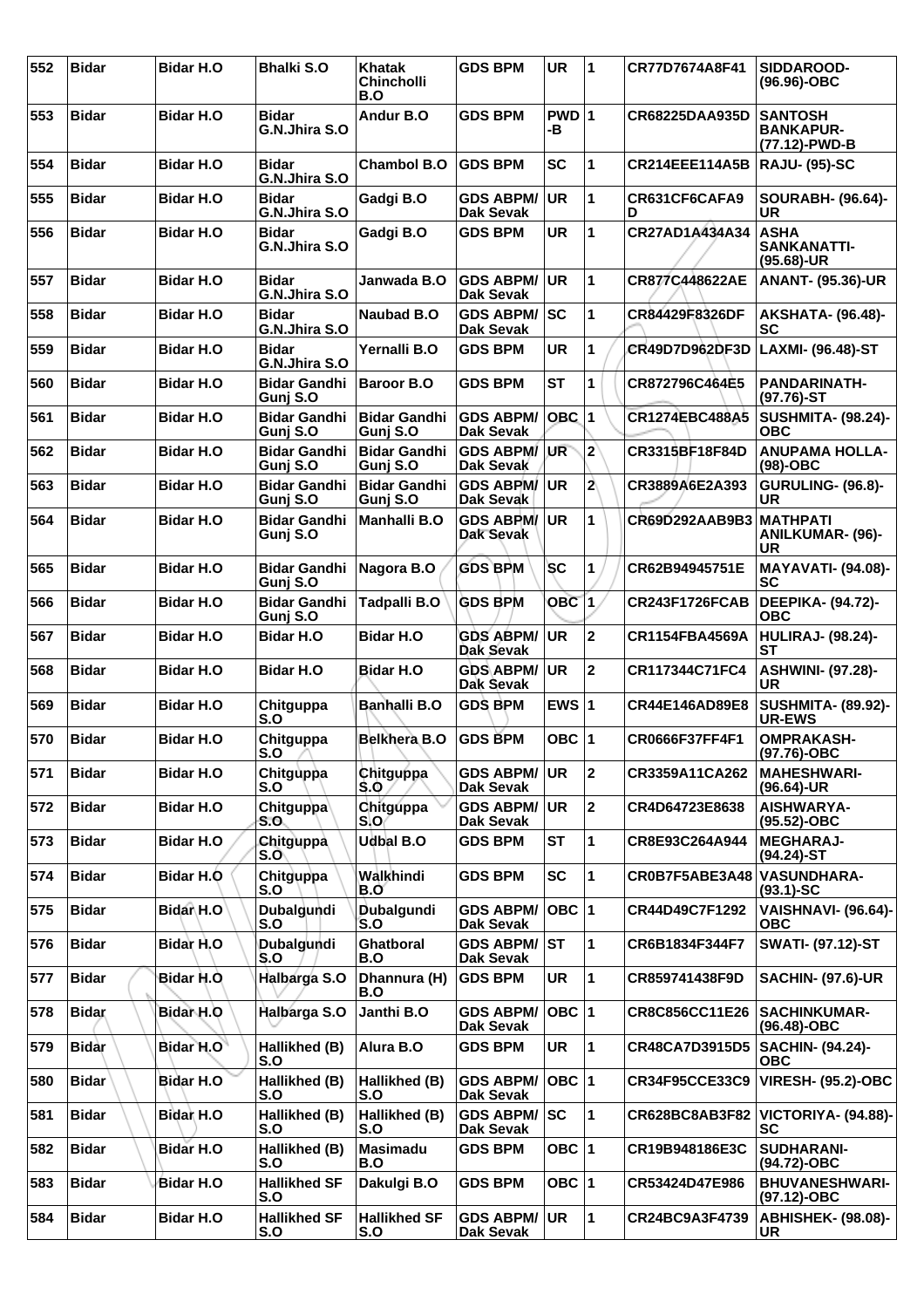| 552 | Bidar | Bidar H.O | Bhalki S.O | Khatak Chincholli B.O | GDS BPM | UR | 1 | CR77D7674A8F41 | SIDDAROOD- (96.96)-OBC |
|---|---|---|---|---|---|---|---|---|---|
| 553 | Bidar | Bidar H.O | Bidar G.N.Jhira S.O | Andur B.O | GDS BPM | PWD-B | 1 | CR68225DAA935D | SANTOSH BANKAPUR- (77.12)-PWD-B |
| 554 | Bidar | Bidar H.O | Bidar G.N.Jhira S.O | Chambol B.O | GDS BPM | SC | 1 | CR214EEE114A5B | RAJU- (95)-SC |
| 555 | Bidar | Bidar H.O | Bidar G.N.Jhira S.O | Gadgi B.O | GDS ABPM/ Dak Sevak | UR | 1 | CR631CF6CAFA9D | SOURABH- (96.64)-UR |
| 556 | Bidar | Bidar H.O | Bidar G.N.Jhira S.O | Gadgi B.O | GDS BPM | UR | 1 | CR27AD1A434A34 | ASHA SANKANATTI- (95.68)-UR |
| 557 | Bidar | Bidar H.O | Bidar G.N.Jhira S.O | Janwada B.O | GDS ABPM/ Dak Sevak | UR | 1 | CR877C448622AE | ANANT- (95.36)-UR |
| 558 | Bidar | Bidar H.O | Bidar G.N.Jhira S.O | Naubad B.O | GDS ABPM/ Dak Sevak | SC | 1 | CR84429F8326DF | AKSHATA- (96.48)-SC |
| 559 | Bidar | Bidar H.O | Bidar G.N.Jhira S.O | Yernalli B.O | GDS BPM | UR | 1 | CR49D7D962DF3D | LAXMI- (96.48)-ST |
| 560 | Bidar | Bidar H.O | Bidar Gandhi Gunj S.O | Baroor B.O | GDS BPM | ST | 1 | CR872796C464E5 | PANDARINATH- (97.76)-ST |
| 561 | Bidar | Bidar H.O | Bidar Gandhi Gunj S.O | Bidar Gandhi Gunj S.O | GDS ABPM/ Dak Sevak | OBC | 1 | CR1274EBC488A5 | SUSHMITA- (98.24)-OBC |
| 562 | Bidar | Bidar H.O | Bidar Gandhi Gunj S.O | Bidar Gandhi Gunj S.O | GDS ABPM/ Dak Sevak | UR | 2 | CR3315BF18F84D | ANUPAMA HOLLA- (98)-OBC |
| 563 | Bidar | Bidar H.O | Bidar Gandhi Gunj S.O | Bidar Gandhi Gunj S.O | GDS ABPM/ Dak Sevak | UR | 2 | CR3889A6E2A393 | GURULING- (96.8)-UR |
| 564 | Bidar | Bidar H.O | Bidar Gandhi Gunj S.O | Manhalli B.O | GDS ABPM/ Dak Sevak | UR | 1 | CR69D292AAB9B3 | MATHPATI ANILKUMAR- (96)-UR |
| 565 | Bidar | Bidar H.O | Bidar Gandhi Gunj S.O | Nagora B.O | GDS BPM | SC | 1 | CR62B94945751E | MAYAVATI- (94.08)-SC |
| 566 | Bidar | Bidar H.O | Bidar Gandhi Gunj S.O | Tadpalli B.O | GDS BPM | OBC | 1 | CR243F1726FCAB | DEEPIKA- (94.72)-OBC |
| 567 | Bidar | Bidar H.O | Bidar H.O | Bidar H.O | GDS ABPM/ Dak Sevak | UR | 2 | CR1154FBA4569A | HULIRAJ- (98.24)-ST |
| 568 | Bidar | Bidar H.O | Bidar H.O | Bidar H.O | GDS ABPM/ Dak Sevak | UR | 2 | CR117344C71FC4 | ASHWINI- (97.28)-UR |
| 569 | Bidar | Bidar H.O | Chitguppa S.O | Banhalli B.O | GDS BPM | EWS | 1 | CR44E146AD89E8 | SUSHMITA- (89.92)-UR-EWS |
| 570 | Bidar | Bidar H.O | Chitguppa S.O | Belkhera B.O | GDS BPM | OBC | 1 | CR0666F37FF4F1 | OMPRAKASH- (97.76)-OBC |
| 571 | Bidar | Bidar H.O | Chitguppa S.O | Chitguppa S.O | GDS ABPM/ Dak Sevak | UR | 2 | CR3359A11CA262 | MAHESHWARI- (96.64)-UR |
| 572 | Bidar | Bidar H.O | Chitguppa S.O | Chitguppa S.O | GDS ABPM/ Dak Sevak | UR | 2 | CR4D64723E8638 | AISHWARYA- (95.52)-OBC |
| 573 | Bidar | Bidar H.O | Chitguppa S.O | Udbal B.O | GDS BPM | ST | 1 | CR8E93C264A944 | MEGHARAJ- (94.24)-ST |
| 574 | Bidar | Bidar H.O | Chitguppa S.O | Walkhindi B.O | GDS BPM | SC | 1 | CR0B7F5ABE3A48 | VASUNDHARA- (93.1)-SC |
| 575 | Bidar | Bidar H.O | Dubalgundi S.O | Dubalgundi S.O | GDS ABPM/ Dak Sevak | OBC | 1 | CR44D49C7F1292 | VAISHNAVI- (96.64)-OBC |
| 576 | Bidar | Bidar H.O | Dubalgundi S.O | Ghatboral B.O | GDS ABPM/ Dak Sevak | ST | 1 | CR6B1834F344F7 | SWATI- (97.12)-ST |
| 577 | Bidar | Bidar H.O | Halbarga S.O | Dhannura (H) B.O | GDS BPM | UR | 1 | CR859741438F9D | SACHIN- (97.6)-UR |
| 578 | Bidar | Bidar H.O | Halbarga S.O | Janthi B.O | GDS ABPM/ Dak Sevak | OBC | 1 | CR8C856CC11E26 | SACHINKUMAR- (96.48)-OBC |
| 579 | Bidar | Bidar H.O | Hallikhed (B) S.O | Alura B.O | GDS BPM | UR | 1 | CR48CA7D3915D5 | SACHIN- (94.24)-OBC |
| 580 | Bidar | Bidar H.O | Hallikhed (B) S.O | Hallikhed (B) S.O | GDS ABPM/ Dak Sevak | OBC | 1 | CR34F95CCE33C9 | VIRESH- (95.2)-OBC |
| 581 | Bidar | Bidar H.O | Hallikhed (B) S.O | Hallikhed (B) S.O | GDS ABPM/ Dak Sevak | SC | 1 | CR628BC8AB3F82 | VICTORIYA- (94.88)-SC |
| 582 | Bidar | Bidar H.O | Hallikhed (B) S.O | Masimadu B.O | GDS BPM | OBC | 1 | CR19B948186E3C | SUDHARANI- (94.72)-OBC |
| 583 | Bidar | Bidar H.O | Hallikhed SF S.O | Dakulgi B.O | GDS BPM | OBC | 1 | CR53424D47E986 | BHUVANESHWARI- (97.12)-OBC |
| 584 | Bidar | Bidar H.O | Hallikhed SF S.O | Hallikhed SF S.O | GDS ABPM/ Dak Sevak | UR | 1 | CR24BC9A3F4739 | ABHISHEK- (98.08)-UR |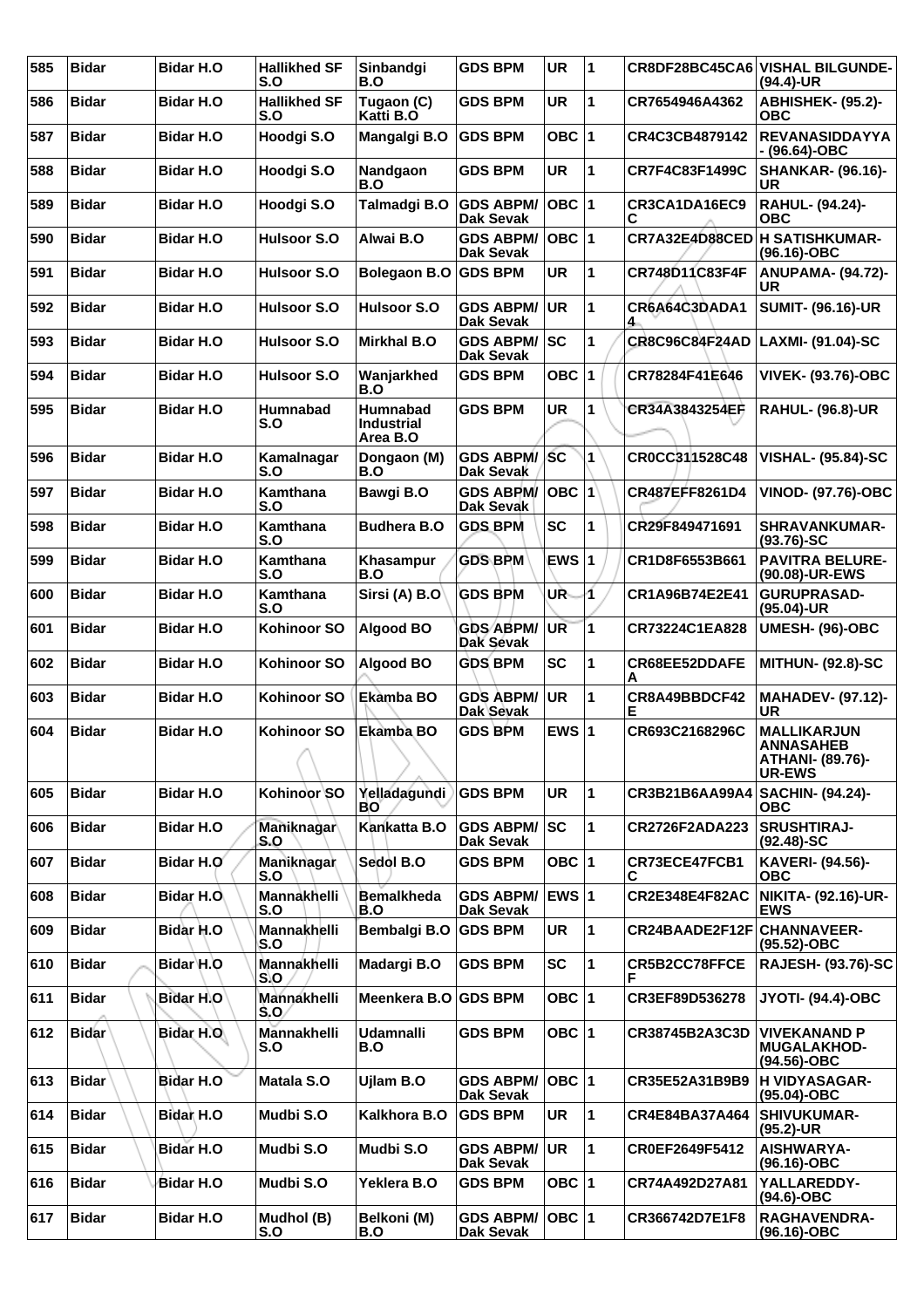| 585 | Bidar | Bidar H.O | Hallikhed SF S.O | Sinbandgi B.O | GDS BPM | UR | 1 | CR8DF28BC45CA6 | VISHAL BILGUNDE- (94.4)-UR |
|---|---|---|---|---|---|---|---|---|---|
| 586 | Bidar | Bidar H.O | Hallikhed SF S.O | Tugaon (C) Katti B.O | GDS BPM | UR | 1 | CR7654946A4362 | ABHISHEK- (95.2)-OBC |
| 587 | Bidar | Bidar H.O | Hoodgi S.O | Mangalgi B.O | GDS BPM | OBC | 1 | CR4C3CB4879142 | REVANASIDDAYYA - (96.64)-OBC |
| 588 | Bidar | Bidar H.O | Hoodgi S.O | Nandgaon B.O | GDS BPM | UR | 1 | CR7F4C83F1499C | SHANKAR- (96.16)-UR |
| 589 | Bidar | Bidar H.O | Hoodgi S.O | Talmadgi B.O | GDS ABPM/ Dak Sevak | OBC | 1 | CR3CA1DA16EC9C | RAHUL- (94.24)-OBC |
| 590 | Bidar | Bidar H.O | Hulsoor S.O | Alwai B.O | GDS ABPM/ Dak Sevak | OBC | 1 | CR7A32E4D88CED | H SATISHKUMAR- (96.16)-OBC |
| 591 | Bidar | Bidar H.O | Hulsoor S.O | Bolegaon B.O | GDS BPM | UR | 1 | CR748D11C83F4F | ANUPAMA- (94.72)-UR |
| 592 | Bidar | Bidar H.O | Hulsoor S.O | Hulsoor S.O | GDS ABPM/ Dak Sevak | UR | 1 | CR6A64C3DADA14 | SUMIT- (96.16)-UR |
| 593 | Bidar | Bidar H.O | Hulsoor S.O | Mirkhal B.O | GDS ABPM/ Dak Sevak | SC | 1 | CR8C96C84F24AD | LAXMI- (91.04)-SC |
| 594 | Bidar | Bidar H.O | Hulsoor S.O | Wanjarkhed B.O | GDS BPM | OBC | 1 | CR78284F41E646 | VIVEK- (93.76)-OBC |
| 595 | Bidar | Bidar H.O | Humnabad S.O | Humnabad Industrial Area B.O | GDS BPM | UR | 1 | CR34A3843254EF | RAHUL- (96.8)-UR |
| 596 | Bidar | Bidar H.O | Kamalnagar S.O | Dongaon (M) B.O | GDS ABPM/ Dak Sevak | SC | 1 | CR0CC311528C48 | VISHAL- (95.84)-SC |
| 597 | Bidar | Bidar H.O | Kamthana S.O | Bawgi B.O | GDS ABPM/ Dak Sevak | OBC | 1 | CR487EFF8261D4 | VINOD- (97.76)-OBC |
| 598 | Bidar | Bidar H.O | Kamthana S.O | Budhera B.O | GDS BPM | SC | 1 | CR29F849471691 | SHRAVANKUMAR- (93.76)-SC |
| 599 | Bidar | Bidar H.O | Kamthana S.O | Khasampur B.O | GDS BPM | EWS | 1 | CR1D8F6553B661 | PAVITRA BELURE- (90.08)-UR-EWS |
| 600 | Bidar | Bidar H.O | Kamthana S.O | Sirsi (A) B.O | GDS BPM | UR | 1 | CR1A96B74E2E41 | GURUPRASAD- (95.04)-UR |
| 601 | Bidar | Bidar H.O | Kohinoor SO | Algood BO | GDS ABPM/ Dak Sevak | UR | 1 | CR73224C1EA828 | UMESH- (96)-OBC |
| 602 | Bidar | Bidar H.O | Kohinoor SO | Algood BO | GDS BPM | SC | 1 | CR68EE52DDAFEA | MITHUN- (92.8)-SC |
| 603 | Bidar | Bidar H.O | Kohinoor SO | Ekamba BO | GDS ABPM/ Dak Sevak | UR | 1 | CR8A49BBDCF42E | MAHADEV- (97.12)-UR |
| 604 | Bidar | Bidar H.O | Kohinoor SO | Ekamba BO | GDS BPM | EWS | 1 | CR693C2168296C | MALLIKARJUN ANNASAHEB ATHANI- (89.76)-UR-EWS |
| 605 | Bidar | Bidar H.O | Kohinoor SO | Yelladagundi BO | GDS BPM | UR | 1 | CR3B21B6AA99A4 | SACHIN- (94.24)-OBC |
| 606 | Bidar | Bidar H.O | Maniknagar S.O | Kankatta B.O | GDS ABPM/ Dak Sevak | SC | 1 | CR2726F2ADA223 | SRUSHTIRAJ- (92.48)-SC |
| 607 | Bidar | Bidar H.O | Maniknagar S.O | Sedol B.O | GDS BPM | OBC | 1 | CR73ECE47FCB1C | KAVERI- (94.56)-OBC |
| 608 | Bidar | Bidar H.O | Mannakhelli S.O | Bemalkheda B.O | GDS ABPM/ Dak Sevak | EWS | 1 | CR2E348E4F82AC | NIKITA- (92.16)-UR-EWS |
| 609 | Bidar | Bidar H.O | Mannakhelli S.O | Bembalgi B.O | GDS BPM | UR | 1 | CR24BAADE2F12F | CHANNAVEER- (95.52)-OBC |
| 610 | Bidar | Bidar H.O | Mannakhelli S.O | Madargi B.O | GDS BPM | SC | 1 | CR5B2CC78FFCEF | RAJESH- (93.76)-SC |
| 611 | Bidar | Bidar H.O | Mannakhelli S.O | Meenkera B.O | GDS BPM | OBC | 1 | CR3EF89D536278 | JYOTI- (94.4)-OBC |
| 612 | Bidar | Bidar H.O | Mannakhelli S.O | Udamnalli B.O | GDS BPM | OBC | 1 | CR38745B2A3C3D | VIVEKANAND P MUGALAKHOD- (94.56)-OBC |
| 613 | Bidar | Bidar H.O | Matala S.O | Ujlam B.O | GDS ABPM/ Dak Sevak | OBC | 1 | CR35E52A31B9B9 | H VIDYASAGAR- (95.04)-OBC |
| 614 | Bidar | Bidar H.O | Mudbi S.O | Kalkhora B.O | GDS BPM | UR | 1 | CR4E84BA37A464 | SHIVUKUMAR- (95.2)-UR |
| 615 | Bidar | Bidar H.O | Mudbi S.O | Mudbi S.O | GDS ABPM/ Dak Sevak | UR | 1 | CR0EF2649F5412 | AISHWARYA- (96.16)-OBC |
| 616 | Bidar | Bidar H.O | Mudbi S.O | Yeklera B.O | GDS BPM | OBC | 1 | CR74A492D27A81 | YALLAREDDY- (94.6)-OBC |
| 617 | Bidar | Bidar H.O | Mudhol (B) S.O | Belkoni (M) B.O | GDS ABPM/ Dak Sevak | OBC | 1 | CR366742D7E1F8 | RAGHAVENDRA- (96.16)-OBC |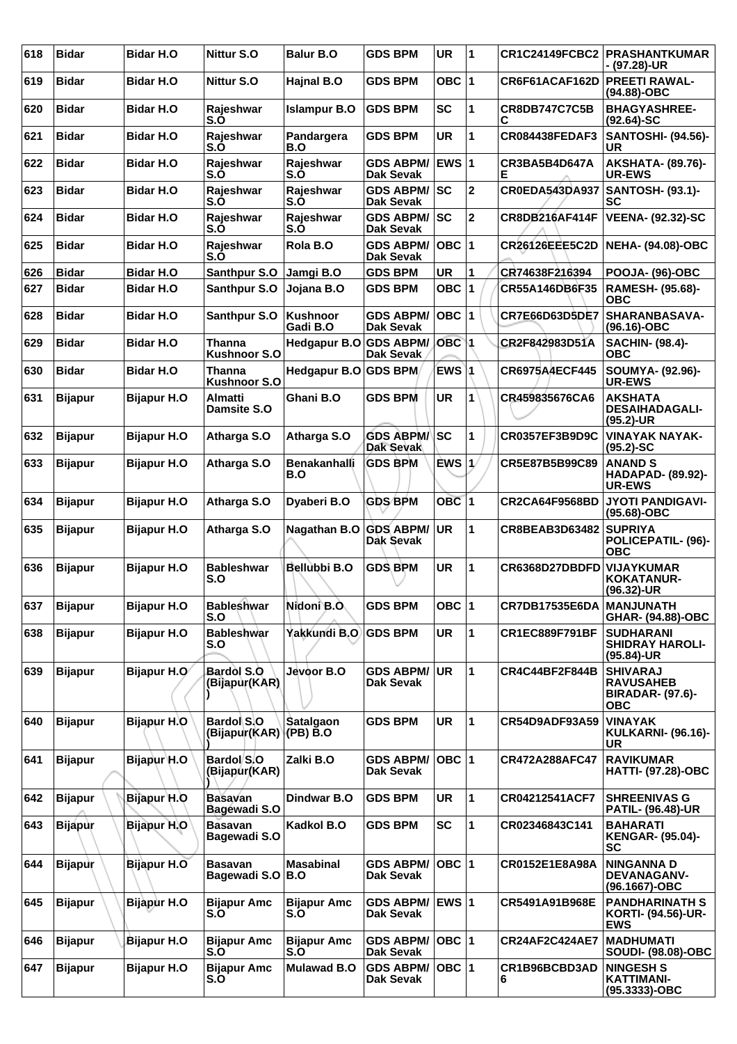| 618 | Bidar | Bidar H.O | Nittur S.O | Balur B.O | GDS BPM | UR | 1 | CR1C24149FCBC2 | PRASHANTKUMAR - (97.28)-UR |
|---|---|---|---|---|---|---|---|---|---|
| 619 | Bidar | Bidar H.O | Nittur S.O | Hajnal B.O | GDS BPM | OBC | 1 | CR6F61ACAF162D | PREETI RAWAL- (94.88)-OBC |
| 620 | Bidar | Bidar H.O | Rajeshwar S.O | Islampur B.O | GDS BPM | SC | 1 | CR8DB747C7C5BC | BHAGYASHREE- (92.64)-SC |
| 621 | Bidar | Bidar H.O | Rajeshwar S.O | Pandargera B.O | GDS BPM | UR | 1 | CR084438FEDAF3 | SANTOSHI- (94.56)-UR |
| 622 | Bidar | Bidar H.O | Rajeshwar S.O | Rajeshwar S.O | GDS ABPM/ Dak Sevak | EWS | 1 | CR3BA5B4D647AE | AKSHATA- (89.76)-UR-EWS |
| 623 | Bidar | Bidar H.O | Rajeshwar S.O | Rajeshwar S.O | GDS ABPM/ Dak Sevak | SC | 2 | CR0EDA543DA937 | SANTOSH- (93.1)-SC |
| 624 | Bidar | Bidar H.O | Rajeshwar S.O | Rajeshwar S.O | GDS ABPM/ Dak Sevak | SC | 2 | CR8DB216AF414F | VEENA- (92.32)-SC |
| 625 | Bidar | Bidar H.O | Rajeshwar S.O | Rola B.O | GDS ABPM/ Dak Sevak | OBC | 1 | CR26126EEE5C2D | NEHA- (94.08)-OBC |
| 626 | Bidar | Bidar H.O | Santhpur S.O | Jamgi B.O | GDS BPM | UR | 1 | CR74638F216394 | POOJA- (96)-OBC |
| 627 | Bidar | Bidar H.O | Santhpur S.O | Jojana B.O | GDS BPM | OBC | 1 | CR55A146DB6F35 | RAMESH- (95.68)-OBC |
| 628 | Bidar | Bidar H.O | Santhpur S.O | Kushnoor Gadi B.O | GDS ABPM/ Dak Sevak | OBC | 1 | CR7E66D63D5DE7 | SHARANBASAVA- (96.16)-OBC |
| 629 | Bidar | Bidar H.O | Thanna Kushnoor S.O | Hedgapur B.O | GDS ABPM/ Dak Sevak | OBC | 1 | CR2F842983D51A | SACHIN- (98.4)-OBC |
| 630 | Bidar | Bidar H.O | Thanna Kushnoor S.O | Hedgapur B.O | GDS BPM | EWS | 1 | CR6975A4ECF445 | SOUMYA- (92.96)-UR-EWS |
| 631 | Bijapur | Bijapur H.O | Almatti Damsite S.O | Ghani B.O | GDS BPM | UR | 1 | CR459835676CA6 | AKSHATA DESAIHADAGALI- (95.2)-UR |
| 632 | Bijapur | Bijapur H.O | Atharga S.O | Atharga S.O | GDS ABPM/ Dak Sevak | SC | 1 | CR0357EF3B9D9C | VINAYAK NAYAK- (95.2)-SC |
| 633 | Bijapur | Bijapur H.O | Atharga S.O | Benakanhalli B.O | GDS BPM | EWS | 1 | CR5E87B5B99C89 | ANAND S HADAPAD- (89.92)-UR-EWS |
| 634 | Bijapur | Bijapur H.O | Atharga S.O | Dyaberi B.O | GDS BPM | OBC | 1 | CR2CA64F9568BD | JYOTI PANDIGAVI- (95.68)-OBC |
| 635 | Bijapur | Bijapur H.O | Atharga S.O | Nagathan B.O | GDS ABPM/ Dak Sevak | UR | 1 | CR8BEAB3D63482 | SUPRIYA POLICEPATIL- (96)-OBC |
| 636 | Bijapur | Bijapur H.O | Bableshwar S.O | Bellubbi B.O | GDS BPM | UR | 1 | CR6368D27DBDFD | VIJAYKUMAR KOKATANUR- (96.32)-UR |
| 637 | Bijapur | Bijapur H.O | Bableshwar S.O | Nidoni B.O | GDS BPM | OBC | 1 | CR7DB17535E6DA | MANJUNATH GHAR- (94.88)-OBC |
| 638 | Bijapur | Bijapur H.O | Bableshwar S.O | Yakkundi B.O | GDS BPM | UR | 1 | CR1EC889F791BF | SUDHARANI SHIDRAY HAROLI- (95.84)-UR |
| 639 | Bijapur | Bijapur H.O | Bardol S.O (Bijapur(KAR)) | Jevoor B.O | GDS ABPM/ Dak Sevak | UR | 1 | CR4C44BF2F844B | SHIVARAJ RAVUSAHEB BIRADAR- (97.6)-OBC |
| 640 | Bijapur | Bijapur H.O | Bardol S.O (Bijapur(KAR)) | Satalgaon (PB) B.O | GDS BPM | UR | 1 | CR54D9ADF93A59 | VINAYAK KULKARNI- (96.16)-UR |
| 641 | Bijapur | Bijapur H.O | Bardol S.O (Bijapur(KAR)) | Zalki B.O | GDS ABPM/ Dak Sevak | OBC | 1 | CR472A288AFC47 | RAVIKUMAR HATTI- (97.28)-OBC |
| 642 | Bijapur | Bijapur H.O | Basavan Bagewadi S.O | Dindwar B.O | GDS BPM | UR | 1 | CR04212541ACF7 | SHREENIVAS G PATIL- (96.48)-UR |
| 643 | Bijapur | Bijapur H.O | Basavan Bagewadi S.O | Kadkol B.O | GDS BPM | SC | 1 | CR02346843C141 | BAHARATI KENGAR- (95.04)-SC |
| 644 | Bijapur | Bijapur H.O | Basavan Bagewadi S.O | Masabinal B.O | GDS ABPM/ Dak Sevak | OBC | 1 | CR0152E1E8A98A | NINGANNA D DEVANAGANV- (96.1667)-OBC |
| 645 | Bijapur | Bijapur H.O | Bijapur Amc S.O | Bijapur Amc S.O | GDS ABPM/ Dak Sevak | EWS | 1 | CR5491A91B968E | PANDHARINATH S KORTI- (94.56)-UR-EWS |
| 646 | Bijapur | Bijapur H.O | Bijapur Amc S.O | Bijapur Amc S.O | GDS ABPM/ Dak Sevak | OBC | 1 | CR24AF2C424AE7 | MADHUMATI SOUDI- (98.08)-OBC |
| 647 | Bijapur | Bijapur H.O | Bijapur Amc S.O | Mulawad B.O | GDS ABPM/ Dak Sevak | OBC | 1 | CR1B96BCBD3AD6 | NINGESH S KATTIMANI- (95.3333)-OBC |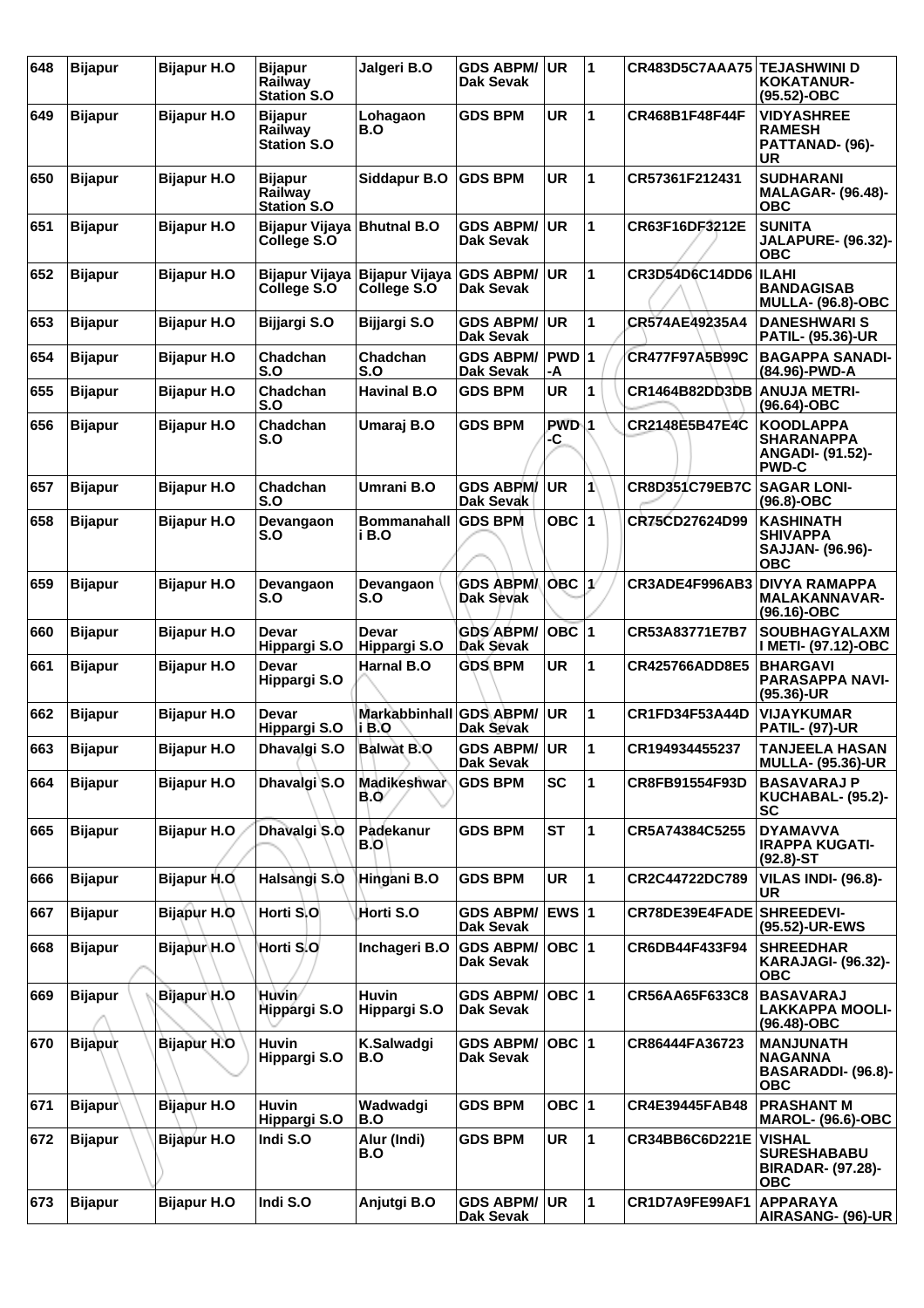| 648 | Bijapur | Bijapur H.O | Bijapur Railway Station S.O | Jalgeri B.O | GDS ABPM/ Dak Sevak | UR | 1 | CR483D5C7AAA75 | TEJASHWINI D KOKATANUR- (95.52)-OBC |
|---|---|---|---|---|---|---|---|---|---|
| 649 | Bijapur | Bijapur H.O | Bijapur Railway Station S.O | Lohagaon B.O | GDS BPM | UR | 1 | CR468B1F48F44F | VIDYASHREE RAMESH PATTANAD- (96)-UR |
| 650 | Bijapur | Bijapur H.O | Bijapur Railway Station S.O | Siddapur B.O | GDS BPM | UR | 1 | CR57361F212431 | SUDHARANI MALAGAR- (96.48)-OBC |
| 651 | Bijapur | Bijapur H.O | Bijapur Vijaya College S.O | Bhutnal B.O | GDS ABPM/ Dak Sevak | UR | 1 | CR63F16DF3212E | SUNITA JALAPURE- (96.32)-OBC |
| 652 | Bijapur | Bijapur H.O | Bijapur Vijaya College S.O | Bijapur Vijaya College S.O | GDS ABPM/ Dak Sevak | UR | 1 | CR3D54D6C14DD6 | ILAHI BANDAGISAB MULLA- (96.8)-OBC |
| 653 | Bijapur | Bijapur H.O | Bijjargi S.O | Bijjargi S.O | GDS ABPM/ Dak Sevak | UR | 1 | CR574AE49235A4 | DANESHWARI S PATIL- (95.36)-UR |
| 654 | Bijapur | Bijapur H.O | Chadchan S.O | Chadchan S.O | GDS ABPM/ Dak Sevak | PWD-A | 1 | CR477F97A5B99C | BAGAPPA SANADI- (84.96)-PWD-A |
| 655 | Bijapur | Bijapur H.O | Chadchan S.O | Havinal B.O | GDS BPM | UR | 1 | CR1464B82DD3DB | ANUJA METRI- (96.64)-OBC |
| 656 | Bijapur | Bijapur H.O | Chadchan S.O | Umaraj B.O | GDS BPM | PWD-C | 1 | CR2148E5B47E4C | KOODLAPPA SHARANAPPA ANGADI- (91.52)-PWD-C |
| 657 | Bijapur | Bijapur H.O | Chadchan S.O | Umrani B.O | GDS ABPM/ Dak Sevak | UR | 1 | CR8D351C79EB7C | SAGAR LONI- (96.8)-OBC |
| 658 | Bijapur | Bijapur H.O | Devangaon S.O | Bommanahalli B.O | GDS BPM | OBC | 1 | CR75CD27624D99 | KASHINATH SHIVAPPA SAJJAN- (96.96)-OBC |
| 659 | Bijapur | Bijapur H.O | Devangaon S.O | Devangaon S.O | GDS ABPM/ Dak Sevak | OBC | 1 | CR3ADE4F996AB3 | DIVYA RAMAPPA MALAKANNAVAR- (96.16)-OBC |
| 660 | Bijapur | Bijapur H.O | Devar Hippargi S.O | Devar Hippargi S.O | GDS ABPM/ Dak Sevak | OBC | 1 | CR53A83771E7B7 | SOUBHAGYALAXMI METI- (97.12)-OBC |
| 661 | Bijapur | Bijapur H.O | Devar Hippargi S.O | Harnal B.O | GDS BPM | UR | 1 | CR425766ADD8E5 | BHARGAVI PARASAPPA NAVI- (95.36)-UR |
| 662 | Bijapur | Bijapur H.O | Devar Hippargi S.O | Markabbinhalli B.O | GDS ABPM/ Dak Sevak | UR | 1 | CR1FD34F53A44D | VIJAYKUMAR PATIL- (97)-UR |
| 663 | Bijapur | Bijapur H.O | Dhavalgi S.O | Balwat B.O | GDS ABPM/ Dak Sevak | UR | 1 | CR194934455237 | TANJEELA HASAN MULLA- (95.36)-UR |
| 664 | Bijapur | Bijapur H.O | Dhavalgi S.O | Madikeshwar B.O | GDS BPM | SC | 1 | CR8FB91554F93D | BASAVARAJ P KUCHABAL- (95.2)-SC |
| 665 | Bijapur | Bijapur H.O | Dhavalgi S.O | Padekanur B.O | GDS BPM | ST | 1 | CR5A74384C5255 | DYAMAVVA IRAPPA KUGATI- (92.8)-ST |
| 666 | Bijapur | Bijapur H.O | Halsangi S.O | Hingani B.O | GDS BPM | UR | 1 | CR2C44722DC789 | VILAS INDI- (96.8)-UR |
| 667 | Bijapur | Bijapur H.O | Horti S.O | Horti S.O | GDS ABPM/ Dak Sevak | EWS | 1 | CR78DE39E4FADE | SHREEDEVI- (95.52)-UR-EWS |
| 668 | Bijapur | Bijapur H.O | Horti S.O | Inchageri B.O | GDS ABPM/ Dak Sevak | OBC | 1 | CR6DB44F433F94 | SHREEDHAR KARAJAGI- (96.32)-OBC |
| 669 | Bijapur | Bijapur H.O | Huvin Hippargi S.O | Huvin Hippargi S.O | GDS ABPM/ Dak Sevak | OBC | 1 | CR56AA65F633C8 | BASAVARAJ LAKKAPPA MOOLI- (96.48)-OBC |
| 670 | Bijapur | Bijapur H.O | Huvin Hippargi S.O | K.Salwadgi B.O | GDS ABPM/ Dak Sevak | OBC | 1 | CR86444FA36723 | MANJUNATH NAGANNA BASARADDI- (96.8)-OBC |
| 671 | Bijapur | Bijapur H.O | Huvin Hippargi S.O | Wadwadgi B.O | GDS BPM | OBC | 1 | CR4E39445FAB48 | PRASHANT M MAROL- (96.6)-OBC |
| 672 | Bijapur | Bijapur H.O | Indi S.O | Alur (Indi) B.O | GDS BPM | UR | 1 | CR34BB6C6D221E | VISHAL SURESHABABU BIRADAR- (97.28)-OBC |
| 673 | Bijapur | Bijapur H.O | Indi S.O | Anjutgi B.O | GDS ABPM/ Dak Sevak | UR | 1 | CR1D7A9FE99AF1 | APPARAYA AIRASANG- (96)-UR |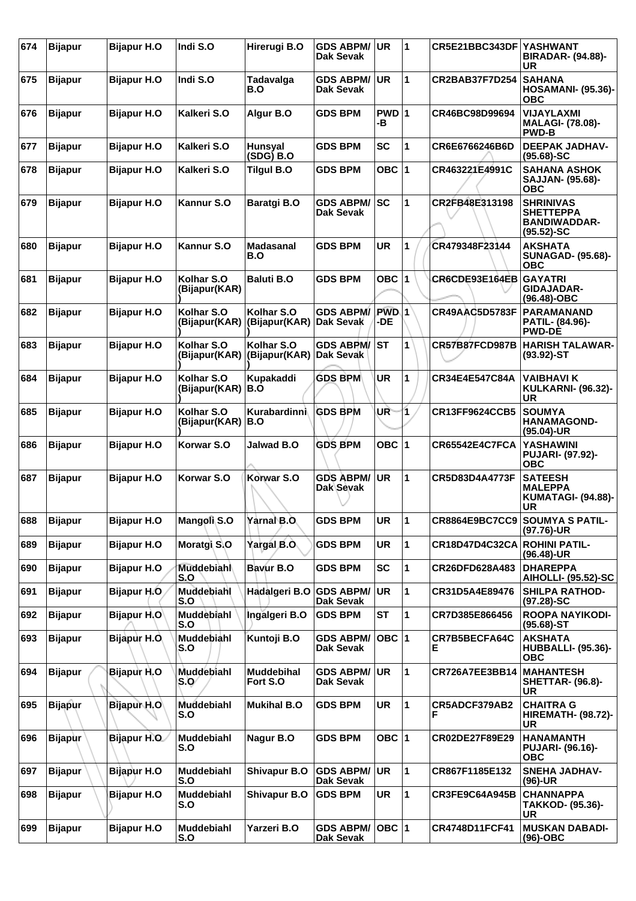| 674 | Bijapur | Bijapur H.O | Indi S.O | Hirerugi B.O | GDS ABPM/ Dak Sevak | UR | 1 | CR5E21BBC343DF | YASHWANT BIRADAR- (94.88)-UR |
|---|---|---|---|---|---|---|---|---|---|
| 675 | Bijapur | Bijapur H.O | Indi S.O | Tadavalga B.O | GDS ABPM/ Dak Sevak | UR | 1 | CR2BAB37F7D254 | SAHANA HOSAMANI- (95.36)-OBC |
| 676 | Bijapur | Bijapur H.O | Kalkeri S.O | Algur B.O | GDS BPM | PWD-B | 1 | CR46BC98D99694 | VIJAYLAXMI MALAGI- (78.08)-PWD-B |
| 677 | Bijapur | Bijapur H.O | Kalkeri S.O | Hunsyal (SDG) B.O | GDS BPM | SC | 1 | CR6E6766246B6D | DEEPAK JADHAV- (95.68)-SC |
| 678 | Bijapur | Bijapur H.O | Kalkeri S.O | Tilgul B.O | GDS BPM | OBC | 1 | CR463221E4991C | SAHANA ASHOK SAJJAN- (95.68)-OBC |
| 679 | Bijapur | Bijapur H.O | Kannur S.O | Baratgi B.O | GDS ABPM/ Dak Sevak | SC | 1 | CR2FB48E313198 | SHRINIVAS SHETTEPPA BANDIWADDAR- (95.52)-SC |
| 680 | Bijapur | Bijapur H.O | Kannur S.O | Madasanal B.O | GDS BPM | UR | 1 | CR479348F23144 | AKSHATA SUNAGAD- (95.68)-OBC |
| 681 | Bijapur | Bijapur H.O | Kolhar S.O (Bijapur(KAR)) | Baluti B.O | GDS BPM | OBC | 1 | CR6CDE93E164EB | GAYATRI GIDAJADAR- (96.48)-OBC |
| 682 | Bijapur | Bijapur H.O | Kolhar S.O (Bijapur(KAR)) | Kolhar S.O (Bijapur(KAR)) | GDS ABPM/ Dak Sevak | PWD-DE | 1 | CR49AAC5D5783F | PARAMANAND PATIL- (84.96)-PWD-DE |
| 683 | Bijapur | Bijapur H.O | Kolhar S.O (Bijapur(KAR)) | Kolhar S.O (Bijapur(KAR)) | GDS ABPM/ Dak Sevak | ST | 1 | CR57B87FCD987B | HARISH TALAWAR- (93.92)-ST |
| 684 | Bijapur | Bijapur H.O | Kolhar S.O (Bijapur(KAR)) | Kupakaddi B.O | GDS BPM | UR | 1 | CR34E4E547C84A | VAIBHAVI K KULKARNI- (96.32)-UR |
| 685 | Bijapur | Bijapur H.O | Kolhar S.O (Bijapur(KAR)) | Kurabardinni B.O | GDS BPM | UR | 1 | CR13FF9624CCB5 | SOUMYA HANAMAGOND- (95.04)-UR |
| 686 | Bijapur | Bijapur H.O | Korwar S.O | Jalwad B.O | GDS BPM | OBC | 1 | CR65542E4C7FCA | YASHAWINI PUJARI- (97.92)-OBC |
| 687 | Bijapur | Bijapur H.O | Korwar S.O | Korwar S.O | GDS ABPM/ Dak Sevak | UR | 1 | CR5D83D4A4773F | SATEESH MALEPPA KUMATAGI- (94.88)-UR |
| 688 | Bijapur | Bijapur H.O | Mangoli S.O | Yarnal B.O | GDS BPM | UR | 1 | CR8864E9BC7CC9 | SOUMYA S PATIL- (97.76)-UR |
| 689 | Bijapur | Bijapur H.O | Moratgi S.O | Yargal B.O | GDS BPM | UR | 1 | CR18D47D4C32CA | ROHINI PATIL- (96.48)-UR |
| 690 | Bijapur | Bijapur H.O | Muddebiahl S.O | Bavur B.O | GDS BPM | SC | 1 | CR26DFD628A483 | DHAREPPA AIHOLLI- (95.52)-SC |
| 691 | Bijapur | Bijapur H.O | Muddebiahl S.O | Hadalgeri B.O | GDS ABPM/ Dak Sevak | UR | 1 | CR31D5A4E89476 | SHILPA RATHOD- (97.28)-SC |
| 692 | Bijapur | Bijapur H.O | Muddebiahl S.O | Ingalgeri B.O | GDS BPM | ST | 1 | CR7D385E866456 | ROOPA NAYIKODI- (95.68)-ST |
| 693 | Bijapur | Bijapur H.O | Muddebiahl S.O | Kuntoji B.O | GDS ABPM/ Dak Sevak | OBC | 1 | CR7B5BECFA64CE | AKSHATA HUBBALLI- (95.36)-OBC |
| 694 | Bijapur | Bijapur H.O | Muddebiahl S.O | Muddebihal Fort S.O | GDS ABPM/ Dak Sevak | UR | 1 | CR726A7EE3BB14 | MAHANTESH SHETTAR- (96.8)-UR |
| 695 | Bijapur | Bijapur H.O | Muddebiahl S.O | Mukihal B.O | GDS BPM | UR | 1 | CR5ADCF379AB2F | CHAITRA G HIREMATH- (98.72)-UR |
| 696 | Bijapur | Bijapur H.O | Muddebiahl S.O | Nagur B.O | GDS BPM | OBC | 1 | CR02DE27F89E29 | HANAMANTH PUJARI- (96.16)-OBC |
| 697 | Bijapur | Bijapur H.O | Muddebiahl S.O | Shivapur B.O | GDS ABPM/ Dak Sevak | UR | 1 | CR867F1185E132 | SNEHA JADHAV- (96)-UR |
| 698 | Bijapur | Bijapur H.O | Muddebiahl S.O | Shivapur B.O | GDS BPM | UR | 1 | CR3FE9C64A945B | CHANNAPPA TAKKOD- (95.36)-UR |
| 699 | Bijapur | Bijapur H.O | Muddebiahl S.O | Yarzeri B.O | GDS ABPM/ Dak Sevak | OBC | 1 | CR4748D11FCF41 | MUSKAN DABADI- (96)-OBC |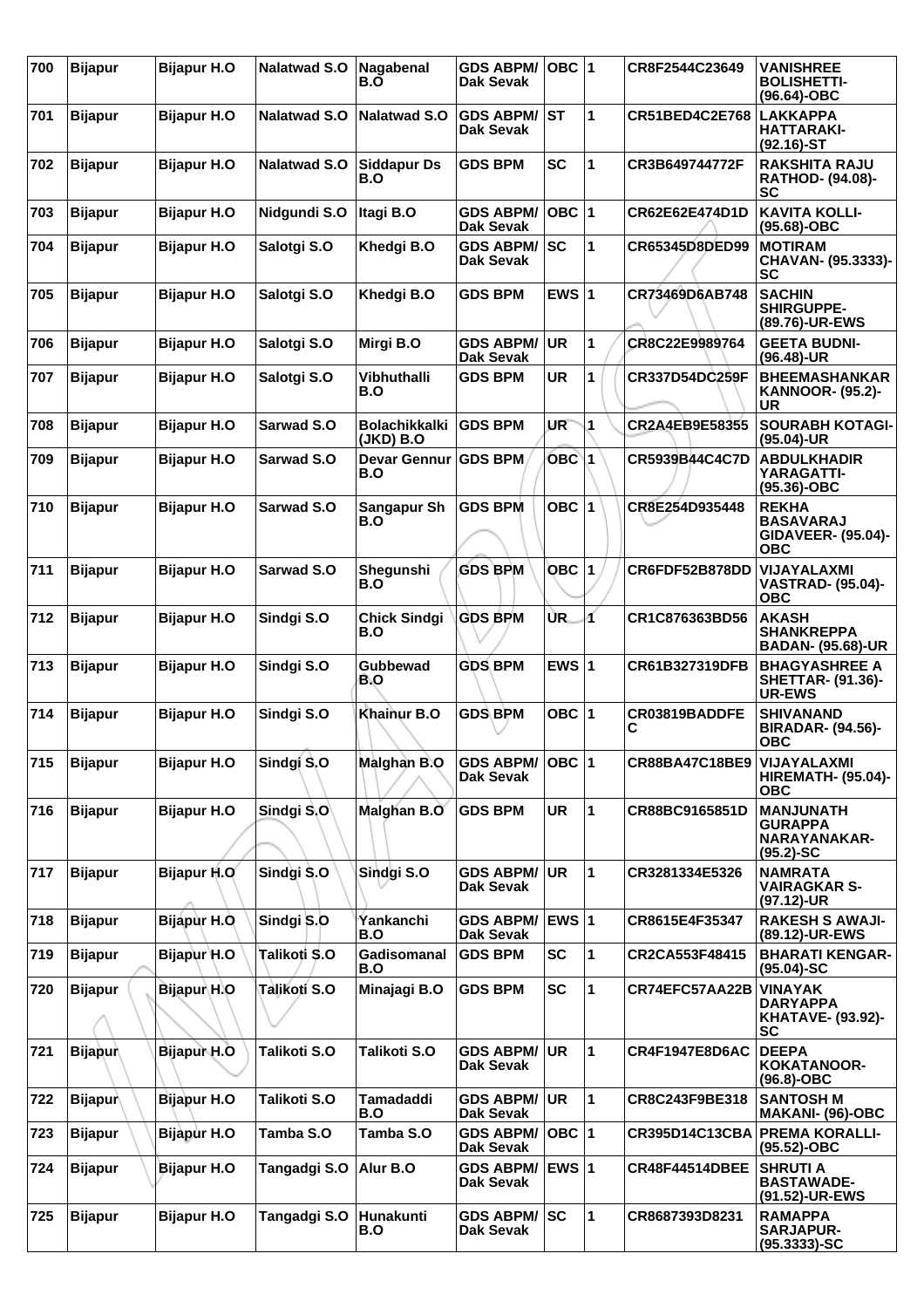| 700 | Bijapur | Bijapur H.O | Nalatwad S.O | Nagabenal B.O | GDS ABPM/ Dak Sevak | OBC | 1 | CR8F2544C23649 | VANISHREE BOLISHETTI- (96.64)-OBC |
|---|---|---|---|---|---|---|---|---|---|
| 701 | Bijapur | Bijapur H.O | Nalatwad S.O | Nalatwad S.O | GDS ABPM/ Dak Sevak | ST | 1 | CR51BED4C2E768 | LAKKAPPA HATTARAKI- (92.16)-ST |
| 702 | Bijapur | Bijapur H.O | Nalatwad S.O | Siddapur Ds B.O | GDS BPM | SC | 1 | CR3B649744772F | RAKSHITA RAJU RATHOD- (94.08)- SC |
| 703 | Bijapur | Bijapur H.O | Nidgundi S.O | Itagi B.O | GDS ABPM/ Dak Sevak | OBC | 1 | CR62E62E474D1D | KAVITA KOLLI- (95.68)-OBC |
| 704 | Bijapur | Bijapur H.O | Salotgi S.O | Khedgi B.O | GDS ABPM/ Dak Sevak | SC | 1 | CR65345D8DED99 | MOTIRAM CHAVAN- (95.3333)- SC |
| 705 | Bijapur | Bijapur H.O | Salotgi S.O | Khedgi B.O | GDS BPM | EWS | 1 | CR73469D6AB748 | SACHIN SHIRGUPPE- (89.76)-UR-EWS |
| 706 | Bijapur | Bijapur H.O | Salotgi S.O | Mirgi B.O | GDS ABPM/ Dak Sevak | UR | 1 | CR8C22E9989764 | GEETA BUDNI- (96.48)-UR |
| 707 | Bijapur | Bijapur H.O | Salotgi S.O | Vibhuthalli B.O | GDS BPM | UR | 1 | CR337D54DC259F | BHEEMASHANKAR KANNOOR- (95.2)- UR |
| 708 | Bijapur | Bijapur H.O | Sarwad S.O | Bolachikkalki (JKD) B.O | GDS BPM | UR | 1 | CR2A4EB9E58355 | SOURABH KOTAGI- (95.04)-UR |
| 709 | Bijapur | Bijapur H.O | Sarwad S.O | Devar Gennur B.O | GDS BPM | OBC | 1 | CR5939B44C4C7D | ABDULKHADIR YARAGATTI- (95.36)-OBC |
| 710 | Bijapur | Bijapur H.O | Sarwad S.O | Sangapur Sh B.O | GDS BPM | OBC | 1 | CR8E254D935448 | REKHA BASAVARAJ GIDAVEER- (95.04)- OBC |
| 711 | Bijapur | Bijapur H.O | Sarwad S.O | Shegunshi B.O | GDS BPM | OBC | 1 | CR6FDF52B878DD | VIJAYALAXMI VASTRAD- (95.04)- OBC |
| 712 | Bijapur | Bijapur H.O | Sindgi S.O | Chick Sindgi B.O | GDS BPM | UR | 1 | CR1C876363BD56 | AKASH SHANKREPPA BADAN- (95.68)-UR |
| 713 | Bijapur | Bijapur H.O | Sindgi S.O | Gubbewad B.O | GDS BPM | EWS | 1 | CR61B327319DFB | BHAGYASHREE A SHETTAR- (91.36)- UR-EWS |
| 714 | Bijapur | Bijapur H.O | Sindgi S.O | Khainur B.O | GDS BPM | OBC | 1 | CR03819BADDFE C | SHIVANAND BIRADAR- (94.56)- OBC |
| 715 | Bijapur | Bijapur H.O | Sindgi S.O | Malghan B.O | GDS ABPM/ Dak Sevak | OBC | 1 | CR88BA47C18BE9 | VIJAYALAXMI HIREMATH- (95.04)- OBC |
| 716 | Bijapur | Bijapur H.O | Sindgi S.O | Malghan B.O | GDS BPM | UR | 1 | CR88BC9165851D | MANJUNATH GURAPPA NARAYANAKAR- (95.2)-SC |
| 717 | Bijapur | Bijapur H.O | Sindgi S.O | Sindgi S.O | GDS ABPM/ Dak Sevak | UR | 1 | CR3281334E5326 | NAMRATA VAIRAGKAR S- (97.12)-UR |
| 718 | Bijapur | Bijapur H.O | Sindgi S.O | Yankanchi B.O | GDS ABPM/ Dak Sevak | EWS | 1 | CR8615E4F35347 | RAKESH S AWAJI- (89.12)-UR-EWS |
| 719 | Bijapur | Bijapur H.O | Talikoti S.O | Gadisomanal B.O | GDS BPM | SC | 1 | CR2CA553F48415 | BHARATI KENGAR- (95.04)-SC |
| 720 | Bijapur | Bijapur H.O | Talikoti S.O | Minajagi B.O | GDS BPM | SC | 1 | CR74EFC57AA22B | VINAYAK DARYAPPA KHATAVE- (93.92)- SC |
| 721 | Bijapur | Bijapur H.O | Talikoti S.O | Talikoti S.O | GDS ABPM/ Dak Sevak | UR | 1 | CR4F1947E8D6AC | DEEPA KOKATANOOR- (96.8)-OBC |
| 722 | Bijapur | Bijapur H.O | Talikoti S.O | Tamadaddi B.O | GDS ABPM/ Dak Sevak | UR | 1 | CR8C243F9BE318 | SANTOSH M MAKANI- (96)-OBC |
| 723 | Bijapur | Bijapur H.O | Tamba S.O | Tamba S.O | GDS ABPM/ Dak Sevak | OBC | 1 | CR395D14C13CBA | PREMA KORALLI- (95.52)-OBC |
| 724 | Bijapur | Bijapur H.O | Tangadgi S.O | Alur B.O | GDS ABPM/ Dak Sevak | EWS | 1 | CR48F44514DBEE | SHRUTI A BASTAWADE- (91.52)-UR-EWS |
| 725 | Bijapur | Bijapur H.O | Tangadgi S.O | Hunakunti B.O | GDS ABPM/ Dak Sevak | SC | 1 | CR8687393D8231 | RAMAPPA SARJAPUR- (95.3333)-SC |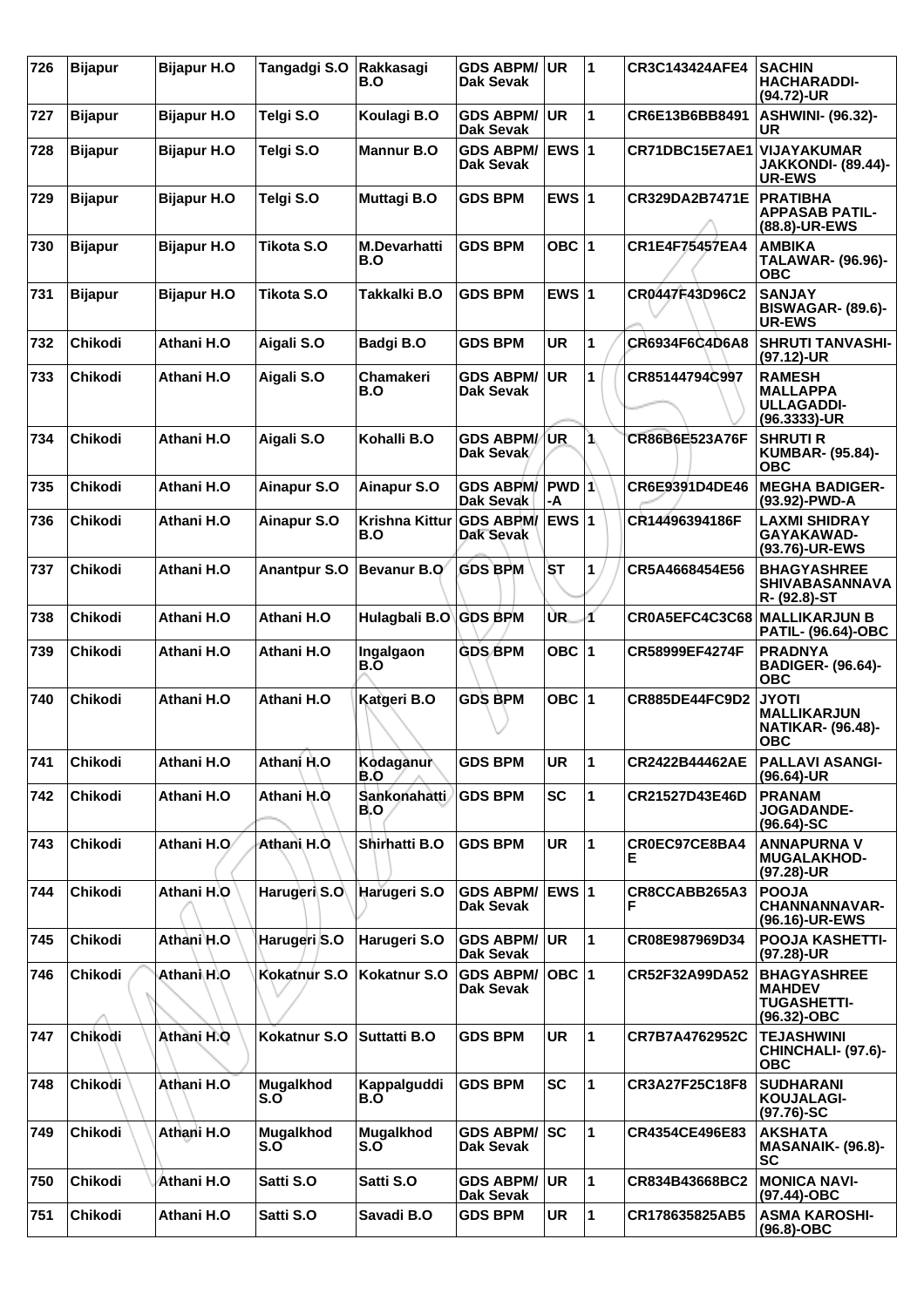| 726 | Bijapur | Bijapur H.O | Tangadgi S.O | Rakkasagi B.O | GDS ABPM/ Dak Sevak | UR | 1 | CR3C143424AFE4 | SACHIN HACHARADDI- (94.72)-UR |
|---|---|---|---|---|---|---|---|---|---|
| 727 | Bijapur | Bijapur H.O | Telgi S.O | Koulagi B.O | GDS ABPM/ Dak Sevak | UR | 1 | CR6E13B6BB8491 | ASHWINI- (96.32)-UR |
| 728 | Bijapur | Bijapur H.O | Telgi S.O | Mannur B.O | GDS ABPM/ Dak Sevak | EWS | 1 | CR71DBC15E7AE1 | VIJAYAKUMAR JAKKONDI- (89.44)-UR-EWS |
| 729 | Bijapur | Bijapur H.O | Telgi S.O | Muttagi B.O | GDS BPM | EWS | 1 | CR329DA2B7471E | PRATIBHA APPASAB PATIL- (88.8)-UR-EWS |
| 730 | Bijapur | Bijapur H.O | Tikota S.O | M.Devarhatti B.O | GDS BPM | OBC | 1 | CR1E4F75457EA4 | AMBIKA TALAWAR- (96.96)-OBC |
| 731 | Bijapur | Bijapur H.O | Tikota S.O | Takkalki B.O | GDS BPM | EWS | 1 | CR0447F43D96C2 | SANJAY BISWAGAR- (89.6)-UR-EWS |
| 732 | Chikodi | Athani H.O | Aigali S.O | Badgi B.O | GDS BPM | UR | 1 | CR6934F6C4D6A8 | SHRUTI TANVASHI- (97.12)-UR |
| 733 | Chikodi | Athani H.O | Aigali S.O | Chamakeri B.O | GDS ABPM/ Dak Sevak | UR | 1 | CR85144794C997 | RAMESH MALLAPPA ULLAGADDI- (96.3333)-UR |
| 734 | Chikodi | Athani H.O | Aigali S.O | Kohalli B.O | GDS ABPM/ Dak Sevak | UR | 1 | CR86B6E523A76F | SHRUTI R KUMBAR- (95.84)-OBC |
| 735 | Chikodi | Athani H.O | Ainapur S.O | Ainapur S.O | GDS ABPM/ Dak Sevak | PWD-A | 1 | CR6E9391D4DE46 | MEGHA BADIGER- (93.92)-PWD-A |
| 736 | Chikodi | Athani H.O | Ainapur S.O | Krishna Kittur B.O | GDS ABPM/ Dak Sevak | EWS | 1 | CR14496394186F | LAXMI SHIDRAY GAYAKAWAD- (93.76)-UR-EWS |
| 737 | Chikodi | Athani H.O | Anantpur S.O | Bevanur B.O | GDS BPM | ST | 1 | CR5A4668454E56 | BHAGYASHREE SHIVABASANNAVAR- (92.8)-ST |
| 738 | Chikodi | Athani H.O | Athani H.O | Hulagbali B.O | GDS BPM | UR | 1 | CR0A5EFC4C3C68 | MALLIKARJUN B PATIL- (96.64)-OBC |
| 739 | Chikodi | Athani H.O | Athani H.O | Ingalgaon B.O | GDS BPM | OBC | 1 | CR58999EF4274F | PRADNYA BADIGER- (96.64)-OBC |
| 740 | Chikodi | Athani H.O | Athani H.O | Katgeri B.O | GDS BPM | OBC | 1 | CR885DE44FC9D2 | JYOTI MALLIKARJUN NATIKAR- (96.48)-OBC |
| 741 | Chikodi | Athani H.O | Athani H.O | Kodaganur B.O | GDS BPM | UR | 1 | CR2422B44462AE | PALLAVI ASANGI- (96.64)-UR |
| 742 | Chikodi | Athani H.O | Athani H.O | Sankonahatti B.O | GDS BPM | SC | 1 | CR21527D43E46D | PRANAM JOGADANDE- (96.64)-SC |
| 743 | Chikodi | Athani H.O | Athani H.O | Shirhatti B.O | GDS BPM | UR | 1 | CR0EC97CE8BA4E | ANNAPURNA V MUGALAKHOD- (97.28)-UR |
| 744 | Chikodi | Athani H.O | Harugeri S.O | Harugeri S.O | GDS ABPM/ Dak Sevak | EWS | 1 | CR8CCABB265A3F | POOJA CHANNANNAVAR- (96.16)-UR-EWS |
| 745 | Chikodi | Athani H.O | Harugeri S.O | Harugeri S.O | GDS ABPM/ Dak Sevak | UR | 1 | CR08E987969D34 | POOJA KASHETTI- (97.28)-UR |
| 746 | Chikodi | Athani H.O | Kokatnur S.O | Kokatnur S.O | GDS ABPM/ Dak Sevak | OBC | 1 | CR52F32A99DA52 | BHAGYASHREE MAHDEV TUGASHETTI- (96.32)-OBC |
| 747 | Chikodi | Athani H.O | Kokatnur S.O | Suttatti B.O | GDS BPM | UR | 1 | CR7B7A4762952C | TEJASHWINI CHINCHALI- (97.6)-OBC |
| 748 | Chikodi | Athani H.O | Mugalkhod S.O | Kappalguddi B.O | GDS BPM | SC | 1 | CR3A27F25C18F8 | SUDHARANI KOUJALAGI- (97.76)-SC |
| 749 | Chikodi | Athani H.O | Mugalkhod S.O | Mugalkhod S.O | GDS ABPM/ Dak Sevak | SC | 1 | CR4354CE496E83 | AKSHATA MASANAIK- (96.8)-SC |
| 750 | Chikodi | Athani H.O | Satti S.O | Satti S.O | GDS ABPM/ Dak Sevak | UR | 1 | CR834B43668BC2 | MONICA NAVI- (97.44)-OBC |
| 751 | Chikodi | Athani H.O | Satti S.O | Savadi B.O | GDS BPM | UR | 1 | CR178635825AB5 | ASMA KAROSHI- (96.8)-OBC |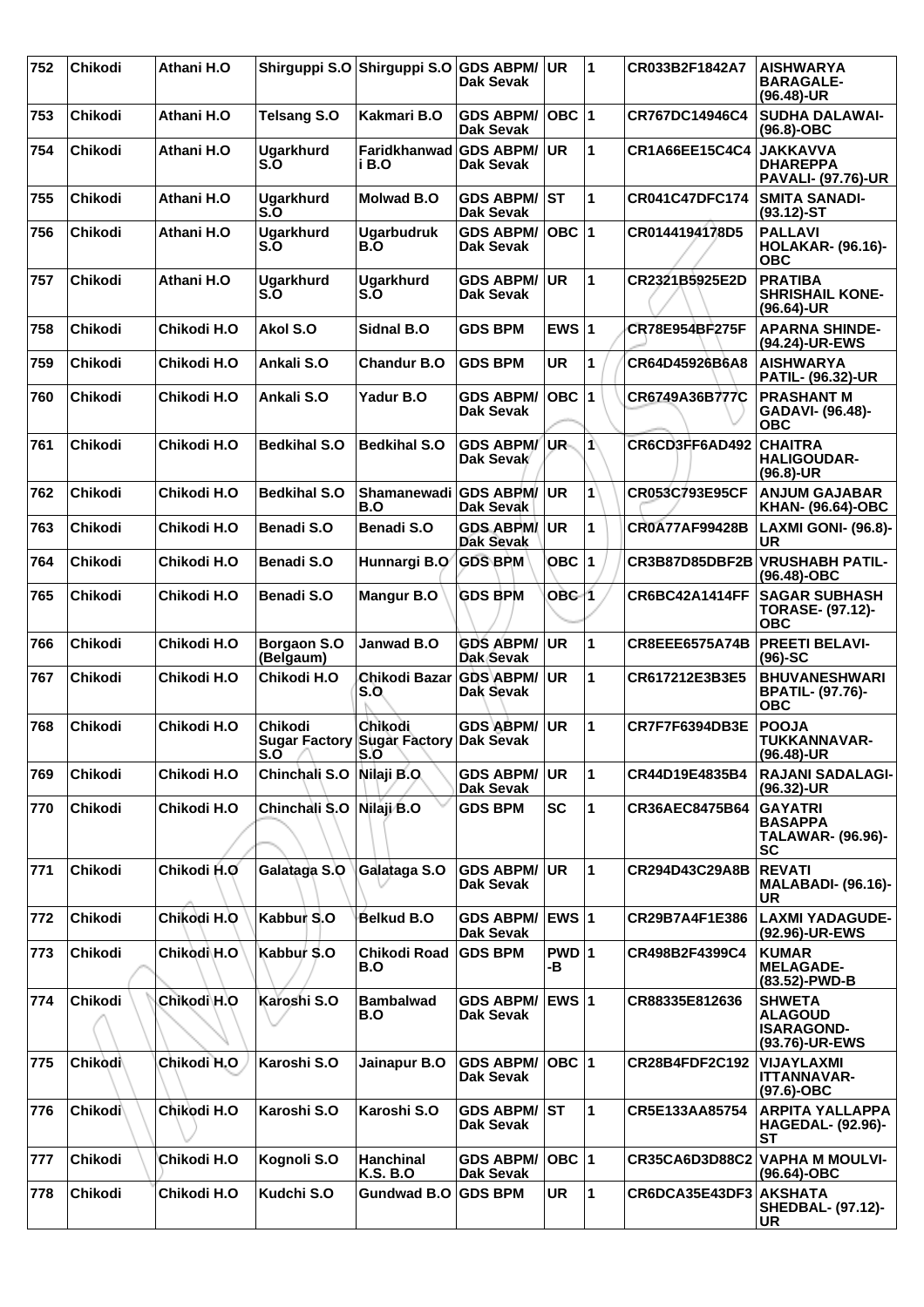| 752 | Chikodi | Athani H.O | Shirguppi S.O | Shirguppi S.O | GDS ABPM/ Dak Sevak | UR | 1 | CR033B2F1842A7 | AISHWARYA BARAGALE- (96.48)-UR |
|---|---|---|---|---|---|---|---|---|---|
| 753 | Chikodi | Athani H.O | Telsang S.O | Kakmari B.O | GDS ABPM/ Dak Sevak | OBC | 1 | CR767DC14946C4 | SUDHA DALAWAI- (96.8)-OBC |
| 754 | Chikodi | Athani H.O | Ugarkhurd S.O | Faridkhanwadi B.O | GDS ABPM/ Dak Sevak | UR | 1 | CR1A66EE15C4C4 | JAKKAVVA DHAREPPA PAVALI- (97.76)-UR |
| 755 | Chikodi | Athani H.O | Ugarkhurd S.O | Molwad B.O | GDS ABPM/ Dak Sevak | ST | 1 | CR041C47DFC174 | SMITA SANADI- (93.12)-ST |
| 756 | Chikodi | Athani H.O | Ugarkhurd S.O | Ugarbudruk B.O | GDS ABPM/ Dak Sevak | OBC | 1 | CR0144194178D5 | PALLAVI HOLAKAR- (96.16)-OBC |
| 757 | Chikodi | Athani H.O | Ugarkhurd S.O | Ugarkhurd S.O | GDS ABPM/ Dak Sevak | UR | 1 | CR2321B5925E2D | PRATIBA SHRISHAIL KONE- (96.64)-UR |
| 758 | Chikodi | Chikodi H.O | Akol S.O | Sidnal B.O | GDS BPM | EWS | 1 | CR78E954BF275F | APARNA SHINDE- (94.24)-UR-EWS |
| 759 | Chikodi | Chikodi H.O | Ankali S.O | Chandur B.O | GDS BPM | UR | 1 | CR64D45926B6A8 | AISHWARYA PATIL- (96.32)-UR |
| 760 | Chikodi | Chikodi H.O | Ankali S.O | Yadur B.O | GDS ABPM/ Dak Sevak | OBC | 1 | CR6749A36B777C | PRASHANT M GADAVI- (96.48)-OBC |
| 761 | Chikodi | Chikodi H.O | Bedkihal S.O | Bedkihal S.O | GDS ABPM/ Dak Sevak | UR | 1 | CR6CD3FF6AD492 | CHAITRA HALIGOUDAR- (96.8)-UR |
| 762 | Chikodi | Chikodi H.O | Bedkihal S.O | Shamanewadi B.O | GDS ABPM/ Dak Sevak | UR | 1 | CR053C793E95CF | ANJUM GAJABAR KHAN- (96.64)-OBC |
| 763 | Chikodi | Chikodi H.O | Benadi S.O | Benadi S.O | GDS ABPM/ Dak Sevak | UR | 1 | CR0A77AF99428B | LAXMI GONI- (96.8)-UR |
| 764 | Chikodi | Chikodi H.O | Benadi S.O | Hunnargi B.O | GDS BPM | OBC | 1 | CR3B87D85DBF2B | VRUSHABH PATIL- (96.48)-OBC |
| 765 | Chikodi | Chikodi H.O | Benadi S.O | Mangur B.O | GDS BPM | OBC | 1 | CR6BC42A1414FF | SAGAR SUBHASH TORASE- (97.12)-OBC |
| 766 | Chikodi | Chikodi H.O | Borgaon S.O (Belgaum) | Janwad B.O | GDS ABPM/ Dak Sevak | UR | 1 | CR8EEE6575A74B | PREETI BELAVI- (96)-SC |
| 767 | Chikodi | Chikodi H.O | Chikodi H.O | Chikodi Bazar S.O | GDS ABPM/ Dak Sevak | UR | 1 | CR617212E3B3E5 | BHUVANESHWARI BPATIL- (97.76)-OBC |
| 768 | Chikodi | Chikodi H.O | Chikodi Sugar Factory S.O | Chikodi Sugar Factory S.O | GDS ABPM/ Dak Sevak | UR | 1 | CR7F7F6394DB3E | POOJA TUKKANNAVAR- (96.48)-UR |
| 769 | Chikodi | Chikodi H.O | Chinchali S.O | Nilaji B.O | GDS ABPM/ Dak Sevak | UR | 1 | CR44D19E4835B4 | RAJANI SADALAGI- (96.32)-UR |
| 770 | Chikodi | Chikodi H.O | Chinchali S.O | Nilaji B.O | GDS BPM | SC | 1 | CR36AEC8475B64 | GAYATRI BASAPPA TALAWAR- (96.96)-SC |
| 771 | Chikodi | Chikodi H.O | Galataga S.O | Galataga S.O | GDS ABPM/ Dak Sevak | UR | 1 | CR294D43C29A8B | REVATI MALABADI- (96.16)-UR |
| 772 | Chikodi | Chikodi H.O | Kabbur S.O | Belkud B.O | GDS ABPM/ Dak Sevak | EWS | 1 | CR29B7A4F1E386 | LAXMI YADAGUDE- (92.96)-UR-EWS |
| 773 | Chikodi | Chikodi H.O | Kabbur S.O | Chikodi Road B.O | GDS BPM | PWD-B | 1 | CR498B2F4399C4 | KUMAR MELAGADE- (83.52)-PWD-B |
| 774 | Chikodi | Chikodi H.O | Karoshi S.O | Bambalwad B.O | GDS ABPM/ Dak Sevak | EWS | 1 | CR88335E812636 | SHWETA ALAGOUD ISARAGOND- (93.76)-UR-EWS |
| 775 | Chikodi | Chikodi H.O | Karoshi S.O | Jainapur B.O | GDS ABPM/ Dak Sevak | OBC | 1 | CR28B4FDF2C192 | VIJAYLAXMI ITTANNAVAR- (97.6)-OBC |
| 776 | Chikodi | Chikodi H.O | Karoshi S.O | Karoshi S.O | GDS ABPM/ Dak Sevak | ST | 1 | CR5E133AA85754 | ARPITA YALLAPPA HAGEDAL- (92.96)-ST |
| 777 | Chikodi | Chikodi H.O | Kognoli S.O | Hanchinal K.S. B.O | GDS ABPM/ Dak Sevak | OBC | 1 | CR35CA6D3D88C2 | VAPHA M MOULVI- (96.64)-OBC |
| 778 | Chikodi | Chikodi H.O | Kudchi S.O | Gundwad B.O | GDS BPM | UR | 1 | CR6DCA35E43DF3 | AKSHATA SHEDBAL- (97.12)-UR |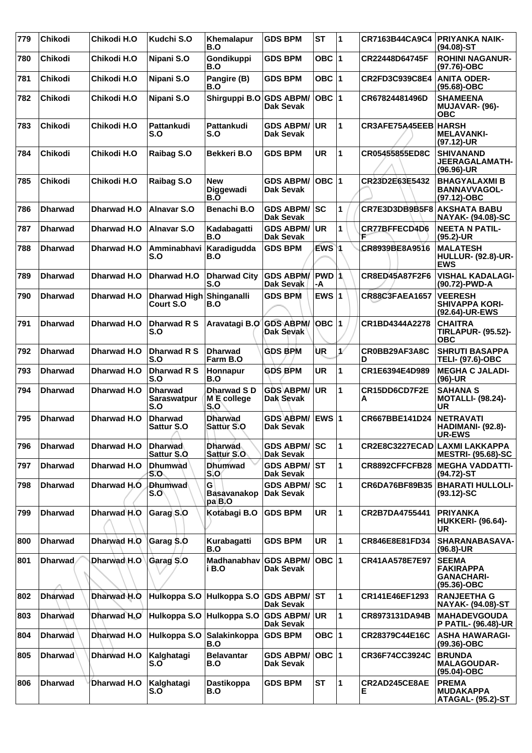| 779 | Chikodi | Chikodi H.O | Kudchi S.O | Khemalapur B.O | GDS BPM | ST | 1 | CR7163B44CA9C4 | PRIYANKA NAIK- (94.08)-ST |
|---|---|---|---|---|---|---|---|---|---|
| 780 | Chikodi | Chikodi H.O | Nipani S.O | Gondikuppi B.O | GDS BPM | OBC | 1 | CR22448D64745F | ROHINI NAGANUR- (97.76)-OBC |
| 781 | Chikodi | Chikodi H.O | Nipani S.O | Pangire (B) B.O | GDS BPM | OBC | 1 | CR2FD3C939C8E4 | ANITA ODER- (95.68)-OBC |
| 782 | Chikodi | Chikodi H.O | Nipani S.O | Shirguppi B.O | GDS ABPM/ Dak Sevak | OBC | 1 | CR67824481496D | SHAMEENA MUJAVAR- (96)- OBC |
| 783 | Chikodi | Chikodi H.O | Pattankudi S.O | Pattankudi S.O | GDS ABPM/ Dak Sevak | UR | 1 | CR3AFE75A45EEB | HARSH MELAVANKI- (97.12)-UR |
| 784 | Chikodi | Chikodi H.O | Raibag S.O | Bekkeri B.O | GDS BPM | UR | 1 | CR05455855ED8C | SHIVANAND JEERAGALAMATH- (96.96)-UR |
| 785 | Chikodi | Chikodi H.O | Raibag S.O | New Diggewadi B.O | GDS ABPM/ Dak Sevak | OBC | 1 | CR23D2E63E5432 | BHAGYALAXMI B BANNAVVAGOL- (97.12)-OBC |
| 786 | Dharwad | Dharwad H.O | Alnavar S.O | Benachi B.O | GDS ABPM/ Dak Sevak | SC | 1 | CR7E3D3DB9B5F8 | AKSHATA BABU NAYAK- (94.08)-SC |
| 787 | Dharwad | Dharwad H.O | Alnavar S.O | Kadabagatti B.O | GDS ABPM/ Dak Sevak | UR | 1 | CR77BFFECD4D6F | NEETA N PATIL- (95.2)-UR |
| 788 | Dharwad | Dharwad H.O | Amminabhavi S.O | Karadigudda B.O | GDS BPM | EWS | 1 | CR8939BE8A9516 | MALATESH HULLUR- (92.8)-UR- EWS |
| 789 | Dharwad | Dharwad H.O | Dharwad H.O | Dharwad City S.O | GDS ABPM/ Dak Sevak | PWD -A | 1 | CR8ED45A87F2F6 | VISHAL KADALAGI- (90.72)-PWD-A |
| 790 | Dharwad | Dharwad H.O | Dharwad High Court S.O | Shinganalli B.O | GDS BPM | EWS | 1 | CR88C3FAEA1657 | VEERESH SHIVAPPA KORI- (92.64)-UR-EWS |
| 791 | Dharwad | Dharwad H.O | Dharwad R S S.O | Aravatagi B.O | GDS ABPM/ Dak Sevak | OBC | 1 | CR1BD4344A2278 | CHAITRA TIRLAPUR- (95.52)- OBC |
| 792 | Dharwad | Dharwad H.O | Dharwad R S S.O | Dharwad Farm B.O | GDS BPM | UR | 1 | CR0BB29AF3A8CD | SHRUTI BASAPPA TELI- (97.6)-OBC |
| 793 | Dharwad | Dharwad H.O | Dharwad R S S.O | Honnapur B.O | GDS BPM | UR | 1 | CR1E6394E4D989 | MEGHA C JALADI- (96)-UR |
| 794 | Dharwad | Dharwad H.O | Dharwad Saraswatpur S.O | Dharwad S D M E college S.O | GDS ABPM/ Dak Sevak | UR | 1 | CR15DD6CD7F2EA | SAHANA S MOTALLI- (98.24)- UR |
| 795 | Dharwad | Dharwad H.O | Dharwad Sattur S.O | Dharwad Sattur S.O | GDS ABPM/ Dak Sevak | EWS | 1 | CR667BBE141D24 | NETRAVATI HADIMANI- (92.8)- UR-EWS |
| 796 | Dharwad | Dharwad H.O | Dharwad Sattur S.O | Dharwad Sattur S.O | GDS ABPM/ Dak Sevak | SC | 1 | CR2E8C3227ECAD | LAXMI LAKKAPPA MESTRI- (95.68)-SC |
| 797 | Dharwad | Dharwad H.O | Dhumwad S.O | Dhumwad S.O | GDS ABPM/ Dak Sevak | ST | 1 | CR8892CFFCFB28 | MEGHA VADDATTI- (94.72)-ST |
| 798 | Dharwad | Dharwad H.O | Dhumwad S.O | G Basavanakoppa B.O | GDS ABPM/ Dak Sevak | SC | 1 | CR6DA76BF89B35 | BHARATI HULLOLI- (93.12)-SC |
| 799 | Dharwad | Dharwad H.O | Garag S.O | Kotabagi B.O | GDS BPM | UR | 1 | CR2B7DA4755441 | PRIYANKA HUKKERI- (96.64)- UR |
| 800 | Dharwad | Dharwad H.O | Garag S.O | Kurabagatti B.O | GDS BPM | UR | 1 | CR846E8E81FD34 | SHARANABASAVA- (96.8)-UR |
| 801 | Dharwad | Dharwad H.O | Garag S.O | Madhanabhavi B.O | GDS ABPM/ Dak Sevak | OBC | 1 | CR41AA578E7E97 | SEEMA FAKIRAPPA GANACHARI- (95.36)-OBC |
| 802 | Dharwad | Dharwad H.O | Hulkoppa S.O | Hulkoppa S.O | GDS ABPM/ Dak Sevak | ST | 1 | CR141E46EF1293 | RANJEETHA G NAYAK- (94.08)-ST |
| 803 | Dharwad | Dharwad H.O | Hulkoppa S.O | Hulkoppa S.O | GDS ABPM/ Dak Sevak | UR | 1 | CR8973131DA94B | MAHADEVGOUDA P PATIL- (96.48)-UR |
| 804 | Dharwad | Dharwad H.O | Hulkoppa S.O | Salakinkoppa B.O | GDS BPM | OBC | 1 | CR28379C44E16C | ASHA HAWARAGI- (99.36)-OBC |
| 805 | Dharwad | Dharwad H.O | Kalghatagi S.O | Belavantar B.O | GDS ABPM/ Dak Sevak | OBC | 1 | CR36F74CC3924C | BRUNDA MALAGOUDAR- (95.04)-OBC |
| 806 | Dharwad | Dharwad H.O | Kalghatagi S.O | Dastikoppa B.O | GDS BPM | ST | 1 | CR2AD245CE8AEE | PREMA MUDAKAPPA ATAGAL- (95.2)-ST |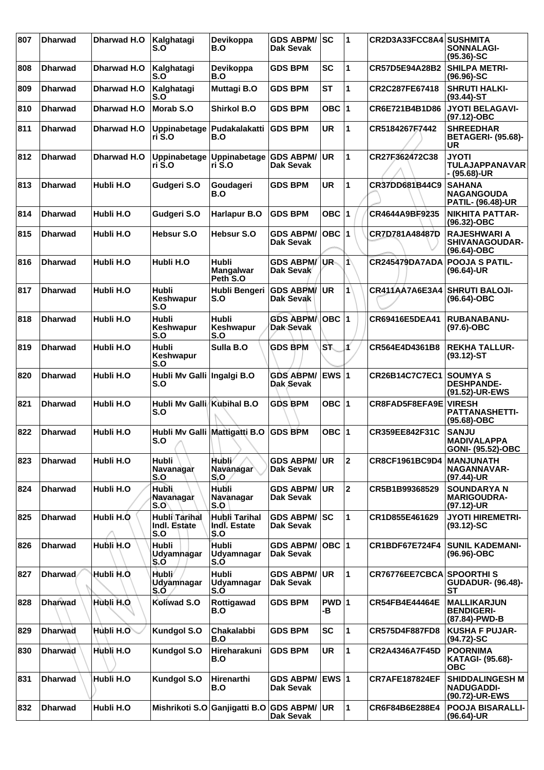| 807 | Dharwad | Dharwad H.O | Kalghatagi S.O | Devikoppa B.O | GDS ABPM/ Dak Sevak | SC | 1 | CR2D3A33FCC8A4 | SUSHMITA SONNALAGI- (95.36)-SC |
|---|---|---|---|---|---|---|---|---|---|
| 808 | Dharwad | Dharwad H.O | Kalghatagi S.O | Devikoppa B.O | GDS BPM | SC | 1 | CR57D5E94A28B2 | SHILPA METRI- (96.96)-SC |
| 809 | Dharwad | Dharwad H.O | Kalghatagi S.O | Muttagi B.O | GDS BPM | ST | 1 | CR2C287FE67418 | SHRUTI HALKI- (93.44)-ST |
| 810 | Dharwad | Dharwad H.O | Morab S.O | Shirkol B.O | GDS BPM | OBC | 1 | CR6E721B4B1D86 | JYOTI BELAGAVI- (97.12)-OBC |
| 811 | Dharwad | Dharwad H.O | Uppinabetageri S.O | Pudakalakatti B.O | GDS BPM | UR | 1 | CR5184267F7442 | SHREEDHAR BETAGERI- (95.68)-UR |
| 812 | Dharwad | Dharwad H.O | Uppinabetageri S.O | Uppinabetageri S.O | GDS ABPM/ Dak Sevak | UR | 1 | CR27F362472C38 | JYOTI TULAJAPPANAVAR - (95.68)-UR |
| 813 | Dharwad | Hubli H.O | Gudgeri S.O | Goudageri B.O | GDS BPM | UR | 1 | CR37DD681B44C9 | SAHANA NAGANGOUDA PATIL- (96.48)-UR |
| 814 | Dharwad | Hubli H.O | Gudgeri S.O | Harlapur B.O | GDS BPM | OBC | 1 | CR4644A9BF9235 | NIKHITA PATTAR- (96.32)-OBC |
| 815 | Dharwad | Hubli H.O | Hebsur S.O | Hebsur S.O | GDS ABPM/ Dak Sevak | OBC | 1 | CR7D781A48487D | RAJESHWARI A SHIVANAGOUDAR- (96.64)-OBC |
| 816 | Dharwad | Hubli H.O | Hubli H.O | Hubli Mangalwar Peth S.O | GDS ABPM/ Dak Sevak | UR | 1 | CR245479DA7ADA | POOJA S PATIL- (96.64)-UR |
| 817 | Dharwad | Hubli H.O | Hubli Keshwapur S.O | Hubli Bengeri S.O | GDS ABPM/ Dak Sevak | UR | 1 | CR411AA7A6E3A4 | SHRUTI BALOJI- (96.64)-OBC |
| 818 | Dharwad | Hubli H.O | Hubli Keshwapur S.O | Hubli Keshwapur S.O | GDS ABPM/ Dak Sevak | OBC | 1 | CR69416E5DEA41 | RUBANABANU- (97.6)-OBC |
| 819 | Dharwad | Hubli H.O | Hubli Keshwapur S.O | Sulla B.O | GDS BPM | ST | 1 | CR564E4D4361B8 | REKHA TALLUR- (93.12)-ST |
| 820 | Dharwad | Hubli H.O | Hubli Mv Galli S.O | Ingalgi B.O | GDS ABPM/ Dak Sevak | EWS | 1 | CR26B14C7C7EC1 | SOUMYA S DESHPANDE- (91.52)-UR-EWS |
| 821 | Dharwad | Hubli H.O | Hubli Mv Galli S.O | Kubihal B.O | GDS BPM | OBC | 1 | CR8FAD5F8EFA9E | VIRESH PATTANASHETTI- (95.68)-OBC |
| 822 | Dharwad | Hubli H.O | Hubli Mv Galli S.O | Mattigatti B.O | GDS BPM | OBC | 1 | CR359EE842F31C | SANJU MADIVALAPPA GONI- (95.52)-OBC |
| 823 | Dharwad | Hubli H.O | Hubli Navanagar S.O | Hubli Navanagar S.O | GDS ABPM/ Dak Sevak | UR | 2 | CR8CF1961BC9D4 | MANJUNATH NAGANNAVAR- (97.44)-UR |
| 824 | Dharwad | Hubli H.O | Hubli Navanagar S.O | Hubli Navanagar S.O | GDS ABPM/ Dak Sevak | UR | 2 | CR5B1B99368529 | SOUNDARYA N MARIGOUDRA- (97.12)-UR |
| 825 | Dharwad | Hubli H.O | Hubli Tarihal Indl. Estate S.O | Hubli Tarihal Indl. Estate S.O | GDS ABPM/ Dak Sevak | SC | 1 | CR1D855E461629 | JYOTI HIREMETRI- (93.12)-SC |
| 826 | Dharwad | Hubli H.O | Hubli Udyamnagar S.O | Hubli Udyamnagar S.O | GDS ABPM/ Dak Sevak | OBC | 1 | CR1BDF67E724F4 | SUNIL KADEMANI- (96.96)-OBC |
| 827 | Dharwad | Hubli H.O | Hubli Udyamnagar S.O | Hubli Udyamnagar S.O | GDS ABPM/ Dak Sevak | UR | 1 | CR76776EE7CBCA | SPOORTHI S GUDADUR- (96.48)-ST |
| 828 | Dharwad | Hubli H.O | Koliwad S.O | Rottigawad B.O | GDS BPM | PWD-B | 1 | CR54FB4E44464E | MALLIKARJUN BENDIGERI- (87.84)-PWD-B |
| 829 | Dharwad | Hubli H.O | Kundgol S.O | Chakalabbi B.O | GDS BPM | SC | 1 | CR575D4F887FD8 | KUSHA F PUJAR- (94.72)-SC |
| 830 | Dharwad | Hubli H.O | Kundgol S.O | Hireharakuni B.O | GDS BPM | UR | 1 | CR2A4346A7F45D | POORNIMA KATAGI- (95.68)-OBC |
| 831 | Dharwad | Hubli H.O | Kundgol S.O | Hirenarthi B.O | GDS ABPM/ Dak Sevak | EWS | 1 | CR7AFE187824EF | SHIDDALINGESH M NADUGADDI- (90.72)-UR-EWS |
| 832 | Dharwad | Hubli H.O | Mishrikoti S.O | Ganjigatti B.O | GDS ABPM/ Dak Sevak | UR | 1 | CR6F84B6E288E4 | POOJA BISARALLI- (96.64)-UR |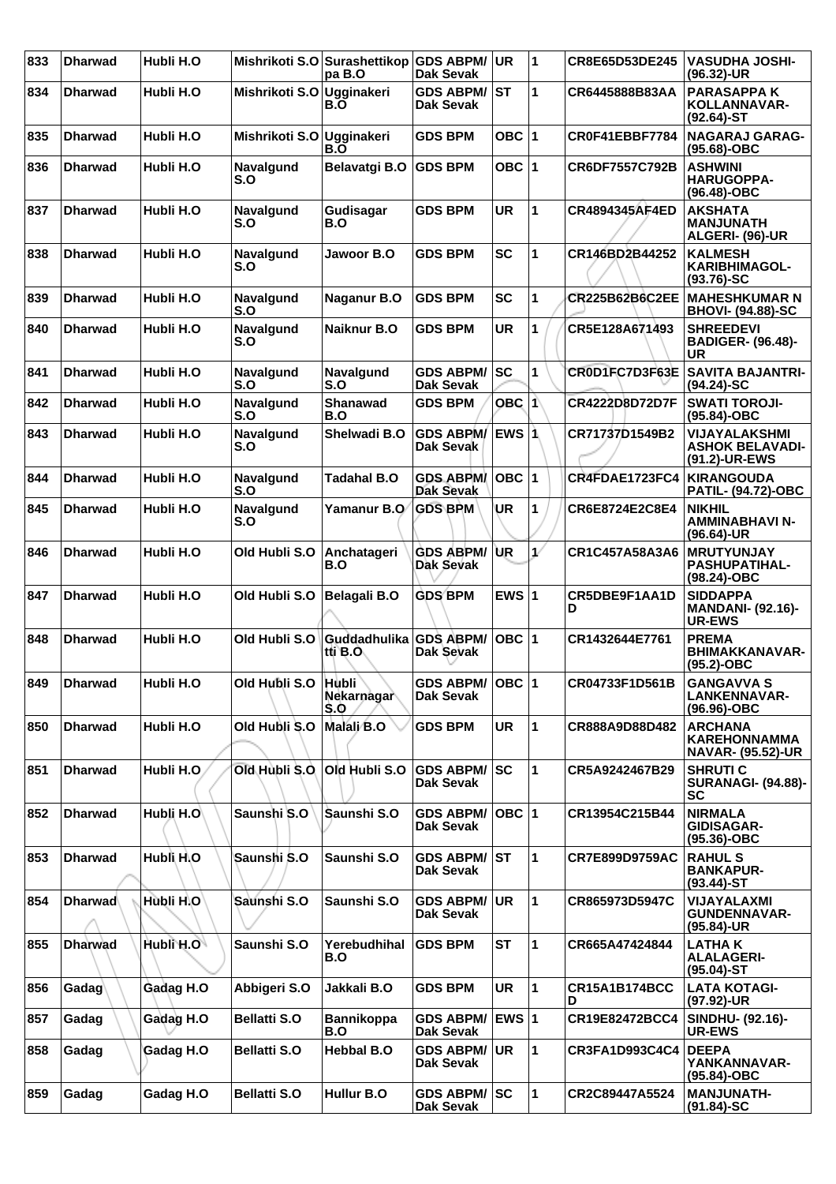| 833 | Dharwad | Hubli H.O | Mishrikoti S.O | Surashettikoppa B.O | GDS ABPM/ Dak Sevak | UR | 1 | CR8E65D53DE245 | VASUDHA JOSHI- (96.32)-UR |
|---|---|---|---|---|---|---|---|---|---|
| 834 | Dharwad | Hubli H.O | Mishrikoti S.O | Ugginakeri B.O | GDS ABPM/ Dak Sevak | ST | 1 | CR6445888B83AA | PARASAPPA K KOLLANNAVAR- (92.64)-ST |
| 835 | Dharwad | Hubli H.O | Mishrikoti S.O | Ugginakeri B.O | GDS BPM | OBC | 1 | CR0F41EBBF7784 | NAGARAJ GARAG- (95.68)-OBC |
| 836 | Dharwad | Hubli H.O | Navalgund S.O | Belavatgi B.O | GDS BPM | OBC | 1 | CR6DF7557C792B | ASHWINI HARUGOPPA- (96.48)-OBC |
| 837 | Dharwad | Hubli H.O | Navalgund S.O | Gudisagar B.O | GDS BPM | UR | 1 | CR4894345AF4ED | AKSHATA MANJUNATH ALGERI- (96)-UR |
| 838 | Dharwad | Hubli H.O | Navalgund S.O | Jawoor B.O | GDS BPM | SC | 1 | CR146BD2B44252 | KALMESH KARIBHIMAGOL- (93.76)-SC |
| 839 | Dharwad | Hubli H.O | Navalgund S.O | Naganur B.O | GDS BPM | SC | 1 | CR225B62B6C2EE | MAHESHKUMAR N BHOVI- (94.88)-SC |
| 840 | Dharwad | Hubli H.O | Navalgund S.O | Naiknur B.O | GDS BPM | UR | 1 | CR5E128A671493 | SHREEDEVI BADIGER- (96.48)-UR |
| 841 | Dharwad | Hubli H.O | Navalgund S.O | Navalgund S.O | GDS ABPM/ Dak Sevak | SC | 1 | CR0D1FC7D3F63E | SAVITA BAJANTRI- (94.24)-SC |
| 842 | Dharwad | Hubli H.O | Navalgund S.O | Shanawad B.O | GDS BPM | OBC | 1 | CR4222D8D72D7F | SWATI TOROJI- (95.84)-OBC |
| 843 | Dharwad | Hubli H.O | Navalgund S.O | Shelwadi B.O | GDS ABPM/ Dak Sevak | EWS | 1 | CR71737D1549B2 | VIJAYALAKSHMI ASHOK BELAVADI- (91.2)-UR-EWS |
| 844 | Dharwad | Hubli H.O | Navalgund S.O | Tadahal B.O | GDS ABPM/ Dak Sevak | OBC | 1 | CR4FDAE1723FC4 | KIRANGOUDA PATIL- (94.72)-OBC |
| 845 | Dharwad | Hubli H.O | Navalgund S.O | Yamanur B.O | GDS BPM | UR | 1 | CR6E8724E2C8E4 | NIKHIL AMMINABHAVI N- (96.64)-UR |
| 846 | Dharwad | Hubli H.O | Old Hubli S.O | Anchatageri B.O | GDS ABPM/ Dak Sevak | UR | 1 | CR1C457A58A3A6 | MRUTYUNJAY PASHUPATIHAL- (98.24)-OBC |
| 847 | Dharwad | Hubli H.O | Old Hubli S.O | Belagali B.O | GDS BPM | EWS | 1 | CR5DBE9F1AA1DD | SIDDAPPA MANDANI- (92.16)-UR-EWS |
| 848 | Dharwad | Hubli H.O | Old Hubli S.O | Guddadhulikatti B.O | GDS ABPM/ Dak Sevak | OBC | 1 | CR1432644E7761 | PREMA BHIMAKKANAVAR- (95.2)-OBC |
| 849 | Dharwad | Hubli H.O | Old Hubli S.O | Hubli Nekarnagar S.O | GDS ABPM/ Dak Sevak | OBC | 1 | CR04733F1D561B | GANGAVVA S LANKENNAVAR- (96.96)-OBC |
| 850 | Dharwad | Hubli H.O | Old Hubli S.O | Malali B.O | GDS BPM | UR | 1 | CR888A9D88D482 | ARCHANA KAREHONNAMMANAVAR- (95.52)-UR |
| 851 | Dharwad | Hubli H.O | Old Hubli S.O | Old Hubli S.O | GDS ABPM/ Dak Sevak | SC | 1 | CR5A9242467B29 | SHRUTI C SURANAGI- (94.88)-SC |
| 852 | Dharwad | Hubli H.O | Saunshi S.O | Saunshi S.O | GDS ABPM/ Dak Sevak | OBC | 1 | CR13954C215B44 | NIRMALA GIDISAGAR- (95.36)-OBC |
| 853 | Dharwad | Hubli H.O | Saunshi S.O | Saunshi S.O | GDS ABPM/ Dak Sevak | ST | 1 | CR7E899D9759AC | RAHUL S BANKAPUR- (93.44)-ST |
| 854 | Dharwad | Hubli H.O | Saunshi S.O | Saunshi S.O | GDS ABPM/ Dak Sevak | UR | 1 | CR865973D5947C | VIJAYALAXMI GUNDENNAVAR- (95.84)-UR |
| 855 | Dharwad | Hubli H.O | Saunshi S.O | Yerebudhihal B.O | GDS BPM | ST | 1 | CR665A47424844 | LATHA K ALALAGERI- (95.04)-ST |
| 856 | Gadag | Gadag H.O | Abbigeri S.O | Jakkali B.O | GDS BPM | UR | 1 | CR15A1B174BCCD | LATA KOTAGI- (97.92)-UR |
| 857 | Gadag | Gadag H.O | Bellatti S.O | Bannikoppa B.O | GDS ABPM/ Dak Sevak | EWS | 1 | CR19E82472BCC4 | SINDHU- (92.16)-UR-EWS |
| 858 | Gadag | Gadag H.O | Bellatti S.O | Hebbal B.O | GDS ABPM/ Dak Sevak | UR | 1 | CR3FA1D993C4C4 | DEEPA YANKANNAVAR- (95.84)-OBC |
| 859 | Gadag | Gadag H.O | Bellatti S.O | Hullur B.O | GDS ABPM/ Dak Sevak | SC | 1 | CR2C89447A5524 | MANJUNATH- (91.84)-SC |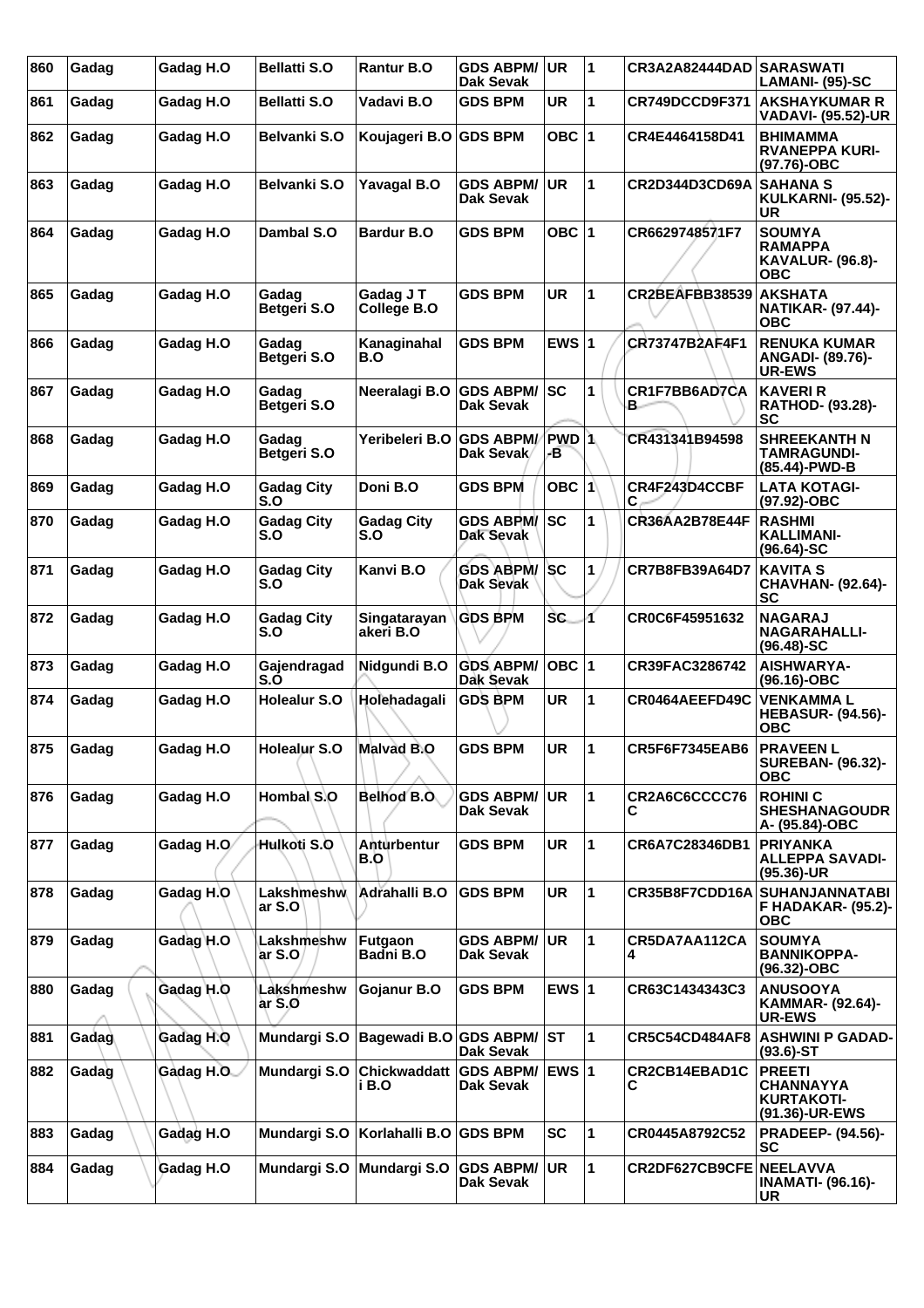| 860 | Gadag | Gadag H.O | Bellatti S.O | Rantur B.O | GDS ABPM/ Dak Sevak | UR | 1 | CR3A2A82444DAD | SARASWATI LAMANI- (95)-SC |
|---|---|---|---|---|---|---|---|---|---|
| 861 | Gadag | Gadag H.O | Bellatti S.O | Vadavi B.O | GDS BPM | UR | 1 | CR749DCCD9F371 | AKSHAYKUMAR R VADAVI- (95.52)-UR |
| 862 | Gadag | Gadag H.O | Belvanki S.O | Koujageri B.O | GDS BPM | OBC | 1 | CR4E4464158D41 | BHIMAMMA RVANEPPA KURI- (97.76)-OBC |
| 863 | Gadag | Gadag H.O | Belvanki S.O | Yavagal B.O | GDS ABPM/ Dak Sevak | UR | 1 | CR2D344D3CD69A | SAHANA S KULKARNI- (95.52)-UR |
| 864 | Gadag | Gadag H.O | Dambal S.O | Bardur B.O | GDS BPM | OBC | 1 | CR6629748571F7 | SOUMYA RAMAPPA KAVALUR- (96.8)-OBC |
| 865 | Gadag | Gadag H.O | Gadag Betgeri S.O | Gadag J T College B.O | GDS BPM | UR | 1 | CR2BEAFBB38539 | AKSHATA NATIKAR- (97.44)-OBC |
| 866 | Gadag | Gadag H.O | Gadag Betgeri S.O | Kanaginahal B.O | GDS BPM | EWS | 1 | CR73747B2AF4F1 | RENUKA KUMAR ANGADI- (89.76)-UR-EWS |
| 867 | Gadag | Gadag H.O | Gadag Betgeri S.O | Neeralagi B.O | GDS ABPM/ Dak Sevak | SC | 1 | CR1F7BB6AD7CAB | KAVERI R RATHOD- (93.28)-SC |
| 868 | Gadag | Gadag H.O | Gadag Betgeri S.O | Yeribeleri B.O | GDS ABPM/ Dak Sevak | PWD-B | 1 | CR431341B94598 | SHREEKANTH N TAMRAGUNDI- (85.44)-PWD-B |
| 869 | Gadag | Gadag H.O | Gadag City S.O | Doni B.O | GDS BPM | OBC | 1 | CR4F243D4CCBFC | LATA KOTAGI- (97.92)-OBC |
| 870 | Gadag | Gadag H.O | Gadag City S.O | Gadag City S.O | GDS ABPM/ Dak Sevak | SC | 1 | CR36AA2B78E44F | RASHMI KALLIMANI- (96.64)-SC |
| 871 | Gadag | Gadag H.O | Gadag City S.O | Kanvi B.O | GDS ABPM/ Dak Sevak | SC | 1 | CR7B8FB39A64D7 | KAVITA S CHAVHAN- (92.64)-SC |
| 872 | Gadag | Gadag H.O | Gadag City S.O | Singatarayanakeri B.O | GDS BPM | SC | 1 | CR0C6F45951632 | NAGARAJ NAGARAHALLI- (96.48)-SC |
| 873 | Gadag | Gadag H.O | Gajendragad S.O | Nidgundi B.O | GDS ABPM/ Dak Sevak | OBC | 1 | CR39FAC3286742 | AISHWARYA- (96.16)-OBC |
| 874 | Gadag | Gadag H.O | Holealur S.O | Holehadagali | GDS BPM | UR | 1 | CR0464AEEFD49C | VENKAMMA L HEBASUR- (94.56)-OBC |
| 875 | Gadag | Gadag H.O | Holealur S.O | Malvad B.O | GDS BPM | UR | 1 | CR5F6F7345EAB6 | PRAVEEN L SUREBAN- (96.32)-OBC |
| 876 | Gadag | Gadag H.O | Hombal S.O | Belhod B.O | GDS ABPM/ Dak Sevak | UR | 1 | CR2A6C6CCCC76C | ROHINI C SHESHANAGOUDRA- (95.84)-OBC |
| 877 | Gadag | Gadag H.O | Hulkoti S.O | Anturbentur B.O | GDS BPM | UR | 1 | CR6A7C28346DB1 | PRIYANKA ALLEPPA SAVADI- (95.36)-UR |
| 878 | Gadag | Gadag H.O | Lakshmeshwar S.O | Adrahalli B.O | GDS BPM | UR | 1 | CR35B8F7CDD16A | SUHANJANNATABI F HADAKAR- (95.2)-OBC |
| 879 | Gadag | Gadag H.O | Lakshmeshwar S.O | Futgaon Badni B.O | GDS ABPM/ Dak Sevak | UR | 1 | CR5DA7AA112CA4 | SOUMYA BANNIKOPPA- (96.32)-OBC |
| 880 | Gadag | Gadag H.O | Lakshmeshwar S.O | Gojanur B.O | GDS BPM | EWS | 1 | CR63C1434343C3 | ANUSOOYA KAMMAR- (92.64)-UR-EWS |
| 881 | Gadag | Gadag H.O | Mundargi S.O | Bagewadi B.O | GDS ABPM/ Dak Sevak | ST | 1 | CR5C54CD484AF8 | ASHWINI P GADAD- (93.6)-ST |
| 882 | Gadag | Gadag H.O | Mundargi S.O | Chickwaddatti B.O | GDS ABPM/ Dak Sevak | EWS | 1 | CR2CB14EBAD1CC | PREETI CHANNAYYA KURTAKOTI- (91.36)-UR-EWS |
| 883 | Gadag | Gadag H.O | Mundargi S.O | Korlahalli B.O | GDS BPM | SC | 1 | CR0445A8792C52 | PRADEEP- (94.56)-SC |
| 884 | Gadag | Gadag H.O | Mundargi S.O | Mundargi S.O | GDS ABPM/ Dak Sevak | UR | 1 | CR2DF627CB9CFE | NEELAVVA INAMATI- (96.16)-UR |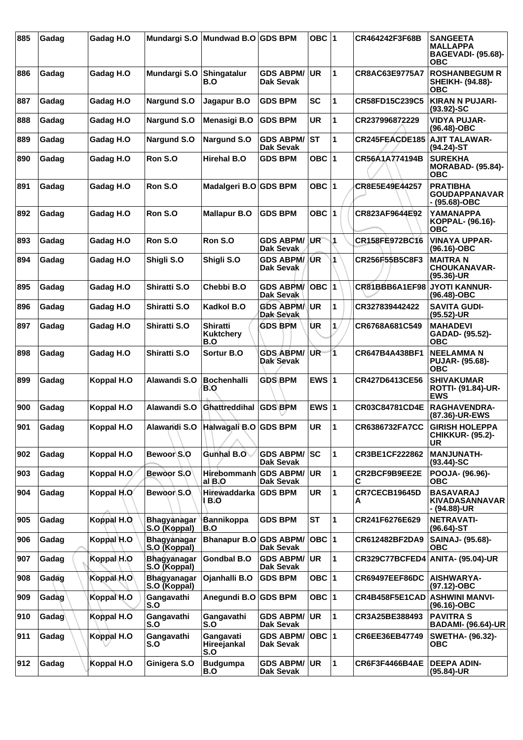| 885 | Gadag | Gadag H.O | Mundargi S.O | Mundwad B.O | GDS BPM | OBC | 1 | CR464242F3F68B | SANGEETA MALLAPPA BAGEVADI- (95.68)-OBC |
|---|---|---|---|---|---|---|---|---|---|
| 886 | Gadag | Gadag H.O | Mundargi S.O | Shingatalur B.O | GDS ABPM/ Dak Sevak | UR | 1 | CR8AC63E9775A7 | ROSHANBEGUM R SHEIKH- (94.88)-OBC |
| 887 | Gadag | Gadag H.O | Nargund S.O | Jagapur B.O | GDS BPM | SC | 1 | CR58FD15C239C5 | KIRAN N PUJARI- (93.92)-SC |
| 888 | Gadag | Gadag H.O | Nargund S.O | Menasigi B.O | GDS BPM | UR | 1 | CR237996872229 | VIDYA PUJAR- (96.48)-OBC |
| 889 | Gadag | Gadag H.O | Nargund S.O | Nargund S.O | GDS ABPM/ Dak Sevak | ST | 1 | CR245FEACDE185 | AJIT TALAWAR- (94.24)-ST |
| 890 | Gadag | Gadag H.O | Ron S.O | Hirehal B.O | GDS BPM | OBC | 1 | CR56A1A774194B | SUREKHA MORABAD- (95.84)-OBC |
| 891 | Gadag | Gadag H.O | Ron S.O | Madalgeri B.O | GDS BPM | OBC | 1 | CR8E5E49E44257 | PRATIBHA GOUDAPPANAVAR - (95.68)-OBC |
| 892 | Gadag | Gadag H.O | Ron S.O | Mallapur B.O | GDS BPM | OBC | 1 | CR823AF9644E92 | YAMANAPPA KOPPAL- (96.16)-OBC |
| 893 | Gadag | Gadag H.O | Ron S.O | Ron S.O | GDS ABPM/ Dak Sevak | UR | 1 | CR158FE972BC16 | VINAYA UPPAR- (96.16)-OBC |
| 894 | Gadag | Gadag H.O | Shigli S.O | Shigli S.O | GDS ABPM/ Dak Sevak | UR | 1 | CR256F55B5C8F3 | MAITRA N CHOUKANAVAR- (95.36)-UR |
| 895 | Gadag | Gadag H.O | Shiratti S.O | Chebbi B.O | GDS ABPM/ Dak Sevak | OBC | 1 | CR81BBB6A1EF98 | JYOTI KANNUR- (96.48)-OBC |
| 896 | Gadag | Gadag H.O | Shiratti S.O | Kadkol B.O | GDS ABPM/ Dak Sevak | UR | 1 | CR327839442422 | SAVITA GUDI- (95.52)-UR |
| 897 | Gadag | Gadag H.O | Shiratti S.O | Shiratti Kuktchery B.O | GDS BPM | UR | 1 | CR6768A681C549 | MAHADEVI GADAD- (95.52)-OBC |
| 898 | Gadag | Gadag H.O | Shiratti S.O | Sortur B.O | GDS ABPM/ Dak Sevak | UR | 1 | CR647B4A438BF1 | NEELAMMA N PUJAR- (95.68)-OBC |
| 899 | Gadag | Koppal H.O | Alawandi S.O | Bochenhalli B.O | GDS BPM | EWS | 1 | CR427D6413CE56 | SHIVAKUMAR ROTTI- (91.84)-UR-EWS |
| 900 | Gadag | Koppal H.O | Alawandi S.O | Ghattreddihal | GDS BPM | EWS | 1 | CR03C84781CD4E | RAGHAVENDRA- (87.36)-UR-EWS |
| 901 | Gadag | Koppal H.O | Alawandi S.O | Halwagali B.O | GDS BPM | UR | 1 | CR6386732FA7CC | GIRISH HOLEPPA CHIKKUR- (95.2)-UR |
| 902 | Gadag | Koppal H.O | Bewoor S.O | Gunhal B.O | GDS ABPM/ Dak Sevak | SC | 1 | CR3BE1CF222862 | MANJUNATH- (93.44)-SC |
| 903 | Gadag | Koppal H.O | Bewoor S.O | Hirebommanhal B.O | GDS ABPM/ Dak Sevak | UR | 1 | CR2BCF9B9EE2EC | POOJA- (96.96)-OBC |
| 904 | Gadag | Koppal H.O | Bewoor S.O | Hirewaddarkal B.O | GDS BPM | UR | 1 | CR7CECB19645DA | BASAVARAJ KIVADASANNAVAR - (94.88)-UR |
| 905 | Gadag | Koppal H.O | Bhagyanagar S.O (Koppal) | Bannikoppa B.O | GDS BPM | ST | 1 | CR241F6276E629 | NETRAVATI- (96.64)-ST |
| 906 | Gadag | Koppal H.O | Bhagyanagar S.O (Koppal) | Bhanapur B.O | GDS ABPM/ Dak Sevak | OBC | 1 | CR612482BF2DA9 | SAINAJ- (95.68)-OBC |
| 907 | Gadag | Koppal H.O | Bhagyanagar S.O (Koppal) | Gondbal B.O | GDS ABPM/ Dak Sevak | UR | 1 | CR329C77BCFED4 | ANITA- (95.04)-UR |
| 908 | Gadag | Koppal H.O | Bhagyanagar S.O (Koppal) | Ojanhalli B.O | GDS BPM | OBC | 1 | CR69497EEF86DC | AISHWARYA- (97.12)-OBC |
| 909 | Gadag | Koppal H.O | Gangavathi S.O | Anegundi B.O | GDS BPM | OBC | 1 | CR4B458F5E1CAD | ASHWINI MANVI- (96.16)-OBC |
| 910 | Gadag | Koppal H.O | Gangavathi S.O | Gangavathi S.O | GDS ABPM/ Dak Sevak | UR | 1 | CR3A25BE388493 | PAVITRA S BADAMI- (96.64)-UR |
| 911 | Gadag | Koppal H.O | Gangavathi S.O | Gangavati Hireejankal S.O | GDS ABPM/ Dak Sevak | OBC | 1 | CR6EE36EB47749 | SWETHA- (96.32)-OBC |
| 912 | Gadag | Koppal H.O | Ginigera S.O | Budgumpa B.O | GDS ABPM/ Dak Sevak | UR | 1 | CR6F3F4466B4AE | DEEPA ADIN- (95.84)-UR |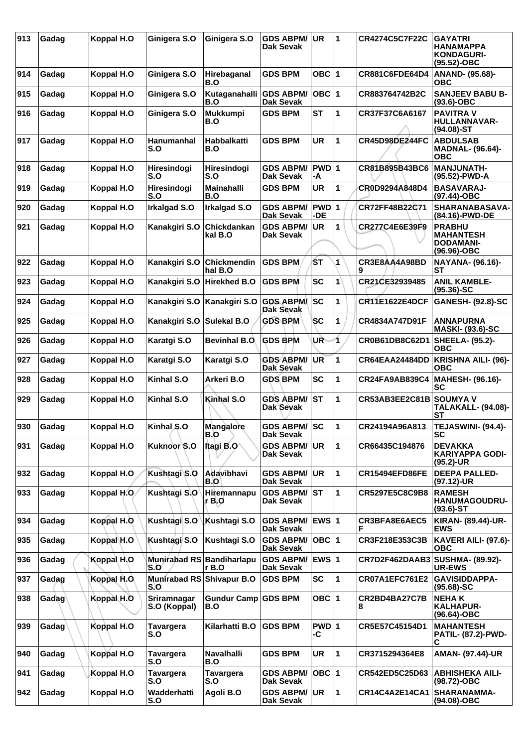| 913 | Gadag | Koppal H.O | Ginigera S.O | Ginigera S.O | GDS ABPM/ Dak Sevak | UR | 1 | CR4274C5C7F22C | GAYATRI HANAMAPPA KONDAGURI- (95.52)-OBC |
|---|---|---|---|---|---|---|---|---|---|
| 914 | Gadag | Koppal H.O | Ginigera S.O | Hirebaganal B.O | GDS BPM | OBC | 1 | CR881C6FDE64D4 | ANAND- (95.68)- OBC |
| 915 | Gadag | Koppal H.O | Ginigera S.O | Kutaganahalli B.O | GDS ABPM/ Dak Sevak | OBC | 1 | CR883764742B2C | SANJEEV BABU B- (93.6)-OBC |
| 916 | Gadag | Koppal H.O | Ginigera S.O | Mukkumpi B.O | GDS BPM | ST | 1 | CR37F37C6A6167 | PAVITRA V HULLANNAVAR- (94.08)-ST |
| 917 | Gadag | Koppal H.O | Hanumanhal S.O | Habbalkatti B.O | GDS BPM | UR | 1 | CR45D98DE244FC | ABDULSAB MADNAL- (96.64)- OBC |
| 918 | Gadag | Koppal H.O | Hiresindogi S.O | Hiresindogi S.O | GDS ABPM/ Dak Sevak | PWD -A | 1 | CR81B895B43BC6 | MANJUNATH- (95.52)-PWD-A |
| 919 | Gadag | Koppal H.O | Hiresindogi S.O | Mainahalli B.O | GDS BPM | UR | 1 | CR0D9294A848D4 | BASAVARAJ- (97.44)-OBC |
| 920 | Gadag | Koppal H.O | Irkalgad S.O | Irkalgad S.O | GDS ABPM/ Dak Sevak | PWD -DE | 1 | CR72FF48B22C71 | SHARANABASAVA- (84.16)-PWD-DE |
| 921 | Gadag | Koppal H.O | Kanakgiri S.O | Chickdankan kal B.O | GDS ABPM/ Dak Sevak | UR | 1 | CR277C4E6E39F9 | PRABHU MAHANTESH DODAMANI- (96.96)-OBC |
| 922 | Gadag | Koppal H.O | Kanakgiri S.O | Chickmendin hal B.O | GDS BPM | ST | 1 | CR3E8AA4A98BD 9 | NAYANA- (96.16)- ST |
| 923 | Gadag | Koppal H.O | Kanakgiri S.O | Hirekhed B.O | GDS BPM | SC | 1 | CR21CE32939485 | ANIL KAMBLE- (95.36)-SC |
| 924 | Gadag | Koppal H.O | Kanakgiri S.O | Kanakgiri S.O | GDS ABPM/ Dak Sevak | SC | 1 | CR11E1622E4DCF | GANESH- (92.8)-SC |
| 925 | Gadag | Koppal H.O | Kanakgiri S.O | Sulekal B.O | GDS BPM | SC | 1 | CR4834A747D91F | ANNAPURNA MASKI- (93.6)-SC |
| 926 | Gadag | Koppal H.O | Karatgi S.O | Bevinhal B.O | GDS BPM | UR | 1 | CR0B61DB8C62D1 | SHEELA- (95.2)- OBC |
| 927 | Gadag | Koppal H.O | Karatgi S.O | Karatgi S.O | GDS ABPM/ Dak Sevak | UR | 1 | CR64EAA24484DD | KRISHNA AILI- (96)- OBC |
| 928 | Gadag | Koppal H.O | Kinhal S.O | Arkeri B.O | GDS BPM | SC | 1 | CR24FA9AB839C4 | MAHESH- (96.16)- SC |
| 929 | Gadag | Koppal H.O | Kinhal S.O | Kinhal S.O | GDS ABPM/ Dak Sevak | ST | 1 | CR53AB3EE2C81B | SOUMYA V TALAKALL- (94.08)- ST |
| 930 | Gadag | Koppal H.O | Kinhal S.O | Mangalore B.O | GDS ABPM/ Dak Sevak | SC | 1 | CR24194A96A813 | TEJASWINI- (94.4)- SC |
| 931 | Gadag | Koppal H.O | Kuknoor S.O | Itagi B.O | GDS ABPM/ Dak Sevak | UR | 1 | CR66435C194876 | DEVAKKA KARIYAPPA GODI- (95.2)-UR |
| 932 | Gadag | Koppal H.O | Kushtagi S.O | Adavibhavi B.O | GDS ABPM/ Dak Sevak | UR | 1 | CR15494EFD86FE | DEEPA PALLED- (97.12)-UR |
| 933 | Gadag | Koppal H.O | Kushtagi S.O | Hiremannapu r B.O | GDS ABPM/ Dak Sevak | ST | 1 | CR5297E5C8C9B8 | RAMESH HANUMAGOUDRU- (93.6)-ST |
| 934 | Gadag | Koppal H.O | Kushtagi S.O | Kushtagi S.O | GDS ABPM/ Dak Sevak | EWS | 1 | CR3BFA8E6AEC5 F | KIRAN- (89.44)-UR- EWS |
| 935 | Gadag | Koppal H.O | Kushtagi S.O | Kushtagi S.O | GDS ABPM/ Dak Sevak | OBC | 1 | CR3F218E353C3B | KAVERI AILI- (97.6)- OBC |
| 936 | Gadag | Koppal H.O | Munirabad RS S.O | Bandiharlapu r B.O | GDS ABPM/ Dak Sevak | EWS | 1 | CR7D2F462DAAB3 | SUSHMA- (89.92)- UR-EWS |
| 937 | Gadag | Koppal H.O | Munirabad RS S.O | Shivapur B.O | GDS BPM | SC | 1 | CR07A1EFC761E2 | GAVISIDDAPPA- (95.68)-SC |
| 938 | Gadag | Koppal H.O | Sriramnagar S.O (Koppal) | Gundur Camp B.O | GDS BPM | OBC | 1 | CR2BD4BA27C7B 8 | NEHA K KALHAPUR- (96.64)-OBC |
| 939 | Gadag | Koppal H.O | Tavargera S.O | Kilarhatti B.O | GDS BPM | PWD -C | 1 | CR5E57C45154D1 | MAHANTESH PATIL- (87.2)-PWD- C |
| 940 | Gadag | Koppal H.O | Tavargera S.O | Navalhalli B.O | GDS BPM | UR | 1 | CR3715294364E8 | AMAN- (97.44)-UR |
| 941 | Gadag | Koppal H.O | Tavargera S.O | Tavargera S.O | GDS ABPM/ Dak Sevak | OBC | 1 | CR542ED5C25D63 | ABHISHEKA AILI- (98.72)-OBC |
| 942 | Gadag | Koppal H.O | Wadderhatti S.O | Agoli B.O | GDS ABPM/ Dak Sevak | UR | 1 | CR14C4A2E14CA1 | SHARANAMMA- (94.08)-OBC |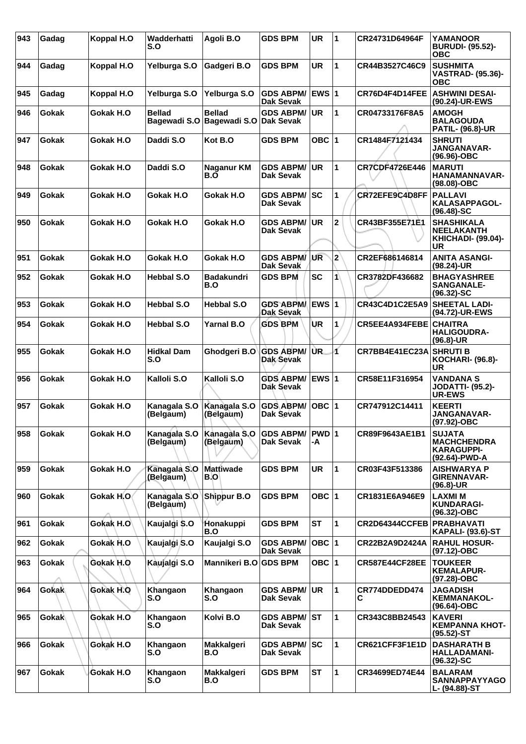| 943 | Gadag | Koppal H.O | Wadderhatti S.O | Agoli B.O | GDS BPM | UR | 1 | CR24731D64964F | YAMANOOR BURUDI- (95.52)-OBC |
|---|---|---|---|---|---|---|---|---|---|
| 944 | Gadag | Koppal H.O | Yelburga S.O | Gadgeri B.O | GDS BPM | UR | 1 | CR44B3527C46C9 | SUSHMITA VASTRAD- (95.36)-OBC |
| 945 | Gadag | Koppal H.O | Yelburga S.O | Yelburga S.O | GDS ABPM/ Dak Sevak | EWS | 1 | CR76D4F4D14FEE | ASHWINI DESAI- (90.24)-UR-EWS |
| 946 | Gokak | Gokak H.O | Bellad Bagewadi S.O | Bellad Bagewadi S.O | GDS ABPM/ Dak Sevak | UR | 1 | CR04733176F8A5 | AMOGH BALAGOUDA PATIL- (96.8)-UR |
| 947 | Gokak | Gokak H.O | Daddi S.O | Kot B.O | GDS BPM | OBC | 1 | CR1484F7121434 | SHRUTI JANGANAVAR- (96.96)-OBC |
| 948 | Gokak | Gokak H.O | Daddi S.O | Naganur KM B.O | GDS ABPM/ Dak Sevak | UR | 1 | CR7CDF4726E446 | MARUTI HANAMANNAVAR- (98.08)-OBC |
| 949 | Gokak | Gokak H.O | Gokak H.O | Gokak H.O | GDS ABPM/ Dak Sevak | SC | 1 | CR72EFE9C4D8FF | PALLAVI KALASAPPAGOL- (96.48)-SC |
| 950 | Gokak | Gokak H.O | Gokak H.O | Gokak H.O | GDS ABPM/ Dak Sevak | UR | 2 | CR43BF355E71E1 | SHASHIKALA NEELAKANTH KHICHADI- (99.04)-UR |
| 951 | Gokak | Gokak H.O | Gokak H.O | Gokak H.O | GDS ABPM/ Dak Sevak | UR | 2 | CR2EF686146814 | ANITA ASANGI- (98.24)-UR |
| 952 | Gokak | Gokak H.O | Hebbal S.O | Badakundri B.O | GDS BPM | SC | 1 | CR3782DF436682 | BHAGYASHREE SANGANALE- (96.32)-SC |
| 953 | Gokak | Gokak H.O | Hebbal S.O | Hebbal S.O | GDS ABPM/ Dak Sevak | EWS | 1 | CR43C4D1C2E5A9 | SHEETAL LADI- (94.72)-UR-EWS |
| 954 | Gokak | Gokak H.O | Hebbal S.O | Yarnal B.O | GDS BPM | UR | 1 | CR5EE4A934FEBE | CHAITRA HALIGOUDRA- (96.8)-UR |
| 955 | Gokak | Gokak H.O | Hidkal Dam S.O | Ghodgeri B.O | GDS ABPM/ Dak Sevak | UR | 1 | CR7BB4E41EC23A | SHRUTI B KOCHARI- (96.8)-UR |
| 956 | Gokak | Gokak H.O | Kalloli S.O | Kalloli S.O | GDS ABPM/ Dak Sevak | EWS | 1 | CR58E11F316954 | VANDANA S JODATTI- (95.2)-UR-EWS |
| 957 | Gokak | Gokak H.O | Kanagala S.O (Belgaum) | Kanagala S.O (Belgaum) | GDS ABPM/ Dak Sevak | OBC | 1 | CR747912C14411 | KEERTI JANGANAVAR- (97.92)-OBC |
| 958 | Gokak | Gokak H.O | Kanagala S.O (Belgaum) | Kanagala S.O (Belgaum) | GDS ABPM/ Dak Sevak | PWD-A | 1 | CR89F9643AE1B1 | SUJATA MACHCHENDRA KARAGUPPI- (92.64)-PWD-A |
| 959 | Gokak | Gokak H.O | Kanagala S.O (Belgaum) | Mattiwade B.O | GDS BPM | UR | 1 | CR03F43F513386 | AISHWARYA P GIRENNAVAR- (96.8)-UR |
| 960 | Gokak | Gokak H.O | Kanagala S.O (Belgaum) | Shippur B.O | GDS BPM | OBC | 1 | CR1831E6A946E9 | LAXMI M KUNDARAGI- (96.32)-OBC |
| 961 | Gokak | Gokak H.O | Kaujalgi S.O | Honakuppi B.O | GDS BPM | ST | 1 | CR2D64344CCFEB | PRABHAVATI KAPALI- (93.6)-ST |
| 962 | Gokak | Gokak H.O | Kaujalgi S.O | Kaujalgi S.O | GDS ABPM/ Dak Sevak | OBC | 1 | CR22B2A9D2424A | RAHUL HOSUR- (97.12)-OBC |
| 963 | Gokak | Gokak H.O | Kaujalgi S.O | Mannikeri B.O | GDS BPM | OBC | 1 | CR587E44CF28EE | TOUKEER KEMALAPUR- (97.28)-OBC |
| 964 | Gokak | Gokak H.O | Khangaon S.O | Khangaon S.O | GDS ABPM/ Dak Sevak | UR | 1 | CR774DDEDD474C | JAGADISH KEMMANAKOL- (96.64)-OBC |
| 965 | Gokak | Gokak H.O | Khangaon S.O | Kolvi B.O | GDS ABPM/ Dak Sevak | ST | 1 | CR343C8BB24543 | KAVERI KEMPANNA KHOT- (95.52)-ST |
| 966 | Gokak | Gokak H.O | Khangaon S.O | Makkalgeri B.O | GDS ABPM/ Dak Sevak | SC | 1 | CR621CFF3F1E1D | DASHARATH B HALLADAMANI- (96.32)-SC |
| 967 | Gokak | Gokak H.O | Khangaon S.O | Makkalgeri B.O | GDS BPM | ST | 1 | CR34699ED74E44 | BALARAM SANNAPPAYYAGOL- (94.88)-ST |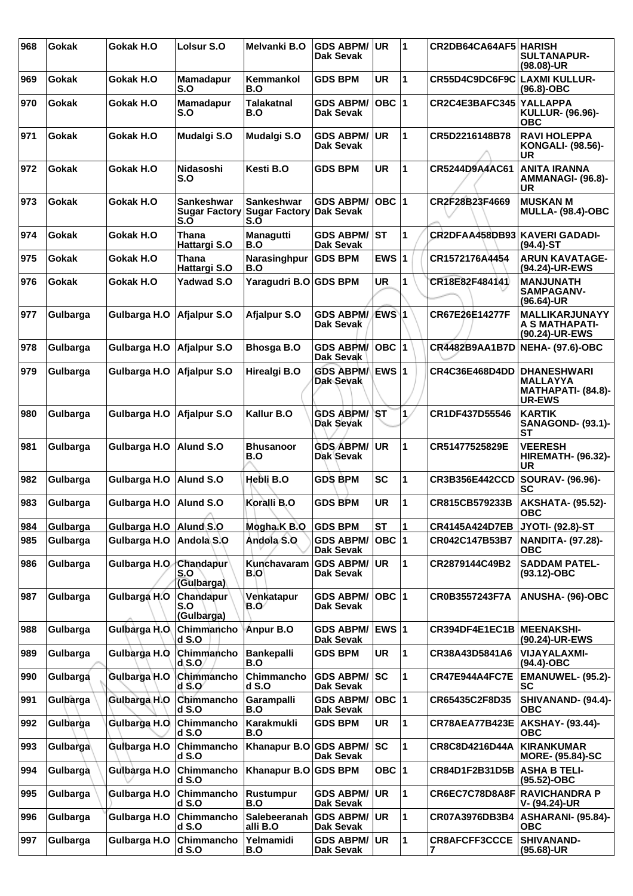| 968 | Gokak | Gokak H.O | Lolsur S.O | Melvanki B.O | GDS ABPM/ Dak Sevak | UR | 1 | CR2DB64CA64AF5 | HARISH SULTANAPUR- (98.08)-UR |
|---|---|---|---|---|---|---|---|---|---|
| 969 | Gokak | Gokak H.O | Mamadapur S.O | Kemmankol B.O | GDS BPM | UR | 1 | CR55D4C9DC6F9C | LAXMI KULLUR- (96.8)-OBC |
| 970 | Gokak | Gokak H.O | Mamadapur S.O | Talakatnal B.O | GDS ABPM/ Dak Sevak | OBC | 1 | CR2C4E3BAFC345 | YALLAPPA KULLUR- (96.96)- OBC |
| 971 | Gokak | Gokak H.O | Mudalgi S.O | Mudalgi S.O | GDS ABPM/ Dak Sevak | UR | 1 | CR5D2216148B78 | RAVI HOLEPPA KONGALI- (98.56)- UR |
| 972 | Gokak | Gokak H.O | Nidasoshi S.O | Kesti B.O | GDS BPM | UR | 1 | CR5244D9A4AC61 | ANITA IRANNA AMMANAGI- (96.8)- UR |
| 973 | Gokak | Gokak H.O | Sankeshwar Sugar Factory S.O | Sankeshwar Sugar Factory S.O | GDS ABPM/ Dak Sevak | OBC | 1 | CR2F28B23F4669 | MUSKAN M MULLA- (98.4)-OBC |
| 974 | Gokak | Gokak H.O | Thana Hattargi S.O | Managutti B.O | GDS ABPM/ Dak Sevak | ST | 1 | CR2DFAA458DB93 | KAVERI GADADI- (94.4)-ST |
| 975 | Gokak | Gokak H.O | Thana Hattargi S.O | Narasinghpur B.O | GDS BPM | EWS | 1 | CR1572176A4454 | ARUN KAVATAGE- (94.24)-UR-EWS |
| 976 | Gokak | Gokak H.O | Yadwad S.O | Yaragudri B.O | GDS BPM | UR | 1 | CR18E82F484141 | MANJUNATH SAMPAGANV- (96.64)-UR |
| 977 | Gulbarga | Gulbarga H.O | Afjalpur S.O | Afjalpur S.O | GDS ABPM/ Dak Sevak | EWS | 1 | CR67E26E14277F | MALLIKARJUNAYY A S MATHAPATI- (90.24)-UR-EWS |
| 978 | Gulbarga | Gulbarga H.O | Afjalpur S.O | Bhosga B.O | GDS ABPM/ Dak Sevak | OBC | 1 | CR4482B9AA1B7D | NEHA- (97.6)-OBC |
| 979 | Gulbarga | Gulbarga H.O | Afjalpur S.O | Hirealgi B.O | GDS ABPM/ Dak Sevak | EWS | 1 | CR4C36E468D4DD | DHANESHWARI MALLAYYA MATHAPATI- (84.8)- UR-EWS |
| 980 | Gulbarga | Gulbarga H.O | Afjalpur S.O | Kallur B.O | GDS ABPM/ Dak Sevak | ST | 1 | CR1DF437D55546 | KARTIK SANAGOND- (93.1)- ST |
| 981 | Gulbarga | Gulbarga H.O | Alund S.O | Bhusanoor B.O | GDS ABPM/ Dak Sevak | UR | 1 | CR51477525829E | VEERESH HIREMATH- (96.32)- UR |
| 982 | Gulbarga | Gulbarga H.O | Alund S.O | Hebli B.O | GDS BPM | SC | 1 | CR3B356E442CCD | SOURAV- (96.96)- SC |
| 983 | Gulbarga | Gulbarga H.O | Alund S.O | Koralli B.O | GDS BPM | UR | 1 | CR815CB579233B | AKSHATA- (95.52)- OBC |
| 984 | Gulbarga | Gulbarga H.O | Alund S.O | Mogha.K B.O | GDS BPM | ST | 1 | CR4145A424D7EB | JYOTI- (92.8)-ST |
| 985 | Gulbarga | Gulbarga H.O | Andola S.O | Andola S.O | GDS ABPM/ Dak Sevak | OBC | 1 | CR042C147B53B7 | NANDITA- (97.28)- OBC |
| 986 | Gulbarga | Gulbarga H.O | Chandapur S.O (Gulbarga) | Kunchavaram B.O | GDS ABPM/ Dak Sevak | UR | 1 | CR2879144C49B2 | SADDAM PATEL- (93.12)-OBC |
| 987 | Gulbarga | Gulbarga H.O | Chandapur S.O (Gulbarga) | Venkatapur B.O | GDS ABPM/ Dak Sevak | OBC | 1 | CR0B3557243F7A | ANUSHA- (96)-OBC |
| 988 | Gulbarga | Gulbarga H.O | Chimmancho d S.O | Anpur B.O | GDS ABPM/ Dak Sevak | EWS | 1 | CR394DF4E1EC1B | MEENAKSHI- (90.24)-UR-EWS |
| 989 | Gulbarga | Gulbarga H.O | Chimmancho d S.O | Bankepalli B.O | GDS BPM | UR | 1 | CR38A43D5841A6 | VIJAYALAXMI- (94.4)-OBC |
| 990 | Gulbarga | Gulbarga H.O | Chimmancho d S.O | Chimmancho d S.O | GDS ABPM/ Dak Sevak | SC | 1 | CR47E944A4FC7E | EMANUWEL- (95.2)- SC |
| 991 | Gulbarga | Gulbarga H.O | Chimmancho d S.O | Garampalli B.O | GDS ABPM/ Dak Sevak | OBC | 1 | CR65435C2F8D35 | SHIVANAND- (94.4)- OBC |
| 992 | Gulbarga | Gulbarga H.O | Chimmancho d S.O | Karakmukli B.O | GDS BPM | UR | 1 | CR78AEA77B423E | AKSHAY- (93.44)- OBC |
| 993 | Gulbarga | Gulbarga H.O | Chimmancho d S.O | Khanapur B.O | GDS ABPM/ Dak Sevak | SC | 1 | CR8C8D4216D44A | KIRANKUMAR MORE- (95.84)-SC |
| 994 | Gulbarga | Gulbarga H.O | Chimmancho d S.O | Khanapur B.O | GDS BPM | OBC | 1 | CR84D1F2B31D5B | ASHA B TELI- (95.52)-OBC |
| 995 | Gulbarga | Gulbarga H.O | Chimmancho d S.O | Rustumpur B.O | GDS ABPM/ Dak Sevak | UR | 1 | CR6EC7C78D8A8F | RAVICHANDRA P V- (94.24)-UR |
| 996 | Gulbarga | Gulbarga H.O | Chimmancho d S.O | Salebeeranah alli B.O | GDS ABPM/ Dak Sevak | UR | 1 | CR07A3976DB3B4 | ASHARANI- (95.84)- OBC |
| 997 | Gulbarga | Gulbarga H.O | Chimmancho d S.O | Yelmamidi B.O | GDS ABPM/ Dak Sevak | UR | 1 | CR8AFCFF3CCCE 7 | SHIVANAND- (95.68)-UR |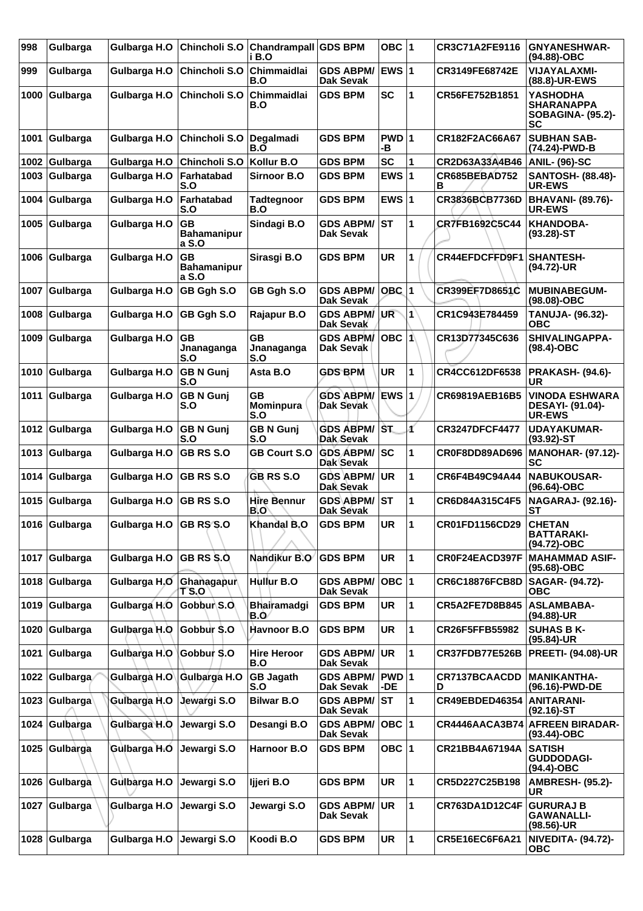| 998 | Gulbarga | Gulbarga H.O | Chincholi S.O | Chandrampalli B.O | GDS BPM | OBC | 1 | CR3C71A2FE9116 | GNYANESHWAR- (94.88)-OBC |
|---|---|---|---|---|---|---|---|---|---|
| 999 | Gulbarga | Gulbarga H.O | Chincholi S.O | Chimmaidlai B.O | GDS ABPM/ Dak Sevak | EWS | 1 | CR3149FE68742E | VIJAYALAXMI- (88.8)-UR-EWS |
| 1000 | Gulbarga | Gulbarga H.O | Chincholi S.O | Chimmaidlai B.O | GDS BPM | SC | 1 | CR56FE752B1851 | YASHODHA SHARANAPPA SOBAGINA- (95.2)-SC |
| 1001 | Gulbarga | Gulbarga H.O | Chincholi S.O | Degalmadi B.O | GDS BPM | PWD-B | 1 | CR182F2AC66A67 | SUBHAN SAB- (74.24)-PWD-B |
| 1002 | Gulbarga | Gulbarga H.O | Chincholi S.O | Kollur B.O | GDS BPM | SC | 1 | CR2D63A33A4B46 | ANIL- (96)-SC |
| 1003 | Gulbarga | Gulbarga H.O | Farhatabad S.O | Sirnoor B.O | GDS BPM | EWS | 1 | CR685BEBAD752B | SANTOSH- (88.48)-UR-EWS |
| 1004 | Gulbarga | Gulbarga H.O | Farhatabad S.O | Tadtegnoor B.O | GDS BPM | EWS | 1 | CR3836BCB7736D | BHAVANI- (89.76)-UR-EWS |
| 1005 | Gulbarga | Gulbarga H.O | GB Bahamanipura S.O | Sindagi B.O | GDS ABPM/ Dak Sevak | ST | 1 | CR7FB1692C5C44 | KHANDOBA- (93.28)-ST |
| 1006 | Gulbarga | Gulbarga H.O | GB Bahamanipura S.O | Sirasgi B.O | GDS BPM | UR | 1 | CR44EFDCFFD9F1 | SHANTESH- (94.72)-UR |
| 1007 | Gulbarga | Gulbarga H.O | GB Ggh S.O | GB Ggh S.O | GDS ABPM/ Dak Sevak | OBC | 1 | CR399EF7D8651C | MUBINABEGUM- (98.08)-OBC |
| 1008 | Gulbarga | Gulbarga H.O | GB Ggh S.O | Rajapur B.O | GDS ABPM/ Dak Sevak | UR | 1 | CR1C943E784459 | TANUJA- (96.32)-OBC |
| 1009 | Gulbarga | Gulbarga H.O | GB Jnanaganga S.O | GB Jnanaganga S.O | GDS ABPM/ Dak Sevak | OBC | 1 | CR13D77345C636 | SHIVALINGAPPA- (98.4)-OBC |
| 1010 | Gulbarga | Gulbarga H.O | GB N Gunj S.O | Asta B.O | GDS BPM | UR | 1 | CR4CC612DF6538 | PRAKASH- (94.6)-UR |
| 1011 | Gulbarga | Gulbarga H.O | GB N Gunj S.O | GB Mominpura S.O | GDS ABPM/ Dak Sevak | EWS | 1 | CR69819AEB16B5 | VINODA ESHWARA DESAYI- (91.04)-UR-EWS |
| 1012 | Gulbarga | Gulbarga H.O | GB N Gunj S.O | GB N Gunj S.O | GDS ABPM/ Dak Sevak | ST | 1 | CR3247DFCF4477 | UDAYAKUMAR- (93.92)-ST |
| 1013 | Gulbarga | Gulbarga H.O | GB RS S.O | GB Court S.O | GDS ABPM/ Dak Sevak | SC | 1 | CR0F8DD89AD696 | MANOHAR- (97.12)-SC |
| 1014 | Gulbarga | Gulbarga H.O | GB RS S.O | GB RS S.O | GDS ABPM/ Dak Sevak | UR | 1 | CR6F4B49C94A44 | NABUKOUSAR- (96.64)-OBC |
| 1015 | Gulbarga | Gulbarga H.O | GB RS S.O | Hire Bennur B.O | GDS ABPM/ Dak Sevak | ST | 1 | CR6D84A315C4F5 | NAGARAJ- (92.16)-ST |
| 1016 | Gulbarga | Gulbarga H.O | GB RS S.O | Khandal B.O | GDS BPM | UR | 1 | CR01FD1156CD29 | CHETAN BATTARAKI- (94.72)-OBC |
| 1017 | Gulbarga | Gulbarga H.O | GB RS S.O | Nandikur B.O | GDS BPM | UR | 1 | CR0F24EACD397F | MAHAMMAD ASIF- (95.68)-OBC |
| 1018 | Gulbarga | Gulbarga H.O | Ghanagapur T S.O | Hullur B.O | GDS ABPM/ Dak Sevak | OBC | 1 | CR6C18876FCB8D | SAGAR- (94.72)-OBC |
| 1019 | Gulbarga | Gulbarga H.O | Gobbur S.O | Bhairamadgi B.O | GDS BPM | UR | 1 | CR5A2FE7D8B845 | ASLAMBABA- (94.88)-UR |
| 1020 | Gulbarga | Gulbarga H.O | Gobbur S.O | Havnoor B.O | GDS BPM | UR | 1 | CR26F5FFB55982 | SUHAS B K- (95.84)-UR |
| 1021 | Gulbarga | Gulbarga H.O | Gobbur S.O | Hire Heroor B.O | GDS ABPM/ Dak Sevak | UR | 1 | CR37FDB77E526B | PREETI- (94.08)-UR |
| 1022 | Gulbarga | Gulbarga H.O | Gulbarga H.O | GB Jagath S.O | GDS ABPM/ Dak Sevak | PWD-DE | 1 | CR7137BCAACDD D | MANIKANTHA- (96.16)-PWD-DE |
| 1023 | Gulbarga | Gulbarga H.O | Jewargi S.O | Bilwar B.O | GDS ABPM/ Dak Sevak | ST | 1 | CR49EBDED46354 | ANITARANI- (92.16)-ST |
| 1024 | Gulbarga | Gulbarga H.O | Jewargi S.O | Desangi B.O | GDS ABPM/ Dak Sevak | OBC | 1 | CR4446AACA3B74 | AFREEN BIRADAR- (93.44)-OBC |
| 1025 | Gulbarga | Gulbarga H.O | Jewargi S.O | Harnoor B.O | GDS BPM | OBC | 1 | CR21BB4A67194A | SATISH GUDDODAGI- (94.4)-OBC |
| 1026 | Gulbarga | Gulbarga H.O | Jewargi S.O | Ijjeri B.O | GDS BPM | UR | 1 | CR5D227C25B198 | AMBRESH- (95.2)-UR |
| 1027 | Gulbarga | Gulbarga H.O | Jewargi S.O | Jewargi S.O | GDS ABPM/ Dak Sevak | UR | 1 | CR763DA1D12C4F | GURURAJ B GAWANALLI- (98.56)-UR |
| 1028 | Gulbarga | Gulbarga H.O | Jewargi S.O | Koodi B.O | GDS BPM | UR | 1 | CR5E16EC6F6A21 | NIVEDITA- (94.72)-OBC |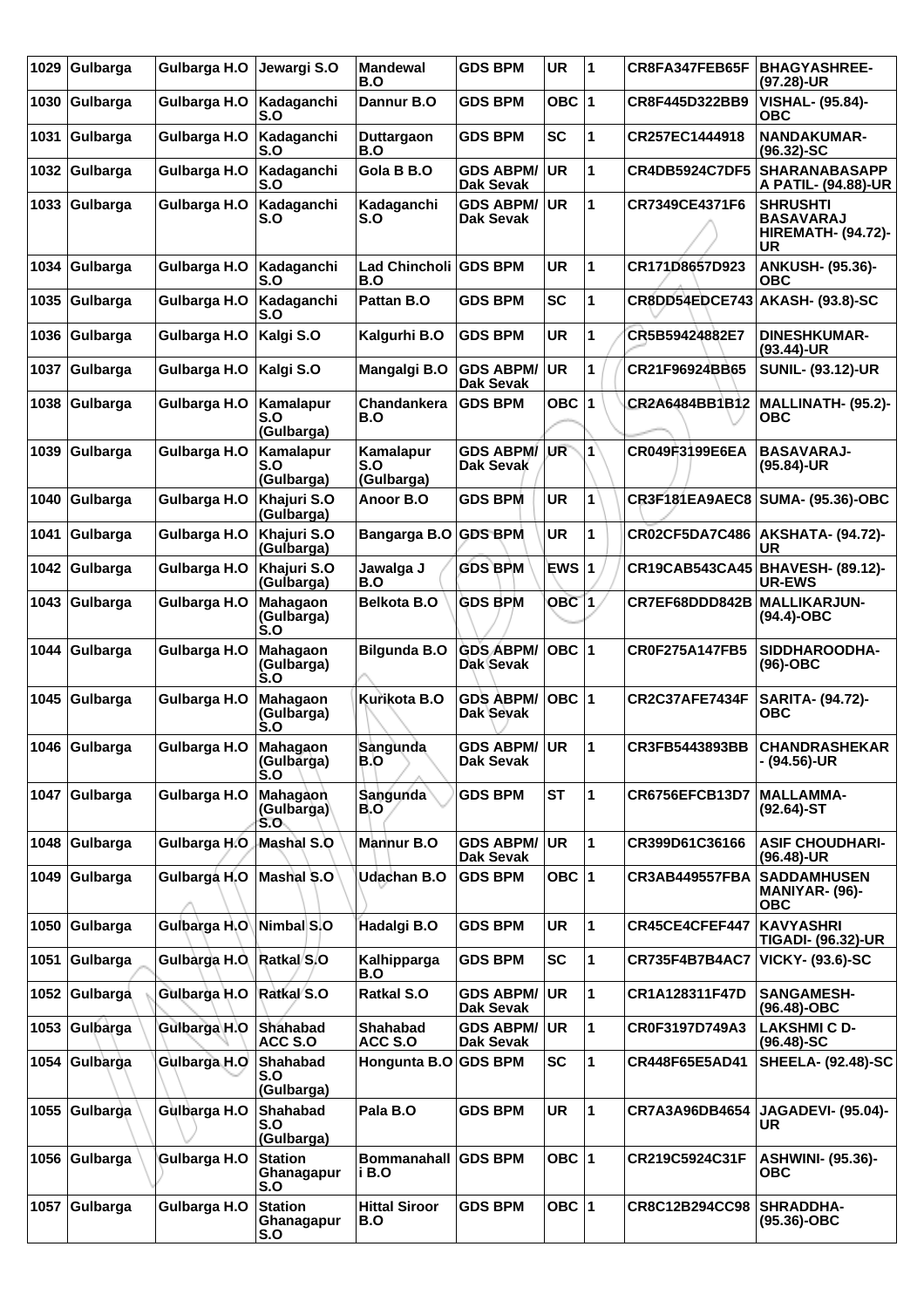| 1029 | Gulbarga | Gulbarga H.O | Jewargi S.O | Mandewal B.O | GDS BPM | UR | 1 | CR8FA347FEB65F | BHAGYASHREE- (97.28)-UR |
|---|---|---|---|---|---|---|---|---|---|
| 1030 | Gulbarga | Gulbarga H.O | Kadaganchi S.O | Dannur B.O | GDS BPM | OBC | 1 | CR8F445D322BB9 | VISHAL- (95.84)- OBC |
| 1031 | Gulbarga | Gulbarga H.O | Kadaganchi S.O | Duttargaon B.O | GDS BPM | SC | 1 | CR257EC1444918 | NANDAKUMAR- (96.32)-SC |
| 1032 | Gulbarga | Gulbarga H.O | Kadaganchi S.O | Gola B B.O | GDS ABPM/ Dak Sevak | UR | 1 | CR4DB5924C7DF5 | SHARANABASAPP A PATIL- (94.88)-UR |
| 1033 | Gulbarga | Gulbarga H.O | Kadaganchi S.O | Kadaganchi S.O | GDS ABPM/ Dak Sevak | UR | 1 | CR7349CE4371F6 | SHRUSHTI BASAVARAJ HIREMATH- (94.72)- UR |
| 1034 | Gulbarga | Gulbarga H.O | Kadaganchi S.O | Lad Chincholi B.O | GDS BPM | UR | 1 | CR171D8657D923 | ANKUSH- (95.36)- OBC |
| 1035 | Gulbarga | Gulbarga H.O | Kadaganchi S.O | Pattan B.O | GDS BPM | SC | 1 | CR8DD54EDCE743 | AKASH- (93.8)-SC |
| 1036 | Gulbarga | Gulbarga H.O | Kalgi S.O | Kalgurhi B.O | GDS BPM | UR | 1 | CR5B59424882E7 | DINESHKUMAR- (93.44)-UR |
| 1037 | Gulbarga | Gulbarga H.O | Kalgi S.O | Mangalgi B.O | GDS ABPM/ Dak Sevak | UR | 1 | CR21F96924BB65 | SUNIL- (93.12)-UR |
| 1038 | Gulbarga | Gulbarga H.O | Kamalapur S.O (Gulbarga) | Chandankera B.O | GDS BPM | OBC | 1 | CR2A6484BB1B12 | MALLINATH- (95.2)- OBC |
| 1039 | Gulbarga | Gulbarga H.O | Kamalapur S.O (Gulbarga) | Kamalapur S.O (Gulbarga) | GDS ABPM/ Dak Sevak | UR | 1 | CR049F3199E6EA | BASAVARAJ- (95.84)-UR |
| 1040 | Gulbarga | Gulbarga H.O | Khajuri S.O (Gulbarga) | Anoor B.O | GDS BPM | UR | 1 | CR3F181EA9AEC8 | SUMA- (95.36)-OBC |
| 1041 | Gulbarga | Gulbarga H.O | Khajuri S.O (Gulbarga) | Bangarga B.O | GDS BPM | UR | 1 | CR02CF5DA7C486 | AKSHATA- (94.72)- UR |
| 1042 | Gulbarga | Gulbarga H.O | Khajuri S.O (Gulbarga) | Jawalga J B.O | GDS BPM | EWS | 1 | CR19CAB543CA45 | BHAVESH- (89.12)- UR-EWS |
| 1043 | Gulbarga | Gulbarga H.O | Mahagaon (Gulbarga) S.O | Belkota B.O | GDS BPM | OBC | 1 | CR7EF68DDD842B | MALLIKARJUN- (94.4)-OBC |
| 1044 | Gulbarga | Gulbarga H.O | Mahagaon (Gulbarga) S.O | Bilgunda B.O | GDS ABPM/ Dak Sevak | OBC | 1 | CR0F275A147FB5 | SIDDHAROODHA- (96)-OBC |
| 1045 | Gulbarga | Gulbarga H.O | Mahagaon (Gulbarga) S.O | Kurikota B.O | GDS ABPM/ Dak Sevak | OBC | 1 | CR2C37AFE7434F | SARITA- (94.72)- OBC |
| 1046 | Gulbarga | Gulbarga H.O | Mahagaon (Gulbarga) S.O | Sangunda B.O | GDS ABPM/ Dak Sevak | UR | 1 | CR3FB5443893BB | CHANDRASHEKAR - (94.56)-UR |
| 1047 | Gulbarga | Gulbarga H.O | Mahagaon (Gulbarga) S.O | Sangunda B.O | GDS BPM | ST | 1 | CR6756EFCB13D7 | MALLAMMA- (92.64)-ST |
| 1048 | Gulbarga | Gulbarga H.O | Mashal S.O | Mannur B.O | GDS ABPM/ Dak Sevak | UR | 1 | CR399D61C36166 | ASIF CHOUDHARI- (96.48)-UR |
| 1049 | Gulbarga | Gulbarga H.O | Mashal S.O | Udachan B.O | GDS BPM | OBC | 1 | CR3AB449557FBA | SADDAMHUSEN MANIYAR- (96)- OBC |
| 1050 | Gulbarga | Gulbarga H.O | Nimbal S.O | Hadalgi B.O | GDS BPM | UR | 1 | CR45CE4CFEF447 | KAVYASHRI TIGADI- (96.32)-UR |
| 1051 | Gulbarga | Gulbarga H.O | Ratkal S.O | Kalhipparga B.O | GDS BPM | SC | 1 | CR735F4B7B4AC7 | VICKY- (93.6)-SC |
| 1052 | Gulbarga | Gulbarga H.O | Ratkal S.O | Ratkal S.O | GDS ABPM/ Dak Sevak | UR | 1 | CR1A128311F47D | SANGAMESH- (96.48)-OBC |
| 1053 | Gulbarga | Gulbarga H.O | Shahabad ACC S.O | Shahabad ACC S.O | GDS ABPM/ Dak Sevak | UR | 1 | CR0F3197D749A3 | LAKSHMI C D- (96.48)-SC |
| 1054 | Gulbarga | Gulbarga H.O | Shahabad S.O (Gulbarga) | Hongunta B.O | GDS BPM | SC | 1 | CR448F65E5AD41 | SHEELA- (92.48)-SC |
| 1055 | Gulbarga | Gulbarga H.O | Shahabad S.O (Gulbarga) | Pala B.O | GDS BPM | UR | 1 | CR7A3A96DB4654 | JAGADEVI- (95.04)- UR |
| 1056 | Gulbarga | Gulbarga H.O | Station Ghanagapur S.O | Bommanahall i B.O | GDS BPM | OBC | 1 | CR219C5924C31F | ASHWINI- (95.36)- OBC |
| 1057 | Gulbarga | Gulbarga H.O | Station Ghanagapur S.O | Hittal Siroor B.O | GDS BPM | OBC | 1 | CR8C12B294CC98 | SHRADDHA- (95.36)-OBC |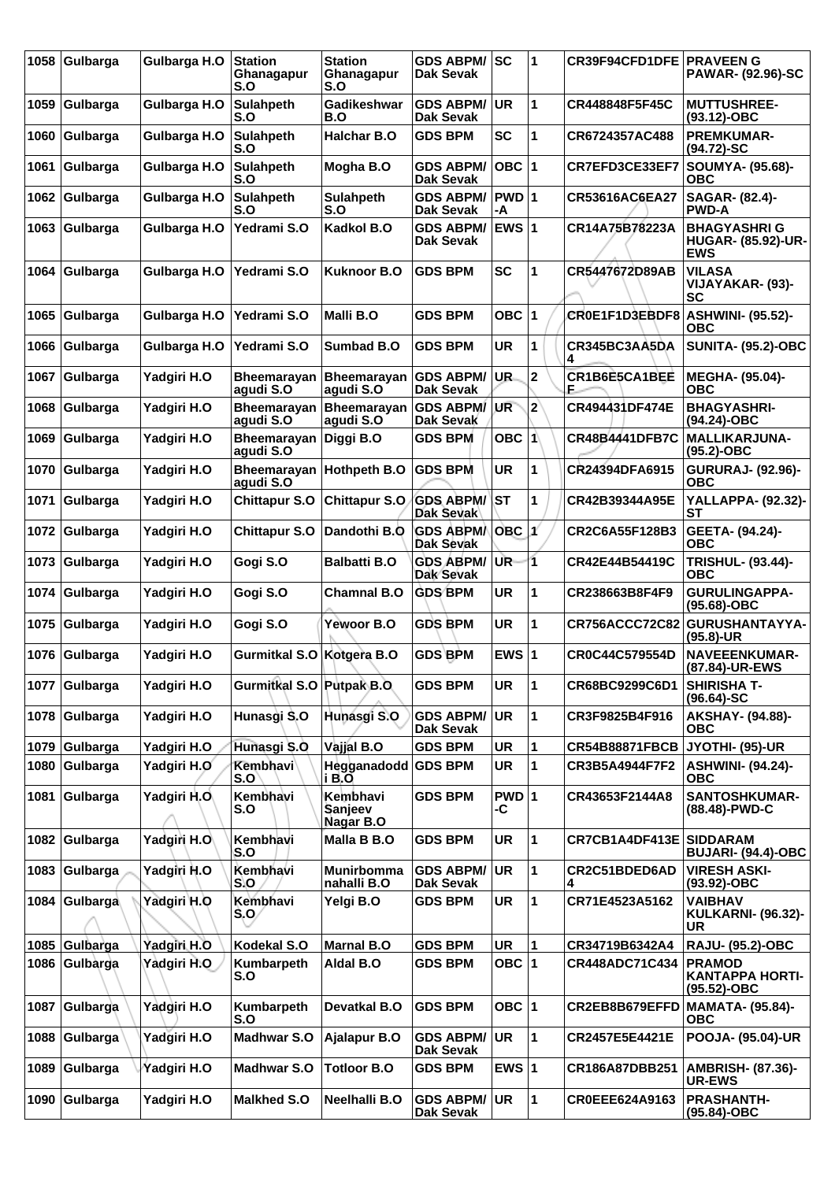| 1058 | Gulbarga | Gulbarga H.O | Station Ghanagapur S.O | Station Ghanagapur S.O | GDS ABPM/ Dak Sevak | SC | 1 | CR39F94CFD1DFE | PRAVEEN G PAWAR- (92.96)-SC |
|---|---|---|---|---|---|---|---|---|---|
| 1059 | Gulbarga | Gulbarga H.O | Sulahpeth S.O | Gadikeshwar B.O | GDS ABPM/ Dak Sevak | UR | 1 | CR448848F5F45C | MUTTUSHREE- (93.12)-OBC |
| 1060 | Gulbarga | Gulbarga H.O | Sulahpeth S.O | Halchar B.O | GDS BPM | SC | 1 | CR6724357AC488 | PREMKUMAR- (94.72)-SC |
| 1061 | Gulbarga | Gulbarga H.O | Sulahpeth S.O | Mogha B.O | GDS ABPM/ Dak Sevak | OBC | 1 | CR7EFD3CE33EF7 | SOUMYA- (95.68)- OBC |
| 1062 | Gulbarga | Gulbarga H.O | Sulahpeth S.O | Sulahpeth S.O | GDS ABPM/ Dak Sevak | PWD -A | 1 | CR53616AC6EA27 | SAGAR- (82.4)- PWD-A |
| 1063 | Gulbarga | Gulbarga H.O | Yedrami S.O | Kadkol B.O | GDS ABPM/ Dak Sevak | EWS | 1 | CR14A75B78223A | BHAGYASHRI G HUGAR- (85.92)-UR-EWS |
| 1064 | Gulbarga | Gulbarga H.O | Yedrami S.O | Kuknoor B.O | GDS BPM | SC | 1 | CR5447672D89AB | VILASA VIJAYAKAR- (93)- SC |
| 1065 | Gulbarga | Gulbarga H.O | Yedrami S.O | Malli B.O | GDS BPM | OBC | 1 | CR0E1F1D3EBDF8 | ASHWINI- (95.52)- OBC |
| 1066 | Gulbarga | Gulbarga H.O | Yedrami S.O | Sumbad B.O | GDS BPM | UR | 1 | CR345BC3AA5DA4 | SUNITA- (95.2)-OBC |
| 1067 | Gulbarga | Yadgiri H.O | Bheemarayan agudi S.O | Bheemarayan agudi S.O | GDS ABPM/ Dak Sevak | UR | 2 | CR1B6E5CA1BEEF | MEGHA- (95.04)- OBC |
| 1068 | Gulbarga | Yadgiri H.O | Bheemarayan agudi S.O | Bheemarayan agudi S.O | GDS ABPM/ Dak Sevak | UR | 2 | CR494431DF474E | BHAGYASHRI- (94.24)-OBC |
| 1069 | Gulbarga | Yadgiri H.O | Bheemarayan agudi S.O | Diggi B.O | GDS BPM | OBC | 1 | CR48B4441DFB7C | MALLIKARJUNA- (95.2)-OBC |
| 1070 | Gulbarga | Yadgiri H.O | Bheemarayan agudi S.O | Hothpeth B.O | GDS BPM | UR | 1 | CR24394DFA6915 | GURURAJ- (92.96)- OBC |
| 1071 | Gulbarga | Yadgiri H.O | Chittapur S.O | Chittapur S.O | GDS ABPM/ Dak Sevak | ST | 1 | CR42B39344A95E | YALLAPPA- (92.32)- ST |
| 1072 | Gulbarga | Yadgiri H.O | Chittapur S.O | Dandothi B.O | GDS ABPM/ Dak Sevak | OBC | 1 | CR2C6A55F128B3 | GEETA- (94.24)- OBC |
| 1073 | Gulbarga | Yadgiri H.O | Gogi S.O | Balbatti B.O | GDS ABPM/ Dak Sevak | UR | 1 | CR42E44B54419C | TRISHUL- (93.44)- OBC |
| 1074 | Gulbarga | Yadgiri H.O | Gogi S.O | Chamnal B.O | GDS BPM | UR | 1 | CR238663B8F4F9 | GURULINGAPPA- (95.68)-OBC |
| 1075 | Gulbarga | Yadgiri H.O | Gogi S.O | Yewoor B.O | GDS BPM | UR | 1 | CR756ACCC72C82 | GURUSHANTAYYA- (95.8)-UR |
| 1076 | Gulbarga | Yadgiri H.O | Gurmitkal S.O | Kotgera B.O | GDS BPM | EWS | 1 | CR0C44C579554D | NAVEEENKUMAR- (87.84)-UR-EWS |
| 1077 | Gulbarga | Yadgiri H.O | Gurmitkal S.O | Putpak B.O | GDS BPM | UR | 1 | CR68BC9299C6D1 | SHIRISHA T- (96.64)-SC |
| 1078 | Gulbarga | Yadgiri H.O | Hunasgi S.O | Hunasgi S.O | GDS ABPM/ Dak Sevak | UR | 1 | CR3F9825B4F916 | AKSHAY- (94.88)- OBC |
| 1079 | Gulbarga | Yadgiri H.O | Hunasgi S.O | Vajjal B.O | GDS BPM | UR | 1 | CR54B88871FBCB | JYOTHI- (95)-UR |
| 1080 | Gulbarga | Yadgiri H.O | Kembhavi S.O | Hegganadoddi B.O | GDS BPM | UR | 1 | CR3B5A4944F7F2 | ASHWINI- (94.24)- OBC |
| 1081 | Gulbarga | Yadgiri H.O | Kembhavi S.O | Kembhavi Sanjeev Nagar B.O | GDS BPM | PWD -C | 1 | CR43653F2144A8 | SANTOSHKUMAR- (88.48)-PWD-C |
| 1082 | Gulbarga | Yadgiri H.O | Kembhavi S.O | Malla B B.O | GDS BPM | UR | 1 | CR7CB1A4DF413E | SIDDARAM BUJARI- (94.4)-OBC |
| 1083 | Gulbarga | Yadgiri H.O | Kembhavi S.O | Munirbomma nahalli B.O | GDS ABPM/ Dak Sevak | UR | 1 | CR2C51BDED6AD4 | VIRESH ASKI- (93.92)-OBC |
| 1084 | Gulbarga | Yadgiri H.O | Kembhavi S.O | Yelgi B.O | GDS BPM | UR | 1 | CR71E4523A5162 | VAIBHAV KULKARNI- (96.32)- UR |
| 1085 | Gulbarga | Yadgiri H.O | Kodekal S.O | Marnal B.O | GDS BPM | UR | 1 | CR34719B6342A4 | RAJU- (95.2)-OBC |
| 1086 | Gulbarga | Yadgiri H.O | Kumbarpeth S.O | Aldal B.O | GDS BPM | OBC | 1 | CR448ADC71C434 | PRAMOD KANTAPPA HORTI- (95.52)-OBC |
| 1087 | Gulbarga | Yadgiri H.O | Kumbarpeth S.O | Devatkal B.O | GDS BPM | OBC | 1 | CR2EB8B679EFFD | MAMATA- (95.84)- OBC |
| 1088 | Gulbarga | Yadgiri H.O | Madhwar S.O | Ajalapur B.O | GDS ABPM/ Dak Sevak | UR | 1 | CR2457E5E4421E | POOJA- (95.04)-UR |
| 1089 | Gulbarga | Yadgiri H.O | Madhwar S.O | Totloor B.O | GDS BPM | EWS | 1 | CR186A87DBB251 | AMBRISH- (87.36)- UR-EWS |
| 1090 | Gulbarga | Yadgiri H.O | Malkhed S.O | Neelhalli B.O | GDS ABPM/ Dak Sevak | UR | 1 | CR0EEE624A9163 | PRASHANTH- (95.84)-OBC |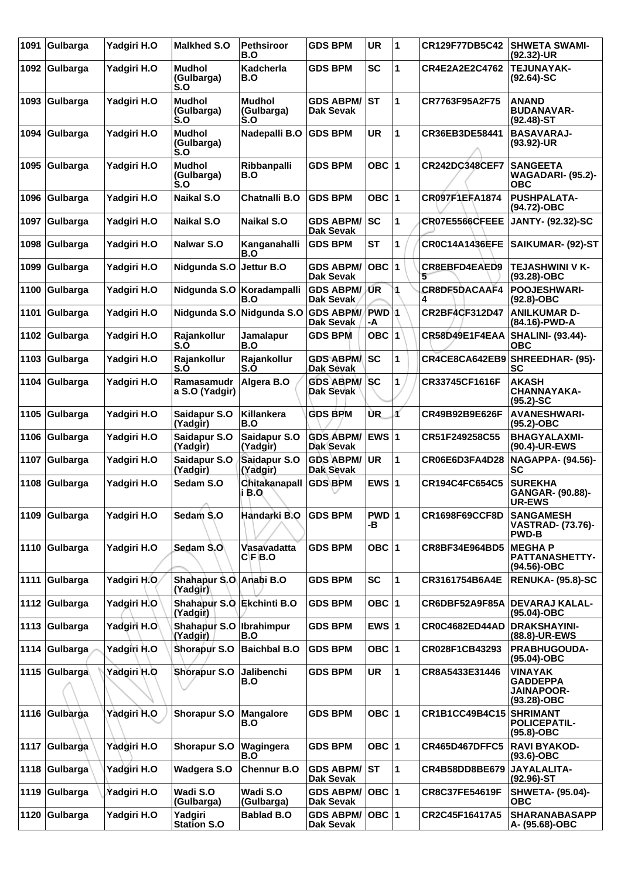| 1091 | Gulbarga | Yadgiri H.O | Malkhed S.O | Pethsiroor B.O | GDS BPM | UR | 1 | CR129F77DB5C42 | SHWETA SWAMI- (92.32)-UR |
|---|---|---|---|---|---|---|---|---|---|
| 1092 | Gulbarga | Yadgiri H.O | Mudhol (Gulbarga) S.O | Kadcherla B.O | GDS BPM | SC | 1 | CR4E2A2E2C4762 | TEJUNAYAK- (92.64)-SC |
| 1093 | Gulbarga | Yadgiri H.O | Mudhol (Gulbarga) S.O | Mudhol (Gulbarga) S.O | GDS ABPM/ Dak Sevak | ST | 1 | CR7763F95A2F75 | ANAND BUDANAVAR- (92.48)-ST |
| 1094 | Gulbarga | Yadgiri H.O | Mudhol (Gulbarga) S.O | Nadepalli B.O | GDS BPM | UR | 1 | CR36EB3DE58441 | BASAVARAJ- (93.92)-UR |
| 1095 | Gulbarga | Yadgiri H.O | Mudhol (Gulbarga) S.O | Ribbanpalli B.O | GDS BPM | OBC | 1 | CR242DC348CEF7 | SANGEETA WAGADARI- (95.2)-OBC |
| 1096 | Gulbarga | Yadgiri H.O | Naikal S.O | Chatnalli B.O | GDS BPM | OBC | 1 | CR097F1EFA1874 | PUSHPALATA- (94.72)-OBC |
| 1097 | Gulbarga | Yadgiri H.O | Naikal S.O | Naikal S.O | GDS ABPM/ Dak Sevak | SC | 1 | CR07E5566CFEEE | JANTY- (92.32)-SC |
| 1098 | Gulbarga | Yadgiri H.O | Nalwar S.O | Kanganahalli B.O | GDS BPM | ST | 1 | CR0C14A1436EFE | SAIKUMAR- (92)-ST |
| 1099 | Gulbarga | Yadgiri H.O | Nidgunda S.O | Jettur B.O | GDS ABPM/ Dak Sevak | OBC | 1 | CR8EBFD4EAED95 | TEJASHWINI V K- (93.28)-OBC |
| 1100 | Gulbarga | Yadgiri H.O | Nidgunda S.O | Koradampalli B.O | GDS ABPM/ Dak Sevak | UR | 1 | CR8DF5DACAAF44 | POOJESHWARI- (92.8)-OBC |
| 1101 | Gulbarga | Yadgiri H.O | Nidgunda S.O | Nidgunda S.O | GDS ABPM/ Dak Sevak | PWD-A | 1 | CR2BF4CF312D47 | ANILKUMAR D- (84.16)-PWD-A |
| 1102 | Gulbarga | Yadgiri H.O | Rajankollur S.O | Jamalapur B.O | GDS BPM | OBC | 1 | CR58D49E1F4EAA | SHALINI- (93.44)-OBC |
| 1103 | Gulbarga | Yadgiri H.O | Rajankollur S.O | Rajankollur S.O | GDS ABPM/ Dak Sevak | SC | 1 | CR4CE8CA642EB9 | SHREEDHAR- (95)-SC |
| 1104 | Gulbarga | Yadgiri H.O | Ramasamudra S.O (Yadgir) | Algera B.O | GDS ABPM/ Dak Sevak | SC | 1 | CR33745CF1616F | AKASH CHANNAYAKA- (95.2)-SC |
| 1105 | Gulbarga | Yadgiri H.O | Saidapur S.O (Yadgir) | Killankera B.O | GDS BPM | UR | 1 | CR49B92B9E626F | AVANESHWARI- (95.2)-OBC |
| 1106 | Gulbarga | Yadgiri H.O | Saidapur S.O (Yadgir) | Saidapur S.O (Yadgir) | GDS ABPM/ Dak Sevak | EWS | 1 | CR51F249258C55 | BHAGYALAXMI- (90.4)-UR-EWS |
| 1107 | Gulbarga | Yadgiri H.O | Saidapur S.O (Yadgir) | Saidapur S.O (Yadgir) | GDS ABPM/ Dak Sevak | UR | 1 | CR06E6D3FA4D28 | NAGAPPA- (94.56)-SC |
| 1108 | Gulbarga | Yadgiri H.O | Sedam S.O | Chitakanapalli B.O | GDS BPM | EWS | 1 | CR194C4FC654C5 | SUREKHA GANGAR- (90.88)-UR-EWS |
| 1109 | Gulbarga | Yadgiri H.O | Sedam S.O | Handarki B.O | GDS BPM | PWD-B | 1 | CR1698F69CCF8D | SANGAMESH VASTRAD- (73.76)-PWD-B |
| 1110 | Gulbarga | Yadgiri H.O | Sedam S.O | Vasavadatta C F B.O | GDS BPM | OBC | 1 | CR8BF34E964BD5 | MEGHA P PATTANASHETTY- (94.56)-OBC |
| 1111 | Gulbarga | Yadgiri H.O | Shahapur S.O (Yadgir) | Anabi B.O | GDS BPM | SC | 1 | CR3161754B6A4E | RENUKA- (95.8)-SC |
| 1112 | Gulbarga | Yadgiri H.O | Shahapur S.O (Yadgir) | Ekchinti B.O | GDS BPM | OBC | 1 | CR6DBF52A9F85A | DEVARAJ KALAL- (95.04)-OBC |
| 1113 | Gulbarga | Yadgiri H.O | Shahapur S.O (Yadgir) | Ibrahimpur B.O | GDS BPM | EWS | 1 | CR0C4682ED44AD | DRAKSHAYINI- (88.8)-UR-EWS |
| 1114 | Gulbarga | Yadgiri H.O | Shorapur S.O | Baichbal B.O | GDS BPM | OBC | 1 | CR028F1CB43293 | PRABHUGOUDA- (95.04)-OBC |
| 1115 | Gulbarga | Yadgiri H.O | Shorapur S.O | Jalibenchi B.O | GDS BPM | UR | 1 | CR8A5433E31446 | VINAYAK GADDEPPA JAINAPOOR- (93.28)-OBC |
| 1116 | Gulbarga | Yadgiri H.O | Shorapur S.O | Mangalore B.O | GDS BPM | OBC | 1 | CR1B1CC49B4C15 | SHRIMANT POLICEPATIL- (95.8)-OBC |
| 1117 | Gulbarga | Yadgiri H.O | Shorapur S.O | Wagingera B.O | GDS BPM | OBC | 1 | CR465D467DFFC5 | RAVI BYAKOD- (93.6)-OBC |
| 1118 | Gulbarga | Yadgiri H.O | Wadgera S.O | Chennur B.O | GDS ABPM/ Dak Sevak | ST | 1 | CR4B58DD8BE679 | JAYALALITA- (92.96)-ST |
| 1119 | Gulbarga | Yadgiri H.O | Wadi S.O (Gulbarga) | Wadi S.O (Gulbarga) | GDS ABPM/ Dak Sevak | OBC | 1 | CR8C37FE54619F | SHWETA- (95.04)-OBC |
| 1120 | Gulbarga | Yadgiri H.O | Yadgiri Station S.O | Bablad B.O | GDS ABPM/ Dak Sevak | OBC | 1 | CR2C45F16417A5 | SHARANABASAPPA- (95.68)-OBC |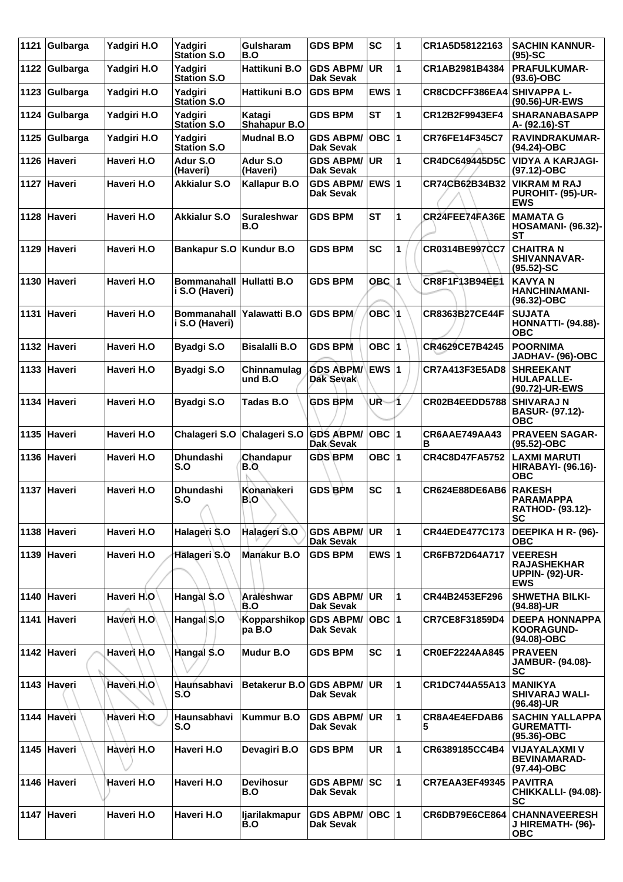| 1121 | Gulbarga | Yadgiri H.O | Yadgiri Station S.O | Gulsharam B.O | GDS BPM | SC | 1 | CR1A5D58122163 | SACHIN KANNUR- (95)-SC |
|---|---|---|---|---|---|---|---|---|---|
| 1122 | Gulbarga | Yadgiri H.O | Yadgiri Station S.O | Hattikuni B.O | GDS ABPM/ Dak Sevak | UR | 1 | CR1AB2981B4384 | PRAFULKUMAR- (93.6)-OBC |
| 1123 | Gulbarga | Yadgiri H.O | Yadgiri Station S.O | Hattikuni B.O | GDS BPM | EWS | 1 | CR8CDCFF386EA4 | SHIVAPPA L- (90.56)-UR-EWS |
| 1124 | Gulbarga | Yadgiri H.O | Yadgiri Station S.O | Katagi Shahapur B.O | GDS BPM | ST | 1 | CR12B2F9943EF4 | SHARANABASAPP A- (92.16)-ST |
| 1125 | Gulbarga | Yadgiri H.O | Yadgiri Station S.O | Mudnal B.O | GDS ABPM/ Dak Sevak | OBC | 1 | CR76FE14F345C7 | RAVINDRAKUMAR- (94.24)-OBC |
| 1126 | Haveri | Haveri H.O | Adur S.O (Haveri) | Adur S.O (Haveri) | GDS ABPM/ Dak Sevak | UR | 1 | CR4DC649445D5C | VIDYA A KARJAGI- (97.12)-OBC |
| 1127 | Haveri | Haveri H.O | Akkialur S.O | Kallapur B.O | GDS ABPM/ Dak Sevak | EWS | 1 | CR74CB62B34B32 | VIKRAM M RAJ PUROHIT- (95)-UR-EWS |
| 1128 | Haveri | Haveri H.O | Akkialur S.O | Suraleshwar B.O | GDS BPM | ST | 1 | CR24FEE74FA36E | MAMATA G HOSAMANI- (96.32)-ST |
| 1129 | Haveri | Haveri H.O | Bankapur S.O | Kundur B.O | GDS BPM | SC | 1 | CR0314BE997CC7 | CHAITRA N SHIVANNAVAR- (95.52)-SC |
| 1130 | Haveri | Haveri H.O | Bommanahalli S.O (Haveri) | Hullatti B.O | GDS BPM | OBC | 1 | CR8F1F13B94EE1 | KAVYA N HANCHINAMANI- (96.32)-OBC |
| 1131 | Haveri | Haveri H.O | Bommanahalli S.O (Haveri) | Yalawatti B.O | GDS BPM | OBC | 1 | CR8363B27CE44F | SUJATA HONNATTI- (94.88)-OBC |
| 1132 | Haveri | Haveri H.O | Byadgi S.O | Bisalalli B.O | GDS BPM | OBC | 1 | CR4629CE7B4245 | POORNIMA JADHAV- (96)-OBC |
| 1133 | Haveri | Haveri H.O | Byadgi S.O | Chinnamulagund B.O | GDS ABPM/ Dak Sevak | EWS | 1 | CR7A413F3E5AD8 | SHREEKANT HULAPALLE- (90.72)-UR-EWS |
| 1134 | Haveri | Haveri H.O | Byadgi S.O | Tadas B.O | GDS BPM | UR | 1 | CR02B4EEDD5788 | SHIVARAJ N BASUR- (97.12)-OBC |
| 1135 | Haveri | Haveri H.O | Chalageri S.O | Chalageri S.O | GDS ABPM/ Dak Sevak | OBC | 1 | CR6AAE749AA43B | PRAVEEN SAGAR- (95.52)-OBC |
| 1136 | Haveri | Haveri H.O | Dhundashi S.O | Chandapur B.O | GDS BPM | OBC | 1 | CR4C8D47FA5752 | LAXMI MARUTI HIRABAYI- (96.16)-OBC |
| 1137 | Haveri | Haveri H.O | Dhundashi S.O | Konanakeri B.O | GDS BPM | SC | 1 | CR624E88DE6AB6 | RAKESH PARAMAPPA RATHOD- (93.12)-SC |
| 1138 | Haveri | Haveri H.O | Halageri S.O | Halageri S.O | GDS ABPM/ Dak Sevak | UR | 1 | CR44EDE477C173 | DEEPIKA H R- (96)-OBC |
| 1139 | Haveri | Haveri H.O | Halageri S.O | Manakur B.O | GDS BPM | EWS | 1 | CR6FB72D64A717 | VEERESH RAJASHEKHAR UPPIN- (92)-UR-EWS |
| 1140 | Haveri | Haveri H.O | Hangal S.O | Araleshwar B.O | GDS ABPM/ Dak Sevak | UR | 1 | CR44B2453EF296 | SHWETHA BILKI- (94.88)-UR |
| 1141 | Haveri | Haveri H.O | Hangal S.O | Kopparshikoppa B.O | GDS ABPM/ Dak Sevak | OBC | 1 | CR7CE8F31859D4 | DEEPA HONNAPPA KOORAGUND- (94.08)-OBC |
| 1142 | Haveri | Haveri H.O | Hangal S.O | Mudur B.O | GDS BPM | SC | 1 | CR0EF2224AA845 | PRAVEEN JAMBUR- (94.08)-SC |
| 1143 | Haveri | Haveri H.O | Haunsabhavi S.O | Betakerur B.O | GDS ABPM/ Dak Sevak | UR | 1 | CR1DC744A55A13 | MANIKYA SHIVARAJ WALI- (96.48)-UR |
| 1144 | Haveri | Haveri H.O | Haunsabhavi S.O | Kummur B.O | GDS ABPM/ Dak Sevak | UR | 1 | CR8A4E4EFDAB65 | SACHIN YALLAPPA GUREMATTI- (95.36)-OBC |
| 1145 | Haveri | Haveri H.O | Haveri H.O | Devagiri B.O | GDS BPM | UR | 1 | CR6389185CC4B4 | VIJAYALAXMI V BEVINAMARAD- (97.44)-OBC |
| 1146 | Haveri | Haveri H.O | Haveri H.O | Devihosur B.O | GDS ABPM/ Dak Sevak | SC | 1 | CR7EAA3EF49345 | PAVITRA CHIKKALLI- (94.08)-SC |
| 1147 | Haveri | Haveri H.O | Haveri H.O | Ijarilakmapur B.O | GDS ABPM/ Dak Sevak | OBC | 1 | CR6DB79E6CE864 | CHANNAVEERESH J HIREMATH- (96)-OBC |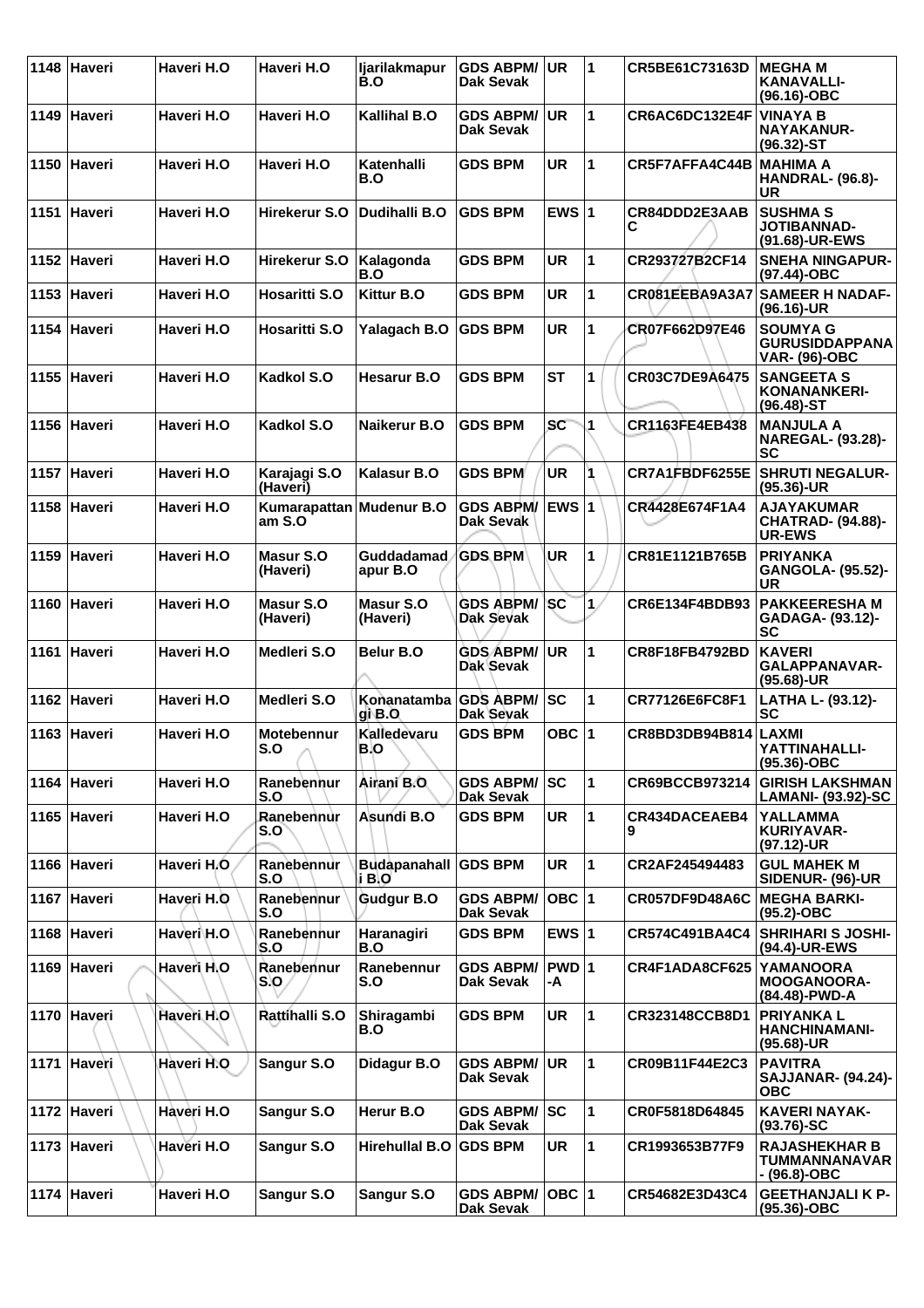| 1148 | Haveri | Haveri H.O | Haveri H.O | Ijarilakmapur B.O | GDS ABPM/ Dak Sevak | UR | 1 | CR5BE61C73163D | MEGHA M KANAVALLI- (96.16)-OBC |
|---|---|---|---|---|---|---|---|---|---|
| 1149 | Haveri | Haveri H.O | Haveri H.O | Kallihal B.O | GDS ABPM/ Dak Sevak | UR | 1 | CR6AC6DC132E4F | VINAYA B NAYAKANUR- (96.32)-ST |
| 1150 | Haveri | Haveri H.O | Haveri H.O | Katenhalli B.O | GDS BPM | UR | 1 | CR5F7AFFA4C44B | MAHIMA A HANDRAL- (96.8)- UR |
| 1151 | Haveri | Haveri H.O | Hirekerur S.O | Dudihalli B.O | GDS BPM | EWS | 1 | CR84DDD2E3AABC | SUSHMA S JOTIBANNAD- (91.68)-UR-EWS |
| 1152 | Haveri | Haveri H.O | Hirekerur S.O | Kalagonda B.O | GDS BPM | UR | 1 | CR293727B2CF14 | SNEHA NINGAPUR- (97.44)-OBC |
| 1153 | Haveri | Haveri H.O | Hosaritti S.O | Kittur B.O | GDS BPM | UR | 1 | CR081EEBA9A3A7 | SAMEER H NADAF- (96.16)-UR |
| 1154 | Haveri | Haveri H.O | Hosaritti S.O | Yalagach B.O | GDS BPM | UR | 1 | CR07F662D97E46 | SOUMYA G GURUSIDDAPPANAVAR- (96)-OBC |
| 1155 | Haveri | Haveri H.O | Kadkol S.O | Hesarur B.O | GDS BPM | ST | 1 | CR03C7DE9A6475 | SANGEETA S KONANANKERI- (96.48)-ST |
| 1156 | Haveri | Haveri H.O | Kadkol S.O | Naikerur B.O | GDS BPM | SC | 1 | CR1163FE4EB438 | MANJULA A NAREGAL- (93.28)- SC |
| 1157 | Haveri | Haveri H.O | Karajagi S.O (Haveri) | Kalasur B.O | GDS BPM | UR | 1 | CR7A1FBDF6255E | SHRUTI NEGALUR- (95.36)-UR |
| 1158 | Haveri | Haveri H.O | Kumarapattanam S.O | Mudenur B.O | GDS ABPM/ Dak Sevak | EWS | 1 | CR4428E674F1A4 | AJAYAKUMAR CHATRAD- (94.88)- UR-EWS |
| 1159 | Haveri | Haveri H.O | Masur S.O (Haveri) | Guddadamadapur B.O | GDS BPM | UR | 1 | CR81E1121B765B | PRIYANKA GANGOLA- (95.52)- UR |
| 1160 | Haveri | Haveri H.O | Masur S.O (Haveri) | Masur S.O (Haveri) | GDS ABPM/ Dak Sevak | SC | 1 | CR6E134F4BDB93 | PAKKEERESHA M GADAGA- (93.12)- SC |
| 1161 | Haveri | Haveri H.O | Medleri S.O | Belur B.O | GDS ABPM/ Dak Sevak | UR | 1 | CR8F18FB4792BD | KAVERI GALAPPANAVAR- (95.68)-UR |
| 1162 | Haveri | Haveri H.O | Medleri S.O | Konanatambagi B.O | GDS ABPM/ Dak Sevak | SC | 1 | CR77126E6FC8F1 | LATHA L- (93.12)- SC |
| 1163 | Haveri | Haveri H.O | Motebennur S.O | Kalledevaru B.O | GDS BPM | OBC | 1 | CR8BD3DB94B814 | LAXMI YATTINAHALLI- (95.36)-OBC |
| 1164 | Haveri | Haveri H.O | Ranebennur S.O | Airani B.O | GDS ABPM/ Dak Sevak | SC | 1 | CR69BCCB973214 | GIRISH LAKSHMAN LAMANI- (93.92)-SC |
| 1165 | Haveri | Haveri H.O | Ranebennur S.O | Asundi B.O | GDS BPM | UR | 1 | CR434DACEAEB49 | YALLAMMA KURIYAVAR- (97.12)-UR |
| 1166 | Haveri | Haveri H.O | Ranebennur S.O | Budapanahalli B.O | GDS BPM | UR | 1 | CR2AF245494483 | GUL MAHEK M SIDENUR- (96)-UR |
| 1167 | Haveri | Haveri H.O | Ranebennur S.O | Gudgur B.O | GDS ABPM/ Dak Sevak | OBC | 1 | CR057DF9D48A6C | MEGHA BARKI- (95.2)-OBC |
| 1168 | Haveri | Haveri H.O | Ranebennur S.O | Haranagiri B.O | GDS BPM | EWS | 1 | CR574C491BA4C4 | SHRIHARI S JOSHI- (94.4)-UR-EWS |
| 1169 | Haveri | Haveri H.O | Ranebennur S.O | Ranebennur S.O | GDS ABPM/ Dak Sevak | PWD-A | 1 | CR4F1ADA8CF625 | YAMANOORA MOOGANOORA- (84.48)-PWD-A |
| 1170 | Haveri | Haveri H.O | Rattihalli S.O | Shiragambi B.O | GDS BPM | UR | 1 | CR323148CCB8D1 | PRIYANKA L HANCHINAMANI- (95.68)-UR |
| 1171 | Haveri | Haveri H.O | Sangur S.O | Didagur B.O | GDS ABPM/ Dak Sevak | UR | 1 | CR09B11F44E2C3 | PAVITRA SAJJANAR- (94.24)- OBC |
| 1172 | Haveri | Haveri H.O | Sangur S.O | Herur B.O | GDS ABPM/ Dak Sevak | SC | 1 | CR0F5818D64845 | KAVERI NAYAK- (93.76)-SC |
| 1173 | Haveri | Haveri H.O | Sangur S.O | Hirehullal B.O | GDS BPM | UR | 1 | CR1993653B77F9 | RAJASHEKHAR B TUMMANNANAVAR - (96.8)-OBC |
| 1174 | Haveri | Haveri H.O | Sangur S.O | Sangur S.O | GDS ABPM/ Dak Sevak | OBC | 1 | CR54682E3D43C4 | GEETHANJALI K P- (95.36)-OBC |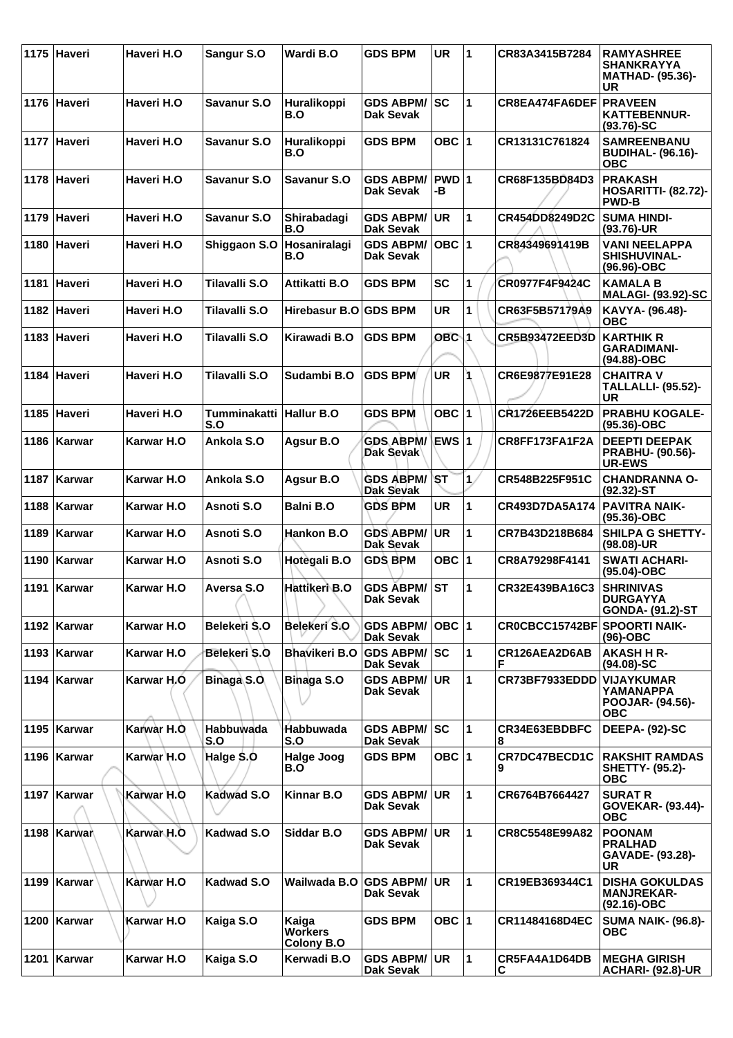| 1175 | Haveri | Haveri H.O | Sangur S.O | Wardi B.O | GDS BPM | UR | 1 | CR83A3415B7284 | RAMYASHREE SHANKRAYYA MATHAD- (95.36)-UR |
|---|---|---|---|---|---|---|---|---|---|
| 1176 | Haveri | Haveri H.O | Savanur S.O | Huralikoppi B.O | GDS ABPM/ Dak Sevak | SC | 1 | CR8EA474FA6DEF | PRAVEEN KATTEBENNUR- (93.76)-SC |
| 1177 | Haveri | Haveri H.O | Savanur S.O | Huralikoppi B.O | GDS BPM | OBC | 1 | CR13131C761824 | SAMREENBANU BUDIHAL- (96.16)-OBC |
| 1178 | Haveri | Haveri H.O | Savanur S.O | Savanur S.O | GDS ABPM/ Dak Sevak | PWD-B | 1 | CR68F135BD84D3 | PRAKASH HOSARITTI- (82.72)-PWD-B |
| 1179 | Haveri | Haveri H.O | Savanur S.O | Shirabadagi B.O | GDS ABPM/ Dak Sevak | UR | 1 | CR454DD8249D2C | SUMA HINDI- (93.76)-UR |
| 1180 | Haveri | Haveri H.O | Shiggaon S.O | Hosaniralagi B.O | GDS ABPM/ Dak Sevak | OBC | 1 | CR84349691419B | VANI NEELAPPA SHISHUVINAL- (96.96)-OBC |
| 1181 | Haveri | Haveri H.O | Tilavalli S.O | Attikatti B.O | GDS BPM | SC | 1 | CR0977F4F9424C | KAMALA B MALAGI- (93.92)-SC |
| 1182 | Haveri | Haveri H.O | Tilavalli S.O | Hirebasur B.O | GDS BPM | UR | 1 | CR63F5B57179A9 | KAVYA- (96.48)-OBC |
| 1183 | Haveri | Haveri H.O | Tilavalli S.O | Kirawadi B.O | GDS BPM | OBC | 1 | CR5B93472EED3D | KARTHIK R GARADIMANI- (94.88)-OBC |
| 1184 | Haveri | Haveri H.O | Tilavalli S.O | Sudambi B.O | GDS BPM | UR | 1 | CR6E9877E91E28 | CHAITRA V TALLALLI- (95.52)-UR |
| 1185 | Haveri | Haveri H.O | Tumminakatti S.O | Hallur B.O | GDS BPM | OBC | 1 | CR1726EEB5422D | PRABHU KOGALE- (95.36)-OBC |
| 1186 | Karwar | Karwar H.O | Ankola S.O | Agsur B.O | GDS ABPM/ Dak Sevak | EWS | 1 | CR8FF173FA1F2A | DEEPTI DEEPAK PRABHU- (90.56)-UR-EWS |
| 1187 | Karwar | Karwar H.O | Ankola S.O | Agsur B.O | GDS ABPM/ Dak Sevak | ST | 1 | CR548B225F951C | CHANDRANNA O- (92.32)-ST |
| 1188 | Karwar | Karwar H.O | Asnoti S.O | Balni B.O | GDS BPM | UR | 1 | CR493D7DA5A174 | PAVITRA NAIK- (95.36)-OBC |
| 1189 | Karwar | Karwar H.O | Asnoti S.O | Hankon B.O | GDS ABPM/ Dak Sevak | UR | 1 | CR7B43D218B684 | SHILPA G SHETTY- (98.08)-UR |
| 1190 | Karwar | Karwar H.O | Asnoti S.O | Hotegali B.O | GDS BPM | OBC | 1 | CR8A79298F4141 | SWATI ACHARI- (95.04)-OBC |
| 1191 | Karwar | Karwar H.O | Aversa S.O | Hattikeri B.O | GDS ABPM/ Dak Sevak | ST | 1 | CR32E439BA16C3 | SHRINIVAS DURGAYYA GONDA- (91.2)-ST |
| 1192 | Karwar | Karwar H.O | Belekeri S.O | Belekeri S.O | GDS ABPM/ Dak Sevak | OBC | 1 | CR0CBCC15742BF | SPOORTI NAIK- (96)-OBC |
| 1193 | Karwar | Karwar H.O | Belekeri S.O | Bhavikeri B.O | GDS ABPM/ Dak Sevak | SC | 1 | CR126AEA2D6ABF | AKASH H R- (94.08)-SC |
| 1194 | Karwar | Karwar H.O | Binaga S.O | Binaga S.O | GDS ABPM/ Dak Sevak | UR | 1 | CR73BF7933EDDD | VIJAYKUMAR YAMANAPPA POOJAR- (94.56)-OBC |
| 1195 | Karwar | Karwar H.O | Habbuwada S.O | Habbuwada S.O | GDS ABPM/ Dak Sevak | SC | 1 | CR34E63EBDBFC8 | DEEPA- (92)-SC |
| 1196 | Karwar | Karwar H.O | Halge S.O | Halge Joog B.O | GDS BPM | OBC | 1 | CR7DC47BECD1C9 | RAKSHIT RAMDAS SHETTY- (95.2)-OBC |
| 1197 | Karwar | Karwar H.O | Kadwad S.O | Kinnar B.O | GDS ABPM/ Dak Sevak | UR | 1 | CR6764B7664427 | SURAT R GOVEKAR- (93.44)-OBC |
| 1198 | Karwar | Karwar H.O | Kadwad S.O | Siddar B.O | GDS ABPM/ Dak Sevak | UR | 1 | CR8C5548E99A82 | POONAM PRALHAD GAVADE- (93.28)-UR |
| 1199 | Karwar | Karwar H.O | Kadwad S.O | Wailwada B.O | GDS ABPM/ Dak Sevak | UR | 1 | CR19EB369344C1 | DISHA GOKULDAS MANJREKAR- (92.16)-OBC |
| 1200 | Karwar | Karwar H.O | Kaiga S.O | Kaiga Workers Colony B.O | GDS BPM | OBC | 1 | CR11484168D4EC | SUMA NAIK- (96.8)-OBC |
| 1201 | Karwar | Karwar H.O | Kaiga S.O | Kerwadi B.O | GDS ABPM/ Dak Sevak | UR | 1 | CR5FA4A1D64DBC | MEGHA GIRISH ACHARI- (92.8)-UR |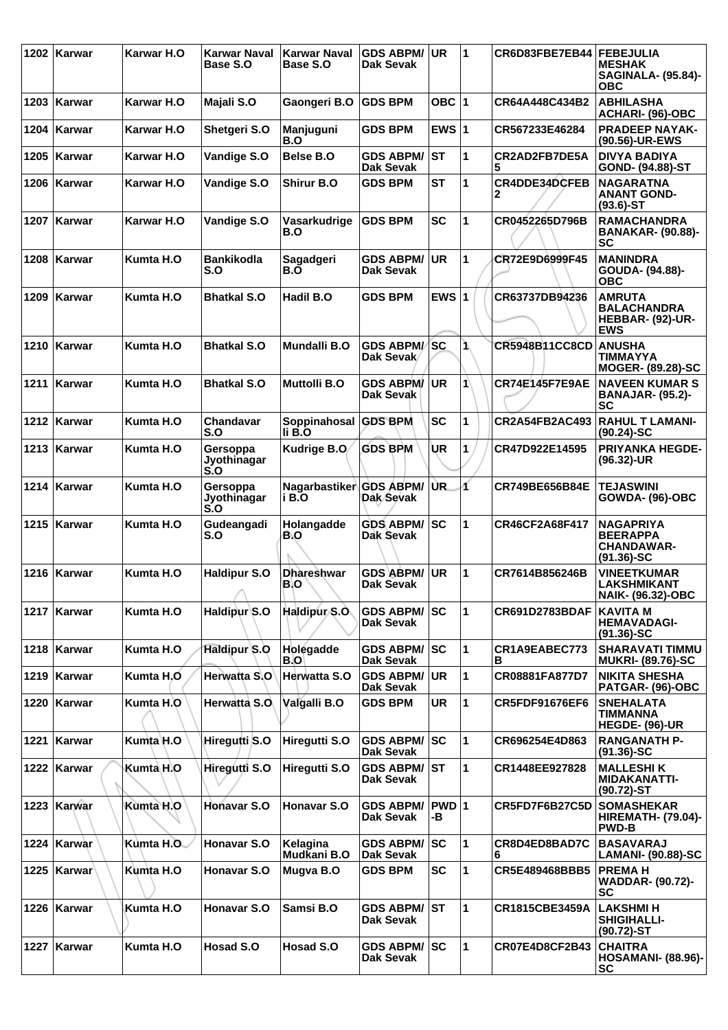| 1202 | Karwar | Karwar H.O | Karwar Naval Base S.O | Karwar Naval Base S.O | GDS ABPM/ Dak Sevak | UR | 1 | CR6D83FBE7EB44 | FEBEJULIA MESHAK SAGINALA- (95.84)-OBC |
|---|---|---|---|---|---|---|---|---|---|
| 1203 | Karwar | Karwar H.O | Majali S.O | Gaongeri B.O | GDS BPM | OBC | 1 | CR64A448C434B2 | ABHILASHA ACHARI- (96)-OBC |
| 1204 | Karwar | Karwar H.O | Shetgeri S.O | Manjuguni B.O | GDS BPM | EWS | 1 | CR567233E46284 | PRADEEP NAYAK- (90.56)-UR-EWS |
| 1205 | Karwar | Karwar H.O | Vandige S.O | Belse B.O | GDS ABPM/ Dak Sevak | ST | 1 | CR2AD2FB7DE5A5 | DIVYA BADIYA GOND- (94.88)-ST |
| 1206 | Karwar | Karwar H.O | Vandige S.O | Shirur B.O | GDS BPM | ST | 1 | CR4DDE34DCFEB2 | NAGARATNA ANANT GOND- (93.6)-ST |
| 1207 | Karwar | Karwar H.O | Vandige S.O | Vasarkudrige B.O | GDS BPM | SC | 1 | CR0452265D796B | RAMACHANDRA BANAKAR- (90.88)-SC |
| 1208 | Karwar | Kumta H.O | Bankikodla S.O | Sagadgeri B.O | GDS ABPM/ Dak Sevak | UR | 1 | CR72E9D6999F45 | MANINDRA GOUDA- (94.88)-OBC |
| 1209 | Karwar | Kumta H.O | Bhatkal S.O | Hadil B.O | GDS BPM | EWS | 1 | CR63737DB94236 | AMRUTA BALACHANDRA HEBBAR- (92)-UR-EWS |
| 1210 | Karwar | Kumta H.O | Bhatkal S.O | Mundalli B.O | GDS ABPM/ Dak Sevak | SC | 1 | CR5948B11CC8CD | ANUSHA TIMMAYYA MOGER- (89.28)-SC |
| 1211 | Karwar | Kumta H.O | Bhatkal S.O | Muttolli B.O | GDS ABPM/ Dak Sevak | UR | 1 | CR74E145F7E9AE | NAVEEN KUMAR S BANAJAR- (95.2)-SC |
| 1212 | Karwar | Kumta H.O | Chandavar S.O | Soppinahosalli B.O | GDS BPM | SC | 1 | CR2A54FB2AC493 | RAHUL T LAMANI- (90.24)-SC |
| 1213 | Karwar | Kumta H.O | Gersoppa Jyothinagar S.O | Kudrige B.O | GDS BPM | UR | 1 | CR47D922E14595 | PRIYANKA HEGDE- (96.32)-UR |
| 1214 | Karwar | Kumta H.O | Gersoppa Jyothinagar S.O | Nagarbastikeri B.O | GDS ABPM/ Dak Sevak | UR | 1 | CR749BE656B84E | TEJASWINI GOWDA- (96)-OBC |
| 1215 | Karwar | Kumta H.O | Gudeangadi S.O | Holangadde B.O | GDS ABPM/ Dak Sevak | SC | 1 | CR46CF2A68F417 | NAGAPRIYA BEERAPPA CHANDAWAR- (91.36)-SC |
| 1216 | Karwar | Kumta H.O | Haldipur S.O | Dhareshwar B.O | GDS ABPM/ Dak Sevak | UR | 1 | CR7614B856246B | VINEETKUMAR LAKSHMIKANT NAIK- (96.32)-OBC |
| 1217 | Karwar | Kumta H.O | Haldipur S.O | Haldipur S.O | GDS ABPM/ Dak Sevak | SC | 1 | CR691D2783BDAF | KAVITA M HEMAVADAGI- (91.36)-SC |
| 1218 | Karwar | Kumta H.O | Haldipur S.O | Holegadde B.O | GDS ABPM/ Dak Sevak | SC | 1 | CR1A9EABEC773B | SHARAVATI TIMMU MUKRI- (89.76)-SC |
| 1219 | Karwar | Kumta H.O | Herwatta S.O | Herwatta S.O | GDS ABPM/ Dak Sevak | UR | 1 | CR08881FA877D7 | NIKITA SHESHA PATGAR- (96)-OBC |
| 1220 | Karwar | Kumta H.O | Herwatta S.O | Valgalli B.O | GDS BPM | UR | 1 | CR5FDF91676EF6 | SNEHALATA TIMMANNA HEGDE- (96)-UR |
| 1221 | Karwar | Kumta H.O | Hiregutti S.O | Hiregutti S.O | GDS ABPM/ Dak Sevak | SC | 1 | CR696254E4D863 | RANGANATH P- (91.36)-SC |
| 1222 | Karwar | Kumta H.O | Hiregutti S.O | Hiregutti S.O | GDS ABPM/ Dak Sevak | ST | 1 | CR1448EE927828 | MALLESHI K MIDAKANATTI- (90.72)-ST |
| 1223 | Karwar | Kumta H.O | Honavar S.O | Honavar S.O | GDS ABPM/ Dak Sevak | PWD-B | 1 | CR5FD7F6B27C5D | SOMASHEKAR HIREMATH- (79.04)-PWD-B |
| 1224 | Karwar | Kumta H.O | Honavar S.O | Kelagina Mudkani B.O | GDS ABPM/ Dak Sevak | SC | 1 | CR8D4ED8BAD7C6 | BASAVARAJ LAMANI- (90.88)-SC |
| 1225 | Karwar | Kumta H.O | Honavar S.O | Mugva B.O | GDS BPM | SC | 1 | CR5E489468BBB5 | PREMA H WADDAR- (90.72)-SC |
| 1226 | Karwar | Kumta H.O | Honavar S.O | Samsi B.O | GDS ABPM/ Dak Sevak | ST | 1 | CR1815CBE3459A | LAKSHMI H SHIGIHALLI- (90.72)-ST |
| 1227 | Karwar | Kumta H.O | Hosad S.O | Hosad S.O | GDS ABPM/ Dak Sevak | SC | 1 | CR07E4D8CF2B43 | CHAITRA HOSAMANI- (88.96)-SC |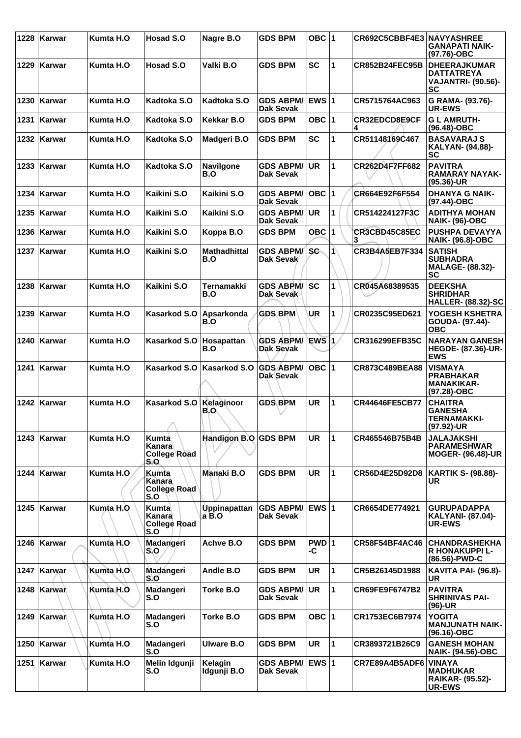| 1228 | Karwar | Kumta H.O | Hosad S.O | Nagre B.O | GDS BPM | OBC | 1 | CR692C5CBBF4E3 | NAVYASHREE GANAPATI NAIK- (97.76)-OBC |
|---|---|---|---|---|---|---|---|---|---|
| 1229 | Karwar | Kumta H.O | Hosad S.O | Valki B.O | GDS BPM | SC | 1 | CR852B24FEC95B | DHEERAJKUMAR DATTATREYA VAJANTRI- (90.56)-SC |
| 1230 | Karwar | Kumta H.O | Kadtoka S.O | Kadtoka S.O | GDS ABPM/ Dak Sevak | EWS | 1 | CR5715764AC963 | G RAMA- (93.76)-UR-EWS |
| 1231 | Karwar | Kumta H.O | Kadtoka S.O | Kekkar B.O | GDS BPM | OBC | 1 | CR32EDCD8E9CF4 | G L AMRUTH- (96.48)-OBC |
| 1232 | Karwar | Kumta H.O | Kadtoka S.O | Madgeri B.O | GDS BPM | SC | 1 | CR51148169C467 | BASAVARAJ S KALYAN- (94.88)-SC |
| 1233 | Karwar | Kumta H.O | Kadtoka S.O | Navilgone B.O | GDS ABPM/ Dak Sevak | UR | 1 | CR262D4F7FF682 | PAVITRA RAMARAY NAYAK- (95.36)-UR |
| 1234 | Karwar | Kumta H.O | Kaikini S.O | Kaikini S.O | GDS ABPM/ Dak Sevak | OBC | 1 | CR664E92F6F554 | DHANYA G NAIK- (97.44)-OBC |
| 1235 | Karwar | Kumta H.O | Kaikini S.O | Kaikini S.O | GDS ABPM/ Dak Sevak | UR | 1 | CR514224127F3C | ADITHYA MOHAN NAIK- (96)-OBC |
| 1236 | Karwar | Kumta H.O | Kaikini S.O | Koppa B.O | GDS BPM | OBC | 1 | CR3CBD45C85EC3 | PUSHPA DEVAYYA NAIK- (96.8)-OBC |
| 1237 | Karwar | Kumta H.O | Kaikini S.O | Mathadhittal B.O | GDS ABPM/ Dak Sevak | SC | 1 | CR3B4A5EB7F334 | SATISH SUBHADRA MALAGE- (88.32)-SC |
| 1238 | Karwar | Kumta H.O | Kaikini S.O | Ternamakki B.O | GDS ABPM/ Dak Sevak | SC | 1 | CR045A68389535 | DEEKSHA SHRIDHAR HALLER- (88.32)-SC |
| 1239 | Karwar | Kumta H.O | Kasarkod S.O | Apsarkonda B.O | GDS BPM | UR | 1 | CR0235C95ED621 | YOGESH KSHETRA GOUDA- (97.44)-OBC |
| 1240 | Karwar | Kumta H.O | Kasarkod S.O | Hosapattan B.O | GDS ABPM/ Dak Sevak | EWS | 1 | CR316299EFB35C | NARAYAN GANESH HEGDE- (87.36)-UR-EWS |
| 1241 | Karwar | Kumta H.O | Kasarkod S.O | Kasarkod S.O | GDS ABPM/ Dak Sevak | OBC | 1 | CR873C489BEA88 | VISMAYA PRABHAKAR MANAKIKAR- (97.28)-OBC |
| 1242 | Karwar | Kumta H.O | Kasarkod S.O | Kelaginoor B.O | GDS BPM | UR | 1 | CR44646FE5CB77 | CHAITRA GANESHA TERNAMAKKI- (97.92)-UR |
| 1243 | Karwar | Kumta H.O | Kumta Kanara College Road S.O | Handigon B.O | GDS BPM | UR | 1 | CR465546B75B4B | JALAJAKSHI PARAMESHWAR MOGER- (96.48)-UR |
| 1244 | Karwar | Kumta H.O | Kumta Kanara College Road S.O | Manaki B.O | GDS BPM | UR | 1 | CR56D4E25D92D8 | KARTIK S- (98.88)-UR |
| 1245 | Karwar | Kumta H.O | Kumta Kanara College Road S.O | Uppinapattan a B.O | GDS ABPM/ Dak Sevak | EWS | 1 | CR6654DE774921 | GURUPADAPPA KALYANI- (87.04)-UR-EWS |
| 1246 | Karwar | Kumta H.O | Madangeri S.O | Achve B.O | GDS BPM | PWD-C | 1 | CR58F54BF4AC46 | CHANDRASHEKHAR HONAKUPPI L- (86.56)-PWD-C |
| 1247 | Karwar | Kumta H.O | Madangeri S.O | Andle B.O | GDS BPM | UR | 1 | CR5B26145D1988 | KAVITA PAI- (96.8)-UR |
| 1248 | Karwar | Kumta H.O | Madangeri S.O | Torke B.O | GDS ABPM/ Dak Sevak | UR | 1 | CR69FE9F6747B2 | PAVITRA SHRINIVAS PAI- (96)-UR |
| 1249 | Karwar | Kumta H.O | Madangeri S.O | Torke B.O | GDS BPM | OBC | 1 | CR1753EC6B7974 | YOGITA MANJUNATH NAIK- (96.16)-OBC |
| 1250 | Karwar | Kumta H.O | Madangeri S.O | Ulware B.O | GDS BPM | UR | 1 | CR3893721B26C9 | GANESH MOHAN NAIK- (94.56)-OBC |
| 1251 | Karwar | Kumta H.O | Melin Idgunji S.O | Kelagin Idgunji B.O | GDS ABPM/ Dak Sevak | EWS | 1 | CR7E89A4B5ADF6 | VINAYA MADHUKAR RAIKAR- (95.52)-UR-EWS |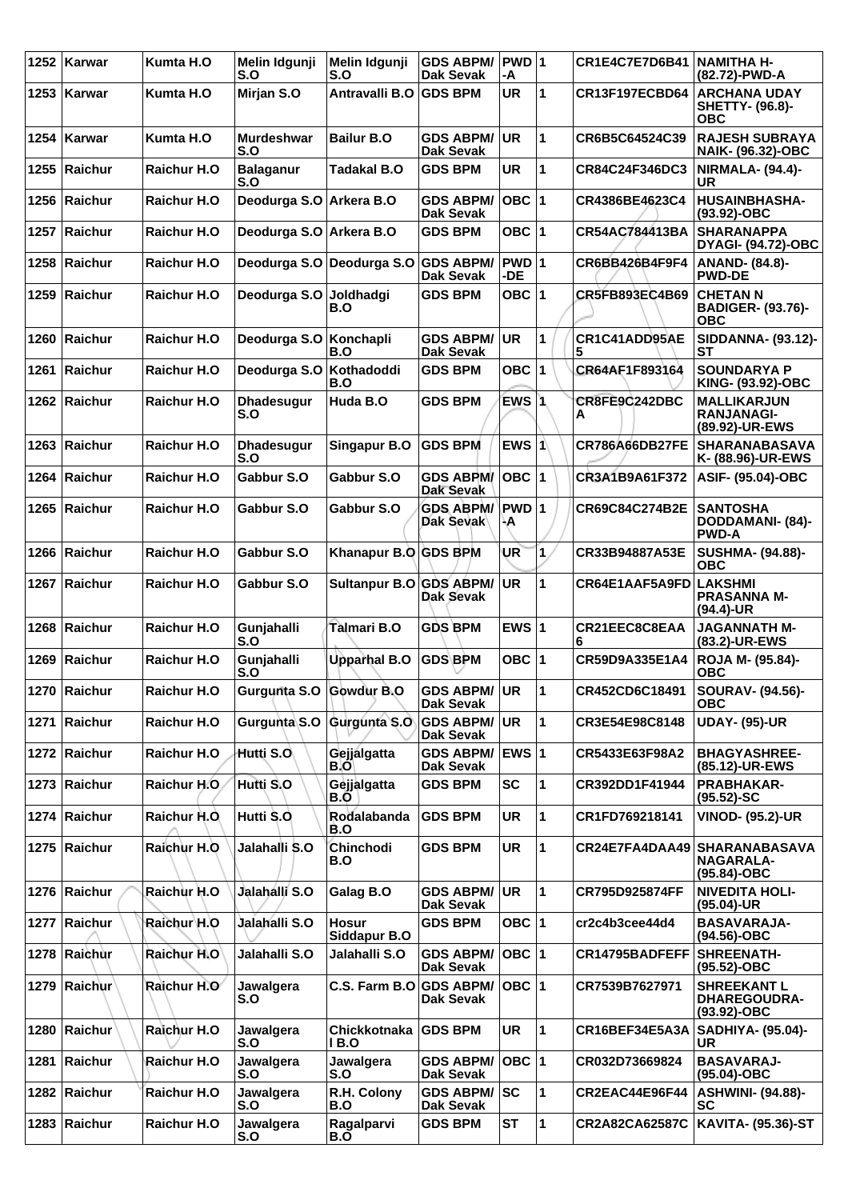| 1252 | Karwar | Kumta H.O | Melin Idgunji S.O | Melin Idgunji S.O | GDS ABPM/ Dak Sevak | PWD -A | 1 | CR1E4C7E7D6B41 | NAMITHA H- (82.72)-PWD-A |
|---|---|---|---|---|---|---|---|---|---|
| 1253 | Karwar | Kumta H.O | Mirjan S.O | Antravalli B.O | GDS BPM | UR | 1 | CR13F197ECBD64 | ARCHANA UDAY SHETTY- (96.8)- OBC |
| 1254 | Karwar | Kumta H.O | Murdeshwar S.O | Bailur B.O | GDS ABPM/ Dak Sevak | UR | 1 | CR6B5C64524C39 | RAJESH SUBRAYA NAIK- (96.32)-OBC |
| 1255 | Raichur | Raichur H.O | Balaganur S.O | Tadakal B.O | GDS BPM | UR | 1 | CR84C24F346DC3 | NIRMALA- (94.4)- UR |
| 1256 | Raichur | Raichur H.O | Deodurga S.O | Arkera B.O | GDS ABPM/ Dak Sevak | OBC | 1 | CR4386BE4623C4 | HUSAINBHASHA- (93.92)-OBC |
| 1257 | Raichur | Raichur H.O | Deodurga S.O | Arkera B.O | GDS BPM | OBC | 1 | CR54AC784413BA | SHARANAPPA DYAGI- (94.72)-OBC |
| 1258 | Raichur | Raichur H.O | Deodurga S.O | Deodurga S.O | GDS ABPM/ Dak Sevak | PWD -DE | 1 | CR6BB426B4F9F4 | ANAND- (84.8)- PWD-DE |
| 1259 | Raichur | Raichur H.O | Deodurga S.O | Joldhadgi B.O | GDS BPM | OBC | 1 | CR5FB893EC4B69 | CHETAN N BADIGER- (93.76)- OBC |
| 1260 | Raichur | Raichur H.O | Deodurga S.O | Konchapli B.O | GDS ABPM/ Dak Sevak | UR | 1 | CR1C41ADD95AE 5 | SIDDANNA- (93.12)- ST |
| 1261 | Raichur | Raichur H.O | Deodurga S.O | Kothadoddi B.O | GDS BPM | OBC | 1 | CR64AF1F893164 | SOUNDARYA P KING- (93.92)-OBC |
| 1262 | Raichur | Raichur H.O | Dhadesugur S.O | Huda B.O | GDS BPM | EWS | 1 | CR8FE9C242DBC A | MALLIKARJUN RANJANAGI- (89.92)-UR-EWS |
| 1263 | Raichur | Raichur H.O | Dhadesugur S.O | Singapur B.O | GDS BPM | EWS | 1 | CR786A66DB27FE | SHARANABASAVA K- (88.96)-UR-EWS |
| 1264 | Raichur | Raichur H.O | Gabbur S.O | Gabbur S.O | GDS ABPM/ Dak Sevak | OBC | 1 | CR3A1B9A61F372 | ASIF- (95.04)-OBC |
| 1265 | Raichur | Raichur H.O | Gabbur S.O | Gabbur S.O | GDS ABPM/ Dak Sevak | PWD -A | 1 | CR69C84C274B2E | SANTOSHA DODDAMANI- (84)- PWD-A |
| 1266 | Raichur | Raichur H.O | Gabbur S.O | Khanapur B.O | GDS BPM | UR | 1 | CR33B94887A53E | SUSHMA- (94.88)- OBC |
| 1267 | Raichur | Raichur H.O | Gabbur S.O | Sultanpur B.O | GDS ABPM/ Dak Sevak | UR | 1 | CR64E1AAF5A9FD | LAKSHMI PRASANNA M- (94.4)-UR |
| 1268 | Raichur | Raichur H.O | Gunjahalli S.O | Talmari B.O | GDS BPM | EWS | 1 | CR21EEC8C8EAA 6 | JAGANNATH M- (83.2)-UR-EWS |
| 1269 | Raichur | Raichur H.O | Gunjahalli S.O | Upparhal B.O | GDS BPM | OBC | 1 | CR59D9A335E1A4 | ROJA M- (95.84)- OBC |
| 1270 | Raichur | Raichur H.O | Gurgunta S.O | Gowdur B.O | GDS ABPM/ Dak Sevak | UR | 1 | CR452CD6C18491 | SOURAV- (94.56)- OBC |
| 1271 | Raichur | Raichur H.O | Gurgunta S.O | Gurgunta S.O | GDS ABPM/ Dak Sevak | UR | 1 | CR3E54E98C8148 | UDAY- (95)-UR |
| 1272 | Raichur | Raichur H.O | Hutti S.O | Gejjalgatta B.O | GDS ABPM/ Dak Sevak | EWS | 1 | CR5433E63F98A2 | BHAGYASHREE- (85.12)-UR-EWS |
| 1273 | Raichur | Raichur H.O | Hutti S.O | Gejjalgatta B.O | GDS BPM | SC | 1 | CR392DD1F41944 | PRABHAKAR- (95.52)-SC |
| 1274 | Raichur | Raichur H.O | Hutti S.O | Rodalabanda B.O | GDS BPM | UR | 1 | CR1FD769218141 | VINOD- (95.2)-UR |
| 1275 | Raichur | Raichur H.O | Jalahalli S.O | Chinchodi B.O | GDS BPM | UR | 1 | CR24E7FA4DAA49 | SHARANABASAVA NAGARALA- (95.84)-OBC |
| 1276 | Raichur | Raichur H.O | Jalahalli S.O | Galag B.O | GDS ABPM/ Dak Sevak | UR | 1 | CR795D925874FF | NIVEDITA HOLI- (95.04)-UR |
| 1277 | Raichur | Raichur H.O | Jalahalli S.O | Hosur Siddapur B.O | GDS BPM | OBC | 1 | cr2c4b3cee44d4 | BASAVARAJA- (94.56)-OBC |
| 1278 | Raichur | Raichur H.O | Jalahalli S.O | Jalahalli S.O | GDS ABPM/ Dak Sevak | OBC | 1 | CR14795BADFEFF | SHREENATH- (95.52)-OBC |
| 1279 | Raichur | Raichur H.O | Jawalgera S.O | C.S. Farm B.O | GDS ABPM/ Dak Sevak | OBC | 1 | CR7539B7627971 | SHREEKANT L DHAREGOUDRA- (93.92)-OBC |
| 1280 | Raichur | Raichur H.O | Jawalgera S.O | Chickkotnaka l B.O | GDS BPM | UR | 1 | CR16BEF34E5A3A | SADHIYA- (95.04)- UR |
| 1281 | Raichur | Raichur H.O | Jawalgera S.O | Jawalgera S.O | GDS ABPM/ Dak Sevak | OBC | 1 | CR032D73669824 | BASAVARAJ- (95.04)-OBC |
| 1282 | Raichur | Raichur H.O | Jawalgera S.O | R.H. Colony B.O | GDS ABPM/ Dak Sevak | SC | 1 | CR2EAC44E96F44 | ASHWINI- (94.88)- SC |
| 1283 | Raichur | Raichur H.O | Jawalgera S.O | Ragalparvi B.O | GDS BPM | ST | 1 | CR2A82CA62587C | KAVITA- (95.36)-ST |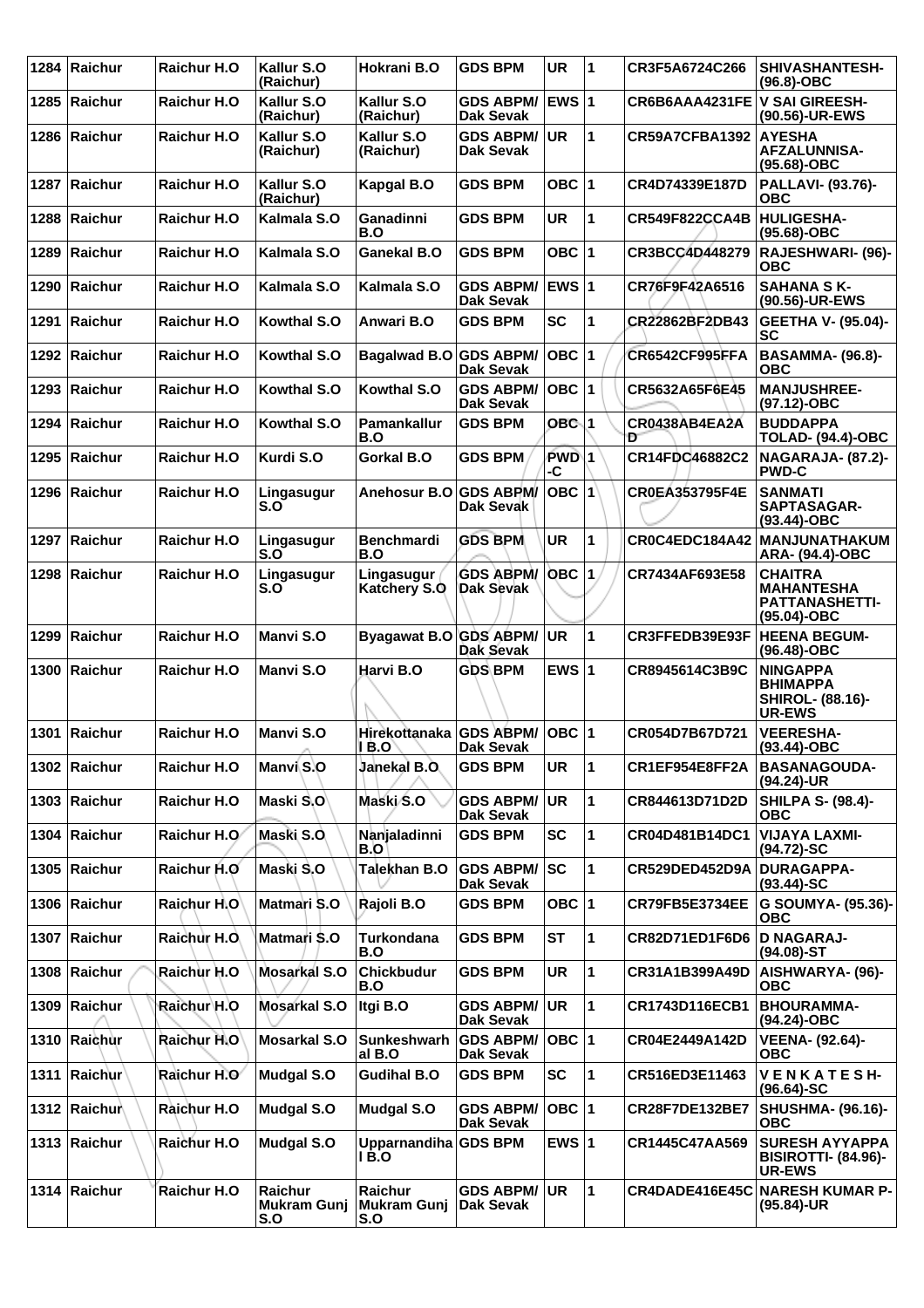| 1284 | Raichur | Raichur H.O | Kallur S.O (Raichur) | Hokrani B.O | GDS BPM | UR | 1 | CR3F5A6724C266 | SHIVASHANTESH- (96.8)-OBC |
|---|---|---|---|---|---|---|---|---|---|
| 1285 | Raichur | Raichur H.O | Kallur S.O (Raichur) | Kallur S.O (Raichur) | GDS ABPM/ Dak Sevak | EWS | 1 | CR6B6AAA4231FE | V SAI GIREESH- (90.56)-UR-EWS |
| 1286 | Raichur | Raichur H.O | Kallur S.O (Raichur) | Kallur S.O (Raichur) | GDS ABPM/ Dak Sevak | UR | 1 | CR59A7CFBA1392 | AYESHA AFZALUNNISA- (95.68)-OBC |
| 1287 | Raichur | Raichur H.O | Kallur S.O (Raichur) | Kapgal B.O | GDS BPM | OBC | 1 | CR4D74339E187D | PALLAVI- (93.76)- OBC |
| 1288 | Raichur | Raichur H.O | Kalmala S.O | Ganadinni B.O | GDS BPM | UR | 1 | CR549F822CCA4B | HULIGESHA- (95.68)-OBC |
| 1289 | Raichur | Raichur H.O | Kalmala S.O | Ganekal B.O | GDS BPM | OBC | 1 | CR3BCC4D448279 | RAJESHWARI- (96)- OBC |
| 1290 | Raichur | Raichur H.O | Kalmala S.O | Kalmala S.O | GDS ABPM/ Dak Sevak | EWS | 1 | CR76F9F42A6516 | SAHANA S K- (90.56)-UR-EWS |
| 1291 | Raichur | Raichur H.O | Kowthal S.O | Anwari B.O | GDS BPM | SC | 1 | CR22862BF2DB43 | GEETHA V- (95.04)- SC |
| 1292 | Raichur | Raichur H.O | Kowthal S.O | Bagalwad B.O | GDS ABPM/ Dak Sevak | OBC | 1 | CR6542CF995FFA | BASAMMA- (96.8)- OBC |
| 1293 | Raichur | Raichur H.O | Kowthal S.O | Kowthal S.O | GDS ABPM/ Dak Sevak | OBC | 1 | CR5632A65F6E45 | MANJUSHREE- (97.12)-OBC |
| 1294 | Raichur | Raichur H.O | Kowthal S.O | Pamankallur B.O | GDS BPM | OBC | 1 | CR0438AB4EA2AD | BUDDAPPA TOLAD- (94.4)-OBC |
| 1295 | Raichur | Raichur H.O | Kurdi S.O | Gorkal B.O | GDS BPM | PWD-C | 1 | CR14FDC46882C2 | NAGARAJA- (87.2)- PWD-C |
| 1296 | Raichur | Raichur H.O | Lingasugur S.O | Anehosur B.O | GDS ABPM/ Dak Sevak | OBC | 1 | CR0EA353795F4E | SANMATI SAPTASAGAR- (93.44)-OBC |
| 1297 | Raichur | Raichur H.O | Lingasugur S.O | Benchmardi B.O | GDS BPM | UR | 1 | CR0C4EDC184A42 | MANJUNATHAKUMARA- (94.4)-OBC |
| 1298 | Raichur | Raichur H.O | Lingasugur S.O | Lingasugur Katchery S.O | GDS ABPM/ Dak Sevak | OBC | 1 | CR7434AF693E58 | CHAITRA MAHANTESHA PATTANASHETTI- (95.04)-OBC |
| 1299 | Raichur | Raichur H.O | Manvi S.O | Byagawat B.O | GDS ABPM/ Dak Sevak | UR | 1 | CR3FFEDB39E93F | HEENA BEGUM- (96.48)-OBC |
| 1300 | Raichur | Raichur H.O | Manvi S.O | Harvi B.O | GDS BPM | EWS | 1 | CR8945614C3B9C | NINGAPPA BHIMAPPA SHIROL- (88.16)- UR-EWS |
| 1301 | Raichur | Raichur H.O | Manvi S.O | Hirekottanakal B.O | GDS ABPM/ Dak Sevak | OBC | 1 | CR054D7B67D721 | VEERESHA- (93.44)-OBC |
| 1302 | Raichur | Raichur H.O | Manvi S.O | Janekal B.O | GDS BPM | UR | 1 | CR1EF954E8FF2A | BASANAGOUDA- (94.24)-UR |
| 1303 | Raichur | Raichur H.O | Maski S.O | Maski S.O | GDS ABPM/ Dak Sevak | UR | 1 | CR844613D71D2D | SHILPA S- (98.4)- OBC |
| 1304 | Raichur | Raichur H.O | Maski S.O | Nanjaladinni B.O | GDS BPM | SC | 1 | CR04D481B14DC1 | VIJAYA LAXMI- (94.72)-SC |
| 1305 | Raichur | Raichur H.O | Maski S.O | Talekhan B.O | GDS ABPM/ Dak Sevak | SC | 1 | CR529DED452D9A | DURAGAPPA- (93.44)-SC |
| 1306 | Raichur | Raichur H.O | Matmari S.O | Rajoli B.O | GDS BPM | OBC | 1 | CR79FB5E3734EE | G SOUMYA- (95.36)- OBC |
| 1307 | Raichur | Raichur H.O | Matmari S.O | Turkondana B.O | GDS BPM | ST | 1 | CR82D71ED1F6D6 | D NAGARAJ- (94.08)-ST |
| 1308 | Raichur | Raichur H.O | Mosarkal S.O | Chickbudur B.O | GDS BPM | UR | 1 | CR31A1B399A49D | AISHWARYA- (96)- OBC |
| 1309 | Raichur | Raichur H.O | Mosarkal S.O | Itgi B.O | GDS ABPM/ Dak Sevak | UR | 1 | CR1743D116ECB1 | BHOURAMMA- (94.24)-OBC |
| 1310 | Raichur | Raichur H.O | Mosarkal S.O | Sunkeshwarhal B.O | GDS ABPM/ Dak Sevak | OBC | 1 | CR04E2449A142D | VEENA- (92.64)- OBC |
| 1311 | Raichur | Raichur H.O | Mudgal S.O | Gudihal B.O | GDS BPM | SC | 1 | CR516ED3E11463 | V E N K A T E S H- (96.64)-SC |
| 1312 | Raichur | Raichur H.O | Mudgal S.O | Mudgal S.O | GDS ABPM/ Dak Sevak | OBC | 1 | CR28F7DE132BE7 | SHUSHMA- (96.16)- OBC |
| 1313 | Raichur | Raichur H.O | Mudgal S.O | Upparnandihal B.O | GDS BPM | EWS | 1 | CR1445C47AA569 | SURESH AYYAPPA BISIROTTI- (84.96)- UR-EWS |
| 1314 | Raichur | Raichur H.O | Raichur Mukram Gunj S.O | Raichur Mukram Gunj S.O | GDS ABPM/ Dak Sevak | UR | 1 | CR4DADE416E45C | NARESH KUMAR P- (95.84)-UR |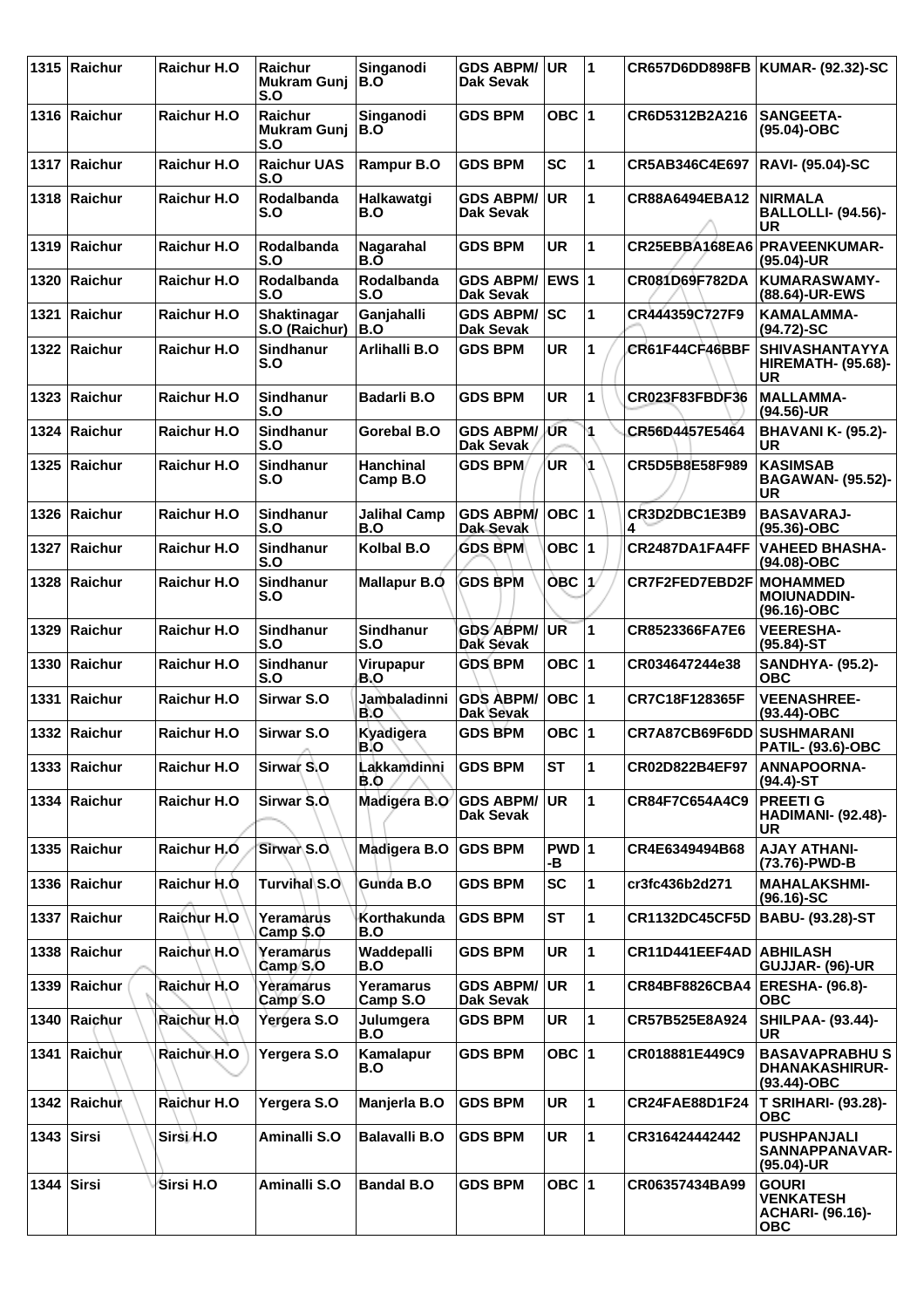| 1315 | Raichur | Raichur H.O | Raichur Mukram Gunj S.O | Singanodi B.O | GDS ABPM/ Dak Sevak | UR | 1 | CR657D6DD898FB | KUMAR- (92.32)-SC |
|---|---|---|---|---|---|---|---|---|---|
| 1316 | Raichur | Raichur H.O | Raichur Mukram Gunj S.O | Singanodi B.O | GDS BPM | OBC | 1 | CR6D5312B2A216 | SANGEETA- (95.04)-OBC |
| 1317 | Raichur | Raichur H.O | Raichur UAS S.O | Rampur B.O | GDS BPM | SC | 1 | CR5AB346C4E697 | RAVI- (95.04)-SC |
| 1318 | Raichur | Raichur H.O | Rodalbanda S.O | Halkawatgi B.O | GDS ABPM/ Dak Sevak | UR | 1 | CR88A6494EBA12 | NIRMALA BALLOLLI- (94.56)-UR |
| 1319 | Raichur | Raichur H.O | Rodalbanda S.O | Nagarahal B.O | GDS BPM | UR | 1 | CR25EBBA168EA6 | PRAVEENKUMAR- (95.04)-UR |
| 1320 | Raichur | Raichur H.O | Rodalbanda S.O | Rodalbanda S.O | GDS ABPM/ Dak Sevak | EWS | 1 | CR081D69F782DA | KUMARASWAMY- (88.64)-UR-EWS |
| 1321 | Raichur | Raichur H.O | Shaktinagar S.O (Raichur) | Ganjahalli B.O | GDS ABPM/ Dak Sevak | SC | 1 | CR444359C727F9 | KAMALAMMA- (94.72)-SC |
| 1322 | Raichur | Raichur H.O | Sindhanur S.O | Arlihalli B.O | GDS BPM | UR | 1 | CR61F44CF46BBF | SHIVASHANTAYYA HIREMATH- (95.68)-UR |
| 1323 | Raichur | Raichur H.O | Sindhanur S.O | Badarli B.O | GDS BPM | UR | 1 | CR023F83FBDF36 | MALLAMMA- (94.56)-UR |
| 1324 | Raichur | Raichur H.O | Sindhanur S.O | Gorebal B.O | GDS ABPM/ Dak Sevak | UR | 1 | CR56D4457E5464 | BHAVANI K- (95.2)-UR |
| 1325 | Raichur | Raichur H.O | Sindhanur S.O | Hanchinal Camp B.O | GDS BPM | UR | 1 | CR5D5B8E58F989 | KASIMSAB BAGAWAN- (95.52)-UR |
| 1326 | Raichur | Raichur H.O | Sindhanur S.O | Jalihal Camp B.O | GDS ABPM/ Dak Sevak | OBC | 1 | CR3D2DBC1E3B94 | BASAVARAJ- (95.36)-OBC |
| 1327 | Raichur | Raichur H.O | Sindhanur S.O | Kolbal B.O | GDS BPM | OBC | 1 | CR2487DA1FA4FF | VAHEED BHASHA- (94.08)-OBC |
| 1328 | Raichur | Raichur H.O | Sindhanur S.O | Mallapur B.O | GDS BPM | OBC | 1 | CR7F2FED7EBD2F | MOHAMMED MOIUNADDIN- (96.16)-OBC |
| 1329 | Raichur | Raichur H.O | Sindhanur S.O | Sindhanur S.O | GDS ABPM/ Dak Sevak | UR | 1 | CR8523366FA7E6 | VEERESHA- (95.84)-ST |
| 1330 | Raichur | Raichur H.O | Sindhanur S.O | Virupapur B.O | GDS BPM | OBC | 1 | CR034647244e38 | SANDHYA- (95.2)-OBC |
| 1331 | Raichur | Raichur H.O | Sirwar S.O | Jambaladinni B.O | GDS ABPM/ Dak Sevak | OBC | 1 | CR7C18F128365F | VEENASHREE- (93.44)-OBC |
| 1332 | Raichur | Raichur H.O | Sirwar S.O | Kyadigera B.O | GDS BPM | OBC | 1 | CR7A87CB69F6DD | SUSHMARANI PATIL- (93.6)-OBC |
| 1333 | Raichur | Raichur H.O | Sirwar S.O | Lakkamdinni B.O | GDS BPM | ST | 1 | CR02D822B4EF97 | ANNAPOORNA- (94.4)-ST |
| 1334 | Raichur | Raichur H.O | Sirwar S.O | Madigera B.O | GDS ABPM/ Dak Sevak | UR | 1 | CR84F7C654A4C9 | PREETI G HADIMANI- (92.48)-UR |
| 1335 | Raichur | Raichur H.O | Sirwar S.O | Madigera B.O | GDS BPM | PWD-B | 1 | CR4E6349494B68 | AJAY ATHANI- (73.76)-PWD-B |
| 1336 | Raichur | Raichur H.O | Turvihal S.O | Gunda B.O | GDS BPM | SC | 1 | cr3fc436b2d271 | MAHALAKSHMI- (96.16)-SC |
| 1337 | Raichur | Raichur H.O | Yeramarus Camp S.O | Korthakunda B.O | GDS BPM | ST | 1 | CR1132DC45CF5D | BABU- (93.28)-ST |
| 1338 | Raichur | Raichur H.O | Yeramarus Camp S.O | Waddepalli B.O | GDS BPM | UR | 1 | CR11D441EEF4AD | ABHILASH GUJJAR- (96)-UR |
| 1339 | Raichur | Raichur H.O | Yeramarus Camp S.O | Yeramarus Camp S.O | GDS ABPM/ Dak Sevak | UR | 1 | CR84BF8826CBA4 | ERESHA- (96.8)-OBC |
| 1340 | Raichur | Raichur H.O | Yergera S.O | Julumgera B.O | GDS BPM | UR | 1 | CR57B525E8A924 | SHILPAA- (93.44)-UR |
| 1341 | Raichur | Raichur H.O | Yergera S.O | Kamalapur B.O | GDS BPM | OBC | 1 | CR018881E449C9 | BASAVAPRABHU S DHANAKASHIRUR- (93.44)-OBC |
| 1342 | Raichur | Raichur H.O | Yergera S.O | Manjerla B.O | GDS BPM | UR | 1 | CR24FAE88D1F24 | T SRIHARI- (93.28)-OBC |
| 1343 | Sirsi | Sirsi H.O | Aminalli S.O | Balavalli B.O | GDS BPM | UR | 1 | CR316424442442 | PUSHPANJALI SANNAPPANAVAR- (95.04)-UR |
| 1344 | Sirsi | Sirsi H.O | Aminalli S.O | Bandal B.O | GDS BPM | OBC | 1 | CR06357434BA99 | GOURI VENKATESH ACHARI- (96.16)-OBC |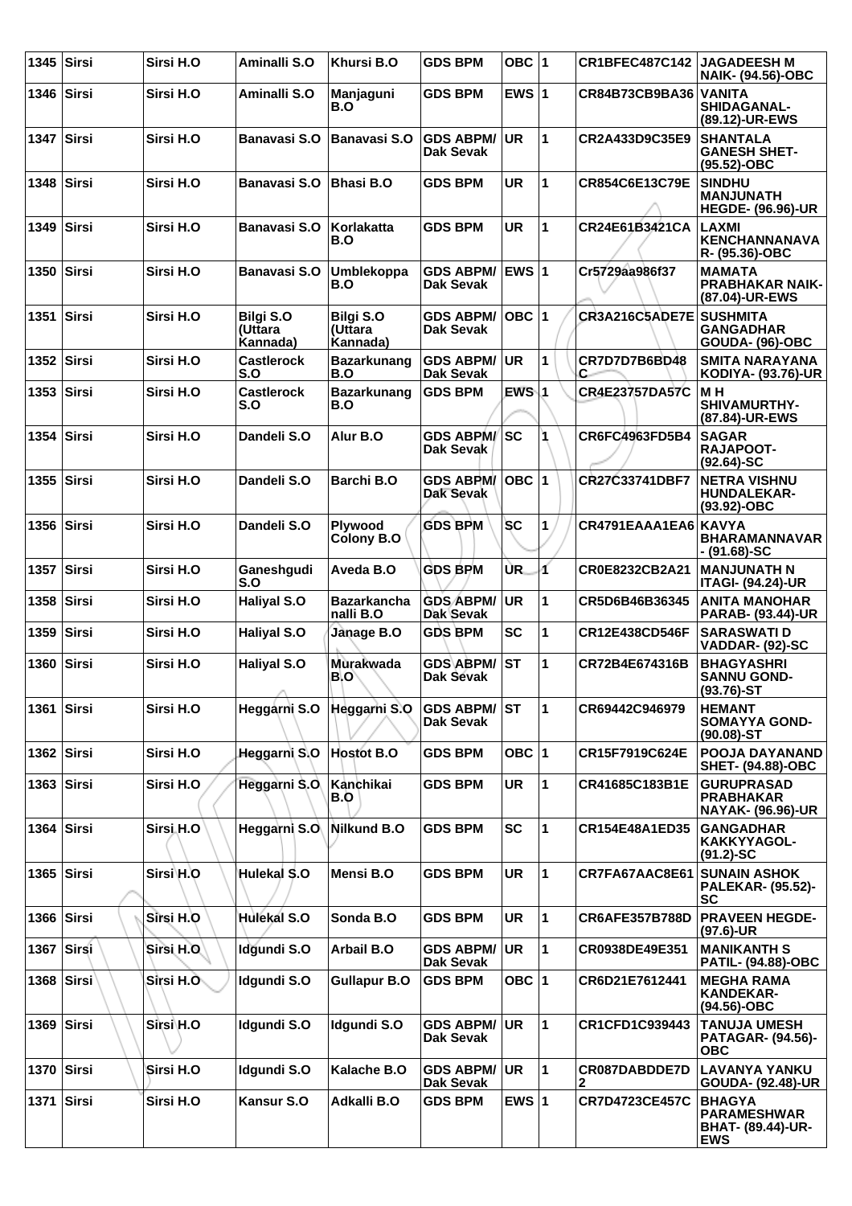| 1345 | Sirsi | Sirsi H.O | Aminalli S.O | Khursi B.O | GDS BPM | OBC | 1 | CR1BFEC487C142 | JAGADEESH M NAIK- (94.56)-OBC |
|---|---|---|---|---|---|---|---|---|---|
| 1346 | Sirsi | Sirsi H.O | Aminalli S.O | Manjaguni B.O | GDS BPM | EWS | 1 | CR84B73CB9BA36 | VANITA SHIDAGANAL- (89.12)-UR-EWS |
| 1347 | Sirsi | Sirsi H.O | Banavasi S.O | Banavasi S.O | GDS ABPM/ Dak Sevak | UR | 1 | CR2A433D9C35E9 | SHANTALA GANESH SHET- (95.52)-OBC |
| 1348 | Sirsi | Sirsi H.O | Banavasi S.O | Bhasi B.O | GDS BPM | UR | 1 | CR854C6E13C79E | SINDHU MANJUNATH HEGDE- (96.96)-UR |
| 1349 | Sirsi | Sirsi H.O | Banavasi S.O | Korlakatta B.O | GDS BPM | UR | 1 | CR24E61B3421CA | LAXMI KENCHANNANAVA R- (95.36)-OBC |
| 1350 | Sirsi | Sirsi H.O | Banavasi S.O | Umblekoppa B.O | GDS ABPM/ Dak Sevak | EWS | 1 | Cr5729aa986f37 | MAMATA PRABHAKAR NAIK- (87.04)-UR-EWS |
| 1351 | Sirsi | Sirsi H.O | Bilgi S.O (Uttara Kannada) | Bilgi S.O (Uttara Kannada) | GDS ABPM/ Dak Sevak | OBC | 1 | CR3A216C5ADE7E | SUSHMITA GANGADHAR GOUDA- (96)-OBC |
| 1352 | Sirsi | Sirsi H.O | Castlerock S.O | Bazarkunang B.O | GDS ABPM/ Dak Sevak | UR | 1 | CR7D7D7B6BD48C | SMITA NARAYANA KODIYA- (93.76)-UR |
| 1353 | Sirsi | Sirsi H.O | Castlerock S.O | Bazarkunang B.O | GDS BPM | EWS | 1 | CR4E23757DA57C | M H SHIVAMURTHY- (87.84)-UR-EWS |
| 1354 | Sirsi | Sirsi H.O | Dandeli S.O | Alur B.O | GDS ABPM/ Dak Sevak | SC | 1 | CR6FC4963FD5B4 | SAGAR RAJAPOOT- (92.64)-SC |
| 1355 | Sirsi | Sirsi H.O | Dandeli S.O | Barchi B.O | GDS ABPM/ Dak Sevak | OBC | 1 | CR27C33741DBF7 | NETRA VISHNU HUNDALEKAR- (93.92)-OBC |
| 1356 | Sirsi | Sirsi H.O | Dandeli S.O | Plywood Colony B.O | GDS BPM | SC | 1 | CR4791EAAA1EA6 | KAVYA BHARAMANNAVAR - (91.68)-SC |
| 1357 | Sirsi | Sirsi H.O | Ganeshgudi S.O | Aveda B.O | GDS BPM | UR | 1 | CR0E8232CB2A21 | MANJUNATH N ITAGI- (94.24)-UR |
| 1358 | Sirsi | Sirsi H.O | Haliyal S.O | Bazarkancha nalli B.O | GDS ABPM/ Dak Sevak | UR | 1 | CR5D6B46B36345 | ANITA MANOHAR PARAB- (93.44)-UR |
| 1359 | Sirsi | Sirsi H.O | Haliyal S.O | Janage B.O | GDS BPM | SC | 1 | CR12E438CD546F | SARASWATI D VADDAR- (92)-SC |
| 1360 | Sirsi | Sirsi H.O | Haliyal S.O | Murakwada B.O | GDS ABPM/ Dak Sevak | ST | 1 | CR72B4E674316B | BHAGYASHRI SANNU GOND- (93.76)-ST |
| 1361 | Sirsi | Sirsi H.O | Heggarni S.O | Heggarni S.O | GDS ABPM/ Dak Sevak | ST | 1 | CR69442C946979 | HEMANT SOMAYYA GOND- (90.08)-ST |
| 1362 | Sirsi | Sirsi H.O | Heggarni S.O | Hostot B.O | GDS BPM | OBC | 1 | CR15F7919C624E | POOJA DAYANAND SHET- (94.88)-OBC |
| 1363 | Sirsi | Sirsi H.O | Heggarni S.O | Kanchikai B.O | GDS BPM | UR | 1 | CR41685C183B1E | GURUPRASAD PRABHAKAR NAYAK- (96.96)-UR |
| 1364 | Sirsi | Sirsi H.O | Heggarni S.O | Nilkund B.O | GDS BPM | SC | 1 | CR154E48A1ED35 | GANGADHAR KAKKYYAGOL- (91.2)-SC |
| 1365 | Sirsi | Sirsi H.O | Hulekal S.O | Mensi B.O | GDS BPM | UR | 1 | CR7FA67AAC8E61 | SUNAIN ASHOK PALEKAR- (95.52)-SC |
| 1366 | Sirsi | Sirsi H.O | Hulekal S.O | Sonda B.O | GDS BPM | UR | 1 | CR6AFE357B788D | PRAVEEN HEGDE- (97.6)-UR |
| 1367 | Sirsi | Sirsi H.O | Idgundi S.O | Arbail B.O | GDS ABPM/ Dak Sevak | UR | 1 | CR0938DE49E351 | MANIKANTH S PATIL- (94.88)-OBC |
| 1368 | Sirsi | Sirsi H.O | Idgundi S.O | Gullapur B.O | GDS BPM | OBC | 1 | CR6D21E7612441 | MEGHA RAMA KANDEKAR- (94.56)-OBC |
| 1369 | Sirsi | Sirsi H.O | Idgundi S.O | Idgundi S.O | GDS ABPM/ Dak Sevak | UR | 1 | CR1CFD1C939443 | TANUJA UMESH PATAGAR- (94.56)-OBC |
| 1370 | Sirsi | Sirsi H.O | Idgundi S.O | Kalache B.O | GDS ABPM/ Dak Sevak | UR | 1 | CR087DABDDE7D2 | LAVANYA YANKU GOUDA- (92.48)-UR |
| 1371 | Sirsi | Sirsi H.O | Kansur S.O | Adkalli B.O | GDS BPM | EWS | 1 | CR7D4723CE457C | BHAGYA PARAMESHWAR BHAT- (89.44)-UR-EWS |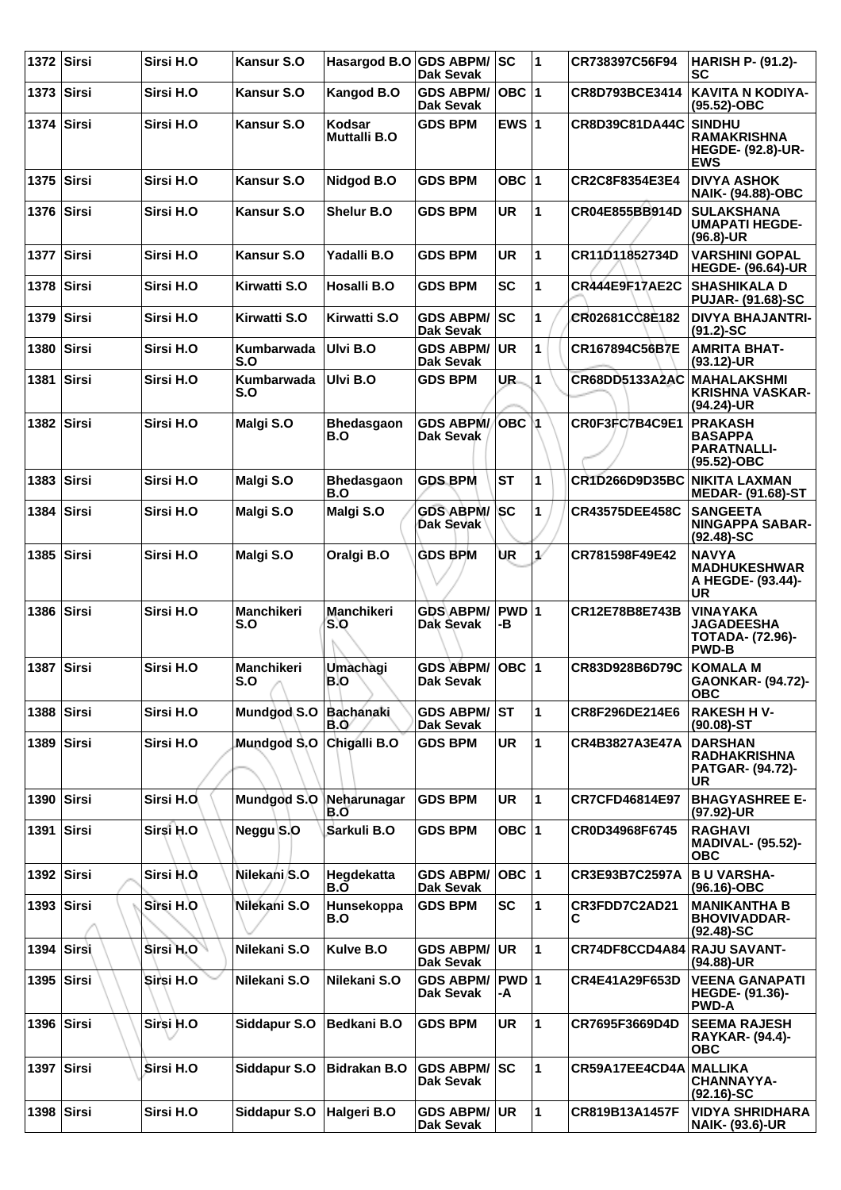| 1372 | Sirsi | Sirsi H.O | Kansur S.O | Hasargod B.O | GDS ABPM/ Dak Sevak | SC | 1 | CR738397C56F94 | HARISH P- (91.2)-SC |
|---|---|---|---|---|---|---|---|---|---|
| 1373 | Sirsi | Sirsi H.O | Kansur S.O | Kangod B.O | GDS ABPM/ Dak Sevak | OBC | 1 | CR8D793BCE3414 | KAVITA N KODIYA- (95.52)-OBC |
| 1374 | Sirsi | Sirsi H.O | Kansur S.O | Kodsar Muttalli B.O | GDS BPM | EWS | 1 | CR8D39C81DA44C | SINDHU RAMAKRISHNA HEGDE- (92.8)-UR-EWS |
| 1375 | Sirsi | Sirsi H.O | Kansur S.O | Nidgod B.O | GDS BPM | OBC | 1 | CR2C8F8354E3E4 | DIVYA ASHOK NAIK- (94.88)-OBC |
| 1376 | Sirsi | Sirsi H.O | Kansur S.O | Shelur B.O | GDS BPM | UR | 1 | CR04E855BB914D | SULAKSHANA UMAPATI HEGDE- (96.8)-UR |
| 1377 | Sirsi | Sirsi H.O | Kansur S.O | Yadalli B.O | GDS BPM | UR | 1 | CR11D11852734D | VARSHINI GOPAL HEGDE- (96.64)-UR |
| 1378 | Sirsi | Sirsi H.O | Kirwatti S.O | Hosalli B.O | GDS BPM | SC | 1 | CR444E9F17AE2C | SHASHIKALA D PUJAR- (91.68)-SC |
| 1379 | Sirsi | Sirsi H.O | Kirwatti S.O | Kirwatti S.O | GDS ABPM/ Dak Sevak | SC | 1 | CR02681CC8E182 | DIVYA BHAJANTRI- (91.2)-SC |
| 1380 | Sirsi | Sirsi H.O | Kumbarwada S.O | Ulvi B.O | GDS ABPM/ Dak Sevak | UR | 1 | CR167894C56B7E | AMRITA BHAT- (93.12)-UR |
| 1381 | Sirsi | Sirsi H.O | Kumbarwada S.O | Ulvi B.O | GDS BPM | UR | 1 | CR68DD5133A2AC | MAHALAKSHMI KRISHNA VASKAR- (94.24)-UR |
| 1382 | Sirsi | Sirsi H.O | Malgi S.O | Bhedasgaon B.O | GDS ABPM/ Dak Sevak | OBC | 1 | CR0F3FC7B4C9E1 | PRAKASH BASAPPA PARATNALLI- (95.52)-OBC |
| 1383 | Sirsi | Sirsi H.O | Malgi S.O | Bhedasgaon B.O | GDS BPM | ST | 1 | CR1D266D9D35BC | NIKITA LAXMAN MEDAR- (91.68)-ST |
| 1384 | Sirsi | Sirsi H.O | Malgi S.O | Malgi S.O | GDS ABPM/ Dak Sevak | SC | 1 | CR43575DEE458C | SANGEETA NINGAPPA SABAR- (92.48)-SC |
| 1385 | Sirsi | Sirsi H.O | Malgi S.O | Oralgi B.O | GDS BPM | UR | 1 | CR781598F49E42 | NAVYA MADHUKESHWAR A HEGDE- (93.44)-UR |
| 1386 | Sirsi | Sirsi H.O | Manchikeri S.O | Manchikeri S.O | GDS ABPM/ Dak Sevak | PWD-B | 1 | CR12E78B8E743B | VINAYAKA JAGADEESHA TOTADA- (72.96)-PWD-B |
| 1387 | Sirsi | Sirsi H.O | Manchikeri S.O | Umachagi B.O | GDS ABPM/ Dak Sevak | OBC | 1 | CR83D928B6D79C | KOMALA M GAONKAR- (94.72)-OBC |
| 1388 | Sirsi | Sirsi H.O | Mundgod S.O | Bachanaki B.O | GDS ABPM/ Dak Sevak | ST | 1 | CR8F296DE214E6 | RAKESH H V- (90.08)-ST |
| 1389 | Sirsi | Sirsi H.O | Mundgod S.O | Chigalli B.O | GDS BPM | UR | 1 | CR4B3827A3E47A | DARSHAN RADHAKRISHNA PATGAR- (94.72)-UR |
| 1390 | Sirsi | Sirsi H.O | Mundgod S.O | Neharunagar B.O | GDS BPM | UR | 1 | CR7CFD46814E97 | BHAGYASHREE E- (97.92)-UR |
| 1391 | Sirsi | Sirsi H.O | Neggu S.O | Sarkuli B.O | GDS BPM | OBC | 1 | CR0D34968F6745 | RAGHAVI MADIVAL- (95.52)-OBC |
| 1392 | Sirsi | Sirsi H.O | Nilekani S.O | Hegdekatta B.O | GDS ABPM/ Dak Sevak | OBC | 1 | CR3E93B7C2597A | B U VARSHA- (96.16)-OBC |
| 1393 | Sirsi | Sirsi H.O | Nilekani S.O | Hunsekoppa B.O | GDS BPM | SC | 1 | CR3FDD7C2AD21C | MANIKANTHA B BHOVIVADDAR- (92.48)-SC |
| 1394 | Sirsi | Sirsi H.O | Nilekani S.O | Kulve B.O | GDS ABPM/ Dak Sevak | UR | 1 | CR74DF8CCD4A84 | RAJU SAVANT- (94.88)-UR |
| 1395 | Sirsi | Sirsi H.O | Nilekani S.O | Nilekani S.O | GDS ABPM/ Dak Sevak | PWD-A | 1 | CR4E41A29F653D | VEENA GANAPATI HEGDE- (91.36)-PWD-A |
| 1396 | Sirsi | Sirsi H.O | Siddapur S.O | Bedkani B.O | GDS BPM | UR | 1 | CR7695F3669D4D | SEEMA RAJESH RAYKAR- (94.4)-OBC |
| 1397 | Sirsi | Sirsi H.O | Siddapur S.O | Bidrakan B.O | GDS ABPM/ Dak Sevak | SC | 1 | CR59A17EE4CD4A | MALLIKA CHANNAYYA- (92.16)-SC |
| 1398 | Sirsi | Sirsi H.O | Siddapur S.O | Halgeri B.O | GDS ABPM/ Dak Sevak | UR | 1 | CR819B13A1457F | VIDYA SHRIDHARA NAIK- (93.6)-UR |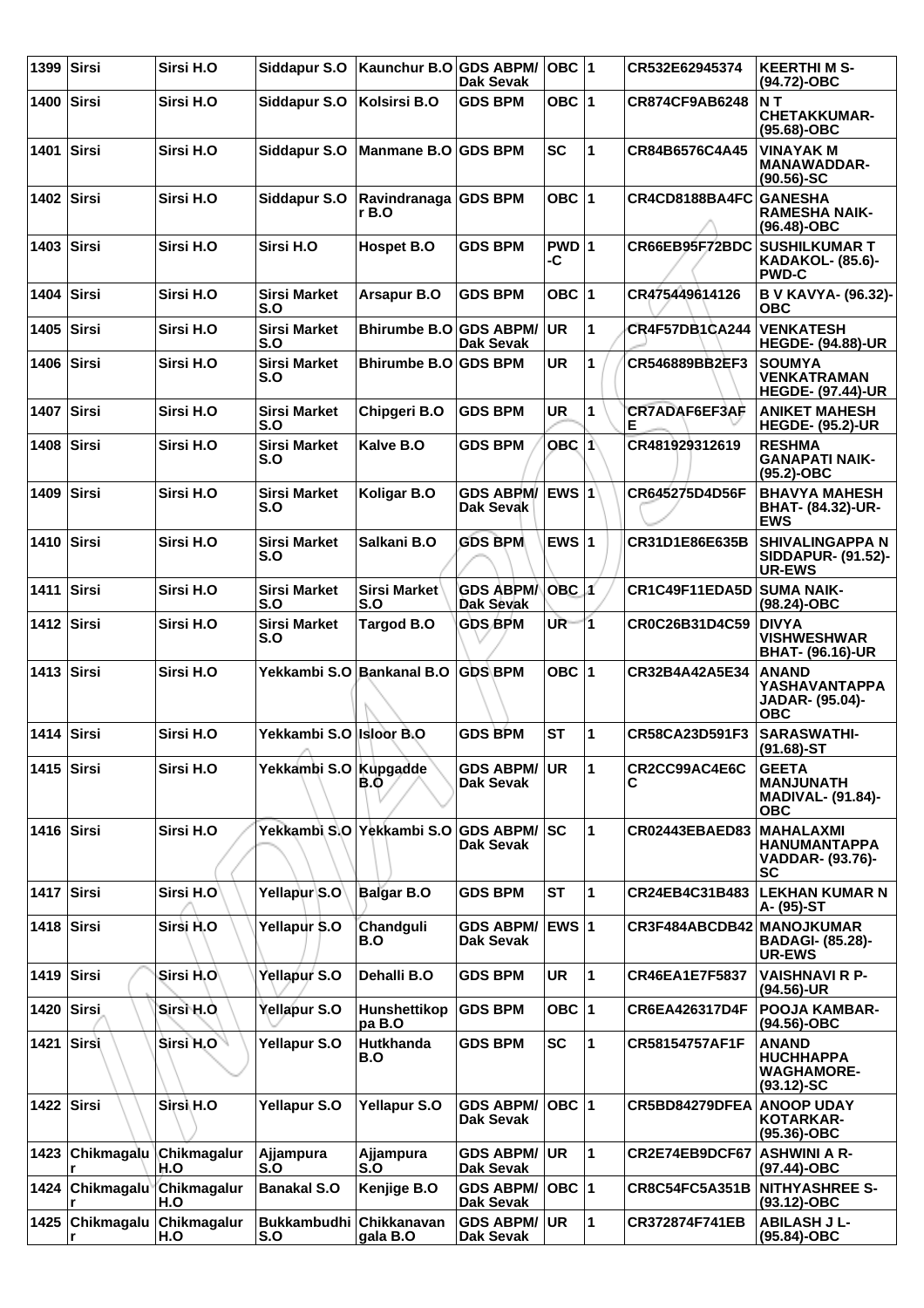| 1399 | Sirsi | Sirsi H.O | Siddapur S.O | Kaunchur B.O | GDS ABPM/ Dak Sevak | OBC | 1 | CR532E62945374 | KEERTHI M S- (94.72)-OBC |
|---|---|---|---|---|---|---|---|---|---|
| 1400 | Sirsi | Sirsi H.O | Siddapur S.O | Kolsirsi B.O | GDS BPM | OBC | 1 | CR874CF9AB6248 | N T CHETAKKUMAR- (95.68)-OBC |
| 1401 | Sirsi | Sirsi H.O | Siddapur S.O | Manmane B.O | GDS BPM | SC | 1 | CR84B6576C4A45 | VINAYAK M MANAWADDAR- (90.56)-SC |
| 1402 | Sirsi | Sirsi H.O | Siddapur S.O | Ravindranagar B.O | GDS BPM | OBC | 1 | CR4CD8188BA4FC | GANESHA RAMESHA NAIK- (96.48)-OBC |
| 1403 | Sirsi | Sirsi H.O | Sirsi H.O | Hospet B.O | GDS BPM | PWD-C | 1 | CR66EB95F72BDC | SUSHILKUMAR T KADAKOL- (85.6)-PWD-C |
| 1404 | Sirsi | Sirsi H.O | Sirsi Market S.O | Arsapur B.O | GDS BPM | OBC | 1 | CR475449614126 | B V KAVYA- (96.32)-OBC |
| 1405 | Sirsi | Sirsi H.O | Sirsi Market S.O | Bhirumbe B.O | GDS ABPM/ Dak Sevak | UR | 1 | CR4F57DB1CA244 | VENKATESH HEGDE- (94.88)-UR |
| 1406 | Sirsi | Sirsi H.O | Sirsi Market S.O | Bhirumbe B.O | GDS BPM | UR | 1 | CR546889BB2EF3 | SOUMYA VENKATRAMAN HEGDE- (97.44)-UR |
| 1407 | Sirsi | Sirsi H.O | Sirsi Market S.O | Chipgeri B.O | GDS BPM | UR | 1 | CR7ADAF6EF3AFE | ANIKET MAHESH HEGDE- (95.2)-UR |
| 1408 | Sirsi | Sirsi H.O | Sirsi Market S.O | Kalve B.O | GDS BPM | OBC | 1 | CR481929312619 | RESHMA GANAPATI NAIK- (95.2)-OBC |
| 1409 | Sirsi | Sirsi H.O | Sirsi Market S.O | Koligar B.O | GDS ABPM/ Dak Sevak | EWS | 1 | CR645275D4D56F | BHAVYA MAHESH BHAT- (84.32)-UR-EWS |
| 1410 | Sirsi | Sirsi H.O | Sirsi Market S.O | Salkani B.O | GDS BPM | EWS | 1 | CR31D1E86E635B | SHIVALINGAPPA N SIDDAPUR- (91.52)-UR-EWS |
| 1411 | Sirsi | Sirsi H.O | Sirsi Market S.O | Sirsi Market S.O | GDS ABPM/ Dak Sevak | OBC | 1 | CR1C49F11EDA5D | SUMA NAIK- (98.24)-OBC |
| 1412 | Sirsi | Sirsi H.O | Sirsi Market S.O | Targod B.O | GDS BPM | UR | 1 | CR0C26B31D4C59 | DIVYA VISHWESHWAR BHAT- (96.16)-UR |
| 1413 | Sirsi | Sirsi H.O | Yekkambi S.O | Bankanal B.O | GDS BPM | OBC | 1 | CR32B4A42A5E34 | ANAND YASHAVANTAPPA JADAR- (95.04)-OBC |
| 1414 | Sirsi | Sirsi H.O | Yekkambi S.O | Isloor B.O | GDS BPM | ST | 1 | CR58CA23D591F3 | SARASWATHI- (91.68)-ST |
| 1415 | Sirsi | Sirsi H.O | Yekkambi S.O | Kupgadde B.O | GDS ABPM/ Dak Sevak | UR | 1 | CR2CC99AC4E6CC | GEETA MANJUNATH MADIVAL- (91.84)-OBC |
| 1416 | Sirsi | Sirsi H.O | Yekkambi S.O | Yekkambi S.O | GDS ABPM/ Dak Sevak | SC | 1 | CR02443EBAED83 | MAHALAXMI HANUMANTAPPA VADDAR- (93.76)-SC |
| 1417 | Sirsi | Sirsi H.O | Yellapur S.O | Balgar B.O | GDS BPM | ST | 1 | CR24EB4C31B483 | LEKHAN KUMAR N A- (95)-ST |
| 1418 | Sirsi | Sirsi H.O | Yellapur S.O | Chandguli B.O | GDS ABPM/ Dak Sevak | EWS | 1 | CR3F484ABCDB42 | MANOJKUMAR BADAGI- (85.28)-UR-EWS |
| 1419 | Sirsi | Sirsi H.O | Yellapur S.O | Dehalli B.O | GDS BPM | UR | 1 | CR46EA1E7F5837 | VAISHNAVI R P- (94.56)-UR |
| 1420 | Sirsi | Sirsi H.O | Yellapur S.O | Hunshettikoppa B.O | GDS BPM | OBC | 1 | CR6EA426317D4F | POOJA KAMBAR- (94.56)-OBC |
| 1421 | Sirsi | Sirsi H.O | Yellapur S.O | Hutkhanda B.O | GDS BPM | SC | 1 | CR58154757AF1F | ANAND HUCHHAPPA WAGHAMORE- (93.12)-SC |
| 1422 | Sirsi | Sirsi H.O | Yellapur S.O | Yellapur S.O | GDS ABPM/ Dak Sevak | OBC | 1 | CR5BD84279DFEA | ANOOP UDAY KOTARKAR- (95.36)-OBC |
| 1423 | Chikmagalur | Chikmagalur H.O | Ajjampura S.O | Ajjampura S.O | GDS ABPM/ Dak Sevak | UR | 1 | CR2E74EB9DCF67 | ASHWINI A R- (97.44)-OBC |
| 1424 | Chikmagalur | Chikmagalur H.O | Banakal S.O | Kenjige B.O | GDS ABPM/ Dak Sevak | OBC | 1 | CR8C54FC5A351B | NITHYASHREE S- (93.12)-OBC |
| 1425 | Chikmagalur | Chikmagalur H.O | Bukkambudhi S.O | Chikkanavangala B.O | GDS ABPM/ Dak Sevak | UR | 1 | CR372874F741EB | ABILASH J L- (95.84)-OBC |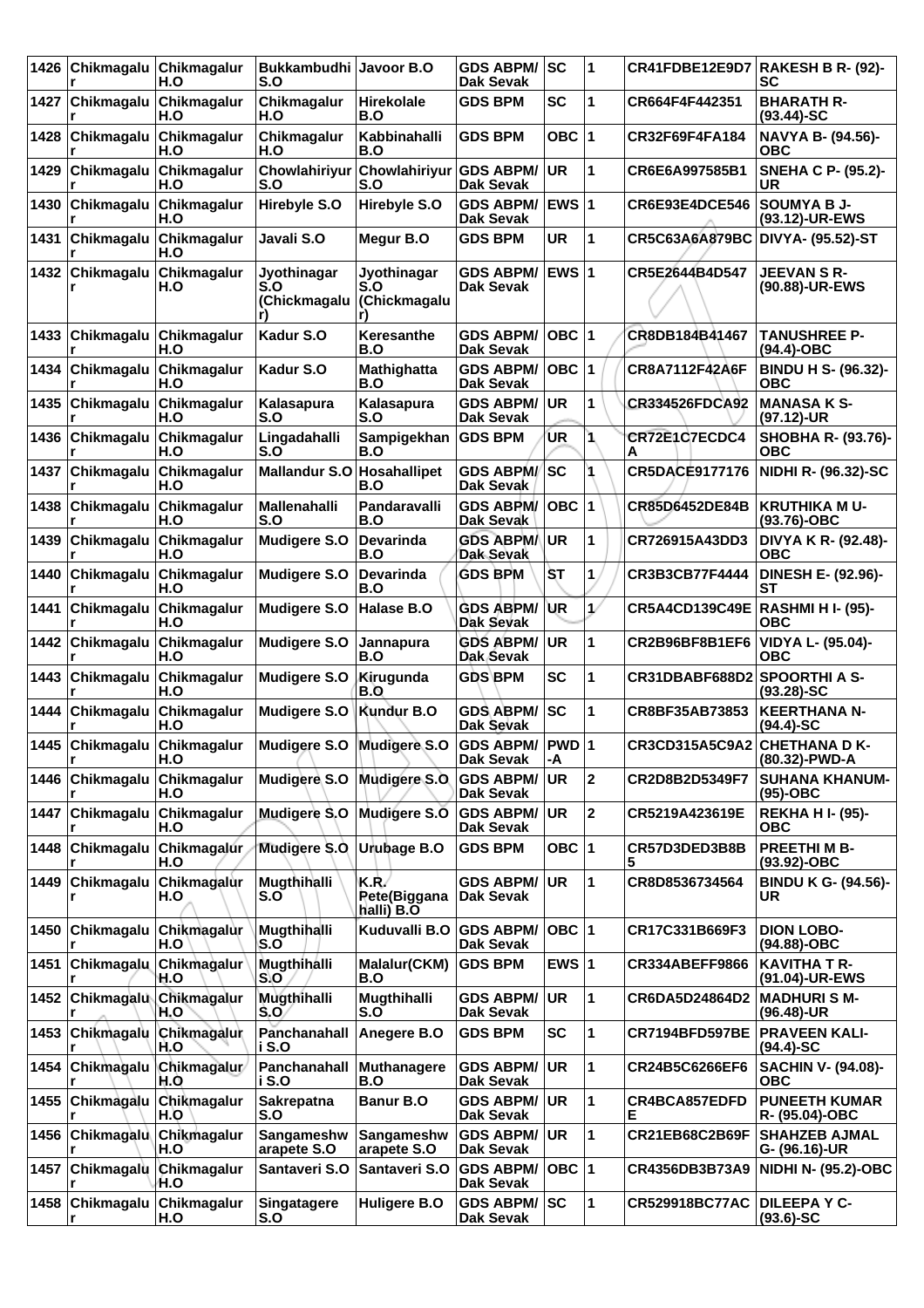| 1426 | Chikmagalur | Chikmagalur H.O | Bukkambudhi S.O | Javoor B.O | GDS ABPM/ Dak Sevak | SC | 1 | CR41FDBE12E9D7 | RAKESH B R- (92)-SC |
|---|---|---|---|---|---|---|---|---|---|
| 1427 | Chikmagalur | Chikmagalur H.O | Chikmagalur H.O | Hirekolale B.O | GDS BPM | SC | 1 | CR664F4F442351 | BHARATH R- (93.44)-SC |
| 1428 | Chikmagalur | Chikmagalur H.O | Chikmagalur H.O | Kabbinahalli B.O | GDS BPM | OBC | 1 | CR32F69F4FA184 | NAVYA B- (94.56)-OBC |
| 1429 | Chikmagalur | Chikmagalur H.O | Chowlahiriyur S.O | Chowlahiriyur S.O | GDS ABPM/ Dak Sevak | UR | 1 | CR6E6A997585B1 | SNEHA C P- (95.2)-UR |
| 1430 | Chikmagalur | Chikmagalur H.O | Hirebyle S.O | Hirebyle S.O | GDS ABPM/ Dak Sevak | EWS | 1 | CR6E93E4DCE546 | SOUMYA B J- (93.12)-UR-EWS |
| 1431 | Chikmagalur | Chikmagalur H.O | Javali S.O | Megur B.O | GDS BPM | UR | 1 | CR5C63A6A879BC | DIVYA- (95.52)-ST |
| 1432 | Chikmagalur | Chikmagalur H.O | Jyothinagar S.O (Chickmagalur) | Jyothinagar S.O (Chickmagalur) | GDS ABPM/ Dak Sevak | EWS | 1 | CR5E2644B4D547 | JEEVAN S R- (90.88)-UR-EWS |
| 1433 | Chikmagalur | Chikmagalur H.O | Kadur S.O | Keresanthe B.O | GDS ABPM/ Dak Sevak | OBC | 1 | CR8DB184B41467 | TANUSHREE P- (94.4)-OBC |
| 1434 | Chikmagalur | Chikmagalur H.O | Kadur S.O | Mathighatta B.O | GDS ABPM/ Dak Sevak | OBC | 1 | CR8A7112F42A6F | BINDU H S- (96.32)-OBC |
| 1435 | Chikmagalur | Chikmagalur H.O | Kalasapura S.O | Kalasapura S.O | GDS ABPM/ Dak Sevak | UR | 1 | CR334526FDCA92 | MANASA K S- (97.12)-UR |
| 1436 | Chikmagalur | Chikmagalur H.O | Lingadahalli S.O | Sampigekhan B.O | GDS BPM | UR | 1 | CR72E1C7ECDC4A | SHOBHA R- (93.76)-OBC |
| 1437 | Chikmagalur | Chikmagalur H.O | Mallandur S.O | Hosahallipet B.O | GDS ABPM/ Dak Sevak | SC | 1 | CR5DACE9177176 | NIDHI R- (96.32)-SC |
| 1438 | Chikmagalur | Chikmagalur H.O | Mallenahalli S.O | Pandaravalli B.O | GDS ABPM/ Dak Sevak | OBC | 1 | CR85D6452DE84B | KRUTHIKA M U- (93.76)-OBC |
| 1439 | Chikmagalur | Chikmagalur H.O | Mudigere S.O | Devarinda B.O | GDS ABPM/ Dak Sevak | UR | 1 | CR726915A43DD3 | DIVYA K R- (92.48)-OBC |
| 1440 | Chikmagalur | Chikmagalur H.O | Mudigere S.O | Devarinda B.O | GDS BPM | ST | 1 | CR3B3CB77F4444 | DINESH E- (92.96)-ST |
| 1441 | Chikmagalur | Chikmagalur H.O | Mudigere S.O | Halase B.O | GDS ABPM/ Dak Sevak | UR | 1 | CR5A4CD139C49E | RASHMI H I- (95)-OBC |
| 1442 | Chikmagalur | Chikmagalur H.O | Mudigere S.O | Jannapura B.O | GDS ABPM/ Dak Sevak | UR | 1 | CR2B96BF8B1EF6 | VIDYA L- (95.04)-OBC |
| 1443 | Chikmagalur | Chikmagalur H.O | Mudigere S.O | Kirugunda B.O | GDS BPM | SC | 1 | CR31DBABF688D2 | SPOORTHI A S- (93.28)-SC |
| 1444 | Chikmagalur | Chikmagalur H.O | Mudigere S.O | Kundur B.O | GDS ABPM/ Dak Sevak | SC | 1 | CR8BF35AB73853 | KEERTHANA N- (94.4)-SC |
| 1445 | Chikmagalur | Chikmagalur H.O | Mudigere S.O | Mudigere S.O | GDS ABPM/ Dak Sevak | PWD-A | 1 | CR3CD315A5C9A2 | CHETHANA D K- (80.32)-PWD-A |
| 1446 | Chikmagalur | Chikmagalur H.O | Mudigere S.O | Mudigere S.O | GDS ABPM/ Dak Sevak | UR | 2 | CR2D8B2D5349F7 | SUHANA KHANUM- (95)-OBC |
| 1447 | Chikmagalur | Chikmagalur H.O | Mudigere S.O | Mudigere S.O | GDS ABPM/ Dak Sevak | UR | 2 | CR5219A423619E | REKHA H I- (95)-OBC |
| 1448 | Chikmagalur | Chikmagalur H.O | Mudigere S.O | Urubage B.O | GDS BPM | OBC | 1 | CR57D3DED3B8B5 | PREETHI M B- (93.92)-OBC |
| 1449 | Chikmagalur | Chikmagalur H.O | Mugthihalli S.O | K.R. Pete(Biggana halli) B.O | GDS ABPM/ Dak Sevak | UR | 1 | CR8D8536734564 | BINDU K G- (94.56)-UR |
| 1450 | Chikmagalur | Chikmagalur H.O | Mugthihalli S.O | Kuduvalli B.O | GDS ABPM/ Dak Sevak | OBC | 1 | CR17C331B669F3 | DION LOBO- (94.88)-OBC |
| 1451 | Chikmagalur | Chikmagalur H.O | Mugthihalli S.O | Malalur(CKM) B.O | GDS BPM | EWS | 1 | CR334ABEFF9866 | KAVITHA T R- (91.04)-UR-EWS |
| 1452 | Chikmagalur | Chikmagalur H.O | Mugthihalli S.O | Mugthihalli S.O | GDS ABPM/ Dak Sevak | UR | 1 | CR6DA5D24864D2 | MADHURI S M- (96.48)-UR |
| 1453 | Chikmagalur | Chikmagalur H.O | Panchanahalli S.O | Anegere B.O | GDS BPM | SC | 1 | CR7194BFD597BE | PRAVEEN KALI- (94.4)-SC |
| 1454 | Chikmagalur | Chikmagalur H.O | Panchanahalli S.O | Muthanagere B.O | GDS ABPM/ Dak Sevak | UR | 1 | CR24B5C6266EF6 | SACHIN V- (94.08)-OBC |
| 1455 | Chikmagalur | Chikmagalur H.O | Sakrepatna S.O | Banur B.O | GDS ABPM/ Dak Sevak | UR | 1 | CR4BCA857EDFDE | PUNEETH KUMAR R- (95.04)-OBC |
| 1456 | Chikmagalur | Chikmagalur H.O | Sangameshwarapete S.O | Sangameshwarapete S.O | GDS ABPM/ Dak Sevak | UR | 1 | CR21EB68C2B69F | SHAHZEB AJMAL G- (96.16)-UR |
| 1457 | Chikmagalur | Chikmagalur H.O | Santaveri S.O | Santaveri S.O | GDS ABPM/ Dak Sevak | OBC | 1 | CR4356DB3B73A9 | NIDHI N- (95.2)-OBC |
| 1458 | Chikmagalur | Chikmagalur H.O | Singatagere S.O | Huligere B.O | GDS ABPM/ Dak Sevak | SC | 1 | CR529918BC77AC | DILEEPA Y C- (93.6)-SC |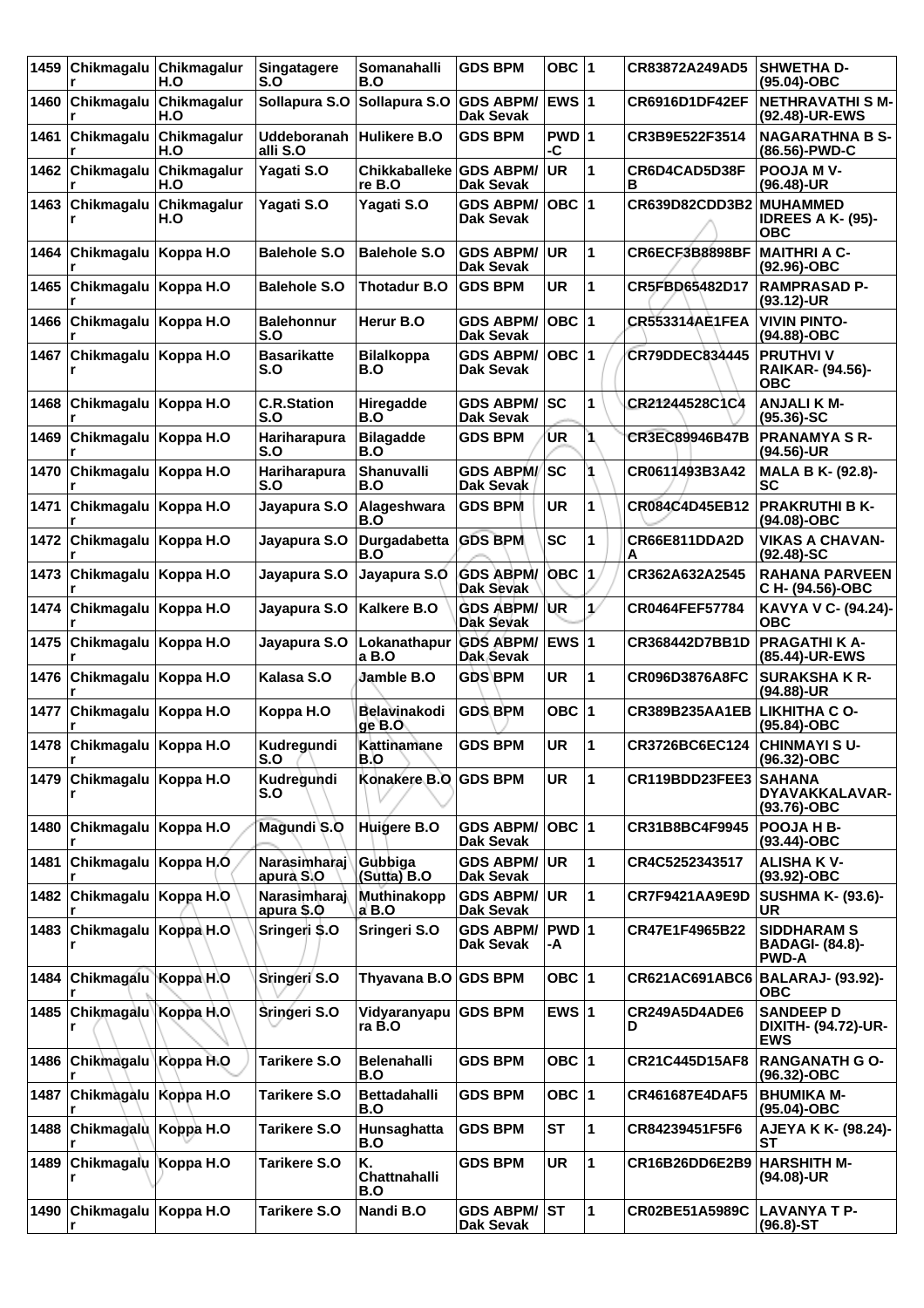| 1459 | Chikmagalur | Chikmagalur H.O | Singatagere S.O | Somanahalli B.O | GDS BPM | OBC | 1 | CR83872A249AD5 | SHWETHA D- (95.04)-OBC |
|---|---|---|---|---|---|---|---|---|---|
| 1460 | Chikmagalur | Chikmagalur H.O | Sollapura S.O | Sollapura S.O | GDS ABPM/ Dak Sevak | EWS | 1 | CR6916D1DF42EF | NETHRAVATHI S M- (92.48)-UR-EWS |
| 1461 | Chikmagalur | Chikmagalur H.O | Uddeboranahalli S.O | Hulikere B.O | GDS BPM | PWD -C | 1 | CR3B9E522F3514 | NAGARATHNA B S- (86.56)-PWD-C |
| 1462 | Chikmagalur | Chikmagalur H.O | Yagati S.O | Chikkaballekere B.O | GDS ABPM/ Dak Sevak | UR | 1 | CR6D4CAD5D38FB | POOJA M V- (96.48)-UR |
| 1463 | Chikmagalur | Chikmagalur H.O | Yagati S.O | Yagati S.O | GDS ABPM/ Dak Sevak | OBC | 1 | CR639D82CDD3B2 | MUHAMMED IDREES A K- (95)-OBC |
| 1464 | Chikmagalur | Koppa H.O | Balehole S.O | Balehole S.O | GDS ABPM/ Dak Sevak | UR | 1 | CR6ECF3B8898BF | MAITHRI A C- (92.96)-OBC |
| 1465 | Chikmagalur | Koppa H.O | Balehole S.O | Thotadur B.O | GDS BPM | UR | 1 | CR5FBD65482D17 | RAMPRASAD P- (93.12)-UR |
| 1466 | Chikmagalur | Koppa H.O | Balehonnur S.O | Herur B.O | GDS ABPM/ Dak Sevak | OBC | 1 | CR553314AE1FEA | VIVIN PINTO- (94.88)-OBC |
| 1467 | Chikmagalur | Koppa H.O | Basarikatte S.O | Bilalkoppa B.O | GDS ABPM/ Dak Sevak | OBC | 1 | CR79DDEC834445 | PRUTHVI V RAIKAR- (94.56)-OBC |
| 1468 | Chikmagalur | Koppa H.O | C.R.Station S.O | Hiregadde B.O | GDS ABPM/ Dak Sevak | SC | 1 | CR21244528C1C4 | ANJALI K M- (95.36)-SC |
| 1469 | Chikmagalur | Koppa H.O | Hariharapura S.O | Bilagadde B.O | GDS BPM | UR | 1 | CR3EC89946B47B | PRANAMYA S R- (94.56)-UR |
| 1470 | Chikmagalur | Koppa H.O | Hariharapura S.O | Shanuvalli B.O | GDS ABPM/ Dak Sevak | SC | 1 | CR0611493B3A42 | MALA B K- (92.8)-SC |
| 1471 | Chikmagalur | Koppa H.O | Jayapura S.O | Alageshwara B.O | GDS BPM | UR | 1 | CR084C4D45EB12 | PRAKRUTHI B K- (94.08)-OBC |
| 1472 | Chikmagalur | Koppa H.O | Jayapura S.O | Durgadabetta B.O | GDS BPM | SC | 1 | CR66E811DDA2DA | VIKAS A CHAVAN- (92.48)-SC |
| 1473 | Chikmagalur | Koppa H.O | Jayapura S.O | Jayapura S.O | GDS ABPM/ Dak Sevak | OBC | 1 | CR362A632A2545 | RAHANA PARVEEN C H- (94.56)-OBC |
| 1474 | Chikmagalur | Koppa H.O | Jayapura S.O | Kalkere B.O | GDS ABPM/ Dak Sevak | UR | 1 | CR0464FEF57784 | KAVYA V C- (94.24)-OBC |
| 1475 | Chikmagalur | Koppa H.O | Jayapura S.O | Lokanathapura B.O | GDS ABPM/ Dak Sevak | EWS | 1 | CR368442D7BB1D | PRAGATHI K A- (85.44)-UR-EWS |
| 1476 | Chikmagalur | Koppa H.O | Kalasa S.O | Jamble B.O | GDS BPM | UR | 1 | CR096D3876A8FC | SURAKSHA K R- (94.88)-UR |
| 1477 | Chikmagalur | Koppa H.O | Koppa H.O | Belavinakodige B.O | GDS BPM | OBC | 1 | CR389B235AA1EB | LIKHITHA C O- (95.84)-OBC |
| 1478 | Chikmagalur | Koppa H.O | Kudregundi S.O | Kattinamane B.O | GDS BPM | UR | 1 | CR3726BC6EC124 | CHINMAYI S U- (96.32)-OBC |
| 1479 | Chikmagalur | Koppa H.O | Kudregundi S.O | Konakere B.O | GDS BPM | UR | 1 | CR119BDD23FEE3 | SAHANA DYAVAKKALAVAR- (93.76)-OBC |
| 1480 | Chikmagalur | Koppa H.O | Magundi S.O | Huigere B.O | GDS ABPM/ Dak Sevak | OBC | 1 | CR31B8BC4F9945 | POOJA H B- (93.44)-OBC |
| 1481 | Chikmagalur | Koppa H.O | Narasimharajapura S.O | Gubbiga (Sutta) B.O | GDS ABPM/ Dak Sevak | UR | 1 | CR4C5252343517 | ALISHA K V- (93.92)-OBC |
| 1482 | Chikmagalur | Koppa H.O | Narasimharajapura S.O | Muthinakoppa B.O | GDS ABPM/ Dak Sevak | UR | 1 | CR7F9421AA9E9D | SUSHMA K- (93.6)-UR |
| 1483 | Chikmagalur | Koppa H.O | Sringeri S.O | Sringeri S.O | GDS ABPM/ Dak Sevak | PWD -A | 1 | CR47E1F4965B22 | SIDDHARAM S BADAGI- (84.8)-PWD-A |
| 1484 | Chikmagalur | Koppa H.O | Sringeri S.O | Thyavana B.O | GDS BPM | OBC | 1 | CR621AC691ABC6 | BALARAJ- (93.92)-OBC |
| 1485 | Chikmagalur | Koppa H.O | Sringeri S.O | Vidyaranyapura B.O | GDS BPM | EWS | 1 | CR249A5D4ADE6D | SANDEEP D DIXITH- (94.72)-UR-EWS |
| 1486 | Chikmagalur | Koppa H.O | Tarikere S.O | Belenahalli B.O | GDS BPM | OBC | 1 | CR21C445D15AF8 | RANGANATH G O- (96.32)-OBC |
| 1487 | Chikmagalur | Koppa H.O | Tarikere S.O | Bettadahalli B.O | GDS BPM | OBC | 1 | CR461687E4DAF5 | BHUMIKA M- (95.04)-OBC |
| 1488 | Chikmagalur | Koppa H.O | Tarikere S.O | Hunsaghatta B.O | GDS BPM | ST | 1 | CR84239451F5F6 | AJEYA K K- (98.24)-ST |
| 1489 | Chikmagalur | Koppa H.O | Tarikere S.O | K. Chattnahalli B.O | GDS BPM | UR | 1 | CR16B26DD6E2B9 | HARSHITH M- (94.08)-UR |
| 1490 | Chikmagalur | Koppa H.O | Tarikere S.O | Nandi B.O | GDS ABPM/ Dak Sevak | ST | 1 | CR02BE51A5989C | LAVANYA T P- (96.8)-ST |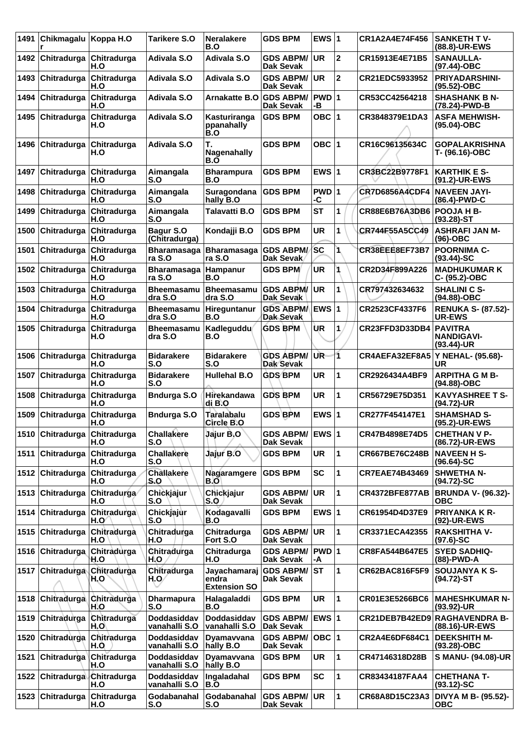| 1491 | Chikmagalur | Koppa H.O | Tarikere S.O | Neralakere B.O | GDS BPM | EWS | 1 | CR1A2A4E74F456 | SANKETH T V- (88.8)-UR-EWS |
|---|---|---|---|---|---|---|---|---|---|
| 1492 | Chitradurga | Chitradurga H.O | Adivala S.O | Adivala S.O | GDS ABPM/ Dak Sevak | UR | 2 | CR15913E4E71B5 | SANAULLA- (97.44)-OBC |
| 1493 | Chitradurga | Chitradurga H.O | Adivala S.O | Adivala S.O | GDS ABPM/ Dak Sevak | UR | 2 | CR21EDC5933952 | PRIYADARSHINI- (95.52)-OBC |
| 1494 | Chitradurga | Chitradurga H.O | Adivala S.O | Arnakatte B.O | GDS ABPM/ Dak Sevak | PWD-B | 1 | CR53CC42564218 | SHASHANK B N- (78.24)-PWD-B |
| 1495 | Chitradurga | Chitradurga H.O | Adivala S.O | Kasturiranga ppanahally B.O | GDS BPM | OBC | 1 | CR3848379E1DA3 | ASFA MEHWISH- (95.04)-OBC |
| 1496 | Chitradurga | Chitradurga H.O | Adivala S.O | T. Nagenahally B.O | GDS BPM | OBC | 1 | CR16C96135634C | GOPALAKRISHNA T- (96.16)-OBC |
| 1497 | Chitradurga | Chitradurga H.O | Aimangala S.O | Bharampura B.O | GDS BPM | EWS | 1 | CR3BC22B9778F1 | KARTHIK E S- (91.2)-UR-EWS |
| 1498 | Chitradurga | Chitradurga H.O | Aimangala S.O | Suragondana hally B.O | GDS BPM | PWD-C | 1 | CR7D6856A4CDF4 | NAVEEN JAYI- (86.4)-PWD-C |
| 1499 | Chitradurga | Chitradurga H.O | Aimangala S.O | Talavatti B.O | GDS BPM | ST | 1 | CR88E6B76A3DB6 | POOJA H B- (93.28)-ST |
| 1500 | Chitradurga | Chitradurga H.O | Bagur S.O (Chitradurga) | Kondajji B.O | GDS BPM | UR | 1 | CR744F55A5CC49 | ASHRAFI JAN M- (96)-OBC |
| 1501 | Chitradurga | Chitradurga H.O | Bharamasaga ra S.O | Bharamasaga ra S.O | GDS ABPM/ Dak Sevak | SC | 1 | CR38EEE8EF73B7 | POORNIMA C- (93.44)-SC |
| 1502 | Chitradurga | Chitradurga H.O | Bharamasaga ra S.O | Hampanur B.O | GDS BPM | UR | 1 | CR2D34F899A226 | MADHUKUMAR K C- (95.2)-OBC |
| 1503 | Chitradurga | Chitradurga H.O | Bheemasamu dra S.O | Bheemasamu dra S.O | GDS ABPM/ Dak Sevak | UR | 1 | CR797432634632 | SHALINI C S- (94.88)-OBC |
| 1504 | Chitradurga | Chitradurga H.O | Bheemasamu dra S.O | Hireguntanur B.O | GDS ABPM/ Dak Sevak | EWS | 1 | CR2523CF4337F6 | RENUKA S- (87.52)- UR-EWS |
| 1505 | Chitradurga | Chitradurga H.O | Bheemasamu dra S.O | Kadleguddu B.O | GDS BPM | UR | 1 | CR23FFD3D33DB4 | PAVITRA NANDIGAVI- (93.44)-UR |
| 1506 | Chitradurga | Chitradurga H.O | Bidarakere S.O | Bidarakere S.O | GDS ABPM/ Dak Sevak | UR | 1 | CR4AEFA32EF8A5 | Y NEHAL- (95.68)- UR |
| 1507 | Chitradurga | Chitradurga H.O | Bidarakere S.O | Hullehal B.O | GDS BPM | UR | 1 | CR2926434A4BF9 | ARPITHA G M B- (94.88)-OBC |
| 1508 | Chitradurga | Chitradurga H.O | Bndurga S.O | Hirekandawa di B.O | GDS BPM | UR | 1 | CR56729E75D351 | KAVYASHREE T S- (94.72)-UR |
| 1509 | Chitradurga | Chitradurga H.O | Bndurga S.O | Taralabalu Circle B.O | GDS BPM | EWS | 1 | CR277F454147E1 | SHAMSHAD S- (95.2)-UR-EWS |
| 1510 | Chitradurga | Chitradurga H.O | Challakere S.O | Jajur B.O | GDS ABPM/ Dak Sevak | EWS | 1 | CR47B4898E74D5 | CHETHAN V P- (86.72)-UR-EWS |
| 1511 | Chitradurga | Chitradurga H.O | Challakere S.O | Jajur B.O | GDS BPM | UR | 1 | CR667BE76C248B | NAVEEN H S- (96.64)-SC |
| 1512 | Chitradurga | Chitradurga H.O | Challakere S.O | Nagaramgere B.O | GDS BPM | SC | 1 | CR7EAE74B43469 | SHWETHA N- (94.72)-SC |
| 1513 | Chitradurga | Chitradurga H.O | Chickjajur S.O | Chickjajur S.O | GDS ABPM/ Dak Sevak | UR | 1 | CR4372BFE877AB | BRUNDA V- (96.32)- OBC |
| 1514 | Chitradurga | Chitradurga H.O | Chickjajur S.O | Kodagavalli B.O | GDS BPM | EWS | 1 | CR61954D4D37E9 | PRIYANKA K R- (92)-UR-EWS |
| 1515 | Chitradurga | Chitradurga H.O | Chitradurga H.O | Chitradurga Fort S.O | GDS ABPM/ Dak Sevak | UR | 1 | CR3371ECA42355 | RAKSHITHA V- (97.6)-SC |
| 1516 | Chitradurga | Chitradurga H.O | Chitradurga H.O | Chitradurga H.O | GDS ABPM/ Dak Sevak | PWD-A | 1 | CR8FA544B647E5 | SYED SADHIQ- (88)-PWD-A |
| 1517 | Chitradurga | Chitradurga H.O | Chitradurga H.O | Jayachamaraj endra Extension SO | GDS ABPM/ Dak Sevak | ST | 1 | CR62BAC816F5F9 | SOUJANYA K S- (94.72)-ST |
| 1518 | Chitradurga | Chitradurga H.O | Dharmapura S.O | Halagaladdi B.O | GDS BPM | UR | 1 | CR01E3E5266BC6 | MAHESHKUMAR N- (93.92)-UR |
| 1519 | Chitradurga | Chitradurga H.O | Doddasiddav vanahalli S.O | Doddasiddav vanahalli S.O | GDS ABPM/ Dak Sevak | EWS | 1 | CR21DEB7B42ED9 | RAGHAVENDRA B- (88.16)-UR-EWS |
| 1520 | Chitradurga | Chitradurga H.O | Doddasiddav vanahalli S.O | Dyamavvana hally B.O | GDS ABPM/ Dak Sevak | OBC | 1 | CR2A4E6DF684C1 | DEEKSHITH M- (93.28)-OBC |
| 1521 | Chitradurga | Chitradurga H.O | Doddasiddav vanahalli S.O | Dyamavvana hally B.O | GDS BPM | UR | 1 | CR47146318D28B | S MANU- (94.08)-UR |
| 1522 | Chitradurga | Chitradurga H.O | Doddasiddav vanahalli S.O | Ingaladahal B.O | GDS BPM | SC | 1 | CR83434187FAA4 | CHETHANA T- (93.12)-SC |
| 1523 | Chitradurga | Chitradurga H.O | Godabanahal S.O | Godabanahal S.O | GDS ABPM/ Dak Sevak | UR | 1 | CR68A8D15C23A3 | DIVYA M B- (95.52)- OBC |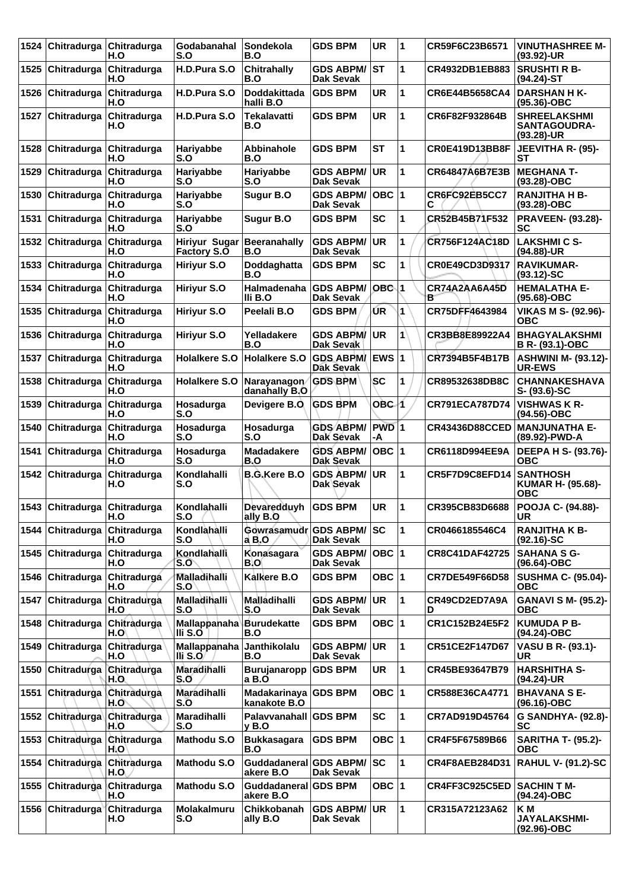| 1524 | Chitradurga | Chitradurga H.O | Godabanahal S.O | Sondekola B.O | GDS BPM | UR | 1 | CR59F6C23B6571 | VINUTHASHREE M-(93.92)-UR |
|---|---|---|---|---|---|---|---|---|---|
| 1525 | Chitradurga | Chitradurga H.O | H.D.Pura S.O | Chitrahally B.O | GDS ABPM/ Dak Sevak | ST | 1 | CR4932DB1EB883 | SRUSHTI R B-(94.24)-ST |
| 1526 | Chitradurga | Chitradurga H.O | H.D.Pura S.O | Doddakittada halli B.O | GDS BPM | UR | 1 | CR6E44B5658CA4 | DARSHAN H K-(95.36)-OBC |
| 1527 | Chitradurga | Chitradurga H.O | H.D.Pura S.O | Tekalavatti B.O | GDS BPM | UR | 1 | CR6F82F932864B | SHREELAKSHMI SANTAGOUDRA-(93.28)-UR |
| 1528 | Chitradurga | Chitradurga H.O | Hariyabbe S.O | Abbinahole B.O | GDS BPM | ST | 1 | CR0E419D13BB8F | JEEVITHA R- (95)-ST |
| 1529 | Chitradurga | Chitradurga H.O | Hariyabbe S.O | Hariyabbe S.O | GDS ABPM/ Dak Sevak | UR | 1 | CR64847A6B7E3B | MEGHANA T-(93.28)-OBC |
| 1530 | Chitradurga | Chitradurga H.O | Hariyabbe S.O | Sugur B.O | GDS ABPM/ Dak Sevak | OBC | 1 | CR6FC92EB5CC7C | RANJITHA H B-(93.28)-OBC |
| 1531 | Chitradurga | Chitradurga H.O | Hariyabbe S.O | Sugur B.O | GDS BPM | SC | 1 | CR52B45B71F532 | PRAVEEN- (93.28)-SC |
| 1532 | Chitradurga | Chitradurga H.O | Hiriyur Sugar Factory S.O | Beeranahally B.O | GDS ABPM/ Dak Sevak | UR | 1 | CR756F124AC18D | LAKSHMI C S-(94.88)-UR |
| 1533 | Chitradurga | Chitradurga H.O | Hiriyur S.O | Doddaghatta B.O | GDS BPM | SC | 1 | CR0E49CD3D9317 | RAVIKUMAR-(93.12)-SC |
| 1534 | Chitradurga | Chitradurga H.O | Hiriyur S.O | Halmadenaha lli B.O | GDS ABPM/ Dak Sevak | OBC | 1 | CR74A2AA6A45D B | HEMALATHA E-(95.68)-OBC |
| 1535 | Chitradurga | Chitradurga H.O | Hiriyur S.O | Peelali B.O | GDS BPM | UR | 1 | CR75DFF4643984 | VIKAS M S- (92.96)-OBC |
| 1536 | Chitradurga | Chitradurga H.O | Hiriyur S.O | Yelladakere B.O | GDS ABPM/ Dak Sevak | UR | 1 | CR3BB8E89922A4 | BHAGYALAKSHMI B R- (93.1)-OBC |
| 1537 | Chitradurga | Chitradurga H.O | Holalkere S.O | Holalkere S.O | GDS ABPM/ Dak Sevak | EWS | 1 | CR7394B5F4B17B | ASHWINI M- (93.12)-UR-EWS |
| 1538 | Chitradurga | Chitradurga H.O | Holalkere S.O | Narayanagon danahally B.O | GDS BPM | SC | 1 | CR89532638DB8C | CHANNAKESHAVA S- (93.6)-SC |
| 1539 | Chitradurga | Chitradurga H.O | Hosadurga S.O | Devigere B.O | GDS BPM | OBC | 1 | CR791ECA787D74 | VISHWAS K R-(94.56)-OBC |
| 1540 | Chitradurga | Chitradurga H.O | Hosadurga S.O | Hosadurga S.O | GDS ABPM/ Dak Sevak | PWD-A | 1 | CR43436D88CCED | MANJUNATHA E-(89.92)-PWD-A |
| 1541 | Chitradurga | Chitradurga H.O | Hosadurga S.O | Madadakere B.O | GDS ABPM/ Dak Sevak | OBC | 1 | CR6118D994EE9A | DEEPA H S- (93.76)-OBC |
| 1542 | Chitradurga | Chitradurga H.O | Kondlahalli S.O | B.G.Kere B.O | GDS ABPM/ Dak Sevak | UR | 1 | CR5F7D9C8EFD14 | SANTHOSH KUMAR H- (95.68)-OBC |
| 1543 | Chitradurga | Chitradurga H.O | Kondlahalli S.O | Devaredduyh ally B.O | GDS BPM | UR | 1 | CR395CB83D6688 | POOJA C- (94.88)-UR |
| 1544 | Chitradurga | Chitradurga H.O | Kondlahalli S.O | Gowrasamudr a B.O | GDS ABPM/ Dak Sevak | SC | 1 | CR0466185546C4 | RANJITHA K B-(92.16)-SC |
| 1545 | Chitradurga | Chitradurga H.O | Kondlahalli S.O | Konasagara B.O | GDS ABPM/ Dak Sevak | OBC | 1 | CR8C41DAF42725 | SAHANA S G-(96.64)-OBC |
| 1546 | Chitradurga | Chitradurga H.O | Malladihalli S.O | Kalkere B.O | GDS BPM | OBC | 1 | CR7DE549F66D58 | SUSHMA C- (95.04)-OBC |
| 1547 | Chitradurga | Chitradurga H.O | Malladihalli S.O | Malladihalli S.O | GDS ABPM/ Dak Sevak | UR | 1 | CR49CD2ED7A9A D | GANAVI S M- (95.2)-OBC |
| 1548 | Chitradurga | Chitradurga H.O | Mallappanaha lli S.O | Burudekatte B.O | GDS BPM | OBC | 1 | CR1C152B24E5F2 | KUMUDA P B-(94.24)-OBC |
| 1549 | Chitradurga | Chitradurga H.O | Mallappanaha lli S.O | Janthikolalu B.O | GDS ABPM/ Dak Sevak | UR | 1 | CR51CE2F147D67 | VASU B R- (93.1)-UR |
| 1550 | Chitradurga | Chitradurga H.O | Maradihalli S.O | Burujanaropp a B.O | GDS BPM | UR | 1 | CR45BE93647B79 | HARSHITHA S-(94.24)-UR |
| 1551 | Chitradurga | Chitradurga H.O | Maradihalli S.O | Madakarinaya kanakote B.O | GDS BPM | OBC | 1 | CR588E36CA4771 | BHAVANA S E-(96.16)-OBC |
| 1552 | Chitradurga | Chitradurga H.O | Maradihalli S.O | Palavvanahall y B.O | GDS BPM | SC | 1 | CR7AD919D45764 | G SANDHYA- (92.8)-SC |
| 1553 | Chitradurga | Chitradurga H.O | Mathodu S.O | Bukkasagara B.O | GDS BPM | OBC | 1 | CR4F5F67589B66 | SARITHA T- (95.2)-OBC |
| 1554 | Chitradurga | Chitradurga H.O | Mathodu S.O | Guddadaneral akere B.O | GDS ABPM/ Dak Sevak | SC | 1 | CR4F8AEB284D31 | RAHUL V- (91.2)-SC |
| 1555 | Chitradurga | Chitradurga H.O | Mathodu S.O | Guddadaneral akere B.O | GDS BPM | OBC | 1 | CR4FF3C925C5ED | SACHIN T M-(94.24)-OBC |
| 1556 | Chitradurga | Chitradurga H.O | Molakalmuru S.O | Chikkobanah ally B.O | GDS ABPM/ Dak Sevak | UR | 1 | CR315A72123A62 | K M JAYALAKSHMI-(92.96)-OBC |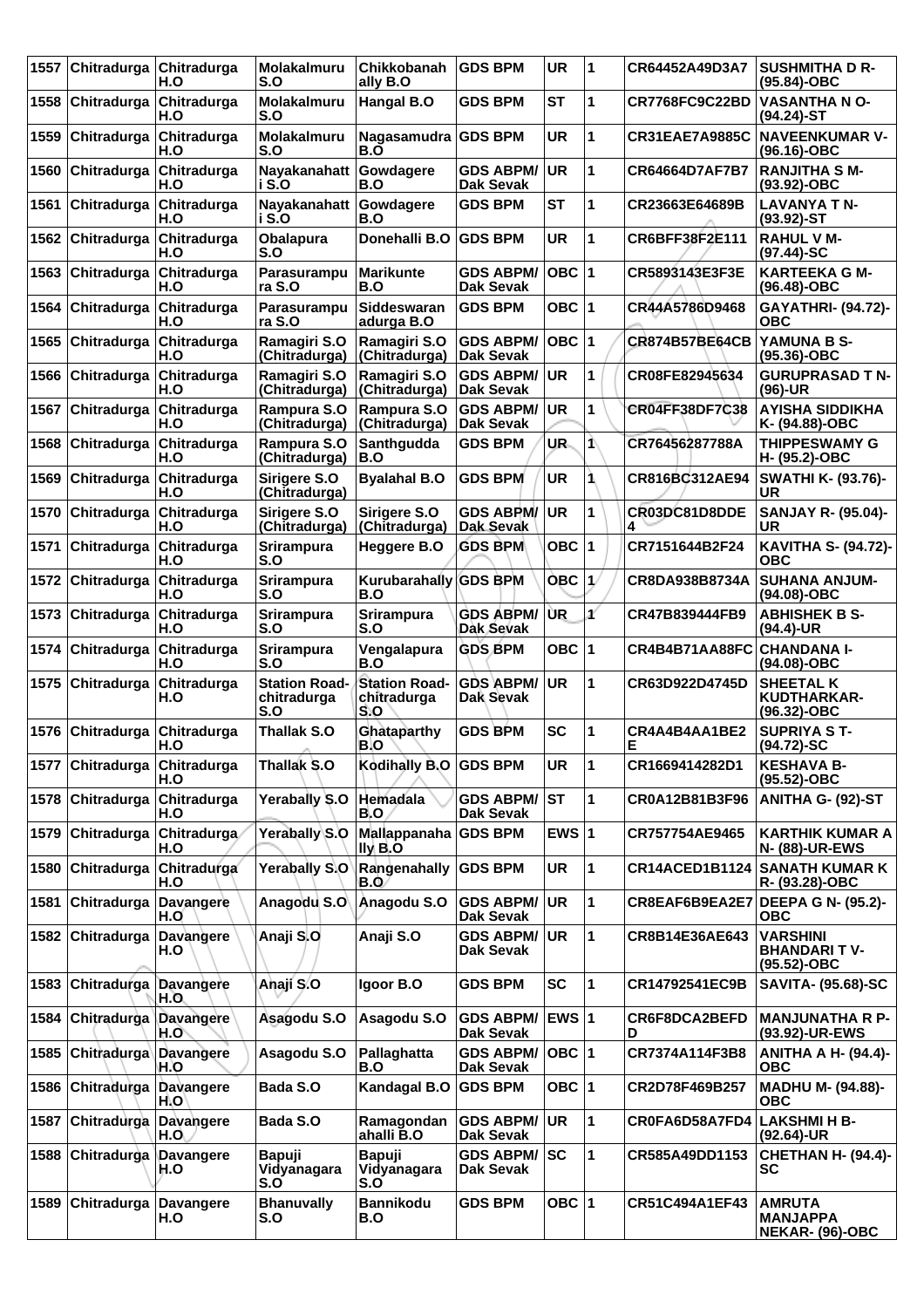| 1557 | Chitradurga | Chitradurga H.O | Molakalmuru S.O | Chikkobanahally B.O | GDS BPM | UR | 1 | CR64452A49D3A7 | SUSHMITHA D R- (95.84)-OBC |
|---|---|---|---|---|---|---|---|---|---|
| 1558 | Chitradurga | Chitradurga H.O | Molakalmuru S.O | Hangal B.O | GDS BPM | ST | 1 | CR7768FC9C22BD | VASANTHA N O- (94.24)-ST |
| 1559 | Chitradurga | Chitradurga H.O | Molakalmuru S.O | Nagasamudra B.O | GDS BPM | UR | 1 | CR31EAE7A9885C | NAVEENKUMAR V- (96.16)-OBC |
| 1560 | Chitradurga | Chitradurga H.O | Nayakanahatti S.O | Gowdagere B.O | GDS ABPM/ Dak Sevak | UR | 1 | CR64664D7AF7B7 | RANJITHA S M- (93.92)-OBC |
| 1561 | Chitradurga | Chitradurga H.O | Nayakanahatti S.O | Gowdagere B.O | GDS BPM | ST | 1 | CR23663E64689B | LAVANYA T N- (93.92)-ST |
| 1562 | Chitradurga | Chitradurga H.O | Obalapura S.O | Donehalli B.O | GDS BPM | UR | 1 | CR6BFF38F2E111 | RAHUL V M- (97.44)-SC |
| 1563 | Chitradurga | Chitradurga H.O | Parasurampura S.O | Marikunte B.O | GDS ABPM/ Dak Sevak | OBC | 1 | CR5893143E3F3E | KARTEEKA G M- (96.48)-OBC |
| 1564 | Chitradurga | Chitradurga H.O | Parasurampura S.O | Siddeswaranadurga B.O | GDS BPM | OBC | 1 | CR44A5786D9468 | GAYATHRI- (94.72)-OBC |
| 1565 | Chitradurga | Chitradurga H.O | Ramagiri S.O (Chitradurga) | Ramagiri S.O (Chitradurga) | GDS ABPM/ Dak Sevak | OBC | 1 | CR874B57BE64CB | YAMUNA B S- (95.36)-OBC |
| 1566 | Chitradurga | Chitradurga H.O | Ramagiri S.O (Chitradurga) | Ramagiri S.O (Chitradurga) | GDS ABPM/ Dak Sevak | UR | 1 | CR08FE82945634 | GURUPRASAD T N- (96)-UR |
| 1567 | Chitradurga | Chitradurga H.O | Rampura S.O (Chitradurga) | Rampura S.O (Chitradurga) | GDS ABPM/ Dak Sevak | UR | 1 | CR04FF38DF7C38 | AYISHA SIDDIKHA K- (94.88)-OBC |
| 1568 | Chitradurga | Chitradurga H.O | Rampura S.O (Chitradurga) | Santhgudda B.O | GDS BPM | UR | 1 | CR76456287788A | THIPPESWAMY G H- (95.2)-OBC |
| 1569 | Chitradurga | Chitradurga H.O | Sirigere S.O (Chitradurga) | Byalahal B.O | GDS BPM | UR | 1 | CR816BC312AE94 | SWATHI K- (93.76)-UR |
| 1570 | Chitradurga | Chitradurga H.O | Sirigere S.O (Chitradurga) | Sirigere S.O (Chitradurga) | GDS ABPM/ Dak Sevak | UR | 1 | CR03DC81D8DDE4 | SANJAY R- (95.04)-UR |
| 1571 | Chitradurga | Chitradurga H.O | Srirampura S.O | Heggere B.O | GDS BPM | OBC | 1 | CR7151644B2F24 | KAVITHA S- (94.72)-OBC |
| 1572 | Chitradurga | Chitradurga H.O | Srirampura S.O | Kurubarahally B.O | GDS BPM | OBC | 1 | CR8DA938B8734A | SUHANA ANJUM- (94.08)-OBC |
| 1573 | Chitradurga | Chitradurga H.O | Srirampura S.O | Srirampura S.O | GDS ABPM/ Dak Sevak | UR | 1 | CR47B839444FB9 | ABHISHEK B S- (94.4)-UR |
| 1574 | Chitradurga | Chitradurga H.O | Srirampura S.O | Vengalapura B.O | GDS BPM | OBC | 1 | CR4B4B71AA88FC | CHANDANA I- (94.08)-OBC |
| 1575 | Chitradurga | Chitradurga H.O | Station Road-chitradurga S.O | Station Road-chitradurga S.O | GDS ABPM/ Dak Sevak | UR | 1 | CR63D922D4745D | SHEETAL K KUDTHARKAR- (96.32)-OBC |
| 1576 | Chitradurga | Chitradurga H.O | Thallak S.O | Ghataparthy B.O | GDS BPM | SC | 1 | CR4A4B4AA1BE2E | SUPRIYA S T- (94.72)-SC |
| 1577 | Chitradurga | Chitradurga H.O | Thallak S.O | Kodihally B.O | GDS BPM | UR | 1 | CR1669414282D1 | KESHAVA B- (95.52)-OBC |
| 1578 | Chitradurga | Chitradurga H.O | Yerabally S.O | Hemadala B.O | GDS ABPM/ Dak Sevak | ST | 1 | CR0A12B81B3F96 | ANITHA G- (92)-ST |
| 1579 | Chitradurga | Chitradurga H.O | Yerabally S.O | Mallappanahally B.O | GDS BPM | EWS | 1 | CR757754AE9465 | KARTHIK KUMAR A N- (88)-UR-EWS |
| 1580 | Chitradurga | Chitradurga H.O | Yerabally S.O | Rangenahally B.O | GDS BPM | UR | 1 | CR14ACED1B1124 | SANATH KUMAR K R- (93.28)-OBC |
| 1581 | Chitradurga | Davangere H.O | Anagodu S.O | Anagodu S.O | GDS ABPM/ Dak Sevak | UR | 1 | CR8EAF6B9EA2E7 | DEEPA G N- (95.2)-OBC |
| 1582 | Chitradurga | Davangere H.O | Anaji S.O | Anaji S.O | GDS ABPM/ Dak Sevak | UR | 1 | CR8B14E36AE643 | VARSHINI BHANDARI T V- (95.52)-OBC |
| 1583 | Chitradurga | Davangere H.O | Anaji S.O | Igoor B.O | GDS BPM | SC | 1 | CR14792541EC9B | SAVITA- (95.68)-SC |
| 1584 | Chitradurga | Davangere H.O | Asagodu S.O | Asagodu S.O | GDS ABPM/ Dak Sevak | EWS | 1 | CR6F8DCA2BEFDD | MANJUNATHA R P- (93.92)-UR-EWS |
| 1585 | Chitradurga | Davangere H.O | Asagodu S.O | Pallaghatta B.O | GDS ABPM/ Dak Sevak | OBC | 1 | CR7374A114F3B8 | ANITHA A H- (94.4)-OBC |
| 1586 | Chitradurga | Davangere H.O | Bada S.O | Kandagal B.O | GDS BPM | OBC | 1 | CR2D78F469B257 | MADHU M- (94.88)-OBC |
| 1587 | Chitradurga | Davangere H.O | Bada S.O | Ramagondanahalli B.O | GDS ABPM/ Dak Sevak | UR | 1 | CR0FA6D58A7FD4 | LAKSHMI H B- (92.64)-UR |
| 1588 | Chitradurga | Davangere H.O | Bapuji Vidyanagara S.O | Bapuji Vidyanagara S.O | GDS ABPM/ Dak Sevak | SC | 1 | CR585A49DD1153 | CHETHAN H- (94.4)-SC |
| 1589 | Chitradurga | Davangere H.O | Bhanuvally S.O | Bannikodu B.O | GDS BPM | OBC | 1 | CR51C494A1EF43 | AMRUTA MANJAPPA NEKAR- (96)-OBC |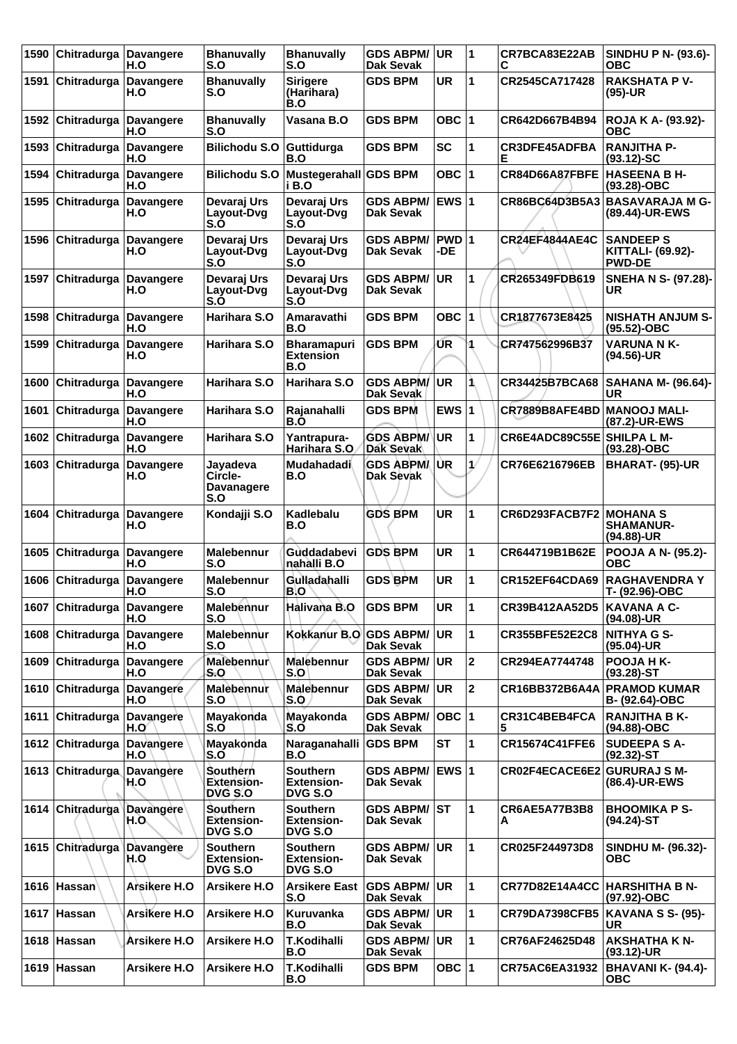| 1590 | Chitradurga | Davangere H.O | Bhanuvally S.O | Bhanuvally S.O | GDS ABPM/ Dak Sevak | UR | 1 | CR7BCA83E22AB C | SINDHU P N- (93.6)-OBC |
|---|---|---|---|---|---|---|---|---|---|
| 1591 | Chitradurga | Davangere H.O | Bhanuvally S.O | Sirigere (Harihara) B.O | GDS BPM | UR | 1 | CR2545CA717428 | RAKSHATA P V- (95)-UR |
| 1592 | Chitradurga | Davangere H.O | Bhanuvally S.O | Vasana B.O | GDS BPM | OBC | 1 | CR642D667B4B94 | ROJA K A- (93.92)-OBC |
| 1593 | Chitradurga | Davangere H.O | Bilichodu S.O | Guttidurga B.O | GDS BPM | SC | 1 | CR3DFE45ADFBA E | RANJITHA P- (93.12)-SC |
| 1594 | Chitradurga | Davangere H.O | Bilichodu S.O | Mustegerahalli B.O | GDS BPM | OBC | 1 | CR84D66A87FBFE | HASEENA B H- (93.28)-OBC |
| 1595 | Chitradurga | Davangere H.O | Devaraj Urs Layout-Dvg S.O | Devaraj Urs Layout-Dvg S.O | GDS ABPM/ Dak Sevak | EWS | 1 | CR86BC64D3B5A3 | BASAVARAJA M G- (89.44)-UR-EWS |
| 1596 | Chitradurga | Davangere H.O | Devaraj Urs Layout-Dvg S.O | Devaraj Urs Layout-Dvg S.O | GDS ABPM/ Dak Sevak | PWD-DE | 1 | CR24EF4844AE4C | SANDEEP S KITTALI- (69.92)-PWD-DE |
| 1597 | Chitradurga | Davangere H.O | Devaraj Urs Layout-Dvg S.O | Devaraj Urs Layout-Dvg S.O | GDS ABPM/ Dak Sevak | UR | 1 | CR265349FDB619 | SNEHA N S- (97.28)-UR |
| 1598 | Chitradurga | Davangere H.O | Harihara S.O | Amaravathi B.O | GDS BPM | OBC | 1 | CR1877673E8425 | NISHATH ANJUM S- (95.52)-OBC |
| 1599 | Chitradurga | Davangere H.O | Harihara S.O | Bharamapuri Extension B.O | GDS BPM | UR | 1 | CR747562996B37 | VARUNA N K- (94.56)-UR |
| 1600 | Chitradurga | Davangere H.O | Harihara S.O | Harihara S.O | GDS ABPM/ Dak Sevak | UR | 1 | CR34425B7BCA68 | SAHANA M- (96.64)-UR |
| 1601 | Chitradurga | Davangere H.O | Harihara S.O | Rajanahalli B.O | GDS BPM | EWS | 1 | CR7889B8AFE4BD | MANOOJ MALI- (87.2)-UR-EWS |
| 1602 | Chitradurga | Davangere H.O | Harihara S.O | Yantrapura-Harihara S.O | GDS ABPM/ Dak Sevak | UR | 1 | CR6E4ADC89C55E | SHILPA L M- (93.28)-OBC |
| 1603 | Chitradurga | Davangere H.O | Jayadeva Circle-Davanagere S.O | Mudahadadi B.O | GDS ABPM/ Dak Sevak | UR | 1 | CR76E6216796EB | BHARAT- (95)-UR |
| 1604 | Chitradurga | Davangere H.O | Kondajji S.O | Kadlebalu B.O | GDS BPM | UR | 1 | CR6D293FACB7F2 | MOHANA S SHAMANUR- (94.88)-UR |
| 1605 | Chitradurga | Davangere H.O | Malebennur S.O | Guddadabevi nahalli B.O | GDS BPM | UR | 1 | CR644719B1B62E | POOJA A N- (95.2)-OBC |
| 1606 | Chitradurga | Davangere H.O | Malebennur S.O | Gulladahalli B.O | GDS BPM | UR | 1 | CR152EF64CDA69 | RAGHAVENDRA Y T- (92.96)-OBC |
| 1607 | Chitradurga | Davangere H.O | Malebennur S.O | Halivana B.O | GDS BPM | UR | 1 | CR39B412AA52D5 | KAVANA A C- (94.08)-UR |
| 1608 | Chitradurga | Davangere H.O | Malebennur S.O | Kokkanur B.O | GDS ABPM/ Dak Sevak | UR | 1 | CR355BFE52E2C8 | NITHYA G S- (95.04)-UR |
| 1609 | Chitradurga | Davangere H.O | Malebennur S.O | Malebennur S.O | GDS ABPM/ Dak Sevak | UR | 2 | CR294EA7744748 | POOJA H K- (93.28)-ST |
| 1610 | Chitradurga | Davangere H.O | Malebennur S.O | Malebennur S.O | GDS ABPM/ Dak Sevak | UR | 2 | CR16BB372B6A4A | PRAMOD KUMAR B- (92.64)-OBC |
| 1611 | Chitradurga | Davangere H.O | Mayakonda S.O | Mayakonda S.O | GDS ABPM/ Dak Sevak | OBC | 1 | CR31C4BEB4FCA 5 | RANJITHA B K- (94.88)-OBC |
| 1612 | Chitradurga | Davangere H.O | Mayakonda S.O | Naraganahalli B.O | GDS BPM | ST | 1 | CR15674C41FFE6 | SUDEEPA S A- (92.32)-ST |
| 1613 | Chitradurga | Davangere H.O | Southern Extension-DVG S.O | Southern Extension-DVG S.O | GDS ABPM/ Dak Sevak | EWS | 1 | CR02F4ECACE6E2 | GURURAJ S M- (86.4)-UR-EWS |
| 1614 | Chitradurga | Davangere H.O | Southern Extension-DVG S.O | Southern Extension-DVG S.O | GDS ABPM/ Dak Sevak | ST | 1 | CR6AE5A77B3B8 A | BHOOMIKA P S- (94.24)-ST |
| 1615 | Chitradurga | Davangere H.O | Southern Extension-DVG S.O | Southern Extension-DVG S.O | GDS ABPM/ Dak Sevak | UR | 1 | CR025F244973D8 | SINDHU M- (96.32)-OBC |
| 1616 | Hassan | Arsikere H.O | Arsikere H.O | Arsikere East S.O | GDS ABPM/ Dak Sevak | UR | 1 | CR77D82E14A4CC | HARSHITHA B N- (97.92)-OBC |
| 1617 | Hassan | Arsikere H.O | Arsikere H.O | Kuruvanka B.O | GDS ABPM/ Dak Sevak | UR | 1 | CR79DA7398CFB5 | KAVANA S S- (95)-UR |
| 1618 | Hassan | Arsikere H.O | Arsikere H.O | T.Kodihalli B.O | GDS ABPM/ Dak Sevak | UR | 1 | CR76AF24625D48 | AKSHATHA K N- (93.12)-UR |
| 1619 | Hassan | Arsikere H.O | Arsikere H.O | T.Kodihalli B.O | GDS BPM | OBC | 1 | CR75AC6EA31932 | BHAVANI K- (94.4)-OBC |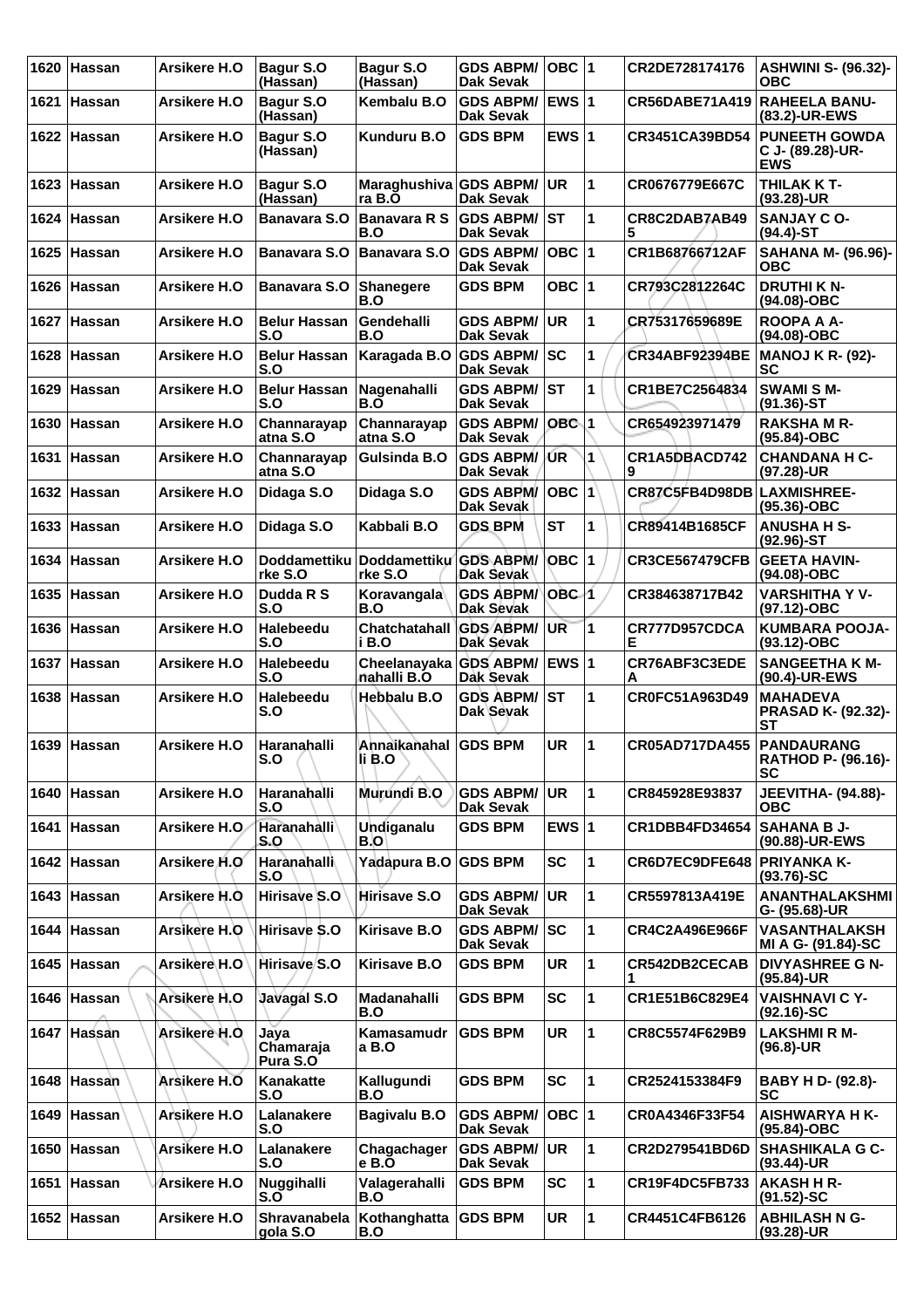| 1620 | Hassan | Arsikere H.O | Bagur S.O (Hassan) | Bagur S.O (Hassan) | GDS ABPM/ Dak Sevak | OBC | 1 | CR2DE728174176 | ASHWINI S- (96.32)-OBC |
|---|---|---|---|---|---|---|---|---|---|
| 1621 | Hassan | Arsikere H.O | Bagur S.O (Hassan) | Kembalu B.O | GDS ABPM/ Dak Sevak | EWS | 1 | CR56DABE71A419 | RAHEELA BANU- (83.2)-UR-EWS |
| 1622 | Hassan | Arsikere H.O | Bagur S.O (Hassan) | Kunduru B.O | GDS BPM | EWS | 1 | CR3451CA39BD54 | PUNEETH GOWDA C J- (89.28)-UR-EWS |
| 1623 | Hassan | Arsikere H.O | Bagur S.O (Hassan) | Maraghushiva ra B.O | GDS ABPM/ Dak Sevak | UR | 1 | CR0676779E667C | THILAK K T- (93.28)-UR |
| 1624 | Hassan | Arsikere H.O | Banavara S.O | Banavara R S B.O | GDS ABPM/ Dak Sevak | ST | 1 | CR8C2DAB7AB495 | SANJAY C O- (94.4)-ST |
| 1625 | Hassan | Arsikere H.O | Banavara S.O | Banavara S.O | GDS ABPM/ Dak Sevak | OBC | 1 | CR1B68766712AF | SAHANA M- (96.96)-OBC |
| 1626 | Hassan | Arsikere H.O | Banavara S.O | Shanegere B.O | GDS BPM | OBC | 1 | CR793C2812264C | DRUTHI K N- (94.08)-OBC |
| 1627 | Hassan | Arsikere H.O | Belur Hassan S.O | Gendehalli B.O | GDS ABPM/ Dak Sevak | UR | 1 | CR75317659689E | ROOPA A A- (94.08)-OBC |
| 1628 | Hassan | Arsikere H.O | Belur Hassan S.O | Karagada B.O | GDS ABPM/ Dak Sevak | SC | 1 | CR34ABF92394BE | MANOJ K R- (92)-SC |
| 1629 | Hassan | Arsikere H.O | Belur Hassan S.O | Nagenahalli B.O | GDS ABPM/ Dak Sevak | ST | 1 | CR1BE7C2564834 | SWAMI S M- (91.36)-ST |
| 1630 | Hassan | Arsikere H.O | Channarayap atna S.O | Channarayap atna S.O | GDS ABPM/ Dak Sevak | OBC | 1 | CR654923971479 | RAKSHA M R- (95.84)-OBC |
| 1631 | Hassan | Arsikere H.O | Channarayap atna S.O | Gulsinda B.O | GDS ABPM/ Dak Sevak | UR | 1 | CR1A5DBACD7429 | CHANDANA H C- (97.28)-UR |
| 1632 | Hassan | Arsikere H.O | Didaga S.O | Didaga S.O | GDS ABPM/ Dak Sevak | OBC | 1 | CR87C5FB4D98DB | LAXMISHREE- (95.36)-OBC |
| 1633 | Hassan | Arsikere H.O | Didaga S.O | Kabbali B.O | GDS BPM | ST | 1 | CR89414B1685CF | ANUSHA H S- (92.96)-ST |
| 1634 | Hassan | Arsikere H.O | Doddamettiku rke S.O | Doddamettiku rke S.O | GDS ABPM/ Dak Sevak | OBC | 1 | CR3CE567479CFB | GEETA HAVIN- (94.08)-OBC |
| 1635 | Hassan | Arsikere H.O | Dudda R S S.O | Koravangala B.O | GDS ABPM/ Dak Sevak | OBC | 1 | CR384638717B42 | VARSHITHA Y V- (97.12)-OBC |
| 1636 | Hassan | Arsikere H.O | Halebeedu S.O | Chatchatahall i B.O | GDS ABPM/ Dak Sevak | UR | 1 | CR777D957CDCAE | KUMBARA POOJA- (93.12)-OBC |
| 1637 | Hassan | Arsikere H.O | Halebeedu S.O | Cheelanayaka nahalli B.O | GDS ABPM/ Dak Sevak | EWS | 1 | CR76ABF3C3EDEA | SANGEETHA K M- (90.4)-UR-EWS |
| 1638 | Hassan | Arsikere H.O | Halebeedu S.O | Hebbalu B.O | GDS ABPM/ Dak Sevak | ST | 1 | CR0FC51A963D49 | MAHADEVA PRASAD K- (92.32)-ST |
| 1639 | Hassan | Arsikere H.O | Haranahalli S.O | Annaikanahal li B.O | GDS BPM | UR | 1 | CR05AD717DA455 | PANDAURANG RATHOD P- (96.16)-SC |
| 1640 | Hassan | Arsikere H.O | Haranahalli S.O | Murundi B.O | GDS ABPM/ Dak Sevak | UR | 1 | CR845928E93837 | JEEVITHA- (94.88)-OBC |
| 1641 | Hassan | Arsikere H.O | Haranahalli S.O | Undiganalu B.O | GDS BPM | EWS | 1 | CR1DBB4FD34654 | SAHANA B J- (90.88)-UR-EWS |
| 1642 | Hassan | Arsikere H.O | Haranahalli S.O | Yadapura B.O | GDS BPM | SC | 1 | CR6D7EC9DFE648 | PRIYANKA K- (93.76)-SC |
| 1643 | Hassan | Arsikere H.O | Hirisave S.O | Hirisave S.O | GDS ABPM/ Dak Sevak | UR | 1 | CR5597813A419E | ANANTHALAKSHMI G- (95.68)-UR |
| 1644 | Hassan | Arsikere H.O | Hirisave S.O | Kirisave B.O | GDS ABPM/ Dak Sevak | SC | 1 | CR4C2A496E966F | VASANTHALAKSH MI A G- (91.84)-SC |
| 1645 | Hassan | Arsikere H.O | Hirisave S.O | Kirisave B.O | GDS BPM | UR | 1 | CR542DB2CECAB1 | DIVYASHREE G N- (95.84)-UR |
| 1646 | Hassan | Arsikere H.O | Javagal S.O | Madanahalli B.O | GDS BPM | SC | 1 | CR1E51B6C829E4 | VAISHNAVI C Y- (92.16)-SC |
| 1647 | Hassan | Arsikere H.O | Jaya Chamaraja Pura S.O | Kamasamudr a B.O | GDS BPM | UR | 1 | CR8C5574F629B9 | LAKSHMI R M- (96.8)-UR |
| 1648 | Hassan | Arsikere H.O | Kanakatte S.O | Kallugundi B.O | GDS BPM | SC | 1 | CR2524153384F9 | BABY H D- (92.8)-SC |
| 1649 | Hassan | Arsikere H.O | Lalanakere S.O | Bagivalu B.O | GDS ABPM/ Dak Sevak | OBC | 1 | CR0A4346F33F54 | AISHWARYA H K- (95.84)-OBC |
| 1650 | Hassan | Arsikere H.O | Lalanakere S.O | Chagachager e B.O | GDS ABPM/ Dak Sevak | UR | 1 | CR2D279541BD6D | SHASHIKALA G C- (93.44)-UR |
| 1651 | Hassan | Arsikere H.O | Nuggihalli S.O | Valagerahalli B.O | GDS BPM | SC | 1 | CR19F4DC5FB733 | AKASH H R- (91.52)-SC |
| 1652 | Hassan | Arsikere H.O | Shravanabela gola S.O | Kothanghatta B.O | GDS BPM | UR | 1 | CR4451C4FB6126 | ABHILASH N G- (93.28)-UR |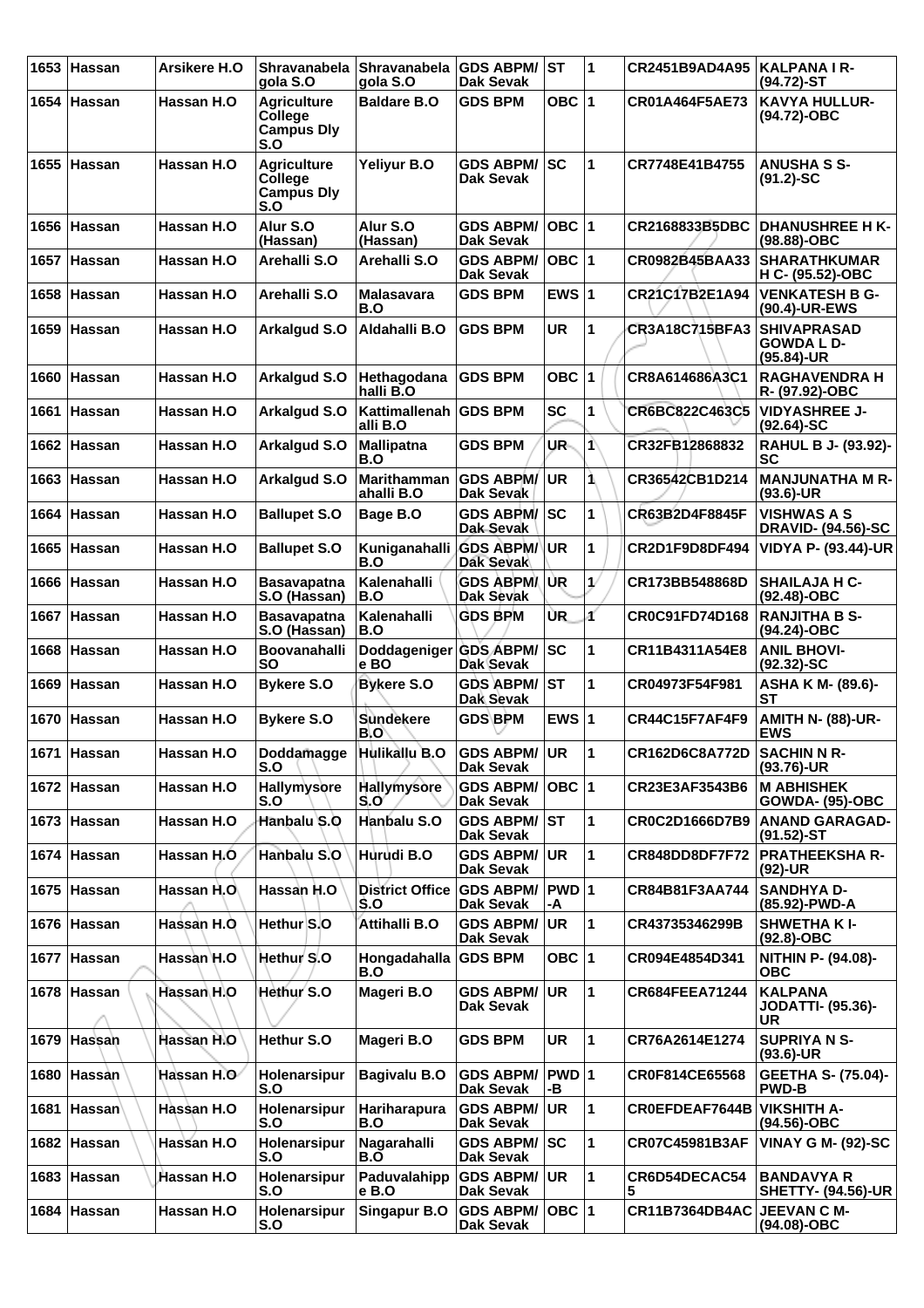| 1653 | Hassan | Arsikere H.O | Shravanabela gola S.O | Shravanabela gola S.O | GDS ABPM/ Dak Sevak | ST | 1 | CR2451B9AD4A95 | KALPANA I R- (94.72)-ST |
|---|---|---|---|---|---|---|---|---|---|
| 1654 | Hassan | Hassan H.O | Agriculture College Campus Dly S.O | Baldare B.O | GDS BPM | OBC | 1 | CR01A464F5AE73 | KAVYA HULLUR- (94.72)-OBC |
| 1655 | Hassan | Hassan H.O | Agriculture College Campus Dly S.O | Yeliyur B.O | GDS ABPM/ Dak Sevak | SC | 1 | CR7748E41B4755 | ANUSHA S S- (91.2)-SC |
| 1656 | Hassan | Hassan H.O | Alur S.O (Hassan) | Alur S.O (Hassan) | GDS ABPM/ Dak Sevak | OBC | 1 | CR2168833B5DBC | DHANUSHREE H K- (98.88)-OBC |
| 1657 | Hassan | Hassan H.O | Arehalli S.O | Arehalli S.O | GDS ABPM/ Dak Sevak | OBC | 1 | CR0982B45BAA33 | SHARATHKUMAR H C- (95.52)-OBC |
| 1658 | Hassan | Hassan H.O | Arehalli S.O | Malasavara B.O | GDS BPM | EWS | 1 | CR21C17B2E1A94 | VENKATESH B G- (90.4)-UR-EWS |
| 1659 | Hassan | Hassan H.O | Arkalgud S.O | Aldahalli B.O | GDS BPM | UR | 1 | CR3A18C715BFA3 | SHIVAPRASAD GOWDA L D- (95.84)-UR |
| 1660 | Hassan | Hassan H.O | Arkalgud S.O | Hethagodana halli B.O | GDS BPM | OBC | 1 | CR8A614686A3C1 | RAGHAVENDRA H R- (97.92)-OBC |
| 1661 | Hassan | Hassan H.O | Arkalgud S.O | Kattimallenah alli B.O | GDS BPM | SC | 1 | CR6BC822C463C5 | VIDYASHREE J- (92.64)-SC |
| 1662 | Hassan | Hassan H.O | Arkalgud S.O | Mallipatna B.O | GDS BPM | UR | 1 | CR32FB12868832 | RAHUL B J- (93.92)-SC |
| 1663 | Hassan | Hassan H.O | Arkalgud S.O | Marithamman ahalli B.O | GDS ABPM/ Dak Sevak | UR | 1 | CR36542CB1D214 | MANJUNATHA M R- (93.6)-UR |
| 1664 | Hassan | Hassan H.O | Ballupet S.O | Bage B.O | GDS ABPM/ Dak Sevak | SC | 1 | CR63B2D4F8845F | VISHWAS A S DRAVID- (94.56)-SC |
| 1665 | Hassan | Hassan H.O | Ballupet S.O | Kuniganahalli B.O | GDS ABPM/ Dak Sevak | UR | 1 | CR2D1F9D8DF494 | VIDYA P- (93.44)-UR |
| 1666 | Hassan | Hassan H.O | Basavapatna S.O (Hassan) | Kalenahalli B.O | GDS ABPM/ Dak Sevak | UR | 1 | CR173BB548868D | SHAILAJA H C- (92.48)-OBC |
| 1667 | Hassan | Hassan H.O | Basavapatna S.O (Hassan) | Kalenahalli B.O | GDS BPM | UR | 1 | CR0C91FD74D168 | RANJITHA B S- (94.24)-OBC |
| 1668 | Hassan | Hassan H.O | Boovanahalli SO | Doddageniger e BO | GDS ABPM/ Dak Sevak | SC | 1 | CR11B4311A54E8 | ANIL BHOVI- (92.32)-SC |
| 1669 | Hassan | Hassan H.O | Bykere S.O | Bykere S.O | GDS ABPM/ Dak Sevak | ST | 1 | CR04973F54F981 | ASHA K M- (89.6)-ST |
| 1670 | Hassan | Hassan H.O | Bykere S.O | Sundekere B.O | GDS BPM | EWS | 1 | CR44C15F7AF4F9 | AMITH N- (88)-UR-EWS |
| 1671 | Hassan | Hassan H.O | Doddamagge S.O | Hulikallu B.O | GDS ABPM/ Dak Sevak | UR | 1 | CR162D6C8A772D | SACHIN N R- (93.76)-UR |
| 1672 | Hassan | Hassan H.O | Hallymysore S.O | Hallymysore S.O | GDS ABPM/ Dak Sevak | OBC | 1 | CR23E3AF3543B6 | M ABHISHEK GOWDA- (95)-OBC |
| 1673 | Hassan | Hassan H.O | Hanbalu S.O | Hanbalu S.O | GDS ABPM/ Dak Sevak | ST | 1 | CR0C2D1666D7B9 | ANAND GARAGAD- (91.52)-ST |
| 1674 | Hassan | Hassan H.O | Hanbalu S.O | Hurudi B.O | GDS ABPM/ Dak Sevak | UR | 1 | CR848DD8DF7F72 | PRATHEEKSHA R- (92)-UR |
| 1675 | Hassan | Hassan H.O | Hassan H.O | District Office S.O | GDS ABPM/ Dak Sevak | PWD-A | 1 | CR84B81F3AA744 | SANDHYA D- (85.92)-PWD-A |
| 1676 | Hassan | Hassan H.O | Hethur S.O | Attihalli B.O | GDS ABPM/ Dak Sevak | UR | 1 | CR43735346299B | SHWETHA K I- (92.8)-OBC |
| 1677 | Hassan | Hassan H.O | Hethur S.O | Hongadahalla B.O | GDS BPM | OBC | 1 | CR094E4854D341 | NITHIN P- (94.08)-OBC |
| 1678 | Hassan | Hassan H.O | Hethur S.O | Mageri B.O | GDS ABPM/ Dak Sevak | UR | 1 | CR684FEEA71244 | KALPANA JODATTI- (95.36)-UR |
| 1679 | Hassan | Hassan H.O | Hethur S.O | Mageri B.O | GDS BPM | UR | 1 | CR76A2614E1274 | SUPRIYA N S- (93.6)-UR |
| 1680 | Hassan | Hassan H.O | Holenarsipur S.O | Bagivalu B.O | GDS ABPM/ Dak Sevak | PWD-B | 1 | CR0F814CE65568 | GEETHA S- (75.04)-PWD-B |
| 1681 | Hassan | Hassan H.O | Holenarsipur S.O | Hariharapura B.O | GDS ABPM/ Dak Sevak | UR | 1 | CR0EFDEAF7644B | VIKSHITH A- (94.56)-OBC |
| 1682 | Hassan | Hassan H.O | Holenarsipur S.O | Nagarahalli B.O | GDS ABPM/ Dak Sevak | SC | 1 | CR07C45981B3AF | VINAY G M- (92)-SC |
| 1683 | Hassan | Hassan H.O | Holenarsipur S.O | Paduvalahipp e B.O | GDS ABPM/ Dak Sevak | UR | 1 | CR6D54DECAC545 | BANDAVYA R SHETTY- (94.56)-UR |
| 1684 | Hassan | Hassan H.O | Holenarsipur S.O | Singapur B.O | GDS ABPM/ Dak Sevak | OBC | 1 | CR11B7364DB4AC | JEEVAN C M- (94.08)-OBC |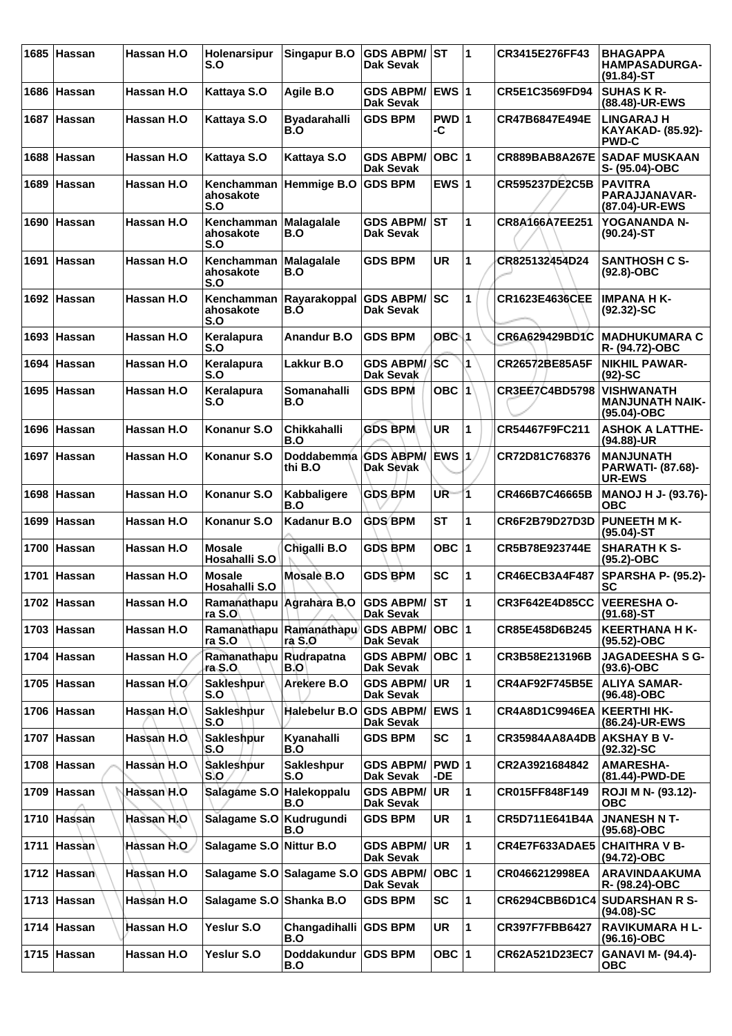| 1685 | Hassan | Hassan H.O | Holenarsipur S.O | Singapur B.O | GDS ABPM/ Dak Sevak | ST | 1 | CR3415E276FF43 | BHAGAPPA HAMPASADURGA- (91.84)-ST |
|---|---|---|---|---|---|---|---|---|---|
| 1686 | Hassan | Hassan H.O | Kattaya S.O | Agile B.O | GDS ABPM/ Dak Sevak | EWS | 1 | CR5E1C3569FD94 | SUHAS K R- (88.48)-UR-EWS |
| 1687 | Hassan | Hassan H.O | Kattaya S.O | Byadarahalli B.O | GDS BPM | PWD -C | 1 | CR47B6847E494E | LINGARAJ H KAYAKAD- (85.92)- PWD-C |
| 1688 | Hassan | Hassan H.O | Kattaya S.O | Kattaya S.O | GDS ABPM/ Dak Sevak | OBC | 1 | CR889BAB8A267E | SADAF MUSKAAN S- (95.04)-OBC |
| 1689 | Hassan | Hassan H.O | Kenchamman ahosakote S.O | Hemmige B.O | GDS BPM | EWS | 1 | CR595237DE2C5B | PAVITRA PARAJJANAVAR- (87.04)-UR-EWS |
| 1690 | Hassan | Hassan H.O | Kenchamman ahosakote S.O | Malagalale B.O | GDS ABPM/ Dak Sevak | ST | 1 | CR8A166A7EE251 | YOGANANDA N- (90.24)-ST |
| 1691 | Hassan | Hassan H.O | Kenchamman ahosakote S.O | Malagalale B.O | GDS BPM | UR | 1 | CR825132454D24 | SANTHOSH C S- (92.8)-OBC |
| 1692 | Hassan | Hassan H.O | Kenchamman ahosakote S.O | Rayarakoppal B.O | GDS ABPM/ Dak Sevak | SC | 1 | CR1623E4636CEE | IMPANA H K- (92.32)-SC |
| 1693 | Hassan | Hassan H.O | Keralapura S.O | Anandur B.O | GDS BPM | OBC | 1 | CR6A629429BD1C | MADHUKUMARA C R- (94.72)-OBC |
| 1694 | Hassan | Hassan H.O | Keralapura S.O | Lakkur B.O | GDS ABPM/ Dak Sevak | SC | 1 | CR26572BE85A5F | NIKHIL PAWAR- (92)-SC |
| 1695 | Hassan | Hassan H.O | Keralapura S.O | Somanahalli B.O | GDS BPM | OBC | 1 | CR3EE7C4BD5798 | VISHWANATH MANJUNATH NAIK- (95.04)-OBC |
| 1696 | Hassan | Hassan H.O | Konanur S.O | Chikkahalli B.O | GDS BPM | UR | 1 | CR54467F9FC211 | ASHOK A LATTHE- (94.88)-UR |
| 1697 | Hassan | Hassan H.O | Konanur S.O | Doddabemma thi B.O | GDS ABPM/ Dak Sevak | EWS | 1 | CR72D81C768376 | MANJUNATH PARWATI- (87.68)- UR-EWS |
| 1698 | Hassan | Hassan H.O | Konanur S.O | Kabbaligere B.O | GDS BPM | UR | 1 | CR466B7C46665B | MANOJ H J- (93.76)- OBC |
| 1699 | Hassan | Hassan H.O | Konanur S.O | Kadanur B.O | GDS BPM | ST | 1 | CR6F2B79D27D3D | PUNEETH M K- (95.04)-ST |
| 1700 | Hassan | Hassan H.O | Mosale Hosahalli S.O | Chigalli B.O | GDS BPM | OBC | 1 | CR5B78E923744E | SHARATH K S- (95.2)-OBC |
| 1701 | Hassan | Hassan H.O | Mosale Hosahalli S.O | Mosale B.O | GDS BPM | SC | 1 | CR46ECB3A4F487 | SPARSHA P- (95.2)- SC |
| 1702 | Hassan | Hassan H.O | Ramanathapu ra S.O | Agrahara B.O | GDS ABPM/ Dak Sevak | ST | 1 | CR3F642E4D85CC | VEERESHA O- (91.68)-ST |
| 1703 | Hassan | Hassan H.O | Ramanathapu ra S.O | Ramanathapu ra S.O | GDS ABPM/ Dak Sevak | OBC | 1 | CR85E458D6B245 | KEERTHANA H K- (95.52)-OBC |
| 1704 | Hassan | Hassan H.O | Ramanathapu ra S.O | Rudrapatna B.O | GDS ABPM/ Dak Sevak | OBC | 1 | CR3B58E213196B | JAGADEESHA S G- (93.6)-OBC |
| 1705 | Hassan | Hassan H.O | Sakleshpur S.O | Arekere B.O | GDS ABPM/ Dak Sevak | UR | 1 | CR4AF92F745B5E | ALIYA SAMAR- (96.48)-OBC |
| 1706 | Hassan | Hassan H.O | Sakleshpur S.O | Halebelur B.O | GDS ABPM/ Dak Sevak | EWS | 1 | CR4A8D1C9946EA | KEERTHI HK- (86.24)-UR-EWS |
| 1707 | Hassan | Hassan H.O | Sakleshpur S.O | Kyanahalli B.O | GDS BPM | SC | 1 | CR35984AA8A4DB | AKSHAY B V- (92.32)-SC |
| 1708 | Hassan | Hassan H.O | Sakleshpur S.O | Sakleshpur S.O | GDS ABPM/ Dak Sevak | PWD -DE | 1 | CR2A3921684842 | AMARESHA- (81.44)-PWD-DE |
| 1709 | Hassan | Hassan H.O | Salagame S.O | Halekoppalu B.O | GDS ABPM/ Dak Sevak | UR | 1 | CR015FF848F149 | ROJI M N- (93.12)- OBC |
| 1710 | Hassan | Hassan H.O | Salagame S.O | Kudrugundi B.O | GDS BPM | UR | 1 | CR5D711E641B4A | JNANESH N T- (95.68)-OBC |
| 1711 | Hassan | Hassan H.O | Salagame S.O | Nittur B.O | GDS ABPM/ Dak Sevak | UR | 1 | CR4E7F633ADAE5 | CHAITHRA V B- (94.72)-OBC |
| 1712 | Hassan | Hassan H.O | Salagame S.O | Salagame S.O | GDS ABPM/ Dak Sevak | OBC | 1 | CR0466212998EA | ARAVINDAAKUMA R- (98.24)-OBC |
| 1713 | Hassan | Hassan H.O | Salagame S.O | Shanka B.O | GDS BPM | SC | 1 | CR6294CBB6D1C4 | SUDARSHAN R S- (94.08)-SC |
| 1714 | Hassan | Hassan H.O | Yeslur S.O | Changadihalli B.O | GDS BPM | UR | 1 | CR397F7FBB6427 | RAVIKUMARA H L- (96.16)-OBC |
| 1715 | Hassan | Hassan H.O | Yeslur S.O | Doddakundur B.O | GDS BPM | OBC | 1 | CR62A521D23EC7 | GANAVI M- (94.4)- OBC |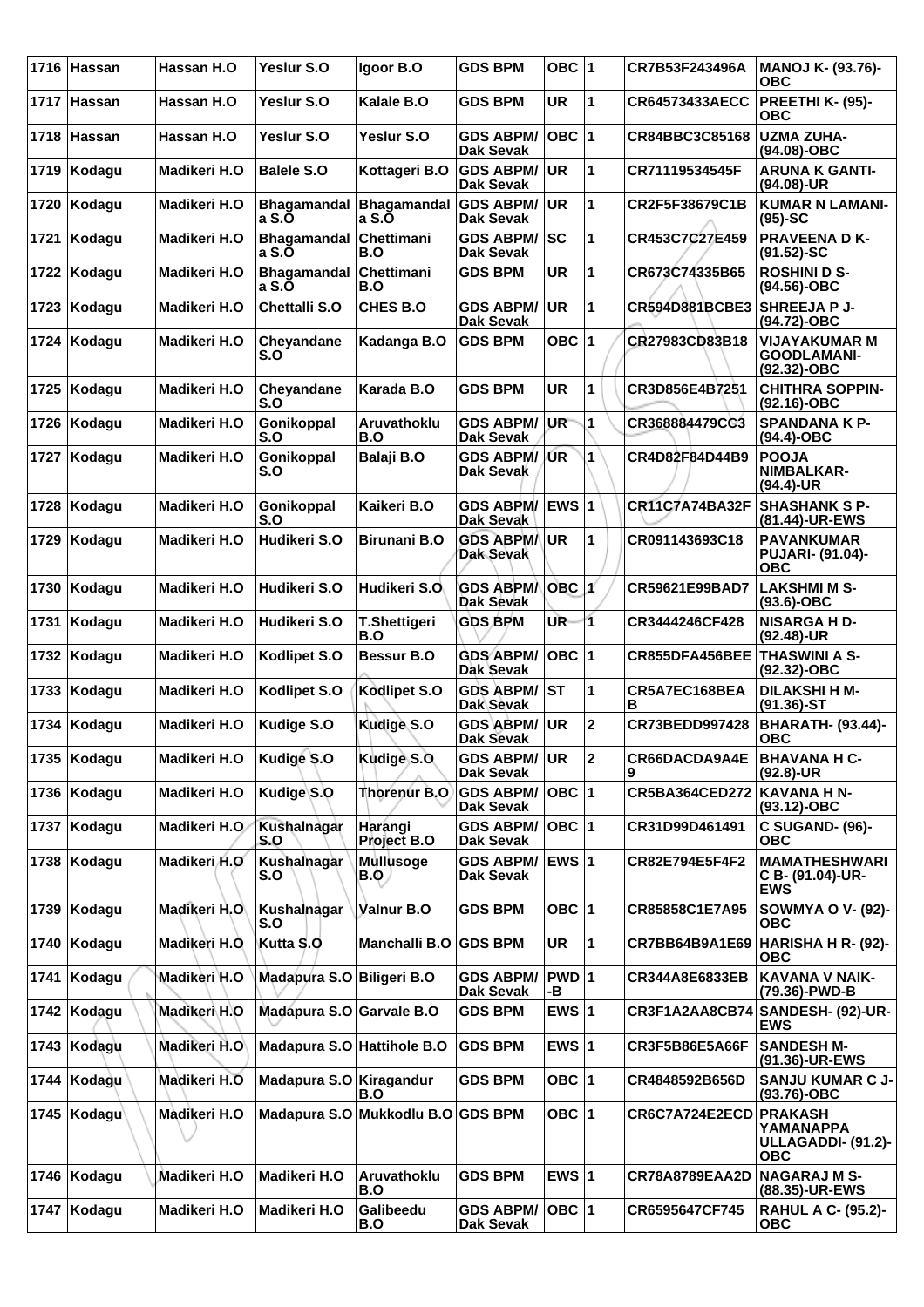| 1716 | Hassan | Hassan H.O | Yeslur S.O | Igoor B.O | GDS BPM | OBC | 1 | CR7B53F243496A | MANOJ K- (93.76)-OBC |
|---|---|---|---|---|---|---|---|---|---|
| 1717 | Hassan | Hassan H.O | Yeslur S.O | Kalale B.O | GDS BPM | UR | 1 | CR64573433AECC | PREETHI K- (95)-OBC |
| 1718 | Hassan | Hassan H.O | Yeslur S.O | Yeslur S.O | GDS ABPM/ Dak Sevak | OBC | 1 | CR84BBC3C85168 | UZMA ZUHA-(94.08)-OBC |
| 1719 | Kodagu | Madikeri H.O | Balele S.O | Kottageri B.O | GDS ABPM/ Dak Sevak | UR | 1 | CR71119534545F | ARUNA K GANTI-(94.08)-UR |
| 1720 | Kodagu | Madikeri H.O | Bhagamandal a S.O | Bhagamandal a S.O | GDS ABPM/ Dak Sevak | UR | 1 | CR2F5F38679C1B | KUMAR N LAMANI-(95)-SC |
| 1721 | Kodagu | Madikeri H.O | Bhagamandal a S.O | Chettimani B.O | GDS ABPM/ Dak Sevak | SC | 1 | CR453C7C27E459 | PRAVEENA D K-(91.52)-SC |
| 1722 | Kodagu | Madikeri H.O | Bhagamandal a S.O | Chettimani B.O | GDS BPM | UR | 1 | CR673C74335B65 | ROSHINI D S-(94.56)-OBC |
| 1723 | Kodagu | Madikeri H.O | Chettalli S.O | CHES B.O | GDS ABPM/ Dak Sevak | UR | 1 | CR594D881BCBE3 | SHREEJA P J-(94.72)-OBC |
| 1724 | Kodagu | Madikeri H.O | Cheyandane S.O | Kadanga B.O | GDS BPM | OBC | 1 | CR27983CD83B18 | VIJAYAKUMAR M GOODLAMANI-(92.32)-OBC |
| 1725 | Kodagu | Madikeri H.O | Cheyandane S.O | Karada B.O | GDS BPM | UR | 1 | CR3D856E4B7251 | CHITHRA SOPPIN-(92.16)-OBC |
| 1726 | Kodagu | Madikeri H.O | Gonikoppal S.O | Aruvathoklu B.O | GDS ABPM/ Dak Sevak | UR | 1 | CR368884479CC3 | SPANDANA K P-(94.4)-OBC |
| 1727 | Kodagu | Madikeri H.O | Gonikoppal S.O | Balaji B.O | GDS ABPM/ Dak Sevak | UR | 1 | CR4D82F84D44B9 | POOJA NIMBALKAR-(94.4)-UR |
| 1728 | Kodagu | Madikeri H.O | Gonikoppal S.O | Kaikeri B.O | GDS ABPM/ Dak Sevak | EWS | 1 | CR11C7A74BA32F | SHASHANK S P-(81.44)-UR-EWS |
| 1729 | Kodagu | Madikeri H.O | Hudikeri S.O | Birunani B.O | GDS ABPM/ Dak Sevak | UR | 1 | CR091143693C18 | PAVANKUMAR PUJARI- (91.04)-OBC |
| 1730 | Kodagu | Madikeri H.O | Hudikeri S.O | Hudikeri S.O | GDS ABPM/ Dak Sevak | OBC | 1 | CR59621E99BAD7 | LAKSHMI M S-(93.6)-OBC |
| 1731 | Kodagu | Madikeri H.O | Hudikeri S.O | T.Shettigeri B.O | GDS BPM | UR | 1 | CR3444246CF428 | NISARGA H D-(92.48)-UR |
| 1732 | Kodagu | Madikeri H.O | Kodlipet S.O | Bessur B.O | GDS ABPM/ Dak Sevak | OBC | 1 | CR855DFA456BEE | THASWINI A S-(92.32)-OBC |
| 1733 | Kodagu | Madikeri H.O | Kodlipet S.O | Kodlipet S.O | GDS ABPM/ Dak Sevak | ST | 1 | CR5A7EC168BEAB | DILAKSHI H M-(91.36)-ST |
| 1734 | Kodagu | Madikeri H.O | Kudige S.O | Kudige S.O | GDS ABPM/ Dak Sevak | UR | 2 | CR73BEDD997428 | BHARATH- (93.44)-OBC |
| 1735 | Kodagu | Madikeri H.O | Kudige S.O | Kudige S.O | GDS ABPM/ Dak Sevak | UR | 2 | CR66DACDA9A4E9 | BHAVANA H C-(92.8)-UR |
| 1736 | Kodagu | Madikeri H.O | Kudige S.O | Thorenur B.O | GDS ABPM/ Dak Sevak | OBC | 1 | CR5BA364CED272 | KAVANA H N-(93.12)-OBC |
| 1737 | Kodagu | Madikeri H.O | Kushalnagar S.O | Harangi Project B.O | GDS ABPM/ Dak Sevak | OBC | 1 | CR31D99D461491 | C SUGAND- (96)-OBC |
| 1738 | Kodagu | Madikeri H.O | Kushalnagar S.O | Mullusoge B.O | GDS ABPM/ Dak Sevak | EWS | 1 | CR82E794E5F4F2 | MAMATHESHWARI C B- (91.04)-UR-EWS |
| 1739 | Kodagu | Madikeri H.O | Kushalnagar S.O | Valnur B.O | GDS BPM | OBC | 1 | CR85858C1E7A95 | SOWMYA O V- (92)-OBC |
| 1740 | Kodagu | Madikeri H.O | Kutta S.O | Manchalli B.O | GDS BPM | UR | 1 | CR7BB64B9A1E69 | HARISHA H R- (92)-OBC |
| 1741 | Kodagu | Madikeri H.O | Madapura S.O | Biligeri B.O | GDS ABPM/ Dak Sevak | PWD-B | 1 | CR344A8E6833EB | KAVANA V NAIK-(79.36)-PWD-B |
| 1742 | Kodagu | Madikeri H.O | Madapura S.O | Garvale B.O | GDS BPM | EWS | 1 | CR3F1A2AA8CB74 | SANDESH- (92)-UR-EWS |
| 1743 | Kodagu | Madikeri H.O | Madapura S.O | Hattihole B.O | GDS BPM | EWS | 1 | CR3F5B86E5A66F | SANDESH M-(91.36)-UR-EWS |
| 1744 | Kodagu | Madikeri H.O | Madapura S.O | Kiragandur B.O | GDS BPM | OBC | 1 | CR4848592B656D | SANJU KUMAR C J-(93.76)-OBC |
| 1745 | Kodagu | Madikeri H.O | Madapura S.O | Mukkodlu B.O | GDS BPM | OBC | 1 | CR6C7A724E2ECD | PRAKASH YAMANAPPA ULLAGADDI- (91.2)-OBC |
| 1746 | Kodagu | Madikeri H.O | Madikeri H.O | Aruvathoklu B.O | GDS BPM | EWS | 1 | CR78A8789EAA2D | NAGARAJ M S-(88.35)-UR-EWS |
| 1747 | Kodagu | Madikeri H.O | Madikeri H.O | Galibeedu B.O | GDS ABPM/ Dak Sevak | OBC | 1 | CR6595647CF745 | RAHUL A C- (95.2)-OBC |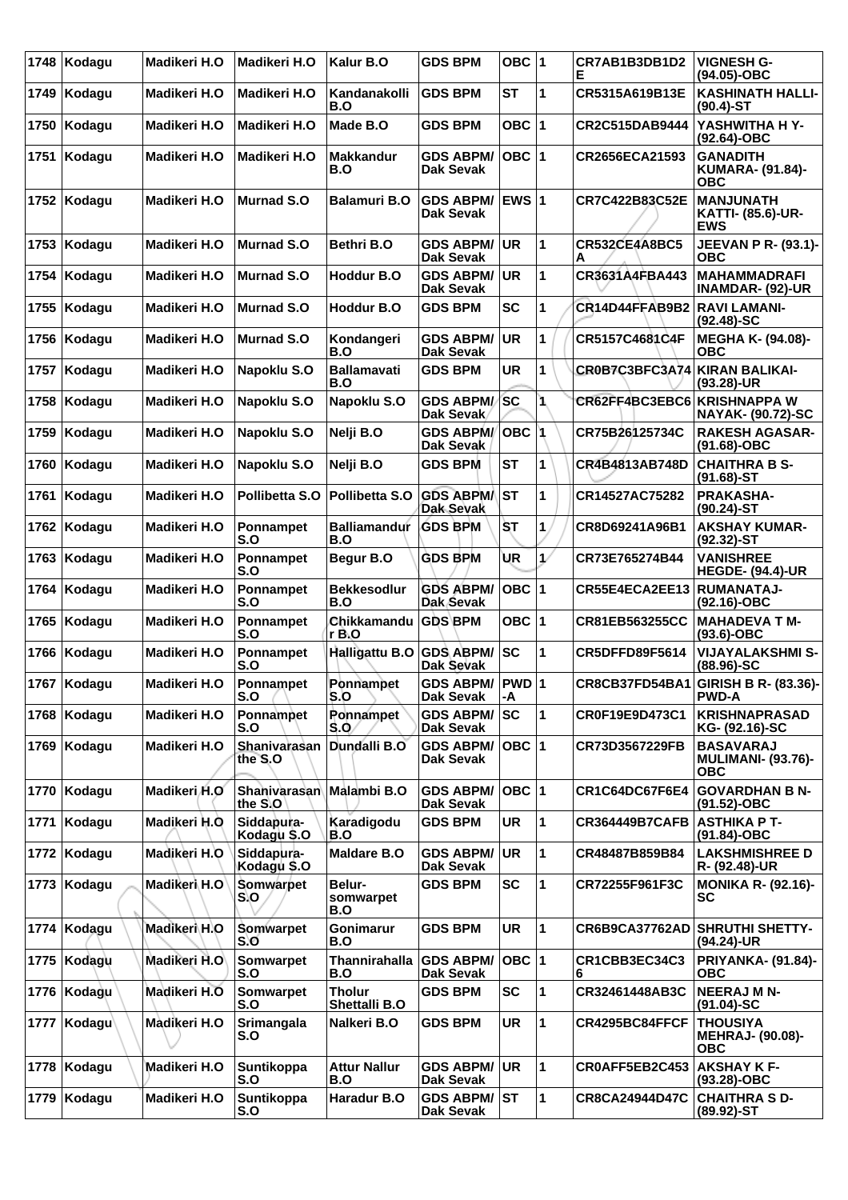| 1748 | Kodagu | Madikeri H.O | Madikeri H.O | Kalur B.O | GDS BPM | OBC | 1 | CR7AB1B3DB1D2E | VIGNESH G- (94.05)-OBC |
|---|---|---|---|---|---|---|---|---|---|
| 1749 | Kodagu | Madikeri H.O | Madikeri H.O | Kandanakolli B.O | GDS BPM | ST | 1 | CR5315A619B13E | KASHINATH HALLI- (90.4)-ST |
| 1750 | Kodagu | Madikeri H.O | Madikeri H.O | Made B.O | GDS BPM | OBC | 1 | CR2C515DAB9444 | YASHWITHA H Y- (92.64)-OBC |
| 1751 | Kodagu | Madikeri H.O | Madikeri H.O | Makkandur B.O | GDS ABPM/ Dak Sevak | OBC | 1 | CR2656ECA21593 | GANADITH KUMARA- (91.84)-OBC |
| 1752 | Kodagu | Madikeri H.O | Murnad S.O | Balamuri B.O | GDS ABPM/ Dak Sevak | EWS | 1 | CR7C422B83C52E | MANJUNATH KATTI- (85.6)-UR-EWS |
| 1753 | Kodagu | Madikeri H.O | Murnad S.O | Bethri B.O | GDS ABPM/ Dak Sevak | UR | 1 | CR532CE4A8BC5A | JEEVAN P R- (93.1)-OBC |
| 1754 | Kodagu | Madikeri H.O | Murnad S.O | Hoddur B.O | GDS ABPM/ Dak Sevak | UR | 1 | CR3631A4FBA443 | MAHAMMADRAFI INAMDAR- (92)-UR |
| 1755 | Kodagu | Madikeri H.O | Murnad S.O | Hoddur B.O | GDS BPM | SC | 1 | CR14D44FFAB9B2 | RAVI LAMANI- (92.48)-SC |
| 1756 | Kodagu | Madikeri H.O | Murnad S.O | Kondangeri B.O | GDS ABPM/ Dak Sevak | UR | 1 | CR5157C4681C4F | MEGHA K- (94.08)-OBC |
| 1757 | Kodagu | Madikeri H.O | Napoklu S.O | Ballamavati B.O | GDS BPM | UR | 1 | CR0B7C3BFC3A74 | KIRAN BALIKAI- (93.28)-UR |
| 1758 | Kodagu | Madikeri H.O | Napoklu S.O | Napoklu S.O | GDS ABPM/ Dak Sevak | SC | 1 | CR62FF4BC3EBC6 | KRISHNAPPA W NAYAK- (90.72)-SC |
| 1759 | Kodagu | Madikeri H.O | Napoklu S.O | Nelji B.O | GDS ABPM/ Dak Sevak | OBC | 1 | CR75B26125734C | RAKESH AGASAR- (91.68)-OBC |
| 1760 | Kodagu | Madikeri H.O | Napoklu S.O | Nelji B.O | GDS BPM | ST | 1 | CR4B4813AB748D | CHAITHRA B S- (91.68)-ST |
| 1761 | Kodagu | Madikeri H.O | Pollibetta S.O | Pollibetta S.O | GDS ABPM/ Dak Sevak | ST | 1 | CR14527AC75282 | PRAKASHA- (90.24)-ST |
| 1762 | Kodagu | Madikeri H.O | Ponnampet S.O | Balliamandur B.O | GDS BPM | ST | 1 | CR8D69241A96B1 | AKSHAY KUMAR- (92.32)-ST |
| 1763 | Kodagu | Madikeri H.O | Ponnampet S.O | Begur B.O | GDS BPM | UR | 1 | CR73E765274B44 | VANISHREE HEGDE- (94.4)-UR |
| 1764 | Kodagu | Madikeri H.O | Ponnampet S.O | Bekkesodlur B.O | GDS ABPM/ Dak Sevak | OBC | 1 | CR55E4ECA2EE13 | RUMANATAJ- (92.16)-OBC |
| 1765 | Kodagu | Madikeri H.O | Ponnampet S.O | Chikkamandur B.O | GDS BPM | OBC | 1 | CR81EB563255CC | MAHADEVA T M- (93.6)-OBC |
| 1766 | Kodagu | Madikeri H.O | Ponnampet S.O | Halligattu B.O | GDS ABPM/ Dak Sevak | SC | 1 | CR5DFFD89F5614 | VIJAYALAKSHMI S- (88.96)-SC |
| 1767 | Kodagu | Madikeri H.O | Ponnampet S.O | Ponnampet S.O | GDS ABPM/ Dak Sevak | PWD-A | 1 | CR8CB37FD54BA1 | GIRISH B R- (83.36)-PWD-A |
| 1768 | Kodagu | Madikeri H.O | Ponnampet S.O | Ponnampet S.O | GDS ABPM/ Dak Sevak | SC | 1 | CR0F19E9D473C1 | KRISHNAPRASAD KG- (92.16)-SC |
| 1769 | Kodagu | Madikeri H.O | Shanivarasanthe S.O | Dundalli B.O | GDS ABPM/ Dak Sevak | OBC | 1 | CR73D3567229FB | BASAVARAJ MULIMANI- (93.76)-OBC |
| 1770 | Kodagu | Madikeri H.O | Shanivarasanthe S.O | Malambi B.O | GDS ABPM/ Dak Sevak | OBC | 1 | CR1C64DC67F6E4 | GOVARDHAN B N- (91.52)-OBC |
| 1771 | Kodagu | Madikeri H.O | Siddapura-Kodagu S.O | Karadigodu B.O | GDS BPM | UR | 1 | CR364449B7CAFB | ASTHIKA P T- (91.84)-OBC |
| 1772 | Kodagu | Madikeri H.O | Siddapura-Kodagu S.O | Maldare B.O | GDS ABPM/ Dak Sevak | UR | 1 | CR48487B859B84 | LAKSHMISHREE D R- (92.48)-UR |
| 1773 | Kodagu | Madikeri H.O | Somwarpet S.O | Belur-somwarpet B.O | GDS BPM | SC | 1 | CR72255F961F3C | MONIKA R- (92.16)-SC |
| 1774 | Kodagu | Madikeri H.O | Somwarpet S.O | Gonimarur B.O | GDS BPM | UR | 1 | CR6B9CA37762AD | SHRUTHI SHETTY- (94.24)-UR |
| 1775 | Kodagu | Madikeri H.O | Somwarpet S.O | Thannirahalla B.O | GDS ABPM/ Dak Sevak | OBC | 1 | CR1CBB3EC34C36 | PRIYANKA- (91.84)-OBC |
| 1776 | Kodagu | Madikeri H.O | Somwarpet S.O | Tholur Shettalli B.O | GDS BPM | SC | 1 | CR32461448AB3C | NEERAJ M N- (91.04)-SC |
| 1777 | Kodagu | Madikeri H.O | Srimangala S.O | Nalkeri B.O | GDS BPM | UR | 1 | CR4295BC84FFCF | THOUSIYA MEHRAJ- (90.08)-OBC |
| 1778 | Kodagu | Madikeri H.O | Suntikoppa S.O | Attur Nallur B.O | GDS ABPM/ Dak Sevak | UR | 1 | CR0AFF5EB2C453 | AKSHAY K F- (93.28)-OBC |
| 1779 | Kodagu | Madikeri H.O | Suntikoppa S.O | Haradur B.O | GDS ABPM/ Dak Sevak | ST | 1 | CR8CA24944D47C | CHAITHRA S D- (89.92)-ST |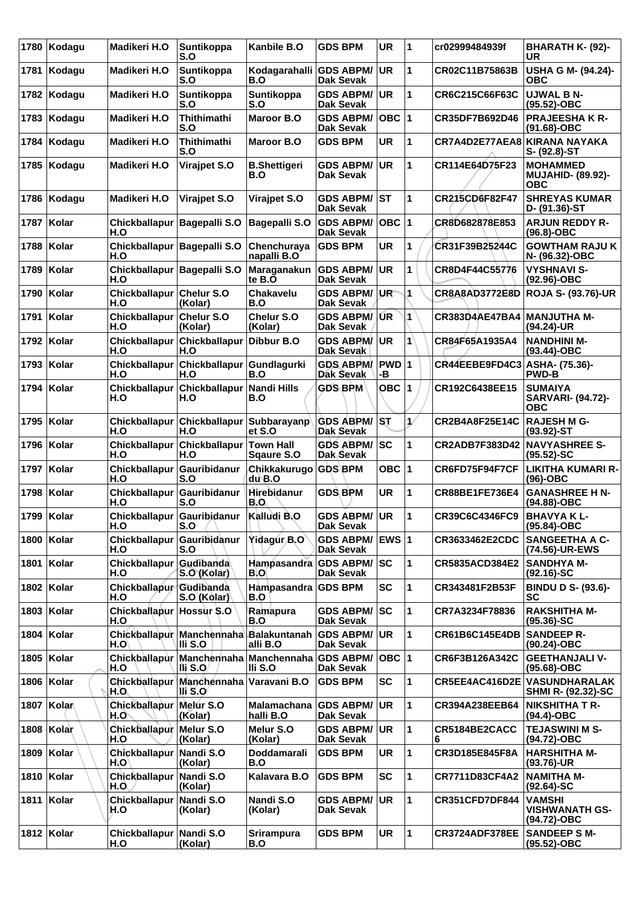| 1780 | Kodagu | Madikeri H.O | Suntikoppa S.O | Kanbile B.O | GDS BPM | UR | 1 | cr02999484939f | BHARATH K- (92)-UR |
|---|---|---|---|---|---|---|---|---|---|
| 1781 | Kodagu | Madikeri H.O | Suntikoppa S.O | Kodagarahalli B.O | GDS ABPM/ Dak Sevak | UR | 1 | CR02C11B75863B | USHA G M- (94.24)-OBC |
| 1782 | Kodagu | Madikeri H.O | Suntikoppa S.O | Suntikoppa S.O | GDS ABPM/ Dak Sevak | UR | 1 | CR6C215C66F63C | UJWAL B N- (95.52)-OBC |
| 1783 | Kodagu | Madikeri H.O | Thithimathi S.O | Maroor B.O | GDS ABPM/ Dak Sevak | OBC | 1 | CR35DF7B692D46 | PRAJEESHA K R- (91.68)-OBC |
| 1784 | Kodagu | Madikeri H.O | Thithimathi S.O | Maroor B.O | GDS BPM | UR | 1 | CR7A4D2E77AEA8 | KIRANA NAYAKA S- (92.8)-ST |
| 1785 | Kodagu | Madikeri H.O | Virajpet S.O | B.Shettigeri B.O | GDS ABPM/ Dak Sevak | UR | 1 | CR114E64D75F23 | MOHAMMED MUJAHID- (89.92)-OBC |
| 1786 | Kodagu | Madikeri H.O | Virajpet S.O | Virajpet S.O | GDS ABPM/ Dak Sevak | ST | 1 | CR215CD6F82F47 | SHREYAS KUMAR D- (91.36)-ST |
| 1787 | Kolar | Chickballapur H.O | Bagepalli S.O | Bagepalli S.O | GDS ABPM/ Dak Sevak | OBC | 1 | CR8D682878E853 | ARJUN REDDY R- (96.8)-OBC |
| 1788 | Kolar | Chickballapur H.O | Bagepalli S.O | Chenchuraya napalli B.O | GDS BPM | UR | 1 | CR31F39B25244C | GOWTHAM RAJU K N- (96.32)-OBC |
| 1789 | Kolar | Chickballapur H.O | Bagepalli S.O | Maraganakun te B.O | GDS ABPM/ Dak Sevak | UR | 1 | CR8D4F44C55776 | VYSHNAVI S- (92.96)-OBC |
| 1790 | Kolar | Chickballapur H.O | Chelur S.O (Kolar) | Chakavelu B.O | GDS ABPM/ Dak Sevak | UR | 1 | CR8A8AD3772E8D | ROJA S- (93.76)-UR |
| 1791 | Kolar | Chickballapur H.O | Chelur S.O (Kolar) | Chelur S.O (Kolar) | GDS ABPM/ Dak Sevak | UR | 1 | CR383D4AE47BA4 | MANJUTHA M- (94.24)-UR |
| 1792 | Kolar | Chickballapur H.O | Chickballapur H.O | Dibbur B.O | GDS ABPM/ Dak Sevak | UR | 1 | CR84F65A1935A4 | NANDHINI M- (93.44)-OBC |
| 1793 | Kolar | Chickballapur H.O | Chickballapur H.O | Gundlagurki B.O | GDS ABPM/ Dak Sevak | PWD -B | 1 | CR44EEBE9FD4C3 | ASHA- (75.36)-PWD-B |
| 1794 | Kolar | Chickballapur H.O | Chickballapur H.O | Nandi Hills B.O | GDS BPM | OBC | 1 | CR192C6438EE15 | SUMAIYA SARVARI- (94.72)-OBC |
| 1795 | Kolar | Chickballapur H.O | Chickballapur H.O | Subbarayanp et S.O | GDS ABPM/ Dak Sevak | ST | 1 | CR2B4A8F25E14C | RAJESH M G- (93.92)-ST |
| 1796 | Kolar | Chickballapur H.O | Chickballapur H.O | Town Hall Sqaure S.O | GDS ABPM/ Dak Sevak | SC | 1 | CR2ADB7F383D42 | NAVYASHREE S- (95.52)-SC |
| 1797 | Kolar | Chickballapur H.O | Gauribidanur S.O | Chikkakurugo du B.O | GDS BPM | OBC | 1 | CR6FD75F94F7CF | LIKITHA KUMARI R- (96)-OBC |
| 1798 | Kolar | Chickballapur H.O | Gauribidanur S.O | Hirebidanur B.O | GDS BPM | UR | 1 | CR88BE1FE736E4 | GANASHREE H N- (94.88)-OBC |
| 1799 | Kolar | Chickballapur H.O | Gauribidanur S.O | Kalludi B.O | GDS ABPM/ Dak Sevak | UR | 1 | CR39C6C4346FC9 | BHAVYA K L- (95.84)-OBC |
| 1800 | Kolar | Chickballapur H.O | Gauribidanur S.O | Yidagur B.O | GDS ABPM/ Dak Sevak | EWS | 1 | CR3633462E2CDC | SANGEETHA A C- (74.56)-UR-EWS |
| 1801 | Kolar | Chickballapur H.O | Gudibanda S.O (Kolar) | Hampasandra B.O | GDS ABPM/ Dak Sevak | SC | 1 | CR5835ACD384E2 | SANDHYA M- (92.16)-SC |
| 1802 | Kolar | Chickballapur H.O | Gudibanda S.O (Kolar) | Hampasandra B.O | GDS BPM | SC | 1 | CR343481F2B53F | BINDU D S- (93.6)-SC |
| 1803 | Kolar | Chickballapur H.O | Hossur S.O | Ramapura B.O | GDS ABPM/ Dak Sevak | SC | 1 | CR7A3234F78836 | RAKSHITHA M- (95.36)-SC |
| 1804 | Kolar | Chickballapur H.O | Manchennaha lli S.O | Balakuntanah alli B.O | GDS ABPM/ Dak Sevak | UR | 1 | CR61B6C145E4DB | SANDEEP R- (90.24)-OBC |
| 1805 | Kolar | Chickballapur H.O | Manchennaha lli S.O | Manchennaha lli S.O | GDS ABPM/ Dak Sevak | OBC | 1 | CR6F3B126A342C | GEETHANJALI V- (95.68)-OBC |
| 1806 | Kolar | Chickballapur H.O | Manchennaha lli S.O | Varavani B.O | GDS BPM | SC | 1 | CR5EE4AC416D2E | VASUNDHARALAK SHMI R- (92.32)-SC |
| 1807 | Kolar | Chickballapur H.O | Melur S.O (Kolar) | Malamachana halli B.O | GDS ABPM/ Dak Sevak | UR | 1 | CR394A238EEB64 | NIKSHITHA T R- (94.4)-OBC |
| 1808 | Kolar | Chickballapur H.O | Melur S.O (Kolar) | Melur S.O (Kolar) | GDS ABPM/ Dak Sevak | UR | 1 | CR5184BE2CACC 6 | TEJASWINI M S- (94.72)-OBC |
| 1809 | Kolar | Chickballapur H.O | Nandi S.O (Kolar) | Doddamarali B.O | GDS BPM | UR | 1 | CR3D185E845F8A | HARSHITHA M- (93.76)-UR |
| 1810 | Kolar | Chickballapur H.O | Nandi S.O (Kolar) | Kalavara B.O | GDS BPM | SC | 1 | CR7711D83CF4A2 | NAMITHA M- (92.64)-SC |
| 1811 | Kolar | Chickballapur H.O | Nandi S.O (Kolar) | Nandi S.O (Kolar) | GDS ABPM/ Dak Sevak | UR | 1 | CR351CFD7DF844 | VAMSHI VISHWANATH GS- (94.72)-OBC |
| 1812 | Kolar | Chickballapur H.O | Nandi S.O (Kolar) | Srirampura B.O | GDS BPM | UR | 1 | CR3724ADF378EE | SANDEEP S M- (95.52)-OBC |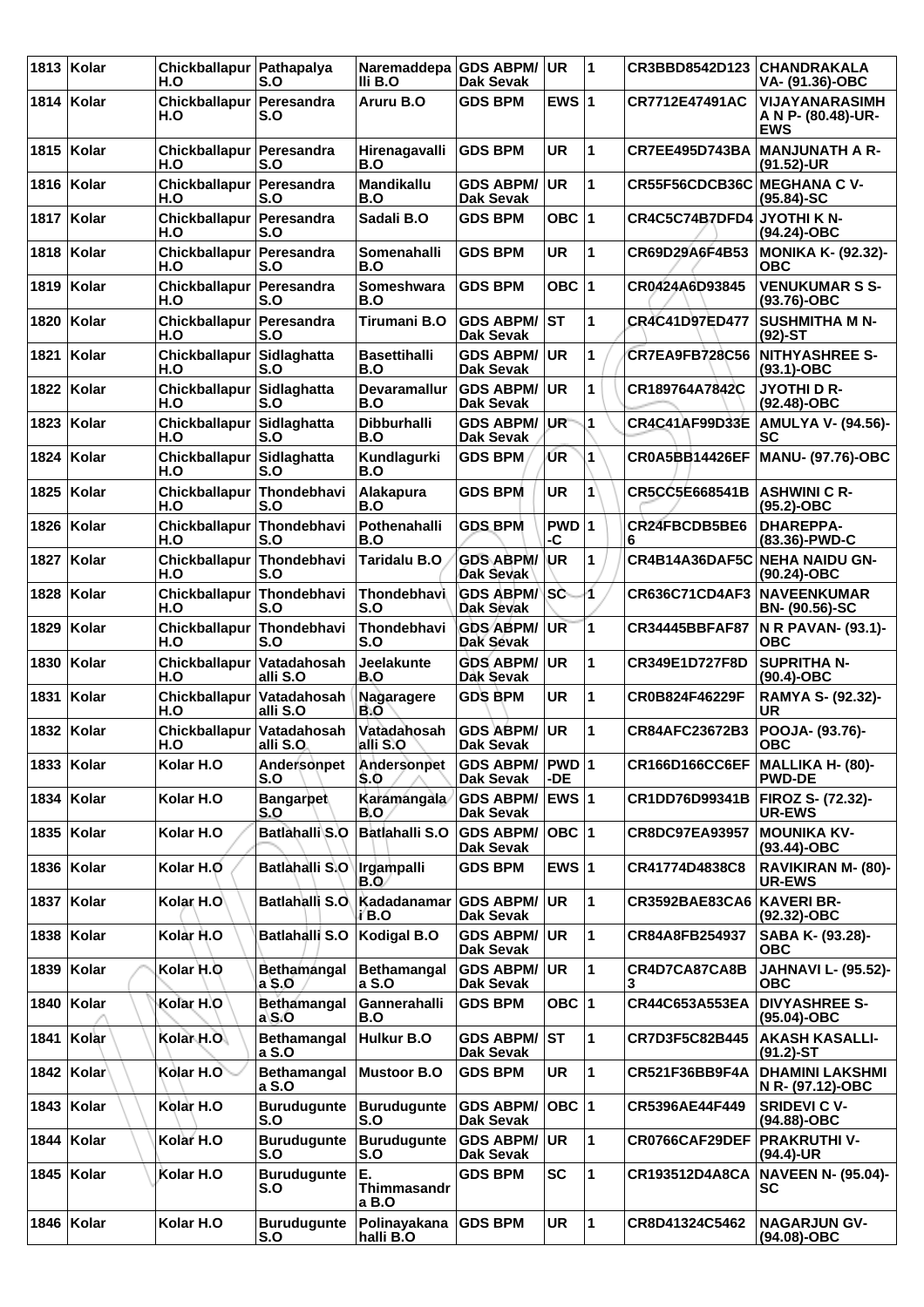| 1813 | Kolar | Chickballapur H.O | Pathapalya S.O | Naremaddepa lli B.O | GDS ABPM/ Dak Sevak | UR | 1 | CR3BBD8542D123 | CHANDRAKALA VA- (91.36)-OBC |
|---|---|---|---|---|---|---|---|---|---|
| 1814 | Kolar | Chickballapur H.O | Peresandra S.O | Aruru B.O | GDS BPM | EWS | 1 | CR7712E47491AC | VIJAYANARASIMH A N P- (80.48)-UR-EWS |
| 1815 | Kolar | Chickballapur H.O | Peresandra S.O | Hirenagavalli B.O | GDS BPM | UR | 1 | CR7EE495D743BA | MANJUNATH A R- (91.52)-UR |
| 1816 | Kolar | Chickballapur H.O | Peresandra S.O | Mandikallu B.O | GDS ABPM/ Dak Sevak | UR | 1 | CR55F56CDCB36C | MEGHANA C V- (95.84)-SC |
| 1817 | Kolar | Chickballapur H.O | Peresandra S.O | Sadali B.O | GDS BPM | OBC | 1 | CR4C5C74B7DFD4 | JYOTHI K N- (94.24)-OBC |
| 1818 | Kolar | Chickballapur H.O | Peresandra S.O | Somenahalli B.O | GDS BPM | UR | 1 | CR69D29A6F4B53 | MONIKA K- (92.32)-OBC |
| 1819 | Kolar | Chickballapur H.O | Peresandra S.O | Someshwara B.O | GDS BPM | OBC | 1 | CR0424A6D93845 | VENUKUMAR S S- (93.76)-OBC |
| 1820 | Kolar | Chickballapur H.O | Peresandra S.O | Tirumani B.O | GDS ABPM/ Dak Sevak | ST | 1 | CR4C41D97ED477 | SUSHMITHA M N- (92)-ST |
| 1821 | Kolar | Chickballapur H.O | Sidlaghatta S.O | Basettihalli B.O | GDS ABPM/ Dak Sevak | UR | 1 | CR7EA9FB728C56 | NITHYASHREE S- (93.1)-OBC |
| 1822 | Kolar | Chickballapur H.O | Sidlaghatta S.O | Devaramallur B.O | GDS ABPM/ Dak Sevak | UR | 1 | CR189764A7842C | JYOTHI D R- (92.48)-OBC |
| 1823 | Kolar | Chickballapur H.O | Sidlaghatta S.O | Dibburhalli B.O | GDS ABPM/ Dak Sevak | UR | 1 | CR4C41AF99D33E | AMULYA V- (94.56)-SC |
| 1824 | Kolar | Chickballapur H.O | Sidlaghatta S.O | Kundlagurki B.O | GDS BPM | UR | 1 | CR0A5BB14426EF | MANU- (97.76)-OBC |
| 1825 | Kolar | Chickballapur H.O | Thondebhavi S.O | Alakapura B.O | GDS BPM | UR | 1 | CR5CC5E668541B | ASHWINI C R- (95.2)-OBC |
| 1826 | Kolar | Chickballapur H.O | Thondebhavi S.O | Pothenahalli B.O | GDS BPM | PWD-C | 1 | CR24FBCDB5BE66 | DHAREPPA- (83.36)-PWD-C |
| 1827 | Kolar | Chickballapur H.O | Thondebhavi S.O | Taridalu B.O | GDS ABPM/ Dak Sevak | UR | 1 | CR4B14A36DAF5C | NEHA NAIDU GN- (90.24)-OBC |
| 1828 | Kolar | Chickballapur H.O | Thondebhavi S.O | Thondebhavi S.O | GDS ABPM/ Dak Sevak | SC | 1 | CR636C71CD4AF3 | NAVEENKUMAR BN- (90.56)-SC |
| 1829 | Kolar | Chickballapur H.O | Thondebhavi S.O | Thondebhavi S.O | GDS ABPM/ Dak Sevak | UR | 1 | CR34445BBFAF87 | N R PAVAN- (93.1)-OBC |
| 1830 | Kolar | Chickballapur H.O | Vatadahosah alli S.O | Jeelakunte B.O | GDS ABPM/ Dak Sevak | UR | 1 | CR349E1D727F8D | SUPRITHA N- (90.4)-OBC |
| 1831 | Kolar | Chickballapur H.O | Vatadahosah alli S.O | Nagaragere B.O | GDS BPM | UR | 1 | CR0B824F46229F | RAMYA S- (92.32)-UR |
| 1832 | Kolar | Chickballapur H.O | Vatadahosah alli S.O | Vatadahosah alli S.O | GDS ABPM/ Dak Sevak | UR | 1 | CR84AFC23672B3 | POOJA- (93.76)-OBC |
| 1833 | Kolar | Kolar H.O | Andersonpet S.O | Andersonpet S.O | GDS ABPM/ Dak Sevak | PWD-DE | 1 | CR166D166CC6EF | MALLIKA H- (80)-PWD-DE |
| 1834 | Kolar | Kolar H.O | Bangarpet S.O | Karamangala B.O | GDS ABPM/ Dak Sevak | EWS | 1 | CR1DD76D99341B | FIROZ S- (72.32)-UR-EWS |
| 1835 | Kolar | Kolar H.O | Batlahalli S.O | Batlahalli S.O | GDS ABPM/ Dak Sevak | OBC | 1 | CR8DC97EA93957 | MOUNIKA KV- (93.44)-OBC |
| 1836 | Kolar | Kolar H.O | Batlahalli S.O | Irgampalli B.O | GDS BPM | EWS | 1 | CR41774D4838C8 | RAVIKIRAN M- (80)-UR-EWS |
| 1837 | Kolar | Kolar H.O | Batlahalli S.O | Kadadanamar i B.O | GDS ABPM/ Dak Sevak | UR | 1 | CR3592BAE83CA6 | KAVERI BR- (92.32)-OBC |
| 1838 | Kolar | Kolar H.O | Batlahalli S.O | Kodigal B.O | GDS ABPM/ Dak Sevak | UR | 1 | CR84A8FB254937 | SABA K- (93.28)-OBC |
| 1839 | Kolar | Kolar H.O | Bethamangal a S.O | Bethamangal a S.O | GDS ABPM/ Dak Sevak | UR | 1 | CR4D7CA87CA8B3 | JAHNAVI L- (95.52)-OBC |
| 1840 | Kolar | Kolar H.O | Bethamangal a S.O | Gannerahalli B.O | GDS BPM | OBC | 1 | CR44C653A553EA | DIVYASHREE S- (95.04)-OBC |
| 1841 | Kolar | Kolar H.O | Bethamangal a S.O | Hulkur B.O | GDS ABPM/ Dak Sevak | ST | 1 | CR7D3F5C82B445 | AKASH KASALLI- (91.2)-ST |
| 1842 | Kolar | Kolar H.O | Bethamangal a S.O | Mustoor B.O | GDS BPM | UR | 1 | CR521F36BB9F4A | DHAMINI LAKSHMI N R- (97.12)-OBC |
| 1843 | Kolar | Kolar H.O | Burudugunte S.O | Burudugunte S.O | GDS ABPM/ Dak Sevak | OBC | 1 | CR5396AE44F449 | SRIDEVI C V- (94.88)-OBC |
| 1844 | Kolar | Kolar H.O | Burudugunte S.O | Burudugunte S.O | GDS ABPM/ Dak Sevak | UR | 1 | CR0766CAF29DEF | PRAKRUTHI V- (94.4)-UR |
| 1845 | Kolar | Kolar H.O | Burudugunte S.O | E. Thimmasandr a B.O | GDS BPM | SC | 1 | CR193512D4A8CA | NAVEEN N- (95.04)-SC |
| 1846 | Kolar | Kolar H.O | Burudugunte S.O | Polinayakana halli B.O | GDS BPM | UR | 1 | CR8D41324C5462 | NAGARJUN GV- (94.08)-OBC |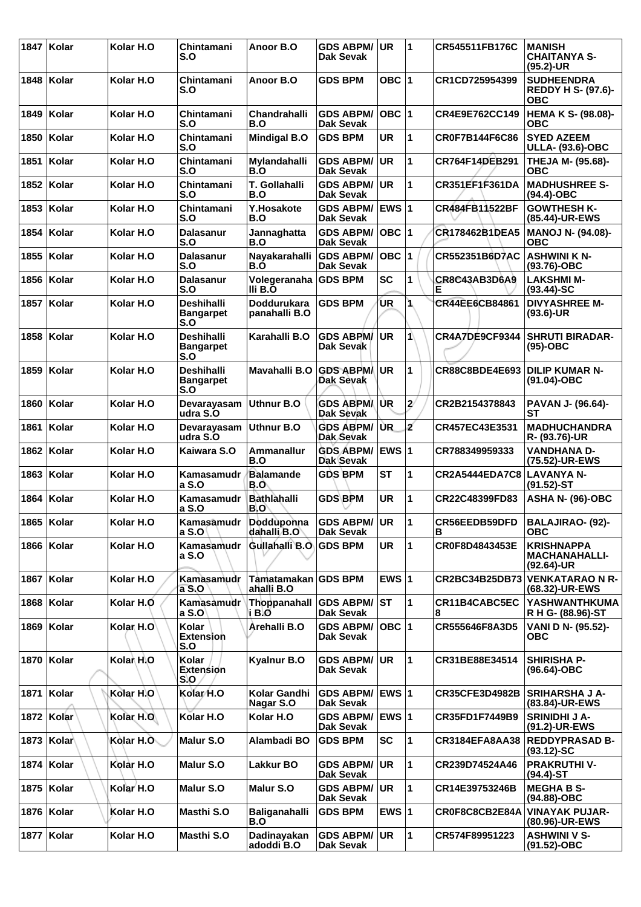| 1847 | Kolar | Kolar H.O | Chintamani S.O | Anoor B.O | GDS ABPM/ Dak Sevak | UR | 1 | CR545511FB176C | MANISH CHAITANYA S- (95.2)-UR |
|---|---|---|---|---|---|---|---|---|---|
| 1848 | Kolar | Kolar H.O | Chintamani S.O | Anoor B.O | GDS BPM | OBC | 1 | CR1CD725954399 | SUDHEENDRA REDDY H S- (97.6)-OBC |
| 1849 | Kolar | Kolar H.O | Chintamani S.O | Chandrahalli B.O | GDS ABPM/ Dak Sevak | OBC | 1 | CR4E9E762CC149 | HEMA K S- (98.08)-OBC |
| 1850 | Kolar | Kolar H.O | Chintamani S.O | Mindigal B.O | GDS BPM | UR | 1 | CR0F7B144F6C86 | SYED AZEEM ULLA- (93.6)-OBC |
| 1851 | Kolar | Kolar H.O | Chintamani S.O | Mylandahalli B.O | GDS ABPM/ Dak Sevak | UR | 1 | CR764F14DEB291 | THEJA M- (95.68)-OBC |
| 1852 | Kolar | Kolar H.O | Chintamani S.O | T. Gollahalli B.O | GDS ABPM/ Dak Sevak | UR | 1 | CR351EF1F361DA | MADHUSHREE S- (94.4)-OBC |
| 1853 | Kolar | Kolar H.O | Chintamani S.O | Y.Hosakote B.O | GDS ABPM/ Dak Sevak | EWS | 1 | CR484FB11522BF | GOWTHESH K- (85.44)-UR-EWS |
| 1854 | Kolar | Kolar H.O | Dalasanur S.O | Jannaghatta B.O | GDS ABPM/ Dak Sevak | OBC | 1 | CR178462B1DEA5 | MANOJ N- (94.08)-OBC |
| 1855 | Kolar | Kolar H.O | Dalasanur S.O | Nayakarahalli B.O | GDS ABPM/ Dak Sevak | OBC | 1 | CR552351B6D7AC | ASHWINI K N- (93.76)-OBC |
| 1856 | Kolar | Kolar H.O | Dalasanur S.O | Volegeranaha lli B.O | GDS BPM | SC | 1 | CR8C43AB3D6A9E | LAKSHMI M- (93.44)-SC |
| 1857 | Kolar | Kolar H.O | Deshihalli Bangarpet S.O | Doddurukara panahalli B.O | GDS BPM | UR | 1 | CR44EE6CB84861 | DIVYASHREE M- (93.6)-UR |
| 1858 | Kolar | Kolar H.O | Deshihalli Bangarpet S.O | Karahalli B.O | GDS ABPM/ Dak Sevak | UR | 1 | CR4A7DE9CF9344 | SHRUTI BIRADAR- (95)-OBC |
| 1859 | Kolar | Kolar H.O | Deshihalli Bangarpet S.O | Mavahalli B.O | GDS ABPM/ Dak Sevak | UR | 1 | CR88C8BDE4E693 | DILIP KUMAR N- (91.04)-OBC |
| 1860 | Kolar | Kolar H.O | Devarayasam udra S.O | Uthnur B.O | GDS ABPM/ Dak Sevak | UR | 2 | CR2B2154378843 | PAVAN J- (96.64)-ST |
| 1861 | Kolar | Kolar H.O | Devarayasam udra S.O | Uthnur B.O | GDS ABPM/ Dak Sevak | UR | 2 | CR457EC43E3531 | MADHUCHANDRA R- (93.76)-UR |
| 1862 | Kolar | Kolar H.O | Kaiwara S.O | Ammanallur B.O | GDS ABPM/ Dak Sevak | EWS | 1 | CR788349959333 | VANDHANA D- (75.52)-UR-EWS |
| 1863 | Kolar | Kolar H.O | Kamasamudr a S.O | Balamande B.O | GDS BPM | ST | 1 | CR2A5444EDA7C8 | LAVANYA N- (91.52)-ST |
| 1864 | Kolar | Kolar H.O | Kamasamudr a S.O | Bathlahalli B.O | GDS BPM | UR | 1 | CR22C48399FD83 | ASHA N- (96)-OBC |
| 1865 | Kolar | Kolar H.O | Kamasamudr a S.O | Dodduponna dahalli B.O | GDS ABPM/ Dak Sevak | UR | 1 | CR56EEDB59DFDB | BALAJIRAO- (92)-OBC |
| 1866 | Kolar | Kolar H.O | Kamasamudr a S.O | Gullahalli B.O | GDS BPM | UR | 1 | CR0F8D4843453E | KRISHNAPPA MACHANAHALLI- (92.64)-UR |
| 1867 | Kolar | Kolar H.O | Kamasamudr a S.O | Tamatamakan ahalli B.O | GDS BPM | EWS | 1 | CR2BC34B25DB73 | VENKATARAO N R- (68.32)-UR-EWS |
| 1868 | Kolar | Kolar H.O | Kamasamudr a S.O | Thoppanahall i B.O | GDS ABPM/ Dak Sevak | ST | 1 | CR11B4CABC5EC8 | YASHWANTHKUMA R H G- (88.96)-ST |
| 1869 | Kolar | Kolar H.O | Kolar Extension S.O | Arehalli B.O | GDS ABPM/ Dak Sevak | OBC | 1 | CR555646F8A3D5 | VANI D N- (95.52)-OBC |
| 1870 | Kolar | Kolar H.O | Kolar Extension S.O | Kyalnur B.O | GDS ABPM/ Dak Sevak | UR | 1 | CR31BE88E34514 | SHIRISHA P- (96.64)-OBC |
| 1871 | Kolar | Kolar H.O | Kolar H.O | Kolar Gandhi Nagar S.O | GDS ABPM/ Dak Sevak | EWS | 1 | CR35CFE3D4982B | SRIHARSHA J A- (83.84)-UR-EWS |
| 1872 | Kolar | Kolar H.O | Kolar H.O | Kolar H.O | GDS ABPM/ Dak Sevak | EWS | 1 | CR35FD1F7449B9 | SRINIDHI J A- (91.2)-UR-EWS |
| 1873 | Kolar | Kolar H.O | Malur S.O | Alambadi BO | GDS BPM | SC | 1 | CR3184EFA8AA38 | REDDYPRASAD B- (93.12)-SC |
| 1874 | Kolar | Kolar H.O | Malur S.O | Lakkur BO | GDS ABPM/ Dak Sevak | UR | 1 | CR239D74524A46 | PRAKRUTHI V- (94.4)-ST |
| 1875 | Kolar | Kolar H.O | Malur S.O | Malur S.O | GDS ABPM/ Dak Sevak | UR | 1 | CR14E39753246B | MEGHA B S- (94.88)-OBC |
| 1876 | Kolar | Kolar H.O | Masthi S.O | Baliganahalli B.O | GDS BPM | EWS | 1 | CR0F8C8CB2E84A | VINAYAK PUJAR- (80.96)-UR-EWS |
| 1877 | Kolar | Kolar H.O | Masthi S.O | Dadinayakan adoddi B.O | GDS ABPM/ Dak Sevak | UR | 1 | CR574F89951223 | ASHWINI V S- (91.52)-OBC |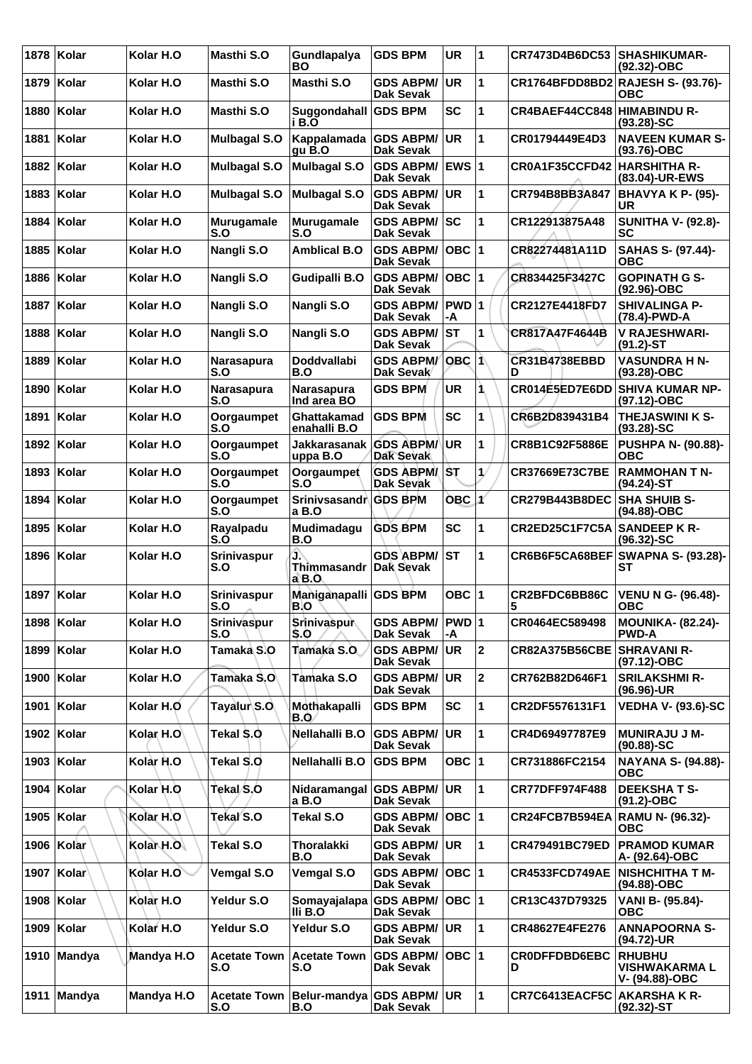| 1878 | Kolar | Kolar H.O | Masthi S.O | Gundlapalya BO | GDS BPM | UR | 1 | CR7473D4B6DC53 | SHASHIKUMAR-(92.32)-OBC |
|---|---|---|---|---|---|---|---|---|---|
| 1879 | Kolar | Kolar H.O | Masthi S.O | Masthi S.O | GDS ABPM/ Dak Sevak | UR | 1 | CR1764BFDD8BD2 | RAJESH S- (93.76)-OBC |
| 1880 | Kolar | Kolar H.O | Masthi S.O | Suggondahalli B.O | GDS BPM | SC | 1 | CR4BAEF44CC848 | HIMABINDU R-(93.28)-SC |
| 1881 | Kolar | Kolar H.O | Mulbagal S.O | Kappalamadagu B.O | GDS ABPM/ Dak Sevak | UR | 1 | CR01794449E4D3 | NAVEEN KUMAR S-(93.76)-OBC |
| 1882 | Kolar | Kolar H.O | Mulbagal S.O | Mulbagal S.O | GDS ABPM/ Dak Sevak | EWS | 1 | CR0A1F35CCFD42 | HARSHITHA R-(83.04)-UR-EWS |
| 1883 | Kolar | Kolar H.O | Mulbagal S.O | Mulbagal S.O | GDS ABPM/ Dak Sevak | UR | 1 | CR794B8BB3A847 | BHAVYA K P- (95)-UR |
| 1884 | Kolar | Kolar H.O | Murugamale S.O | Murugamale S.O | GDS ABPM/ Dak Sevak | SC | 1 | CR122913875A48 | SUNITHA V- (92.8)-SC |
| 1885 | Kolar | Kolar H.O | Nangli S.O | Amblical B.O | GDS ABPM/ Dak Sevak | OBC | 1 | CR82274481A11D | SAHAS S- (97.44)-OBC |
| 1886 | Kolar | Kolar H.O | Nangli S.O | Gudipalli B.O | GDS ABPM/ Dak Sevak | OBC | 1 | CR834425F3427C | GOPINATH G S-(92.96)-OBC |
| 1887 | Kolar | Kolar H.O | Nangli S.O | Nangli S.O | GDS ABPM/ Dak Sevak | PWD-A | 1 | CR2127E4418FD7 | SHIVALINGA P-(78.4)-PWD-A |
| 1888 | Kolar | Kolar H.O | Nangli S.O | Nangli S.O | GDS ABPM/ Dak Sevak | ST | 1 | CR817A47F4644B | V RAJESHWARI-(91.2)-ST |
| 1889 | Kolar | Kolar H.O | Narasapura S.O | Doddvallabi B.O | GDS ABPM/ Dak Sevak | OBC | 1 | CR31B4738EBBDD | VASUNDRA H N-(93.28)-OBC |
| 1890 | Kolar | Kolar H.O | Narasapura S.O | Narasapura Ind area BO | GDS BPM | UR | 1 | CR014E5ED7E6DD | SHIVA KUMAR NP-(97.12)-OBC |
| 1891 | Kolar | Kolar H.O | Oorgaumpet S.O | Ghattakamadenahalli B.O | GDS BPM | SC | 1 | CR6B2D839431B4 | THEJASWINI K S-(93.28)-SC |
| 1892 | Kolar | Kolar H.O | Oorgaumpet S.O | Jakkarasanakuppa B.O | GDS ABPM/ Dak Sevak | UR | 1 | CR8B1C92F5886E | PUSHPA N- (90.88)-OBC |
| 1893 | Kolar | Kolar H.O | Oorgaumpet S.O | Oorgaumpet S.O | GDS ABPM/ Dak Sevak | ST | 1 | CR37669E73C7BE | RAMMOHAN T N-(94.24)-ST |
| 1894 | Kolar | Kolar H.O | Oorgaumpet S.O | Srinivsasandra B.O | GDS BPM | OBC | 1 | CR279B443B8DEC | SHA SHUIB S-(94.88)-OBC |
| 1895 | Kolar | Kolar H.O | Rayalpadu S.O | Mudimadagu B.O | GDS BPM | SC | 1 | CR2ED25C1F7C5A | SANDEEP K R-(96.32)-SC |
| 1896 | Kolar | Kolar H.O | Srinivaspur S.O | J. Thimmasandra B.O | GDS ABPM/ Dak Sevak | ST | 1 | CR6B6F5CA68BEF | SWAPNA S- (93.28)-ST |
| 1897 | Kolar | Kolar H.O | Srinivaspur S.O | Maniganapalli B.O | GDS BPM | OBC | 1 | CR2BFDC6BB86C5 | VENU N G- (96.48)-OBC |
| 1898 | Kolar | Kolar H.O | Srinivaspur S.O | Srinivaspur S.O | GDS ABPM/ Dak Sevak | PWD-A | 1 | CR0464EC589498 | MOUNIKA- (82.24)-PWD-A |
| 1899 | Kolar | Kolar H.O | Tamaka S.O | Tamaka S.O | GDS ABPM/ Dak Sevak | UR | 2 | CR82A375B56CBE | SHRAVANI R-(97.12)-OBC |
| 1900 | Kolar | Kolar H.O | Tamaka S.O | Tamaka S.O | GDS ABPM/ Dak Sevak | UR | 2 | CR762B82D646F1 | SRILAKSHMI R-(96.96)-UR |
| 1901 | Kolar | Kolar H.O | Tayalur S.O | Mothakapalli B.O | GDS BPM | SC | 1 | CR2DF5576131F1 | VEDHA V- (93.6)-SC |
| 1902 | Kolar | Kolar H.O | Tekal S.O | Nellahalli B.O | GDS ABPM/ Dak Sevak | UR | 1 | CR4D69497787E9 | MUNIRAJU J M-(90.88)-SC |
| 1903 | Kolar | Kolar H.O | Tekal S.O | Nellahalli B.O | GDS BPM | OBC | 1 | CR731886FC2154 | NAYANA S- (94.88)-OBC |
| 1904 | Kolar | Kolar H.O | Tekal S.O | Nidaramangala B.O | GDS ABPM/ Dak Sevak | UR | 1 | CR77DFF974F488 | DEEKSHA T S-(91.2)-OBC |
| 1905 | Kolar | Kolar H.O | Tekal S.O | Tekal S.O | GDS ABPM/ Dak Sevak | OBC | 1 | CR24FCB7B594EA | RAMU N- (96.32)-OBC |
| 1906 | Kolar | Kolar H.O | Tekal S.O | Thoralakki B.O | GDS ABPM/ Dak Sevak | UR | 1 | CR479491BC79ED | PRAMOD KUMAR A- (92.64)-OBC |
| 1907 | Kolar | Kolar H.O | Vemgal S.O | Vemgal S.O | GDS ABPM/ Dak Sevak | OBC | 1 | CR4533FCD749AE | NISHCHITHA T M-(94.88)-OBC |
| 1908 | Kolar | Kolar H.O | Yeldur S.O | Somayajalapalli B.O | GDS ABPM/ Dak Sevak | OBC | 1 | CR13C437D79325 | VANI B- (95.84)-OBC |
| 1909 | Kolar | Kolar H.O | Yeldur S.O | Yeldur S.O | GDS ABPM/ Dak Sevak | UR | 1 | CR48627E4FE276 | ANNAPOORNA S-(94.72)-UR |
| 1910 | Mandya | Mandya H.O | Acetate Town S.O | Acetate Town S.O | GDS ABPM/ Dak Sevak | OBC | 1 | CR0DFFDBD6EBCD | RHUBHU VISHWAKARMA L V- (94.88)-OBC |
| 1911 | Mandya | Mandya H.O | Acetate Town S.O | Belur-mandya B.O | GDS ABPM/ Dak Sevak | UR | 1 | CR7C6413EACF5C | AKARSHA K R-(92.32)-ST |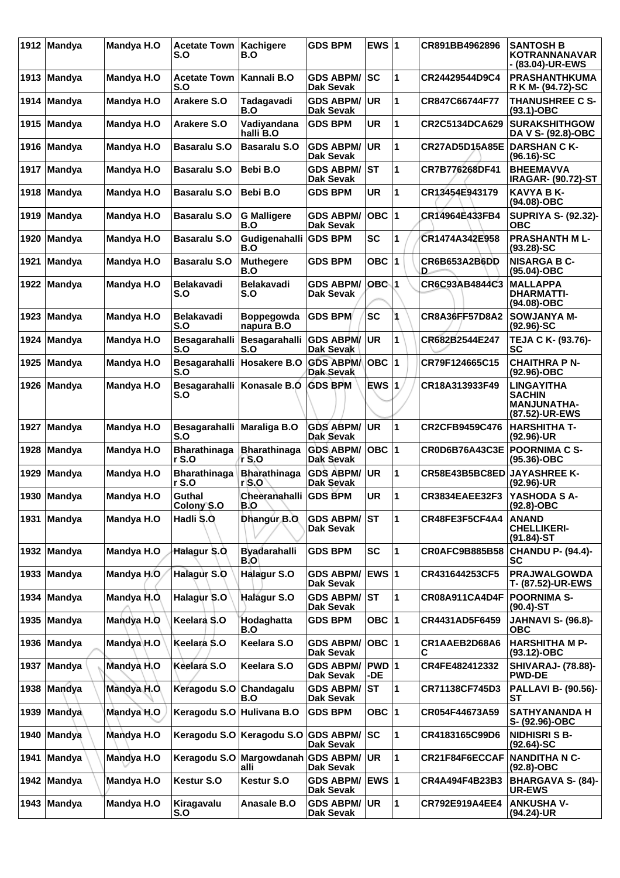| 1912 | Mandya | Mandya H.O | Acetate Town S.O | Kachigere B.O | GDS BPM | EWS | 1 | CR891BB4962896 | SANTOSH B KOTRANNANAVAR - (83.04)-UR-EWS |
|---|---|---|---|---|---|---|---|---|---|
| 1913 | Mandya | Mandya H.O | Acetate Town S.O | Kannali B.O | GDS ABPM/ Dak Sevak | SC | 1 | CR24429544D9C4 | PRASHANTHKUMA R K M- (94.72)-SC |
| 1914 | Mandya | Mandya H.O | Arakere S.O | Tadagavadi B.O | GDS ABPM/ Dak Sevak | UR | 1 | CR847C66744F77 | THANUSHREE C S- (93.1)-OBC |
| 1915 | Mandya | Mandya H.O | Arakere S.O | Vadiyandana halli B.O | GDS BPM | UR | 1 | CR2C5134DCA629 | SURAKSHITHGOW DA V S- (92.8)-OBC |
| 1916 | Mandya | Mandya H.O | Basaralu S.O | Basaralu S.O | GDS ABPM/ Dak Sevak | UR | 1 | CR27AD5D15A85E | DARSHAN C K- (96.16)-SC |
| 1917 | Mandya | Mandya H.O | Basaralu S.O | Bebi B.O | GDS ABPM/ Dak Sevak | ST | 1 | CR7B776268DF41 | BHEEMAVVA IRAGAR- (90.72)-ST |
| 1918 | Mandya | Mandya H.O | Basaralu S.O | Bebi B.O | GDS BPM | UR | 1 | CR13454E943179 | KAVYA B K- (94.08)-OBC |
| 1919 | Mandya | Mandya H.O | Basaralu S.O | G Malligere B.O | GDS ABPM/ Dak Sevak | OBC | 1 | CR14964E433FB4 | SUPRIYA S- (92.32)-OBC |
| 1920 | Mandya | Mandya H.O | Basaralu S.O | Gudigenahalli B.O | GDS BPM | SC | 1 | CR1474A342E958 | PRASHANTH M L- (93.28)-SC |
| 1921 | Mandya | Mandya H.O | Basaralu S.O | Muthegere B.O | GDS BPM | OBC | 1 | CR6B653A2B6DD D | NISARGA B C- (95.04)-OBC |
| 1922 | Mandya | Mandya H.O | Belakavadi S.O | Belakavadi S.O | GDS ABPM/ Dak Sevak | OBC | 1 | CR6C93AB4844C3 | MALLAPPA DHARMATTI- (94.08)-OBC |
| 1923 | Mandya | Mandya H.O | Belakavadi S.O | Boppegowda napura B.O | GDS BPM | SC | 1 | CR8A36FF57D8A2 | SOWJANYA M- (92.96)-SC |
| 1924 | Mandya | Mandya H.O | Besagarahalli S.O | Besagarahalli S.O | GDS ABPM/ Dak Sevak | UR | 1 | CR682B2544E247 | TEJA C K- (93.76)-SC |
| 1925 | Mandya | Mandya H.O | Besagarahalli S.O | Hosakere B.O | GDS ABPM/ Dak Sevak | OBC | 1 | CR79F124665C15 | CHAITHRA P N- (92.96)-OBC |
| 1926 | Mandya | Mandya H.O | Besagarahalli S.O | Konasale B.O | GDS BPM | EWS | 1 | CR18A313933F49 | LINGAYITHA SACHIN MANJUNATHA- (87.52)-UR-EWS |
| 1927 | Mandya | Mandya H.O | Besagarahalli S.O | Maraliga B.O | GDS ABPM/ Dak Sevak | UR | 1 | CR2CFB9459C476 | HARSHITHA T- (92.96)-UR |
| 1928 | Mandya | Mandya H.O | Bharathinaga r S.O | Bharathinaga r S.O | GDS ABPM/ Dak Sevak | OBC | 1 | CR0D6B76A43C3E | POORNIMA C S- (95.36)-OBC |
| 1929 | Mandya | Mandya H.O | Bharathinaga r S.O | Bharathinaga r S.O | GDS ABPM/ Dak Sevak | UR | 1 | CR58E43B5BC8ED | JAYASHREE K- (92.96)-UR |
| 1930 | Mandya | Mandya H.O | Guthal Colony S.O | Cheeranahalli B.O | GDS BPM | UR | 1 | CR3834EAEE32F3 | YASHODA S A- (92.8)-OBC |
| 1931 | Mandya | Mandya H.O | Hadli S.O | Dhangur B.O | GDS ABPM/ Dak Sevak | ST | 1 | CR48FE3F5CF4A4 | ANAND CHELLIKERI- (91.84)-ST |
| 1932 | Mandya | Mandya H.O | Halagur S.O | Byadarahalli B.O | GDS BPM | SC | 1 | CR0AFC9B885B58 | CHANDU P- (94.4)-SC |
| 1933 | Mandya | Mandya H.O | Halagur S.O | Halagur S.O | GDS ABPM/ Dak Sevak | EWS | 1 | CR431644253CF5 | PRAJWALGOWDA T- (87.52)-UR-EWS |
| 1934 | Mandya | Mandya H.O | Halagur S.O | Halagur S.O | GDS ABPM/ Dak Sevak | ST | 1 | CR08A911CA4D4F | POORNIMA S- (90.4)-ST |
| 1935 | Mandya | Mandya H.O | Keelara S.O | Hodaghatta B.O | GDS BPM | OBC | 1 | CR4431AD5F6459 | JAHNAVI S- (96.8)-OBC |
| 1936 | Mandya | Mandya H.O | Keelara S.O | Keelara S.O | GDS ABPM/ Dak Sevak | OBC | 1 | CR1AAEB2D68A6 C | HARSHITHA M P- (93.12)-OBC |
| 1937 | Mandya | Mandya H.O | Keelara S.O | Keelara S.O | GDS ABPM/ Dak Sevak | PWD -DE | 1 | CR4FE482412332 | SHIVARAJ- (78.88)-PWD-DE |
| 1938 | Mandya | Mandya H.O | Keragodu S.O | Chandagalu B.O | GDS ABPM/ Dak Sevak | ST | 1 | CR71138CF745D3 | PALLAVI B- (90.56)-ST |
| 1939 | Mandya | Mandya H.O | Keragodu S.O | Hulivana B.O | GDS BPM | OBC | 1 | CR054F44673A59 | SATHYANANDA H S- (92.96)-OBC |
| 1940 | Mandya | Mandya H.O | Keragodu S.O | Keragodu S.O | GDS ABPM/ Dak Sevak | SC | 1 | CR4183165C99D6 | NIDHISRI S B- (92.64)-SC |
| 1941 | Mandya | Mandya H.O | Keragodu S.O | Margowdanah alli | GDS ABPM/ Dak Sevak | UR | 1 | CR21F84F6ECCAF | NANDITHA N C- (92.8)-OBC |
| 1942 | Mandya | Mandya H.O | Kestur S.O | Kestur S.O | GDS ABPM/ Dak Sevak | EWS | 1 | CR4A494F4B23B3 | BHARGAVA S- (84)-UR-EWS |
| 1943 | Mandya | Mandya H.O | Kiragavalu S.O | Anasale B.O | GDS ABPM/ Dak Sevak | UR | 1 | CR792E919A4EE4 | ANKUSHA V- (94.24)-UR |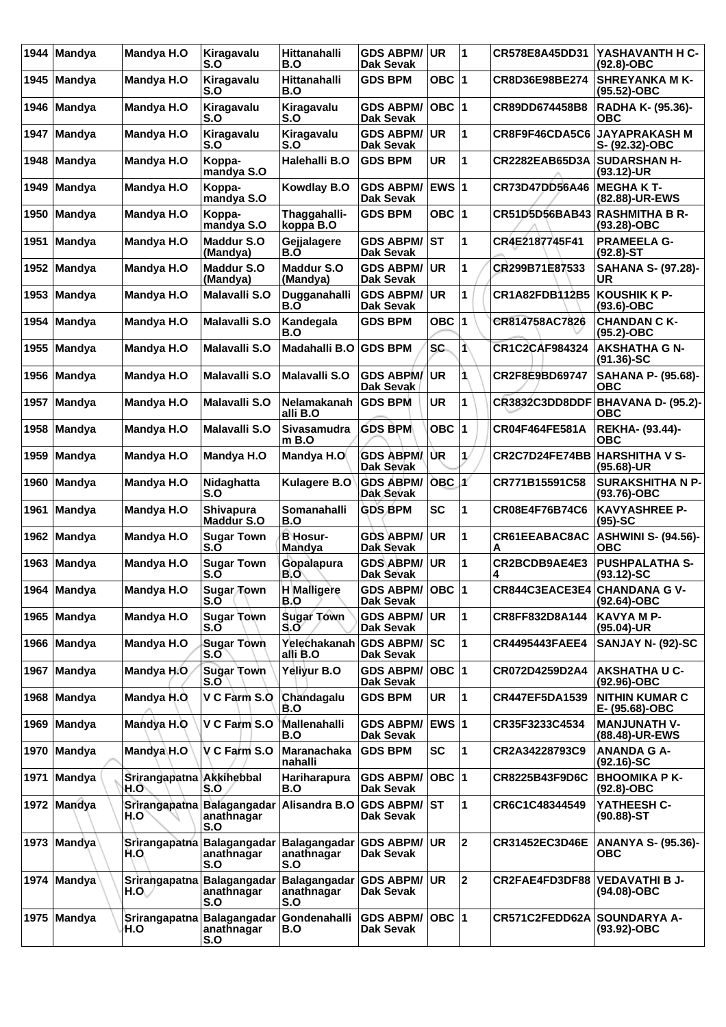| 1944 | Mandya | Mandya H.O | Kiragavalu S.O | Hittanahalli B.O | GDS ABPM/ Dak Sevak | UR | 1 | CR578E8A45DD31 | YASHAVANTH H C- (92.8)-OBC |
|---|---|---|---|---|---|---|---|---|---|
| 1945 | Mandya | Mandya H.O | Kiragavalu S.O | Hittanahalli B.O | GDS BPM | OBC | 1 | CR8D36E98BE274 | SHREYANKA M K- (95.52)-OBC |
| 1946 | Mandya | Mandya H.O | Kiragavalu S.O | Kiragavalu S.O | GDS ABPM/ Dak Sevak | OBC | 1 | CR89DD674458B8 | RADHA K- (95.36)-OBC |
| 1947 | Mandya | Mandya H.O | Kiragavalu S.O | Kiragavalu S.O | GDS ABPM/ Dak Sevak | UR | 1 | CR8F9F46CDA5C6 | JAYAPRAKASH M S- (92.32)-OBC |
| 1948 | Mandya | Mandya H.O | Koppa-mandya S.O | Halehalli B.O | GDS BPM | UR | 1 | CR2282EAB65D3A | SUDARSHAN H- (93.12)-UR |
| 1949 | Mandya | Mandya H.O | Koppa-mandya S.O | Kowdlay B.O | GDS ABPM/ Dak Sevak | EWS | 1 | CR73D47DD56A46 | MEGHA K T- (82.88)-UR-EWS |
| 1950 | Mandya | Mandya H.O | Koppa-mandya S.O | Thaggahalli-koppa B.O | GDS BPM | OBC | 1 | CR51D5D56BAB43 | RASHMITHA B R- (93.28)-OBC |
| 1951 | Mandya | Mandya H.O | Maddur S.O (Mandya) | Gejjalagere B.O | GDS ABPM/ Dak Sevak | ST | 1 | CR4E2187745F41 | PRAMEELA G- (92.8)-ST |
| 1952 | Mandya | Mandya H.O | Maddur S.O (Mandya) | Maddur S.O (Mandya) | GDS ABPM/ Dak Sevak | UR | 1 | CR299B71E87533 | SAHANA S- (97.28)-UR |
| 1953 | Mandya | Mandya H.O | Malavalli S.O | Dugganahalli B.O | GDS ABPM/ Dak Sevak | UR | 1 | CR1A82FDB112B5 | KOUSHIK K P- (93.6)-OBC |
| 1954 | Mandya | Mandya H.O | Malavalli S.O | Kandegala B.O | GDS BPM | OBC | 1 | CR814758AC7826 | CHANDAN C K- (95.2)-OBC |
| 1955 | Mandya | Mandya H.O | Malavalli S.O | Madahalli B.O | GDS BPM | SC | 1 | CR1C2CAF984324 | AKSHATHA G N- (91.36)-SC |
| 1956 | Mandya | Mandya H.O | Malavalli S.O | Malavalli S.O | GDS ABPM/ Dak Sevak | UR | 1 | CR2F8E9BD69747 | SAHANA P- (95.68)-OBC |
| 1957 | Mandya | Mandya H.O | Malavalli S.O | Nelamakanahalli B.O | GDS BPM | UR | 1 | CR3832C3DD8DDF | BHAVANA D- (95.2)-OBC |
| 1958 | Mandya | Mandya H.O | Malavalli S.O | Sivasamudram B.O | GDS BPM | OBC | 1 | CR04F464FE581A | REKHA- (93.44)-OBC |
| 1959 | Mandya | Mandya H.O | Mandya H.O | Mandya H.O | GDS ABPM/ Dak Sevak | UR | 1 | CR2C7D24FE74BB | HARSHITHA V S- (95.68)-UR |
| 1960 | Mandya | Mandya H.O | Nidaghatta S.O | Kulagere B.O | GDS ABPM/ Dak Sevak | OBC | 1 | CR771B15591C58 | SURAKSHITHA N P- (93.76)-OBC |
| 1961 | Mandya | Mandya H.O | Shivapura Maddur S.O | Somanahalli B.O | GDS BPM | SC | 1 | CR08E4F76B74C6 | KAVYASHREE P- (95)-SC |
| 1962 | Mandya | Mandya H.O | Sugar Town S.O | B Hosur-Mandya | GDS ABPM/ Dak Sevak | UR | 1 | CR61EEABAC8ACA | ASHWINI S- (94.56)-OBC |
| 1963 | Mandya | Mandya H.O | Sugar Town S.O | Gopalapura B.O | GDS ABPM/ Dak Sevak | UR | 1 | CR2BCDB9AE4E34 | PUSHPALATHA S- (93.12)-SC |
| 1964 | Mandya | Mandya H.O | Sugar Town S.O | H Malligere B.O | GDS ABPM/ Dak Sevak | OBC | 1 | CR844C3EACE3E4 | CHANDANA G V- (92.64)-OBC |
| 1965 | Mandya | Mandya H.O | Sugar Town S.O | Sugar Town S.O | GDS ABPM/ Dak Sevak | UR | 1 | CR8FF832D8A144 | KAVYA M P- (95.04)-UR |
| 1966 | Mandya | Mandya H.O | Sugar Town S.O | Yelechakanahalli B.O | GDS ABPM/ Dak Sevak | SC | 1 | CR4495443FAEE4 | SANJAY N- (92)-SC |
| 1967 | Mandya | Mandya H.O | Sugar Town S.O | Yeliyur B.O | GDS ABPM/ Dak Sevak | OBC | 1 | CR072D4259D2A4 | AKSHATHA U C- (92.96)-OBC |
| 1968 | Mandya | Mandya H.O | V C Farm S.O | Chandagalu B.O | GDS BPM | UR | 1 | CR447EF5DA1539 | NITHIN KUMAR C E- (95.68)-OBC |
| 1969 | Mandya | Mandya H.O | V C Farm S.O | Mallenahalli B.O | GDS ABPM/ Dak Sevak | EWS | 1 | CR35F3233C4534 | MANJUNATH V- (88.48)-UR-EWS |
| 1970 | Mandya | Mandya H.O | V C Farm S.O | Maranachakanahalli | GDS BPM | SC | 1 | CR2A34228793C9 | ANANDA G A- (92.16)-SC |
| 1971 | Mandya | Srirangapatna H.O | Akkihebbal S.O | Hariharapura B.O | GDS ABPM/ Dak Sevak | OBC | 1 | CR8225B43F9D6C | BHOOMIKA P K- (92.8)-OBC |
| 1972 | Mandya | Srirangapatna H.O | Balagangadaranathnagar S.O | Alisandra B.O | GDS ABPM/ Dak Sevak | ST | 1 | CR6C1C48344549 | YATHEESH C- (90.88)-ST |
| 1973 | Mandya | Srirangapatna H.O | Balagangadaranathnagar S.O | Balagangadaranathnagar S.O | GDS ABPM/ Dak Sevak | UR | 2 | CR31452EC3D46E | ANANYA S- (95.36)-OBC |
| 1974 | Mandya | Srirangapatna H.O | Balagangadaranathnagar S.O | Balagangadaranathnagar S.O | GDS ABPM/ Dak Sevak | UR | 2 | CR2FAE4FD3DF88 | VEDAVATHI B J- (94.08)-OBC |
| 1975 | Mandya | Srirangapatna H.O | Balagangadaranathnagar S.O | Gondenahalli B.O | GDS ABPM/ Dak Sevak | OBC | 1 | CR571C2FEDD62A | SOUNDARYA A- (93.92)-OBC |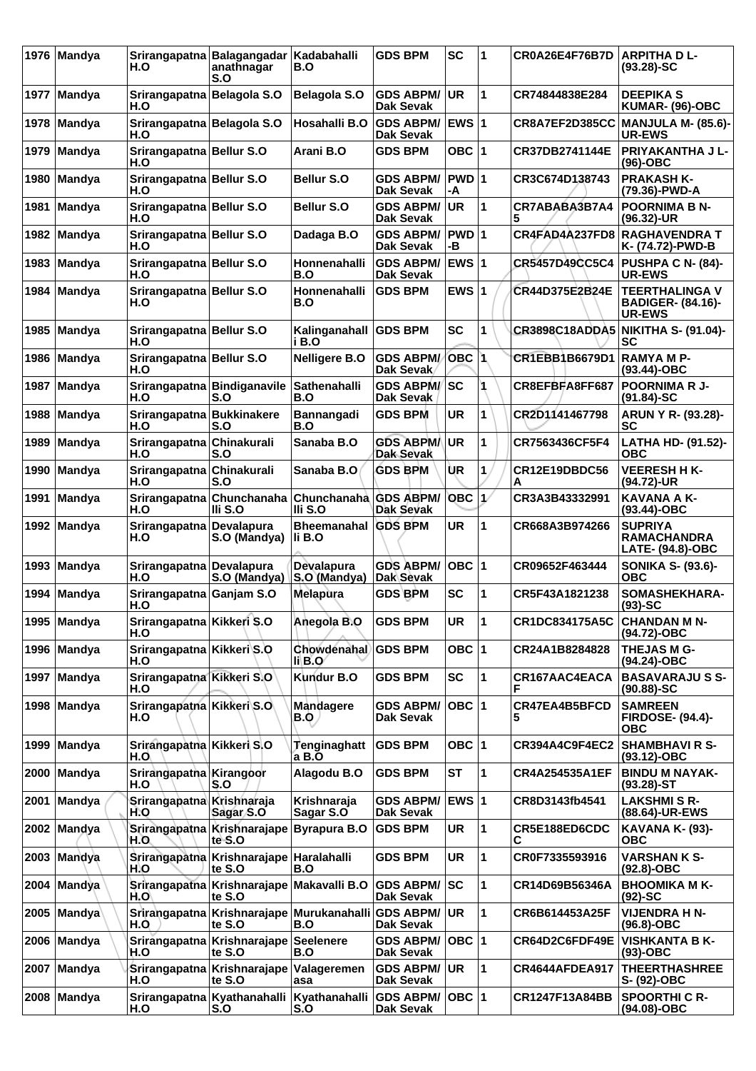| 1976 | Mandya | Srirangapatna H.O | Balagangadar anathnagar S.O | Kadabahalli B.O | GDS BPM | SC | 1 | CR0A26E4F76B7D | ARPITHA D L- (93.28)-SC |
|---|---|---|---|---|---|---|---|---|---|
| 1977 | Mandya | Srirangapatna H.O | Belagola S.O | Belagola S.O | GDS ABPM/ Dak Sevak | UR | 1 | CR74844838E284 | DEEPIKA S KUMAR- (96)-OBC |
| 1978 | Mandya | Srirangapatna H.O | Belagola S.O | Hosahalli B.O | GDS ABPM/ Dak Sevak | EWS | 1 | CR8A7EF2D385CC | MANJULA M- (85.6)-UR-EWS |
| 1979 | Mandya | Srirangapatna H.O | Bellur S.O | Arani B.O | GDS BPM | OBC | 1 | CR37DB2741144E | PRIYAKANTHA J L- (96)-OBC |
| 1980 | Mandya | Srirangapatna H.O | Bellur S.O | Bellur S.O | GDS ABPM/ Dak Sevak | PWD -A | 1 | CR3C674D138743 | PRAKASH K- (79.36)-PWD-A |
| 1981 | Mandya | Srirangapatna H.O | Bellur S.O | Bellur S.O | GDS ABPM/ Dak Sevak | UR | 1 | CR7ABABA3B7A4 5 | POORNIMA B N- (96.32)-UR |
| 1982 | Mandya | Srirangapatna H.O | Bellur S.O | Dadaga B.O | GDS ABPM/ Dak Sevak | PWD -B | 1 | CR4FAD4A237FD8 | RAGHAVENDRA T K- (74.72)-PWD-B |
| 1983 | Mandya | Srirangapatna H.O | Bellur S.O | Honnenahalli B.O | GDS ABPM/ Dak Sevak | EWS | 1 | CR5457D49CC5C4 | PUSHPA C N- (84)-UR-EWS |
| 1984 | Mandya | Srirangapatna H.O | Bellur S.O | Honnenahalli B.O | GDS BPM | EWS | 1 | CR44D375E2B24E | TEERTHALINGA V BADIGER- (84.16)-UR-EWS |
| 1985 | Mandya | Srirangapatna H.O | Bellur S.O | Kalinganahall i B.O | GDS BPM | SC | 1 | CR3898C18ADDA5 | NIKITHA S- (91.04)-SC |
| 1986 | Mandya | Srirangapatna H.O | Bellur S.O | Nelligere B.O | GDS ABPM/ Dak Sevak | OBC | 1 | CR1EBB1B6679D1 | RAMYA M P- (93.44)-OBC |
| 1987 | Mandya | Srirangapatna H.O | Bindiganavile S.O | Sathenahalli B.O | GDS ABPM/ Dak Sevak | SC | 1 | CR8EFBFA8FF687 | POORNIMA R J- (91.84)-SC |
| 1988 | Mandya | Srirangapatna H.O | Bukkinakere S.O | Bannangadi B.O | GDS BPM | UR | 1 | CR2D1141467798 | ARUN Y R- (93.28)-SC |
| 1989 | Mandya | Srirangapatna H.O | Chinakurali S.O | Sanaba B.O | GDS ABPM/ Dak Sevak | UR | 1 | CR7563436CF5F4 | LATHA HD- (91.52)-OBC |
| 1990 | Mandya | Srirangapatna H.O | Chinakurali S.O | Sanaba B.O | GDS BPM | UR | 1 | CR12E19DBDC56 A | VEERESH H K- (94.72)-UR |
| 1991 | Mandya | Srirangapatna H.O | Chunchanaha lli S.O | Chunchanaha lli S.O | GDS ABPM/ Dak Sevak | OBC | 1 | CR3A3B43332991 | KAVANA A K- (93.44)-OBC |
| 1992 | Mandya | Srirangapatna H.O | Devalapura S.O (Mandya) | Bheemanahal li B.O | GDS BPM | UR | 1 | CR668A3B974266 | SUPRIYA RAMACHANDRA LATE- (94.8)-OBC |
| 1993 | Mandya | Srirangapatna H.O | Devalapura S.O (Mandya) | Devalapura S.O (Mandya) | GDS ABPM/ Dak Sevak | OBC | 1 | CR09652F463444 | SONIKA S- (93.6)-OBC |
| 1994 | Mandya | Srirangapatna H.O | Ganjam S.O | Melapura | GDS BPM | SC | 1 | CR5F43A1821238 | SOMASHEKHARA- (93)-SC |
| 1995 | Mandya | Srirangapatna H.O | Kikkeri S.O | Anegola B.O | GDS BPM | UR | 1 | CR1DC834175A5C | CHANDAN M N- (94.72)-OBC |
| 1996 | Mandya | Srirangapatna H.O | Kikkeri S.O | Chowdenahal li B.O | GDS BPM | OBC | 1 | CR24A1B8284828 | THEJAS M G- (94.24)-OBC |
| 1997 | Mandya | Srirangapatna H.O | Kikkeri S.O | Kundur B.O | GDS BPM | SC | 1 | CR167AAC4EACA F | BASAVARAJU S S- (90.88)-SC |
| 1998 | Mandya | Srirangapatna H.O | Kikkeri S.O | Mandagere B.O | GDS ABPM/ Dak Sevak | OBC | 1 | CR47EA4B5BFCD 5 | SAMREEN FIRDOSE- (94.4)-OBC |
| 1999 | Mandya | Srirangapatna H.O | Kikkeri S.O | Tenginaghatt a B.O | GDS BPM | OBC | 1 | CR394A4C9F4EC2 | SHAMBHAVI R S- (93.12)-OBC |
| 2000 | Mandya | Srirangapatna H.O | Kirangoor S.O | Alagodu B.O | GDS BPM | ST | 1 | CR4A254535A1EF | BINDU M NAYAK- (93.28)-ST |
| 2001 | Mandya | Srirangapatna H.O | Krishnaraja Sagar S.O | Krishnaraja Sagar S.O | GDS ABPM/ Dak Sevak | EWS | 1 | CR8D3143fb4541 | LAKSHMI S R- (88.64)-UR-EWS |
| 2002 | Mandya | Srirangapatna H.O | Krishnarajape te S.O | Byrapura B.O | GDS BPM | UR | 1 | CR5E188ED6CDC C | KAVANA K- (93)-OBC |
| 2003 | Mandya | Srirangapatna H.O | Krishnarajape te S.O | Haralahalli B.O | GDS BPM | UR | 1 | CR0F7335593916 | VARSHAN K S- (92.8)-OBC |
| 2004 | Mandya | Srirangapatna H.O | Krishnarajape te S.O | Makavalli B.O | GDS ABPM/ Dak Sevak | SC | 1 | CR14D69B56346A | BHOOMIKA M K- (92)-SC |
| 2005 | Mandya | Srirangapatna H.O | Krishnarajape te S.O | Murukanahalli B.O | GDS ABPM/ Dak Sevak | UR | 1 | CR6B614453A25F | VIJENDRA H N- (96.8)-OBC |
| 2006 | Mandya | Srirangapatna H.O | Krishnarajape te S.O | Seelenere B.O | GDS ABPM/ Dak Sevak | OBC | 1 | CR64D2C6FDF49E | VISHKANTA B K- (93)-OBC |
| 2007 | Mandya | Srirangapatna H.O | Krishnarajape te S.O | Valageremen asa | GDS ABPM/ Dak Sevak | UR | 1 | CR4644AFDEA917 | THEERTHASHREE S- (92)-OBC |
| 2008 | Mandya | Srirangapatna H.O | Kyathanahalli S.O | Kyathanahalli S.O | GDS ABPM/ Dak Sevak | OBC | 1 | CR1247F13A84BB | SPOORTHI C R- (94.08)-OBC |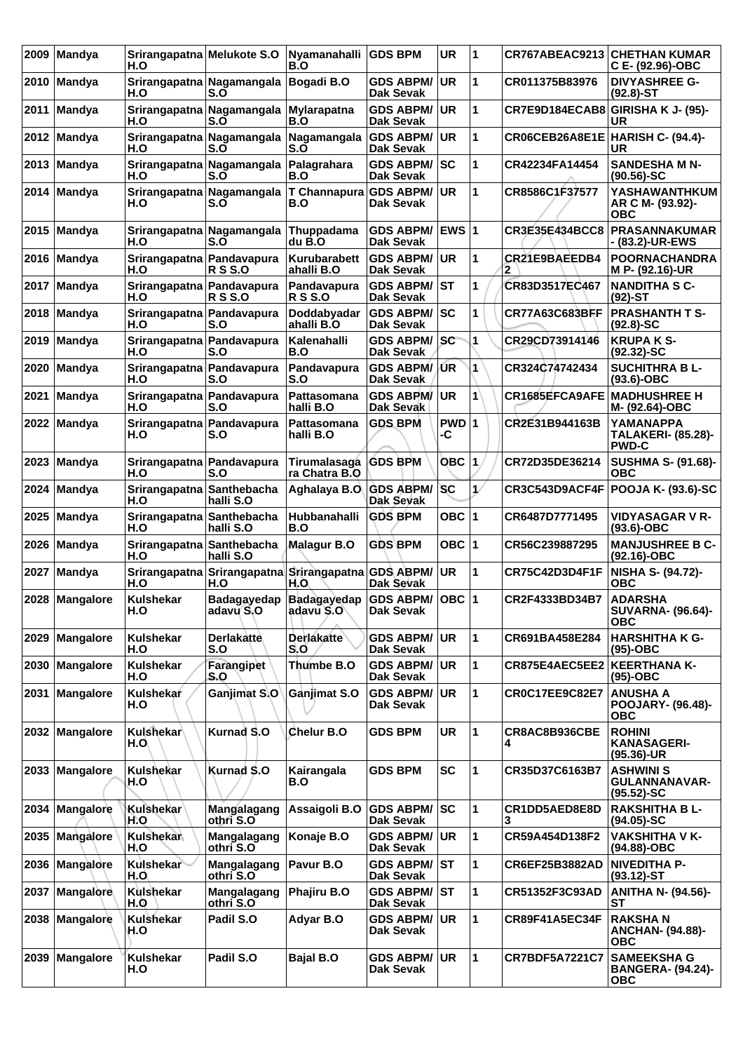| 2009 | Mandya | Srirangapatna H.O | Melukote S.O | Nyamanahalli B.O | GDS BPM | UR | 1 | CR767ABEAC9213 | CHETHAN KUMAR C E- (92.96)-OBC |
|---|---|---|---|---|---|---|---|---|---|
| 2010 | Mandya | Srirangapatna H.O | Nagamangala S.O | Bogadi B.O | GDS ABPM/ Dak Sevak | UR | 1 | CR011375B83976 | DIVYASHREE G- (92.8)-ST |
| 2011 | Mandya | Srirangapatna H.O | Nagamangala S.O | Mylarapatna B.O | GDS ABPM/ Dak Sevak | UR | 1 | CR7E9D184ECAB8 | GIRISHA K J- (95)- UR |
| 2012 | Mandya | Srirangapatna H.O | Nagamangala S.O | Nagamangala S.O | GDS ABPM/ Dak Sevak | UR | 1 | CR06CEB26A8E1E | HARISH C- (94.4)- UR |
| 2013 | Mandya | Srirangapatna H.O | Nagamangala S.O | Palagrahara B.O | GDS ABPM/ Dak Sevak | SC | 1 | CR42234FA14454 | SANDESHA M N- (90.56)-SC |
| 2014 | Mandya | Srirangapatna H.O | Nagamangala S.O | T Channapura B.O | GDS ABPM/ Dak Sevak | UR | 1 | CR8586C1F37577 | YASHAWANTHKUMAR C M- (93.92)- OBC |
| 2015 | Mandya | Srirangapatna H.O | Nagamangala S.O | Thuppadamadu B.O | GDS ABPM/ Dak Sevak | EWS | 1 | CR3E35E434BCC8 | PRASANNAKUMAR - (83.2)-UR-EWS |
| 2016 | Mandya | Srirangapatna H.O | Pandavapura R S S.O | Kurubarabettahalli B.O | GDS ABPM/ Dak Sevak | UR | 1 | CR21E9BAEEDB42 | POORNACHANDRA M P- (92.16)-UR |
| 2017 | Mandya | Srirangapatna H.O | Pandavapura R S S.O | Pandavapura R S S.O | GDS ABPM/ Dak Sevak | ST | 1 | CR83D3517EC467 | NANDITHA S C- (92)-ST |
| 2018 | Mandya | Srirangapatna H.O | Pandavapura S.O | Doddabyadarahalli B.O | GDS ABPM/ Dak Sevak | SC | 1 | CR77A63C683BFF | PRASHANTH T S- (92.8)-SC |
| 2019 | Mandya | Srirangapatna H.O | Pandavapura S.O | Kalenahalli B.O | GDS ABPM/ Dak Sevak | SC | 1 | CR29CD73914146 | KRUPA K S- (92.32)-SC |
| 2020 | Mandya | Srirangapatna H.O | Pandavapura S.O | Pandavapura S.O | GDS ABPM/ Dak Sevak | UR | 1 | CR324C74742434 | SUCHITHRA B L- (93.6)-OBC |
| 2021 | Mandya | Srirangapatna H.O | Pandavapura S.O | Pattasomanahalli B.O | GDS ABPM/ Dak Sevak | UR | 1 | CR1685EFCA9AFE | MADHUSHREE H M- (92.64)-OBC |
| 2022 | Mandya | Srirangapatna H.O | Pandavapura S.O | Pattasomanahalli B.O | GDS BPM | PWD-C | 1 | CR2E31B944163B | YAMANAPPA TALAKERI- (85.28)- PWD-C |
| 2023 | Mandya | Srirangapatna H.O | Pandavapura S.O | Tirumalasagara Chatra B.O | GDS BPM | OBC | 1 | CR72D35DE36214 | SUSHMA S- (91.68)- OBC |
| 2024 | Mandya | Srirangapatna H.O | Santhebachahalli S.O | Aghalaya B.O | GDS ABPM/ Dak Sevak | SC | 1 | CR3C543D9ACF4F | POOJA K- (93.6)-SC |
| 2025 | Mandya | Srirangapatna H.O | Santhebachahalli S.O | Hubbanahalli B.O | GDS BPM | OBC | 1 | CR6487D7771495 | VIDYASAGAR V R- (93.6)-OBC |
| 2026 | Mandya | Srirangapatna H.O | Santhebachahalli S.O | Malagur B.O | GDS BPM | OBC | 1 | CR56C239887295 | MANJUSHREE B C- (92.16)-OBC |
| 2027 | Mandya | Srirangapatna H.O | Srirangapatna H.O | Srirangapatna H.O | GDS ABPM/ Dak Sevak | UR | 1 | CR75C42D3D4F1F | NISHA S- (94.72)- OBC |
| 2028 | Mangalore | Kulshekar H.O | Badagayedapadavu S.O | Badagayedapadavu S.O | GDS ABPM/ Dak Sevak | OBC | 1 | CR2F4333BD34B7 | ADARSHA SUVARNA- (96.64)- OBC |
| 2029 | Mangalore | Kulshekar H.O | Derlakatte S.O | Derlakatte S.O | GDS ABPM/ Dak Sevak | UR | 1 | CR691BA458E284 | HARSHITHA K G- (95)-OBC |
| 2030 | Mangalore | Kulshekar H.O | Farangipet S.O | Thumbe B.O | GDS ABPM/ Dak Sevak | UR | 1 | CR875E4AEC5EE2 | KEERTHANA K- (95)-OBC |
| 2031 | Mangalore | Kulshekar H.O | Ganjimat S.O | Ganjimat S.O | GDS ABPM/ Dak Sevak | UR | 1 | CR0C17EE9C82E7 | ANUSHA A POOJARY- (96.48)- OBC |
| 2032 | Mangalore | Kulshekar H.O | Kurnad S.O | Chelur B.O | GDS BPM | UR | 1 | CR8AC8B936CBE4 | ROHINI KANASAGERI- (95.36)-UR |
| 2033 | Mangalore | Kulshekar H.O | Kurnad S.O | Kairangala B.O | GDS BPM | SC | 1 | CR35D37C6163B7 | ASHWINI S GULANNANAVAR- (95.52)-SC |
| 2034 | Mangalore | Kulshekar H.O | Mangalagangothri S.O | Assaigoli B.O | GDS ABPM/ Dak Sevak | SC | 1 | CR1DD5AED8E8D3 | RAKSHITHA B L- (94.05)-SC |
| 2035 | Mangalore | Kulshekar H.O | Mangalagangothri S.O | Konaje B.O | GDS ABPM/ Dak Sevak | UR | 1 | CR59A454D138F2 | VAKSHITHA V K- (94.88)-OBC |
| 2036 | Mangalore | Kulshekar H.O | Mangalagangothri S.O | Pavur B.O | GDS ABPM/ Dak Sevak | ST | 1 | CR6EF25B3882AD | NIVEDITHA P- (93.12)-ST |
| 2037 | Mangalore | Kulshekar H.O | Mangalagangothri S.O | Phajiru B.O | GDS ABPM/ Dak Sevak | ST | 1 | CR51352F3C93AD | ANITHA N- (94.56)- ST |
| 2038 | Mangalore | Kulshekar H.O | Padil S.O | Adyar B.O | GDS ABPM/ Dak Sevak | UR | 1 | CR89F41A5EC34F | RAKSHA N ANCHAN- (94.88)- OBC |
| 2039 | Mangalore | Kulshekar H.O | Padil S.O | Bajal B.O | GDS ABPM/ Dak Sevak | UR | 1 | CR7BDF5A7221C7 | SAMEEKSHA G BANGERA- (94.24)- OBC |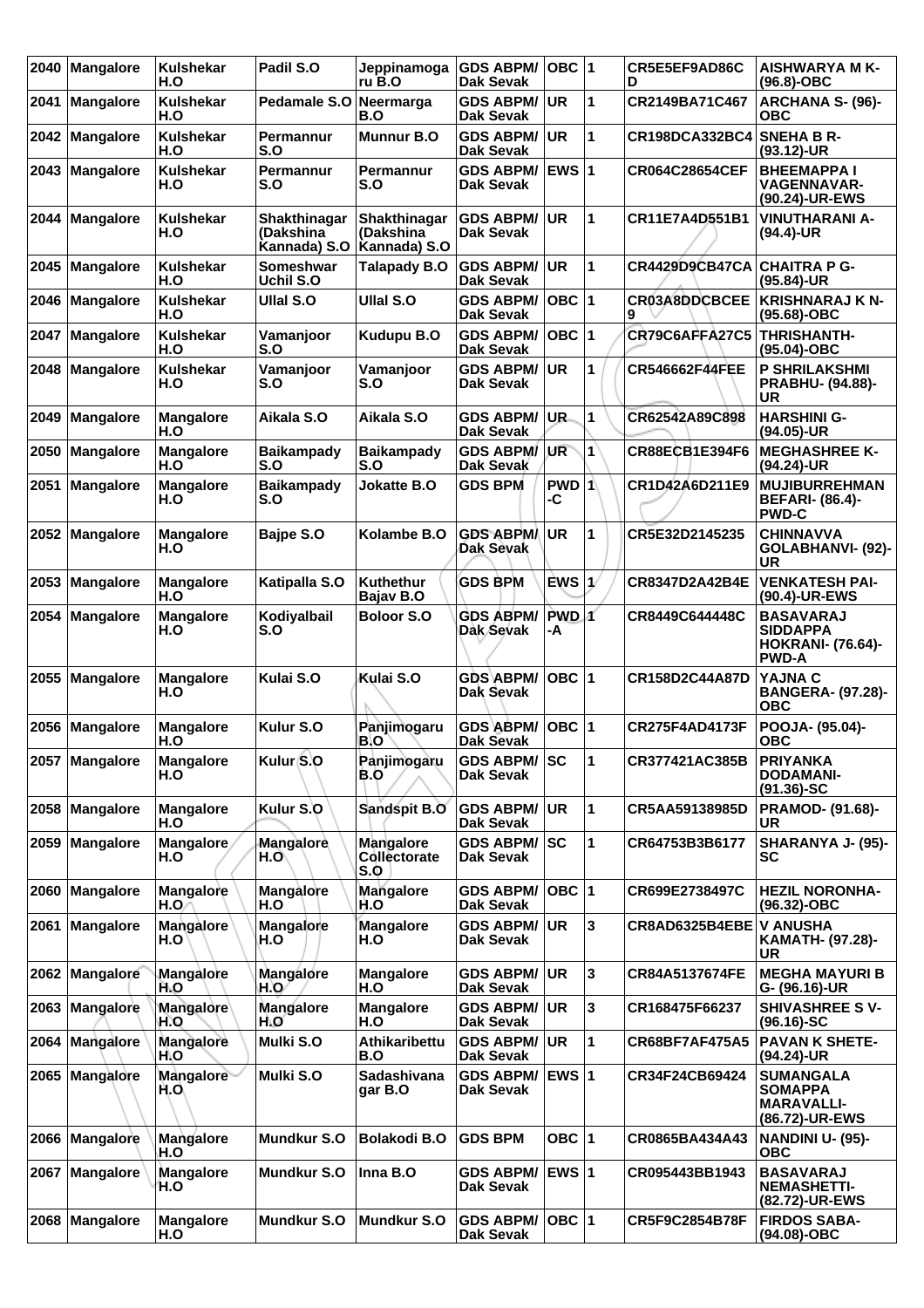| 2040 | Mangalore | Kulshekar H.O | Padil S.O | Jeppinamogaru B.O | GDS ABPM/ Dak Sevak | OBC | 1 | CR5E5EF9AD86CD | AISHWARYA M K- (96.8)-OBC |
|---|---|---|---|---|---|---|---|---|---|
| 2041 | Mangalore | Kulshekar H.O | Pedamale S.O | Neermarga B.O | GDS ABPM/ Dak Sevak | UR | 1 | CR2149BA71C467 | ARCHANA S- (96)-OBC |
| 2042 | Mangalore | Kulshekar H.O | Permannur S.O | Munnur B.O | GDS ABPM/ Dak Sevak | UR | 1 | CR198DCA332BC4 | SNEHA B R- (93.12)-UR |
| 2043 | Mangalore | Kulshekar H.O | Permannur S.O | Permannur S.O | GDS ABPM/ Dak Sevak | EWS | 1 | CR064C28654CEF | BHEEMAPPA I VAGENNAVAR- (90.24)-UR-EWS |
| 2044 | Mangalore | Kulshekar H.O | Shakthinagar (Dakshina Kannada) S.O | Shakthinagar (Dakshina Kannada) S.O | GDS ABPM/ Dak Sevak | UR | 1 | CR11E7A4D551B1 | VINUTHARANI A- (94.4)-UR |
| 2045 | Mangalore | Kulshekar H.O | Someshwar Uchil S.O | Talapady B.O | GDS ABPM/ Dak Sevak | UR | 1 | CR4429D9CB47CA | CHAITRA P G- (95.84)-UR |
| 2046 | Mangalore | Kulshekar H.O | Ullal S.O | Ullal S.O | GDS ABPM/ Dak Sevak | OBC | 1 | CR03A8DDCBCEE9 | KRISHNARAJ K N- (95.68)-OBC |
| 2047 | Mangalore | Kulshekar H.O | Vamanjoor S.O | Kudupu B.O | GDS ABPM/ Dak Sevak | OBC | 1 | CR79C6AFFA27C5 | THRISHANTH- (95.04)-OBC |
| 2048 | Mangalore | Kulshekar H.O | Vamanjoor S.O | Vamanjoor S.O | GDS ABPM/ Dak Sevak | UR | 1 | CR546662F44FEE | P SHRILAKSHMI PRABHU- (94.88)-UR |
| 2049 | Mangalore | Mangalore H.O | Aikala S.O | Aikala S.O | GDS ABPM/ Dak Sevak | UR | 1 | CR62542A89C898 | HARSHINI G- (94.05)-UR |
| 2050 | Mangalore | Mangalore H.O | Baikampady S.O | Baikampady S.O | GDS ABPM/ Dak Sevak | UR | 1 | CR88ECB1E394F6 | MEGHASHREE K- (94.24)-UR |
| 2051 | Mangalore | Mangalore H.O | Baikampady S.O | Jokatte B.O | GDS BPM | PWD-C | 1 | CR1D42A6D211E9 | MUJIBURREHMAN BEFARI- (86.4)-PWD-C |
| 2052 | Mangalore | Mangalore H.O | Bajpe S.O | Kolambe B.O | GDS ABPM/ Dak Sevak | UR | 1 | CR5E32D2145235 | CHINNAVVA GOLABHANVI- (92)-UR |
| 2053 | Mangalore | Mangalore H.O | Katipalla S.O | Kuthethur Bajav B.O | GDS BPM | EWS | 1 | CR8347D2A42B4E | VENKATESH PAI- (90.4)-UR-EWS |
| 2054 | Mangalore | Mangalore H.O | Kodiyalbail S.O | Boloor S.O | GDS ABPM/ Dak Sevak | PWD-A | 1 | CR8449C644448C | BASAVARAJ SIDDAPPA HOKRANI- (76.64)-PWD-A |
| 2055 | Mangalore | Mangalore H.O | Kulai S.O | Kulai S.O | GDS ABPM/ Dak Sevak | OBC | 1 | CR158D2C44A87D | YAJNA C BANGERA- (97.28)-OBC |
| 2056 | Mangalore | Mangalore H.O | Kulur S.O | Panjimogaru B.O | GDS ABPM/ Dak Sevak | OBC | 1 | CR275F4AD4173F | POOJA- (95.04)-OBC |
| 2057 | Mangalore | Mangalore H.O | Kulur S.O | Panjimogaru B.O | GDS ABPM/ Dak Sevak | SC | 1 | CR377421AC385B | PRIYANKA DODAMANI- (91.36)-SC |
| 2058 | Mangalore | Mangalore H.O | Kulur S.O | Sandspit B.O | GDS ABPM/ Dak Sevak | UR | 1 | CR5AA59138985D | PRAMOD- (91.68)-UR |
| 2059 | Mangalore | Mangalore H.O | Mangalore H.O | Mangalore Collectorate S.O | GDS ABPM/ Dak Sevak | SC | 1 | CR64753B3B6177 | SHARANYA J- (95)-SC |
| 2060 | Mangalore | Mangalore H.O | Mangalore H.O | Mangalore H.O | GDS ABPM/ Dak Sevak | OBC | 1 | CR699E2738497C | HEZIL NORONHA- (96.32)-OBC |
| 2061 | Mangalore | Mangalore H.O | Mangalore H.O | Mangalore H.O | GDS ABPM/ Dak Sevak | UR | 3 | CR8AD6325B4EBE | V ANUSHA KAMATH- (97.28)-UR |
| 2062 | Mangalore | Mangalore H.O | Mangalore H.O | Mangalore H.O | GDS ABPM/ Dak Sevak | UR | 3 | CR84A5137674FE | MEGHA MAYURI B G- (96.16)-UR |
| 2063 | Mangalore | Mangalore H.O | Mangalore H.O | Mangalore H.O | GDS ABPM/ Dak Sevak | UR | 3 | CR168475F66237 | SHIVASHREE S V- (96.16)-SC |
| 2064 | Mangalore | Mangalore H.O | Mulki S.O | Athikaribettu B.O | GDS ABPM/ Dak Sevak | UR | 1 | CR68BF7AF475A5 | PAVAN K SHETE- (94.24)-UR |
| 2065 | Mangalore | Mangalore H.O | Mulki S.O | Sadashivanagar B.O | GDS ABPM/ Dak Sevak | EWS | 1 | CR34F24CB69424 | SUMANGALA SOMAPPA MARAVALLI- (86.72)-UR-EWS |
| 2066 | Mangalore | Mangalore H.O | Mundkur S.O | Bolakodi B.O | GDS BPM | OBC | 1 | CR0865BA434A43 | NANDINI U- (95)-OBC |
| 2067 | Mangalore | Mangalore H.O | Mundkur S.O | Inna B.O | GDS ABPM/ Dak Sevak | EWS | 1 | CR095443BB1943 | BASAVARAJ NEMASHETTI- (82.72)-UR-EWS |
| 2068 | Mangalore | Mangalore H.O | Mundkur S.O | Mundkur S.O | GDS ABPM/ Dak Sevak | OBC | 1 | CR5F9C2854B78F | FIRDOS SABA- (94.08)-OBC |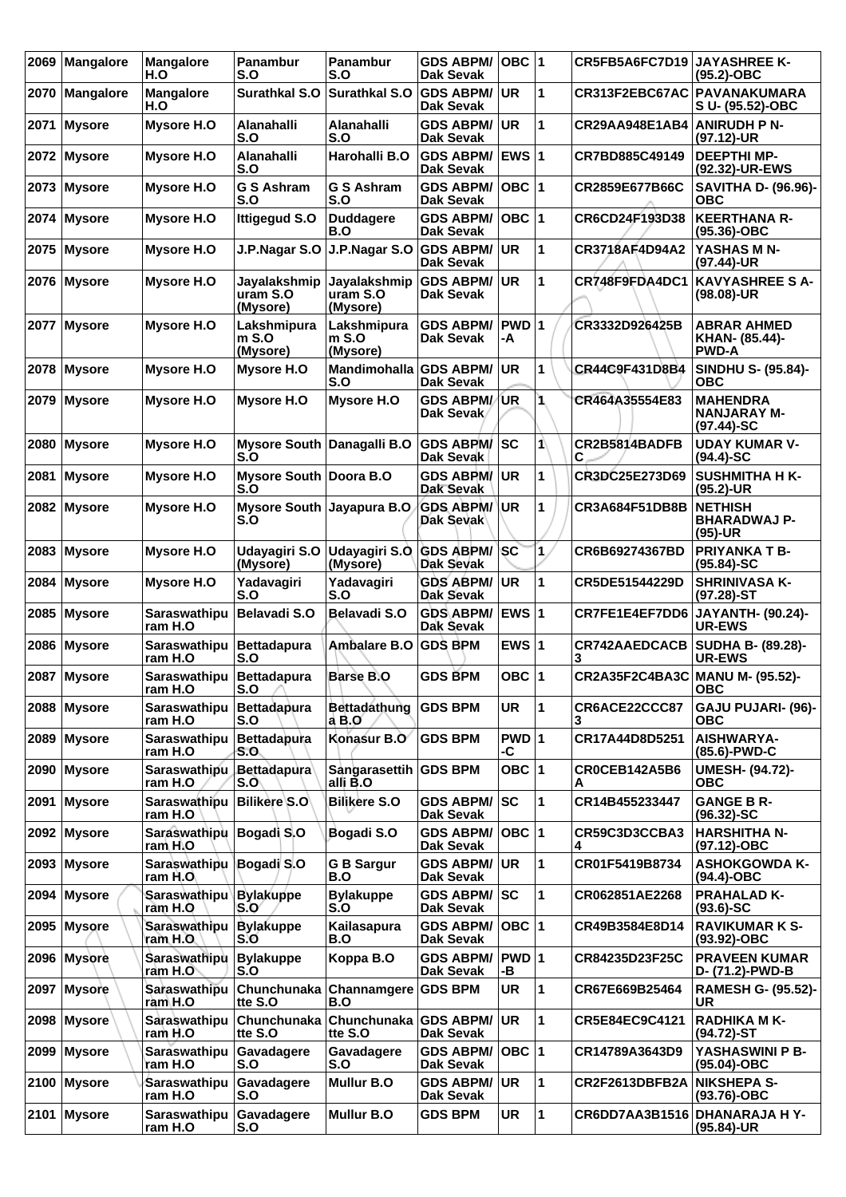| 2069 | Mangalore | Mangalore H.O | Panambur S.O | Panambur S.O | GDS ABPM/ Dak Sevak | OBC | 1 | CR5FB5A6FC7D19 | JAYASHREE K- (95.2)-OBC |
|---|---|---|---|---|---|---|---|---|---|
| 2070 | Mangalore | Mangalore H.O | Surathkal S.O | Surathkal S.O | GDS ABPM/ Dak Sevak | UR | 1 | CR313F2EBC67AC | PAVANAKUMARA S U- (95.52)-OBC |
| 2071 | Mysore | Mysore H.O | Alanahalli S.O | Alanahalli S.O | GDS ABPM/ Dak Sevak | UR | 1 | CR29AA948E1AB4 | ANIRUDH P N- (97.12)-UR |
| 2072 | Mysore | Mysore H.O | Alanahalli S.O | Harohalli B.O | GDS ABPM/ Dak Sevak | EWS | 1 | CR7BD885C49149 | DEEPTHI MP- (92.32)-UR-EWS |
| 2073 | Mysore | Mysore H.O | G S Ashram S.O | G S Ashram S.O | GDS ABPM/ Dak Sevak | OBC | 1 | CR2859E677B66C | SAVITHA D- (96.96)- OBC |
| 2074 | Mysore | Mysore H.O | Ittigegud S.O | Duddagere B.O | GDS ABPM/ Dak Sevak | OBC | 1 | CR6CD24F193D38 | KEERTHANA R- (95.36)-OBC |
| 2075 | Mysore | Mysore H.O | J.P.Nagar S.O | J.P.Nagar S.O | GDS ABPM/ Dak Sevak | UR | 1 | CR3718AF4D94A2 | YASHAS M N- (97.44)-UR |
| 2076 | Mysore | Mysore H.O | Jayalakshmipuram S.O (Mysore) | Jayalakshmipuram S.O (Mysore) | GDS ABPM/ Dak Sevak | UR | 1 | CR748F9FDA4DC1 | KAVYASHREE S A- (98.08)-UR |
| 2077 | Mysore | Mysore H.O | Lakshmipuram S.O (Mysore) | Lakshmipuram S.O (Mysore) | GDS ABPM/ Dak Sevak | PWD-A | 1 | CR3332D926425B | ABRAR AHMED KHAN- (85.44)- PWD-A |
| 2078 | Mysore | Mysore H.O | Mysore H.O | Mandimohalla S.O | GDS ABPM/ Dak Sevak | UR | 1 | CR44C9F431D8B4 | SINDHU S- (95.84)- OBC |
| 2079 | Mysore | Mysore H.O | Mysore H.O | Mysore H.O | GDS ABPM/ Dak Sevak | UR | 1 | CR464A35554E83 | MAHENDRA NANJARAY M- (97.44)-SC |
| 2080 | Mysore | Mysore H.O | Mysore South S.O | Danagalli B.O | GDS ABPM/ Dak Sevak | SC | 1 | CR2B5814BADFBC | UDAY KUMAR V- (94.4)-SC |
| 2081 | Mysore | Mysore H.O | Mysore South S.O | Doora B.O | GDS ABPM/ Dak Sevak | UR | 1 | CR3DC25E273D69 | SUSHMITHA H K- (95.2)-UR |
| 2082 | Mysore | Mysore H.O | Mysore South S.O | Jayapura B.O | GDS ABPM/ Dak Sevak | UR | 1 | CR3A684F51DB8B | NETHISH BHARADWAJ P- (95)-UR |
| 2083 | Mysore | Mysore H.O | Udayagiri S.O (Mysore) | Udayagiri S.O (Mysore) | GDS ABPM/ Dak Sevak | SC | 1 | CR6B69274367BD | PRIYANKA T B- (95.84)-SC |
| 2084 | Mysore | Mysore H.O | Yadavagiri S.O | Yadavagiri S.O | GDS ABPM/ Dak Sevak | UR | 1 | CR5DE51544229D | SHRINIVASA K- (97.28)-ST |
| 2085 | Mysore | Saraswathipuram H.O | Belavadi S.O | Belavadi S.O | GDS ABPM/ Dak Sevak | EWS | 1 | CR7FE1E4EF7DD6 | JAYANTH- (90.24)- UR-EWS |
| 2086 | Mysore | Saraswathipuram H.O | Bettadapura S.O | Ambalare B.O | GDS BPM | EWS | 1 | CR742AAEDCACB3 | SUDHA B- (89.28)- UR-EWS |
| 2087 | Mysore | Saraswathipuram H.O | Bettadapura S.O | Barse B.O | GDS BPM | OBC | 1 | CR2A35F2C4BA3C | MANU M- (95.52)- OBC |
| 2088 | Mysore | Saraswathipuram H.O | Bettadapura S.O | Bettadathunga B.O | GDS BPM | UR | 1 | CR6ACE22CCC873 | GAJU PUJARI- (96)- OBC |
| 2089 | Mysore | Saraswathipuram H.O | Bettadapura S.O | Konasur B.O | GDS BPM | PWD-C | 1 | CR17A44D8D5251 | AISHWARYA- (85.6)-PWD-C |
| 2090 | Mysore | Saraswathipuram H.O | Bettadapura S.O | Sangarasettihalli B.O | GDS BPM | OBC | 1 | CR0CEB142A5B6A | UMESH- (94.72)- OBC |
| 2091 | Mysore | Saraswathipuram H.O | Bilikere S.O | Bilikere S.O | GDS ABPM/ Dak Sevak | SC | 1 | CR14B455233447 | GANGE B R- (96.32)-SC |
| 2092 | Mysore | Saraswathipuram H.O | Bogadi S.O | Bogadi S.O | GDS ABPM/ Dak Sevak | OBC | 1 | CR59C3D3CCBA34 | HARSHITHA N- (97.12)-OBC |
| 2093 | Mysore | Saraswathipuram H.O | Bogadi S.O | G B Sargur B.O | GDS ABPM/ Dak Sevak | UR | 1 | CR01F5419B8734 | ASHOKGOWDA K- (94.4)-OBC |
| 2094 | Mysore | Saraswathipuram H.O | Bylakuppe S.O | Bylakuppe S.O | GDS ABPM/ Dak Sevak | SC | 1 | CR062851AE2268 | PRAHALAD K- (93.6)-SC |
| 2095 | Mysore | Saraswathipuram H.O | Bylakuppe S.O | Kailasapura B.O | GDS ABPM/ Dak Sevak | OBC | 1 | CR49B3584E8D14 | RAVIKUMAR K S- (93.92)-OBC |
| 2096 | Mysore | Saraswathipuram H.O | Bylakuppe S.O | Koppa B.O | GDS ABPM/ Dak Sevak | PWD-B | 1 | CR84235D23F25C | PRAVEEN KUMAR D- (71.2)-PWD-B |
| 2097 | Mysore | Saraswathipuram H.O | Chunchunakatte S.O | Channamgere B.O | GDS BPM | UR | 1 | CR67E669B25464 | RAMESH G- (95.52)- UR |
| 2098 | Mysore | Saraswathipuram H.O | Chunchunakatte S.O | Chunchunakatte S.O | GDS ABPM/ Dak Sevak | UR | 1 | CR5E84EC9C4121 | RADHIKA M K- (94.72)-ST |
| 2099 | Mysore | Saraswathipuram H.O | Gavadagere S.O | Gavadagere S.O | GDS ABPM/ Dak Sevak | OBC | 1 | CR14789A3643D9 | YASHASWINI P B- (95.04)-OBC |
| 2100 | Mysore | Saraswathipuram H.O | Gavadagere S.O | Mullur B.O | GDS ABPM/ Dak Sevak | UR | 1 | CR2F2613DBFB2A | NIKSHEPA S- (93.76)-OBC |
| 2101 | Mysore | Saraswathipuram H.O | Gavadagere S.O | Mullur B.O | GDS BPM | UR | 1 | CR6DD7AA3B1516 | DHANARAJA H Y- (95.84)-UR |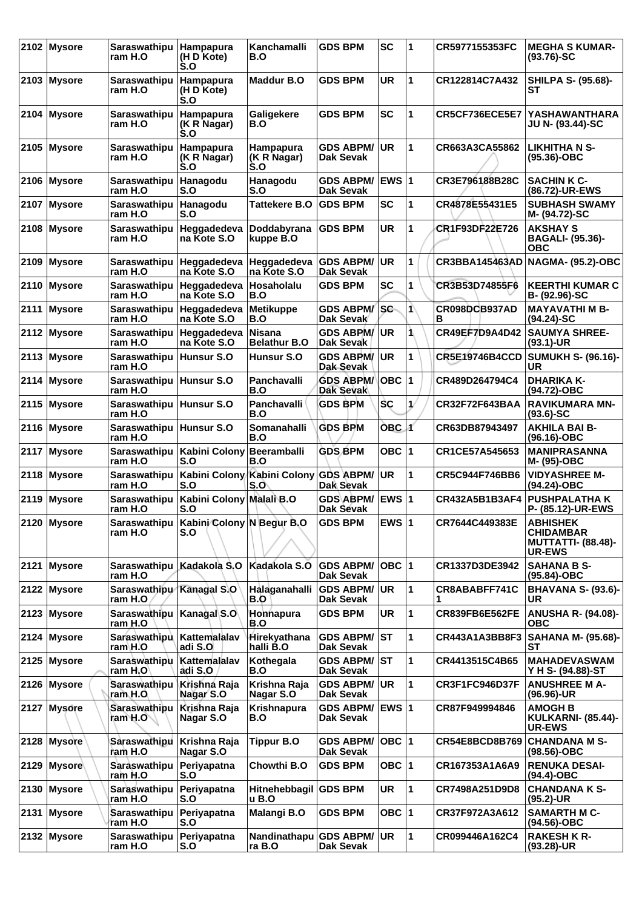| 2102 | Mysore | Saraswathipuram H.O | Hampapura (H D Kote) S.O | Kanchamalli B.O | GDS BPM | SC | 1 | CR5977155353FC | MEGHA S KUMAR- (93.76)-SC |
|---|---|---|---|---|---|---|---|---|---|
| 2103 | Mysore | Saraswathipuram H.O | Hampapura (H D Kote) S.O | Maddur B.O | GDS BPM | UR | 1 | CR122814C7A432 | SHILPA S- (95.68)-ST |
| 2104 | Mysore | Saraswathipuram H.O | Hampapura (K R Nagar) S.O | Galigekere B.O | GDS BPM | SC | 1 | CR5CF736ECE5E7 | YASHAWANTHARAJU N- (93.44)-SC |
| 2105 | Mysore | Saraswathipuram H.O | Hampapura (K R Nagar) S.O | Hampapura (K R Nagar) S.O | GDS ABPM/ Dak Sevak | UR | 1 | CR663A3CA55862 | LIKHITHA N S- (95.36)-OBC |
| 2106 | Mysore | Saraswathipuram H.O | Hanagodu S.O | Hanagodu S.O | GDS ABPM/ Dak Sevak | EWS | 1 | CR3E796188B28C | SACHIN K C- (86.72)-UR-EWS |
| 2107 | Mysore | Saraswathipuram H.O | Hanagodu S.O | Tattekere B.O | GDS BPM | SC | 1 | CR4878E55431E5 | SUBHASH SWAMY M- (94.72)-SC |
| 2108 | Mysore | Saraswathipuram H.O | Heggadedevana Kote S.O | Doddabyranakuppe B.O | GDS BPM | UR | 1 | CR1F93DF22E726 | AKSHAY S BAGALI- (95.36)-OBC |
| 2109 | Mysore | Saraswathipuram H.O | Heggadedevana Kote S.O | Heggadedevana Kote S.O | GDS ABPM/ Dak Sevak | UR | 1 | CR3BBA145463AD | NAGMA- (95.2)-OBC |
| 2110 | Mysore | Saraswathipuram H.O | Heggadedevana Kote S.O | Hosaholalu B.O | GDS BPM | SC | 1 | CR3B53D74855F6 | KEERTHI KUMAR C B- (92.96)-SC |
| 2111 | Mysore | Saraswathipuram H.O | Heggadedevana Kote S.O | Metikuppe B.O | GDS ABPM/ Dak Sevak | SC | 1 | CR098DCB937ADB | MAYAVATHI M B- (94.24)-SC |
| 2112 | Mysore | Saraswathipuram H.O | Heggadedevana Kote S.O | Nisana Belathur B.O | GDS ABPM/ Dak Sevak | UR | 1 | CR49EF7D9A4D42 | SAUMYA SHREE- (93.1)-UR |
| 2113 | Mysore | Saraswathipuram H.O | Hunsur S.O | Hunsur S.O | GDS ABPM/ Dak Sevak | UR | 1 | CR5E19746B4CCD | SUMUKH S- (96.16)-UR |
| 2114 | Mysore | Saraswathipuram H.O | Hunsur S.O | Panchavalli B.O | GDS ABPM/ Dak Sevak | OBC | 1 | CR489D264794C4 | DHARIKA K- (94.72)-OBC |
| 2115 | Mysore | Saraswathipuram H.O | Hunsur S.O | Panchavalli B.O | GDS BPM | SC | 1 | CR32F72F643BAA | RAVIKUMARA MN- (93.6)-SC |
| 2116 | Mysore | Saraswathipuram H.O | Hunsur S.O | Somanahalli B.O | GDS BPM | OBC | 1 | CR63DB87943497 | AKHILA BAI B- (96.16)-OBC |
| 2117 | Mysore | Saraswathipuram H.O | Kabini Colony S.O | Beeramballi B.O | GDS BPM | OBC | 1 | CR1CE57A545653 | MANIPRASANNA M- (95)-OBC |
| 2118 | Mysore | Saraswathipuram H.O | Kabini Colony S.O | Kabini Colony S.O | GDS ABPM/ Dak Sevak | UR | 1 | CR5C944F746BB6 | VIDYASHREE M- (94.24)-OBC |
| 2119 | Mysore | Saraswathipuram H.O | Kabini Colony S.O | Malali B.O | GDS ABPM/ Dak Sevak | EWS | 1 | CR432A5B1B3AF4 | PUSHPALATHA K P- (85.12)-UR-EWS |
| 2120 | Mysore | Saraswathipuram H.O | Kabini Colony S.O | N Begur B.O | GDS BPM | EWS | 1 | CR7644C449383E | ABHISHEK CHIDAMBAR MUTTATTI- (88.48)-UR-EWS |
| 2121 | Mysore | Saraswathipuram H.O | Kadakola S.O | Kadakola S.O | GDS ABPM/ Dak Sevak | OBC | 1 | CR1337D3DE3942 | SAHANA B S- (95.84)-OBC |
| 2122 | Mysore | Saraswathipuram H.O | Kanagal S.O | Halaganahalli B.O | GDS ABPM/ Dak Sevak | UR | 1 | CR8ABABFF741C1 | BHAVANA S- (93.6)-UR |
| 2123 | Mysore | Saraswathipuram H.O | Kanagal S.O | Honnapura B.O | GDS BPM | UR | 1 | CR839FB6E562FE | ANUSHA R- (94.08)-OBC |
| 2124 | Mysore | Saraswathipuram H.O | Kattemalalavadi S.O | Hirekyathanahalli B.O | GDS ABPM/ Dak Sevak | ST | 1 | CR443A1A3BB8F3 | SAHANA M- (95.68)-ST |
| 2125 | Mysore | Saraswathipuram H.O | Kattemalalavadi S.O | Kothegala B.O | GDS ABPM/ Dak Sevak | ST | 1 | CR4413515C4B65 | MAHADEVASWAMY H S- (94.88)-ST |
| 2126 | Mysore | Saraswathipuram H.O | Krishna Raja Nagar S.O | Krishna Raja Nagar S.O | GDS ABPM/ Dak Sevak | UR | 1 | CR3F1FC946D37F | ANUSHREE M A- (96.96)-UR |
| 2127 | Mysore | Saraswathipuram H.O | Krishna Raja Nagar S.O | Krishnapura B.O | GDS ABPM/ Dak Sevak | EWS | 1 | CR87F949994846 | AMOGH B KULKARNI- (85.44)-UR-EWS |
| 2128 | Mysore | Saraswathipuram H.O | Krishna Raja Nagar S.O | Tippur B.O | GDS ABPM/ Dak Sevak | OBC | 1 | CR54E8BCD8B769 | CHANDANA M S- (98.56)-OBC |
| 2129 | Mysore | Saraswathipuram H.O | Periyapatna S.O | Chowthi B.O | GDS BPM | OBC | 1 | CR167353A1A6A9 | RENUKA DESAI- (94.4)-OBC |
| 2130 | Mysore | Saraswathipuram H.O | Periyapatna S.O | Hitnehebbagilu B.O | GDS BPM | UR | 1 | CR7498A251D9D8 | CHANDANA K S- (95.2)-UR |
| 2131 | Mysore | Saraswathipuram H.O | Periyapatna S.O | Malangi B.O | GDS BPM | OBC | 1 | CR37F972A3A612 | SAMARTH M C- (94.56)-OBC |
| 2132 | Mysore | Saraswathipuram H.O | Periyapatna S.O | Nandinathapura B.O | GDS ABPM/ Dak Sevak | UR | 1 | CR099446A162C4 | RAKESH K R- (93.28)-UR |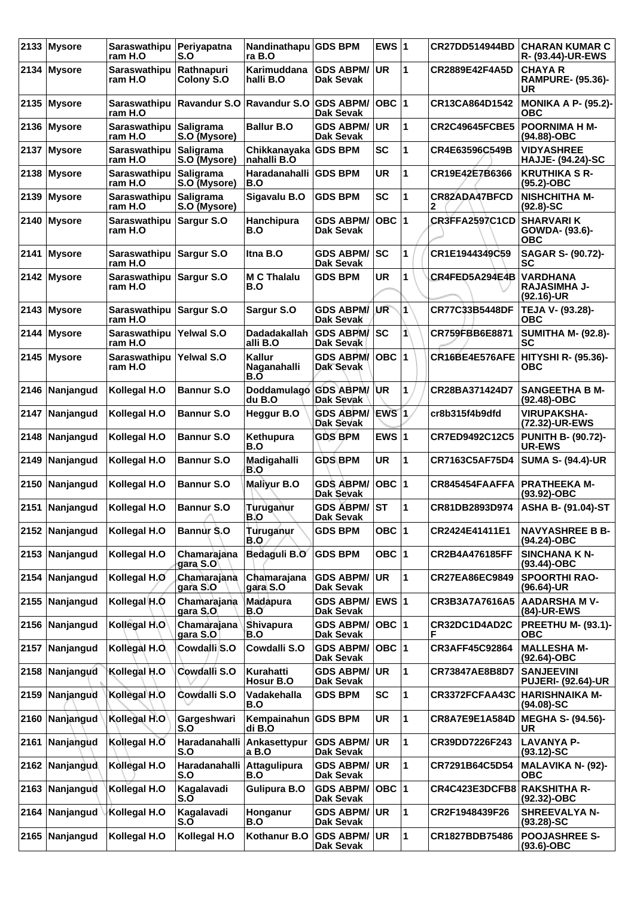| 2133 | Mysore | Saraswathipuram H.O | Periyapatna S.O | Nandinathapura B.O | GDS BPM | EWS | 1 | CR27DD514944BD | CHARAN KUMAR C R- (93.44)-UR-EWS |
|---|---|---|---|---|---|---|---|---|---|
| 2134 | Mysore | Saraswathipuram H.O | Rathnapuri Colony S.O | Karimuddanahalli B.O | GDS ABPM/ Dak Sevak | UR | 1 | CR2889E42F4A5D | CHAYA R RAMPURE- (95.36)-UR |
| 2135 | Mysore | Saraswathipuram H.O | Ravandur S.O | Ravandur S.O | GDS ABPM/ Dak Sevak | OBC | 1 | CR13CA864D1542 | MONIKA A P- (95.2)-OBC |
| 2136 | Mysore | Saraswathipuram H.O | Saligrama S.O (Mysore) | Ballur B.O | GDS ABPM/ Dak Sevak | UR | 1 | CR2C49645FCBE5 | POORNIMA H M- (94.88)-OBC |
| 2137 | Mysore | Saraswathipuram H.O | Saligrama S.O (Mysore) | Chikkanayakanahalli B.O | GDS BPM | SC | 1 | CR4E63596C549B | VIDYASHREE HAJJE- (94.24)-SC |
| 2138 | Mysore | Saraswathipuram H.O | Saligrama S.O (Mysore) | Haradanahalli B.O | GDS BPM | UR | 1 | CR19E42E7B6366 | KRUTHIKA S R- (95.2)-OBC |
| 2139 | Mysore | Saraswathipuram H.O | Saligrama S.O (Mysore) | Sigavalu B.O | GDS BPM | SC | 1 | CR82ADA47BFCD2 | NISHCHITHA M- (92.8)-SC |
| 2140 | Mysore | Saraswathipuram H.O | Sargur S.O | Hanchipura B.O | GDS ABPM/ Dak Sevak | OBC | 1 | CR3FFA2597C1CD | SHARVARI K GOWDA- (93.6)-OBC |
| 2141 | Mysore | Saraswathipuram H.O | Sargur S.O | Itna B.O | GDS ABPM/ Dak Sevak | SC | 1 | CR1E1944349C59 | SAGAR S- (90.72)-SC |
| 2142 | Mysore | Saraswathipuram H.O | Sargur S.O | M C Thalalu B.O | GDS BPM | UR | 1 | CR4FED5A294E4B | VARDHANA RAJASIMHA J- (92.16)-UR |
| 2143 | Mysore | Saraswathipuram H.O | Sargur S.O | Sargur S.O | GDS ABPM/ Dak Sevak | UR | 1 | CR77C33B5448DF | TEJA V- (93.28)-OBC |
| 2144 | Mysore | Saraswathipuram H.O | Yelwal S.O | Dadadakallahalli B.O | GDS ABPM/ Dak Sevak | SC | 1 | CR759FBB6E8871 | SUMITHA M- (92.8)-SC |
| 2145 | Mysore | Saraswathipuram H.O | Yelwal S.O | Kallur Naganahalli B.O | GDS ABPM/ Dak Sevak | OBC | 1 | CR16BE4E576AFE | HITYSHI R- (95.36)-OBC |
| 2146 | Nanjangud | Kollegal H.O | Bannur S.O | Doddamulagodu B.O | GDS ABPM/ Dak Sevak | UR | 1 | CR28BA371424D7 | SANGEETHA B M- (92.48)-OBC |
| 2147 | Nanjangud | Kollegal H.O | Bannur S.O | Heggur B.O | GDS ABPM/ Dak Sevak | EWS | 1 | cr8b315f4b9dfd | VIRUPAKSHA- (72.32)-UR-EWS |
| 2148 | Nanjangud | Kollegal H.O | Bannur S.O | Kethupura B.O | GDS BPM | EWS | 1 | CR7ED9492C12C5 | PUNITH B- (90.72)-UR-EWS |
| 2149 | Nanjangud | Kollegal H.O | Bannur S.O | Madigahalli B.O | GDS BPM | UR | 1 | CR7163C5AF75D4 | SUMA S- (94.4)-UR |
| 2150 | Nanjangud | Kollegal H.O | Bannur S.O | Maliyur B.O | GDS ABPM/ Dak Sevak | OBC | 1 | CR845454FAAFFA | PRATHEEKA M- (93.92)-OBC |
| 2151 | Nanjangud | Kollegal H.O | Bannur S.O | Turuganur B.O | GDS ABPM/ Dak Sevak | ST | 1 | CR81DB2893D974 | ASHA B- (91.04)-ST |
| 2152 | Nanjangud | Kollegal H.O | Bannur S.O | Turuganur B.O | GDS BPM | OBC | 1 | CR2424E41411E1 | NAVYASHREE B B- (94.24)-OBC |
| 2153 | Nanjangud | Kollegal H.O | Chamarajanagara S.O | Bedaguli B.O | GDS BPM | OBC | 1 | CR2B4A476185FF | SINCHANA K N- (93.44)-OBC |
| 2154 | Nanjangud | Kollegal H.O | Chamarajanagara S.O | Chamarajanagara S.O | GDS ABPM/ Dak Sevak | UR | 1 | CR27EA86EC9849 | SPOORTHI RAO- (96.64)-UR |
| 2155 | Nanjangud | Kollegal H.O | Chamarajanagara S.O | Madapura B.O | GDS ABPM/ Dak Sevak | EWS | 1 | CR3B3A7A7616A5 | AADARSHA M V- (84)-UR-EWS |
| 2156 | Nanjangud | Kollegal H.O | Chamarajanagara S.O | Shivapura B.O | GDS ABPM/ Dak Sevak | OBC | 1 | CR32DC1D4AD2CF | PREETHU M- (93.1)-OBC |
| 2157 | Nanjangud | Kollegal H.O | Cowdalli S.O | Cowdalli S.O | GDS ABPM/ Dak Sevak | OBC | 1 | CR3AFF45C92864 | MALLESHA M- (92.64)-OBC |
| 2158 | Nanjangud | Kollegal H.O | Cowdalli S.O | Kurahatti Hosur B.O | GDS ABPM/ Dak Sevak | UR | 1 | CR73847AE8B8D7 | SANJEEVINI PUJERI- (92.64)-UR |
| 2159 | Nanjangud | Kollegal H.O | Cowdalli S.O | Vadakehalla B.O | GDS BPM | SC | 1 | CR3372FCFAA43C | HARISHNAIKA M- (94.08)-SC |
| 2160 | Nanjangud | Kollegal H.O | Gargeshwari S.O | Kempainahundi B.O | GDS BPM | UR | 1 | CR8A7E9E1A584D | MEGHA S- (94.56)-UR |
| 2161 | Nanjangud | Kollegal H.O | Haradanahalli S.O | Ankasettypura B.O | GDS ABPM/ Dak Sevak | UR | 1 | CR39DD7226F243 | LAVANYA P- (93.12)-SC |
| 2162 | Nanjangud | Kollegal H.O | Haradanahalli S.O | Attagulipura B.O | GDS ABPM/ Dak Sevak | UR | 1 | CR7291B64C5D54 | MALAVIKA N- (92)-OBC |
| 2163 | Nanjangud | Kollegal H.O | Kagalavadi S.O | Gulipura B.O | GDS ABPM/ Dak Sevak | OBC | 1 | CR4C423E3DCFB8 | RAKSHITHA R- (92.32)-OBC |
| 2164 | Nanjangud | Kollegal H.O | Kagalavadi S.O | Honganur B.O | GDS ABPM/ Dak Sevak | UR | 1 | CR2F1948439F26 | SHREEVALYA N- (93.28)-SC |
| 2165 | Nanjangud | Kollegal H.O | Kollegal H.O | Kothanur B.O | GDS ABPM/ Dak Sevak | UR | 1 | CR1827BDB75486 | POOJASHREE S- (93.6)-OBC |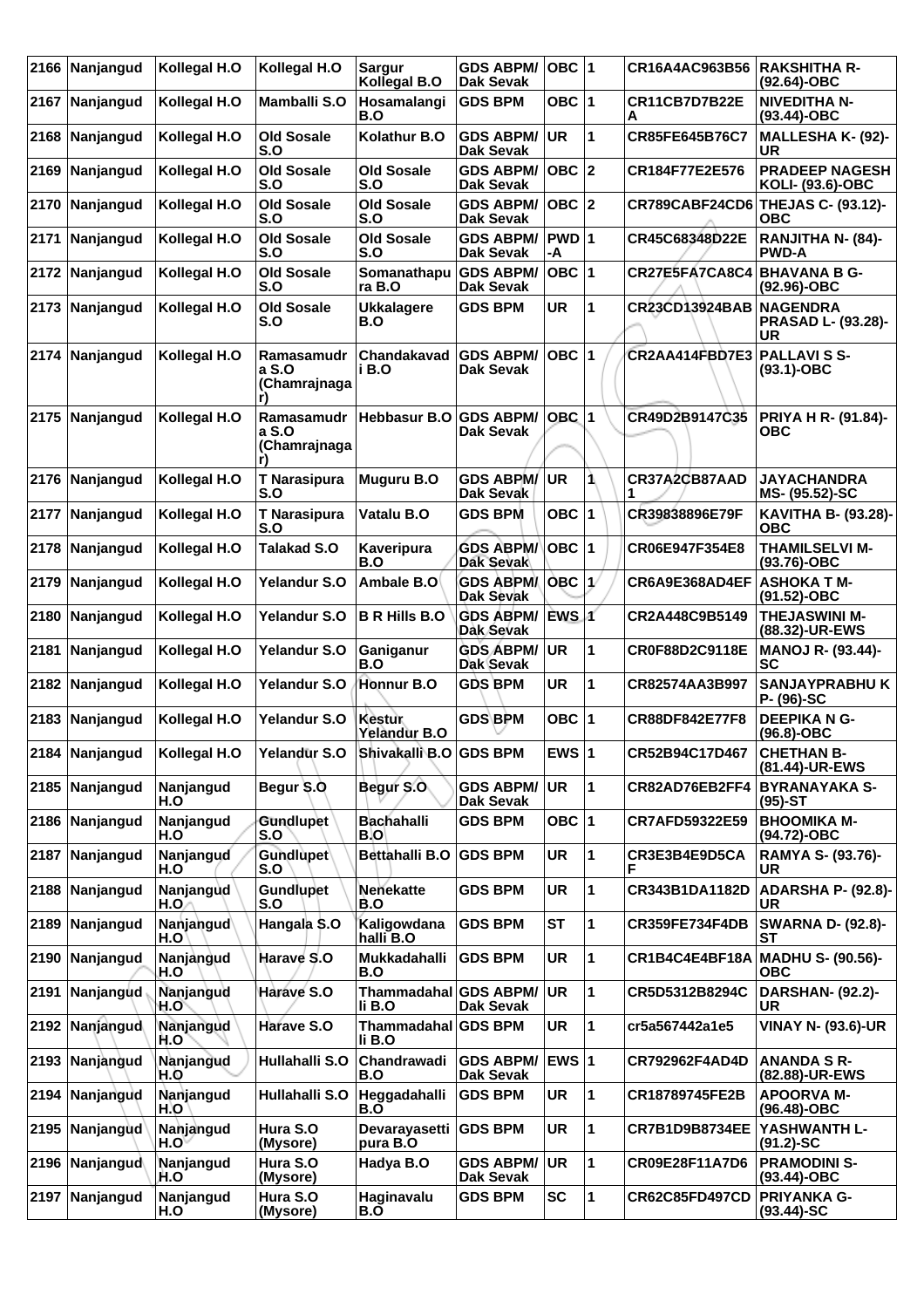| 2166 | Nanjangud | Kollegal H.O | Kollegal H.O | Sargur Kollegal B.O | GDS ABPM/ Dak Sevak | OBC | 1 | CR16A4AC963B56 | RAKSHITHA R- (92.64)-OBC |
|---|---|---|---|---|---|---|---|---|---|
| 2167 | Nanjangud | Kollegal H.O | Mamballi S.O | Hosamalangi B.O | GDS BPM | OBC | 1 | CR11CB7D7B22E A | NIVEDITHA N- (93.44)-OBC |
| 2168 | Nanjangud | Kollegal H.O | Old Sosale S.O | Kolathur B.O | GDS ABPM/ Dak Sevak | UR | 1 | CR85FE645B76C7 | MALLESHA K- (92)- UR |
| 2169 | Nanjangud | Kollegal H.O | Old Sosale S.O | Old Sosale S.O | GDS ABPM/ Dak Sevak | OBC | 2 | CR184F77E2E576 | PRADEEP NAGESH KOLI- (93.6)-OBC |
| 2170 | Nanjangud | Kollegal H.O | Old Sosale S.O | Old Sosale S.O | GDS ABPM/ Dak Sevak | OBC | 2 | CR789CABF24CD6 | THEJAS C- (93.12)- OBC |
| 2171 | Nanjangud | Kollegal H.O | Old Sosale S.O | Old Sosale S.O | GDS ABPM/ Dak Sevak | PWD -A | 1 | CR45C68348D22E | RANJITHA N- (84)- PWD-A |
| 2172 | Nanjangud | Kollegal H.O | Old Sosale S.O | Somanathapu ra B.O | GDS ABPM/ Dak Sevak | OBC | 1 | CR27E5FA7CA8C4 | BHAVANA B G- (92.96)-OBC |
| 2173 | Nanjangud | Kollegal H.O | Old Sosale S.O | Ukkalagere B.O | GDS BPM | UR | 1 | CR23CD13924BAB | NAGENDRA PRASAD L- (93.28)- UR |
| 2174 | Nanjangud | Kollegal H.O | Ramasamudr a S.O (Chamrajnaga r) | Chandakavad i B.O | GDS ABPM/ Dak Sevak | OBC | 1 | CR2AA414FBD7E3 | PALLAVI S S- (93.1)-OBC |
| 2175 | Nanjangud | Kollegal H.O | Ramasamudr a S.O (Chamrajnaga r) | Hebbasur B.O | GDS ABPM/ Dak Sevak | OBC | 1 | CR49D2B9147C35 | PRIYA H R- (91.84)- OBC |
| 2176 | Nanjangud | Kollegal H.O | T Narasipura S.O | Muguru B.O | GDS ABPM/ Dak Sevak | UR | 1 | CR37A2CB87AAD 1 | JAYACHANDRA MS- (95.52)-SC |
| 2177 | Nanjangud | Kollegal H.O | T Narasipura S.O | Vatalu B.O | GDS BPM | OBC | 1 | CR39838896E79F | KAVITHA B- (93.28)- OBC |
| 2178 | Nanjangud | Kollegal H.O | Talakad S.O | Kaveripura B.O | GDS ABPM/ Dak Sevak | OBC | 1 | CR06E947F354E8 | THAMILSELVI M- (93.76)-OBC |
| 2179 | Nanjangud | Kollegal H.O | Yelandur S.O | Ambale B.O | GDS ABPM/ Dak Sevak | OBC | 1 | CR6A9E368AD4EF | ASHOKA T M- (91.52)-OBC |
| 2180 | Nanjangud | Kollegal H.O | Yelandur S.O | B R Hills B.O | GDS ABPM/ Dak Sevak | EWS | 1 | CR2A448C9B5149 | THEJASWINI M- (88.32)-UR-EWS |
| 2181 | Nanjangud | Kollegal H.O | Yelandur S.O | Ganiganur B.O | GDS ABPM/ Dak Sevak | UR | 1 | CR0F88D2C9118E | MANOJ R- (93.44)- SC |
| 2182 | Nanjangud | Kollegal H.O | Yelandur S.O | Honnur B.O | GDS BPM | UR | 1 | CR82574AA3B997 | SANJAYPRABHU K P- (96)-SC |
| 2183 | Nanjangud | Kollegal H.O | Yelandur S.O | Kestur Yelandur B.O | GDS BPM | OBC | 1 | CR88DF842E77F8 | DEEPIKA N G- (96.8)-OBC |
| 2184 | Nanjangud | Kollegal H.O | Yelandur S.O | Shivakalli B.O | GDS BPM | EWS | 1 | CR52B94C17D467 | CHETHAN B- (81.44)-UR-EWS |
| 2185 | Nanjangud | Nanjangud H.O | Begur S.O | Begur S.O | GDS ABPM/ Dak Sevak | UR | 1 | CR82AD76EB2FF4 | BYRANAYAKA S- (95)-ST |
| 2186 | Nanjangud | Nanjangud H.O | Gundlupet S.O | Bachahalli B.O | GDS BPM | OBC | 1 | CR7AFD59322E59 | BHOOMIKA M- (94.72)-OBC |
| 2187 | Nanjangud | Nanjangud H.O | Gundlupet S.O | Bettahalli B.O | GDS BPM | UR | 1 | CR3E3B4E9D5CA F | RAMYA S- (93.76)- UR |
| 2188 | Nanjangud | Nanjangud H.O | Gundlupet S.O | Nenekatte B.O | GDS BPM | UR | 1 | CR343B1DA1182D | ADARSHA P- (92.8)- UR |
| 2189 | Nanjangud | Nanjangud H.O | Hangala S.O | Kaligowdana halli B.O | GDS BPM | ST | 1 | CR359FE734F4DB | SWARNA D- (92.8)- ST |
| 2190 | Nanjangud | Nanjangud H.O | Harave S.O | Mukkadahalli B.O | GDS BPM | UR | 1 | CR1B4C4E4BF18A | MADHU S- (90.56)- OBC |
| 2191 | Nanjangud | Nanjangud H.O | Harave S.O | Thammadahal li B.O | GDS ABPM/ Dak Sevak | UR | 1 | CR5D5312B8294C | DARSHAN- (92.2)- UR |
| 2192 | Nanjangud | Nanjangud H.O | Harave S.O | Thammadahal li B.O | GDS BPM | UR | 1 | cr5a567442a1e5 | VINAY N- (93.6)-UR |
| 2193 | Nanjangud | Nanjangud H.O | Hullahalli S.O | Chandrawadi B.O | GDS ABPM/ Dak Sevak | EWS | 1 | CR792962F4AD4D | ANANDA S R- (82.88)-UR-EWS |
| 2194 | Nanjangud | Nanjangud H.O | Hullahalli S.O | Heggadahalli B.O | GDS BPM | UR | 1 | CR18789745FE2B | APOORVA M- (96.48)-OBC |
| 2195 | Nanjangud | Nanjangud H.O | Hura S.O (Mysore) | Devarayasetti pura B.O | GDS BPM | UR | 1 | CR7B1D9B8734EE | YASHWANTH L- (91.2)-SC |
| 2196 | Nanjangud | Nanjangud H.O | Hura S.O (Mysore) | Hadya B.O | GDS ABPM/ Dak Sevak | UR | 1 | CR09E28F11A7D6 | PRAMODINI S- (93.44)-OBC |
| 2197 | Nanjangud | Nanjangud H.O | Hura S.O (Mysore) | Haginavalu B.O | GDS BPM | SC | 1 | CR62C85FD497CD | PRIYANKA G- (93.44)-SC |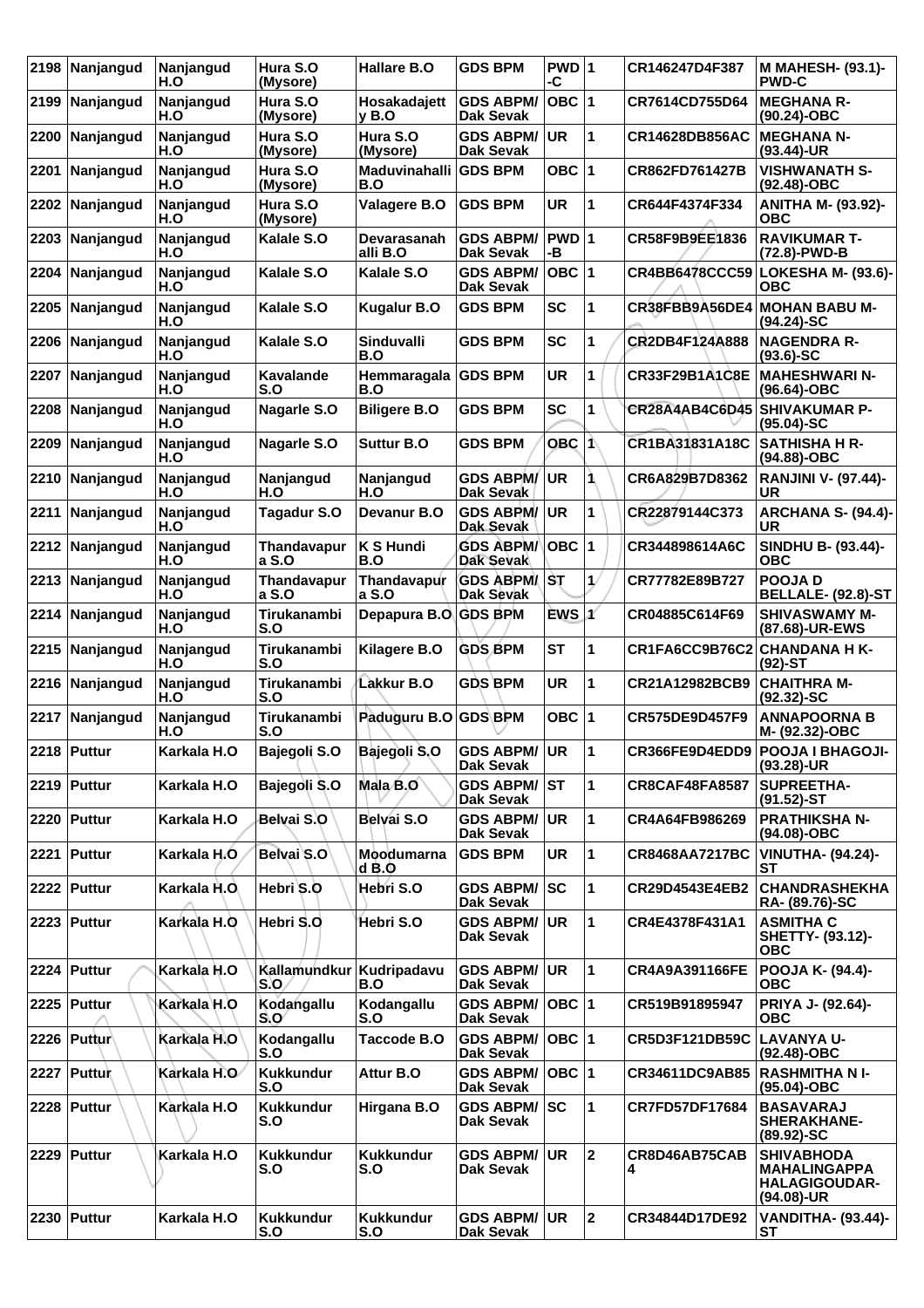| 2198 | Nanjangud | Nanjangud H.O | Hura S.O (Mysore) | Hallare B.O | GDS BPM | PWD -C | 1 | CR146247D4F387 | M MAHESH- (93.1)-PWD-C |
|---|---|---|---|---|---|---|---|---|---|
| 2199 | Nanjangud | Nanjangud H.O | Hura S.O (Mysore) | Hosakadajett y B.O | GDS ABPM/ Dak Sevak | OBC | 1 | CR7614CD755D64 | MEGHANA R- (90.24)-OBC |
| 2200 | Nanjangud | Nanjangud H.O | Hura S.O (Mysore) | Hura S.O (Mysore) | GDS ABPM/ Dak Sevak | UR | 1 | CR14628DB856AC | MEGHANA N- (93.44)-UR |
| 2201 | Nanjangud | Nanjangud H.O | Hura S.O (Mysore) | Maduvinahalli B.O | GDS BPM | OBC | 1 | CR862FD761427B | VISHWANATH S- (92.48)-OBC |
| 2202 | Nanjangud | Nanjangud H.O | Hura S.O (Mysore) | Valagere B.O | GDS BPM | UR | 1 | CR644F4374F334 | ANITHA M- (93.92)-OBC |
| 2203 | Nanjangud | Nanjangud H.O | Kalale S.O | Devarasanah alli B.O | GDS ABPM/ Dak Sevak | PWD -B | 1 | CR58F9B9EE1836 | RAVIKUMAR T- (72.8)-PWD-B |
| 2204 | Nanjangud | Nanjangud H.O | Kalale S.O | Kalale S.O | GDS ABPM/ Dak Sevak | OBC | 1 | CR4BB6478CCC59 | LOKESHA M- (93.6)-OBC |
| 2205 | Nanjangud | Nanjangud H.O | Kalale S.O | Kugalur B.O | GDS BPM | SC | 1 | CR38FBB9A56DE4 | MOHAN BABU M- (94.24)-SC |
| 2206 | Nanjangud | Nanjangud H.O | Kalale S.O | Sinduvalli B.O | GDS BPM | SC | 1 | CR2DB4F124A888 | NAGENDRA R- (93.6)-SC |
| 2207 | Nanjangud | Nanjangud H.O | Kavalande S.O | Hemmaragala B.O | GDS BPM | UR | 1 | CR33F29B1A1C8E | MAHESHWARI N- (96.64)-OBC |
| 2208 | Nanjangud | Nanjangud H.O | Nagarle S.O | Biligere B.O | GDS BPM | SC | 1 | CR28A4AB4C6D45 | SHIVAKUMAR P- (95.04)-SC |
| 2209 | Nanjangud | Nanjangud H.O | Nagarle S.O | Suttur B.O | GDS BPM | OBC | 1 | CR1BA31831A18C | SATHISHA H R- (94.88)-OBC |
| 2210 | Nanjangud | Nanjangud H.O | Nanjangud H.O | Nanjangud H.O | GDS ABPM/ Dak Sevak | UR | 1 | CR6A829B7D8362 | RANJINI V- (97.44)-UR |
| 2211 | Nanjangud | Nanjangud H.O | Tagadur S.O | Devanur B.O | GDS ABPM/ Dak Sevak | UR | 1 | CR22879144C373 | ARCHANA S- (94.4)-UR |
| 2212 | Nanjangud | Nanjangud H.O | Thandavapur a S.O | K S Hundi B.O | GDS ABPM/ Dak Sevak | OBC | 1 | CR344898614A6C | SINDHU B- (93.44)-OBC |
| 2213 | Nanjangud | Nanjangud H.O | Thandavapur a S.O | Thandavapur a S.O | GDS ABPM/ Dak Sevak | ST | 1 | CR77782E89B727 | POOJA D BELLALE- (92.8)-ST |
| 2214 | Nanjangud | Nanjangud H.O | Tirukanambi S.O | Depapura B.O | GDS BPM | EWS | 1 | CR04885C614F69 | SHIVASWAMY M- (87.68)-UR-EWS |
| 2215 | Nanjangud | Nanjangud H.O | Tirukanambi S.O | Kilagere B.O | GDS BPM | ST | 1 | CR1FA6CC9B76C2 | CHANDANA H K- (92)-ST |
| 2216 | Nanjangud | Nanjangud H.O | Tirukanambi S.O | Lakkur B.O | GDS BPM | UR | 1 | CR21A12982BCB9 | CHAITHRA M- (92.32)-SC |
| 2217 | Nanjangud | Nanjangud H.O | Tirukanambi S.O | Paduguru B.O | GDS BPM | OBC | 1 | CR575DE9D457F9 | ANNAPOORNA B M- (92.32)-OBC |
| 2218 | Puttur | Karkala H.O | Bajegoli S.O | Bajegoli S.O | GDS ABPM/ Dak Sevak | UR | 1 | CR366FE9D4EDD9 | POOJA I BHAGOJI- (93.28)-UR |
| 2219 | Puttur | Karkala H.O | Bajegoli S.O | Mala B.O | GDS ABPM/ Dak Sevak | ST | 1 | CR8CAF48FA8587 | SUPREETHA- (91.52)-ST |
| 2220 | Puttur | Karkala H.O | Belvai S.O | Belvai S.O | GDS ABPM/ Dak Sevak | UR | 1 | CR4A64FB986269 | PRATHIKSHA N- (94.08)-OBC |
| 2221 | Puttur | Karkala H.O | Belvai S.O | Moodumarna d B.O | GDS BPM | UR | 1 | CR8468AA7217BC | VINUTHA- (94.24)-ST |
| 2222 | Puttur | Karkala H.O | Hebri S.O | Hebri S.O | GDS ABPM/ Dak Sevak | SC | 1 | CR29D4543E4EB2 | CHANDRASHEKHA RA- (89.76)-SC |
| 2223 | Puttur | Karkala H.O | Hebri S.O | Hebri S.O | GDS ABPM/ Dak Sevak | UR | 1 | CR4E4378F431A1 | ASMITHA C SHETTY- (93.12)-OBC |
| 2224 | Puttur | Karkala H.O | Kallamundkur S.O | Kudripadavu B.O | GDS ABPM/ Dak Sevak | UR | 1 | CR4A9A391166FE | POOJA K- (94.4)-OBC |
| 2225 | Puttur | Karkala H.O | Kodangallu S.O | Kodangallu S.O | GDS ABPM/ Dak Sevak | OBC | 1 | CR519B91895947 | PRIYA J- (92.64)-OBC |
| 2226 | Puttur | Karkala H.O | Kodangallu S.O | Taccode B.O | GDS ABPM/ Dak Sevak | OBC | 1 | CR5D3F121DB59C | LAVANYA U- (92.48)-OBC |
| 2227 | Puttur | Karkala H.O | Kukkundur S.O | Attur B.O | GDS ABPM/ Dak Sevak | OBC | 1 | CR34611DC9AB85 | RASHMITHA N I- (95.04)-OBC |
| 2228 | Puttur | Karkala H.O | Kukkundur S.O | Hirgana B.O | GDS ABPM/ Dak Sevak | SC | 1 | CR7FD57DF17684 | BASAVARAJ SHERAKHANE- (89.92)-SC |
| 2229 | Puttur | Karkala H.O | Kukkundur S.O | Kukkundur S.O | GDS ABPM/ Dak Sevak | UR | 2 | CR8D46AB75CAB4 | SHIVABHODA MAHALINGAPPA HALAGIGOUDAR- (94.08)-UR |
| 2230 | Puttur | Karkala H.O | Kukkundur S.O | Kukkundur S.O | GDS ABPM/ Dak Sevak | UR | 2 | CR34844D17DE92 | VANDITHA- (93.44)-ST |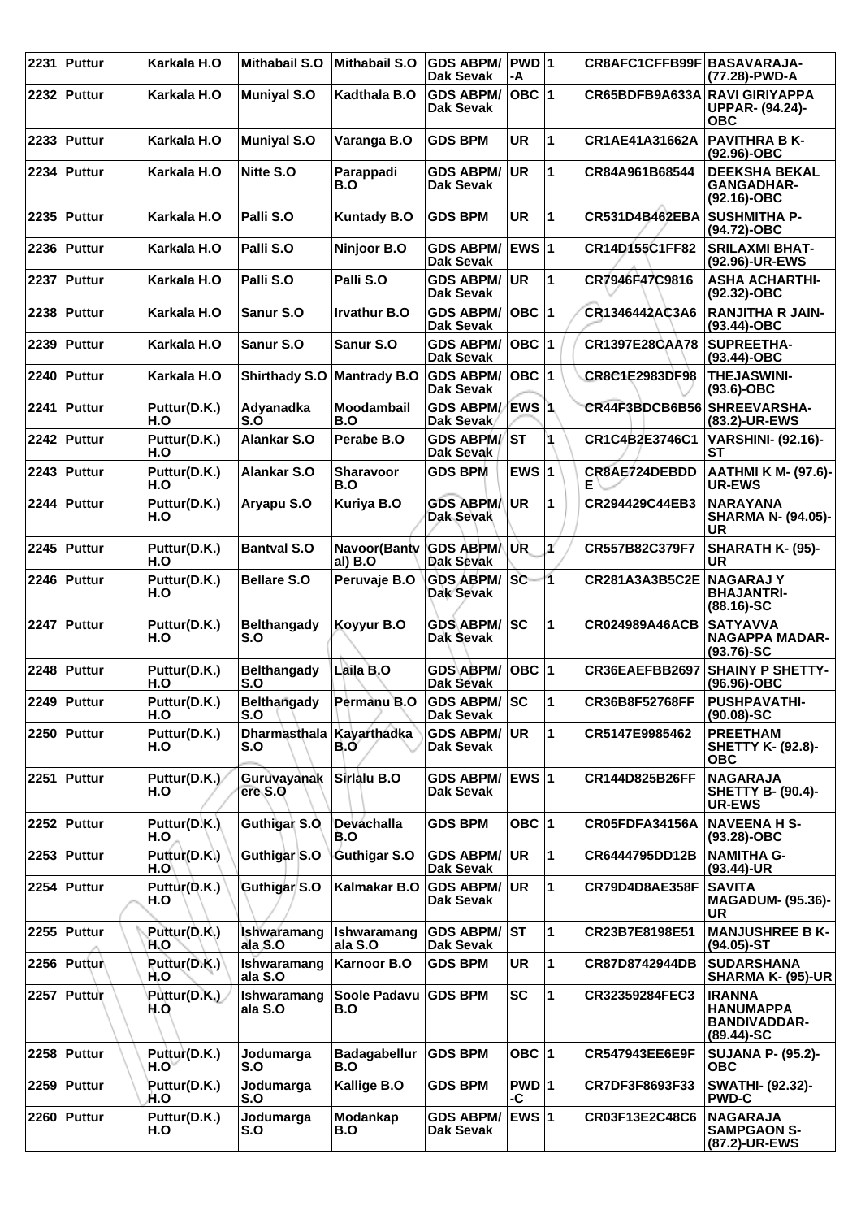| 2231 | Puttur | Karkala H.O | Mithabail S.O | Mithabail S.O | GDS ABPM/ Dak Sevak | PWD -A | 1 | CR8AFC1CFFB99F | BASAVARAJA- (77.28)-PWD-A |
|---|---|---|---|---|---|---|---|---|---|
| 2232 | Puttur | Karkala H.O | Muniyal S.O | Kadthala B.O | GDS ABPM/ Dak Sevak | OBC | 1 | CR65BDFB9A633A | RAVI GIRIYAPPA UPPAR- (94.24)- OBC |
| 2233 | Puttur | Karkala H.O | Muniyal S.O | Varanga B.O | GDS BPM | UR | 1 | CR1AE41A31662A | PAVITHRA B K- (92.96)-OBC |
| 2234 | Puttur | Karkala H.O | Nitte S.O | Parappadi B.O | GDS ABPM/ Dak Sevak | UR | 1 | CR84A961B68544 | DEEKSHA BEKAL GANGADHAR- (92.16)-OBC |
| 2235 | Puttur | Karkala H.O | Palli S.O | Kuntady B.O | GDS BPM | UR | 1 | CR531D4B462EBA | SUSHMITHA P- (94.72)-OBC |
| 2236 | Puttur | Karkala H.O | Palli S.O | Ninjoor B.O | GDS ABPM/ Dak Sevak | EWS | 1 | CR14D155C1FF82 | SRILAXMI BHAT- (92.96)-UR-EWS |
| 2237 | Puttur | Karkala H.O | Palli S.O | Palli S.O | GDS ABPM/ Dak Sevak | UR | 1 | CR7946F47C9816 | ASHA ACHARTHI- (92.32)-OBC |
| 2238 | Puttur | Karkala H.O | Sanur S.O | Irvathur B.O | GDS ABPM/ Dak Sevak | OBC | 1 | CR1346442AC3A6 | RANJITHA R JAIN- (93.44)-OBC |
| 2239 | Puttur | Karkala H.O | Sanur S.O | Sanur S.O | GDS ABPM/ Dak Sevak | OBC | 1 | CR1397E28CAA78 | SUPREETHA- (93.44)-OBC |
| 2240 | Puttur | Karkala H.O | Shirthady S.O | Mantrady B.O | GDS ABPM/ Dak Sevak | OBC | 1 | CR8C1E2983DF98 | THEJASWINI- (93.6)-OBC |
| 2241 | Puttur | Puttur(D.K.) H.O | Adyanadka S.O | Moodambail B.O | GDS ABPM/ Dak Sevak | EWS | 1 | CR44F3BDCB6B56 | SHREEVARSHA- (83.2)-UR-EWS |
| 2242 | Puttur | Puttur(D.K.) H.O | Alankar S.O | Perabe B.O | GDS ABPM/ Dak Sevak | ST | 1 | CR1C4B2E3746C1 | VARSHINI- (92.16)- ST |
| 2243 | Puttur | Puttur(D.K.) H.O | Alankar S.O | Sharavoor B.O | GDS BPM | EWS | 1 | CR8AE724DEBDDE | AATHMI K M- (97.6)- UR-EWS |
| 2244 | Puttur | Puttur(D.K.) H.O | Aryapu S.O | Kuriya B.O | GDS ABPM/ Dak Sevak | UR | 1 | CR294429C44EB3 | NARAYANA SHARMA N- (94.05)- UR |
| 2245 | Puttur | Puttur(D.K.) H.O | Bantval S.O | Navoor(Bantval) B.O | GDS ABPM/ Dak Sevak | UR | 1 | CR557B82C379F7 | SHARATH K- (95)- UR |
| 2246 | Puttur | Puttur(D.K.) H.O | Bellare S.O | Peruvaje B.O | GDS ABPM/ Dak Sevak | SC | 1 | CR281A3A3B5C2E | NAGARAJ Y BHAJANTRI- (88.16)-SC |
| 2247 | Puttur | Puttur(D.K.) H.O | Belthangady S.O | Koyyur B.O | GDS ABPM/ Dak Sevak | SC | 1 | CR024989A46ACB | SATYAVVA NAGAPPA MADAR- (93.76)-SC |
| 2248 | Puttur | Puttur(D.K.) H.O | Belthangady S.O | Laila B.O | GDS ABPM/ Dak Sevak | OBC | 1 | CR36EAEFBB2697 | SHAINY P SHETTY- (96.96)-OBC |
| 2249 | Puttur | Puttur(D.K.) H.O | Belthangady S.O | Permanu B.O | GDS ABPM/ Dak Sevak | SC | 1 | CR36B8F52768FF | PUSHPAVATHI- (90.08)-SC |
| 2250 | Puttur | Puttur(D.K.) H.O | Dharmasthala S.O | Kayarthadka B.O | GDS ABPM/ Dak Sevak | UR | 1 | CR5147E9985462 | PREETHAM SHETTY K- (92.8)- OBC |
| 2251 | Puttur | Puttur(D.K.) H.O | Guruvayanakere S.O | Sirlalu B.O | GDS ABPM/ Dak Sevak | EWS | 1 | CR144D825B26FF | NAGARAJA SHETTY B- (90.4)- UR-EWS |
| 2252 | Puttur | Puttur(D.K.) H.O | Guthigar S.O | Devachalla B.O | GDS BPM | OBC | 1 | CR05FDFA34156A | NAVEENA H S- (93.28)-OBC |
| 2253 | Puttur | Puttur(D.K.) H.O | Guthigar S.O | Guthigar S.O | GDS ABPM/ Dak Sevak | UR | 1 | CR6444795DD12B | NAMITHA G- (93.44)-UR |
| 2254 | Puttur | Puttur(D.K.) H.O | Guthigar S.O | Kalmakar B.O | GDS ABPM/ Dak Sevak | UR | 1 | CR79D4D8AE358F | SAVITA MAGADUM- (95.36)- UR |
| 2255 | Puttur | Puttur(D.K.) H.O | Ishwaramangala S.O | Ishwaramangala S.O | GDS ABPM/ Dak Sevak | ST | 1 | CR23B7E8198E51 | MANJUSHREE B K- (94.05)-ST |
| 2256 | Puttur | Puttur(D.K.) H.O | Ishwaramangala S.O | Karnoor B.O | GDS BPM | UR | 1 | CR87D8742944DB | SUDARSHANA SHARMA K- (95)-UR |
| 2257 | Puttur | Puttur(D.K.) H.O | Ishwaramangala S.O | Soole Padavu B.O | GDS BPM | SC | 1 | CR32359284FEC3 | IRANNA HANUMAPPA BANDIVADDAR- (89.44)-SC |
| 2258 | Puttur | Puttur(D.K.) H.O | Jodumarga S.O | Badagabellur B.O | GDS BPM | OBC | 1 | CR547943EE6E9F | SUJANA P- (95.2)- OBC |
| 2259 | Puttur | Puttur(D.K.) H.O | Jodumarga S.O | Kallige B.O | GDS BPM | PWD -C | 1 | CR7DF3F8693F33 | SWATHI- (92.32)- PWD-C |
| 2260 | Puttur | Puttur(D.K.) H.O | Jodumarga S.O | Modankap B.O | GDS ABPM/ Dak Sevak | EWS | 1 | CR03F13E2C48C6 | NAGARAJA SAMPGAON S- (87.2)-UR-EWS |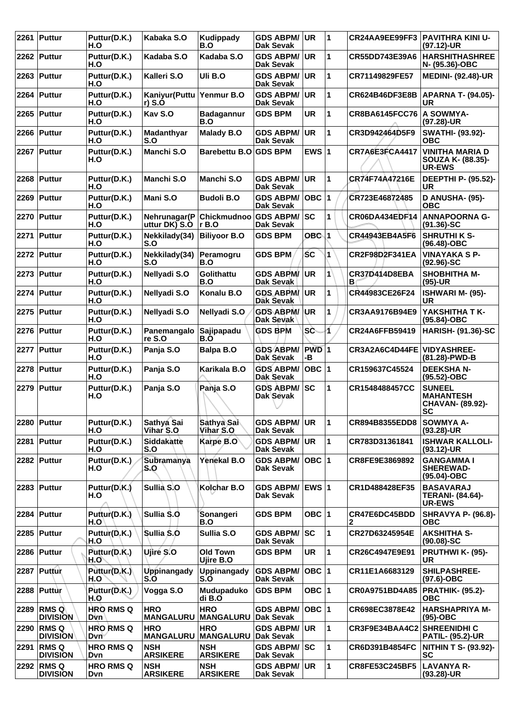| 2261 | Puttur | Puttur(D.K.) H.O | Kabaka S.O | Kudippady B.O | GDS ABPM/ Dak Sevak | UR | 1 | CR24AA9EE99FF3 | PAVITHRA KINI U- (97.12)-UR |
|---|---|---|---|---|---|---|---|---|---|
| 2262 | Puttur | Puttur(D.K.) H.O | Kadaba S.O | Kadaba S.O | GDS ABPM/ Dak Sevak | UR | 1 | CR55DD743E39A6 | HARSHITHASHREE N- (95.36)-OBC |
| 2263 | Puttur | Puttur(D.K.) H.O | Kalleri S.O | Uli B.O | GDS ABPM/ Dak Sevak | UR | 1 | CR71149829FE57 | MEDINI- (92.48)-UR |
| 2264 | Puttur | Puttur(D.K.) H.O | Kaniyur(Puttur) S.O | Yenmur B.O | GDS ABPM/ Dak Sevak | UR | 1 | CR624B46DF3E8B | APARNA T- (94.05)-UR |
| 2265 | Puttur | Puttur(D.K.) H.O | Kav S.O | Badagannur B.O | GDS BPM | UR | 1 | CR8BA6145FCC76 | A SOWMYA- (97.28)-UR |
| 2266 | Puttur | Puttur(D.K.) H.O | Madanthyar S.O | Malady B.O | GDS ABPM/ Dak Sevak | UR | 1 | CR3D942464D5F9 | SWATHI- (93.92)-OBC |
| 2267 | Puttur | Puttur(D.K.) H.O | Manchi S.O | Barebettu B.O | GDS BPM | EWS | 1 | CR7A6E3FCA4417 | VINITHA MARIA D SOUZA K- (88.35)-UR-EWS |
| 2268 | Puttur | Puttur(D.K.) H.O | Manchi S.O | Manchi S.O | GDS ABPM/ Dak Sevak | UR | 1 | CR74F74A47216E | DEEPTHI P- (95.52)-UR |
| 2269 | Puttur | Puttur(D.K.) H.O | Mani S.O | Budoli B.O | GDS ABPM/ Dak Sevak | OBC | 1 | CR723E46872485 | D ANUSHA- (95)-OBC |
| 2270 | Puttur | Puttur(D.K.) H.O | Nehrunagar(Puttur DK) S.O | Chickmudnoor B.O | GDS ABPM/ Dak Sevak | SC | 1 | CR06DA434EDF14 | ANNAPOORNA G- (91.36)-SC |
| 2271 | Puttur | Puttur(D.K.) H.O | Nekkilady(34) S.O | Biliyoor B.O | GDS BPM | OBC | 1 | CR44943EB4A5F6 | SHRUTHI K S- (96.48)-OBC |
| 2272 | Puttur | Puttur(D.K.) H.O | Nekkilady(34) S.O | Peramogru B.O | GDS BPM | SC | 1 | CR2F98D2F341EA | VINAYAKA S P- (92.96)-SC |
| 2273 | Puttur | Puttur(D.K.) H.O | Nellyadi S.O | Golithattu B.O | GDS ABPM/ Dak Sevak | UR | 1 | CR37D414D8EBAB | SHOBHITHA M- (95)-UR |
| 2274 | Puttur | Puttur(D.K.) H.O | Nellyadi S.O | Konalu B.O | GDS ABPM/ Dak Sevak | UR | 1 | CR44983CE26F24 | ISHWARI M- (95)-UR |
| 2275 | Puttur | Puttur(D.K.) H.O | Nellyadi S.O | Nellyadi S.O | GDS ABPM/ Dak Sevak | UR | 1 | CR3AA9176B94E9 | YAKSHITHA T K- (95.84)-OBC |
| 2276 | Puttur | Puttur(D.K.) H.O | Panemangalore S.O | Sajipapadu B.O | GDS BPM | SC | 1 | CR24A6FFB59419 | HARISH- (91.36)-SC |
| 2277 | Puttur | Puttur(D.K.) H.O | Panja S.O | Balpa B.O | GDS ABPM/ Dak Sevak | PWD-B | 1 | CR3A2A6C4D44FE | VIDYASHREE- (81.28)-PWD-B |
| 2278 | Puttur | Puttur(D.K.) H.O | Panja S.O | Karikala B.O | GDS ABPM/ Dak Sevak | OBC | 1 | CR159637C45524 | DEEKSHA N- (95.52)-OBC |
| 2279 | Puttur | Puttur(D.K.) H.O | Panja S.O | Panja S.O | GDS ABPM/ Dak Sevak | SC | 1 | CR1548488457CC | SUNEEL MAHANTESH CHAVAN- (89.92)-SC |
| 2280 | Puttur | Puttur(D.K.) H.O | Sathya Sai Vihar S.O | Sathya Sai Vihar S.O | GDS ABPM/ Dak Sevak | UR | 1 | CR894B8355EDD8 | SOWMYA A- (93.28)-UR |
| 2281 | Puttur | Puttur(D.K.) H.O | Siddakatte S.O | Karpe B.O | GDS ABPM/ Dak Sevak | UR | 1 | CR783D31361841 | ISHWAR KALLOLI- (93.12)-UR |
| 2282 | Puttur | Puttur(D.K.) H.O | Subramanya S.O | Yenekal B.O | GDS ABPM/ Dak Sevak | OBC | 1 | CR8FE9E3869892 | GANGAMMA I SHEREWAD- (95.04)-OBC |
| 2283 | Puttur | Puttur(D.K.) H.O | Sullia S.O | Kolchar B.O | GDS ABPM/ Dak Sevak | EWS | 1 | CR1D488428EF35 | BASAVARAJ TERANI- (84.64)-UR-EWS |
| 2284 | Puttur | Puttur(D.K.) H.O | Sullia S.O | Sonangeri B.O | GDS BPM | OBC | 1 | CR47E6DC45BDD2 | SHRAVYA P- (96.8)-OBC |
| 2285 | Puttur | Puttur(D.K.) H.O | Sullia S.O | Sullia S.O | GDS ABPM/ Dak Sevak | SC | 1 | CR27D63245954E | AKSHITHA S- (90.08)-SC |
| 2286 | Puttur | Puttur(D.K.) H.O | Ujire S.O | Old Town Ujire B.O | GDS BPM | UR | 1 | CR26C4947E9E91 | PRUTHWI K- (95)-UR |
| 2287 | Puttur | Puttur(D.K.) H.O | Uppinangady S.O | Uppinangady S.O | GDS ABPM/ Dak Sevak | OBC | 1 | CR11E1A6683129 | SHILPASHREE- (97.6)-OBC |
| 2288 | Puttur | Puttur(D.K.) H.O | Vogga S.O | Mudupadukodi B.O | GDS BPM | OBC | 1 | CR0A9751BD4A85 | PRATHIK- (95.2)-OBC |
| 2289 | RMS Q DIVISION | HRO RMS Q Dvn | HRO MANGALURU | HRO MANGALURU | GDS ABPM/ Dak Sevak | OBC | 1 | CR698EC3878E42 | HARSHAPRIYA M- (95)-OBC |
| 2290 | RMS Q DIVISION | HRO RMS Q Dvn | HRO MANGALURU | HRO MANGALURU | GDS ABPM/ Dak Sevak | UR | 1 | CR3F9E34BAA4C2 | SHREENIDHI C PATIL- (95.2)-UR |
| 2291 | RMS Q DIVISION | HRO RMS Q Dvn | NSH ARSIKERE | NSH ARSIKERE | GDS ABPM/ Dak Sevak | SC | 1 | CR6D391B4854FC | NITHIN T S- (93.92)-SC |
| 2292 | RMS Q DIVISION | HRO RMS Q Dvn | NSH ARSIKERE | NSH ARSIKERE | GDS ABPM/ Dak Sevak | UR | 1 | CR8FE53C245BF5 | LAVANYA R- (93.28)-UR |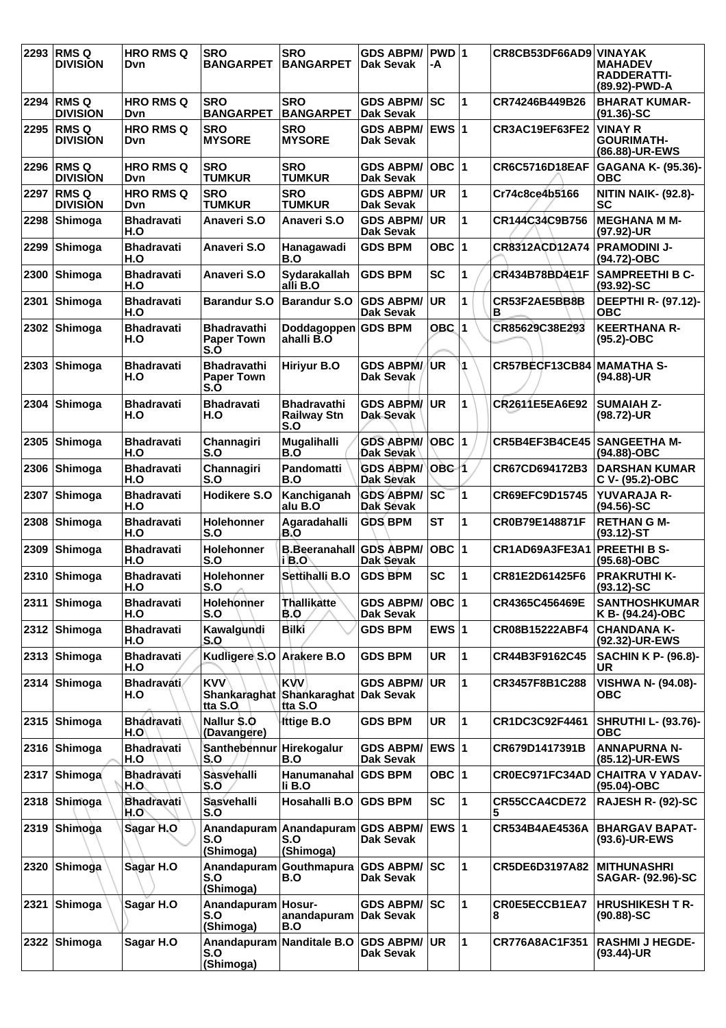| 2293 | RMS Q DIVISION | HRO RMS Q Dvn | SRO BANGARPET | SRO BANGARPET | GDS ABPM/ Dak Sevak | PWD -A | 1 | CR8CB53DF66AD9 | VINAYAK MAHADEV RADDERATTI- (89.92)-PWD-A |
|---|---|---|---|---|---|---|---|---|---|
| 2294 | RMS Q DIVISION | HRO RMS Q Dvn | SRO BANGARPET | SRO BANGARPET | GDS ABPM/ Dak Sevak | SC | 1 | CR74246B449B26 | BHARAT KUMAR- (91.36)-SC |
| 2295 | RMS Q DIVISION | HRO RMS Q Dvn | SRO MYSORE | SRO MYSORE | GDS ABPM/ Dak Sevak | EWS | 1 | CR3AC19EF63FE2 | VINAY R GOURIMATH- (86.88)-UR-EWS |
| 2296 | RMS Q DIVISION | HRO RMS Q Dvn | SRO TUMKUR | SRO TUMKUR | GDS ABPM/ Dak Sevak | OBC | 1 | CR6C5716D18EAF | GAGANA K- (95.36)-OBC |
| 2297 | RMS Q DIVISION | HRO RMS Q Dvn | SRO TUMKUR | SRO TUMKUR | GDS ABPM/ Dak Sevak | UR | 1 | Cr74c8ce4b5166 | NITIN NAIK- (92.8)-SC |
| 2298 | Shimoga | Bhadravati H.O | Anaveri S.O | Anaveri S.O | GDS ABPM/ Dak Sevak | UR | 1 | CR144C34C9B756 | MEGHANA M M- (97.92)-UR |
| 2299 | Shimoga | Bhadravati H.O | Anaveri S.O | Hanagawadi B.O | GDS BPM | OBC | 1 | CR8312ACD12A74 | PRAMODINI J- (94.72)-OBC |
| 2300 | Shimoga | Bhadravati H.O | Anaveri S.O | Sydarakallah alli B.O | GDS BPM | SC | 1 | CR434B78BD4E1F | SAMPREETHI B C- (93.92)-SC |
| 2301 | Shimoga | Bhadravati H.O | Barandur S.O | Barandur S.O | GDS ABPM/ Dak Sevak | UR | 1 | CR53F2AE5BB8B B | DEEPTHI R- (97.12)-OBC |
| 2302 | Shimoga | Bhadravati H.O | Bhadravathi Paper Town S.O | Doddagoppen ahalli B.O | GDS BPM | OBC | 1 | CR85629C38E293 | KEERTHANA R- (95.2)-OBC |
| 2303 | Shimoga | Bhadravati H.O | Bhadravathi Paper Town S.O | Hiriyur B.O | GDS ABPM/ Dak Sevak | UR | 1 | CR57BECF13CB84 | MAMATHA S- (94.88)-UR |
| 2304 | Shimoga | Bhadravati H.O | Bhadravati H.O | Bhadravathi Railway Stn S.O | GDS ABPM/ Dak Sevak | UR | 1 | CR2611E5EA6E92 | SUMAIAH Z- (98.72)-UR |
| 2305 | Shimoga | Bhadravati H.O | Channagiri S.O | Mugalihalli B.O | GDS ABPM/ Dak Sevak | OBC | 1 | CR5B4EF3B4CE45 | SANGEETHA M- (94.88)-OBC |
| 2306 | Shimoga | Bhadravati H.O | Channagiri S.O | Pandomatti B.O | GDS ABPM/ Dak Sevak | OBC | 1 | CR67CD694172B3 | DARSHAN KUMAR C V- (95.2)-OBC |
| 2307 | Shimoga | Bhadravati H.O | Hodikere S.O | Kanchiganah alu B.O | GDS ABPM/ Dak Sevak | SC | 1 | CR69EFC9D15745 | YUVARAJA R- (94.56)-SC |
| 2308 | Shimoga | Bhadravati H.O | Holehonner S.O | Agaradahalli B.O | GDS BPM | ST | 1 | CR0B79E148871F | RETHAN G M- (93.12)-ST |
| 2309 | Shimoga | Bhadravati H.O | Holehonner S.O | B.Beeranahall i B.O | GDS ABPM/ Dak Sevak | OBC | 1 | CR1AD69A3FE3A1 | PREETHI B S- (95.68)-OBC |
| 2310 | Shimoga | Bhadravati H.O | Holehonner S.O | Settihalli B.O | GDS BPM | SC | 1 | CR81E2D61425F6 | PRAKRUTHI K- (93.12)-SC |
| 2311 | Shimoga | Bhadravati H.O | Holehonner S.O | Thallikatte B.O | GDS ABPM/ Dak Sevak | OBC | 1 | CR4365C456469E | SANTHOSHKUMAR K B- (94.24)-OBC |
| 2312 | Shimoga | Bhadravati H.O | Kawalgundi S.O | Bilki | GDS BPM | EWS | 1 | CR08B15222ABF4 | CHANDANA K- (92.32)-UR-EWS |
| 2313 | Shimoga | Bhadravati H.O | Kudligere S.O | Arakere B.O | GDS BPM | UR | 1 | CR44B3F9162C45 | SACHIN K P- (96.8)-UR |
| 2314 | Shimoga | Bhadravati H.O | KVV Shankaraghat tta S.O | KVV Shankaraghat tta S.O | GDS ABPM/ Dak Sevak | UR | 1 | CR3457F8B1C288 | VISHWA N- (94.08)-OBC |
| 2315 | Shimoga | Bhadravati H.O | Nallur S.O (Davangere) | Ittige B.O | GDS BPM | UR | 1 | CR1DC3C92F4461 | SHRUTHI L- (93.76)-OBC |
| 2316 | Shimoga | Bhadravati H.O | Santhebennur S.O | Hirekogalur B.O | GDS ABPM/ Dak Sevak | EWS | 1 | CR679D1417391B | ANNAPURNA N- (85.12)-UR-EWS |
| 2317 | Shimoga | Bhadravati H.O | Sasvehalli S.O | Hanumanahal li B.O | GDS BPM | OBC | 1 | CR0EC971FC34AD | CHAITRA V YADAV- (95.04)-OBC |
| 2318 | Shimoga | Bhadravati H.O | Sasvehalli S.O | Hosahalli B.O | GDS BPM | SC | 1 | CR55CCA4CDE72 5 | RAJESH R- (92)-SC |
| 2319 | Shimoga | Sagar H.O | Anandapuram S.O (Shimoga) | Anandapuram S.O (Shimoga) | GDS ABPM/ Dak Sevak | EWS | 1 | CR534B4AE4536A | BHARGAV BAPAT- (93.6)-UR-EWS |
| 2320 | Shimoga | Sagar H.O | Anandapuram S.O (Shimoga) | Gouthmapura B.O | GDS ABPM/ Dak Sevak | SC | 1 | CR5DE6D3197A82 | MITHUNASHRI SAGAR- (92.96)-SC |
| 2321 | Shimoga | Sagar H.O | Anandapuram S.O (Shimoga) | Hosur- anandapuram B.O | GDS ABPM/ Dak Sevak | SC | 1 | CR0E5ECCB1EA7 8 | HRUSHIKESH T R- (90.88)-SC |
| 2322 | Shimoga | Sagar H.O | Anandapuram S.O (Shimoga) | Nanditale B.O | GDS ABPM/ Dak Sevak | UR | 1 | CR776A8AC1F351 | RASHMI J HEGDE- (93.44)-UR |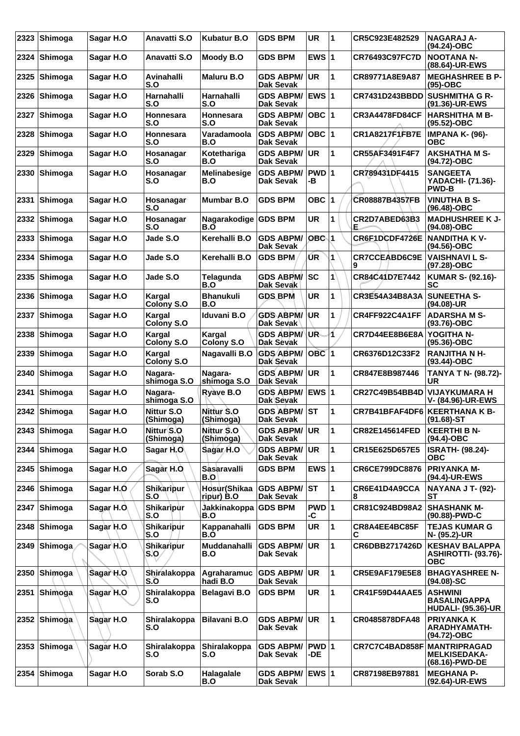| 2323 | Shimoga | Sagar H.O | Anavatti S.O | Kubatur B.O | GDS BPM | UR | 1 | CR5C923E482529 | NAGARAJ A- (94.24)-OBC |
|---|---|---|---|---|---|---|---|---|---|
| 2324 | Shimoga | Sagar H.O | Anavatti S.O | Moody B.O | GDS BPM | EWS | 1 | CR76493C97FC7D | NOOTANA N- (88.64)-UR-EWS |
| 2325 | Shimoga | Sagar H.O | Avinahalli S.O | Maluru B.O | GDS ABPM/ Dak Sevak | UR | 1 | CR89771A8E9A87 | MEGHASHREE B P- (95)-OBC |
| 2326 | Shimoga | Sagar H.O | Harnahalli S.O | Harnahalli S.O | GDS ABPM/ Dak Sevak | EWS | 1 | CR7431D243BBDD | SUSHMITHA G R- (91.36)-UR-EWS |
| 2327 | Shimoga | Sagar H.O | Honnesara S.O | Honnesara S.O | GDS ABPM/ Dak Sevak | OBC | 1 | CR3A4478FD84CF | HARSHITHA M B- (95.52)-OBC |
| 2328 | Shimoga | Sagar H.O | Honnesara S.O | Varadamoola B.O | GDS ABPM/ Dak Sevak | OBC | 1 | CR1A8217F1FB7E | IMPANA K- (96)-OBC |
| 2329 | Shimoga | Sagar H.O | Hosanagar S.O | Kotethariga B.O | GDS ABPM/ Dak Sevak | UR | 1 | CR55AF3491F4F7 | AKSHATHA M S- (94.72)-OBC |
| 2330 | Shimoga | Sagar H.O | Hosanagar S.O | Melinabesige B.O | GDS ABPM/ Dak Sevak | PWD-B | 1 | CR789431DF4415 | SANGEETA YADACHI- (71.36)-PWD-B |
| 2331 | Shimoga | Sagar H.O | Hosanagar S.O | Mumbar B.O | GDS BPM | OBC | 1 | CR08887B4357FB | VINUTHA B S- (96.48)-OBC |
| 2332 | Shimoga | Sagar H.O | Hosanagar S.O | Nagarakodige B.O | GDS BPM | UR | 1 | CR2D7ABED63B3E | MADHUSHREE K J- (94.08)-OBC |
| 2333 | Shimoga | Sagar H.O | Jade S.O | Kerehalli B.O | GDS ABPM/ Dak Sevak | OBC | 1 | CR6F1DCDF4726E | NANDITHA K V- (94.56)-OBC |
| 2334 | Shimoga | Sagar H.O | Jade S.O | Kerehalli B.O | GDS BPM | UR | 1 | CR7CCEABD6C9E9 | VAISHNAVI L S- (97.28)-OBC |
| 2335 | Shimoga | Sagar H.O | Jade S.O | Telagunda B.O | GDS ABPM/ Dak Sevak | SC | 1 | CR84C41D7E7442 | KUMAR S- (92.16)-SC |
| 2336 | Shimoga | Sagar H.O | Kargal Colony S.O | Bhanukuli B.O | GDS BPM | UR | 1 | CR3E54A34B8A3A | SUNEETHA S- (94.08)-UR |
| 2337 | Shimoga | Sagar H.O | Kargal Colony S.O | Iduvani B.O | GDS ABPM/ Dak Sevak | UR | 1 | CR4FF922C4A1FF | ADARSHA M S- (93.76)-OBC |
| 2338 | Shimoga | Sagar H.O | Kargal Colony S.O | Kargal Colony S.O | GDS ABPM/ Dak Sevak | UR | 1 | CR7D44EE8B6E8A | YOGITHA N- (95.36)-OBC |
| 2339 | Shimoga | Sagar H.O | Kargal Colony S.O | Nagavalli B.O | GDS ABPM/ Dak Sevak | OBC | 1 | CR6376D12C33F2 | RANJITHA N H- (93.44)-OBC |
| 2340 | Shimoga | Sagar H.O | Nagara-shimoga S.O | Nagara-shimoga S.O | GDS ABPM/ Dak Sevak | UR | 1 | CR847E8B987446 | TANYA T N- (98.72)-UR |
| 2341 | Shimoga | Sagar H.O | Nagara-shimoga S.O | Ryave B.O | GDS ABPM/ Dak Sevak | EWS | 1 | CR27C49B54BB4D | VIJAYKUMARA H V- (84.96)-UR-EWS |
| 2342 | Shimoga | Sagar H.O | Nittur S.O (Shimoga) | Nittur S.O (Shimoga) | GDS ABPM/ Dak Sevak | ST | 1 | CR7B41BFAF4DF6 | KEERTHANA K B- (91.68)-ST |
| 2343 | Shimoga | Sagar H.O | Nittur S.O (Shimoga) | Nittur S.O (Shimoga) | GDS ABPM/ Dak Sevak | UR | 1 | CR82E145614FED | KEERTHI B N- (94.4)-OBC |
| 2344 | Shimoga | Sagar H.O | Sagar H.O | Sagar H.O | GDS ABPM/ Dak Sevak | UR | 1 | CR15E625D657E5 | ISRATH- (98.24)-OBC |
| 2345 | Shimoga | Sagar H.O | Sagar H.O | Sasaravalli B.O | GDS BPM | EWS | 1 | CR6CE799DC8876 | PRIYANKA M- (94.4)-UR-EWS |
| 2346 | Shimoga | Sagar H.O | Shikaripur S.O | Hosur(Shikaaripur) B.O | GDS ABPM/ Dak Sevak | ST | 1 | CR6E41D4A9CCA8 | NAYANA J T- (92)-ST |
| 2347 | Shimoga | Sagar H.O | Shikaripur S.O | Jakkinakoppa B.O | GDS BPM | PWD-C | 1 | CR81C924BD98A2 | SHASHANK M- (90.88)-PWD-C |
| 2348 | Shimoga | Sagar H.O | Shikaripur S.O | Kappanahalli B.O | GDS BPM | UR | 1 | CR8A4EE4BC85FC | TEJAS KUMAR G N- (95.2)-UR |
| 2349 | Shimoga | Sagar H.O | Shikaripur S.O | Muddanahalli B.O | GDS ABPM/ Dak Sevak | UR | 1 | CR6DBB2717426D | KESHAV BALAPPA ASHIROTTI- (93.76)-OBC |
| 2350 | Shimoga | Sagar H.O | Shiralakoppa S.O | Agraharamuchadi B.O | GDS ABPM/ Dak Sevak | UR | 1 | CR5E9AF179E5E8 | BHAGYASHREE N- (94.08)-SC |
| 2351 | Shimoga | Sagar H.O | Shiralakoppa S.O | Belagavi B.O | GDS BPM | UR | 1 | CR41F59D44AAE5 | ASHWINI BASALINGAPPA HUDALI- (95.36)-UR |
| 2352 | Shimoga | Sagar H.O | Shiralakoppa S.O | Bilavani B.O | GDS ABPM/ Dak Sevak | UR | 1 | CR0485878DFA48 | PRIYANKA K ARADHYAMATH- (94.72)-OBC |
| 2353 | Shimoga | Sagar H.O | Shiralakoppa S.O | Shiralakoppa S.O | GDS ABPM/ Dak Sevak | PWD-DE | 1 | CR7C7C4BAD858F | MANTRIPRAGAD MELKISEDAKA- (68.16)-PWD-DE |
| 2354 | Shimoga | Sagar H.O | Sorab S.O | Halagalale B.O | GDS ABPM/ Dak Sevak | EWS | 1 | CR87198EB97881 | MEGHANA P- (92.64)-UR-EWS |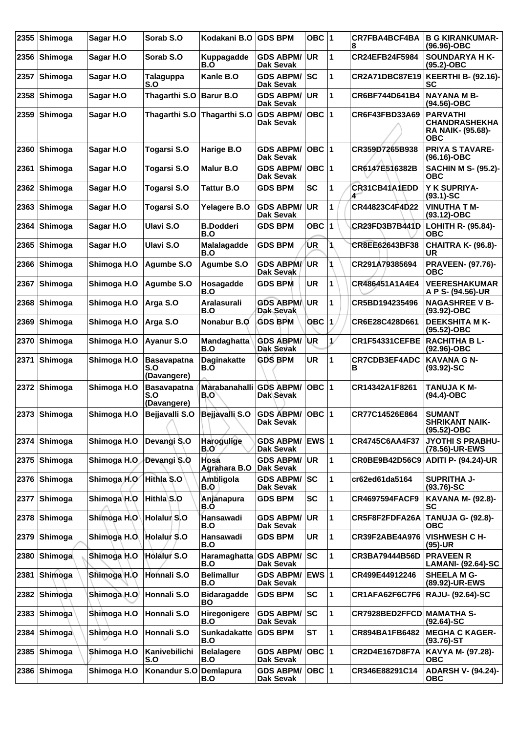| 2355 | Shimoga | Sagar H.O | Sorab S.O | Kodakani B.O | GDS BPM | OBC | 1 | CR7FBA4BCF4BA8 | B G KIRANKUMAR- (96.96)-OBC |
|---|---|---|---|---|---|---|---|---|---|
| 2356 | Shimoga | Sagar H.O | Sorab S.O | Kuppagadde B.O | GDS ABPM/ Dak Sevak | UR | 1 | CR24EFB24F5984 | SOUNDARYA H K- (95.2)-OBC |
| 2357 | Shimoga | Sagar H.O | Talaguppa S.O | Kanle B.O | GDS ABPM/ Dak Sevak | SC | 1 | CR2A71DBC87E19 | KEERTHI B- (92.16)-SC |
| 2358 | Shimoga | Sagar H.O | Thagarthi S.O | Barur B.O | GDS ABPM/ Dak Sevak | UR | 1 | CR6BF744D641B4 | NAYANA M B- (94.56)-OBC |
| 2359 | Shimoga | Sagar H.O | Thagarthi S.O | Thagarthi S.O | GDS ABPM/ Dak Sevak | OBC | 1 | CR6F43FBD33A69 | PARVATHI CHANDRASHEKHA RA NAIK- (95.68)-OBC |
| 2360 | Shimoga | Sagar H.O | Togarsi S.O | Harige B.O | GDS ABPM/ Dak Sevak | OBC | 1 | CR359D7265B938 | PRIYA S TAVARE- (96.16)-OBC |
| 2361 | Shimoga | Sagar H.O | Togarsi S.O | Malur B.O | GDS ABPM/ Dak Sevak | OBC | 1 | CR6147E516382B | SACHIN M S- (95.2)-OBC |
| 2362 | Shimoga | Sagar H.O | Togarsi S.O | Tattur B.O | GDS BPM | SC | 1 | CR31CB41A1EDD4 | Y K SUPRIYA- (93.1)-SC |
| 2363 | Shimoga | Sagar H.O | Togarsi S.O | Yelagere B.O | GDS ABPM/ Dak Sevak | UR | 1 | CR44823C4F4D22 | VINUTHA T M- (93.12)-OBC |
| 2364 | Shimoga | Sagar H.O | Ulavi S.O | B.Dodderi B.O | GDS BPM | OBC | 1 | CR23FD3B7B441D | LOHITH R- (95.84)-OBC |
| 2365 | Shimoga | Sagar H.O | Ulavi S.O | Malalagadde B.O | GDS BPM | UR | 1 | CR8EE62643BF38 | CHAITRA K- (96.8)-UR |
| 2366 | Shimoga | Shimoga H.O | Agumbe S.O | Agumbe S.O | GDS ABPM/ Dak Sevak | UR | 1 | CR291A79385694 | PRAVEEN- (97.76)-OBC |
| 2367 | Shimoga | Shimoga H.O | Agumbe S.O | Hosagadde B.O | GDS BPM | UR | 1 | CR486451A1A4E4 | VEERESHAKUMAR A P S- (94.56)-UR |
| 2368 | Shimoga | Shimoga H.O | Arga S.O | Aralasurali B.O | GDS ABPM/ Dak Sevak | UR | 1 | CR5BD194235496 | NAGASHREE V B- (93.92)-OBC |
| 2369 | Shimoga | Shimoga H.O | Arga S.O | Nonabur B.O | GDS BPM | OBC | 1 | CR6E28C428D661 | DEEKSHITA M K- (95.52)-OBC |
| 2370 | Shimoga | Shimoga H.O | Ayanur S.O | Mandaghatta B.O | GDS ABPM/ Dak Sevak | UR | 1 | CR1F54331CEFBE | RACHITHA B L- (92.96)-OBC |
| 2371 | Shimoga | Shimoga H.O | Basavapatna S.O (Davangere) | Daginakatte B.O | GDS BPM | UR | 1 | CR7CDB3EF4ADCB | KAVANA G N- (93.92)-SC |
| 2372 | Shimoga | Shimoga H.O | Basavapatna S.O (Davangere) | Marabanahalli B.O | GDS ABPM/ Dak Sevak | OBC | 1 | CR14342A1F8261 | TANUJA K M- (94.4)-OBC |
| 2373 | Shimoga | Shimoga H.O | Bejjavalli S.O | Bejjavalli S.O | GDS ABPM/ Dak Sevak | OBC | 1 | CR77C14526E864 | SUMANT SHRIKANT NAIK- (95.52)-OBC |
| 2374 | Shimoga | Shimoga H.O | Devangi S.O | Harogulige B.O | GDS ABPM/ Dak Sevak | EWS | 1 | CR4745C6AA4F37 | JYOTHI S PRABHU- (78.56)-UR-EWS |
| 2375 | Shimoga | Shimoga H.O | Devangi S.O | Hosa Agrahara B.O | GDS ABPM/ Dak Sevak | UR | 1 | CR0BE9B42D56C9 | ADITI P- (94.24)-UR |
| 2376 | Shimoga | Shimoga H.O | Hithla S.O | Ambligola B.O | GDS ABPM/ Dak Sevak | SC | 1 | cr62ed61da5164 | SUPRITHA J- (93.76)-SC |
| 2377 | Shimoga | Shimoga H.O | Hithla S.O | Anjanapura B.O | GDS BPM | SC | 1 | CR4697594FACF9 | KAVANA M- (92.8)-SC |
| 2378 | Shimoga | Shimoga H.O | Holalur S.O | Hansawadi B.O | GDS ABPM/ Dak Sevak | UR | 1 | CR5F8F2FDFA26A | TANUJA G- (92.8)-OBC |
| 2379 | Shimoga | Shimoga H.O | Holalur S.O | Hansawadi B.O | GDS BPM | UR | 1 | CR39F2ABE4A976 | VISHWESH C H- (95)-UR |
| 2380 | Shimoga | Shimoga H.O | Holalur S.O | Haramaghatta B.O | GDS ABPM/ Dak Sevak | SC | 1 | CR3BA79444B56D | PRAVEEN R LAMANI- (92.64)-SC |
| 2381 | Shimoga | Shimoga H.O | Honnali S.O | Belimallur B.O | GDS ABPM/ Dak Sevak | EWS | 1 | CR499E44912246 | SHEELA M G- (89.92)-UR-EWS |
| 2382 | Shimoga | Shimoga H.O | Honnali S.O | Bidaragadde BO | GDS BPM | SC | 1 | CR1AFA62F6C7F6 | RAJU- (92.64)-SC |
| 2383 | Shimoga | Shimoga H.O | Honnali S.O | Hiregonigere B.O | GDS ABPM/ Dak Sevak | SC | 1 | CR7928BED2FFCD | MAMATHA S- (92.64)-SC |
| 2384 | Shimoga | Shimoga H.O | Honnali S.O | Sunkadakatte B.O | GDS BPM | ST | 1 | CR894BA1FB6482 | MEGHA C KAGER- (93.76)-ST |
| 2385 | Shimoga | Shimoga H.O | Kanivebilichi S.O | Belalagere B.O | GDS ABPM/ Dak Sevak | OBC | 1 | CR2D4E167D8F7A | KAVYA M- (97.28)-OBC |
| 2386 | Shimoga | Shimoga H.O | Konandur S.O | Demlapura B.O | GDS ABPM/ Dak Sevak | OBC | 1 | CR346E88291C14 | ADARSH V- (94.24)-OBC |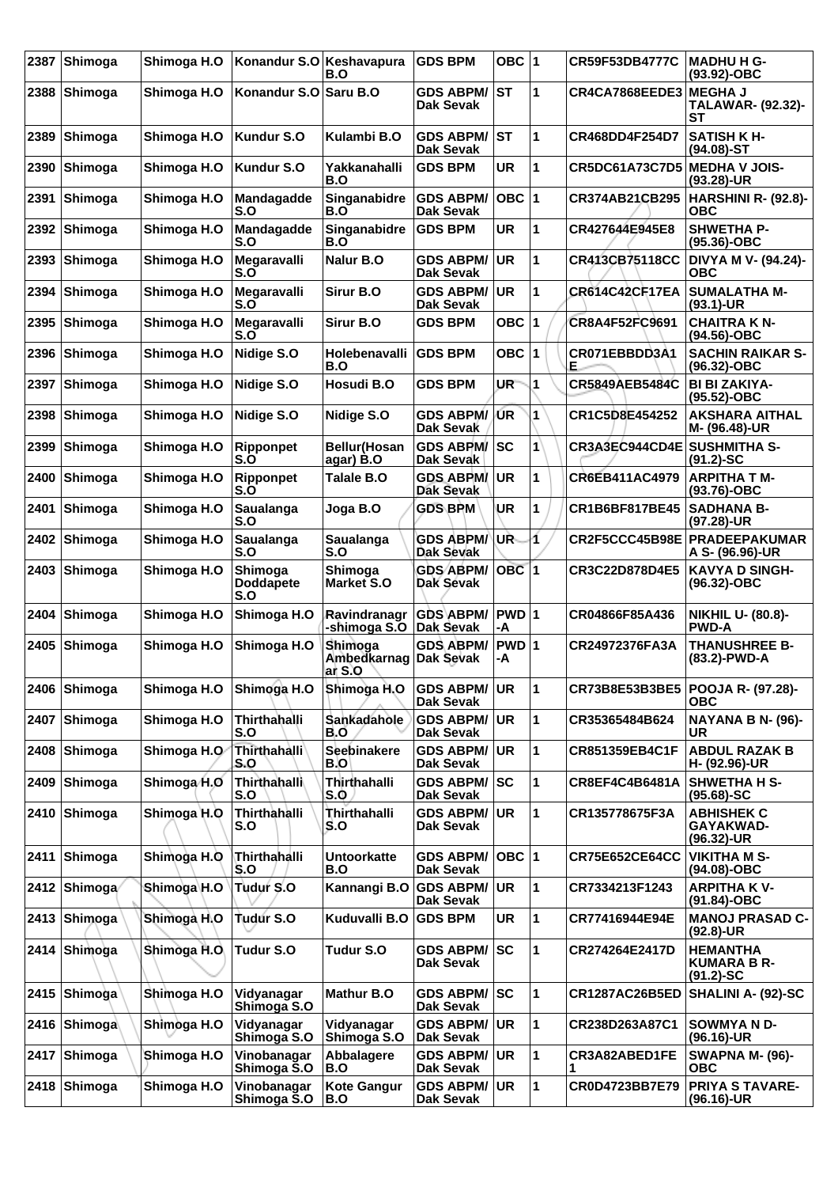| 2387 | Shimoga | Shimoga H.O | Konandur S.O | Keshavapura B.O | GDS BPM | OBC | 1 | CR59F53DB4777C | MADHU H G- (93.92)-OBC |
|---|---|---|---|---|---|---|---|---|---|
| 2388 | Shimoga | Shimoga H.O | Konandur S.O | Saru B.O | GDS ABPM/ Dak Sevak | ST | 1 | CR4CA7868EEDE3 | MEGHA J TALAWAR- (92.32)-ST |
| 2389 | Shimoga | Shimoga H.O | Kundur S.O | Kulambi B.O | GDS ABPM/ Dak Sevak | ST | 1 | CR468DD4F254D7 | SATISH K H- (94.08)-ST |
| 2390 | Shimoga | Shimoga H.O | Kundur S.O | Yakkanahalli B.O | GDS BPM | UR | 1 | CR5DC61A73C7D5 | MEDHA V JOIS- (93.28)-UR |
| 2391 | Shimoga | Shimoga H.O | Mandagadde S.O | Singanabidre B.O | GDS ABPM/ Dak Sevak | OBC | 1 | CR374AB21CB295 | HARSHINI R- (92.8)-OBC |
| 2392 | Shimoga | Shimoga H.O | Mandagadde S.O | Singanabidre B.O | GDS BPM | UR | 1 | CR427644E945E8 | SHWETHA P- (95.36)-OBC |
| 2393 | Shimoga | Shimoga H.O | Megaravalli S.O | Nalur B.O | GDS ABPM/ Dak Sevak | UR | 1 | CR413CB75118CC | DIVYA M V- (94.24)-OBC |
| 2394 | Shimoga | Shimoga H.O | Megaravalli S.O | Sirur B.O | GDS ABPM/ Dak Sevak | UR | 1 | CR614C42CF17EA | SUMALATHA M- (93.1)-UR |
| 2395 | Shimoga | Shimoga H.O | Megaravalli S.O | Sirur B.O | GDS BPM | OBC | 1 | CR8A4F52FC9691 | CHAITRA K N- (94.56)-OBC |
| 2396 | Shimoga | Shimoga H.O | Nidige S.O | Holebenavalli B.O | GDS BPM | OBC | 1 | CR071EBBDD3A1E | SACHIN RAIKAR S- (96.32)-OBC |
| 2397 | Shimoga | Shimoga H.O | Nidige S.O | Hosudi B.O | GDS BPM | UR | 1 | CR5849AEB5484C | BI BI ZAKIYA- (95.52)-OBC |
| 2398 | Shimoga | Shimoga H.O | Nidige S.O | Nidige S.O | GDS ABPM/ Dak Sevak | UR | 1 | CR1C5D8E454252 | AKSHARA AITHAL M- (96.48)-UR |
| 2399 | Shimoga | Shimoga H.O | Ripponpet S.O | Bellur(Hosanagar) B.O | GDS ABPM/ Dak Sevak | SC | 1 | CR3A3EC944CD4E | SUSHMITHA S- (91.2)-SC |
| 2400 | Shimoga | Shimoga H.O | Ripponpet S.O | Talale B.O | GDS ABPM/ Dak Sevak | UR | 1 | CR6EB411AC4979 | ARPITHA T M- (93.76)-OBC |
| 2401 | Shimoga | Shimoga H.O | Saualanga S.O | Joga B.O | GDS BPM | UR | 1 | CR1B6BF817BE45 | SADHANA B- (97.28)-UR |
| 2402 | Shimoga | Shimoga H.O | Saualanga S.O | Saualanga S.O | GDS ABPM/ Dak Sevak | UR | 1 | CR2F5CCC45B98E | PRADEEPAKUMAR A S- (96.96)-UR |
| 2403 | Shimoga | Shimoga H.O | Shimoga Doddapete S.O | Shimoga Market S.O | GDS ABPM/ Dak Sevak | OBC | 1 | CR3C22D878D4E5 | KAVYA D SINGH- (96.32)-OBC |
| 2404 | Shimoga | Shimoga H.O | Shimoga H.O | Ravindranagr-shimoga S.O | GDS ABPM/ Dak Sevak | PWD-A | 1 | CR04866F85A436 | NIKHIL U- (80.8)-PWD-A |
| 2405 | Shimoga | Shimoga H.O | Shimoga H.O | Shimoga Ambedkarnagar S.O | GDS ABPM/ Dak Sevak | PWD-A | 1 | CR24972376FA3A | THANUSHREE B- (83.2)-PWD-A |
| 2406 | Shimoga | Shimoga H.O | Shimoga H.O | Shimoga H.O | GDS ABPM/ Dak Sevak | UR | 1 | CR73B8E53B3BE5 | POOJA R- (97.28)-OBC |
| 2407 | Shimoga | Shimoga H.O | Thirthahalli S.O | Sankadahole B.O | GDS ABPM/ Dak Sevak | UR | 1 | CR35365484B624 | NAYANA B N- (96)-UR |
| 2408 | Shimoga | Shimoga H.O | Thirthahalli S.O | Seebinakere B.O | GDS ABPM/ Dak Sevak | UR | 1 | CR851359EB4C1F | ABDUL RAZAK B H- (92.96)-UR |
| 2409 | Shimoga | Shimoga H.O | Thirthahalli S.O | Thirthahalli S.O | GDS ABPM/ Dak Sevak | SC | 1 | CR8EF4C4B6481A | SHWETHA H S- (95.68)-SC |
| 2410 | Shimoga | Shimoga H.O | Thirthahalli S.O | Thirthahalli S.O | GDS ABPM/ Dak Sevak | UR | 1 | CR135778675F3A | ABHISHEK C GAYAKWAD- (96.32)-UR |
| 2411 | Shimoga | Shimoga H.O | Thirthahalli S.O | Untoorkatte B.O | GDS ABPM/ Dak Sevak | OBC | 1 | CR75E652CE64CC | VIKITHA M S- (94.08)-OBC |
| 2412 | Shimoga | Shimoga H.O | Tudur S.O | Kannangi B.O | GDS ABPM/ Dak Sevak | UR | 1 | CR7334213F1243 | ARPITHA K V- (91.84)-OBC |
| 2413 | Shimoga | Shimoga H.O | Tudur S.O | Kuduvalli B.O | GDS BPM | UR | 1 | CR77416944E94E | MANOJ PRASAD C- (92.8)-UR |
| 2414 | Shimoga | Shimoga H.O | Tudur S.O | Tudur S.O | GDS ABPM/ Dak Sevak | SC | 1 | CR274264E2417D | HEMANTHA KUMARA B R- (91.2)-SC |
| 2415 | Shimoga | Shimoga H.O | Vidyanagar Shimoga S.O | Mathur B.O | GDS ABPM/ Dak Sevak | SC | 1 | CR1287AC26B5ED | SHALINI A- (92)-SC |
| 2416 | Shimoga | Shimoga H.O | Vidyanagar Shimoga S.O | Vidyanagar Shimoga S.O | GDS ABPM/ Dak Sevak | UR | 1 | CR238D263A87C1 | SOWMYA N D- (96.16)-UR |
| 2417 | Shimoga | Shimoga H.O | Vinobanagar Shimoga S.O | Abbalagere B.O | GDS ABPM/ Dak Sevak | UR | 1 | CR3A82ABED1FE1 | SWAPNA M- (96)-OBC |
| 2418 | Shimoga | Shimoga H.O | Vinobanagar Shimoga S.O | Kote Gangur B.O | GDS ABPM/ Dak Sevak | UR | 1 | CR0D4723BB7E79 | PRIYA S TAVARE- (96.16)-UR |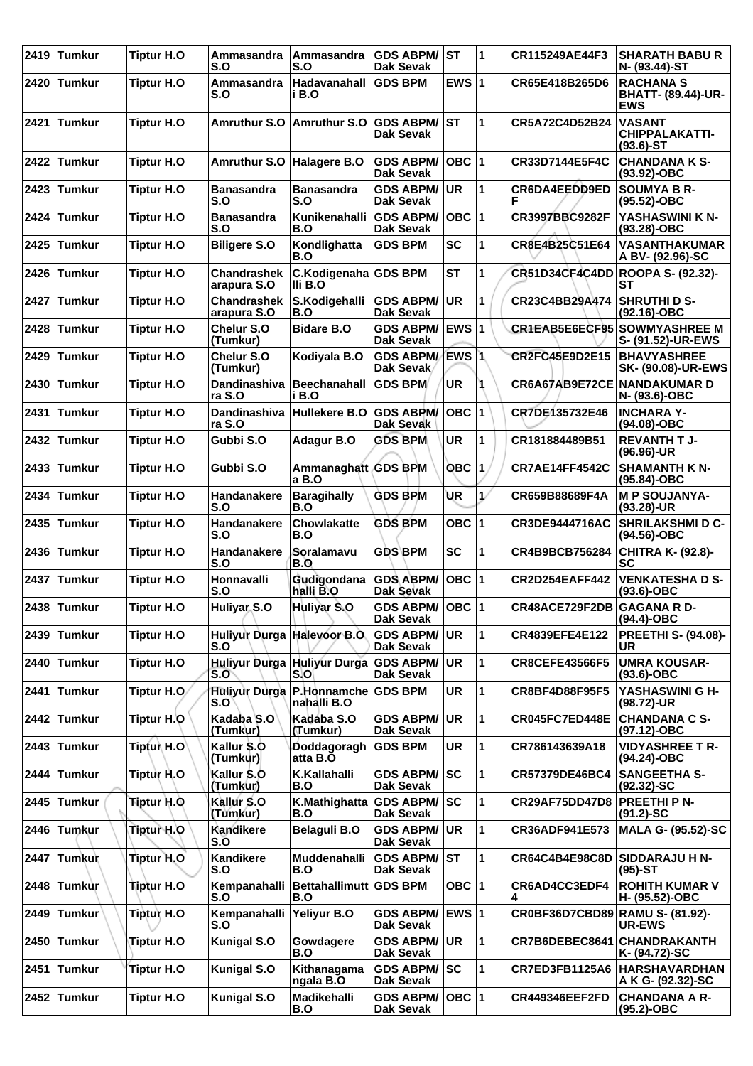| 2419 | Tumkur | Tiptur H.O | Ammasandra S.O | Ammasandra S.O | GDS ABPM/ Dak Sevak | ST | 1 | CR115249AE44F3 | SHARATH BABU R N- (93.44)-ST |
|---|---|---|---|---|---|---|---|---|---|
| 2420 | Tumkur | Tiptur H.O | Ammasandra S.O | Hadavanahall i B.O | GDS BPM | EWS | 1 | CR65E418B265D6 | RACHANA S BHATT- (89.44)-UR-EWS |
| 2421 | Tumkur | Tiptur H.O | Amruthur S.O | Amruthur S.O | GDS ABPM/ Dak Sevak | ST | 1 | CR5A72C4D52B24 | VASANT CHIPPALAKATTI- (93.6)-ST |
| 2422 | Tumkur | Tiptur H.O | Amruthur S.O | Halagere B.O | GDS ABPM/ Dak Sevak | OBC | 1 | CR33D7144E5F4C | CHANDANA K S- (93.92)-OBC |
| 2423 | Tumkur | Tiptur H.O | Banasandra S.O | Banasandra S.O | GDS ABPM/ Dak Sevak | UR | 1 | CR6DA4EEDD9ED F | SOUMYA B R- (95.52)-OBC |
| 2424 | Tumkur | Tiptur H.O | Banasandra S.O | Kunikenahalli B.O | GDS ABPM/ Dak Sevak | OBC | 1 | CR3997BBC9282F | YASHASWINI K N- (93.28)-OBC |
| 2425 | Tumkur | Tiptur H.O | Biligere S.O | Kondlighatta B.O | GDS BPM | SC | 1 | CR8E4B25C51E64 | VASANTHAKUMAR A BV- (92.96)-SC |
| 2426 | Tumkur | Tiptur H.O | Chandrashek arapura S.O | C.Kodigenaha lli B.O | GDS BPM | ST | 1 | CR51D34CF4C4DD | ROOPA S- (92.32)-ST |
| 2427 | Tumkur | Tiptur H.O | Chandrashek arapura S.O | S.Kodigehalli B.O | GDS ABPM/ Dak Sevak | UR | 1 | CR23C4BB29A474 | SHRUTHI D S- (92.16)-OBC |
| 2428 | Tumkur | Tiptur H.O | Chelur S.O (Tumkur) | Bidare B.O | GDS ABPM/ Dak Sevak | EWS | 1 | CR1EAB5E6ECF95 | SOWMYASHREE M S- (91.52)-UR-EWS |
| 2429 | Tumkur | Tiptur H.O | Chelur S.O (Tumkur) | Kodiyala B.O | GDS ABPM/ Dak Sevak | EWS | 1 | CR2FC45E9D2E15 | BHAVYASHREE SK- (90.08)-UR-EWS |
| 2430 | Tumkur | Tiptur H.O | Dandinashiva ra S.O | Beechanahall i B.O | GDS BPM | UR | 1 | CR6A67AB9E72CE | NANDAKUMAR D N- (93.6)-OBC |
| 2431 | Tumkur | Tiptur H.O | Dandinashiva ra S.O | Hullekere B.O | GDS ABPM/ Dak Sevak | OBC | 1 | CR7DE135732E46 | INCHARA Y- (94.08)-OBC |
| 2432 | Tumkur | Tiptur H.O | Gubbi S.O | Adagur B.O | GDS BPM | UR | 1 | CR181884489B51 | REVANTH T J- (96.96)-UR |
| 2433 | Tumkur | Tiptur H.O | Gubbi S.O | Ammanaghatt a B.O | GDS BPM | OBC | 1 | CR7AE14FF4542C | SHAMANTH K N- (95.84)-OBC |
| 2434 | Tumkur | Tiptur H.O | Handanakere S.O | Baragihally B.O | GDS BPM | UR | 1 | CR659B88689F4A | M P SOUJANYA- (93.28)-UR |
| 2435 | Tumkur | Tiptur H.O | Handanakere S.O | Chowlakatte B.O | GDS BPM | OBC | 1 | CR3DE9444716AC | SHRILAKSHMI D C- (94.56)-OBC |
| 2436 | Tumkur | Tiptur H.O | Handanakere S.O | Soralamavu B.O | GDS BPM | SC | 1 | CR4B9BCB756284 | CHITRA K- (92.8)-SC |
| 2437 | Tumkur | Tiptur H.O | Honnavalli S.O | Gudigondana halli B.O | GDS ABPM/ Dak Sevak | OBC | 1 | CR2D254EAFF442 | VENKATESHA D S- (93.6)-OBC |
| 2438 | Tumkur | Tiptur H.O | Huliyar S.O | Huliyar S.O | GDS ABPM/ Dak Sevak | OBC | 1 | CR48ACE729F2DB | GAGANA R D- (94.4)-OBC |
| 2439 | Tumkur | Tiptur H.O | Huliyur Durga S.O | Halevoor B.O | GDS ABPM/ Dak Sevak | UR | 1 | CR4839EFE4E122 | PREETHI S- (94.08)-UR |
| 2440 | Tumkur | Tiptur H.O | Huliyur Durga S.O | Huliyur Durga S.O | GDS ABPM/ Dak Sevak | UR | 1 | CR8CEFE43566F5 | UMRA KOUSAR- (93.6)-OBC |
| 2441 | Tumkur | Tiptur H.O | Huliyur Durga S.O | P.Honnamche nahalli B.O | GDS BPM | UR | 1 | CR8BF4D88F95F5 | YASHASWINI G H- (98.72)-UR |
| 2442 | Tumkur | Tiptur H.O | Kadaba S.O (Tumkur) | Kadaba S.O (Tumkur) | GDS ABPM/ Dak Sevak | UR | 1 | CR045FC7ED448E | CHANDANA C S- (97.12)-OBC |
| 2443 | Tumkur | Tiptur H.O | Kallur S.O (Tumkur) | Doddagoragh atta B.O | GDS BPM | UR | 1 | CR786143639A18 | VIDYASHREE T R- (94.24)-OBC |
| 2444 | Tumkur | Tiptur H.O | Kallur S.O (Tumkur) | K.Kallahalli B.O | GDS ABPM/ Dak Sevak | SC | 1 | CR57379DE46BC4 | SANGEETHA S- (92.32)-SC |
| 2445 | Tumkur | Tiptur H.O | Kallur S.O (Tumkur) | K.Mathighatta B.O | GDS ABPM/ Dak Sevak | SC | 1 | CR29AF75DD47D8 | PREETHI P N- (91.2)-SC |
| 2446 | Tumkur | Tiptur H.O | Kandikere S.O | Belaguli B.O | GDS ABPM/ Dak Sevak | UR | 1 | CR36ADF941E573 | MALA G- (95.52)-SC |
| 2447 | Tumkur | Tiptur H.O | Kandikere S.O | Muddenahalli B.O | GDS ABPM/ Dak Sevak | ST | 1 | CR64C4B4E98C8D | SIDDARAJU H N- (95)-ST |
| 2448 | Tumkur | Tiptur H.O | Kempanahalli S.O | Bettahallimutt B.O | GDS BPM | OBC | 1 | CR6AD4CC3EDF4 4 | ROHITH KUMAR V H- (95.52)-OBC |
| 2449 | Tumkur | Tiptur H.O | Kempanahalli S.O | Yeliyur B.O | GDS ABPM/ Dak Sevak | EWS | 1 | CR0BF36D7CBD89 | RAMU S- (81.92)-UR-EWS |
| 2450 | Tumkur | Tiptur H.O | Kunigal S.O | Gowdagere B.O | GDS ABPM/ Dak Sevak | UR | 1 | CR7B6DEBEC8641 | CHANDRAKANTH K- (94.72)-SC |
| 2451 | Tumkur | Tiptur H.O | Kunigal S.O | Kithanagama ngala B.O | GDS ABPM/ Dak Sevak | SC | 1 | CR7ED3FB1125A6 | HARSHAVARDHAN A K G- (92.32)-SC |
| 2452 | Tumkur | Tiptur H.O | Kunigal S.O | Madikehalli B.O | GDS ABPM/ Dak Sevak | OBC | 1 | CR449346EEF2FD | CHANDANA A R- (95.2)-OBC |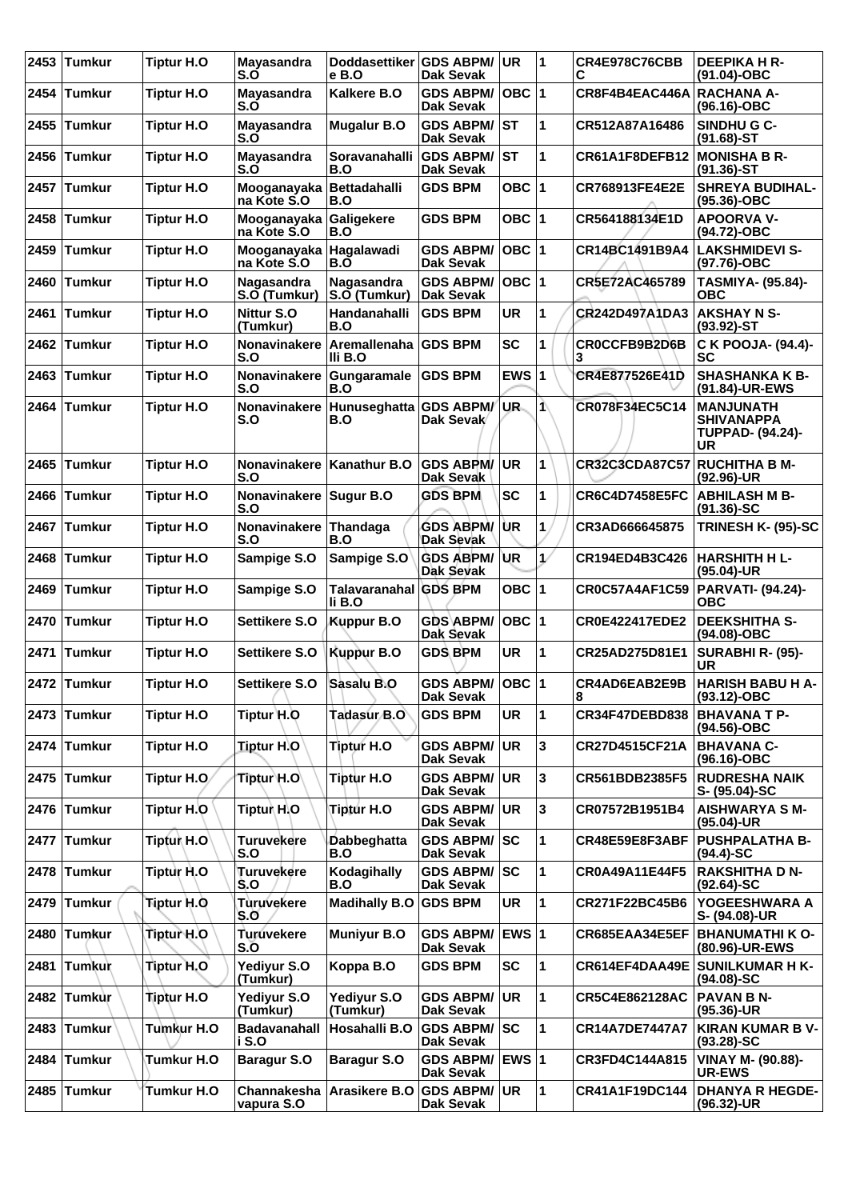| 2453 | Tumkur | Tiptur H.O | Mayasandra S.O | Doddasettikere B.O | GDS ABPM/ Dak Sevak | UR | 1 | CR4E978C76CBBC | DEEPIKA H R- (91.04)-OBC |
|---|---|---|---|---|---|---|---|---|---|
| 2454 | Tumkur | Tiptur H.O | Mayasandra S.O | Kalkere B.O | GDS ABPM/ Dak Sevak | OBC | 1 | CR8F4B4EAC446A | RACHANA A- (96.16)-OBC |
| 2455 | Tumkur | Tiptur H.O | Mayasandra S.O | Mugalur B.O | GDS ABPM/ Dak Sevak | ST | 1 | CR512A87A16486 | SINDHU G C- (91.68)-ST |
| 2456 | Tumkur | Tiptur H.O | Mayasandra S.O | Soravanahalli B.O | GDS ABPM/ Dak Sevak | ST | 1 | CR61A1F8DEFB12 | MONISHA B R- (91.36)-ST |
| 2457 | Tumkur | Tiptur H.O | Mooganayakana Kote S.O | Bettadahalli B.O | GDS BPM | OBC | 1 | CR768913FE4E2E | SHREYA BUDIHAL- (95.36)-OBC |
| 2458 | Tumkur | Tiptur H.O | Mooganayakana Kote S.O | Galigekere B.O | GDS BPM | OBC | 1 | CR564188134E1D | APOORVA V- (94.72)-OBC |
| 2459 | Tumkur | Tiptur H.O | Mooganayakana Kote S.O | Hagalawadi B.O | GDS ABPM/ Dak Sevak | OBC | 1 | CR14BC1491B9A4 | LAKSHMIDEVI S- (97.76)-OBC |
| 2460 | Tumkur | Tiptur H.O | Nagasandra S.O (Tumkur) | Nagasandra S.O (Tumkur) | GDS ABPM/ Dak Sevak | OBC | 1 | CR5E72AC465789 | TASMIYA- (95.84)-OBC |
| 2461 | Tumkur | Tiptur H.O | Nittur S.O (Tumkur) | Handanahalli B.O | GDS BPM | UR | 1 | CR242D497A1DA3 | AKSHAY N S- (93.92)-ST |
| 2462 | Tumkur | Tiptur H.O | Nonavinakere S.O | Aremallenahalli B.O | GDS BPM | SC | 1 | CR0CCFB9B2D6B3 | C K POOJA- (94.4)-SC |
| 2463 | Tumkur | Tiptur H.O | Nonavinakere S.O | Gungaramale B.O | GDS BPM | EWS | 1 | CR4E877526E41D | SHASHANKA K B- (91.84)-UR-EWS |
| 2464 | Tumkur | Tiptur H.O | Nonavinakere S.O | Hunuseghatta B.O | GDS ABPM/ Dak Sevak | UR | 1 | CR078F34EC5C14 | MANJUNATH SHIVANAPPA TUPPAD- (94.24)-UR |
| 2465 | Tumkur | Tiptur H.O | Nonavinakere S.O | Kanathur B.O | GDS ABPM/ Dak Sevak | UR | 1 | CR32C3CDA87C57 | RUCHITHA B M- (92.96)-UR |
| 2466 | Tumkur | Tiptur H.O | Nonavinakere S.O | Sugur B.O | GDS BPM | SC | 1 | CR6C4D7458E5FC | ABHILASH M B- (91.36)-SC |
| 2467 | Tumkur | Tiptur H.O | Nonavinakere S.O | Thandaga B.O | GDS ABPM/ Dak Sevak | UR | 1 | CR3AD666645875 | TRINESH K- (95)-SC |
| 2468 | Tumkur | Tiptur H.O | Sampige S.O | Sampige S.O | GDS ABPM/ Dak Sevak | UR | 1 | CR194ED4B3C426 | HARSHITH H L- (95.04)-UR |
| 2469 | Tumkur | Tiptur H.O | Sampige S.O | Talavaranahalli B.O | GDS BPM | OBC | 1 | CR0C57A4AF1C59 | PARVATI- (94.24)-OBC |
| 2470 | Tumkur | Tiptur H.O | Settikere S.O | Kuppur B.O | GDS ABPM/ Dak Sevak | OBC | 1 | CR0E422417EDE2 | DEEKSHITHA S- (94.08)-OBC |
| 2471 | Tumkur | Tiptur H.O | Settikere S.O | Kuppur B.O | GDS BPM | UR | 1 | CR25AD275D81E1 | SURABHI R- (95)-UR |
| 2472 | Tumkur | Tiptur H.O | Settikere S.O | Sasalu B.O | GDS ABPM/ Dak Sevak | OBC | 1 | CR4AD6EAB2E9B8 | HARISH BABU H A- (93.12)-OBC |
| 2473 | Tumkur | Tiptur H.O | Tiptur H.O | Tadasur B.O | GDS BPM | UR | 1 | CR34F47DEBD838 | BHAVANA T P- (94.56)-OBC |
| 2474 | Tumkur | Tiptur H.O | Tiptur H.O | Tiptur H.O | GDS ABPM/ Dak Sevak | UR | 3 | CR27D4515CF21A | BHAVANA C- (96.16)-OBC |
| 2475 | Tumkur | Tiptur H.O | Tiptur H.O | Tiptur H.O | GDS ABPM/ Dak Sevak | UR | 3 | CR561BDB2385F5 | RUDRESHA NAIK S- (95.04)-SC |
| 2476 | Tumkur | Tiptur H.O | Tiptur H.O | Tiptur H.O | GDS ABPM/ Dak Sevak | UR | 3 | CR07572B1951B4 | AISHWARYA S M- (95.04)-UR |
| 2477 | Tumkur | Tiptur H.O | Turuvekere S.O | Dabbeghatta B.O | GDS ABPM/ Dak Sevak | SC | 1 | CR48E59E8F3ABF | PUSHPALATHA B- (94.4)-SC |
| 2478 | Tumkur | Tiptur H.O | Turuvekere S.O | Kodagihally B.O | GDS ABPM/ Dak Sevak | SC | 1 | CR0A49A11E44F5 | RAKSHITHA D N- (92.64)-SC |
| 2479 | Tumkur | Tiptur H.O | Turuvekere S.O | Madihally B.O | GDS BPM | UR | 1 | CR271F22BC45B6 | YOGEESHWARA A S- (94.08)-UR |
| 2480 | Tumkur | Tiptur H.O | Turuvekere S.O | Muniyur B.O | GDS ABPM/ Dak Sevak | EWS | 1 | CR685EAA34E5EF | BHANUMATHI K O- (80.96)-UR-EWS |
| 2481 | Tumkur | Tiptur H.O | Yediyur S.O (Tumkur) | Koppa B.O | GDS BPM | SC | 1 | CR614EF4DAA49E | SUNILKUMAR H K- (94.08)-SC |
| 2482 | Tumkur | Tiptur H.O | Yediyur S.O (Tumkur) | Yediyur S.O (Tumkur) | GDS ABPM/ Dak Sevak | UR | 1 | CR5C4E862128AC | PAVAN B N- (95.36)-UR |
| 2483 | Tumkur | Tumkur H.O | Badavanahalli S.O | Hosahalli B.O | GDS ABPM/ Dak Sevak | SC | 1 | CR14A7DE7447A7 | KIRAN KUMAR B V- (93.28)-SC |
| 2484 | Tumkur | Tumkur H.O | Baragur S.O | Baragur S.O | GDS ABPM/ Dak Sevak | EWS | 1 | CR3FD4C144A815 | VINAY M- (90.88)-UR-EWS |
| 2485 | Tumkur | Tumkur H.O | Channakeshavapura S.O | Arasikere B.O | GDS ABPM/ Dak Sevak | UR | 1 | CR41A1F19DC144 | DHANYA R HEGDE- (96.32)-UR |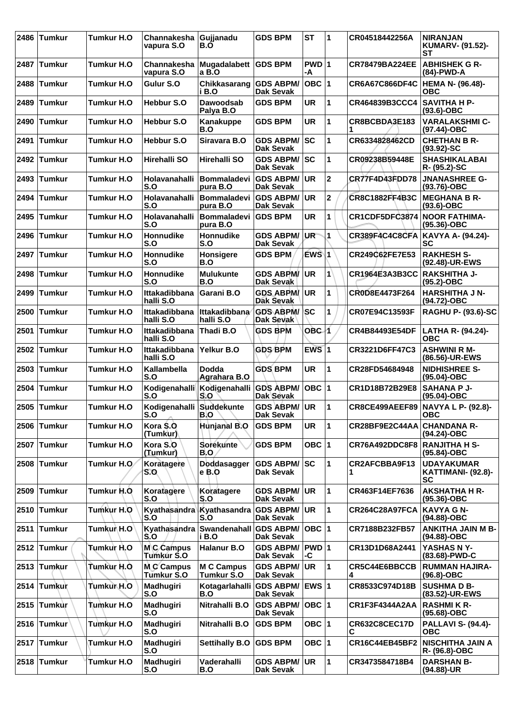| 2486 | Tumkur | Tumkur H.O | Channakeshavapura S.O | Gujjanadu B.O | GDS BPM | ST | 1 | CR04518442256A | NIRANJAN KUMARV- (91.52)-ST |
|---|---|---|---|---|---|---|---|---|---|
| 2487 | Tumkur | Tumkur H.O | Channakeshavapura S.O | Mugadalabetta B.O | GDS BPM | PWD-A | 1 | CR78479BA224EE | ABHISHEK G R- (84)-PWD-A |
| 2488 | Tumkur | Tumkur H.O | Gulur S.O | Chikkasarangi B.O | GDS ABPM/ Dak Sevak | OBC | 1 | CR6A67C866DF4C | HEMA N- (96.48)-OBC |
| 2489 | Tumkur | Tumkur H.O | Hebbur S.O | Dawoodsab Palya B.O | GDS BPM | UR | 1 | CR464839B3CCC4 | SAVITHA H P- (93.6)-OBC |
| 2490 | Tumkur | Tumkur H.O | Hebbur S.O | Kanakuppe B.O | GDS BPM | UR | 1 | CR8BCBDA3E1831 | VARALAKSHMI C- (97.44)-OBC |
| 2491 | Tumkur | Tumkur H.O | Hebbur S.O | Siravara B.O | GDS ABPM/ Dak Sevak | SC | 1 | CR6334828462CD | CHETHAN B R- (93.92)-SC |
| 2492 | Tumkur | Tumkur H.O | Hirehalli SO | Hirehalli SO | GDS ABPM/ Dak Sevak | SC | 1 | CR09238B59448E | SHASHIKALABAI R- (95.2)-SC |
| 2493 | Tumkur | Tumkur H.O | Holavanahalli S.O | Bommaladevipura B.O | GDS ABPM/ Dak Sevak | UR | 2 | CR77F4D43FDD78 | JNANASHREE G- (93.76)-OBC |
| 2494 | Tumkur | Tumkur H.O | Holavanahalli S.O | Bommaladevipura B.O | GDS ABPM/ Dak Sevak | UR | 2 | CR8C1882FF4B3C | MEGHANA B R- (93.6)-OBC |
| 2495 | Tumkur | Tumkur H.O | Holavanahalli S.O | Bommaladevipura B.O | GDS BPM | UR | 1 | CR1CDF5DFC3874 | NOOR FATHIMA- (95.36)-OBC |
| 2496 | Tumkur | Tumkur H.O | Honnudike S.O | Honnudike S.O | GDS ABPM/ Dak Sevak | UR | 1 | CR389F4C4C8CFA | KAVYA A- (94.24)-SC |
| 2497 | Tumkur | Tumkur H.O | Honnudike S.O | Honsigere B.O | GDS BPM | EWS | 1 | CR249C62FE7E53 | RAKHESH S- (92.48)-UR-EWS |
| 2498 | Tumkur | Tumkur H.O | Honnudike S.O | Mulukunte B.O | GDS ABPM/ Dak Sevak | UR | 1 | CR1964E3A3B3CC | RAKSHITHA J- (95.2)-OBC |
| 2499 | Tumkur | Tumkur H.O | Ittakadibbanahalli S.O | Garani B.O | GDS ABPM/ Dak Sevak | UR | 1 | CR0D8E4473F264 | HARSHITHA J N- (94.72)-OBC |
| 2500 | Tumkur | Tumkur H.O | Ittakadibbanahalli S.O | Ittakadibbanahalli S.O | GDS ABPM/ Dak Sevak | SC | 1 | CR07E94C13593F | RAGHU P- (93.6)-SC |
| 2501 | Tumkur | Tumkur H.O | Ittakadibbanahalli S.O | Thadi B.O | GDS BPM | OBC | 1 | CR4B84493E54DF | LATHA R- (94.24)-OBC |
| 2502 | Tumkur | Tumkur H.O | Ittakadibbanahalli S.O | Yelkur B.O | GDS BPM | EWS | 1 | CR3221D6FF47C3 | ASHWINI R M- (86.56)-UR-EWS |
| 2503 | Tumkur | Tumkur H.O | Kallambella S.O | Dodda Agrahara B.O | GDS BPM | UR | 1 | CR28FD54684948 | NIDHISHREE S- (95.04)-OBC |
| 2504 | Tumkur | Tumkur H.O | Kodigenahalli S.O | Kodigenahalli S.O | GDS ABPM/ Dak Sevak | OBC | 1 | CR1D18B72B29E8 | SAHANA P J- (95.04)-OBC |
| 2505 | Tumkur | Tumkur H.O | Kodigenahalli S.O | Suddekunte B.O | GDS ABPM/ Dak Sevak | UR | 1 | CR8CE499AEEF89 | NAVYA L P- (92.8)-OBC |
| 2506 | Tumkur | Tumkur H.O | Kora S.O (Tumkur) | Hunjanal B.O | GDS BPM | UR | 1 | CR28BF9E2C44AA | CHANDANA R- (94.24)-OBC |
| 2507 | Tumkur | Tumkur H.O | Kora S.O (Tumkur) | Sorekunte B.O | GDS BPM | OBC | 1 | CR76A492DDC8F8 | RANJITHA H S- (95.84)-OBC |
| 2508 | Tumkur | Tumkur H.O | Koratagere S.O | Doddasaggere B.O | GDS ABPM/ Dak Sevak | SC | 1 | CR2AFCBBA9F131 | UDAYAKUMAR KATTIMANI- (92.8)-SC |
| 2509 | Tumkur | Tumkur H.O | Koratagere S.O | Koratagere S.O | GDS ABPM/ Dak Sevak | UR | 1 | CR463F14EF7636 | AKSHATHA H R- (95.36)-OBC |
| 2510 | Tumkur | Tumkur H.O | Kyathasandra S.O | Kyathasandra S.O | GDS ABPM/ Dak Sevak | UR | 1 | CR264C28A97FCA | KAVYA G N- (94.88)-OBC |
| 2511 | Tumkur | Tumkur H.O | Kyathasandra S.O | Swandenahalli B.O | GDS ABPM/ Dak Sevak | OBC | 1 | CR7188B232FB57 | ANKITHA JAIN M B- (94.88)-OBC |
| 2512 | Tumkur | Tumkur H.O | M C Campus Tumkur S.O | Halanur B.O | GDS ABPM/ Dak Sevak | PWD-C | 1 | CR13D1D68A2441 | YASHAS N Y- (83.68)-PWD-C |
| 2513 | Tumkur | Tumkur H.O | M C Campus Tumkur S.O | M C Campus Tumkur S.O | GDS ABPM/ Dak Sevak | UR | 1 | CR5C44E6BBCCB4 | RUMMAN HAJIRA- (96.8)-OBC |
| 2514 | Tumkur | Tumkur H.O | Madhugiri S.O | Kotagarlahalli B.O | GDS ABPM/ Dak Sevak | EWS | 1 | CR8533C974D18B | SUSHMA D B- (83.52)-UR-EWS |
| 2515 | Tumkur | Tumkur H.O | Madhugiri S.O | Nitrahalli B.O | GDS ABPM/ Dak Sevak | OBC | 1 | CR1F3F4344A2AA | RASHMI K R- (95.68)-OBC |
| 2516 | Tumkur | Tumkur H.O | Madhugiri S.O | Nitrahalli B.O | GDS BPM | OBC | 1 | CR632C8CEC17DC | PALLAVI S- (94.4)-OBC |
| 2517 | Tumkur | Tumkur H.O | Madhugiri S.O | Settihally B.O | GDS BPM | OBC | 1 | CR16C44EB45BF2 | NISCHITHA JAIN A R- (96.8)-OBC |
| 2518 | Tumkur | Tumkur H.O | Madhugiri S.O | Vaderahalli B.O | GDS ABPM/ Dak Sevak | UR | 1 | CR3473584718B4 | DARSHAN B- (94.88)-UR |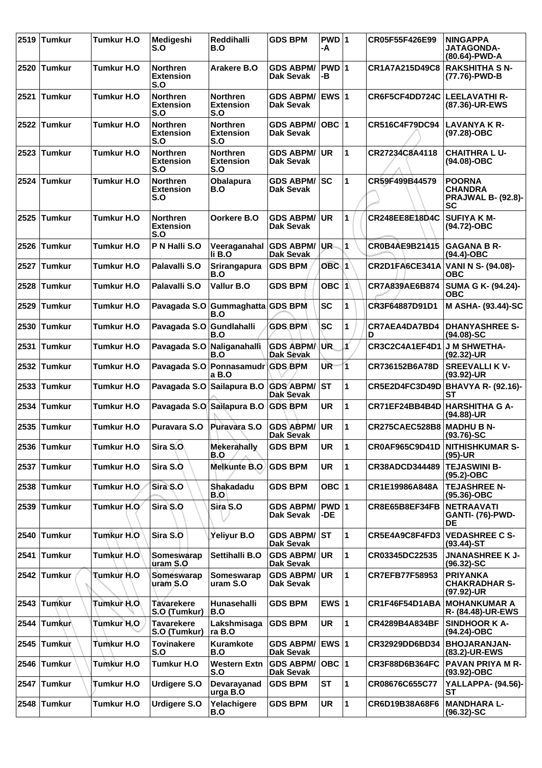| 2519 | Tumkur | Tumkur H.O | Medigeshi S.O | Reddihalli B.O | GDS BPM | PWD-A | 1 | CR05F55F426E99 | NINGAPPA JATAGONDA- (80.64)-PWD-A |
|---|---|---|---|---|---|---|---|---|---|
| 2520 | Tumkur | Tumkur H.O | Northren Extension S.O | Arakere B.O | GDS ABPM/ Dak Sevak | PWD-B | 1 | CR1A7A215D49C8 | RAKSHITHA S N- (77.76)-PWD-B |
| 2521 | Tumkur | Tumkur H.O | Northren Extension S.O | Northren Extension S.O | GDS ABPM/ Dak Sevak | EWS | 1 | CR6F5CF4DD724C | LEELAVATHI R- (87.36)-UR-EWS |
| 2522 | Tumkur | Tumkur H.O | Northren Extension S.O | Northren Extension S.O | GDS ABPM/ Dak Sevak | OBC | 1 | CR516C4F79DC94 | LAVANYA K R- (97.28)-OBC |
| 2523 | Tumkur | Tumkur H.O | Northren Extension S.O | Northren Extension S.O | GDS ABPM/ Dak Sevak | UR | 1 | CR27234C8A4118 | CHAITHRA L U- (94.08)-OBC |
| 2524 | Tumkur | Tumkur H.O | Northren Extension S.O | Obalapura B.O | GDS ABPM/ Dak Sevak | SC | 1 | CR59F499B44579 | POORNA CHANDRA PRAJWAL B- (92.8)-SC |
| 2525 | Tumkur | Tumkur H.O | Northren Extension S.O | Oorkere B.O | GDS ABPM/ Dak Sevak | UR | 1 | CR248EE8E18D4C | SUFIYA K M- (94.72)-OBC |
| 2526 | Tumkur | Tumkur H.O | P N Halli S.O | Veeraganahal li B.O | GDS ABPM/ Dak Sevak | UR | 1 | CR0B4AE9B21415 | GAGANA B R- (94.4)-OBC |
| 2527 | Tumkur | Tumkur H.O | Palavalli S.O | Srirangapura B.O | GDS BPM | OBC | 1 | CR2D1FA6CE341A | VANI N S- (94.08)-OBC |
| 2528 | Tumkur | Tumkur H.O | Palavalli S.O | Vallur B.O | GDS BPM | OBC | 1 | CR7A839AE6B874 | SUMA G K- (94.24)-OBC |
| 2529 | Tumkur | Tumkur H.O | Pavagada S.O | Gummaghatta B.O | GDS BPM | SC | 1 | CR3F64887D91D1 | M ASHA- (93.44)-SC |
| 2530 | Tumkur | Tumkur H.O | Pavagada S.O | Gundlahalli B.O | GDS BPM | SC | 1 | CR7AEA4DA7BD4D | DHANYASHREE S- (94.08)-SC |
| 2531 | Tumkur | Tumkur H.O | Pavagada S.O | Naliganahalli B.O | GDS ABPM/ Dak Sevak | UR | 1 | CR3C2C4A1EF4D1 | J M SHWETHA- (92.32)-UR |
| 2532 | Tumkur | Tumkur H.O | Pavagada S.O | Ponnasamudr a B.O | GDS BPM | UR | 1 | CR736152B6A78D | SREEVALLI K V- (93.92)-UR |
| 2533 | Tumkur | Tumkur H.O | Pavagada S.O | Sailapura B.O | GDS ABPM/ Dak Sevak | ST | 1 | CR5E2D4FC3D49D | BHAVYA R- (92.16)-ST |
| 2534 | Tumkur | Tumkur H.O | Pavagada S.O | Sailapura B.O | GDS BPM | UR | 1 | CR71EF24BB4B4D | HARSHITHA G A- (94.88)-UR |
| 2535 | Tumkur | Tumkur H.O | Puravara S.O | Puravara S.O | GDS ABPM/ Dak Sevak | UR | 1 | CR275CAEC528B8 | MADHU B N- (93.76)-SC |
| 2536 | Tumkur | Tumkur H.O | Sira S.O | Mekerahally B.O | GDS BPM | UR | 1 | CR0AF965C9D41D | NITHISHKUMAR S- (95)-UR |
| 2537 | Tumkur | Tumkur H.O | Sira S.O | Melkunte B.O | GDS BPM | UR | 1 | CR38ADCD344489 | TEJASWINI B- (95.2)-OBC |
| 2538 | Tumkur | Tumkur H.O | Sira S.O | Shakadadu B.O | GDS BPM | OBC | 1 | CR1E19986A848A | TEJASHREE N- (95.36)-OBC |
| 2539 | Tumkur | Tumkur H.O | Sira S.O | Sira S.O | GDS ABPM/ Dak Sevak | PWD-DE | 1 | CR8E65B8EF34FB | NETRAAVATI GANTI- (76)-PWD-DE |
| 2540 | Tumkur | Tumkur H.O | Sira S.O | Yeliyur B.O | GDS ABPM/ Dak Sevak | ST | 1 | CR5E4A9C8F4FD3 | VEDASHREE C S- (93.44)-ST |
| 2541 | Tumkur | Tumkur H.O | Someswarap uram S.O | Settihalli B.O | GDS ABPM/ Dak Sevak | UR | 1 | CR03345DC22535 | JNANASHREE K J- (96.32)-SC |
| 2542 | Tumkur | Tumkur H.O | Someswarap uram S.O | Someswarap uram S.O | GDS ABPM/ Dak Sevak | UR | 1 | CR7EFB77F58953 | PRIYANKA CHAKRADHAR S- (97.92)-UR |
| 2543 | Tumkur | Tumkur H.O | Tavarekere S.O (Tumkur) | Hunasehalli B.O | GDS BPM | EWS | 1 | CR1F46F54D1ABA | MOHANKUMAR A R- (84.48)-UR-EWS |
| 2544 | Tumkur | Tumkur H.O | Tavarekere S.O (Tumkur) | Lakshmisaga ra B.O | GDS BPM | UR | 1 | CR4289B4A834BF | SINDHOOR K A- (94.24)-OBC |
| 2545 | Tumkur | Tumkur H.O | Tovinakere S.O | Kuramkote B.O | GDS ABPM/ Dak Sevak | EWS | 1 | CR32929DD6BD34 | BHOJARANJAN- (83.2)-UR-EWS |
| 2546 | Tumkur | Tumkur H.O | Tumkur H.O | Western Extn S.O | GDS ABPM/ Dak Sevak | OBC | 1 | CR3F88D6B364FC | PAVAN PRIYA M R- (93.92)-OBC |
| 2547 | Tumkur | Tumkur H.O | Urdigere S.O | Devarayanad urga B.O | GDS BPM | ST | 1 | CR08676C655C77 | YALLAPPA- (94.56)-ST |
| 2548 | Tumkur | Tumkur H.O | Urdigere S.O | Yelachigere B.O | GDS BPM | UR | 1 | CR6D19B38A68F6 | MANDHARA L- (96.32)-SC |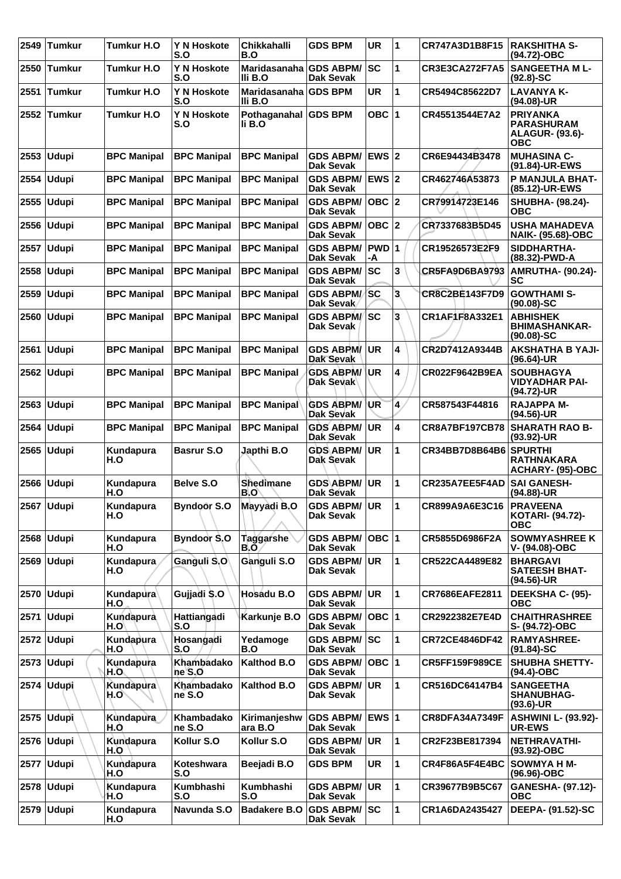| 2549 | Tumkur | Tumkur H.O | Y N Hoskote S.O | Chikkahalli B.O | GDS BPM | UR | 1 | CR747A3D1B8F15 | RAKSHITHA S- (94.72)-OBC |
|---|---|---|---|---|---|---|---|---|---|
| 2550 | Tumkur | Tumkur H.O | Y N Hoskote S.O | Maridasanahalli B.O | GDS ABPM/ Dak Sevak | SC | 1 | CR3E3CA272F7A5 | SANGEETHA M L- (92.8)-SC |
| 2551 | Tumkur | Tumkur H.O | Y N Hoskote S.O | Maridasanahalli B.O | GDS BPM | UR | 1 | CR5494C85622D7 | LAVANYA K- (94.08)-UR |
| 2552 | Tumkur | Tumkur H.O | Y N Hoskote S.O | Pothaganahalli B.O | GDS BPM | OBC | 1 | CR45513544E7A2 | PRIYANKA PARASHURAM ALAGUR- (93.6)-OBC |
| 2553 | Udupi | BPC Manipal | BPC Manipal | BPC Manipal | GDS ABPM/ Dak Sevak | EWS | 2 | CR6E94434B3478 | MUHASINA C- (91.84)-UR-EWS |
| 2554 | Udupi | BPC Manipal | BPC Manipal | BPC Manipal | GDS ABPM/ Dak Sevak | EWS | 2 | CR462746A53873 | P MANJULA BHAT- (85.12)-UR-EWS |
| 2555 | Udupi | BPC Manipal | BPC Manipal | BPC Manipal | GDS ABPM/ Dak Sevak | OBC | 2 | CR79914723E146 | SHUBHA- (98.24)-OBC |
| 2556 | Udupi | BPC Manipal | BPC Manipal | BPC Manipal | GDS ABPM/ Dak Sevak | OBC | 2 | CR7337683B5D45 | USHA MAHADEVA NAIK- (95.68)-OBC |
| 2557 | Udupi | BPC Manipal | BPC Manipal | BPC Manipal | GDS ABPM/ Dak Sevak | PWD-A | 1 | CR19526573E2F9 | SIDDHARTHA- (88.32)-PWD-A |
| 2558 | Udupi | BPC Manipal | BPC Manipal | BPC Manipal | GDS ABPM/ Dak Sevak | SC | 3 | CR5FA9D6BA9793 | AMRUTHA- (90.24)-SC |
| 2559 | Udupi | BPC Manipal | BPC Manipal | BPC Manipal | GDS ABPM/ Dak Sevak | SC | 3 | CR8C2BE143F7D9 | GOWTHAMI S- (90.08)-SC |
| 2560 | Udupi | BPC Manipal | BPC Manipal | BPC Manipal | GDS ABPM/ Dak Sevak | SC | 3 | CR1AF1F8A332E1 | ABHISHEK BHIMASHANKAR- (90.08)-SC |
| 2561 | Udupi | BPC Manipal | BPC Manipal | BPC Manipal | GDS ABPM/ Dak Sevak | UR | 4 | CR2D7412A9344B | AKSHATHA B YAJI- (96.64)-UR |
| 2562 | Udupi | BPC Manipal | BPC Manipal | BPC Manipal | GDS ABPM/ Dak Sevak | UR | 4 | CR022F9642B9EA | SOUBHAGYA VIDYADHAR PAI- (94.72)-UR |
| 2563 | Udupi | BPC Manipal | BPC Manipal | BPC Manipal | GDS ABPM/ Dak Sevak | UR | 4 | CR587543F44816 | RAJAPPA M- (94.56)-UR |
| 2564 | Udupi | BPC Manipal | BPC Manipal | BPC Manipal | GDS ABPM/ Dak Sevak | UR | 4 | CR8A7BF197CB78 | SHARATH RAO B- (93.92)-UR |
| 2565 | Udupi | Kundapura H.O | Basrur S.O | Japthi B.O | GDS ABPM/ Dak Sevak | UR | 1 | CR34BB7D8B64B6 | SPURTHI RATHNAKARA ACHARY- (95)-OBC |
| 2566 | Udupi | Kundapura H.O | Belve S.O | Shedimane B.O | GDS ABPM/ Dak Sevak | UR | 1 | CR235A7EE5F4AD | SAI GANESH- (94.88)-UR |
| 2567 | Udupi | Kundapura H.O | Byndoor S.O | Mayyadi B.O | GDS ABPM/ Dak Sevak | UR | 1 | CR899A9A6E3C16 | PRAVEENA KOTARI- (94.72)-OBC |
| 2568 | Udupi | Kundapura H.O | Byndoor S.O | Taggarshe B.O | GDS ABPM/ Dak Sevak | OBC | 1 | CR5855D6986F2A | SOWMYASHREE K V- (94.08)-OBC |
| 2569 | Udupi | Kundapura H.O | Ganguli S.O | Ganguli S.O | GDS ABPM/ Dak Sevak | UR | 1 | CR522CA4489E82 | BHARGAVI SATEESH BHAT- (94.56)-UR |
| 2570 | Udupi | Kundapura H.O | Gujjadi S.O | Hosadu B.O | GDS ABPM/ Dak Sevak | UR | 1 | CR7686EAFE2811 | DEEKSHA C- (95)-OBC |
| 2571 | Udupi | Kundapura H.O | Hattiangadi S.O | Karkunje B.O | GDS ABPM/ Dak Sevak | OBC | 1 | CR2922382E7E4D | CHAITHRASHREE S- (94.72)-OBC |
| 2572 | Udupi | Kundapura H.O | Hosangadi S.O | Yedamoge B.O | GDS ABPM/ Dak Sevak | SC | 1 | CR72CE4846DF42 | RAMYASHREE- (91.84)-SC |
| 2573 | Udupi | Kundapura H.O | Khambadakone S.O | Kalthod B.O | GDS ABPM/ Dak Sevak | OBC | 1 | CR5FF159F989CE | SHUBHA SHETTY- (94.4)-OBC |
| 2574 | Udupi | Kundapura H.O | Khambadakone S.O | Kalthod B.O | GDS ABPM/ Dak Sevak | UR | 1 | CR516DC64147B4 | SANGEETHA SHANUBHAG- (93.6)-UR |
| 2575 | Udupi | Kundapura H.O | Khambadakone S.O | Kirimanjeshwara B.O | GDS ABPM/ Dak Sevak | EWS | 1 | CR8DFA34A7349F | ASHWINI L- (93.92)-UR-EWS |
| 2576 | Udupi | Kundapura H.O | Kollur S.O | Kollur S.O | GDS ABPM/ Dak Sevak | UR | 1 | CR2F23BE817394 | NETHRAVATHI- (93.92)-OBC |
| 2577 | Udupi | Kundapura H.O | Koteshwara S.O | Beejadi B.O | GDS BPM | UR | 1 | CR4F86A5F4E4BC | SOWMYA H M- (96.96)-OBC |
| 2578 | Udupi | Kundapura H.O | Kumbhashi S.O | Kumbhashi S.O | GDS ABPM/ Dak Sevak | UR | 1 | CR39677B9B5C67 | GANESHA- (97.12)-OBC |
| 2579 | Udupi | Kundapura H.O | Navunda S.O | Badakere B.O | GDS ABPM/ Dak Sevak | SC | 1 | CR1A6DA2435427 | DEEPA- (91.52)-SC |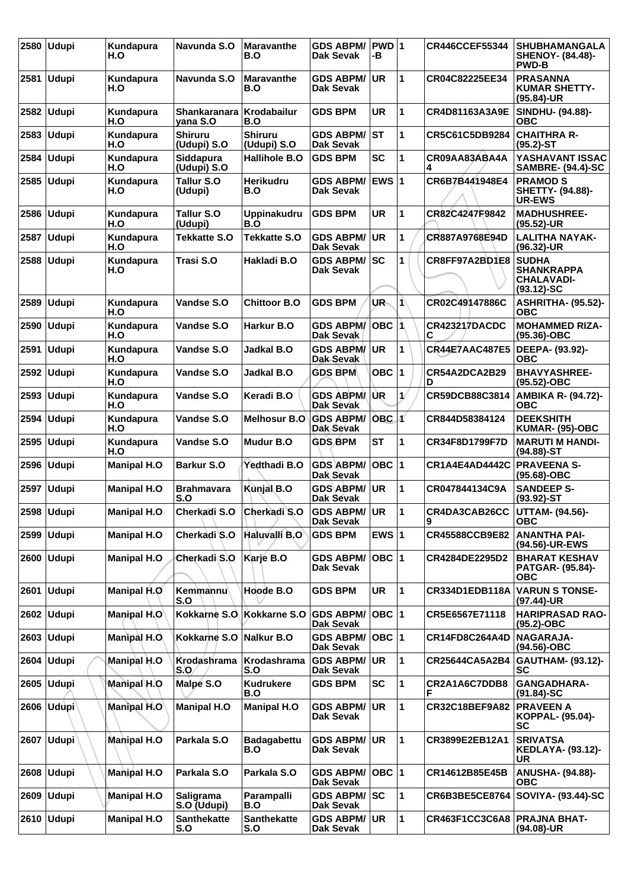| 2580 | Udupi | Kundapura H.O | Navunda S.O | Maravanthe B.O | GDS ABPM/ Dak Sevak | PWD -B | 1 | CR446CCEF55344 | SHUBHAMANGALA SHENOY- (84.48)- PWD-B |
|---|---|---|---|---|---|---|---|---|---|
| 2581 | Udupi | Kundapura H.O | Navunda S.O | Maravanthe B.O | GDS ABPM/ Dak Sevak | UR | 1 | CR04C82225EE34 | PRASANNA KUMAR SHETTY- (95.84)-UR |
| 2582 | Udupi | Kundapura H.O | Shankaranara yana S.O | Krodabailur B.O | GDS BPM | UR | 1 | CR4D81163A3A9E | SINDHU- (94.88)- OBC |
| 2583 | Udupi | Kundapura H.O | Shiruru (Udupi) S.O | Shiruru (Udupi) S.O | GDS ABPM/ Dak Sevak | ST | 1 | CR5C61C5DB9284 | CHAITHRA R- (95.2)-ST |
| 2584 | Udupi | Kundapura H.O | Siddapura (Udupi) S.O | Hallihole B.O | GDS BPM | SC | 1 | CR09AA83ABA4A 4 | YASHAVANT ISSAC SAMBRE- (94.4)-SC |
| 2585 | Udupi | Kundapura H.O | Tallur S.O (Udupi) | Herikudru B.O | GDS ABPM/ Dak Sevak | EWS | 1 | CR6B7B441948E4 | PRAMOD S SHETTY- (94.88)- UR-EWS |
| 2586 | Udupi | Kundapura H.O | Tallur S.O (Udupi) | Uppinakudru B.O | GDS BPM | UR | 1 | CR82C4247F9842 | MADHUSHREE- (95.52)-UR |
| 2587 | Udupi | Kundapura H.O | Tekkatte S.O | Tekkatte S.O | GDS ABPM/ Dak Sevak | UR | 1 | CR887A9768E94D | LALITHA NAYAK- (96.32)-UR |
| 2588 | Udupi | Kundapura H.O | Trasi S.O | Hakladi B.O | GDS ABPM/ Dak Sevak | SC | 1 | CR8FF97A2BD1E8 | SUDHA SHANKRAPPA CHALAVADI- (93.12)-SC |
| 2589 | Udupi | Kundapura H.O | Vandse S.O | Chittoor B.O | GDS BPM | UR | 1 | CR02C49147886C | ASHRITHA- (95.52)- OBC |
| 2590 | Udupi | Kundapura H.O | Vandse S.O | Harkur B.O | GDS ABPM/ Dak Sevak | OBC | 1 | CR423217DACDC C | MOHAMMED RIZA- (95.36)-OBC |
| 2591 | Udupi | Kundapura H.O | Vandse S.O | Jadkal B.O | GDS ABPM/ Dak Sevak | UR | 1 | CR44E7AAC487E5 | DEEPA- (93.92)- OBC |
| 2592 | Udupi | Kundapura H.O | Vandse S.O | Jadkal B.O | GDS BPM | OBC | 1 | CR54A2DCA2B29 D | BHAVYASHREE- (95.52)-OBC |
| 2593 | Udupi | Kundapura H.O | Vandse S.O | Keradi B.O | GDS ABPM/ Dak Sevak | UR | 1 | CR59DCB88C3814 | AMBIKA R- (94.72)- OBC |
| 2594 | Udupi | Kundapura H.O | Vandse S.O | Melhosur B.O | GDS ABPM/ Dak Sevak | OBC | 1 | CR844D58384124 | DEEKSHITH KUMAR- (95)-OBC |
| 2595 | Udupi | Kundapura H.O | Vandse S.O | Mudur B.O | GDS BPM | ST | 1 | CR34F8D1799F7D | MARUTI M HANDI- (94.88)-ST |
| 2596 | Udupi | Manipal H.O | Barkur S.O | Yedthadi B.O | GDS ABPM/ Dak Sevak | OBC | 1 | CR1A4E4AD4442C | PRAVEENA S- (95.68)-OBC |
| 2597 | Udupi | Manipal H.O | Brahmavara S.O | Kunjal B.O | GDS ABPM/ Dak Sevak | UR | 1 | CR047844134C9A | SANDEEP S- (93.92)-ST |
| 2598 | Udupi | Manipal H.O | Cherkadi S.O | Cherkadi S.O | GDS ABPM/ Dak Sevak | UR | 1 | CR4DA3CAB26CC 9 | UTTAM- (94.56)- OBC |
| 2599 | Udupi | Manipal H.O | Cherkadi S.O | Haluvalli B.O | GDS BPM | EWS | 1 | CR45588CCB9E82 | ANANTHA PAI- (94.56)-UR-EWS |
| 2600 | Udupi | Manipal H.O | Cherkadi S.O | Karje B.O | GDS ABPM/ Dak Sevak | OBC | 1 | CR4284DE2295D2 | BHARAT KESHAV PATGAR- (95.84)- OBC |
| 2601 | Udupi | Manipal H.O | Kemmannu S.O | Hoode B.O | GDS BPM | UR | 1 | CR334D1EDB118A | VARUN S TONSE- (97.44)-UR |
| 2602 | Udupi | Manipal H.O | Kokkarne S.O | Kokkarne S.O | GDS ABPM/ Dak Sevak | OBC | 1 | CR5E6567E71118 | HARIPRASAD RAO- (95.2)-OBC |
| 2603 | Udupi | Manipal H.O | Kokkarne S.O | Nalkur B.O | GDS ABPM/ Dak Sevak | OBC | 1 | CR14FD8C264A4D | NAGARAJA- (94.56)-OBC |
| 2604 | Udupi | Manipal H.O | Krodashrama S.O | Krodashrama S.O | GDS ABPM/ Dak Sevak | UR | 1 | CR25644CA5A2B4 | GAUTHAM- (93.12)- SC |
| 2605 | Udupi | Manipal H.O | Malpe S.O | Kudrukere B.O | GDS BPM | SC | 1 | CR2A1A6C7DDB8 F | GANGADHARA- (91.84)-SC |
| 2606 | Udupi | Manipal H.O | Manipal H.O | Manipal H.O | GDS ABPM/ Dak Sevak | UR | 1 | CR32C18BEF9A82 | PRAVEEN A KOPPAL- (95.04)- SC |
| 2607 | Udupi | Manipal H.O | Parkala S.O | Badagabettu B.O | GDS ABPM/ Dak Sevak | UR | 1 | CR3899E2EB12A1 | SRIVATSA KEDLAYA- (93.12)- UR |
| 2608 | Udupi | Manipal H.O | Parkala S.O | Parkala S.O | GDS ABPM/ Dak Sevak | OBC | 1 | CR14612B85E45B | ANUSHA- (94.88)- OBC |
| 2609 | Udupi | Manipal H.O | Saligrama S.O (Udupi) | Parampalli B.O | GDS ABPM/ Dak Sevak | SC | 1 | CR6B3BE5CE8764 | SOVIYA- (93.44)-SC |
| 2610 | Udupi | Manipal H.O | Santhekatte S.O | Santhekatte S.O | GDS ABPM/ Dak Sevak | UR | 1 | CR463F1CC3C6A8 | PRAJNA BHAT- (94.08)-UR |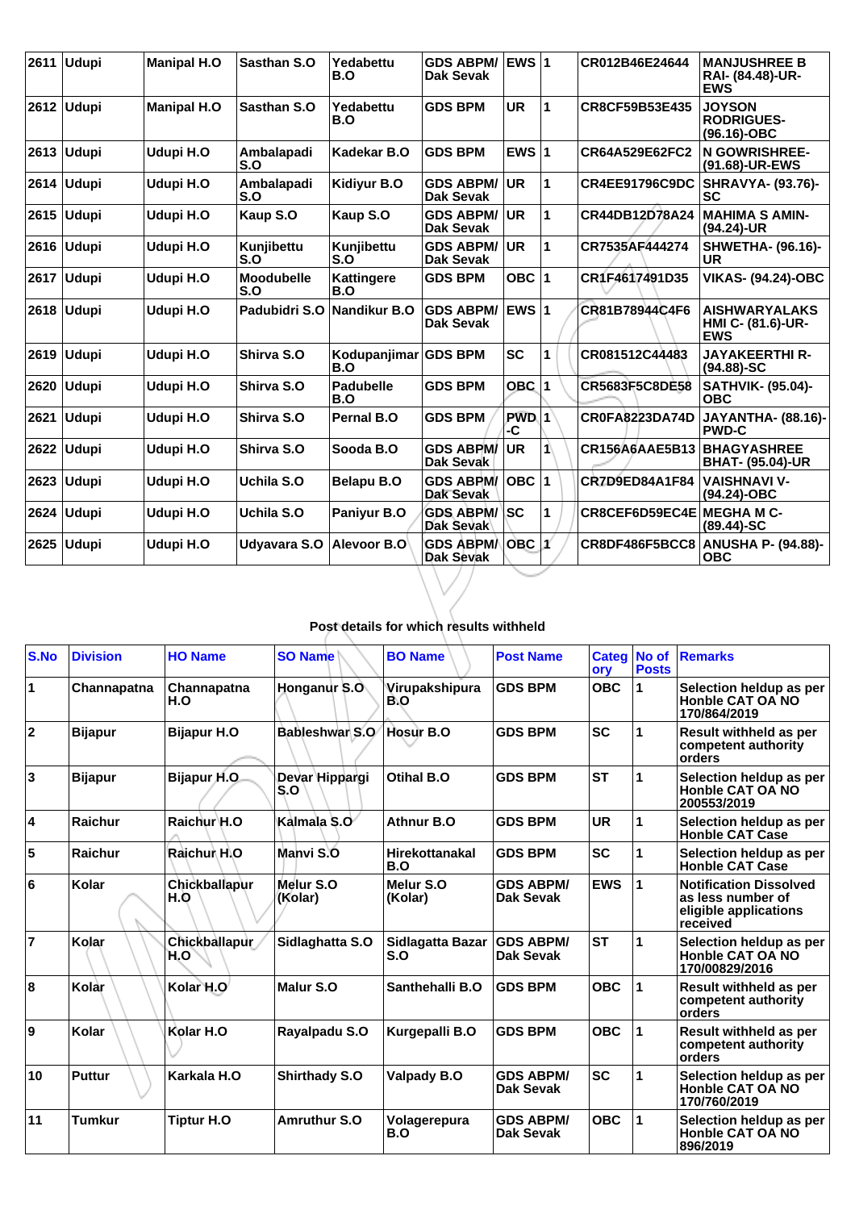| 2611 | Udupi | Manipal H.O | Sasthan S.O | Yedabettu B.O | GDS ABPM/ Dak Sevak | EWS | 1 | CR012B46E24644 | MANJUSHREE B RAI- (84.48)-UR-EWS |
|---|---|---|---|---|---|---|---|---|---|
| 2612 | Udupi | Manipal H.O | Sasthan S.O | Yedabettu B.O | GDS BPM | UR | 1 | CR8CF59B53E435 | JOYSON RODRIGUES-(96.16)-OBC |
| 2613 | Udupi | Udupi H.O | Ambalapadi S.O | Kadekar B.O | GDS BPM | EWS | 1 | CR64A529E62FC2 | N GOWRISHREE-(91.68)-UR-EWS |
| 2614 | Udupi | Udupi H.O | Ambalapadi S.O | Kidiyur B.O | GDS ABPM/ Dak Sevak | UR | 1 | CR4EE91796C9DC | SHRAVYA- (93.76)-SC |
| 2615 | Udupi | Udupi H.O | Kaup S.O | Kaup S.O | GDS ABPM/ Dak Sevak | UR | 1 | CR44DB12D78A24 | MAHIMA S AMIN-(94.24)-UR |
| 2616 | Udupi | Udupi H.O | Kunjibettu S.O | Kunjibettu S.O | GDS ABPM/ Dak Sevak | UR | 1 | CR7535AF444274 | SHWETHA- (96.16)-UR |
| 2617 | Udupi | Udupi H.O | Moodubelle S.O | Kattingere B.O | GDS BPM | OBC | 1 | CR1F4617491D35 | VIKAS- (94.24)-OBC |
| 2618 | Udupi | Udupi H.O | Padubidri S.O | Nandikur B.O | GDS ABPM/ Dak Sevak | EWS | 1 | CR81B78944C4F6 | AISHWARYALAKSHMI C- (81.6)-UR-EWS |
| 2619 | Udupi | Udupi H.O | Shirva S.O | Kodupanjimar B.O | GDS BPM | SC | 1 | CR081512C44483 | JAYAKEERTHI R-(94.88)-SC |
| 2620 | Udupi | Udupi H.O | Shirva S.O | Padubelle B.O | GDS BPM | OBC | 1 | CR5683F5C8DE58 | SATHVIK- (95.04)-OBC |
| 2621 | Udupi | Udupi H.O | Shirva S.O | Pernal B.O | GDS BPM | PWD-C | 1 | CR0FA8223DA74D | JAYANTHA- (88.16)-PWD-C |
| 2622 | Udupi | Udupi H.O | Shirva S.O | Sooda B.O | GDS ABPM/ Dak Sevak | UR | 1 | CR156A6AAE5B13 | BHAGYASHREE BHAT- (95.04)-UR |
| 2623 | Udupi | Udupi H.O | Uchila S.O | Belapu B.O | GDS ABPM/ Dak Sevak | OBC | 1 | CR7D9ED84A1F84 | VAISHNAVI V-(94.24)-OBC |
| 2624 | Udupi | Udupi H.O | Uchila S.O | Paniyur B.O | GDS ABPM/ Dak Sevak | SC | 1 | CR8CEF6D59EC4E | MEGHA M C-(89.44)-SC |
| 2625 | Udupi | Udupi H.O | Udyavara S.O | Alevoor B.O | GDS ABPM/ Dak Sevak | OBC | 1 | CR8DF486F5BCC8 | ANUSHA P- (94.88)-OBC |

## Post details for which results withheld

| S.No | Division | HO Name | SO Name | BO Name | Post Name | Category | No of Posts | Remarks |
|---|---|---|---|---|---|---|---|---|
| 1 | Channapatna | Channapatna H.O | Honganur S.O | Virupakshipura B.O | GDS BPM | OBC | 1 | Selection heldup as per Honble CAT OA NO 170/864/2019 |
| 2 | Bijapur | Bijapur H.O | Bableshwar S.O | Hosur B.O | GDS BPM | SC | 1 | Result withheld as per competent authority orders |
| 3 | Bijapur | Bijapur H.O | Devar Hippargi S.O | Otihal B.O | GDS BPM | ST | 1 | Selection heldup as per Honble CAT OA NO 200553/2019 |
| 4 | Raichur | Raichur H.O | Kalmala S.O | Athnur B.O | GDS BPM | UR | 1 | Selection heldup as per Honble CAT Case |
| 5 | Raichur | Raichur H.O | Manvi S.O | Hirekottanakal B.O | GDS BPM | SC | 1 | Selection heldup as per Honble CAT Case |
| 6 | Kolar | Chickballapur H.O | Melur S.O (Kolar) | Melur S.O (Kolar) | GDS ABPM/ Dak Sevak | EWS | 1 | Notification Dissolved as less number of eligible applications received |
| 7 | Kolar | Chickballapur H.O | Sidlaghatta S.O | Sidlagatta Bazar S.O | GDS ABPM/ Dak Sevak | ST | 1 | Selection heldup as per Honble CAT OA NO 170/00829/2016 |
| 8 | Kolar | Kolar H.O | Malur S.O | Santhehalli B.O | GDS BPM | OBC | 1 | Result withheld as per competent authority orders |
| 9 | Kolar | Kolar H.O | Rayalpadu S.O | Kurgepalli B.O | GDS BPM | OBC | 1 | Result withheld as per competent authority orders |
| 10 | Puttur | Karkala H.O | Shirthady S.O | Valpady B.O | GDS ABPM/ Dak Sevak | SC | 1 | Selection heldup as per Honble CAT OA NO 170/760/2019 |
| 11 | Tumkur | Tiptur H.O | Amruthur S.O | Volagerepura B.O | GDS ABPM/ Dak Sevak | OBC | 1 | Selection heldup as per Honble CAT OA NO 896/2019 |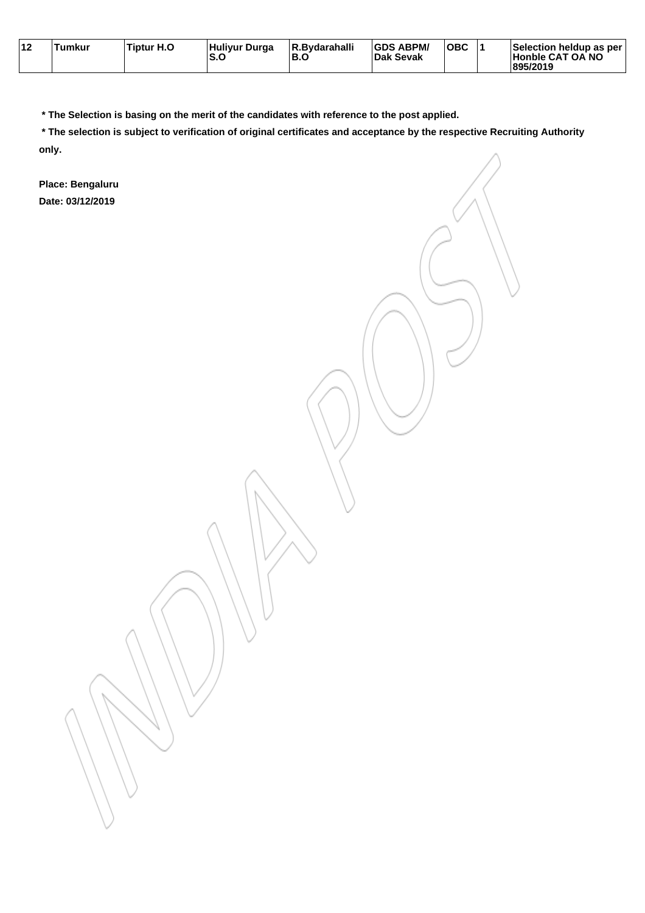| | | | | | | | | |
|---|---|---|---|---|---|---|---|---|
| 12 | Tumkur | Tiptur H.O | Huliyur Durga S.O | R.Bydarahalli B.O | GDS ABPM/ Dak Sevak | OBC | 1 | Selection heldup as per Honble CAT OA NO 895/2019 |

**\* The Selection is basing on the merit of the candidates with reference to the post applied.**

**\* The selection is subject to verification of original certificates and acceptance by the respective Recruiting Authority only.**

**Place: Bengaluru**

**Date: 03/12/2019**